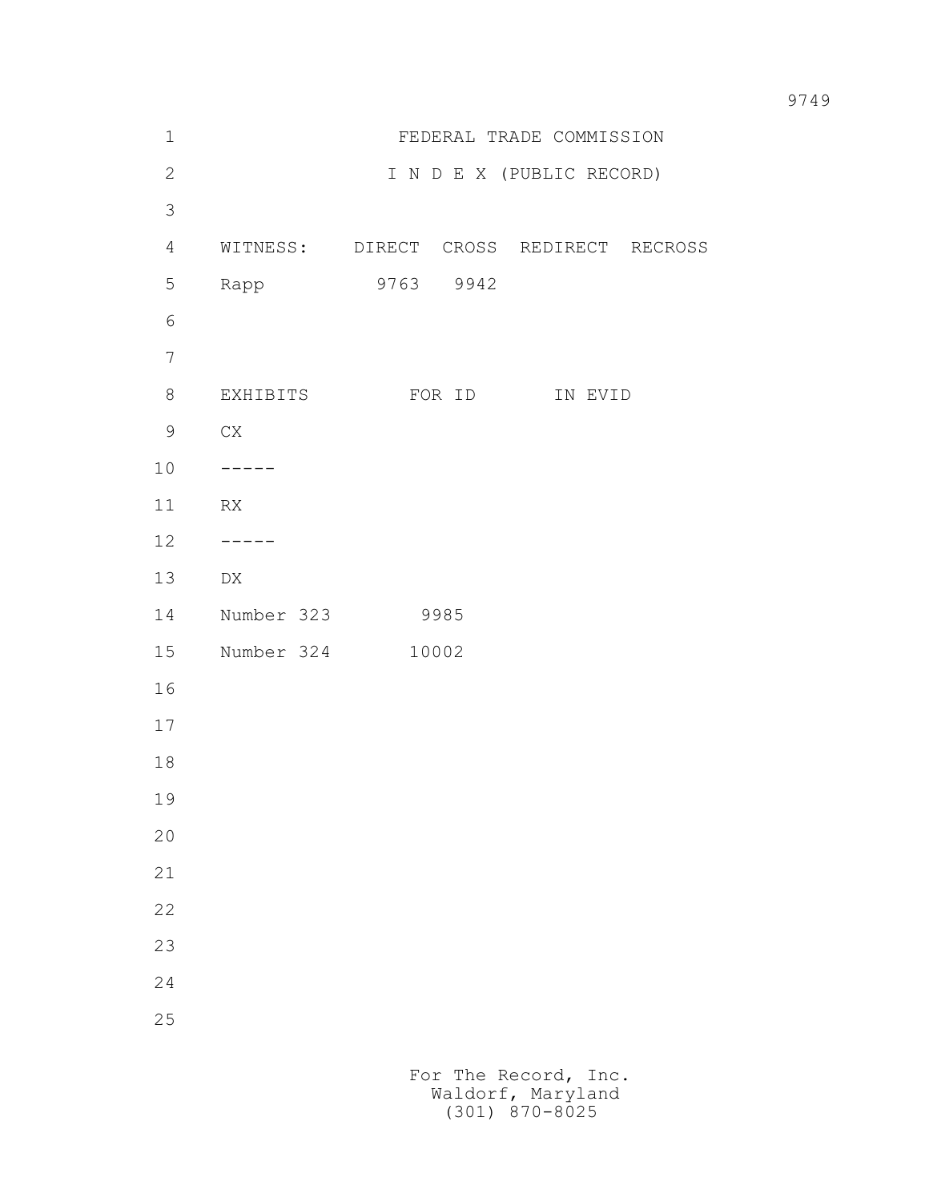FEDERAL TRADE COMMISSION

I N D E X (PUBLIC RECORD)

| WITNESS: | DIRECT | CROSS | REDIRECT | RECROSS |
|---|---|---|---|---|
| Rapp | 9763 | 9942 | | |

| EXHIBITS | FOR ID | IN EVID |
|---|---|---|
| CX | | |
| ----- | | |
| RX | | |
| ----- | | |
| DX | | |
| Number 323 | 9985 | |
| Number 324 | 10002 | |

For The Record, Inc.
Waldorf, Maryland
(301) 870-8025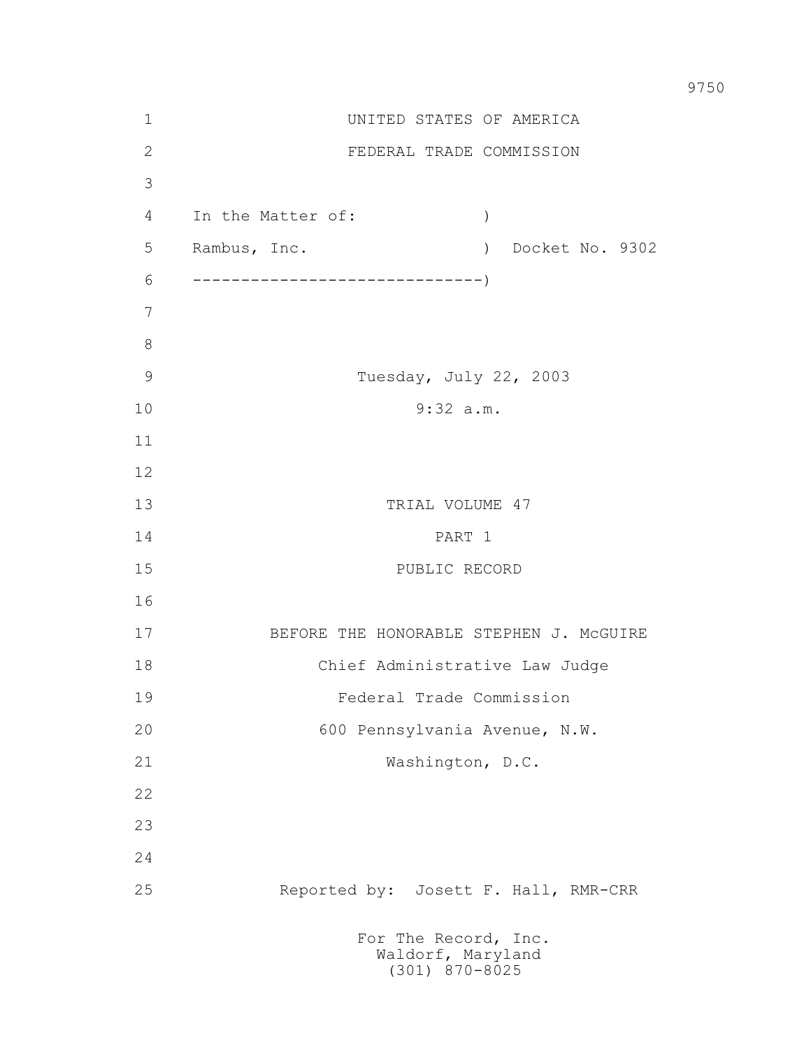UNITED STATES OF AMERICA

FEDERAL TRADE COMMISSION

In the Matter of: )

Rambus, Inc. ) Docket No. 9302

------------------------------)

Tuesday, July 22, 2003

9:32 a.m.

TRIAL VOLUME 47

PART 1

PUBLIC RECORD

BEFORE THE HONORABLE STEPHEN J. McGUIRE

Chief Administrative Law Judge

Federal Trade Commission

600 Pennsylvania Avenue, N.W.

Washington, D.C.

Reported by: Josett F. Hall, RMR-CRR

For The Record, Inc.
Waldorf, Maryland
(301) 870-8025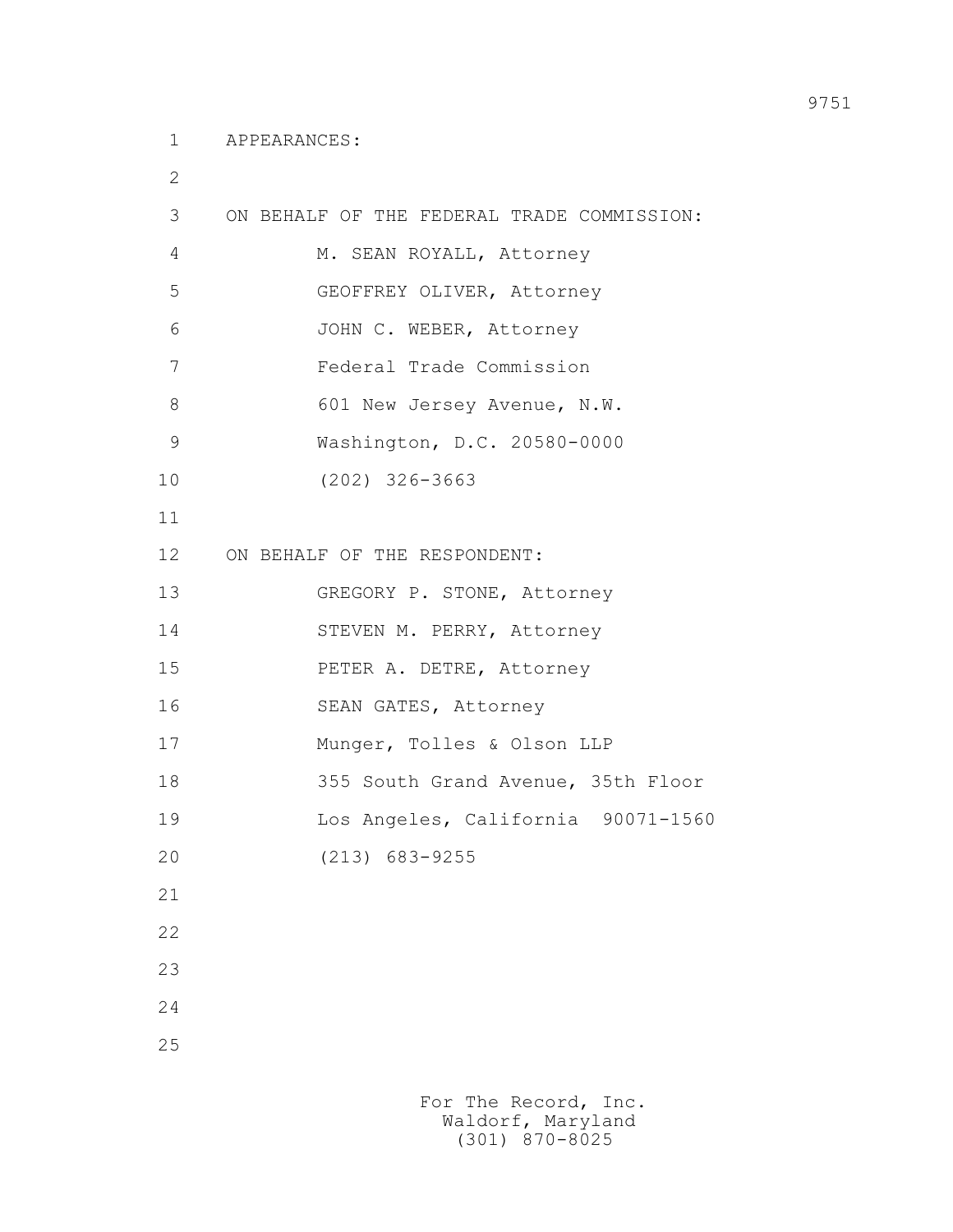APPEARANCES:

ON BEHALF OF THE FEDERAL TRADE COMMISSION:

M. SEAN ROYALL, Attorney
GEOFFREY OLIVER, Attorney
JOHN C. WEBER, Attorney
Federal Trade Commission
601 New Jersey Avenue, N.W.
Washington, D.C. 20580-0000
(202) 326-3663

ON BEHALF OF THE RESPONDENT:

GREGORY P. STONE, Attorney
STEVEN M. PERRY, Attorney
PETER A. DETRE, Attorney
SEAN GATES, Attorney
Munger, Tolles & Olson LLP
355 South Grand Avenue, 35th Floor
Los Angeles, California 90071-1560
(213) 683-9255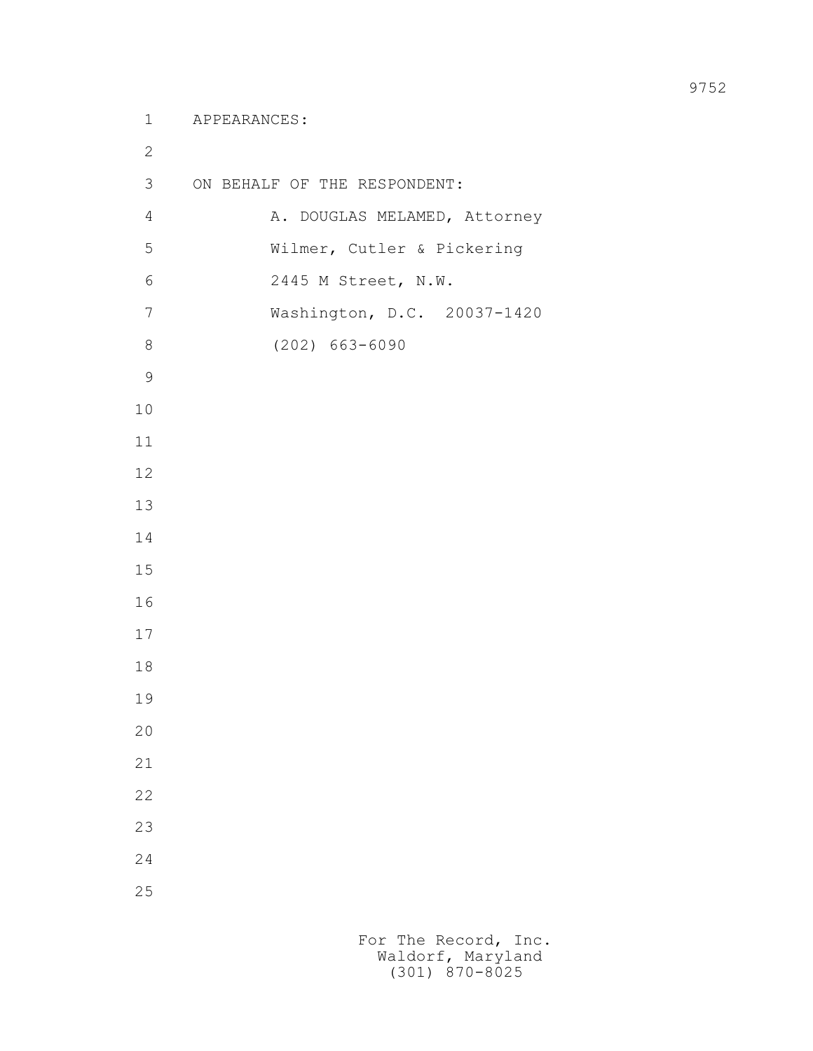APPEARANCES:

ON BEHALF OF THE RESPONDENT:

A. DOUGLAS MELAMED, Attorney

Wilmer, Cutler & Pickering

2445 M Street, N.W.

Washington, D.C. 20037-1420

(202) 663-6090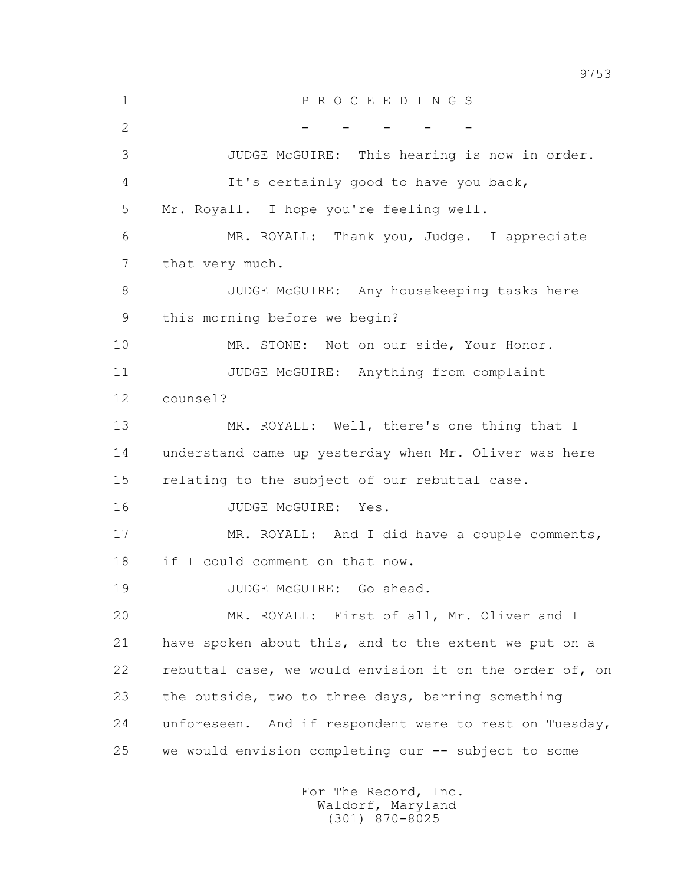P R O C E E D I N G S

- - - - -

JUDGE McGUIRE: This hearing is now in order.

It's certainly good to have you back, Mr. Royall. I hope you're feeling well.

MR. ROYALL: Thank you, Judge. I appreciate that very much.

JUDGE McGUIRE: Any housekeeping tasks here this morning before we begin?

MR. STONE: Not on our side, Your Honor.

JUDGE McGUIRE: Anything from complaint counsel?

MR. ROYALL: Well, there's one thing that I understand came up yesterday when Mr. Oliver was here relating to the subject of our rebuttal case.

JUDGE McGUIRE: Yes.

MR. ROYALL: And I did have a couple comments, if I could comment on that now.

JUDGE McGUIRE: Go ahead.

MR. ROYALL: First of all, Mr. Oliver and I have spoken about this, and to the extent we put on a rebuttal case, we would envision it on the order of, on the outside, two to three days, barring something unforeseen. And if respondent were to rest on Tuesday, we would envision completing our -- subject to some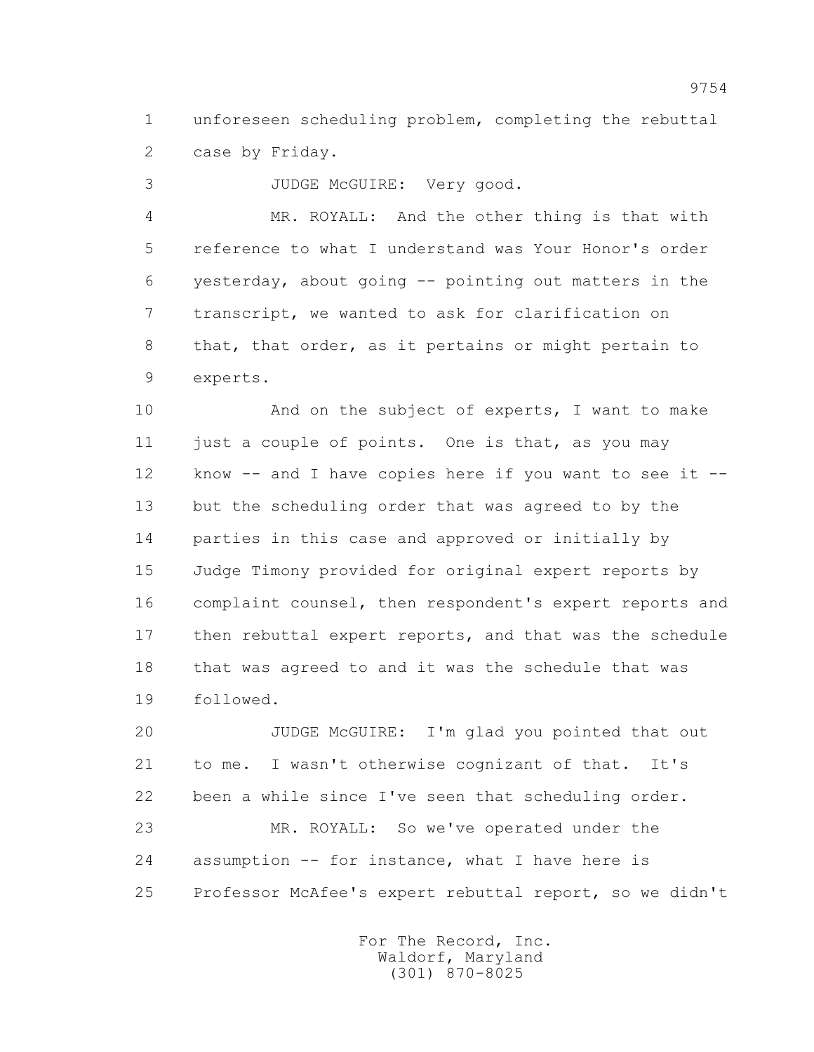1 unforeseen scheduling problem, completing the rebuttal
2 case by Friday.

3 JUDGE McGUIRE: Very good.

4 MR. ROYALL: And the other thing is that with
5 reference to what I understand was Your Honor's order
6 yesterday, about going -- pointing out matters in the
7 transcript, we wanted to ask for clarification on
8 that, that order, as it pertains or might pertain to
9 experts.

10 And on the subject of experts, I want to make
11 just a couple of points. One is that, as you may
12 know -- and I have copies here if you want to see it --
13 but the scheduling order that was agreed to by the
14 parties in this case and approved or initially by
15 Judge Timony provided for original expert reports by
16 complaint counsel, then respondent's expert reports and
17 then rebuttal expert reports, and that was the schedule
18 that was agreed to and it was the schedule that was
19 followed.

20 JUDGE McGUIRE: I'm glad you pointed that out
21 to me. I wasn't otherwise cognizant of that. It's
22 been a while since I've seen that scheduling order.

23 MR. ROYALL: So we've operated under the
24 assumption -- for instance, what I have here is
25 Professor McAfee's expert rebuttal report, so we didn't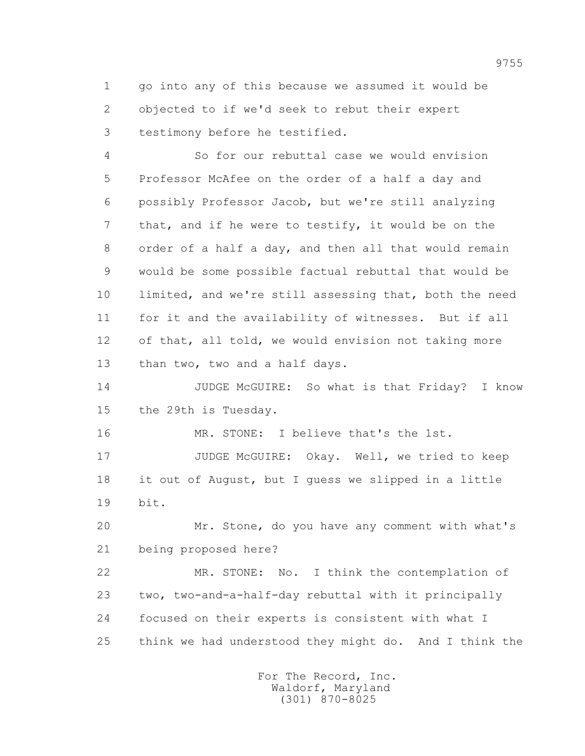1 go into any of this because we assumed it would be
2 objected to if we'd seek to rebut their expert
3 testimony before he testified.

4 So for our rebuttal case we would envision
5 Professor McAfee on the order of a half a day and
6 possibly Professor Jacob, but we're still analyzing
7 that, and if he were to testify, it would be on the
8 order of a half a day, and then all that would remain
9 would be some possible factual rebuttal that would be
10 limited, and we're still assessing that, both the need
11 for it and the availability of witnesses. But if all
12 of that, all told, we would envision not taking more
13 than two, two and a half days.

14 JUDGE McGUIRE: So what is that Friday? I know
15 the 29th is Tuesday.

16 MR. STONE: I believe that's the 1st.

17 JUDGE McGUIRE: Okay. Well, we tried to keep
18 it out of August, but I guess we slipped in a little
19 bit.

20 Mr. Stone, do you have any comment with what's
21 being proposed here?

22 MR. STONE: No. I think the contemplation of
23 two, two-and-a-half-day rebuttal with it principally
24 focused on their experts is consistent with what I
25 think we had understood they might do. And I think the

For The Record, Inc.
Waldorf, Maryland
(301) 870-8025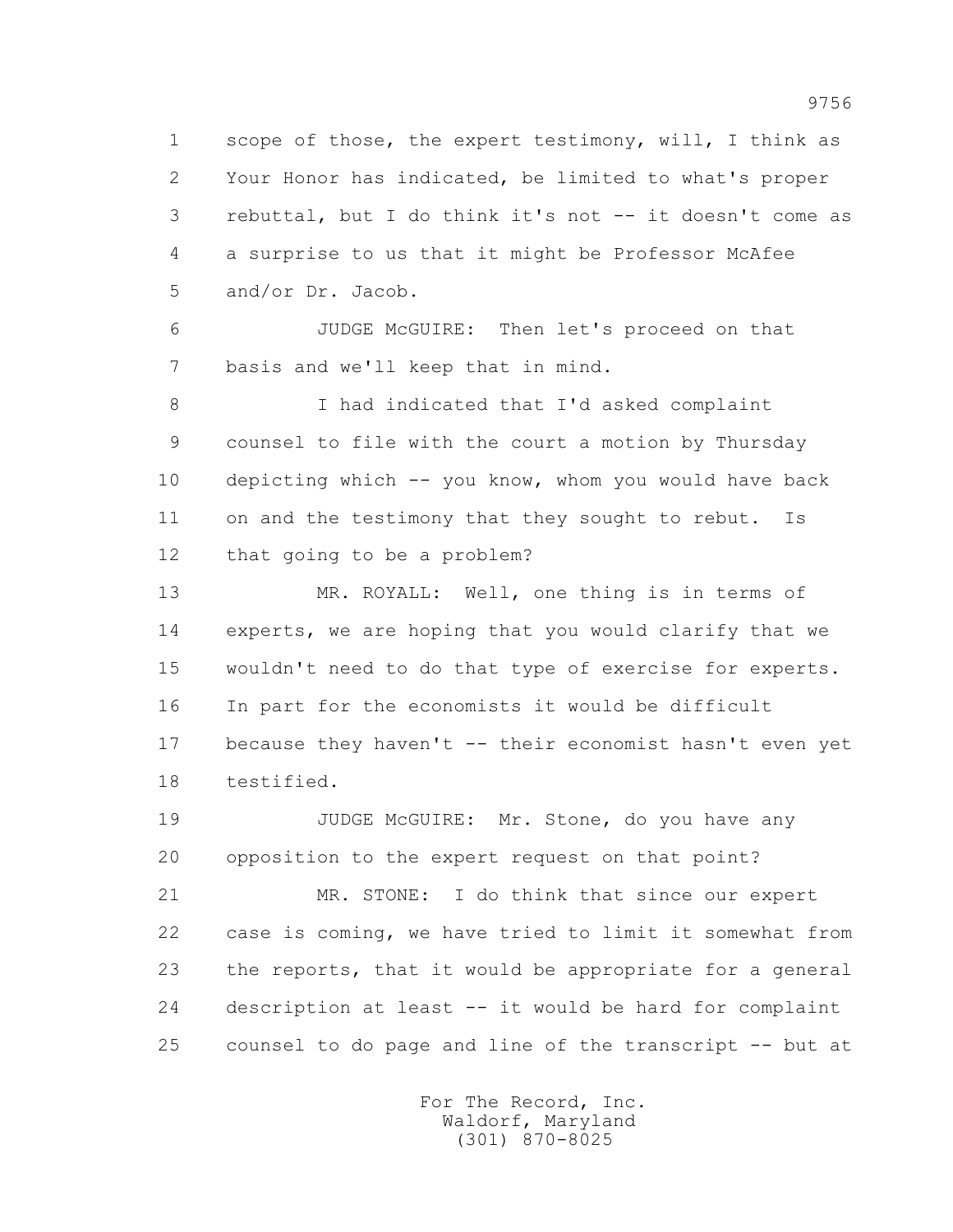1 scope of those, the expert testimony, will, I think as
2 Your Honor has indicated, be limited to what's proper
3 rebuttal, but I do think it's not -- it doesn't come as
4 a surprise to us that it might be Professor McAfee
5 and/or Dr. Jacob.

6 JUDGE McGUIRE: Then let's proceed on that
7 basis and we'll keep that in mind.

8 I had indicated that I'd asked complaint
9 counsel to file with the court a motion by Thursday
10 depicting which -- you know, whom you would have back
11 on and the testimony that they sought to rebut. Is
12 that going to be a problem?

13 MR. ROYALL: Well, one thing is in terms of
14 experts, we are hoping that you would clarify that we
15 wouldn't need to do that type of exercise for experts.
16 In part for the economists it would be difficult
17 because they haven't -- their economist hasn't even yet
18 testified.

19 JUDGE McGUIRE: Mr. Stone, do you have any
20 opposition to the expert request on that point?

21 MR. STONE: I do think that since our expert
22 case is coming, we have tried to limit it somewhat from
23 the reports, that it would be appropriate for a general
24 description at least -- it would be hard for complaint
25 counsel to do page and line of the transcript -- but at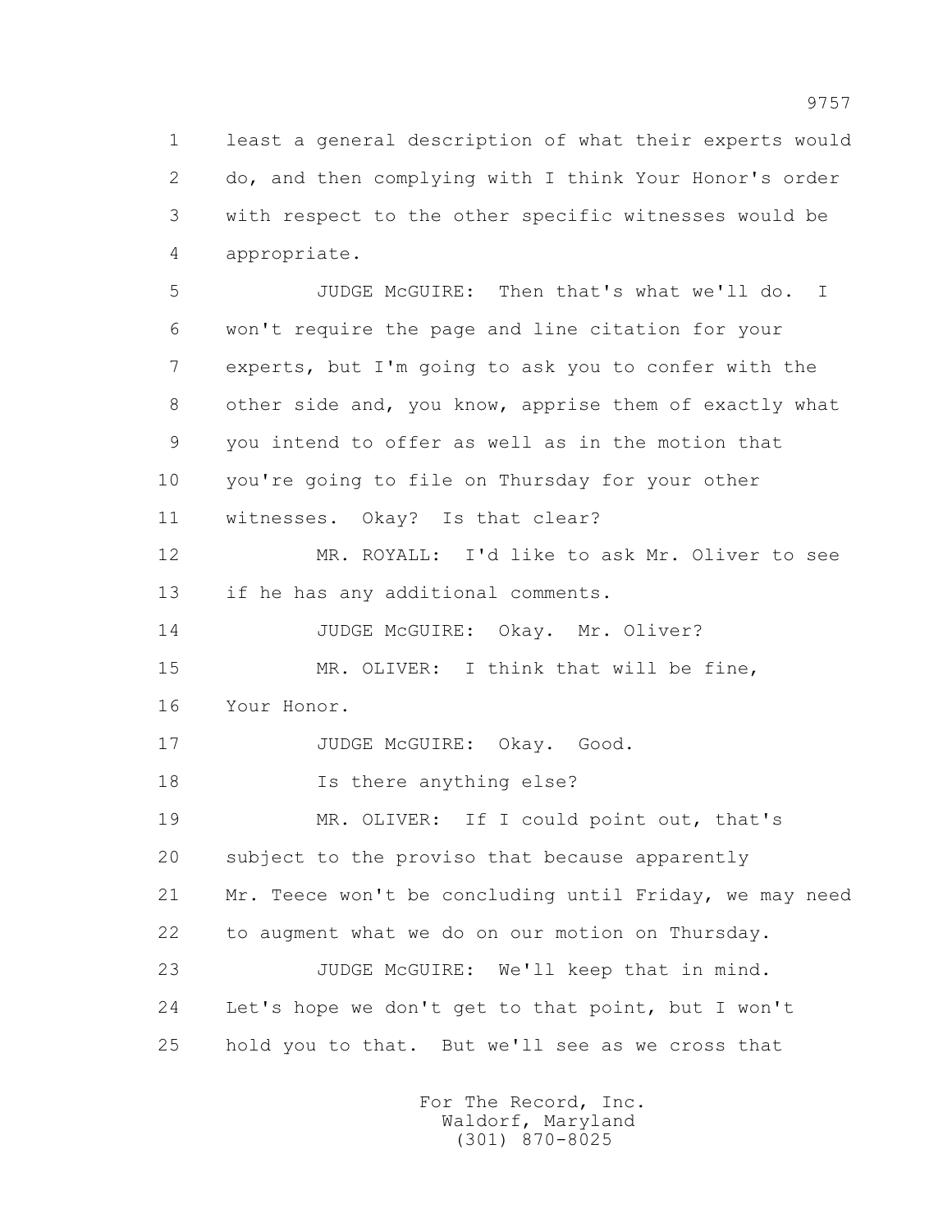1 least a general description of what their experts would
2 do, and then complying with I think Your Honor's order
3 with respect to the other specific witnesses would be
4 appropriate.

5 JUDGE McGUIRE: Then that's what we'll do. I
6 won't require the page and line citation for your
7 experts, but I'm going to ask you to confer with the
8 other side and, you know, apprise them of exactly what
9 you intend to offer as well as in the motion that
10 you're going to file on Thursday for your other
11 witnesses. Okay? Is that clear?

12 MR. ROYALL: I'd like to ask Mr. Oliver to see
13 if he has any additional comments.

14 JUDGE McGUIRE: Okay. Mr. Oliver?

15 MR. OLIVER: I think that will be fine,
16 Your Honor.

17 JUDGE McGUIRE: Okay. Good.

18 Is there anything else?

19 MR. OLIVER: If I could point out, that's
20 subject to the proviso that because apparently
21 Mr. Teece won't be concluding until Friday, we may need
22 to augment what we do on our motion on Thursday.

23 JUDGE McGUIRE: We'll keep that in mind.
24 Let's hope we don't get to that point, but I won't
25 hold you to that. But we'll see as we cross that

For The Record, Inc.
Waldorf, Maryland
(301) 870-8025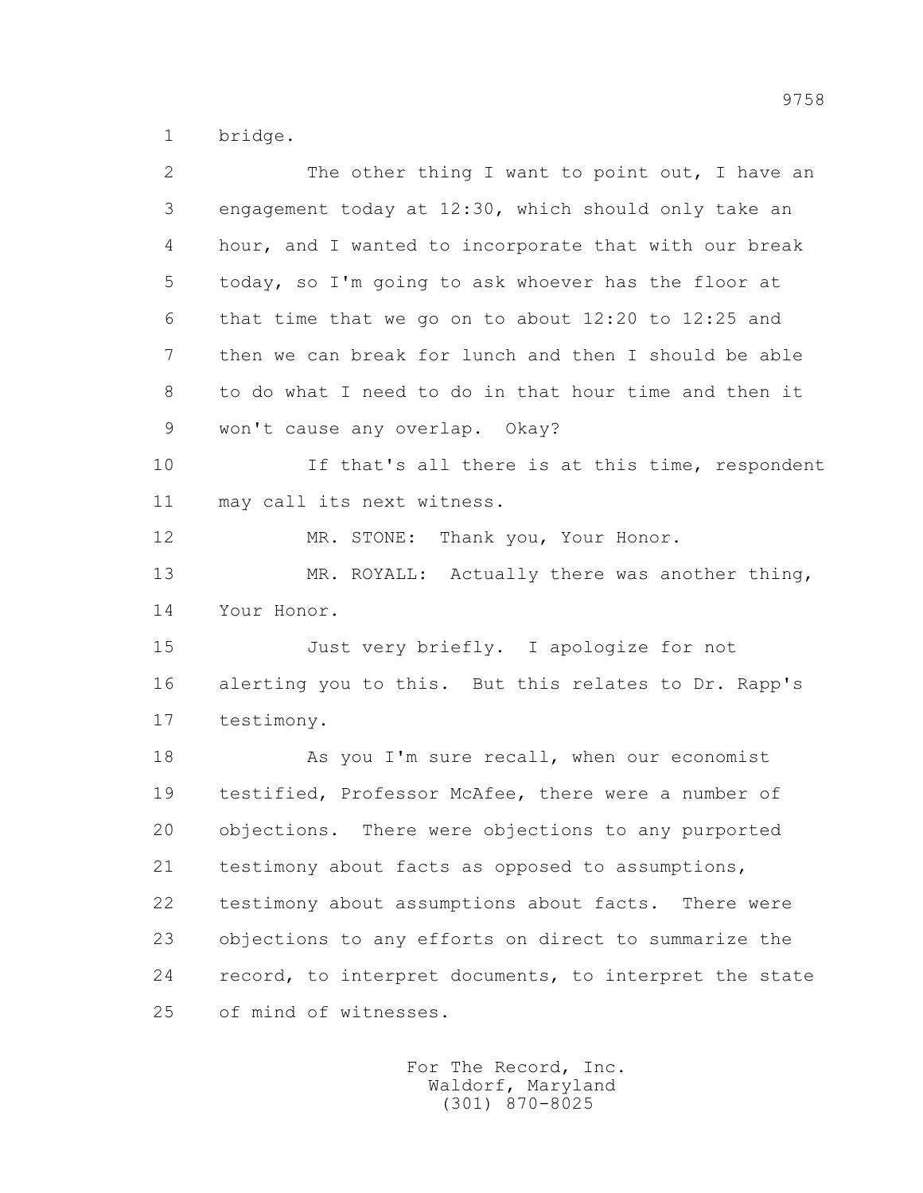bridge.

The other thing I want to point out, I have an engagement today at 12:30, which should only take an hour, and I wanted to incorporate that with our break today, so I'm going to ask whoever has the floor at that time that we go on to about 12:20 to 12:25 and then we can break for lunch and then I should be able to do what I need to do in that hour time and then it won't cause any overlap. Okay?

If that's all there is at this time, respondent may call its next witness.

MR. STONE: Thank you, Your Honor.

MR. ROYALL: Actually there was another thing, Your Honor.

Just very briefly. I apologize for not alerting you to this. But this relates to Dr. Rapp's testimony.

As you I'm sure recall, when our economist testified, Professor McAfee, there were a number of objections. There were objections to any purported testimony about facts as opposed to assumptions, testimony about assumptions about facts. There were objections to any efforts on direct to summarize the record, to interpret documents, to interpret the state of mind of witnesses.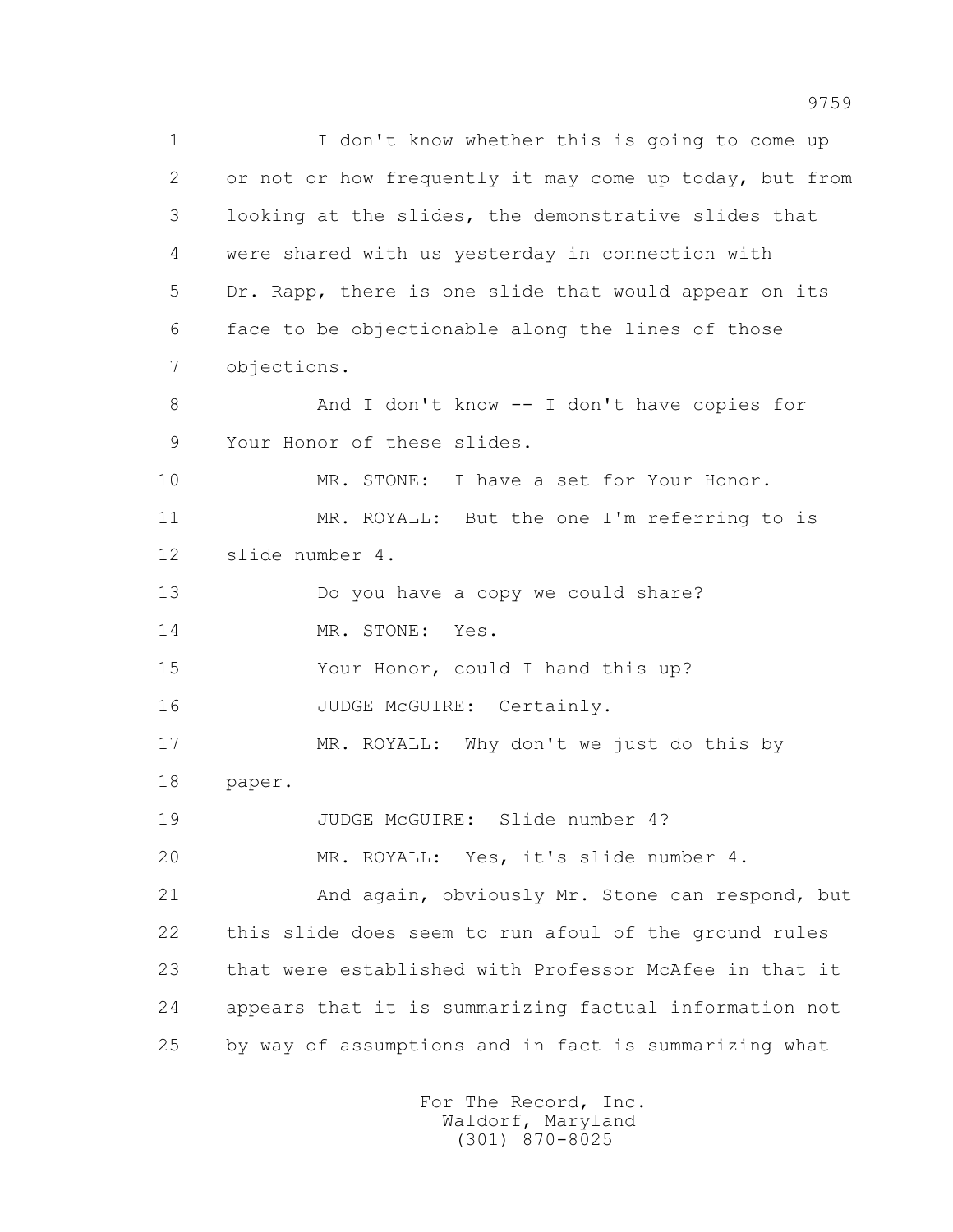I don't know whether this is going to come up or not or how frequently it may come up today, but from looking at the slides, the demonstrative slides that were shared with us yesterday in connection with Dr. Rapp, there is one slide that would appear on its face to be objectionable along the lines of those objections.

And I don't know -- I don't have copies for Your Honor of these slides.

MR. STONE: I have a set for Your Honor.

MR. ROYALL: But the one I'm referring to is slide number 4.

Do you have a copy we could share?

MR. STONE: Yes.

Your Honor, could I hand this up?

JUDGE McGUIRE: Certainly.

MR. ROYALL: Why don't we just do this by paper.

JUDGE McGUIRE: Slide number 4?

MR. ROYALL: Yes, it's slide number 4.

And again, obviously Mr. Stone can respond, but this slide does seem to run afoul of the ground rules that were established with Professor McAfee in that it appears that it is summarizing factual information not by way of assumptions and in fact is summarizing what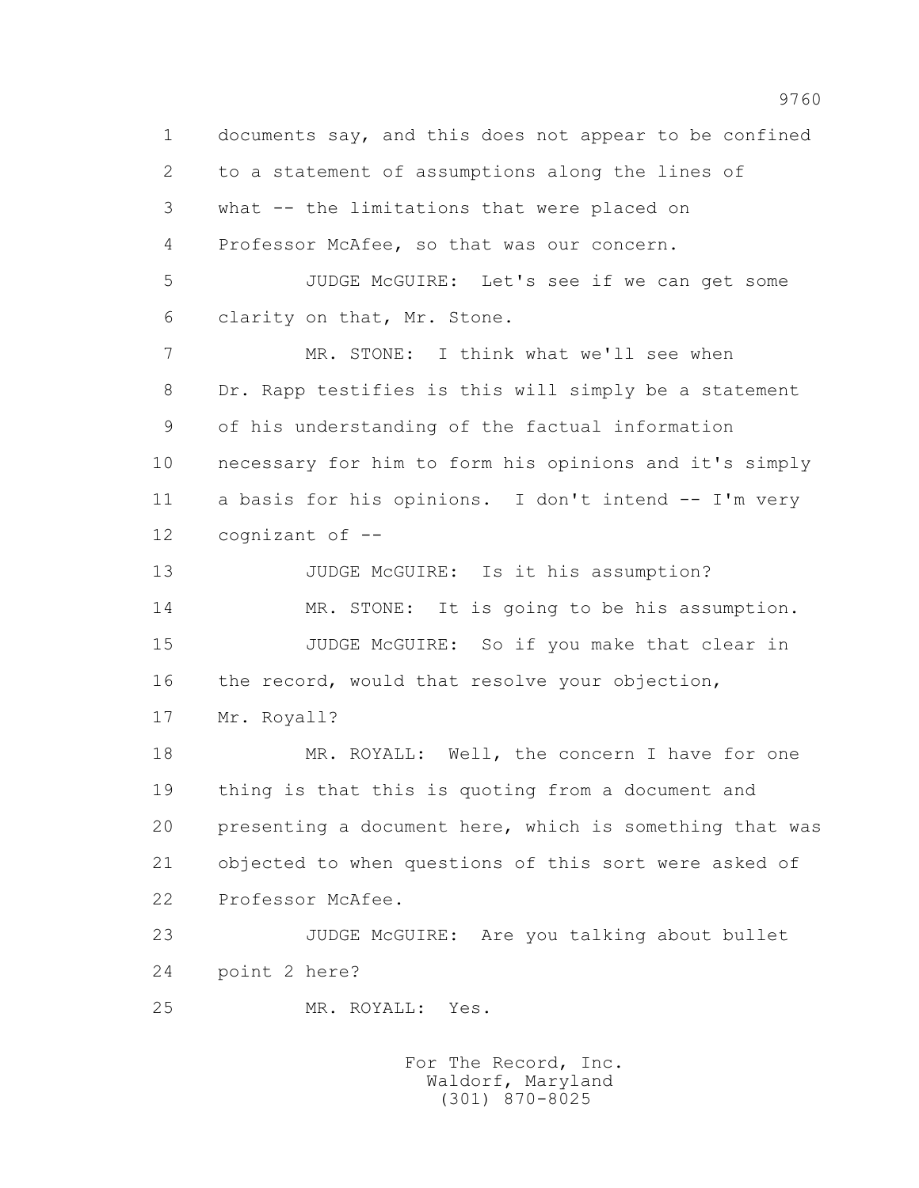documents say, and this does not appear to be confined to a statement of assumptions along the lines of what -- the limitations that were placed on Professor McAfee, so that was our concern.

JUDGE McGUIRE: Let's see if we can get some clarity on that, Mr. Stone.

MR. STONE: I think what we'll see when Dr. Rapp testifies is this will simply be a statement of his understanding of the factual information necessary for him to form his opinions and it's simply a basis for his opinions. I don't intend -- I'm very cognizant of --

JUDGE McGUIRE: Is it his assumption?

MR. STONE: It is going to be his assumption.

JUDGE McGUIRE: So if you make that clear in the record, would that resolve your objection, Mr. Royall?

MR. ROYALL: Well, the concern I have for one thing is that this is quoting from a document and presenting a document here, which is something that was objected to when questions of this sort were asked of Professor McAfee.

JUDGE McGUIRE: Are you talking about bullet point 2 here?

MR. ROYALL: Yes.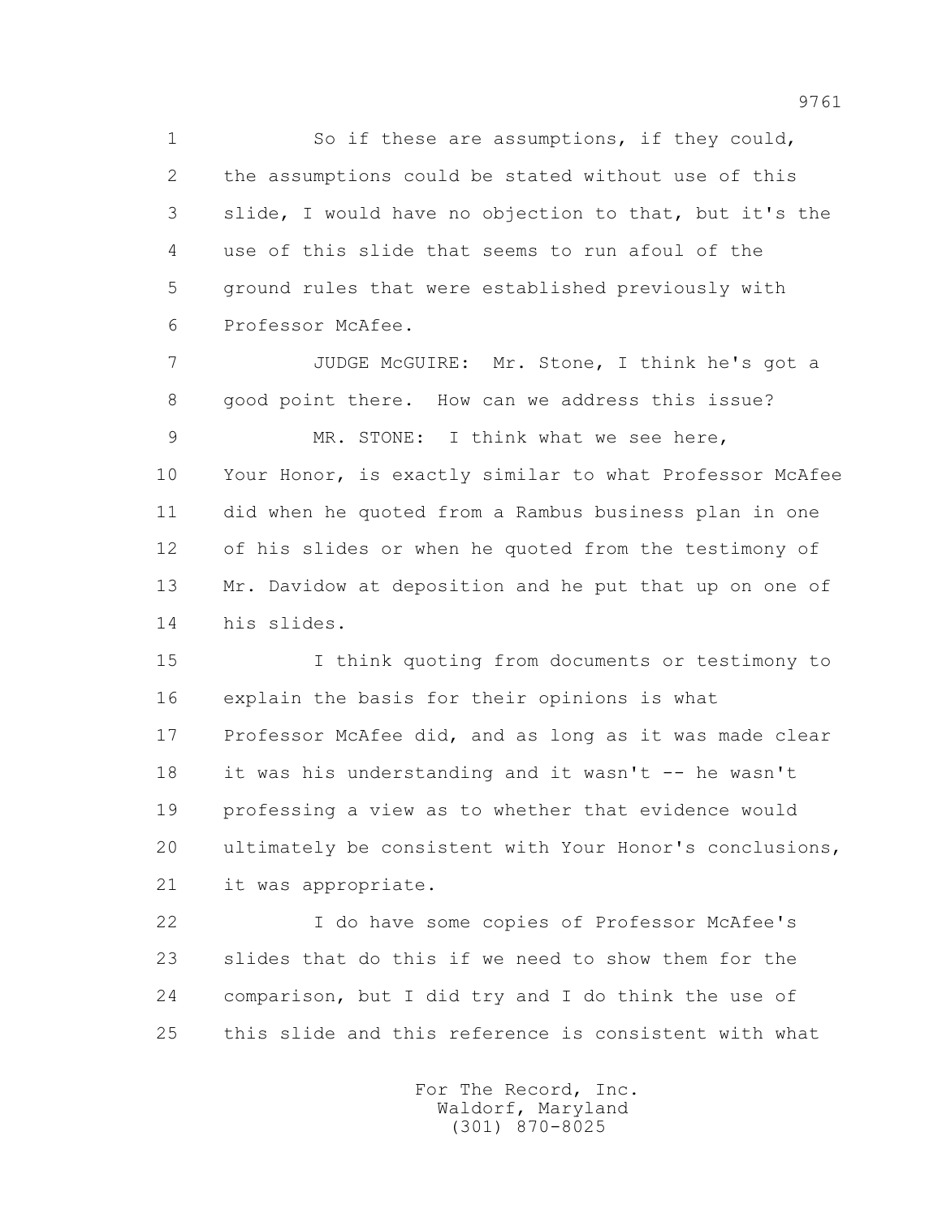So if these are assumptions, if they could, the assumptions could be stated without use of this slide, I would have no objection to that, but it's the use of this slide that seems to run afoul of the ground rules that were established previously with Professor McAfee.

JUDGE McGUIRE: Mr. Stone, I think he's got a good point there. How can we address this issue?

MR. STONE: I think what we see here, Your Honor, is exactly similar to what Professor McAfee did when he quoted from a Rambus business plan in one of his slides or when he quoted from the testimony of Mr. Davidow at deposition and he put that up on one of his slides.

I think quoting from documents or testimony to explain the basis for their opinions is what Professor McAfee did, and as long as it was made clear it was his understanding and it wasn't -- he wasn't professing a view as to whether that evidence would ultimately be consistent with Your Honor's conclusions, it was appropriate.

I do have some copies of Professor McAfee's slides that do this if we need to show them for the comparison, but I did try and I do think the use of this slide and this reference is consistent with what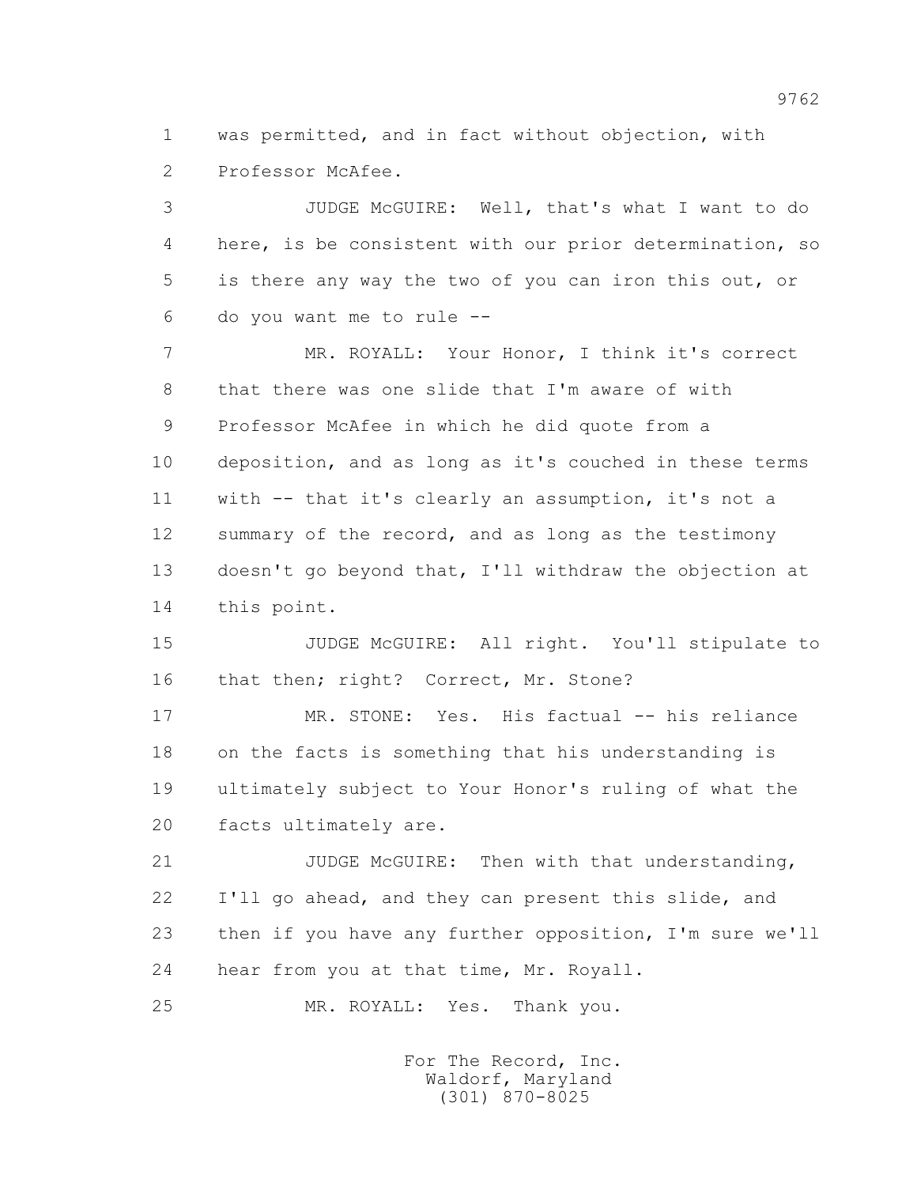1 was permitted, and in fact without objection, with
2 Professor McAfee.

3 JUDGE McGUIRE: Well, that's what I want to do
4 here, is be consistent with our prior determination, so
5 is there any way the two of you can iron this out, or
6 do you want me to rule --

7 MR. ROYALL: Your Honor, I think it's correct
8 that there was one slide that I'm aware of with
9 Professor McAfee in which he did quote from a
10 deposition, and as long as it's couched in these terms
11 with -- that it's clearly an assumption, it's not a
12 summary of the record, and as long as the testimony
13 doesn't go beyond that, I'll withdraw the objection at
14 this point.

15 JUDGE McGUIRE: All right. You'll stipulate to
16 that then; right? Correct, Mr. Stone?

17 MR. STONE: Yes. His factual -- his reliance
18 on the facts is something that his understanding is
19 ultimately subject to Your Honor's ruling of what the
20 facts ultimately are.

21 JUDGE McGUIRE: Then with that understanding,
22 I'll go ahead, and they can present this slide, and
23 then if you have any further opposition, I'm sure we'll
24 hear from you at that time, Mr. Royall.

25 MR. ROYALL: Yes. Thank you.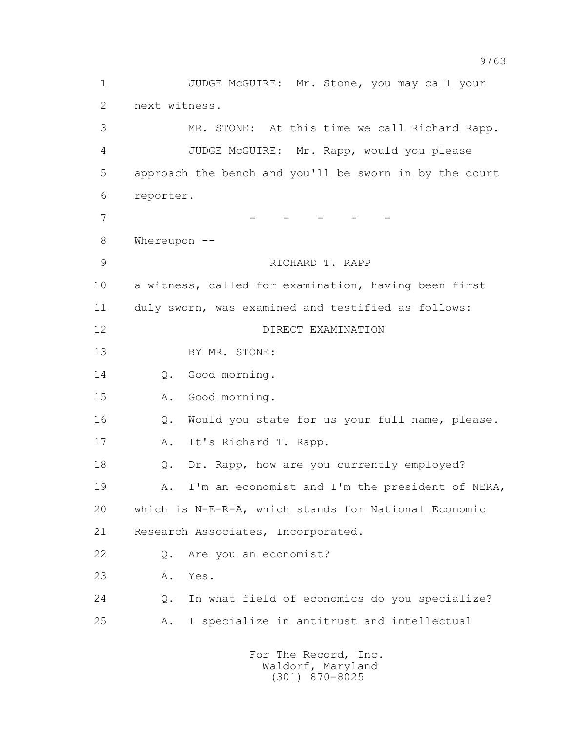1 JUDGE McGUIRE: Mr. Stone, you may call your
2 next witness.
3 MR. STONE: At this time we call Richard Rapp.
4 JUDGE McGUIRE: Mr. Rapp, would you please
5 approach the bench and you'll be sworn in by the court
6 reporter.
7 - - - - -
8 Whereupon --
9 RICHARD T. RAPP
10 a witness, called for examination, having been first
11 duly sworn, was examined and testified as follows:
12 DIRECT EXAMINATION
13 BY MR. STONE:
14 Q. Good morning.
15 A. Good morning.
16 Q. Would you state for us your full name, please.
17 A. It's Richard T. Rapp.
18 Q. Dr. Rapp, how are you currently employed?
19 A. I'm an economist and I'm the president of NERA,
20 which is N-E-R-A, which stands for National Economic
21 Research Associates, Incorporated.
22 Q. Are you an economist?
23 A. Yes.
24 Q. In what field of economics do you specialize?
25 A. I specialize in antitrust and intellectual

For The Record, Inc.
Waldorf, Maryland
(301) 870-8025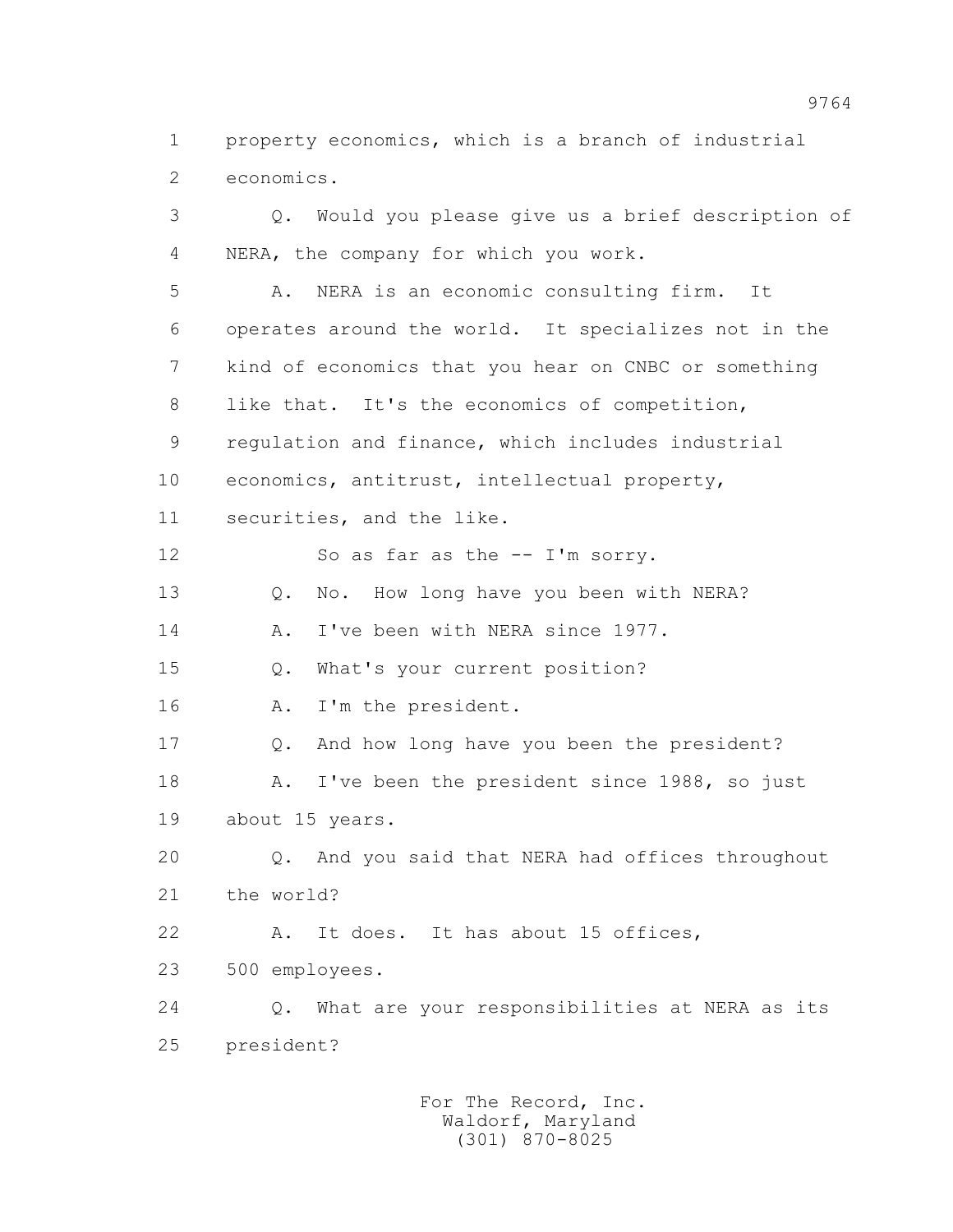property economics, which is a branch of industrial economics.

Q. Would you please give us a brief description of NERA, the company for which you work.

A. NERA is an economic consulting firm. It operates around the world. It specializes not in the kind of economics that you hear on CNBC or something like that. It's the economics of competition, regulation and finance, which includes industrial economics, antitrust, intellectual property, securities, and the like.

So as far as the -- I'm sorry.

Q. No. How long have you been with NERA?

A. I've been with NERA since 1977.

Q. What's your current position?

A. I'm the president.

Q. And how long have you been the president?

A. I've been the president since 1988, so just about 15 years.

Q. And you said that NERA had offices throughout the world?

A. It does. It has about 15 offices, 500 employees.

Q. What are your responsibilities at NERA as its president?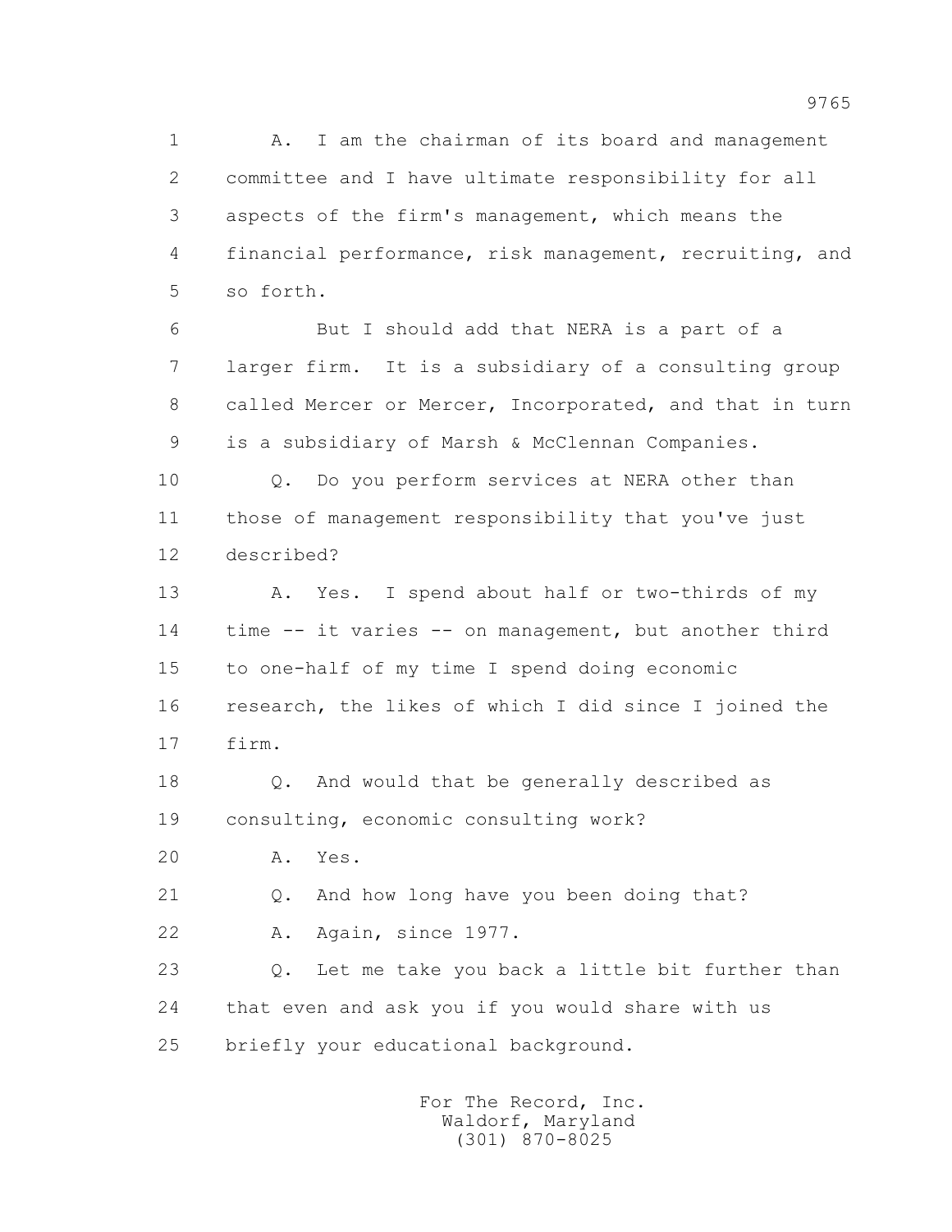1 A. I am the chairman of its board and management
2 committee and I have ultimate responsibility for all
3 aspects of the firm's management, which means the
4 financial performance, risk management, recruiting, and
5 so forth.

6 But I should add that NERA is a part of a
7 larger firm. It is a subsidiary of a consulting group
8 called Mercer or Mercer, Incorporated, and that in turn
9 is a subsidiary of Marsh & McClennan Companies.

10 Q. Do you perform services at NERA other than
11 those of management responsibility that you've just
12 described?

13 A. Yes. I spend about half or two-thirds of my
14 time -- it varies -- on management, but another third
15 to one-half of my time I spend doing economic
16 research, the likes of which I did since I joined the
17 firm.

18 Q. And would that be generally described as
19 consulting, economic consulting work?

20 A. Yes.

21 Q. And how long have you been doing that?

22 A. Again, since 1977.

23 Q. Let me take you back a little bit further than
24 that even and ask you if you would share with us
25 briefly your educational background.

For The Record, Inc.
Waldorf, Maryland
(301) 870-8025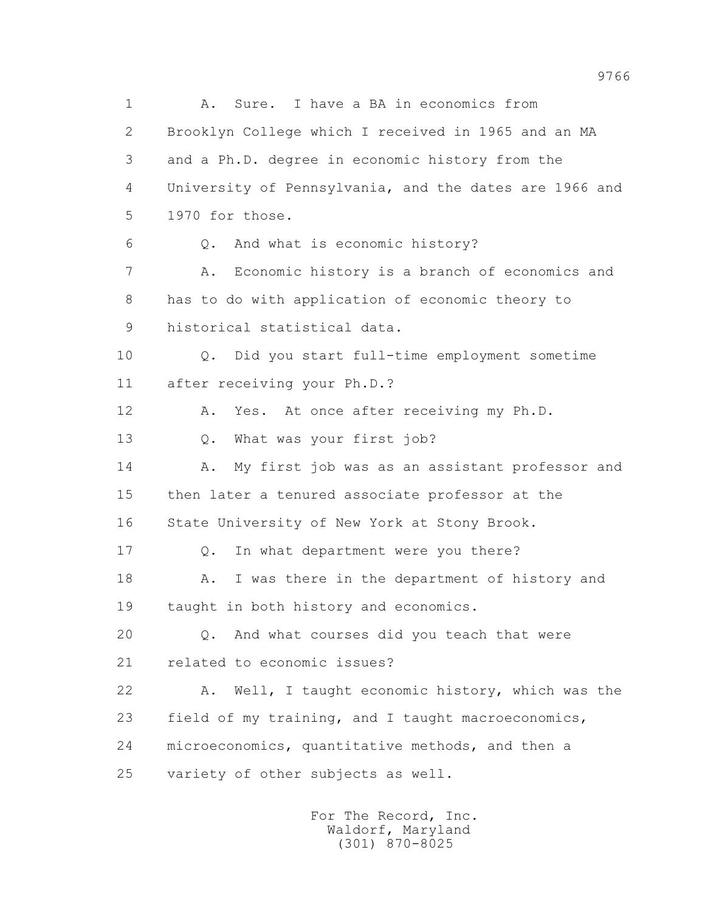A. Sure. I have a BA in economics from Brooklyn College which I received in 1965 and an MA and a Ph.D. degree in economic history from the University of Pennsylvania, and the dates are 1966 and 1970 for those.

Q. And what is economic history?

A. Economic history is a branch of economics and has to do with application of economic theory to historical statistical data.

Q. Did you start full-time employment sometime after receiving your Ph.D.?

A. Yes. At once after receiving my Ph.D.

Q. What was your first job?

A. My first job was as an assistant professor and then later a tenured associate professor at the State University of New York at Stony Brook.

Q. In what department were you there?

A. I was there in the department of history and taught in both history and economics.

Q. And what courses did you teach that were related to economic issues?

A. Well, I taught economic history, which was the field of my training, and I taught macroeconomics, microeconomics, quantitative methods, and then a variety of other subjects as well.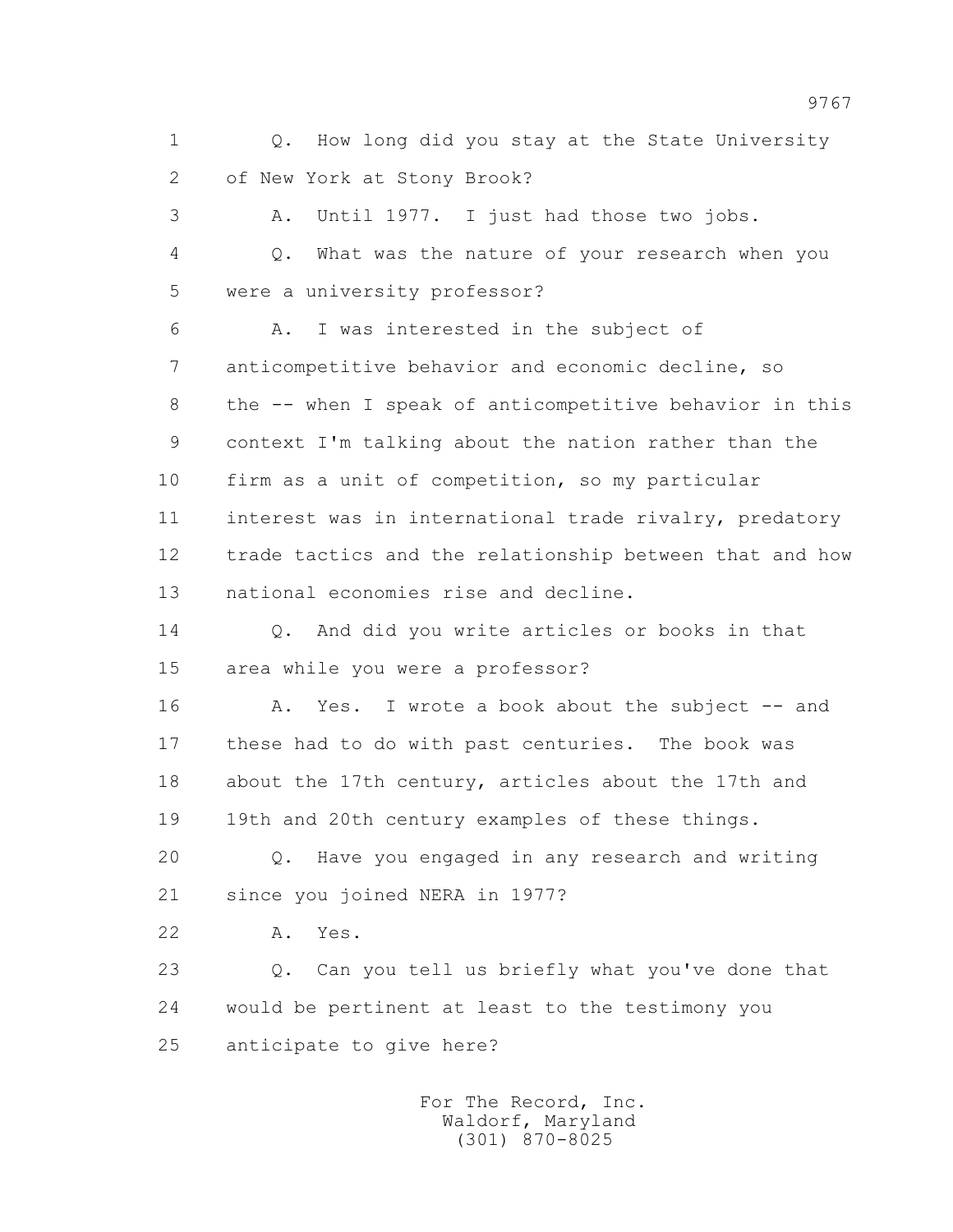1 Q. How long did you stay at the State University
2 of New York at Stony Brook?
3 A. Until 1977. I just had those two jobs.
4 Q. What was the nature of your research when you
5 were a university professor?
6 A. I was interested in the subject of
7 anticompetitive behavior and economic decline, so
8 the -- when I speak of anticompetitive behavior in this
9 context I'm talking about the nation rather than the
10 firm as a unit of competition, so my particular
11 interest was in international trade rivalry, predatory
12 trade tactics and the relationship between that and how
13 national economies rise and decline.
14 Q. And did you write articles or books in that
15 area while you were a professor?
16 A. Yes. I wrote a book about the subject -- and
17 these had to do with past centuries. The book was
18 about the 17th century, articles about the 17th and
19 19th and 20th century examples of these things.
20 Q. Have you engaged in any research and writing
21 since you joined NERA in 1977?
22 A. Yes.
23 Q. Can you tell us briefly what you've done that
24 would be pertinent at least to the testimony you
25 anticipate to give here?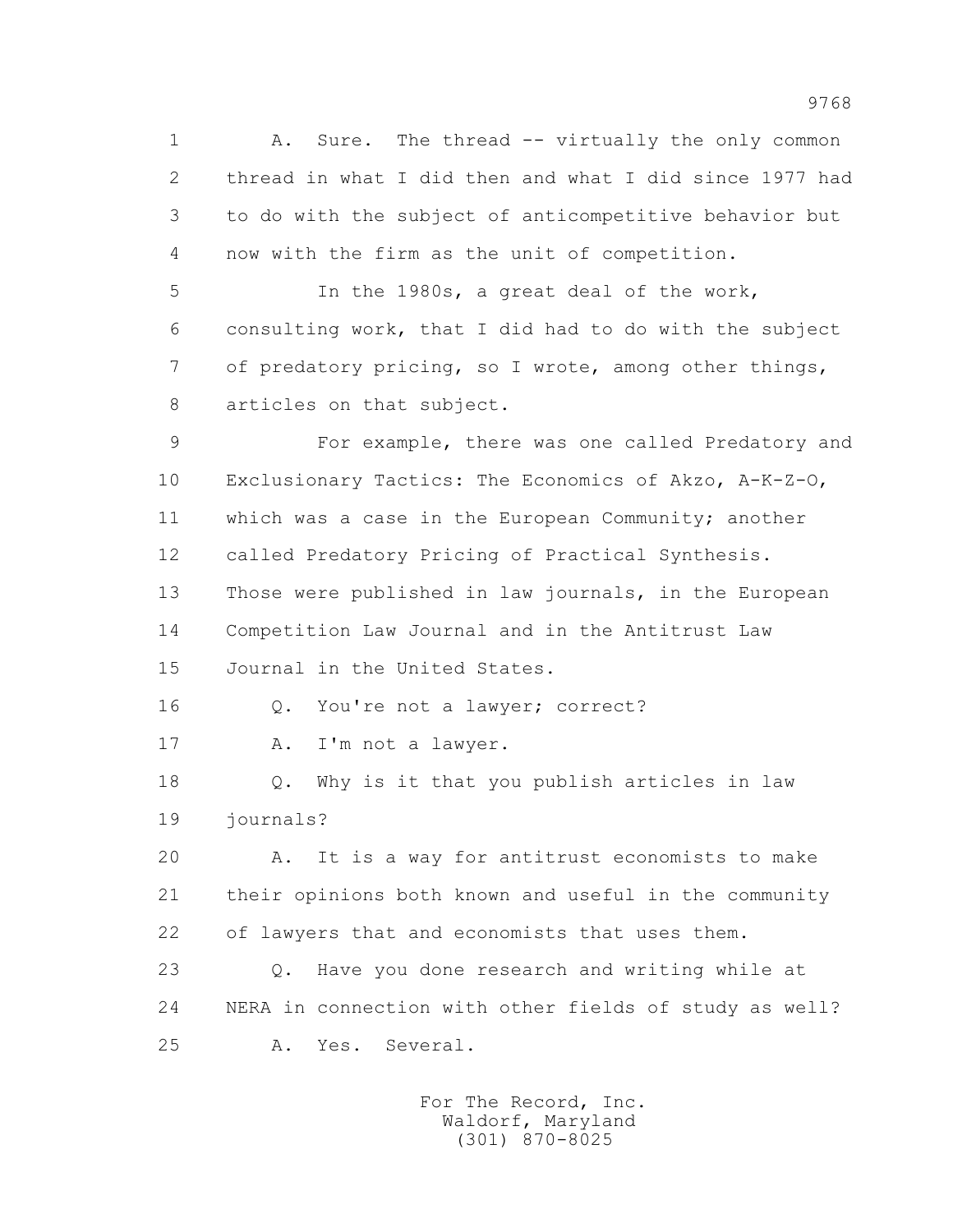1 A. Sure. The thread -- virtually the only common
2 thread in what I did then and what I did since 1977 had
3 to do with the subject of anticompetitive behavior but
4 now with the firm as the unit of competition.
5 In the 1980s, a great deal of the work,
6 consulting work, that I did had to do with the subject
7 of predatory pricing, so I wrote, among other things,
8 articles on that subject.
9 For example, there was one called Predatory and
10 Exclusionary Tactics: The Economics of Akzo, A-K-Z-O,
11 which was a case in the European Community; another
12 called Predatory Pricing of Practical Synthesis.
13 Those were published in law journals, in the European
14 Competition Law Journal and in the Antitrust Law
15 Journal in the United States.
16 Q. You're not a lawyer; correct?
17 A. I'm not a lawyer.
18 Q. Why is it that you publish articles in law
19 journals?
20 A. It is a way for antitrust economists to make
21 their opinions both known and useful in the community
22 of lawyers that and economists that uses them.
23 Q. Have you done research and writing while at
24 NERA in connection with other fields of study as well?
25 A. Yes. Several.

For The Record, Inc.
Waldorf, Maryland
(301) 870-8025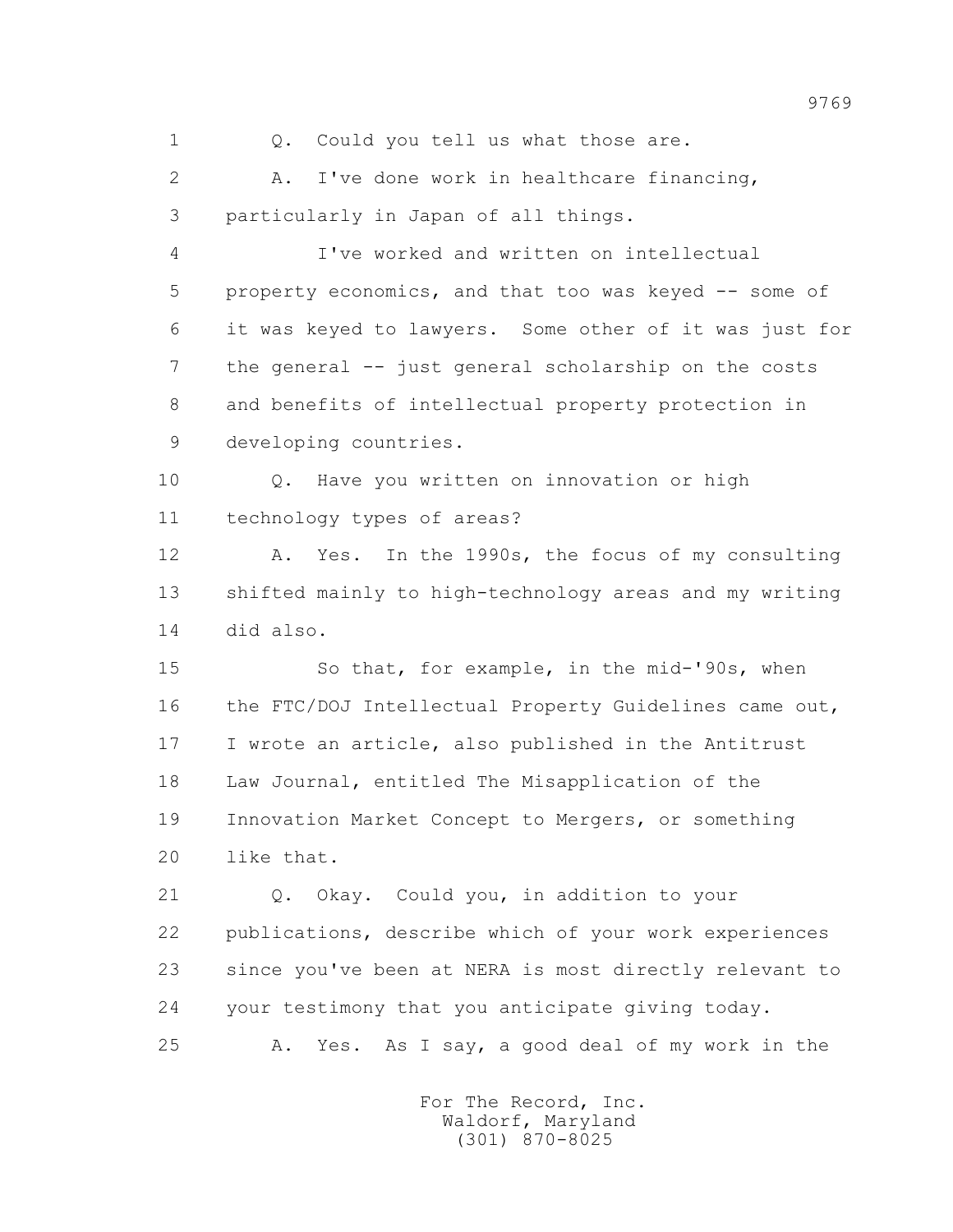1 Q. Could you tell us what those are.

2 A. I've done work in healthcare financing,

3 particularly in Japan of all things.

4 I've worked and written on intellectual

5 property economics, and that too was keyed -- some of

6 it was keyed to lawyers. Some other of it was just for

7 the general -- just general scholarship on the costs

8 and benefits of intellectual property protection in

9 developing countries.

10 Q. Have you written on innovation or high

11 technology types of areas?

12 A. Yes. In the 1990s, the focus of my consulting

13 shifted mainly to high-technology areas and my writing

14 did also.

15 So that, for example, in the mid-'90s, when

16 the FTC/DOJ Intellectual Property Guidelines came out,

17 I wrote an article, also published in the Antitrust

18 Law Journal, entitled The Misapplication of the

19 Innovation Market Concept to Mergers, or something

20 like that.

21 Q. Okay. Could you, in addition to your

22 publications, describe which of your work experiences

23 since you've been at NERA is most directly relevant to

24 your testimony that you anticipate giving today.

25 A. Yes. As I say, a good deal of my work in the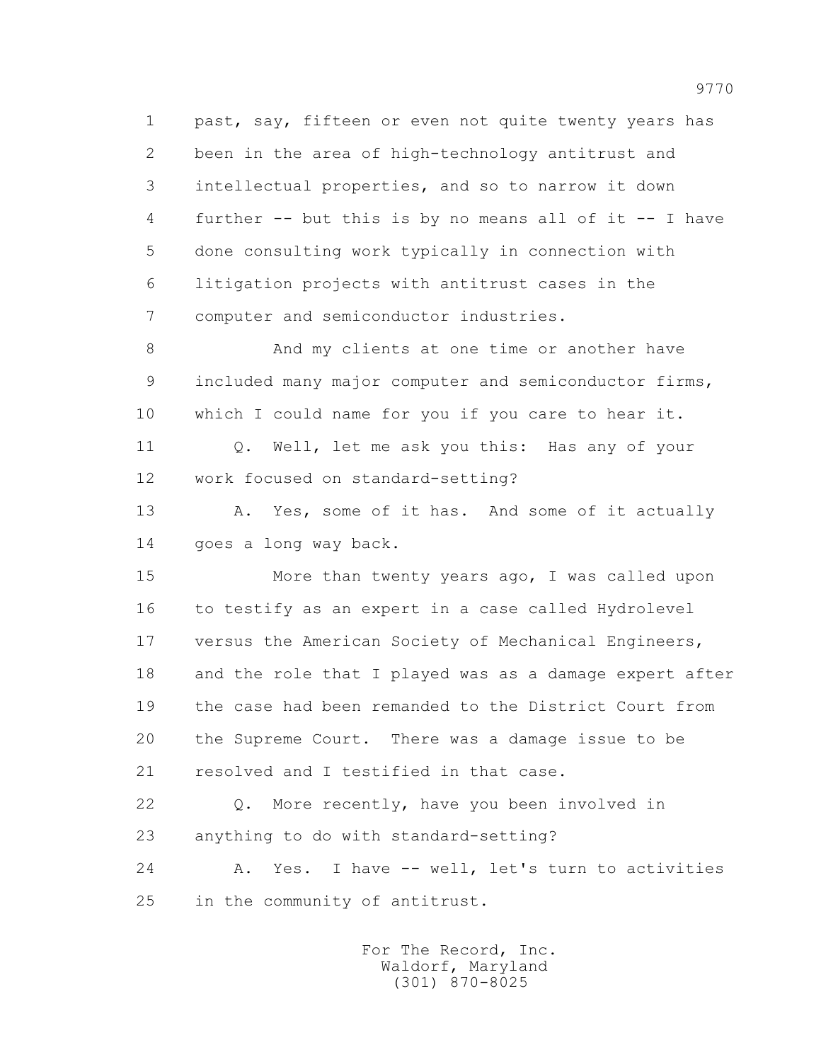1 past, say, fifteen or even not quite twenty years has
2 been in the area of high-technology antitrust and
3 intellectual properties, and so to narrow it down
4 further -- but this is by no means all of it -- I have
5 done consulting work typically in connection with
6 litigation projects with antitrust cases in the
7 computer and semiconductor industries.

8 And my clients at one time or another have
9 included many major computer and semiconductor firms,
10 which I could name for you if you care to hear it.

11 Q. Well, let me ask you this: Has any of your
12 work focused on standard-setting?

13 A. Yes, some of it has. And some of it actually
14 goes a long way back.

15 More than twenty years ago, I was called upon
16 to testify as an expert in a case called Hydrolevel
17 versus the American Society of Mechanical Engineers,
18 and the role that I played was as a damage expert after
19 the case had been remanded to the District Court from
20 the Supreme Court. There was a damage issue to be
21 resolved and I testified in that case.

22 Q. More recently, have you been involved in
23 anything to do with standard-setting?

24 A. Yes. I have -- well, let's turn to activities
25 in the community of antitrust.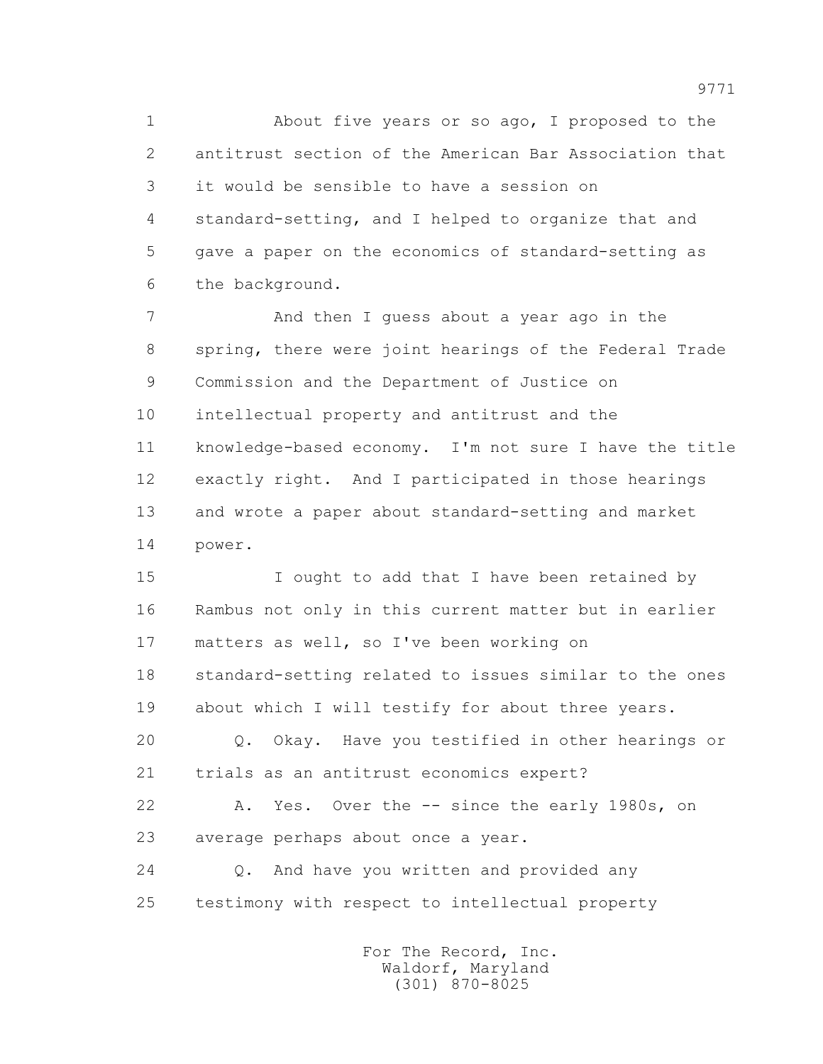About five years or so ago, I proposed to the antitrust section of the American Bar Association that it would be sensible to have a session on standard-setting, and I helped to organize that and gave a paper on the economics of standard-setting as the background.

And then I guess about a year ago in the spring, there were joint hearings of the Federal Trade Commission and the Department of Justice on intellectual property and antitrust and the knowledge-based economy. I'm not sure I have the title exactly right. And I participated in those hearings and wrote a paper about standard-setting and market power.

I ought to add that I have been retained by Rambus not only in this current matter but in earlier matters as well, so I've been working on standard-setting related to issues similar to the ones about which I will testify for about three years.

Q. Okay. Have you testified in other hearings or trials as an antitrust economics expert?

A. Yes. Over the -- since the early 1980s, on average perhaps about once a year.

Q. And have you written and provided any testimony with respect to intellectual property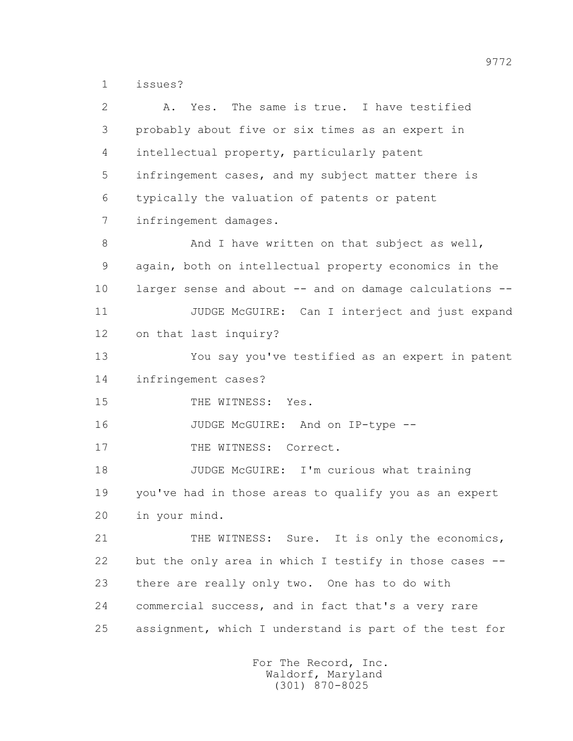issues?

A. Yes. The same is true. I have testified probably about five or six times as an expert in intellectual property, particularly patent infringement cases, and my subject matter there is typically the valuation of patents or patent infringement damages.

And I have written on that subject as well, again, both on intellectual property economics in the larger sense and about -- and on damage calculations --

JUDGE McGUIRE: Can I interject and just expand on that last inquiry?

You say you've testified as an expert in patent infringement cases?

THE WITNESS: Yes.

JUDGE McGUIRE: And on IP-type --

THE WITNESS: Correct.

JUDGE McGUIRE: I'm curious what training you've had in those areas to qualify you as an expert in your mind.

THE WITNESS: Sure. It is only the economics, but the only area in which I testify in those cases -- there are really only two. One has to do with commercial success, and in fact that's a very rare assignment, which I understand is part of the test for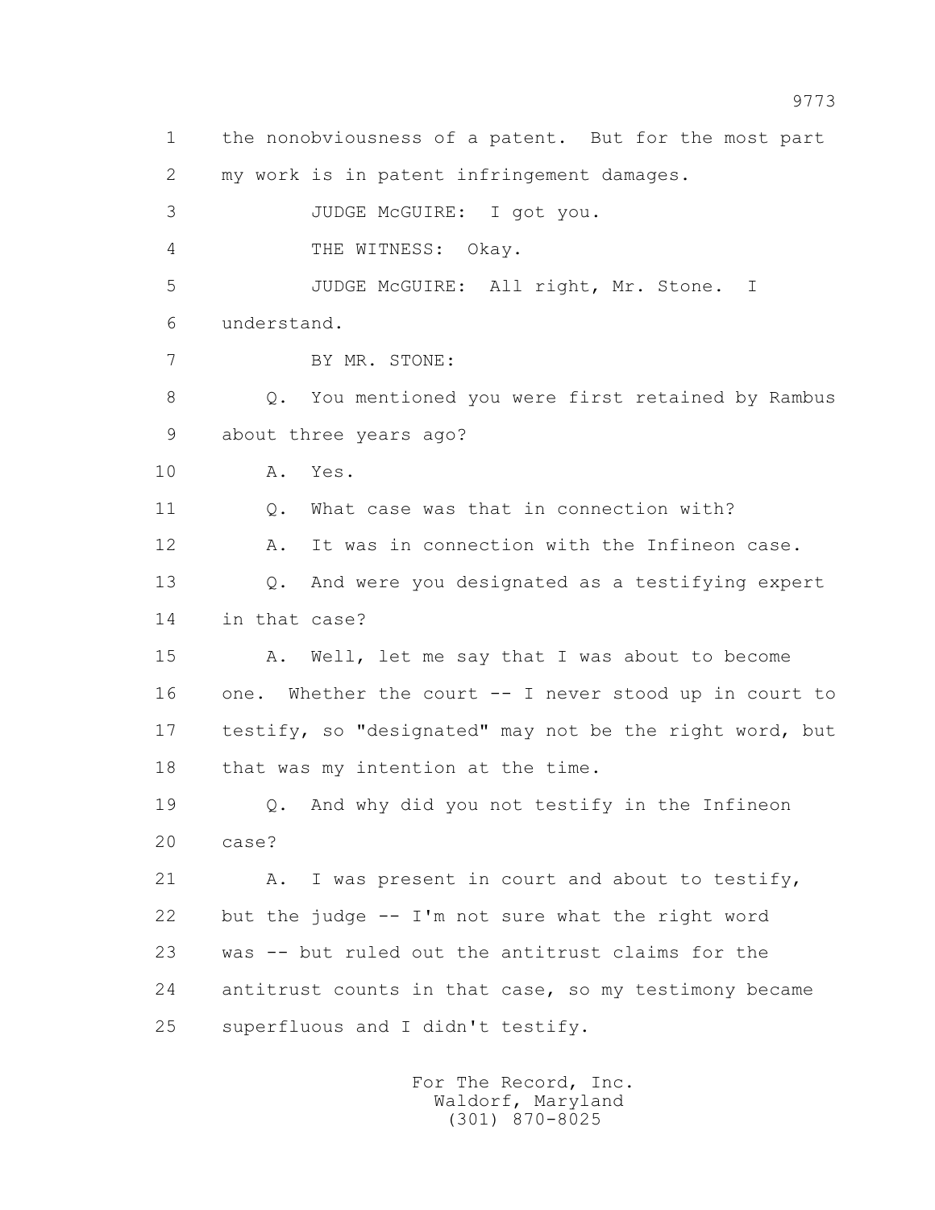the nonobviousness of a patent. But for the most part my work is in patent infringement damages.

JUDGE McGUIRE: I got you.

THE WITNESS: Okay.

JUDGE McGUIRE: All right, Mr. Stone. I understand.

BY MR. STONE:

Q. You mentioned you were first retained by Rambus about three years ago?

A. Yes.

Q. What case was that in connection with?

A. It was in connection with the Infineon case.

Q. And were you designated as a testifying expert in that case?

A. Well, let me say that I was about to become one. Whether the court -- I never stood up in court to testify, so "designated" may not be the right word, but that was my intention at the time.

Q. And why did you not testify in the Infineon case?

A. I was present in court and about to testify, but the judge -- I'm not sure what the right word was -- but ruled out the antitrust claims for the antitrust counts in that case, so my testimony became superfluous and I didn't testify.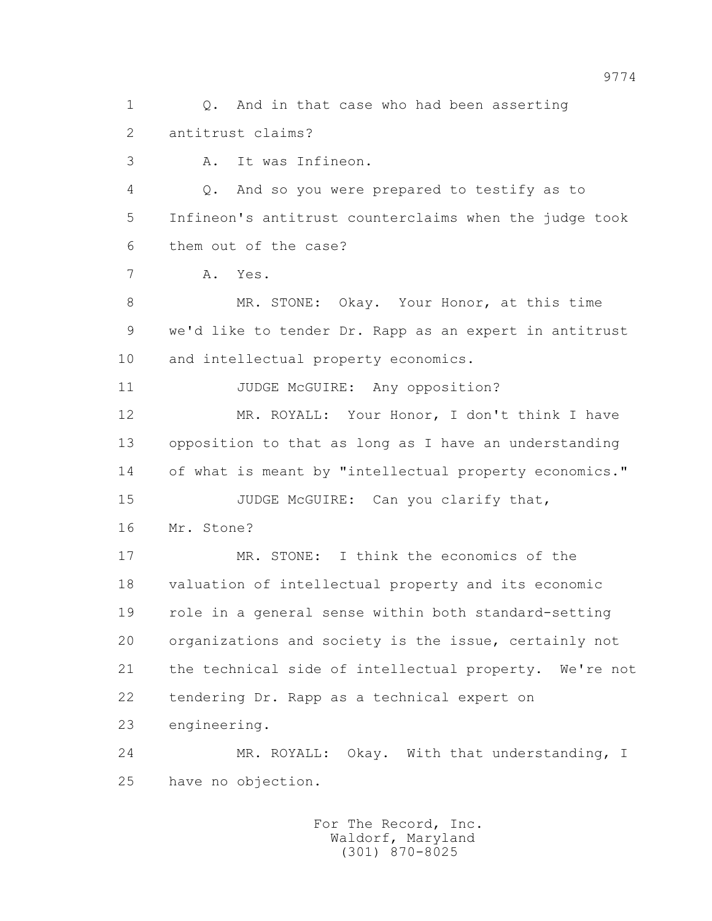1 Q. And in that case who had been asserting
2 antitrust claims?
3 A. It was Infineon.
4 Q. And so you were prepared to testify as to
5 Infineon's antitrust counterclaims when the judge took
6 them out of the case?
7 A. Yes.
8 MR. STONE: Okay. Your Honor, at this time
9 we'd like to tender Dr. Rapp as an expert in antitrust
10 and intellectual property economics.
11 JUDGE McGUIRE: Any opposition?
12 MR. ROYALL: Your Honor, I don't think I have
13 opposition to that as long as I have an understanding
14 of what is meant by "intellectual property economics."
15 JUDGE McGUIRE: Can you clarify that,
16 Mr. Stone?
17 MR. STONE: I think the economics of the
18 valuation of intellectual property and its economic
19 role in a general sense within both standard-setting
20 organizations and society is the issue, certainly not
21 the technical side of intellectual property. We're not
22 tendering Dr. Rapp as a technical expert on
23 engineering.
24 MR. ROYALL: Okay. With that understanding, I
25 have no objection.

For The Record, Inc.
Waldorf, Maryland
(301) 870-8025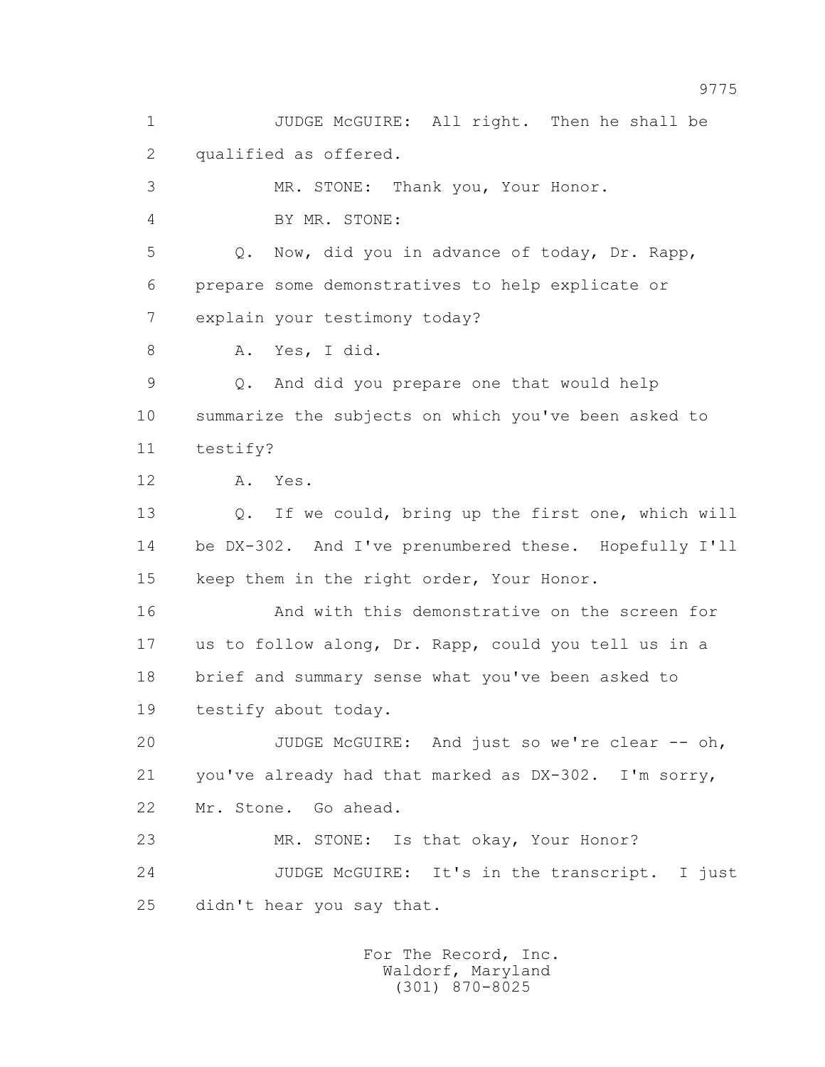1 JUDGE McGUIRE: All right. Then he shall be
2 qualified as offered.
3 MR. STONE: Thank you, Your Honor.
4 BY MR. STONE:
5 Q. Now, did you in advance of today, Dr. Rapp,
6 prepare some demonstratives to help explicate or
7 explain your testimony today?
8 A. Yes, I did.
9 Q. And did you prepare one that would help
10 summarize the subjects on which you've been asked to
11 testify?
12 A. Yes.
13 Q. If we could, bring up the first one, which will
14 be DX-302. And I've prenumbered these. Hopefully I'll
15 keep them in the right order, Your Honor.
16 And with this demonstrative on the screen for
17 us to follow along, Dr. Rapp, could you tell us in a
18 brief and summary sense what you've been asked to
19 testify about today.
20 JUDGE McGUIRE: And just so we're clear -- oh,
21 you've already had that marked as DX-302. I'm sorry,
22 Mr. Stone. Go ahead.
23 MR. STONE: Is that okay, Your Honor?
24 JUDGE McGUIRE: It's in the transcript. I just
25 didn't hear you say that.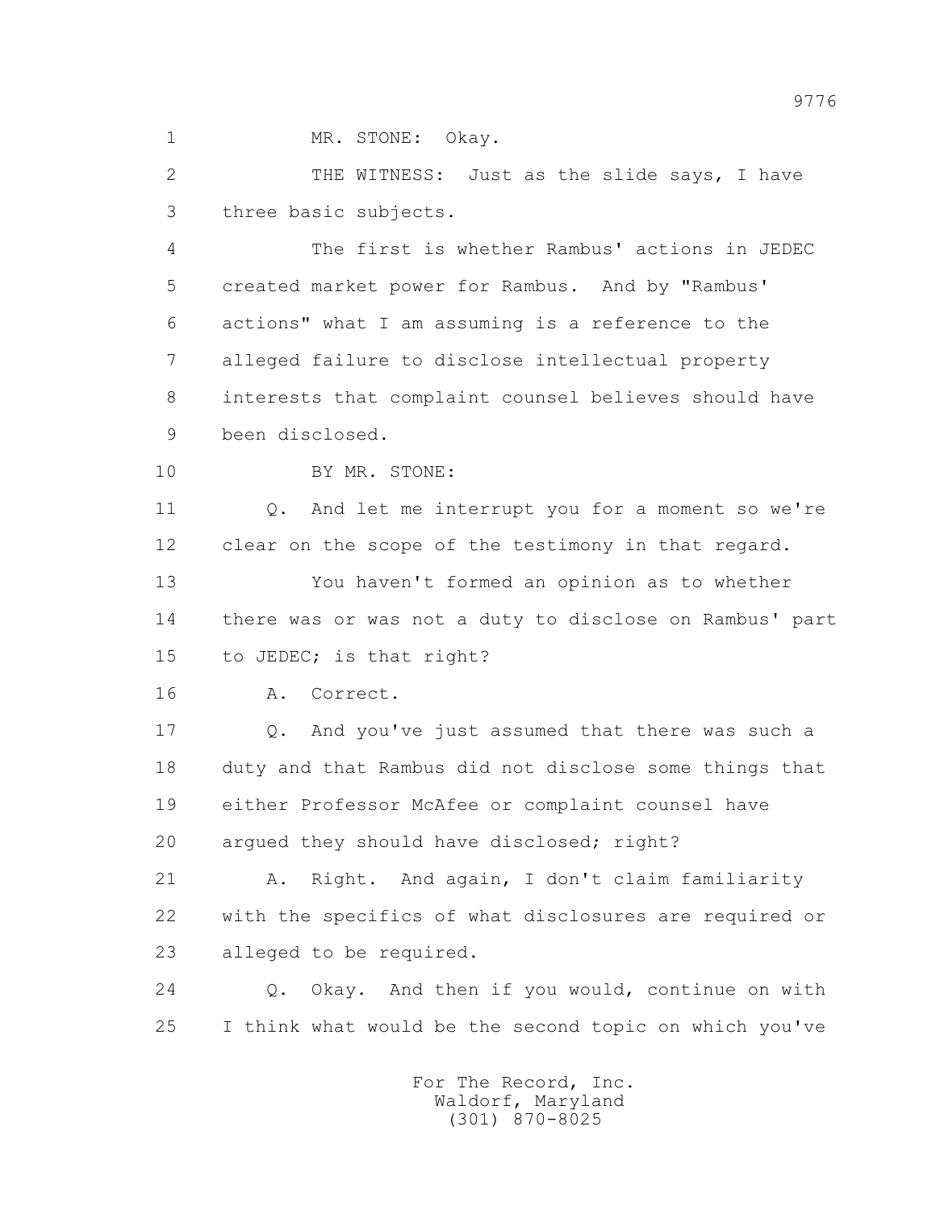MR. STONE: Okay.

THE WITNESS: Just as the slide says, I have three basic subjects.

The first is whether Rambus' actions in JEDEC created market power for Rambus. And by "Rambus' actions" what I am assuming is a reference to the alleged failure to disclose intellectual property interests that complaint counsel believes should have been disclosed.

BY MR. STONE:

Q. And let me interrupt you for a moment so we're clear on the scope of the testimony in that regard.

You haven't formed an opinion as to whether there was or was not a duty to disclose on Rambus' part to JEDEC; is that right?

A. Correct.

Q. And you've just assumed that there was such a duty and that Rambus did not disclose some things that either Professor McAfee or complaint counsel have argued they should have disclosed; right?

A. Right. And again, I don't claim familiarity with the specifics of what disclosures are required or alleged to be required.

Q. Okay. And then if you would, continue on with I think what would be the second topic on which you've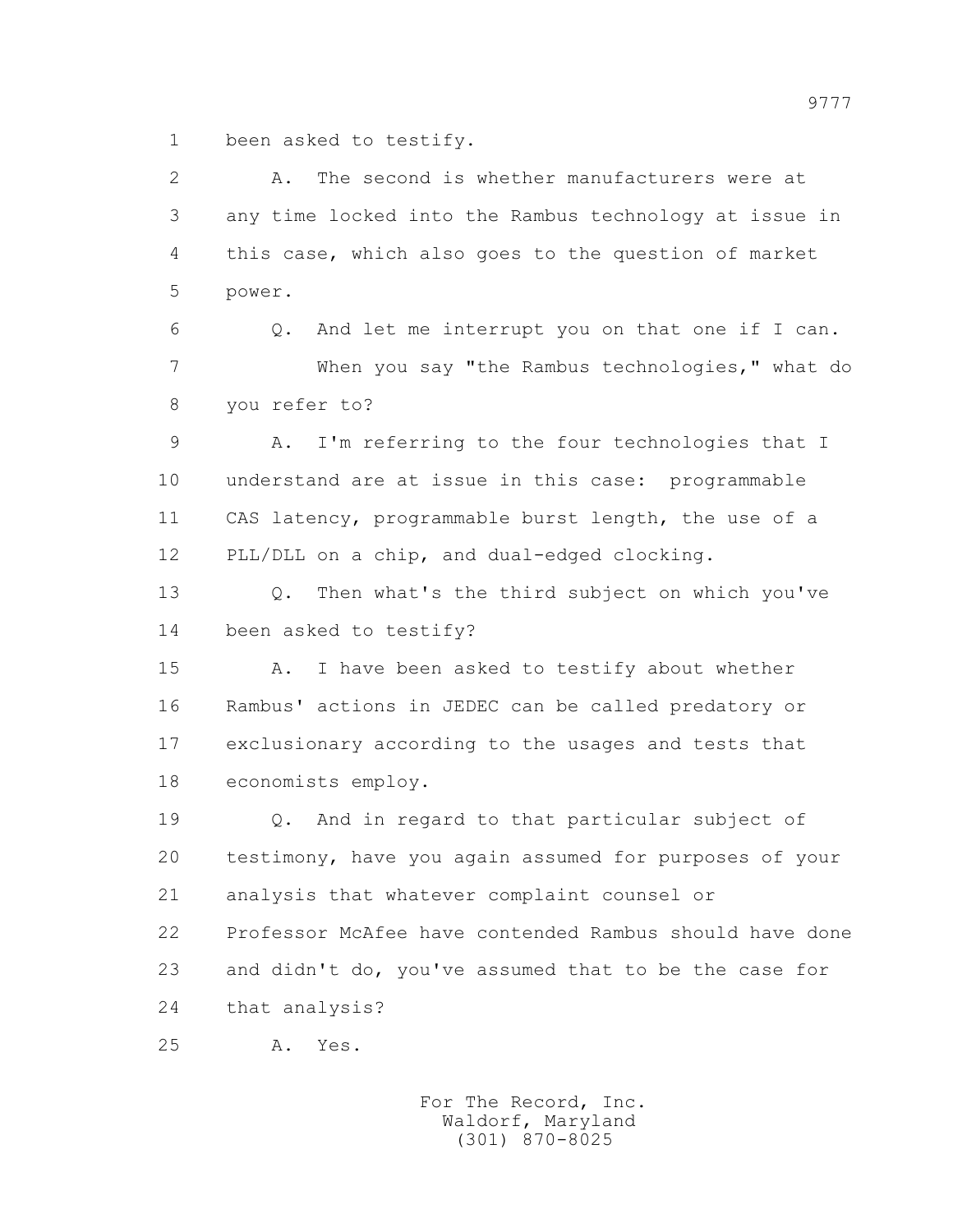been asked to testify.

A. The second is whether manufacturers were at any time locked into the Rambus technology at issue in this case, which also goes to the question of market power.

Q. And let me interrupt you on that one if I can.

When you say "the Rambus technologies," what do you refer to?

A. I'm referring to the four technologies that I understand are at issue in this case: programmable CAS latency, programmable burst length, the use of a PLL/DLL on a chip, and dual-edged clocking.

Q. Then what's the third subject on which you've been asked to testify?

A. I have been asked to testify about whether Rambus' actions in JEDEC can be called predatory or exclusionary according to the usages and tests that economists employ.

Q. And in regard to that particular subject of testimony, have you again assumed for purposes of your analysis that whatever complaint counsel or Professor McAfee have contended Rambus should have done and didn't do, you've assumed that to be the case for that analysis?

A. Yes.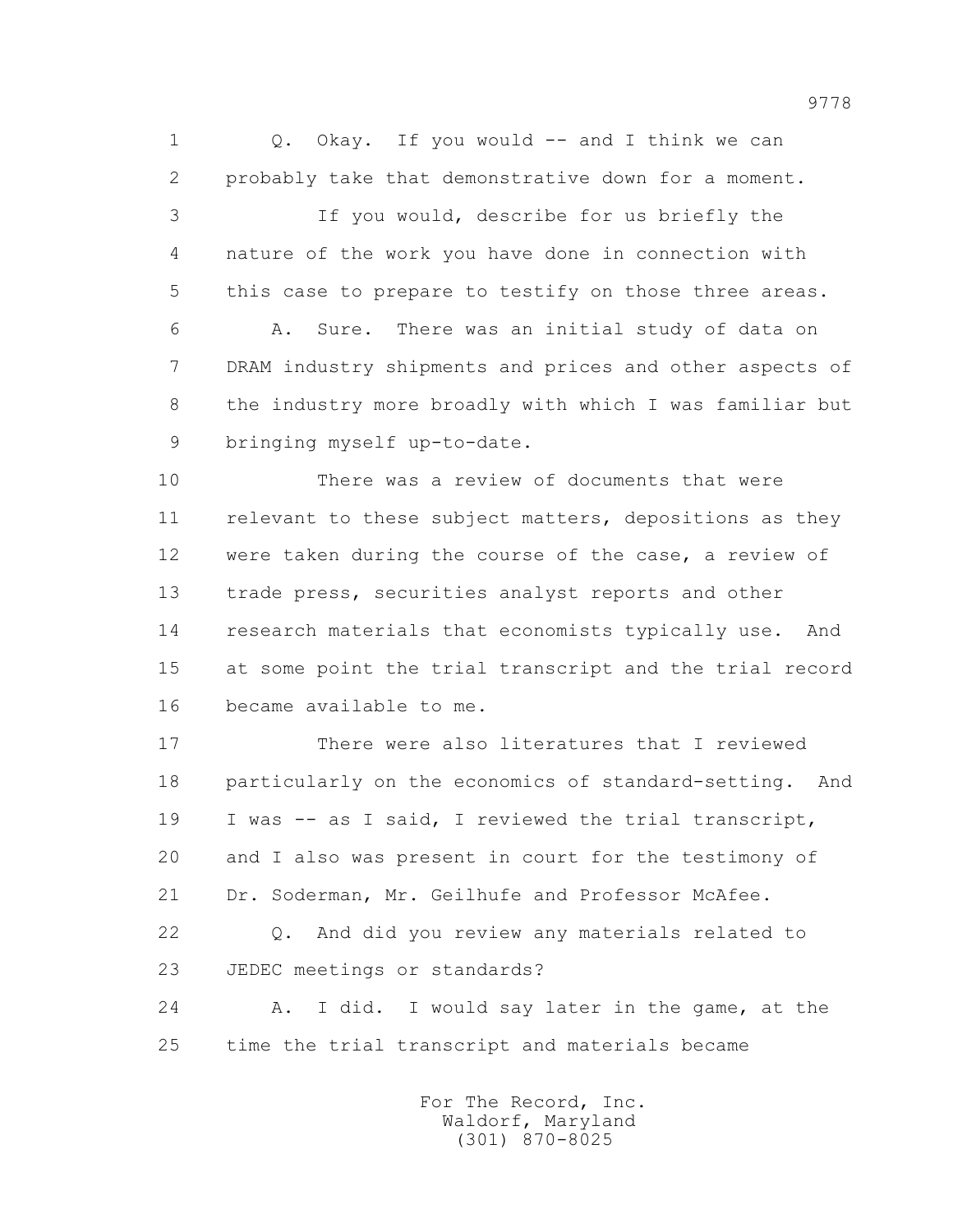1 Q. Okay. If you would -- and I think we can
2 probably take that demonstrative down for a moment.
3 If you would, describe for us briefly the
4 nature of the work you have done in connection with
5 this case to prepare to testify on those three areas.
6 A. Sure. There was an initial study of data on
7 DRAM industry shipments and prices and other aspects of
8 the industry more broadly with which I was familiar but
9 bringing myself up-to-date.
10 There was a review of documents that were
11 relevant to these subject matters, depositions as they
12 were taken during the course of the case, a review of
13 trade press, securities analyst reports and other
14 research materials that economists typically use. And
15 at some point the trial transcript and the trial record
16 became available to me.
17 There were also literatures that I reviewed
18 particularly on the economics of standard-setting. And
19 I was -- as I said, I reviewed the trial transcript,
20 and I also was present in court for the testimony of
21 Dr. Soderman, Mr. Geilhufe and Professor McAfee.
22 Q. And did you review any materials related to
23 JEDEC meetings or standards?
24 A. I did. I would say later in the game, at the
25 time the trial transcript and materials became

For The Record, Inc.
Waldorf, Maryland
(301) 870-8025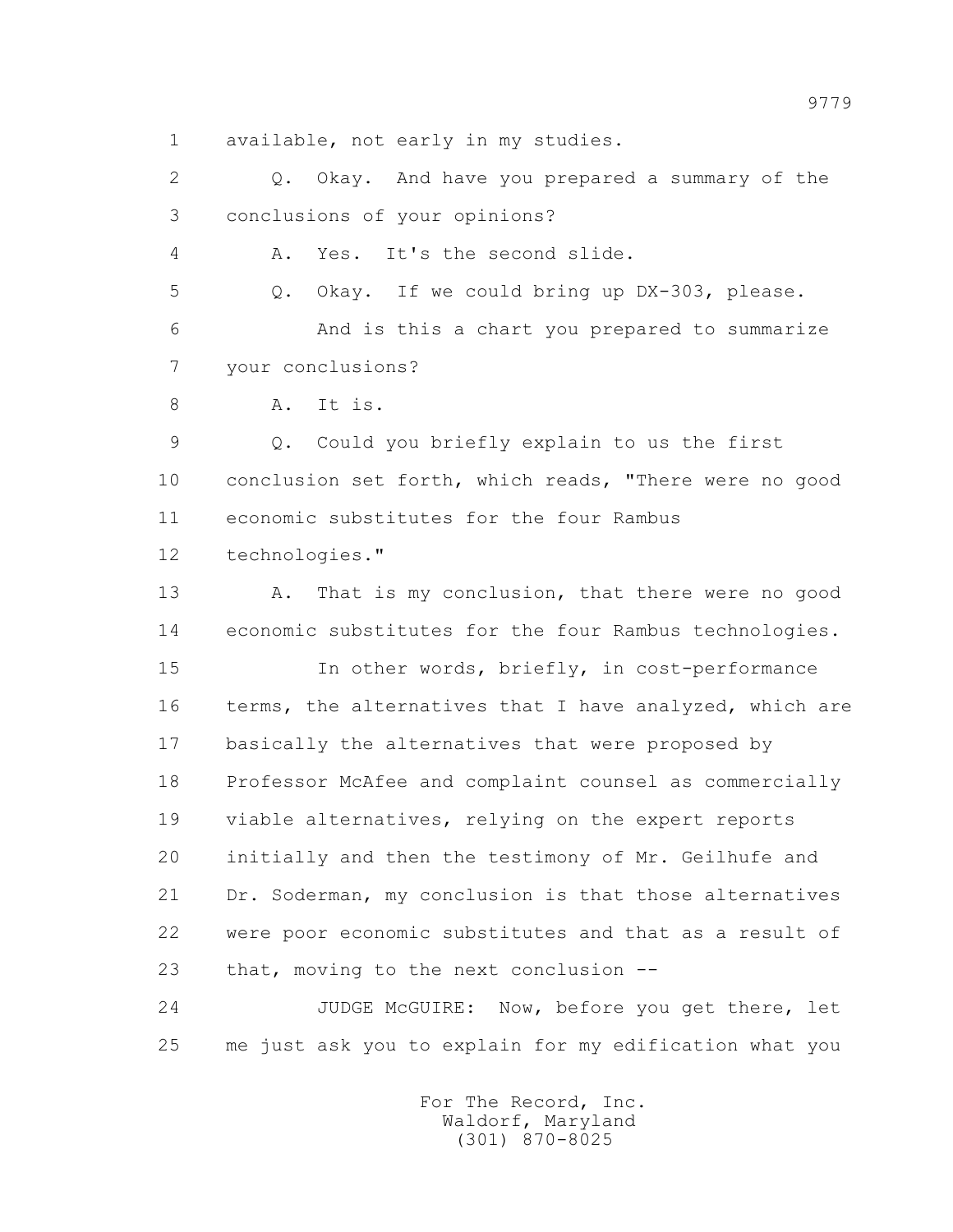1 available, not early in my studies.

2 Q. Okay. And have you prepared a summary of the

3 conclusions of your opinions?

4 A. Yes. It's the second slide.

5 Q. Okay. If we could bring up DX-303, please.

6 And is this a chart you prepared to summarize

7 your conclusions?

8 A. It is.

9 Q. Could you briefly explain to us the first

10 conclusion set forth, which reads, "There were no good

11 economic substitutes for the four Rambus

12 technologies."

13 A. That is my conclusion, that there were no good

14 economic substitutes for the four Rambus technologies.

15 In other words, briefly, in cost-performance

16 terms, the alternatives that I have analyzed, which are

17 basically the alternatives that were proposed by

18 Professor McAfee and complaint counsel as commercially

19 viable alternatives, relying on the expert reports

20 initially and then the testimony of Mr. Geilhufe and

21 Dr. Soderman, my conclusion is that those alternatives

22 were poor economic substitutes and that as a result of

23 that, moving to the next conclusion --

24 JUDGE McGUIRE: Now, before you get there, let

25 me just ask you to explain for my edification what you

For The Record, Inc.
Waldorf, Maryland
(301) 870-8025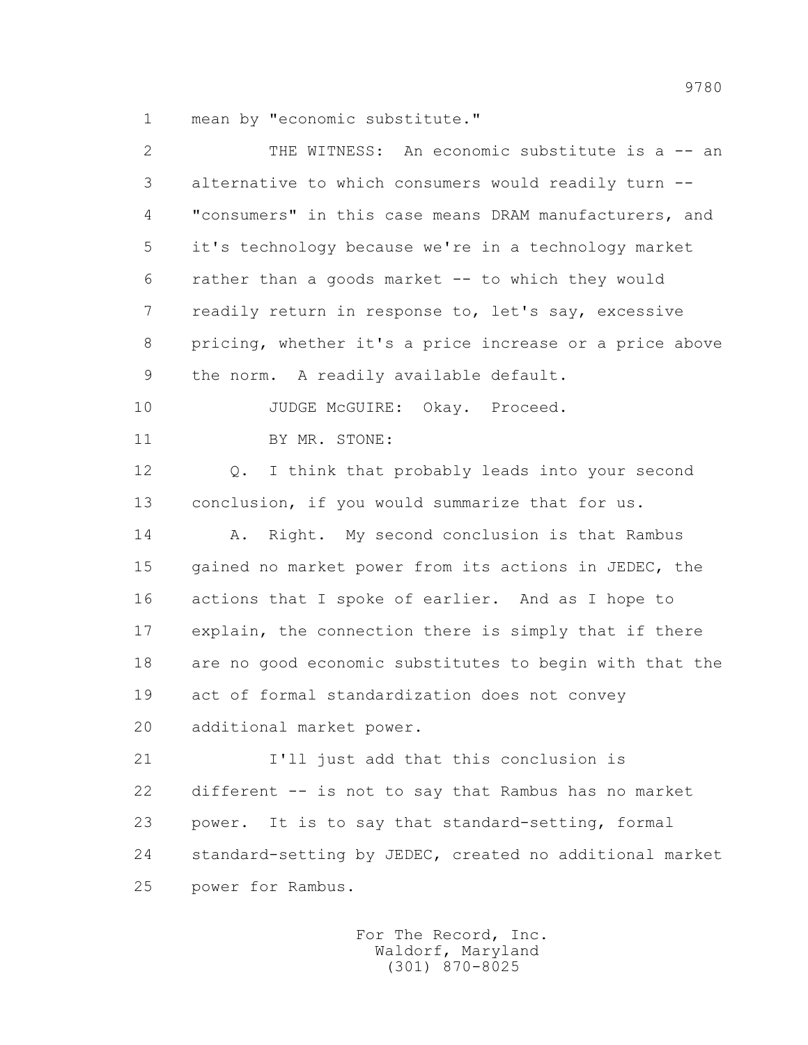1 mean by "economic substitute."

2 THE WITNESS: An economic substitute is a -- an

3 alternative to which consumers would readily turn --

4 "consumers" in this case means DRAM manufacturers, and

5 it's technology because we're in a technology market

6 rather than a goods market -- to which they would

7 readily return in response to, let's say, excessive

8 pricing, whether it's a price increase or a price above

9 the norm. A readily available default.

10 JUDGE McGUIRE: Okay. Proceed.

11 BY MR. STONE:

12 Q. I think that probably leads into your second

13 conclusion, if you would summarize that for us.

14 A. Right. My second conclusion is that Rambus

15 gained no market power from its actions in JEDEC, the

16 actions that I spoke of earlier. And as I hope to

17 explain, the connection there is simply that if there

18 are no good economic substitutes to begin with that the

19 act of formal standardization does not convey

20 additional market power.

21 I'll just add that this conclusion is

22 different -- is not to say that Rambus has no market

23 power. It is to say that standard-setting, formal

24 standard-setting by JEDEC, created no additional market

25 power for Rambus.

For The Record, Inc.
Waldorf, Maryland
(301) 870-8025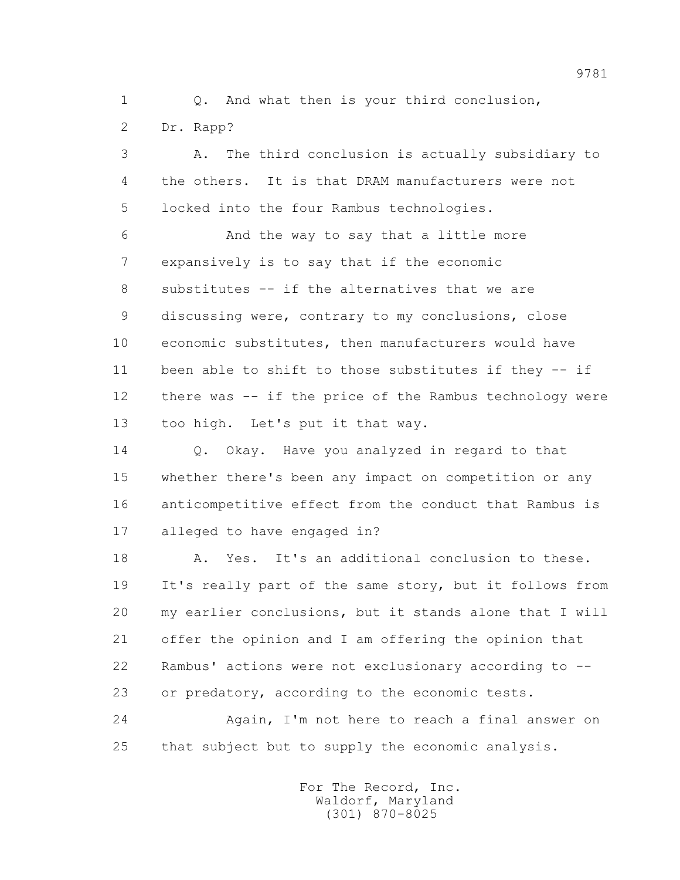1 Q. And what then is your third conclusion,
2 Dr. Rapp?
3 A. The third conclusion is actually subsidiary to
4 the others. It is that DRAM manufacturers were not
5 locked into the four Rambus technologies.
6 And the way to say that a little more
7 expansively is to say that if the economic
8 substitutes -- if the alternatives that we are
9 discussing were, contrary to my conclusions, close
10 economic substitutes, then manufacturers would have
11 been able to shift to those substitutes if they -- if
12 there was -- if the price of the Rambus technology were
13 too high. Let's put it that way.
14 Q. Okay. Have you analyzed in regard to that
15 whether there's been any impact on competition or any
16 anticompetitive effect from the conduct that Rambus is
17 alleged to have engaged in?
18 A. Yes. It's an additional conclusion to these.
19 It's really part of the same story, but it follows from
20 my earlier conclusions, but it stands alone that I will
21 offer the opinion and I am offering the opinion that
22 Rambus' actions were not exclusionary according to --
23 or predatory, according to the economic tests.
24 Again, I'm not here to reach a final answer on
25 that subject but to supply the economic analysis.

For The Record, Inc.
Waldorf, Maryland
(301) 870-8025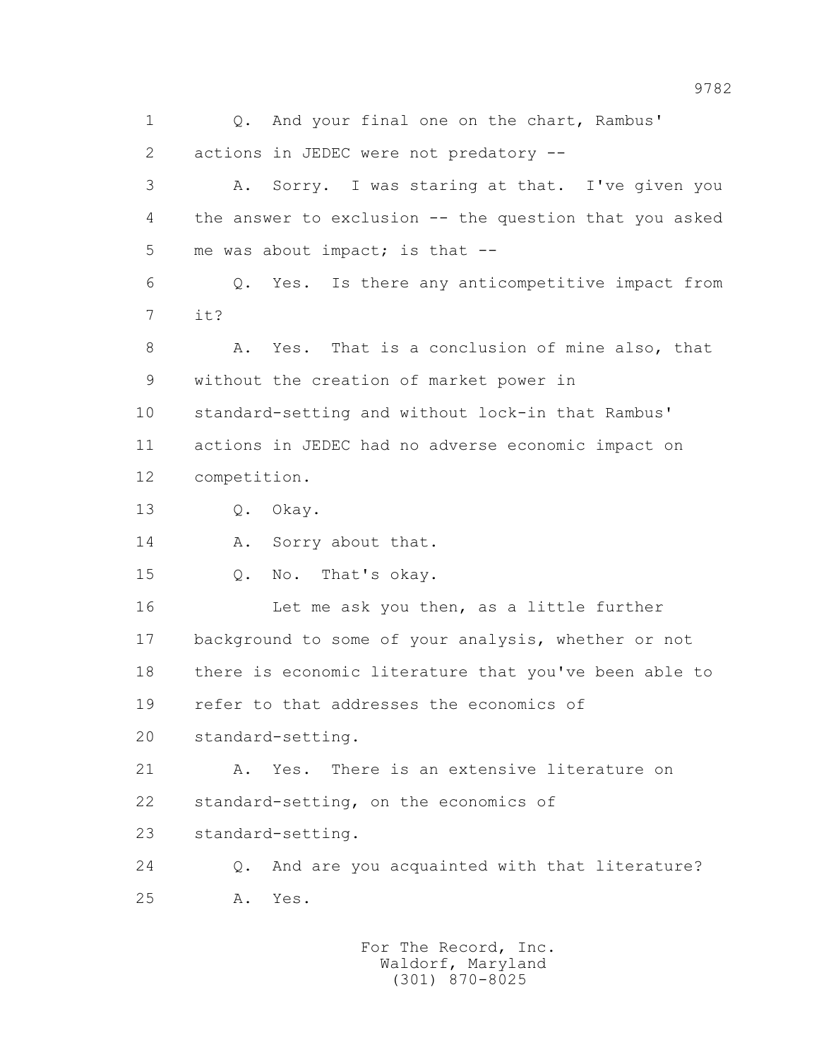1 Q. And your final one on the chart, Rambus'
2 actions in JEDEC were not predatory --
3 A. Sorry. I was staring at that. I've given you
4 the answer to exclusion -- the question that you asked
5 me was about impact; is that --
6 Q. Yes. Is there any anticompetitive impact from
7 it?
8 A. Yes. That is a conclusion of mine also, that
9 without the creation of market power in
10 standard-setting and without lock-in that Rambus'
11 actions in JEDEC had no adverse economic impact on
12 competition.
13 Q. Okay.
14 A. Sorry about that.
15 Q. No. That's okay.
16 Let me ask you then, as a little further
17 background to some of your analysis, whether or not
18 there is economic literature that you've been able to
19 refer to that addresses the economics of
20 standard-setting.
21 A. Yes. There is an extensive literature on
22 standard-setting, on the economics of
23 standard-setting.
24 Q. And are you acquainted with that literature?
25 A. Yes.

For The Record, Inc.
Waldorf, Maryland
(301) 870-8025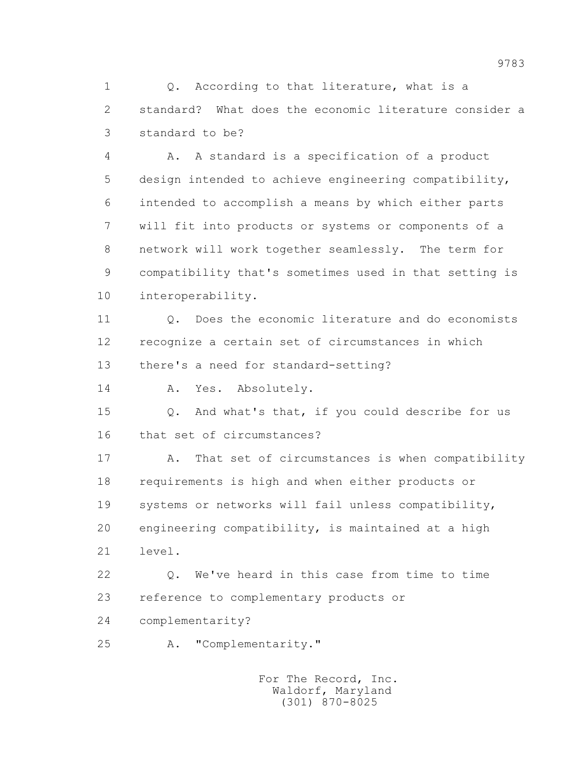1 Q. According to that literature, what is a
2 standard? What does the economic literature consider a
3 standard to be?

4 A. A standard is a specification of a product
5 design intended to achieve engineering compatibility,
6 intended to accomplish a means by which either parts
7 will fit into products or systems or components of a
8 network will work together seamlessly. The term for
9 compatibility that's sometimes used in that setting is
10 interoperability.

11 Q. Does the economic literature and do economists
12 recognize a certain set of circumstances in which
13 there's a need for standard-setting?

14 A. Yes. Absolutely.

15 Q. And what's that, if you could describe for us
16 that set of circumstances?

17 A. That set of circumstances is when compatibility
18 requirements is high and when either products or
19 systems or networks will fail unless compatibility,
20 engineering compatibility, is maintained at a high
21 level.

22 Q. We've heard in this case from time to time
23 reference to complementary products or
24 complementarity?

25 A. "Complementarity."

For The Record, Inc.
Waldorf, Maryland
(301) 870-8025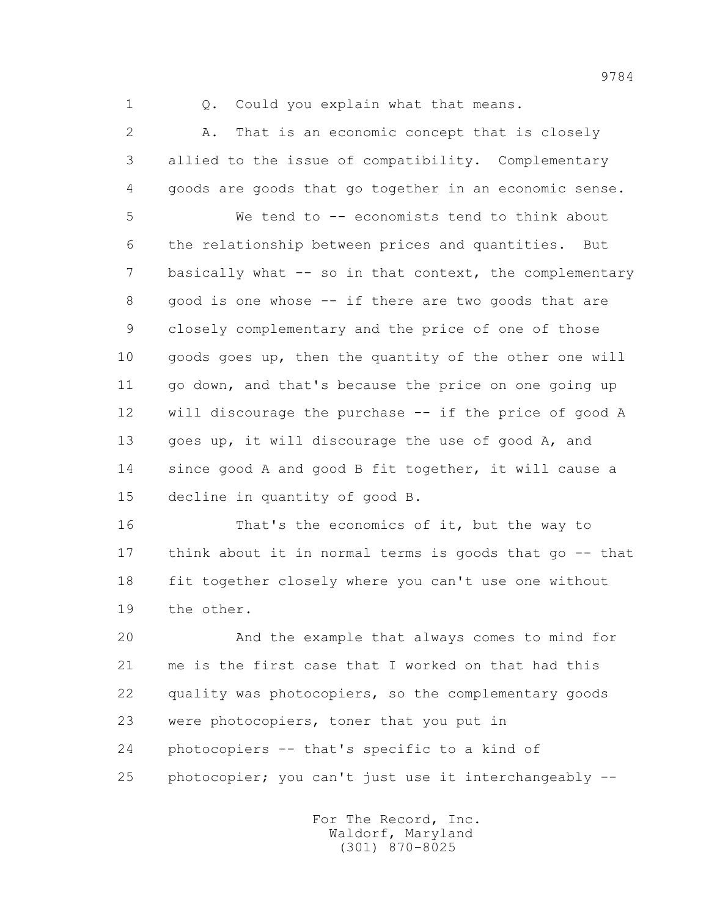Q. Could you explain what that means.

A. That is an economic concept that is closely allied to the issue of compatibility. Complementary goods are goods that go together in an economic sense.

We tend to -- economists tend to think about the relationship between prices and quantities. But basically what -- so in that context, the complementary good is one whose -- if there are two goods that are closely complementary and the price of one of those goods goes up, then the quantity of the other one will go down, and that's because the price on one going up will discourage the purchase -- if the price of good A goes up, it will discourage the use of good A, and since good A and good B fit together, it will cause a decline in quantity of good B.

That's the economics of it, but the way to think about it in normal terms is goods that go -- that fit together closely where you can't use one without the other.

And the example that always comes to mind for me is the first case that I worked on that had this quality was photocopiers, so the complementary goods were photocopiers, toner that you put in photocopiers -- that's specific to a kind of photocopier; you can't just use it interchangeably --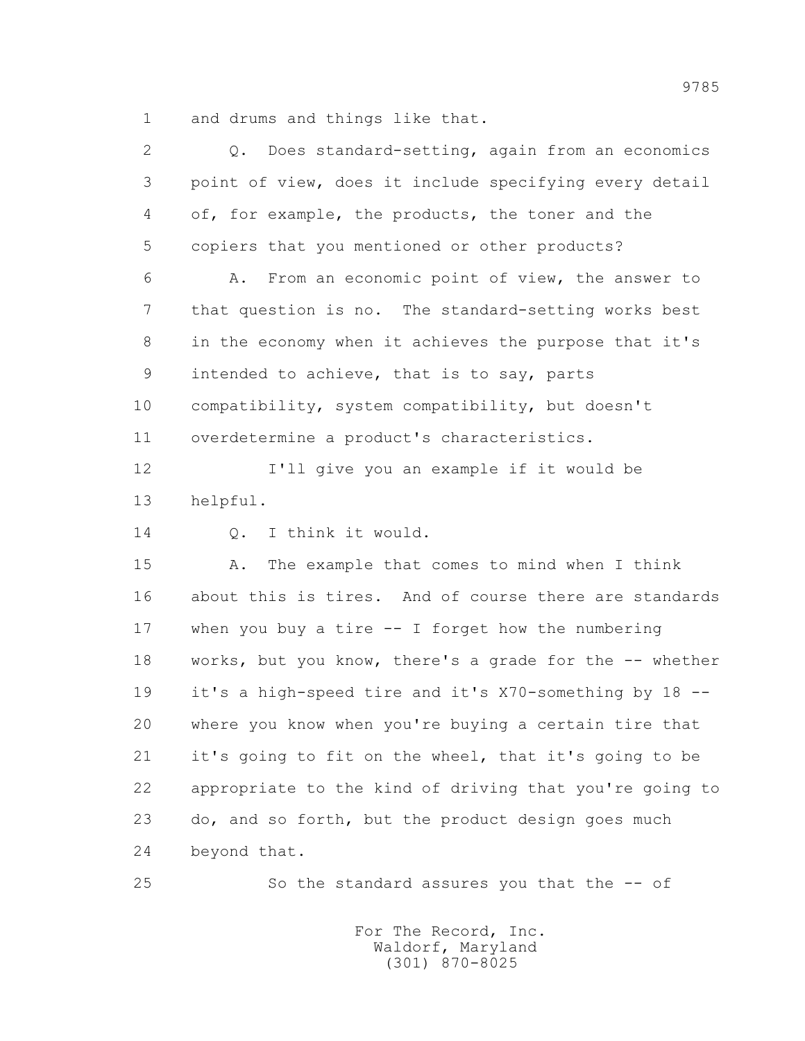and drums and things like that.

Q. Does standard-setting, again from an economics point of view, does it include specifying every detail of, for example, the products, the toner and the copiers that you mentioned or other products?

A. From an economic point of view, the answer to that question is no. The standard-setting works best in the economy when it achieves the purpose that it's intended to achieve, that is to say, parts compatibility, system compatibility, but doesn't overdetermine a product's characteristics.

I'll give you an example if it would be helpful.

Q. I think it would.

A. The example that comes to mind when I think about this is tires. And of course there are standards when you buy a tire -- I forget how the numbering works, but you know, there's a grade for the -- whether it's a high-speed tire and it's X70-something by 18 -- where you know when you're buying a certain tire that it's going to fit on the wheel, that it's going to be appropriate to the kind of driving that you're going to do, and so forth, but the product design goes much beyond that.

So the standard assures you that the -- of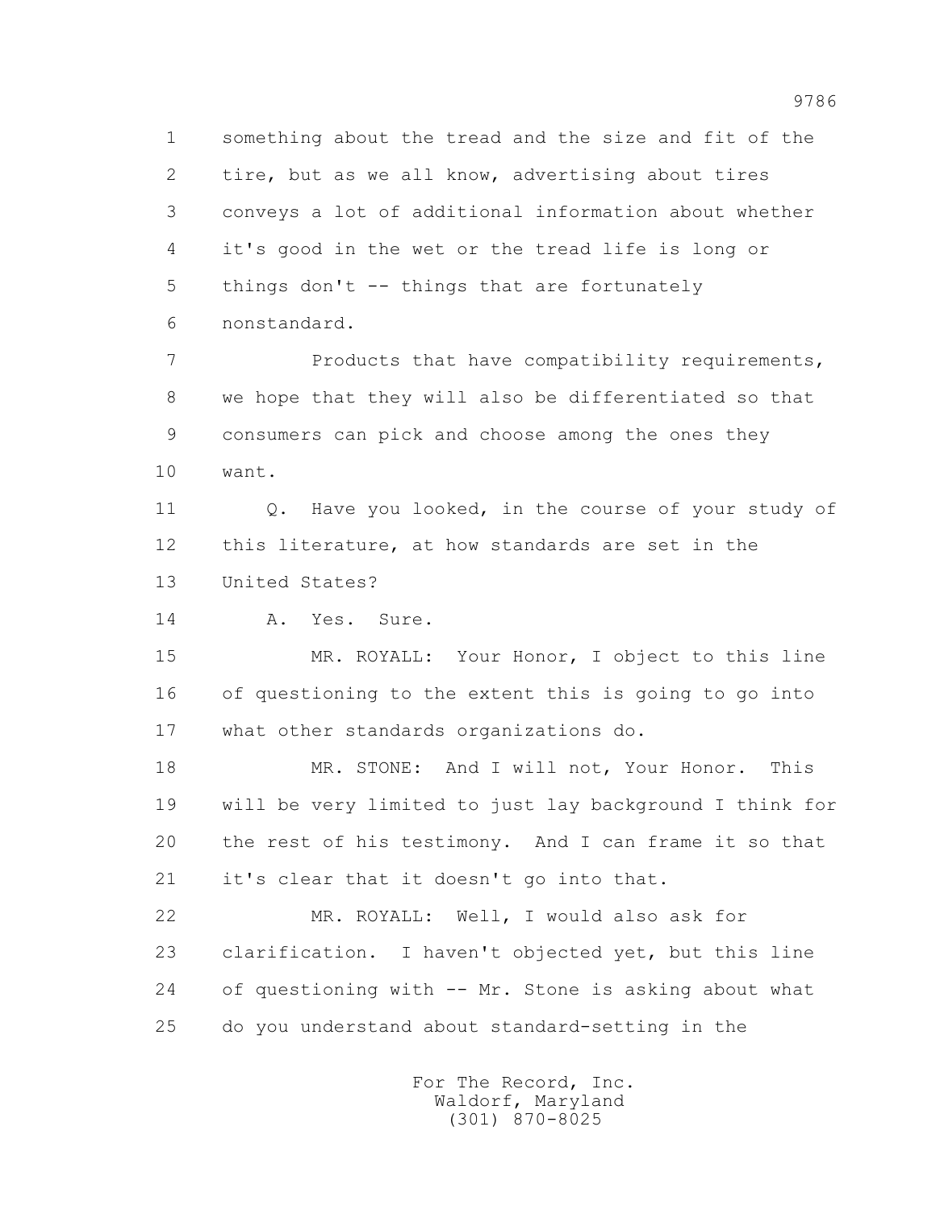1 something about the tread and the size and fit of the
2 tire, but as we all know, advertising about tires
3 conveys a lot of additional information about whether
4 it's good in the wet or the tread life is long or
5 things don't -- things that are fortunately
6 nonstandard.

7 Products that have compatibility requirements,
8 we hope that they will also be differentiated so that
9 consumers can pick and choose among the ones they
10 want.

11 Q. Have you looked, in the course of your study of
12 this literature, at how standards are set in the
13 United States?

14 A. Yes. Sure.

15 MR. ROYALL: Your Honor, I object to this line
16 of questioning to the extent this is going to go into
17 what other standards organizations do.

18 MR. STONE: And I will not, Your Honor. This
19 will be very limited to just lay background I think for
20 the rest of his testimony. And I can frame it so that
21 it's clear that it doesn't go into that.

22 MR. ROYALL: Well, I would also ask for
23 clarification. I haven't objected yet, but this line
24 of questioning with -- Mr. Stone is asking about what
25 do you understand about standard-setting in the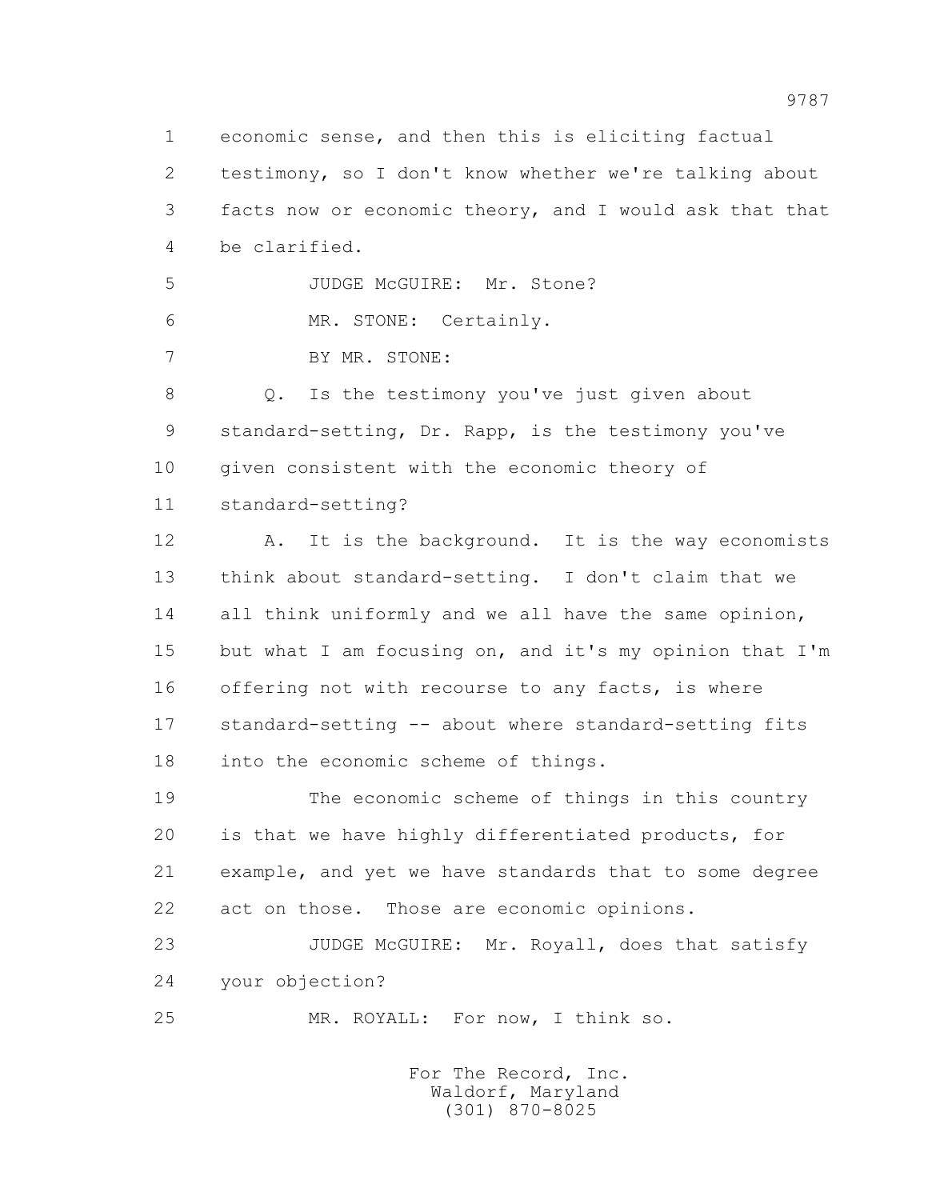1 economic sense, and then this is eliciting factual
2 testimony, so I don't know whether we're talking about
3 facts now or economic theory, and I would ask that that
4 be clarified.
5 JUDGE McGUIRE: Mr. Stone?
6 MR. STONE: Certainly.
7 BY MR. STONE:
8 Q. Is the testimony you've just given about
9 standard-setting, Dr. Rapp, is the testimony you've
10 given consistent with the economic theory of
11 standard-setting?
12 A. It is the background. It is the way economists
13 think about standard-setting. I don't claim that we
14 all think uniformly and we all have the same opinion,
15 but what I am focusing on, and it's my opinion that I'm
16 offering not with recourse to any facts, is where
17 standard-setting -- about where standard-setting fits
18 into the economic scheme of things.
19 The economic scheme of things in this country
20 is that we have highly differentiated products, for
21 example, and yet we have standards that to some degree
22 act on those. Those are economic opinions.
23 JUDGE McGUIRE: Mr. Royall, does that satisfy
24 your objection?
25 MR. ROYALL: For now, I think so.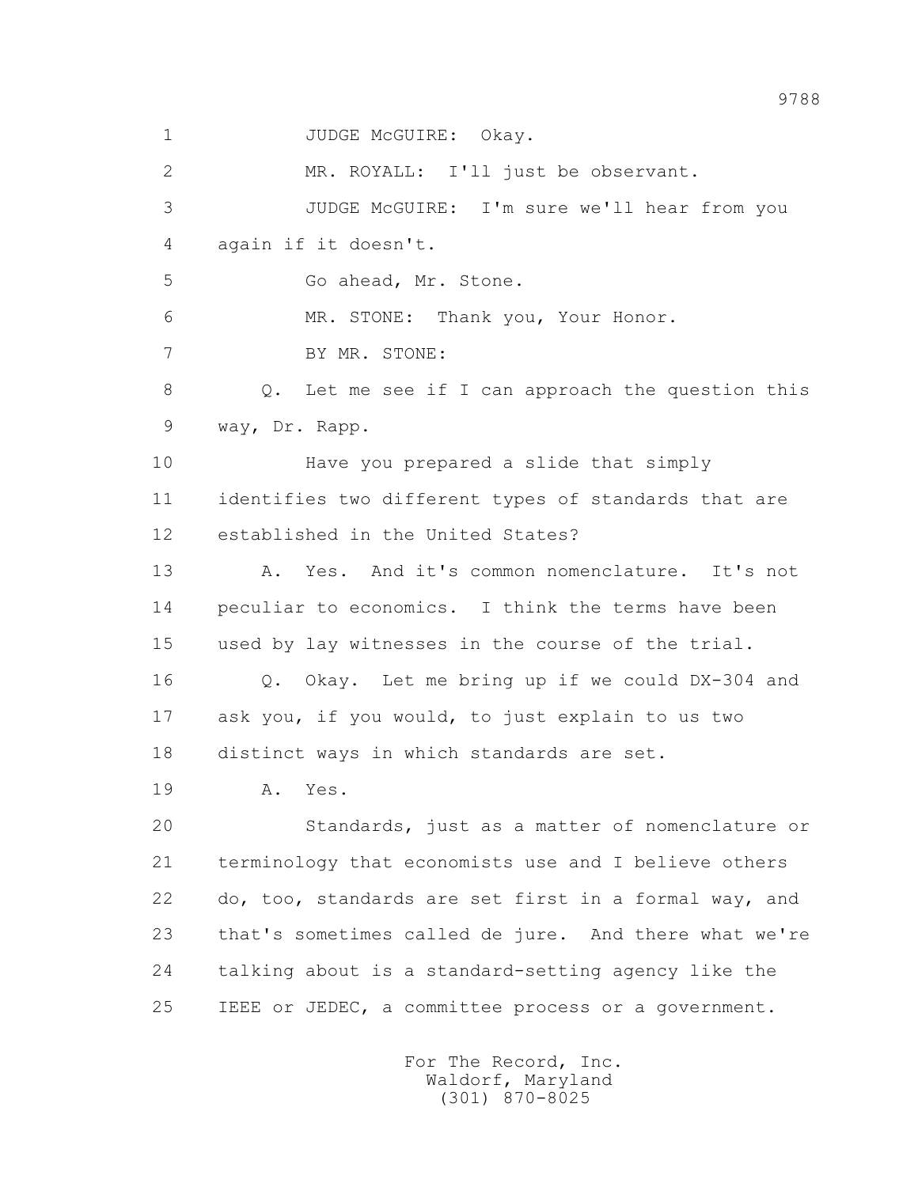1 JUDGE McGUIRE: Okay.

2 MR. ROYALL: I'll just be observant.

3 JUDGE McGUIRE: I'm sure we'll hear from you

4 again if it doesn't.

5 Go ahead, Mr. Stone.

6 MR. STONE: Thank you, Your Honor.

7 BY MR. STONE:

8 Q. Let me see if I can approach the question this

9 way, Dr. Rapp.

10 Have you prepared a slide that simply

11 identifies two different types of standards that are

12 established in the United States?

13 A. Yes. And it's common nomenclature. It's not

14 peculiar to economics. I think the terms have been

15 used by lay witnesses in the course of the trial.

16 Q. Okay. Let me bring up if we could DX-304 and

17 ask you, if you would, to just explain to us two

18 distinct ways in which standards are set.

19 A. Yes.

20 Standards, just as a matter of nomenclature or

21 terminology that economists use and I believe others

22 do, too, standards are set first in a formal way, and

23 that's sometimes called de jure. And there what we're

24 talking about is a standard-setting agency like the

25 IEEE or JEDEC, a committee process or a government.

For The Record, Inc.
Waldorf, Maryland
(301) 870-8025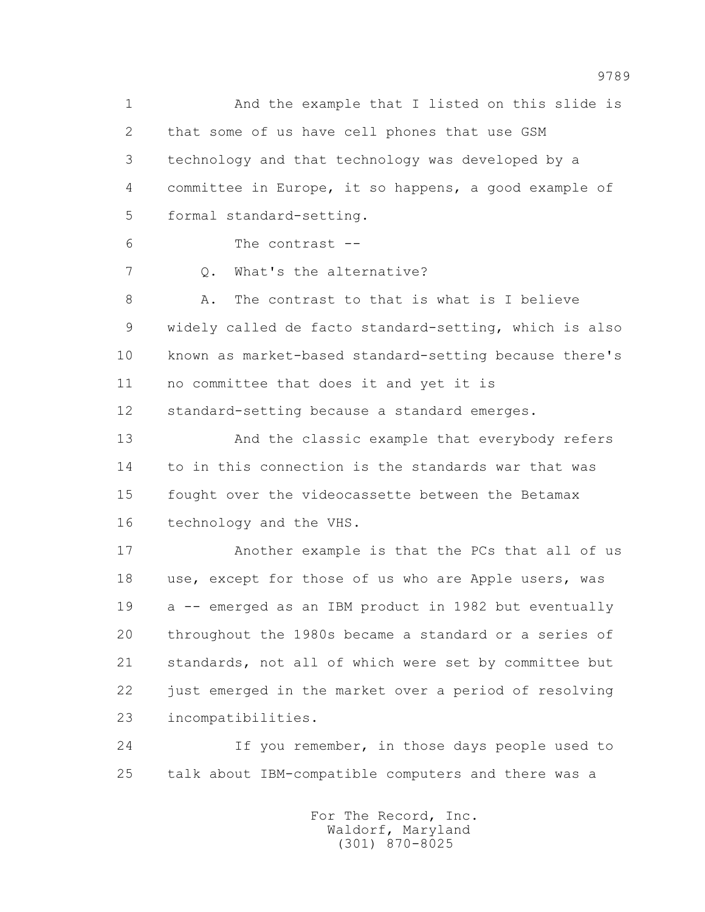1 And the example that I listed on this slide is
2 that some of us have cell phones that use GSM
3 technology and that technology was developed by a
4 committee in Europe, it so happens, a good example of
5 formal standard-setting.
6 The contrast --
7 Q. What's the alternative?
8 A. The contrast to that is what is I believe
9 widely called de facto standard-setting, which is also
10 known as market-based standard-setting because there's
11 no committee that does it and yet it is
12 standard-setting because a standard emerges.
13 And the classic example that everybody refers
14 to in this connection is the standards war that was
15 fought over the videocassette between the Betamax
16 technology and the VHS.
17 Another example is that the PCs that all of us
18 use, except for those of us who are Apple users, was
19 a -- emerged as an IBM product in 1982 but eventually
20 throughout the 1980s became a standard or a series of
21 standards, not all of which were set by committee but
22 just emerged in the market over a period of resolving
23 incompatibilities.
24 If you remember, in those days people used to
25 talk about IBM-compatible computers and there was a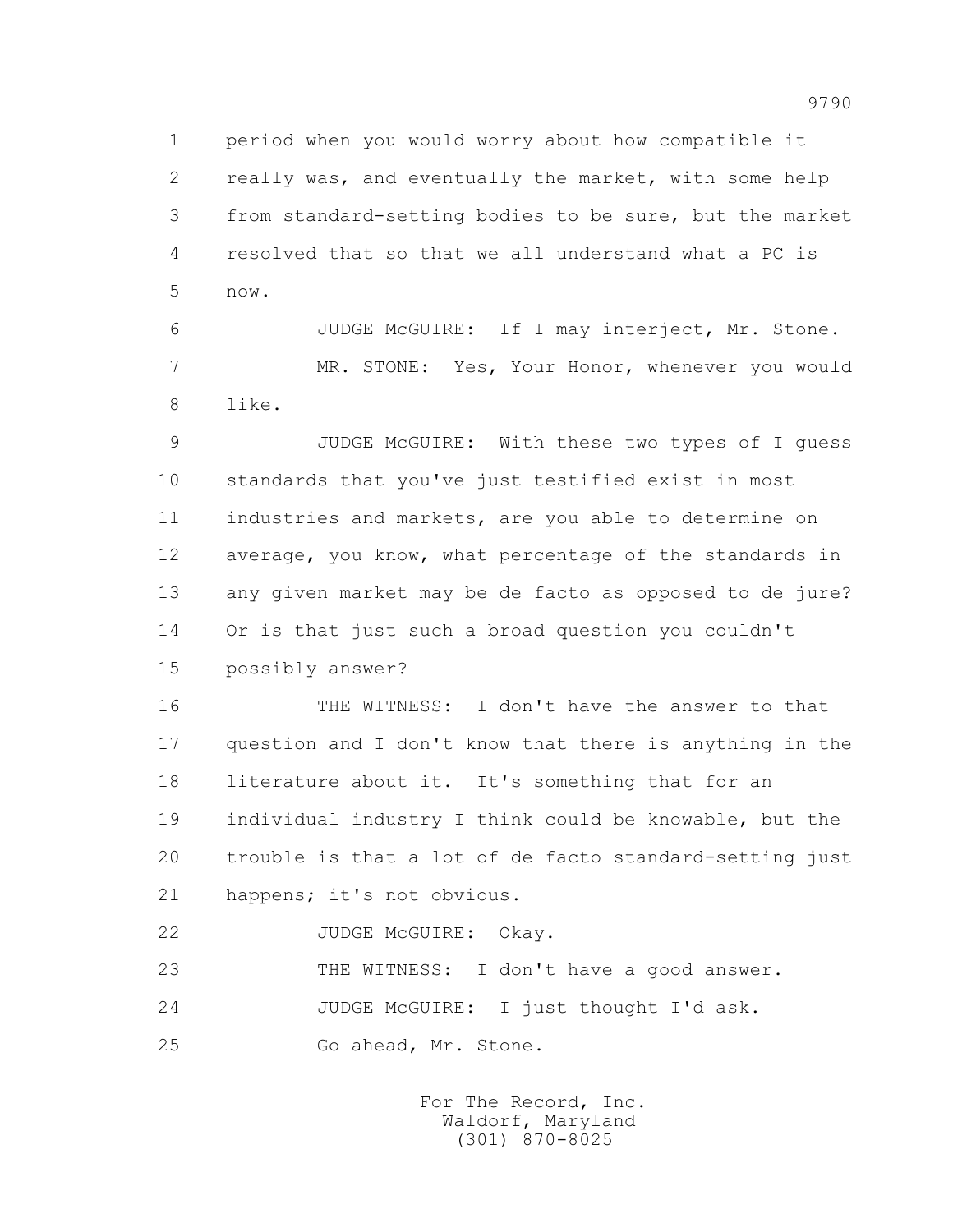period when you would worry about how compatible it really was, and eventually the market, with some help from standard-setting bodies to be sure, but the market resolved that so that we all understand what a PC is now.

JUDGE McGUIRE: If I may interject, Mr. Stone.

MR. STONE: Yes, Your Honor, whenever you would like.

JUDGE McGUIRE: With these two types of I guess standards that you've just testified exist in most industries and markets, are you able to determine on average, you know, what percentage of the standards in any given market may be de facto as opposed to de jure? Or is that just such a broad question you couldn't possibly answer?

THE WITNESS: I don't have the answer to that question and I don't know that there is anything in the literature about it. It's something that for an individual industry I think could be knowable, but the trouble is that a lot of de facto standard-setting just happens; it's not obvious.

JUDGE McGUIRE: Okay.

THE WITNESS: I don't have a good answer.

JUDGE McGUIRE: I just thought I'd ask.

Go ahead, Mr. Stone.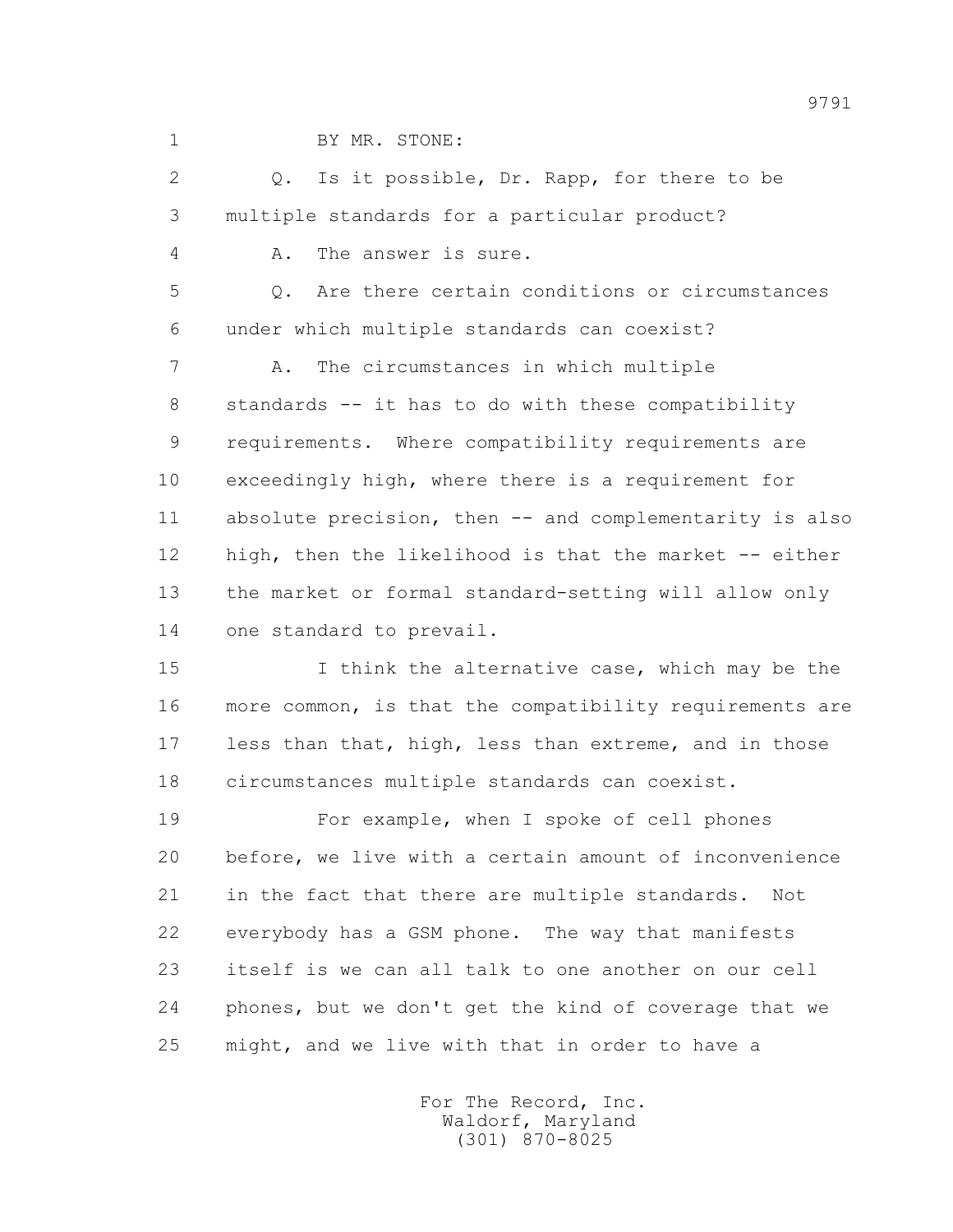1 BY MR. STONE:

2 Q. Is it possible, Dr. Rapp, for there to be

3 multiple standards for a particular product?

4 A. The answer is sure.

5 Q. Are there certain conditions or circumstances

6 under which multiple standards can coexist?

7 A. The circumstances in which multiple

8 standards -- it has to do with these compatibility

9 requirements. Where compatibility requirements are

10 exceedingly high, where there is a requirement for

11 absolute precision, then -- and complementarity is also

12 high, then the likelihood is that the market -- either

13 the market or formal standard-setting will allow only

14 one standard to prevail.

15 I think the alternative case, which may be the

16 more common, is that the compatibility requirements are

17 less than that, high, less than extreme, and in those

18 circumstances multiple standards can coexist.

19 For example, when I spoke of cell phones

20 before, we live with a certain amount of inconvenience

21 in the fact that there are multiple standards. Not

22 everybody has a GSM phone. The way that manifests

23 itself is we can all talk to one another on our cell

24 phones, but we don't get the kind of coverage that we

25 might, and we live with that in order to have a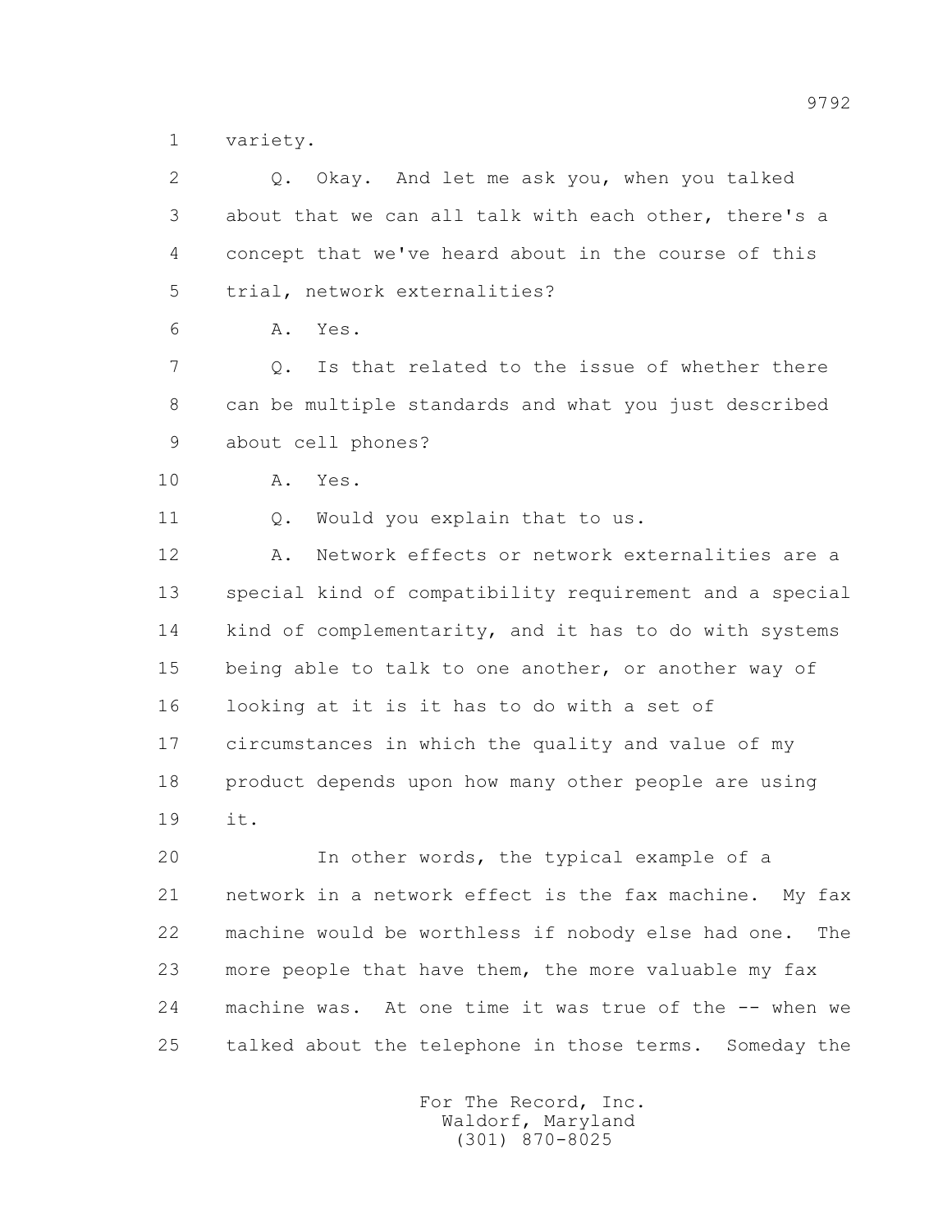1 variety.

2 Q. Okay. And let me ask you, when you talked
3 about that we can all talk with each other, there's a
4 concept that we've heard about in the course of this
5 trial, network externalities?

6 A. Yes.

7 Q. Is that related to the issue of whether there
8 can be multiple standards and what you just described
9 about cell phones?

10 A. Yes.

11 Q. Would you explain that to us.

12 A. Network effects or network externalities are a
13 special kind of compatibility requirement and a special
14 kind of complementarity, and it has to do with systems
15 being able to talk to one another, or another way of
16 looking at it is it has to do with a set of
17 circumstances in which the quality and value of my
18 product depends upon how many other people are using
19 it.

20 In other words, the typical example of a
21 network in a network effect is the fax machine. My fax
22 machine would be worthless if nobody else had one. The
23 more people that have them, the more valuable my fax
24 machine was. At one time it was true of the -- when we
25 talked about the telephone in those terms. Someday the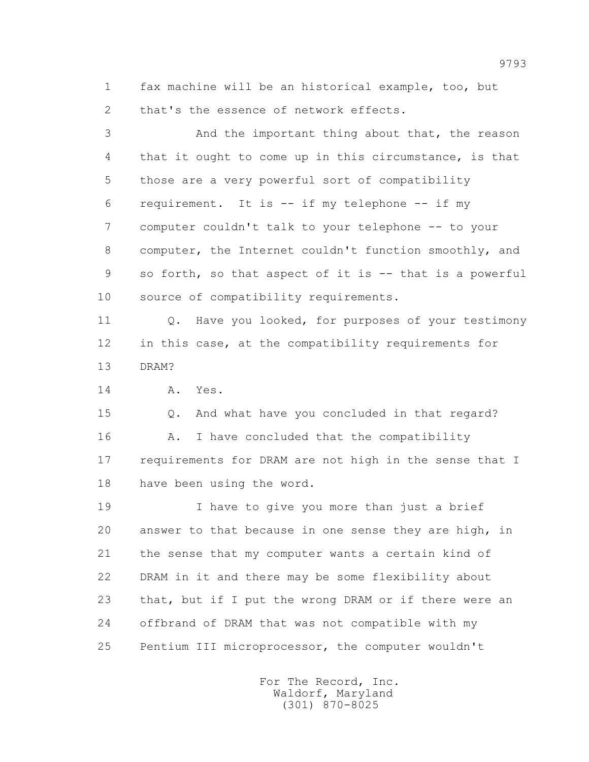fax machine will be an historical example, too, but that's the essence of network effects.

And the important thing about that, the reason that it ought to come up in this circumstance, is that those are a very powerful sort of compatibility requirement. It is -- if my telephone -- if my computer couldn't talk to your telephone -- to your computer, the Internet couldn't function smoothly, and so forth, so that aspect of it is -- that is a powerful source of compatibility requirements.

Q. Have you looked, for purposes of your testimony in this case, at the compatibility requirements for DRAM?

A. Yes.

Q. And what have you concluded in that regard?

A. I have concluded that the compatibility requirements for DRAM are not high in the sense that I have been using the word.

I have to give you more than just a brief answer to that because in one sense they are high, in the sense that my computer wants a certain kind of DRAM in it and there may be some flexibility about that, but if I put the wrong DRAM or if there were an offbrand of DRAM that was not compatible with my Pentium III microprocessor, the computer wouldn't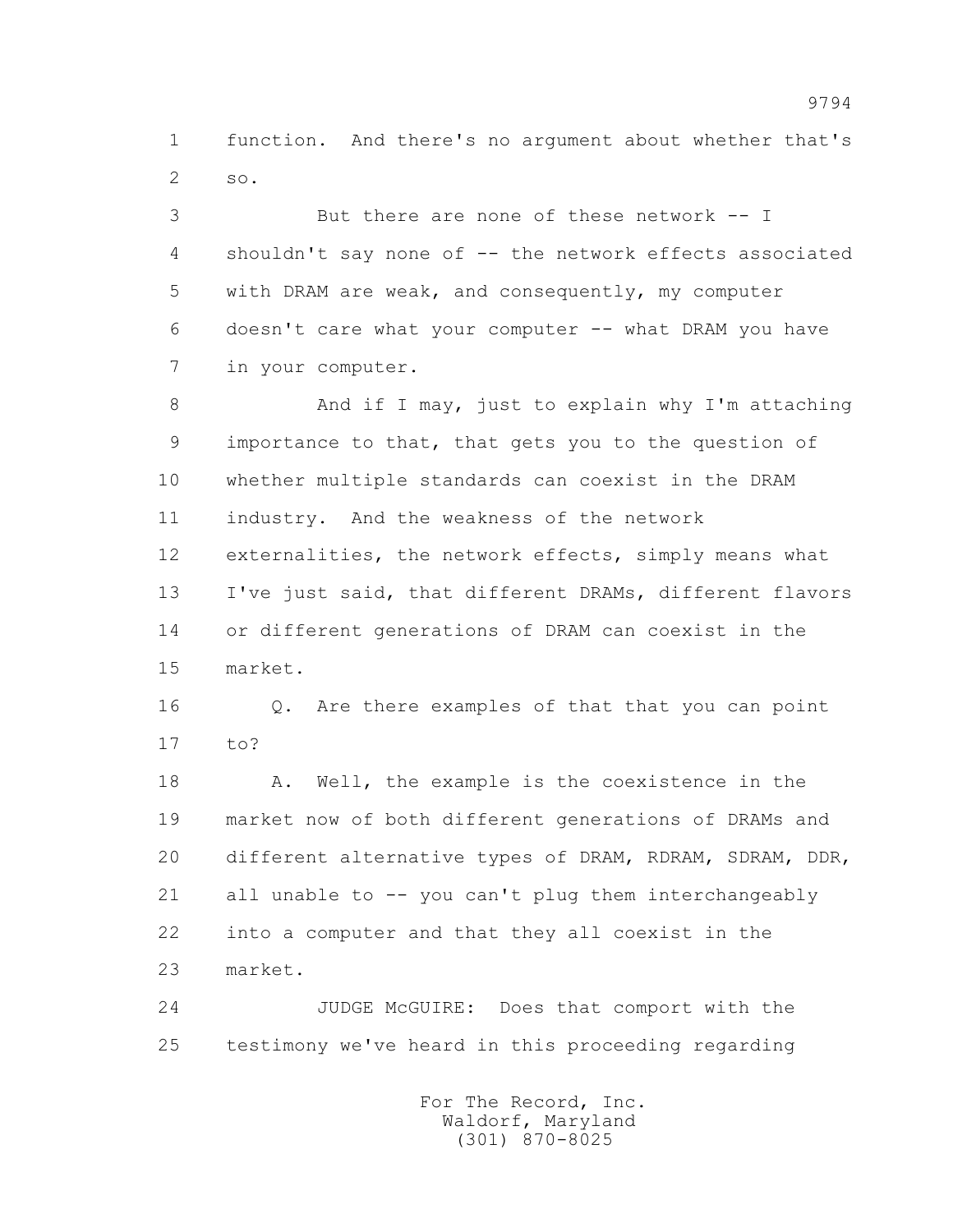function. And there's no argument about whether that's so.

But there are none of these network -- I shouldn't say none of -- the network effects associated with DRAM are weak, and consequently, my computer doesn't care what your computer -- what DRAM you have in your computer.

And if I may, just to explain why I'm attaching importance to that, that gets you to the question of whether multiple standards can coexist in the DRAM industry. And the weakness of the network externalities, the network effects, simply means what I've just said, that different DRAMs, different flavors or different generations of DRAM can coexist in the market.

Q. Are there examples of that that you can point to?

A. Well, the example is the coexistence in the market now of both different generations of DRAMs and different alternative types of DRAM, RDRAM, SDRAM, DDR, all unable to -- you can't plug them interchangeably into a computer and that they all coexist in the market.

JUDGE McGUIRE: Does that comport with the testimony we've heard in this proceeding regarding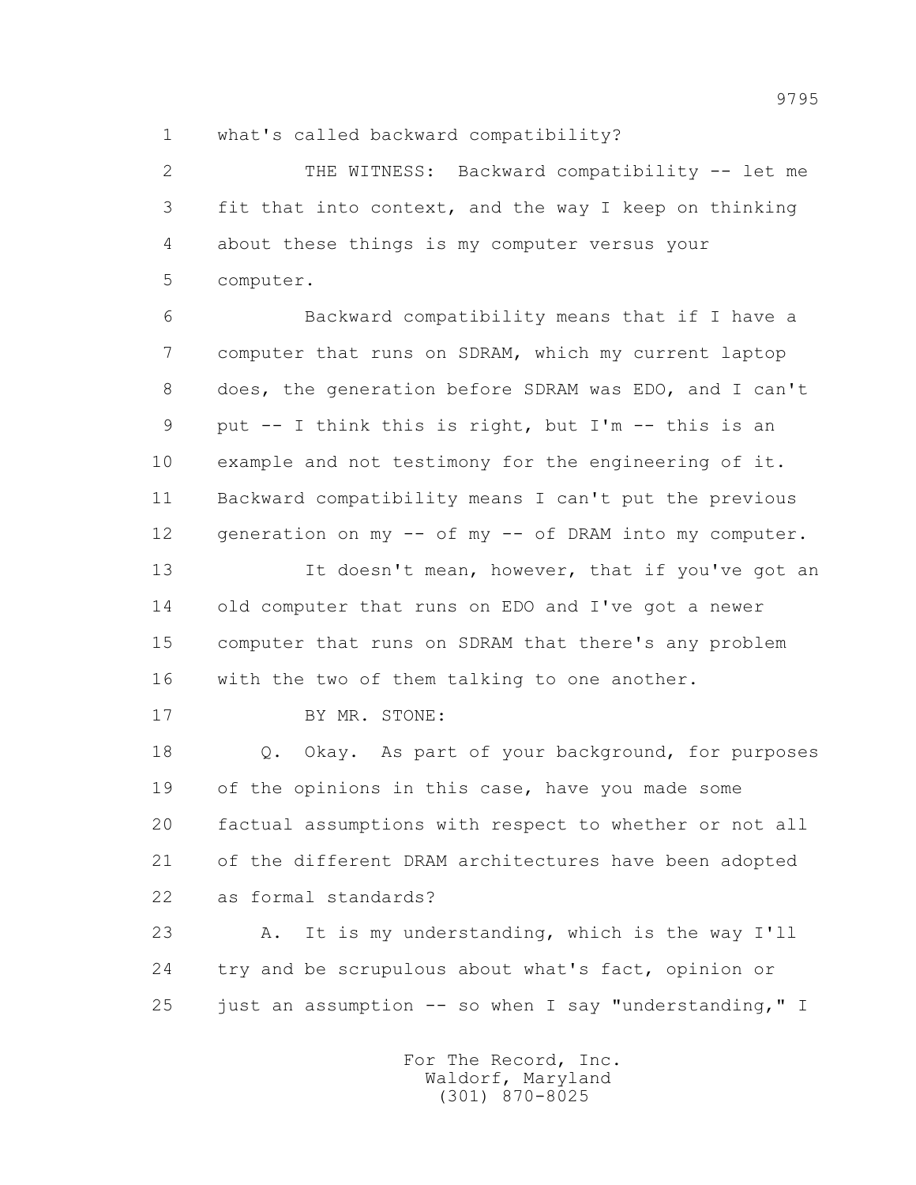1 what's called backward compatibility?

2 THE WITNESS: Backward compatibility -- let me
3 fit that into context, and the way I keep on thinking
4 about these things is my computer versus your
5 computer.

6 Backward compatibility means that if I have a
7 computer that runs on SDRAM, which my current laptop
8 does, the generation before SDRAM was EDO, and I can't
9 put -- I think this is right, but I'm -- this is an
10 example and not testimony for the engineering of it.
11 Backward compatibility means I can't put the previous
12 generation on my -- of my -- of DRAM into my computer.

13 It doesn't mean, however, that if you've got an
14 old computer that runs on EDO and I've got a newer
15 computer that runs on SDRAM that there's any problem
16 with the two of them talking to one another.

17 BY MR. STONE:

18 Q. Okay. As part of your background, for purposes
19 of the opinions in this case, have you made some
20 factual assumptions with respect to whether or not all
21 of the different DRAM architectures have been adopted
22 as formal standards?

23 A. It is my understanding, which is the way I'll
24 try and be scrupulous about what's fact, opinion or
25 just an assumption -- so when I say "understanding," I

For The Record, Inc.
Waldorf, Maryland
(301) 870-8025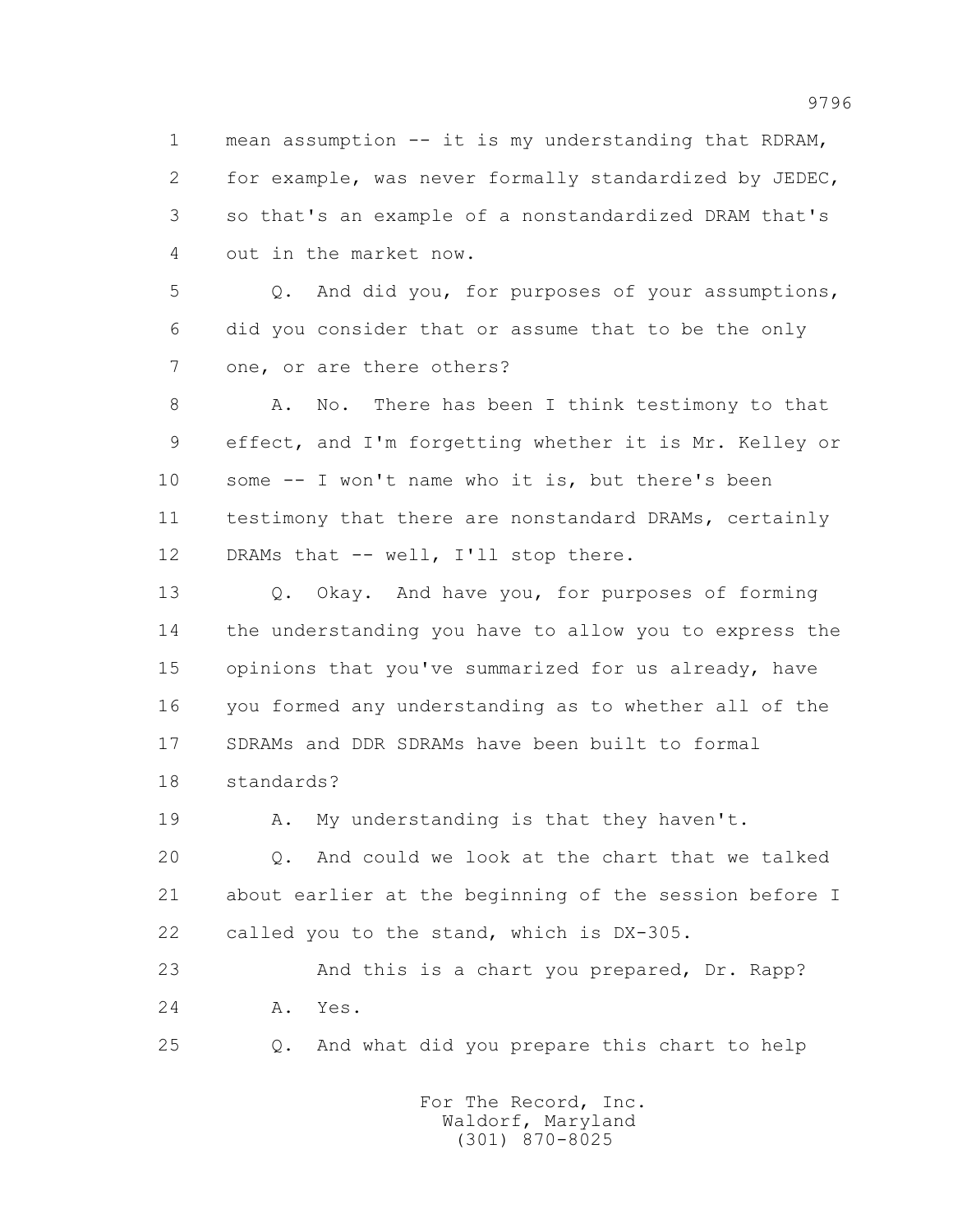1 mean assumption -- it is my understanding that RDRAM,
2 for example, was never formally standardized by JEDEC,
3 so that's an example of a nonstandardized DRAM that's
4 out in the market now.

5 Q. And did you, for purposes of your assumptions,
6 did you consider that or assume that to be the only
7 one, or are there others?

8 A. No. There has been I think testimony to that
9 effect, and I'm forgetting whether it is Mr. Kelley or
10 some -- I won't name who it is, but there's been
11 testimony that there are nonstandard DRAMs, certainly
12 DRAMs that -- well, I'll stop there.

13 Q. Okay. And have you, for purposes of forming
14 the understanding you have to allow you to express the
15 opinions that you've summarized for us already, have
16 you formed any understanding as to whether all of the
17 SDRAMs and DDR SDRAMs have been built to formal
18 standards?

19 A. My understanding is that they haven't.

20 Q. And could we look at the chart that we talked
21 about earlier at the beginning of the session before I
22 called you to the stand, which is DX-305.

23 And this is a chart you prepared, Dr. Rapp?

24 A. Yes.

25 Q. And what did you prepare this chart to help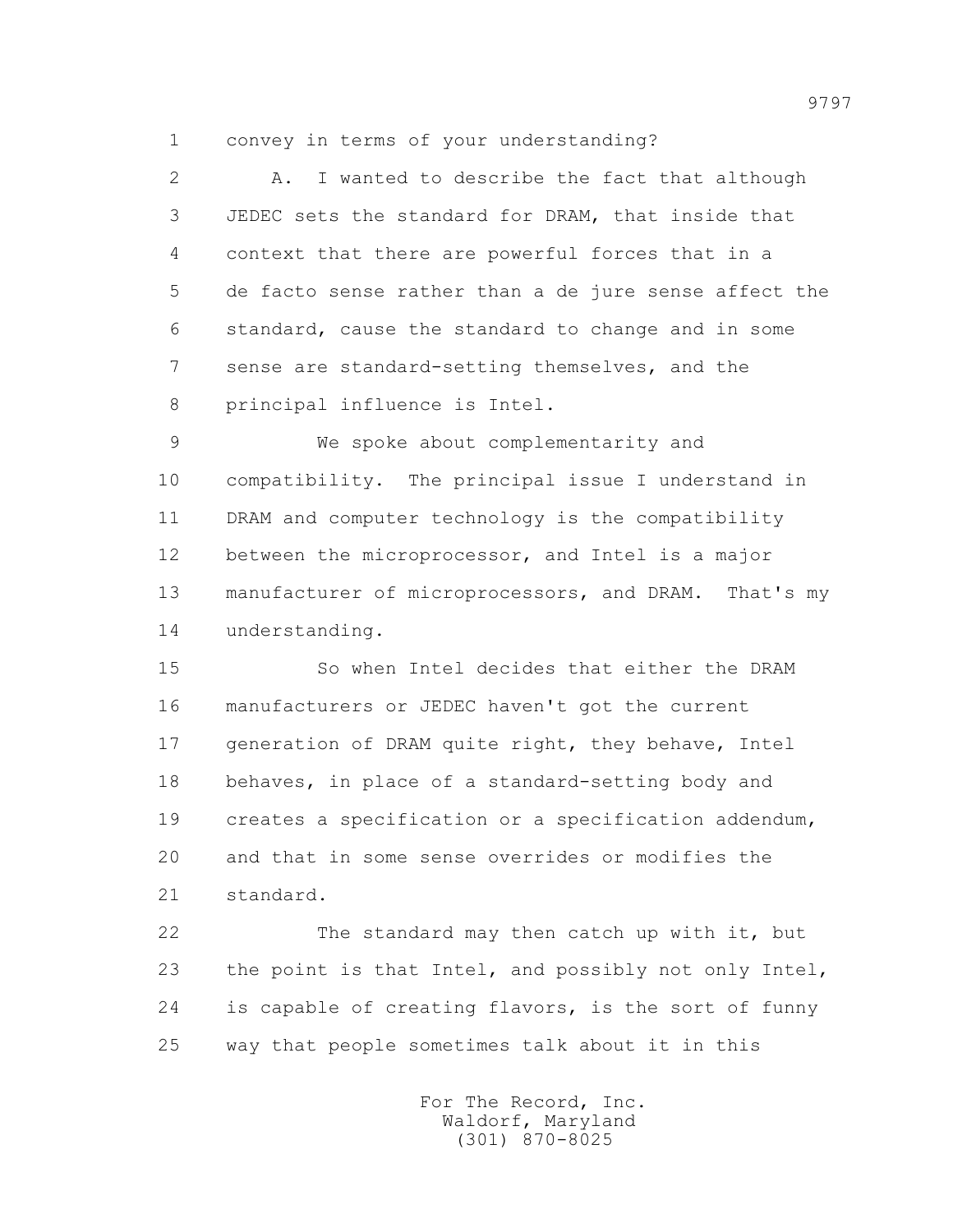convey in terms of your understanding?

A. I wanted to describe the fact that although JEDEC sets the standard for DRAM, that inside that context that there are powerful forces that in a de facto sense rather than a de jure sense affect the standard, cause the standard to change and in some sense are standard-setting themselves, and the principal influence is Intel.

We spoke about complementarity and compatibility. The principal issue I understand in DRAM and computer technology is the compatibility between the microprocessor, and Intel is a major manufacturer of microprocessors, and DRAM. That's my understanding.

So when Intel decides that either the DRAM manufacturers or JEDEC haven't got the current generation of DRAM quite right, they behave, Intel behaves, in place of a standard-setting body and creates a specification or a specification addendum, and that in some sense overrides or modifies the standard.

The standard may then catch up with it, but the point is that Intel, and possibly not only Intel, is capable of creating flavors, is the sort of funny way that people sometimes talk about it in this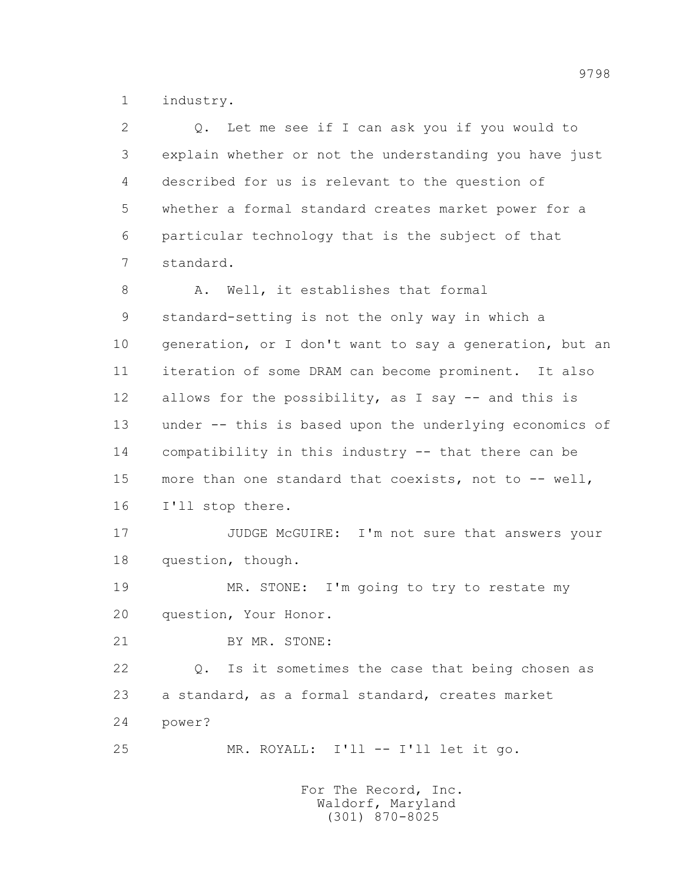industry.

Q. Let me see if I can ask you if you would to explain whether or not the understanding you have just described for us is relevant to the question of whether a formal standard creates market power for a particular technology that is the subject of that standard.

A. Well, it establishes that formal standard-setting is not the only way in which a generation, or I don't want to say a generation, but an iteration of some DRAM can become prominent. It also allows for the possibility, as I say -- and this is under -- this is based upon the underlying economics of compatibility in this industry -- that there can be more than one standard that coexists, not to -- well, I'll stop there.

JUDGE McGUIRE: I'm not sure that answers your question, though.

MR. STONE: I'm going to try to restate my question, Your Honor.

BY MR. STONE:

Q. Is it sometimes the case that being chosen as a standard, as a formal standard, creates market power?

MR. ROYALL: I'll -- I'll let it go.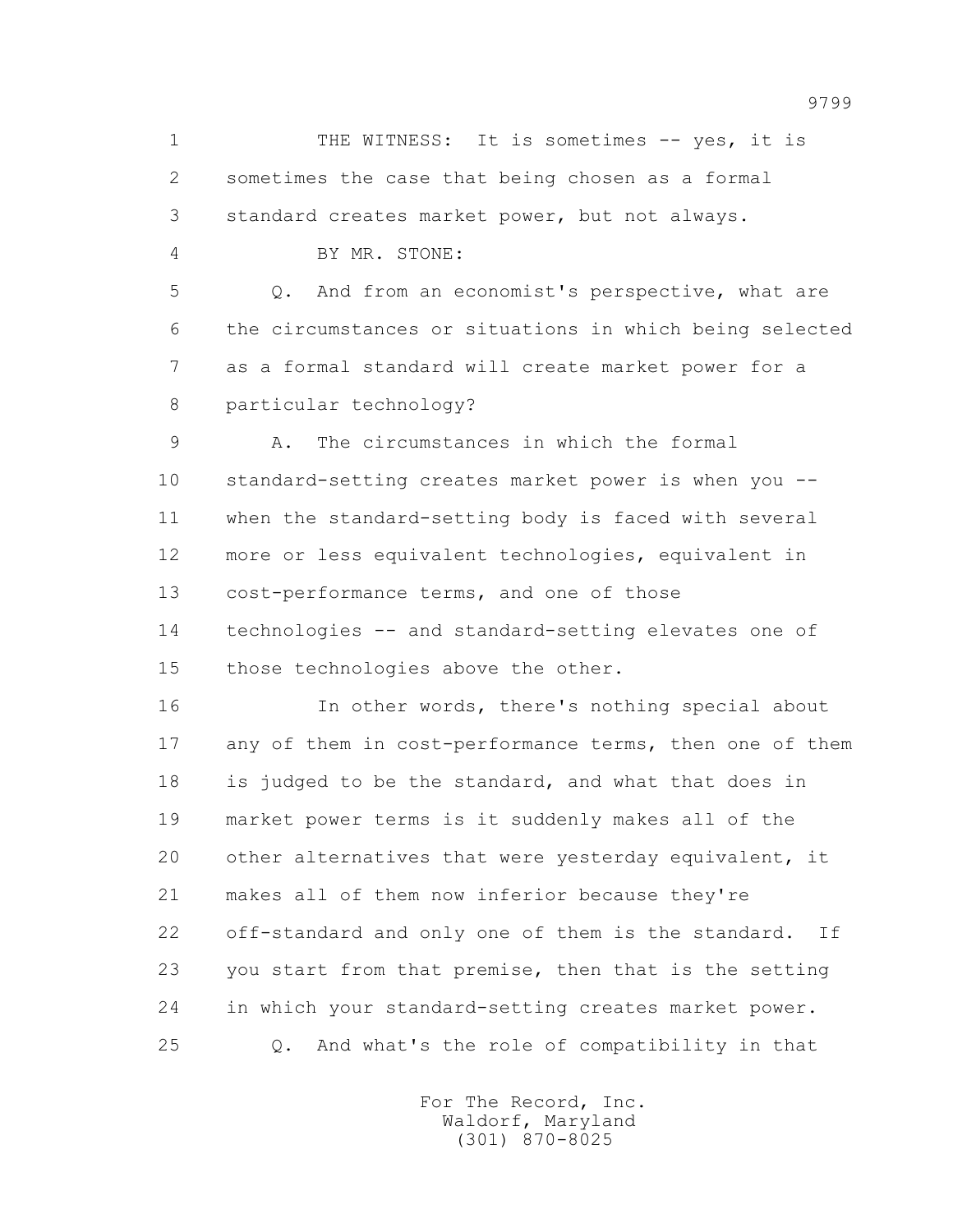THE WITNESS: It is sometimes -- yes, it is sometimes the case that being chosen as a formal standard creates market power, but not always.

BY MR. STONE:

Q. And from an economist's perspective, what are the circumstances or situations in which being selected as a formal standard will create market power for a particular technology?

A. The circumstances in which the formal standard-setting creates market power is when you -- when the standard-setting body is faced with several more or less equivalent technologies, equivalent in cost-performance terms, and one of those technologies -- and standard-setting elevates one of those technologies above the other.

In other words, there's nothing special about any of them in cost-performance terms, then one of them is judged to be the standard, and what that does in market power terms is it suddenly makes all of the other alternatives that were yesterday equivalent, it makes all of them now inferior because they're off-standard and only one of them is the standard. If you start from that premise, then that is the setting in which your standard-setting creates market power.

Q. And what's the role of compatibility in that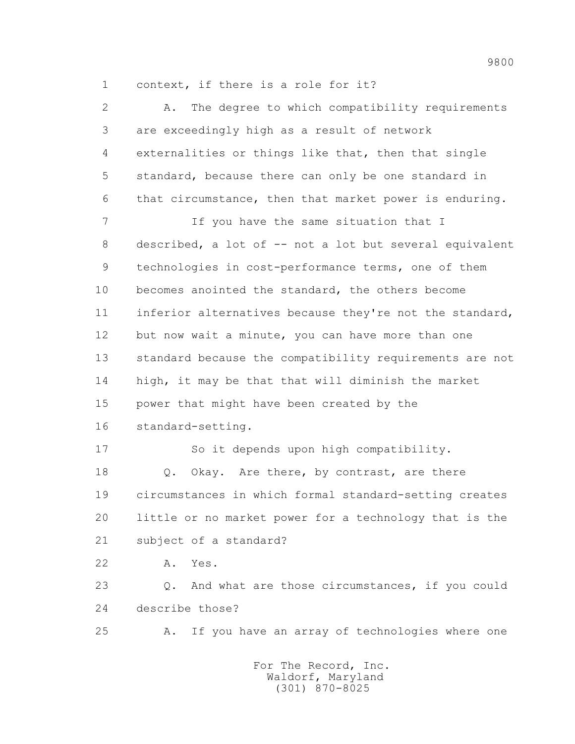1 context, if there is a role for it?

2 A. The degree to which compatibility requirements

3 are exceedingly high as a result of network

4 externalities or things like that, then that single

5 standard, because there can only be one standard in

6 that circumstance, then that market power is enduring.

7 If you have the same situation that I

8 described, a lot of -- not a lot but several equivalent

9 technologies in cost-performance terms, one of them

10 becomes anointed the standard, the others become

11 inferior alternatives because they're not the standard,

12 but now wait a minute, you can have more than one

13 standard because the compatibility requirements are not

14 high, it may be that that will diminish the market

15 power that might have been created by the

16 standard-setting.

17 So it depends upon high compatibility.

18 Q. Okay. Are there, by contrast, are there

19 circumstances in which formal standard-setting creates

20 little or no market power for a technology that is the

21 subject of a standard?

22 A. Yes.

23 Q. And what are those circumstances, if you could

24 describe those?

25 A. If you have an array of technologies where one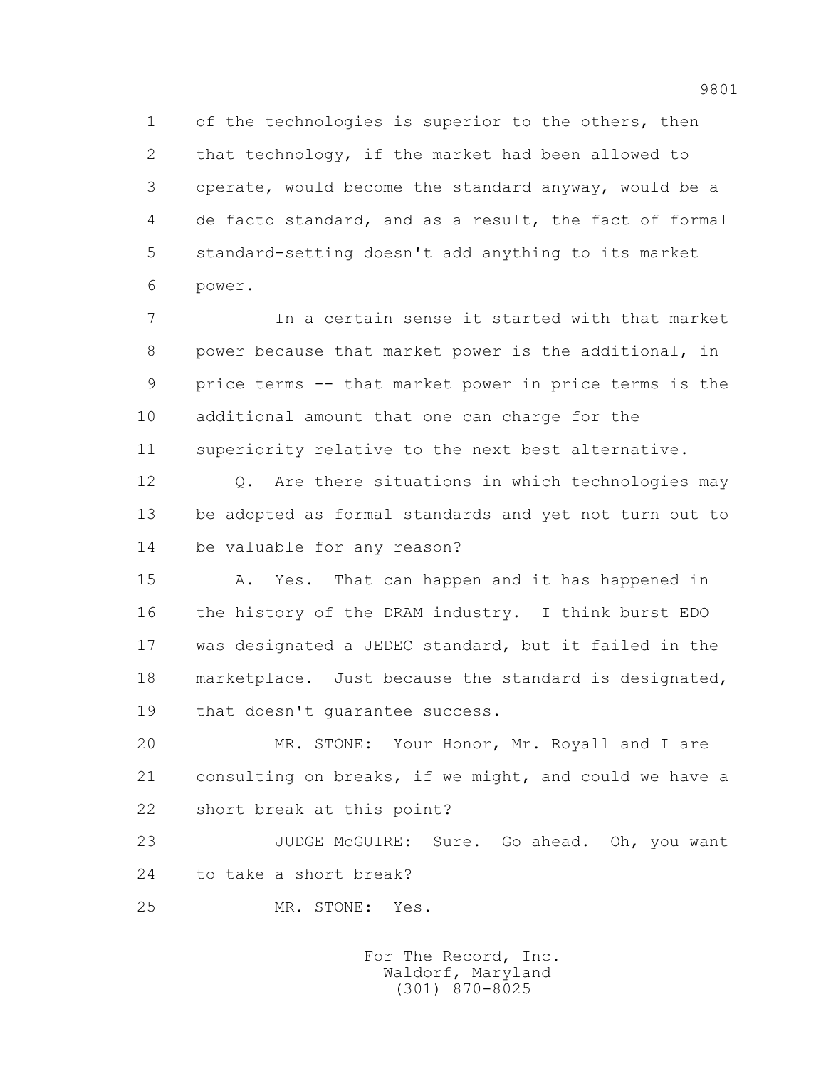1 of the technologies is superior to the others, then
2 that technology, if the market had been allowed to
3 operate, would become the standard anyway, would be a
4 de facto standard, and as a result, the fact of formal
5 standard-setting doesn't add anything to its market
6 power.

7 In a certain sense it started with that market
8 power because that market power is the additional, in
9 price terms -- that market power in price terms is the
10 additional amount that one can charge for the
11 superiority relative to the next best alternative.

12 Q. Are there situations in which technologies may
13 be adopted as formal standards and yet not turn out to
14 be valuable for any reason?

15 A. Yes. That can happen and it has happened in
16 the history of the DRAM industry. I think burst EDO
17 was designated a JEDEC standard, but it failed in the
18 marketplace. Just because the standard is designated,
19 that doesn't guarantee success.

20 MR. STONE: Your Honor, Mr. Royall and I are
21 consulting on breaks, if we might, and could we have a
22 short break at this point?

23 JUDGE McGUIRE: Sure. Go ahead. Oh, you want
24 to take a short break?

25 MR. STONE: Yes.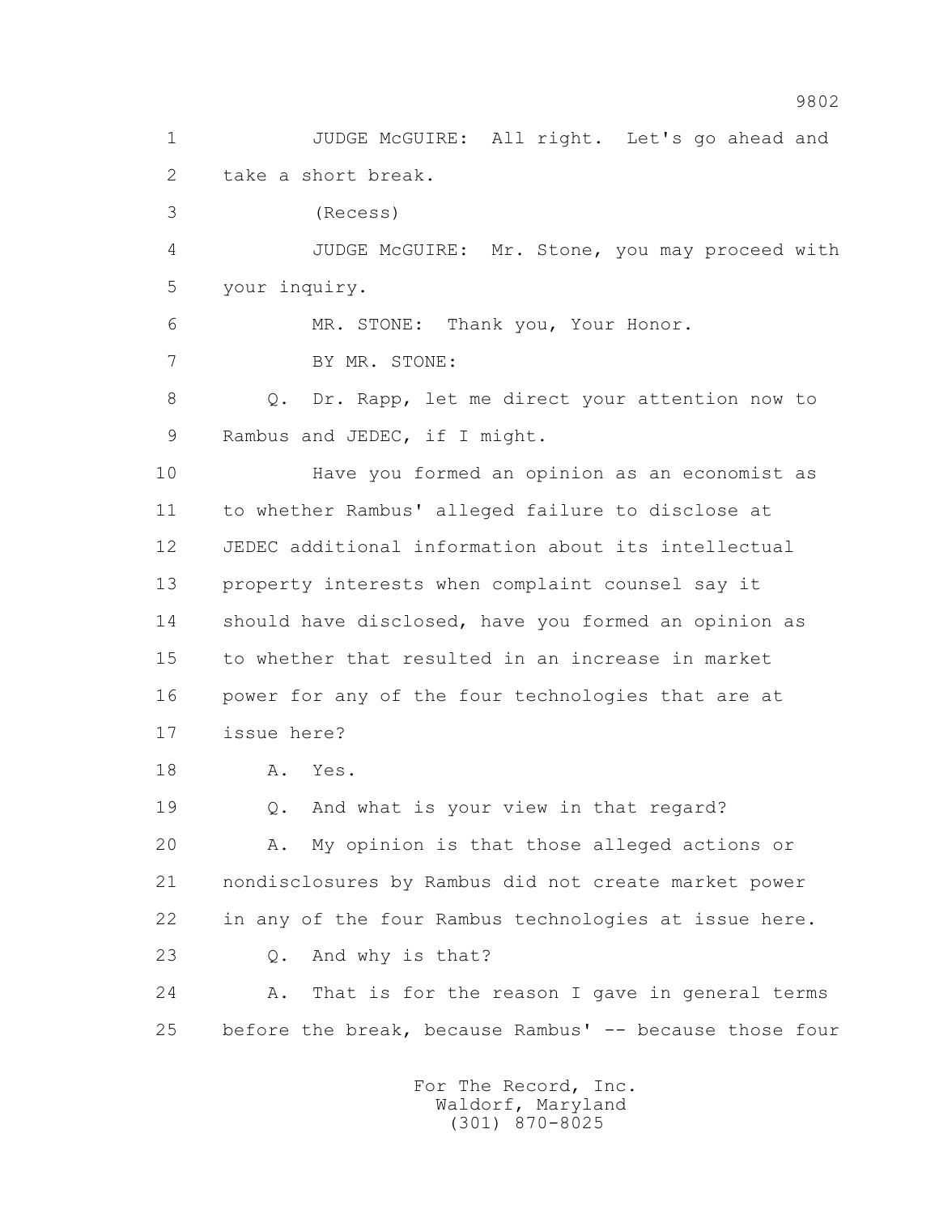1 JUDGE McGUIRE: All right. Let's go ahead and
2 take a short break.
3 (Recess)
4 JUDGE McGUIRE: Mr. Stone, you may proceed with
5 your inquiry.
6 MR. STONE: Thank you, Your Honor.
7 BY MR. STONE:
8 Q. Dr. Rapp, let me direct your attention now to
9 Rambus and JEDEC, if I might.
10 Have you formed an opinion as an economist as
11 to whether Rambus' alleged failure to disclose at
12 JEDEC additional information about its intellectual
13 property interests when complaint counsel say it
14 should have disclosed, have you formed an opinion as
15 to whether that resulted in an increase in market
16 power for any of the four technologies that are at
17 issue here?
18 A. Yes.
19 Q. And what is your view in that regard?
20 A. My opinion is that those alleged actions or
21 nondisclosures by Rambus did not create market power
22 in any of the four Rambus technologies at issue here.
23 Q. And why is that?
24 A. That is for the reason I gave in general terms
25 before the break, because Rambus' -- because those four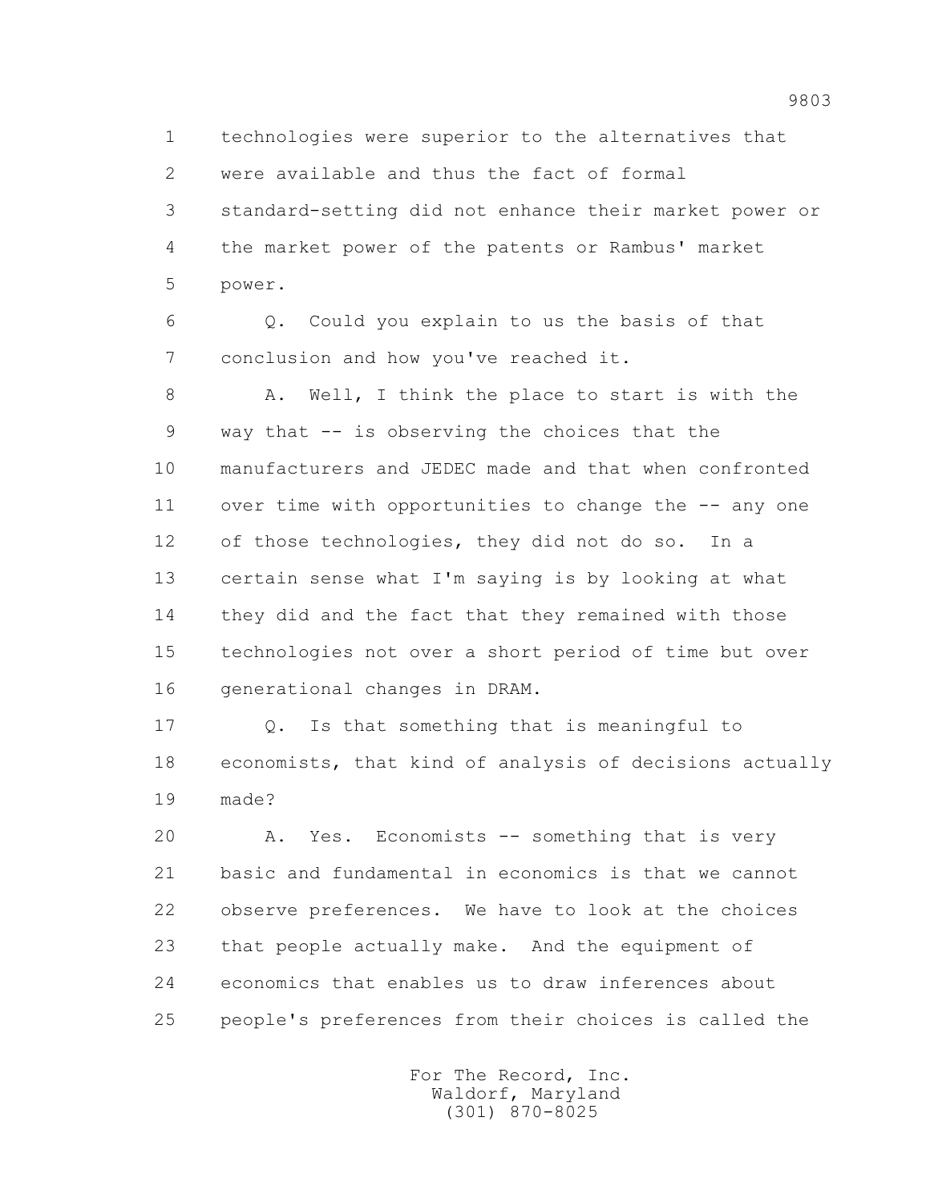1 technologies were superior to the alternatives that
2 were available and thus the fact of formal
3 standard-setting did not enhance their market power or
4 the market power of the patents or Rambus' market
5 power.

6 Q. Could you explain to us the basis of that
7 conclusion and how you've reached it.

8 A. Well, I think the place to start is with the
9 way that -- is observing the choices that the
10 manufacturers and JEDEC made and that when confronted
11 over time with opportunities to change the -- any one
12 of those technologies, they did not do so. In a
13 certain sense what I'm saying is by looking at what
14 they did and the fact that they remained with those
15 technologies not over a short period of time but over
16 generational changes in DRAM.

17 Q. Is that something that is meaningful to
18 economists, that kind of analysis of decisions actually
19 made?

20 A. Yes. Economists -- something that is very
21 basic and fundamental in economics is that we cannot
22 observe preferences. We have to look at the choices
23 that people actually make. And the equipment of
24 economics that enables us to draw inferences about
25 people's preferences from their choices is called the

For The Record, Inc.
Waldorf, Maryland
(301) 870-8025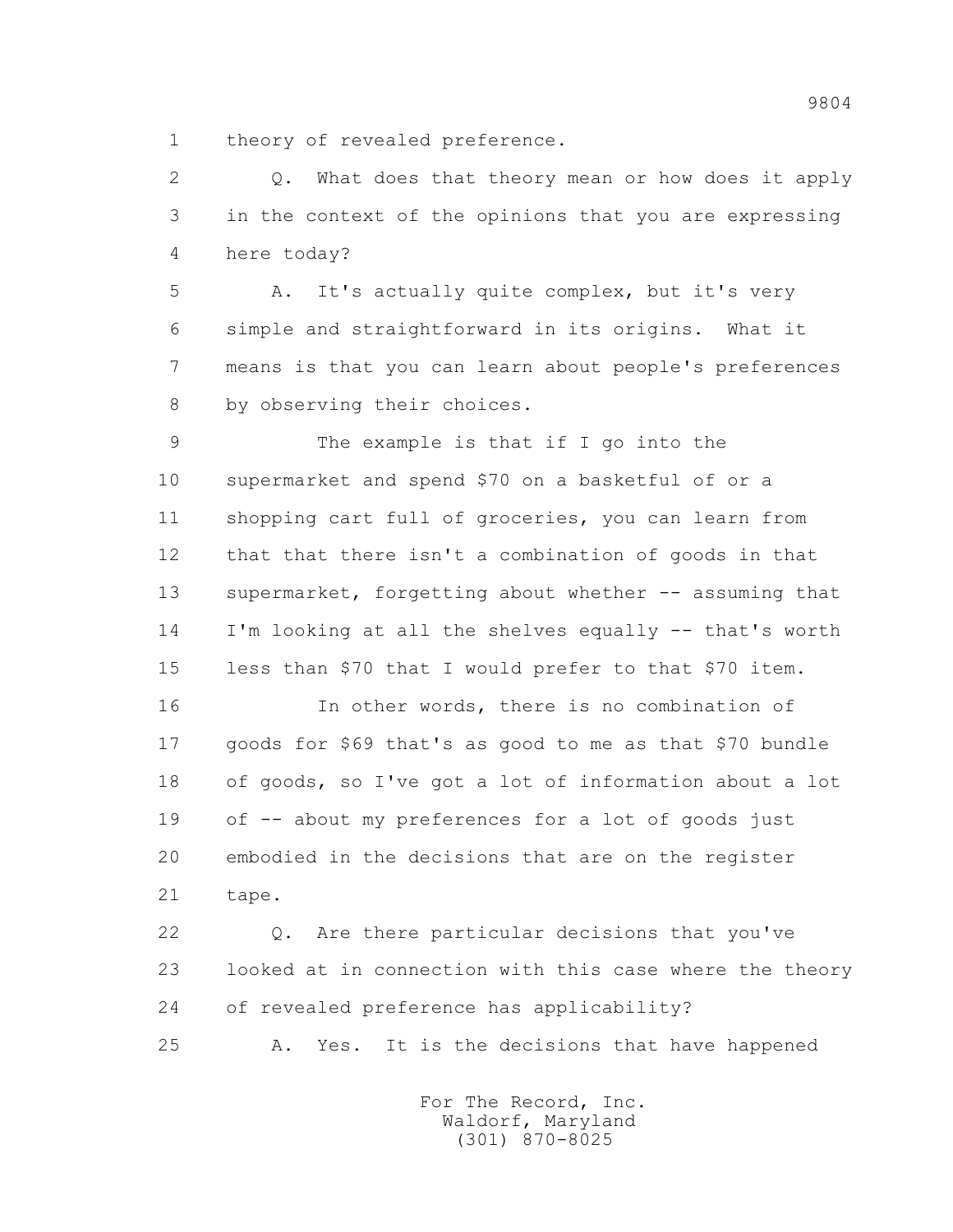1 theory of revealed preference.

2 Q. What does that theory mean or how does it apply
3 in the context of the opinions that you are expressing
4 here today?

5 A. It's actually quite complex, but it's very
6 simple and straightforward in its origins. What it
7 means is that you can learn about people's preferences
8 by observing their choices.

9 The example is that if I go into the
10 supermarket and spend $70 on a basketful of or a
11 shopping cart full of groceries, you can learn from
12 that that there isn't a combination of goods in that
13 supermarket, forgetting about whether -- assuming that
14 I'm looking at all the shelves equally -- that's worth
15 less than $70 that I would prefer to that $70 item.

16 In other words, there is no combination of
17 goods for $69 that's as good to me as that $70 bundle
18 of goods, so I've got a lot of information about a lot
19 of -- about my preferences for a lot of goods just
20 embodied in the decisions that are on the register
21 tape.

22 Q. Are there particular decisions that you've
23 looked at in connection with this case where the theory
24 of revealed preference has applicability?

25 A. Yes. It is the decisions that have happened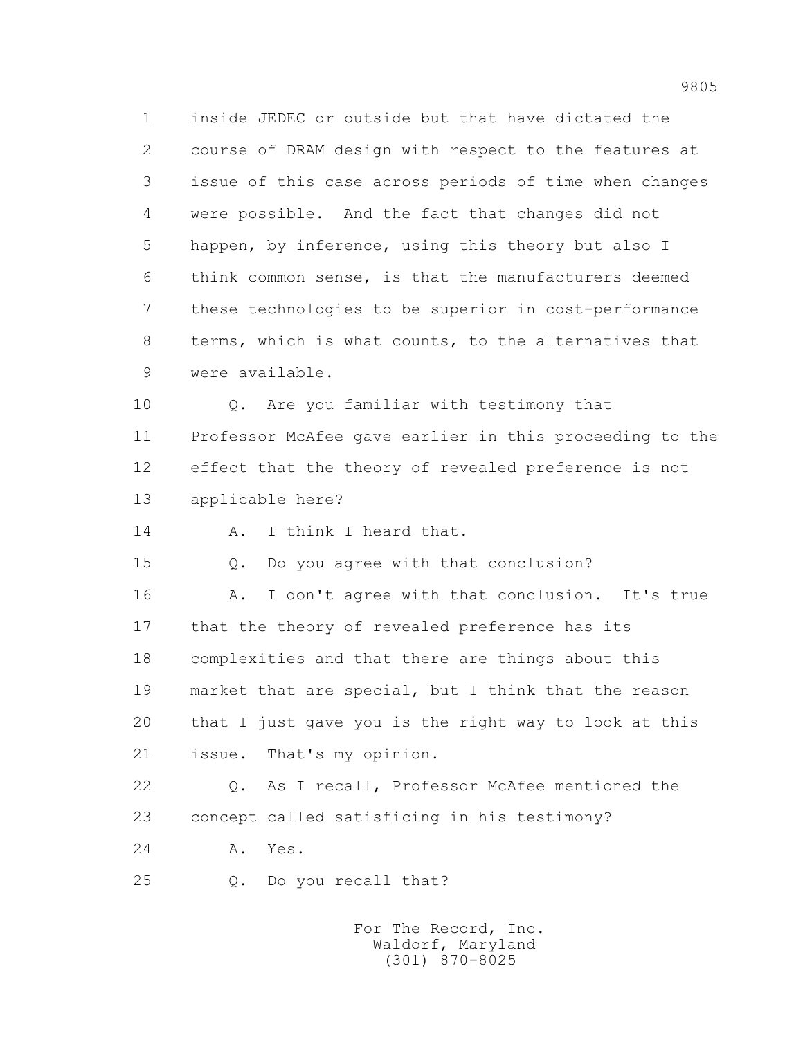1 inside JEDEC or outside but that have dictated the
2 course of DRAM design with respect to the features at
3 issue of this case across periods of time when changes
4 were possible. And the fact that changes did not
5 happen, by inference, using this theory but also I
6 think common sense, is that the manufacturers deemed
7 these technologies to be superior in cost-performance
8 terms, which is what counts, to the alternatives that
9 were available.

10 Q. Are you familiar with testimony that
11 Professor McAfee gave earlier in this proceeding to the
12 effect that the theory of revealed preference is not
13 applicable here?

14 A. I think I heard that.

15 Q. Do you agree with that conclusion?

16 A. I don't agree with that conclusion. It's true
17 that the theory of revealed preference has its
18 complexities and that there are things about this
19 market that are special, but I think that the reason
20 that I just gave you is the right way to look at this
21 issue. That's my opinion.

22 Q. As I recall, Professor McAfee mentioned the
23 concept called satisficing in his testimony?

24 A. Yes.

25 Q. Do you recall that?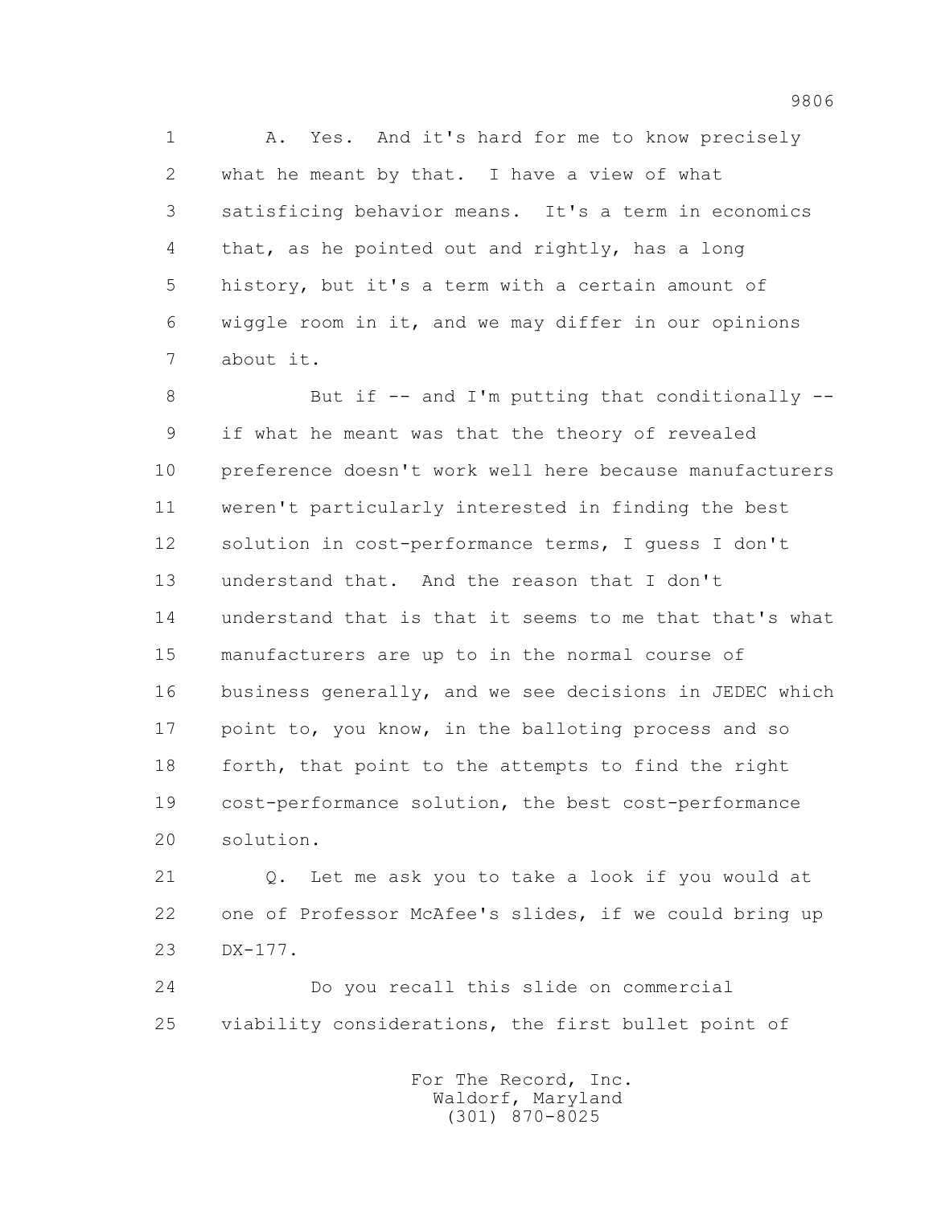A. Yes. And it's hard for me to know precisely what he meant by that. I have a view of what satisficing behavior means. It's a term in economics that, as he pointed out and rightly, has a long history, but it's a term with a certain amount of wiggle room in it, and we may differ in our opinions about it.

But if -- and I'm putting that conditionally -- if what he meant was that the theory of revealed preference doesn't work well here because manufacturers weren't particularly interested in finding the best solution in cost-performance terms, I guess I don't understand that. And the reason that I don't understand that is that it seems to me that that's what manufacturers are up to in the normal course of business generally, and we see decisions in JEDEC which point to, you know, in the balloting process and so forth, that point to the attempts to find the right cost-performance solution, the best cost-performance solution.

Q. Let me ask you to take a look if you would at one of Professor McAfee's slides, if we could bring up DX-177.

Do you recall this slide on commercial viability considerations, the first bullet point of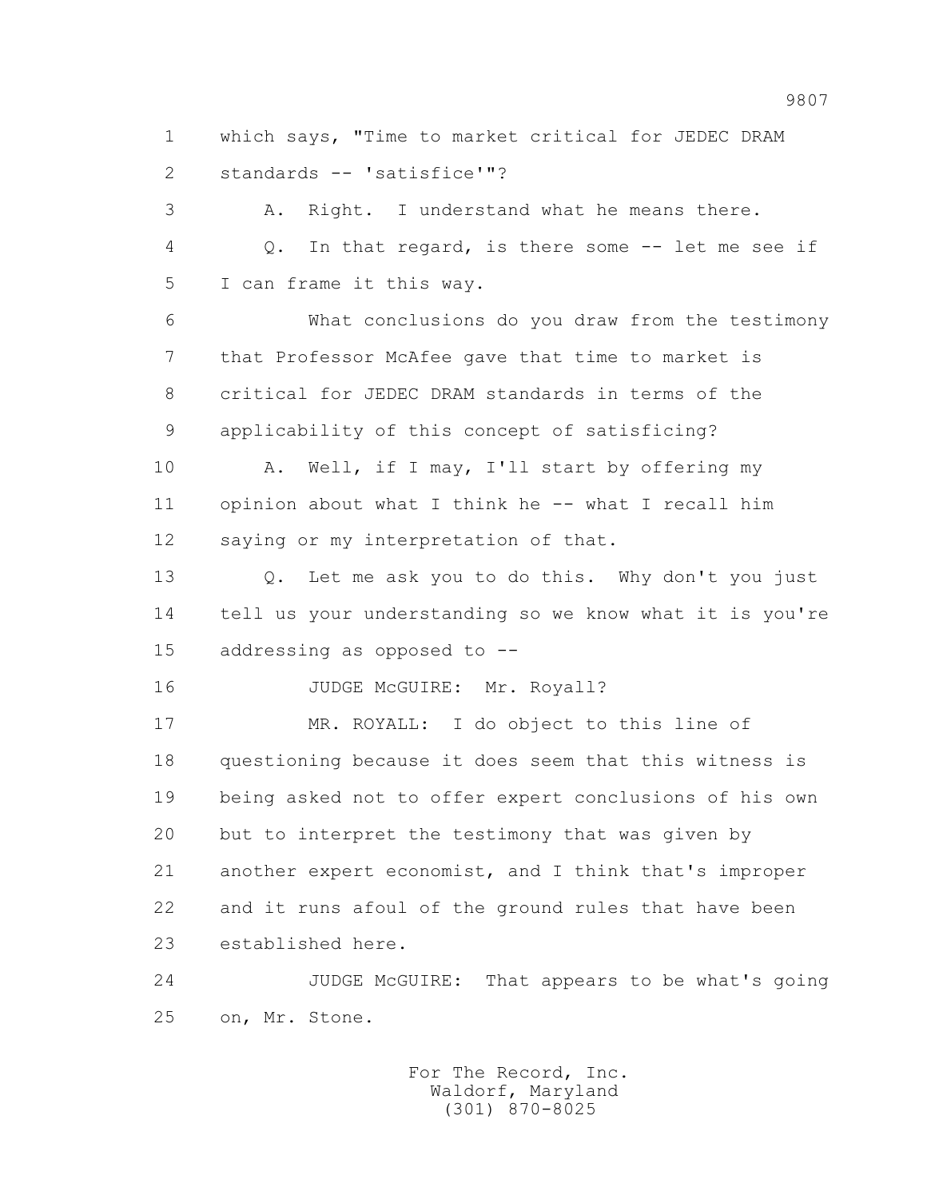1 which says, "Time to market critical for JEDEC DRAM
2 standards -- 'satisfice'"?

3 A. Right. I understand what he means there.

4 Q. In that regard, is there some -- let me see if
5 I can frame it this way.

6 What conclusions do you draw from the testimony
7 that Professor McAfee gave that time to market is
8 critical for JEDEC DRAM standards in terms of the
9 applicability of this concept of satisficing?

10 A. Well, if I may, I'll start by offering my
11 opinion about what I think he -- what I recall him
12 saying or my interpretation of that.

13 Q. Let me ask you to do this. Why don't you just
14 tell us your understanding so we know what it is you're
15 addressing as opposed to --

16 JUDGE McGUIRE: Mr. Royall?

17 MR. ROYALL: I do object to this line of
18 questioning because it does seem that this witness is
19 being asked not to offer expert conclusions of his own
20 but to interpret the testimony that was given by
21 another expert economist, and I think that's improper
22 and it runs afoul of the ground rules that have been
23 established here.

24 JUDGE McGUIRE: That appears to be what's going
25 on, Mr. Stone.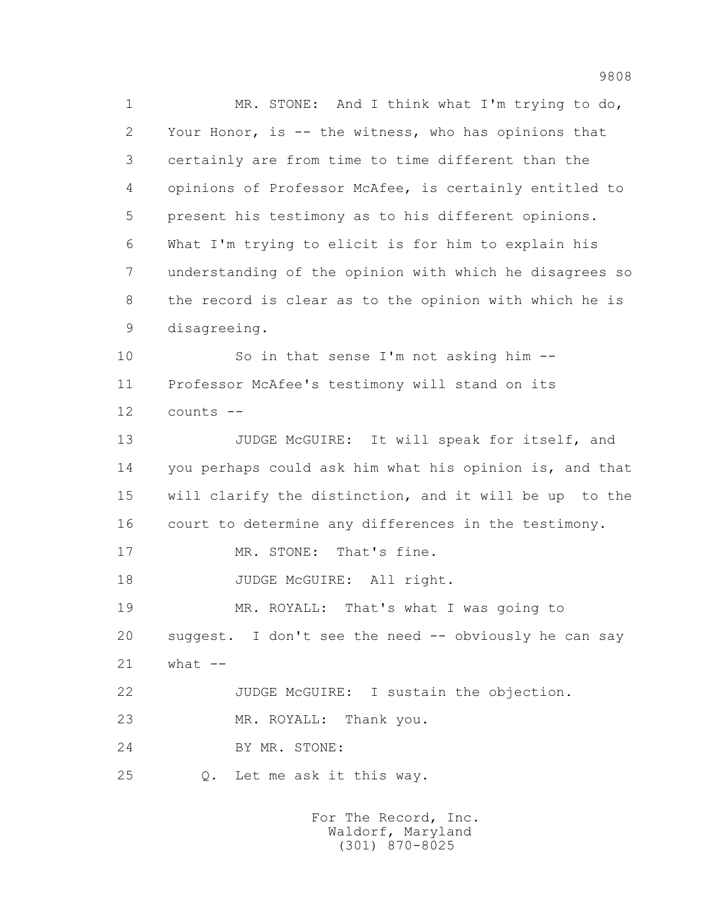1 MR. STONE: And I think what I'm trying to do,
2 Your Honor, is -- the witness, who has opinions that
3 certainly are from time to time different than the
4 opinions of Professor McAfee, is certainly entitled to
5 present his testimony as to his different opinions.
6 What I'm trying to elicit is for him to explain his
7 understanding of the opinion with which he disagrees so
8 the record is clear as to the opinion with which he is
9 disagreeing.

10 So in that sense I'm not asking him --
11 Professor McAfee's testimony will stand on its
12 counts --

13 JUDGE McGUIRE: It will speak for itself, and
14 you perhaps could ask him what his opinion is, and that
15 will clarify the distinction, and it will be up to the
16 court to determine any differences in the testimony.

17 MR. STONE: That's fine.

18 JUDGE McGUIRE: All right.

19 MR. ROYALL: That's what I was going to
20 suggest. I don't see the need -- obviously he can say
21 what --

22 JUDGE McGUIRE: I sustain the objection.

23 MR. ROYALL: Thank you.

24 BY MR. STONE:

25 Q. Let me ask it this way.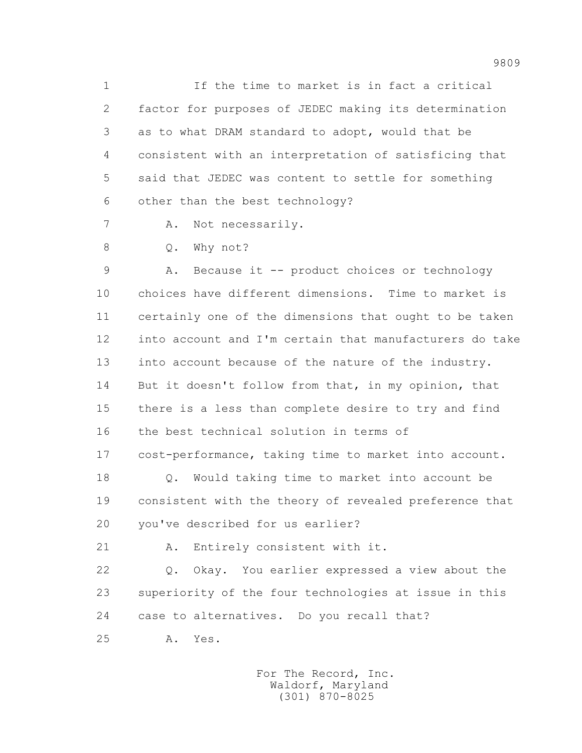1 If the time to market is in fact a critical
2 factor for purposes of JEDEC making its determination
3 as to what DRAM standard to adopt, would that be
4 consistent with an interpretation of satisficing that
5 said that JEDEC was content to settle for something
6 other than the best technology?

7 A. Not necessarily.

8 Q. Why not?

9 A. Because it -- product choices or technology
10 choices have different dimensions. Time to market is
11 certainly one of the dimensions that ought to be taken
12 into account and I'm certain that manufacturers do take
13 into account because of the nature of the industry.
14 But it doesn't follow from that, in my opinion, that
15 there is a less than complete desire to try and find
16 the best technical solution in terms of
17 cost-performance, taking time to market into account.

18 Q. Would taking time to market into account be
19 consistent with the theory of revealed preference that
20 you've described for us earlier?

21 A. Entirely consistent with it.

22 Q. Okay. You earlier expressed a view about the
23 superiority of the four technologies at issue in this
24 case to alternatives. Do you recall that?

25 A. Yes.

For The Record, Inc.
Waldorf, Maryland
(301) 870-8025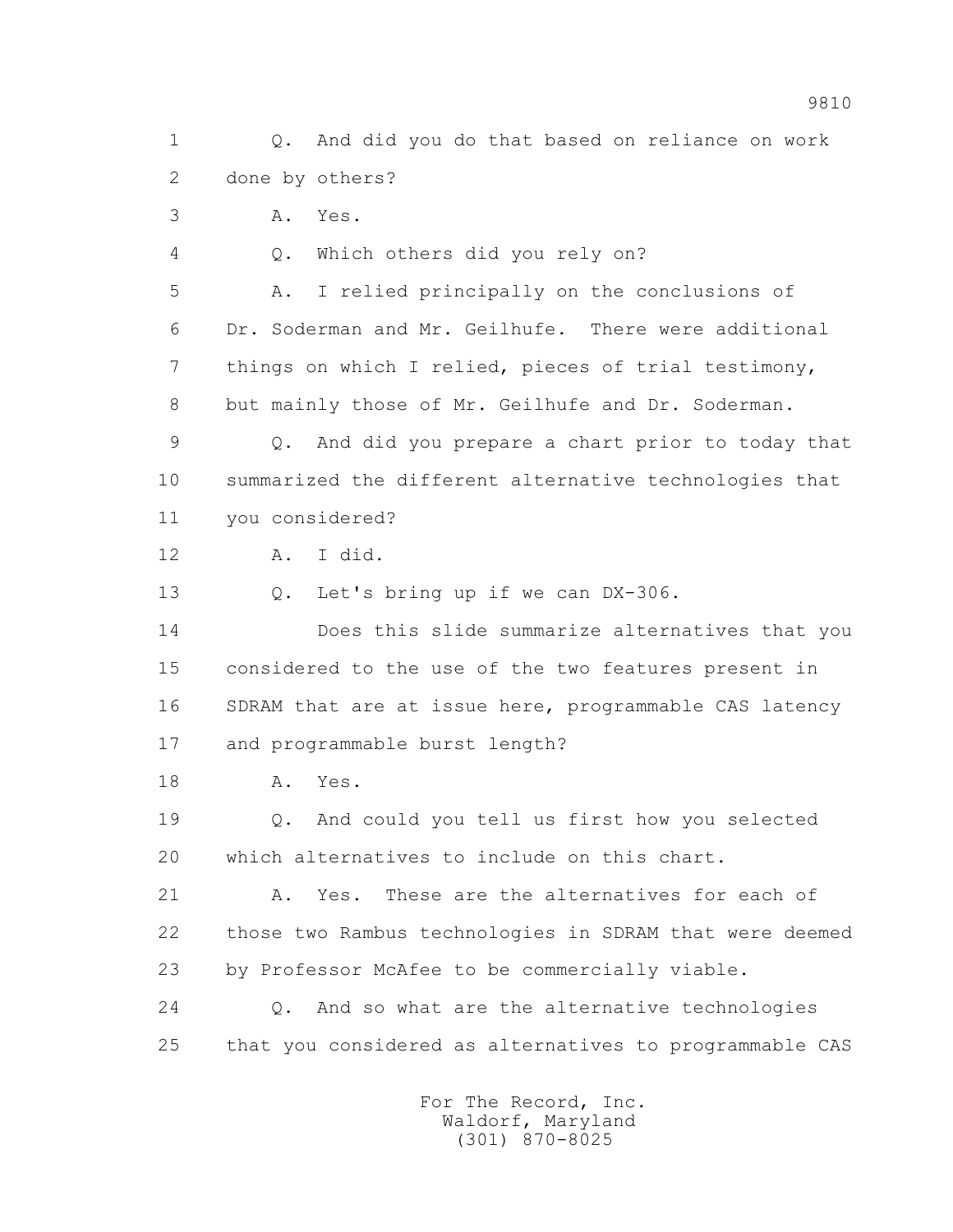1 Q. And did you do that based on reliance on work
2 done by others?
3 A. Yes.
4 Q. Which others did you rely on?
5 A. I relied principally on the conclusions of
6 Dr. Soderman and Mr. Geilhufe. There were additional
7 things on which I relied, pieces of trial testimony,
8 but mainly those of Mr. Geilhufe and Dr. Soderman.
9 Q. And did you prepare a chart prior to today that
10 summarized the different alternative technologies that
11 you considered?
12 A. I did.
13 Q. Let's bring up if we can DX-306.
14 Does this slide summarize alternatives that you
15 considered to the use of the two features present in
16 SDRAM that are at issue here, programmable CAS latency
17 and programmable burst length?
18 A. Yes.
19 Q. And could you tell us first how you selected
20 which alternatives to include on this chart.
21 A. Yes. These are the alternatives for each of
22 those two Rambus technologies in SDRAM that were deemed
23 by Professor McAfee to be commercially viable.
24 Q. And so what are the alternative technologies
25 that you considered as alternatives to programmable CAS

For The Record, Inc.
Waldorf, Maryland
(301) 870-8025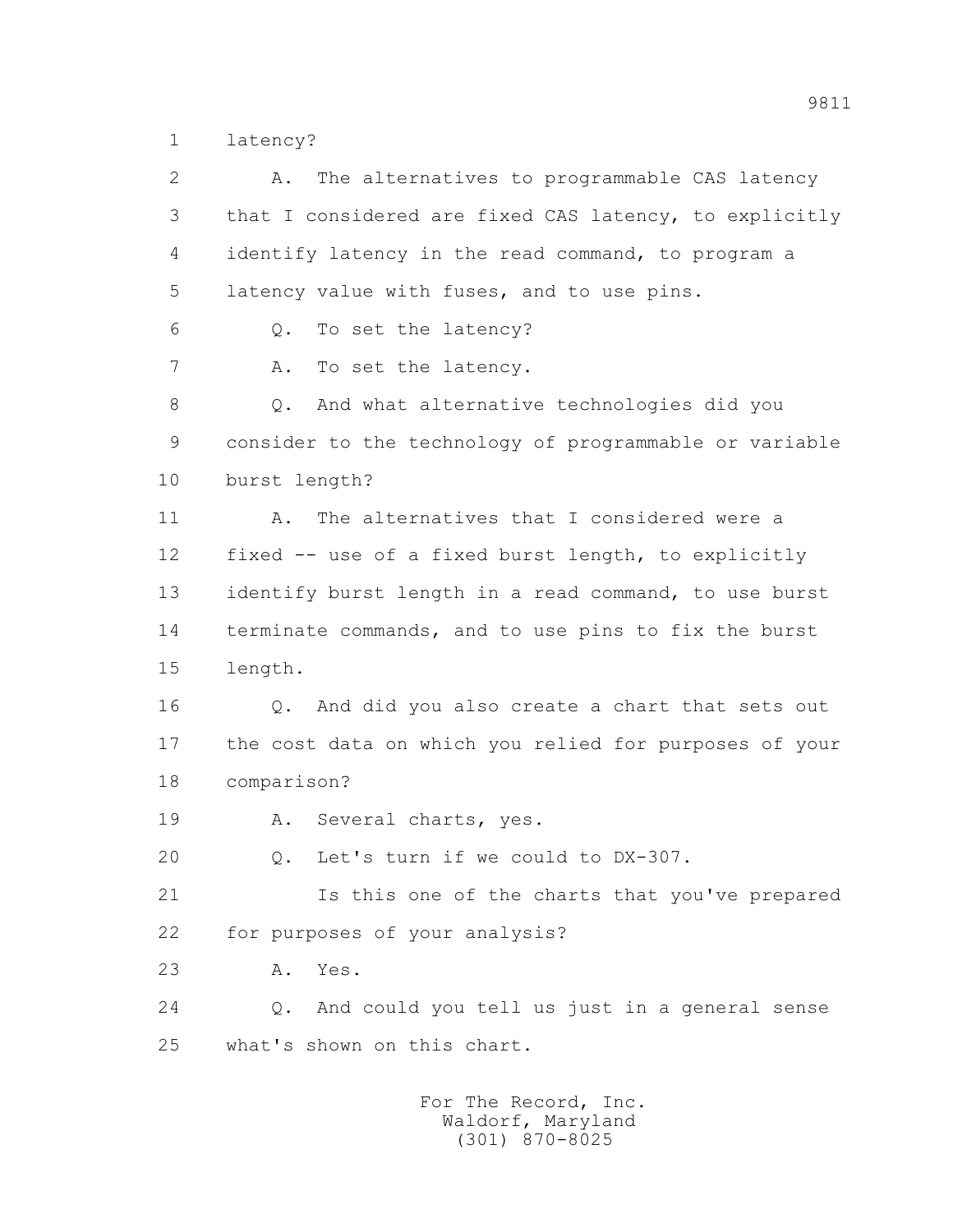1 latency?

2 A. The alternatives to programmable CAS latency

3 that I considered are fixed CAS latency, to explicitly

4 identify latency in the read command, to program a

5 latency value with fuses, and to use pins.

6 Q. To set the latency?

7 A. To set the latency.

8 Q. And what alternative technologies did you

9 consider to the technology of programmable or variable

10 burst length?

11 A. The alternatives that I considered were a

12 fixed -- use of a fixed burst length, to explicitly

13 identify burst length in a read command, to use burst

14 terminate commands, and to use pins to fix the burst

15 length.

16 Q. And did you also create a chart that sets out

17 the cost data on which you relied for purposes of your

18 comparison?

19 A. Several charts, yes.

20 Q. Let's turn if we could to DX-307.

21 Is this one of the charts that you've prepared

22 for purposes of your analysis?

23 A. Yes.

24 Q. And could you tell us just in a general sense

25 what's shown on this chart.

For The Record, Inc.
Waldorf, Maryland
(301) 870-8025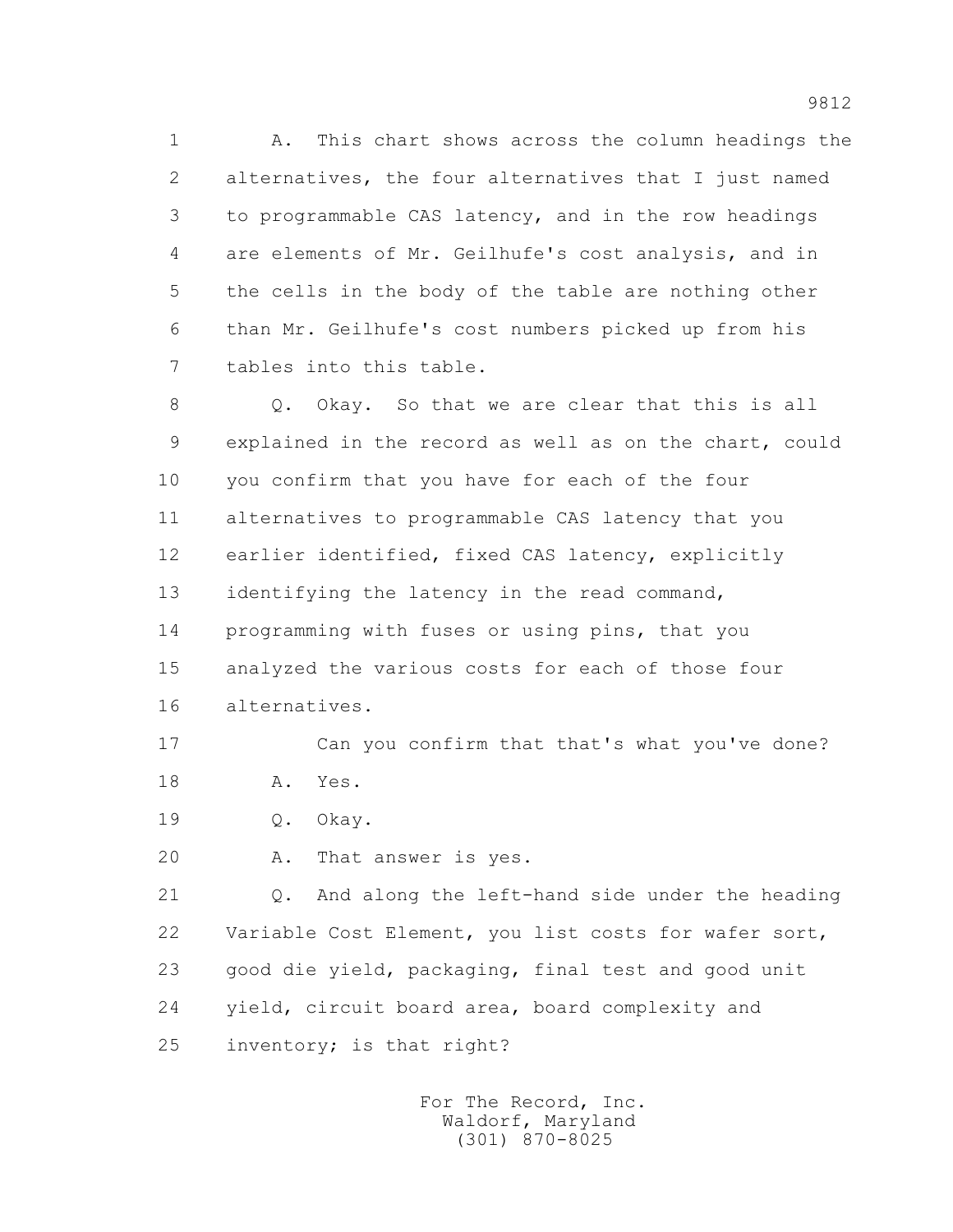1 A. This chart shows across the column headings the
2 alternatives, the four alternatives that I just named
3 to programmable CAS latency, and in the row headings
4 are elements of Mr. Geilhufe's cost analysis, and in
5 the cells in the body of the table are nothing other
6 than Mr. Geilhufe's cost numbers picked up from his
7 tables into this table.

8 Q. Okay. So that we are clear that this is all
9 explained in the record as well as on the chart, could
10 you confirm that you have for each of the four
11 alternatives to programmable CAS latency that you
12 earlier identified, fixed CAS latency, explicitly
13 identifying the latency in the read command,
14 programming with fuses or using pins, that you
15 analyzed the various costs for each of those four
16 alternatives.

17 Can you confirm that that's what you've done?

18 A. Yes.

19 Q. Okay.

20 A. That answer is yes.

21 Q. And along the left-hand side under the heading
22 Variable Cost Element, you list costs for wafer sort,
23 good die yield, packaging, final test and good unit
24 yield, circuit board area, board complexity and
25 inventory; is that right?

For The Record, Inc.
Waldorf, Maryland
(301) 870-8025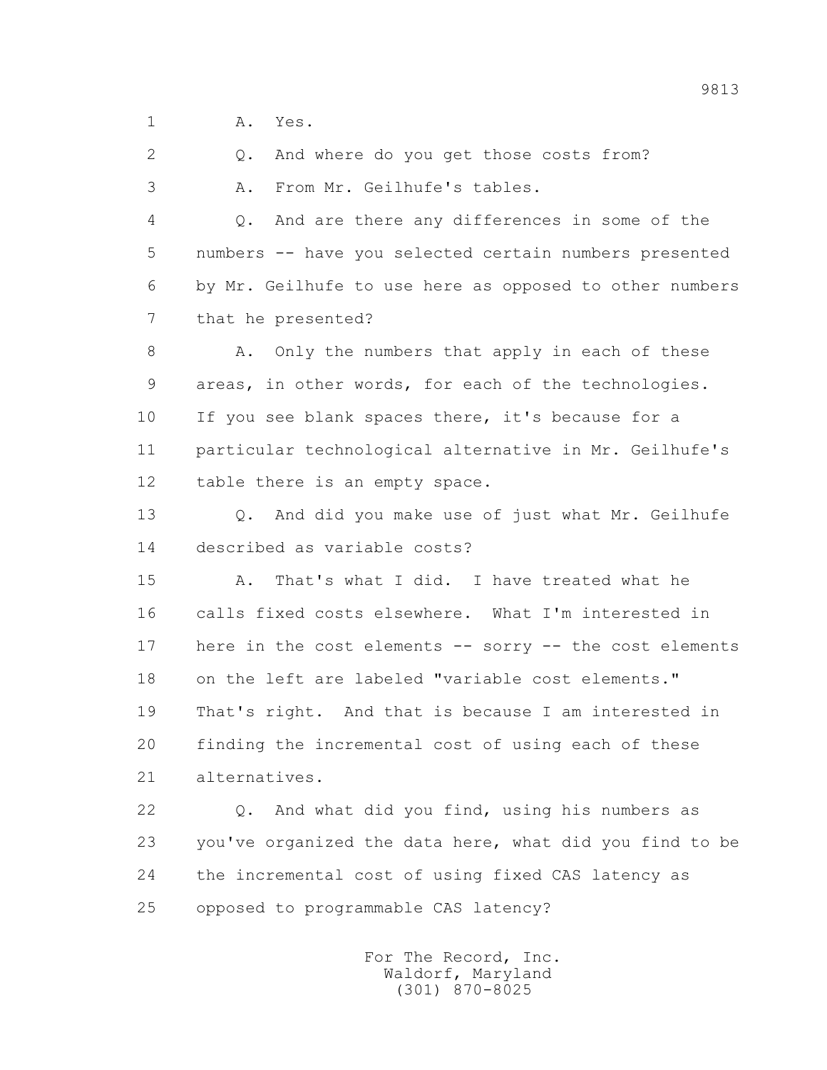1 A. Yes.

2 Q. And where do you get those costs from?

3 A. From Mr. Geilhufe's tables.

4 Q. And are there any differences in some of the
5 numbers -- have you selected certain numbers presented
6 by Mr. Geilhufe to use here as opposed to other numbers
7 that he presented?

8 A. Only the numbers that apply in each of these
9 areas, in other words, for each of the technologies.
10 If you see blank spaces there, it's because for a
11 particular technological alternative in Mr. Geilhufe's
12 table there is an empty space.

13 Q. And did you make use of just what Mr. Geilhufe
14 described as variable costs?

15 A. That's what I did. I have treated what he
16 calls fixed costs elsewhere. What I'm interested in
17 here in the cost elements -- sorry -- the cost elements
18 on the left are labeled "variable cost elements."
19 That's right. And that is because I am interested in
20 finding the incremental cost of using each of these
21 alternatives.

22 Q. And what did you find, using his numbers as
23 you've organized the data here, what did you find to be
24 the incremental cost of using fixed CAS latency as
25 opposed to programmable CAS latency?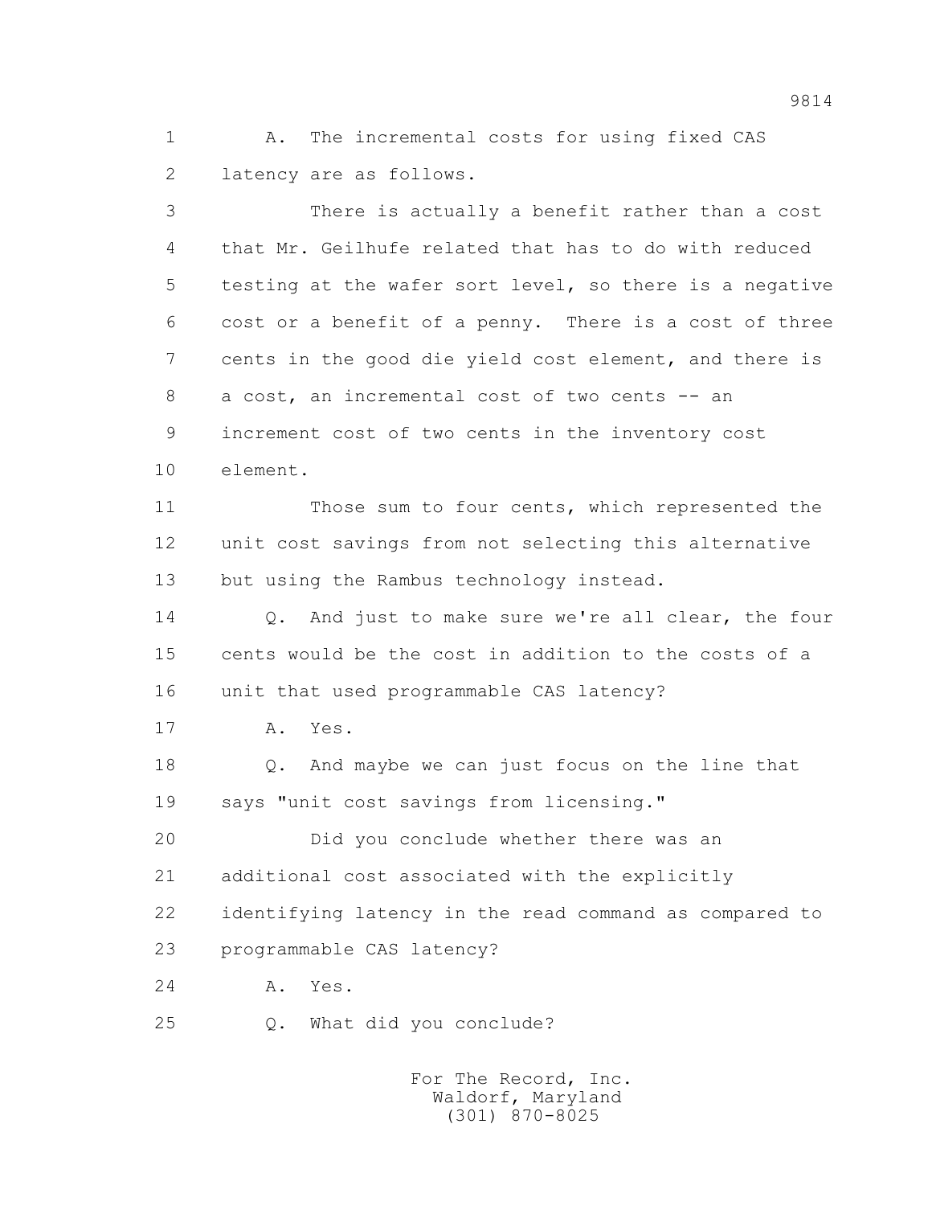1 A. The incremental costs for using fixed CAS
2 latency are as follows.

3 There is actually a benefit rather than a cost
4 that Mr. Geilhufe related that has to do with reduced
5 testing at the wafer sort level, so there is a negative
6 cost or a benefit of a penny. There is a cost of three
7 cents in the good die yield cost element, and there is
8 a cost, an incremental cost of two cents -- an
9 increment cost of two cents in the inventory cost
10 element.

11 Those sum to four cents, which represented the
12 unit cost savings from not selecting this alternative
13 but using the Rambus technology instead.

14 Q. And just to make sure we're all clear, the four
15 cents would be the cost in addition to the costs of a
16 unit that used programmable CAS latency?

17 A. Yes.

18 Q. And maybe we can just focus on the line that
19 says "unit cost savings from licensing."

20 Did you conclude whether there was an
21 additional cost associated with the explicitly
22 identifying latency in the read command as compared to
23 programmable CAS latency?

24 A. Yes.

25 Q. What did you conclude?

For The Record, Inc.
Waldorf, Maryland
(301) 870-8025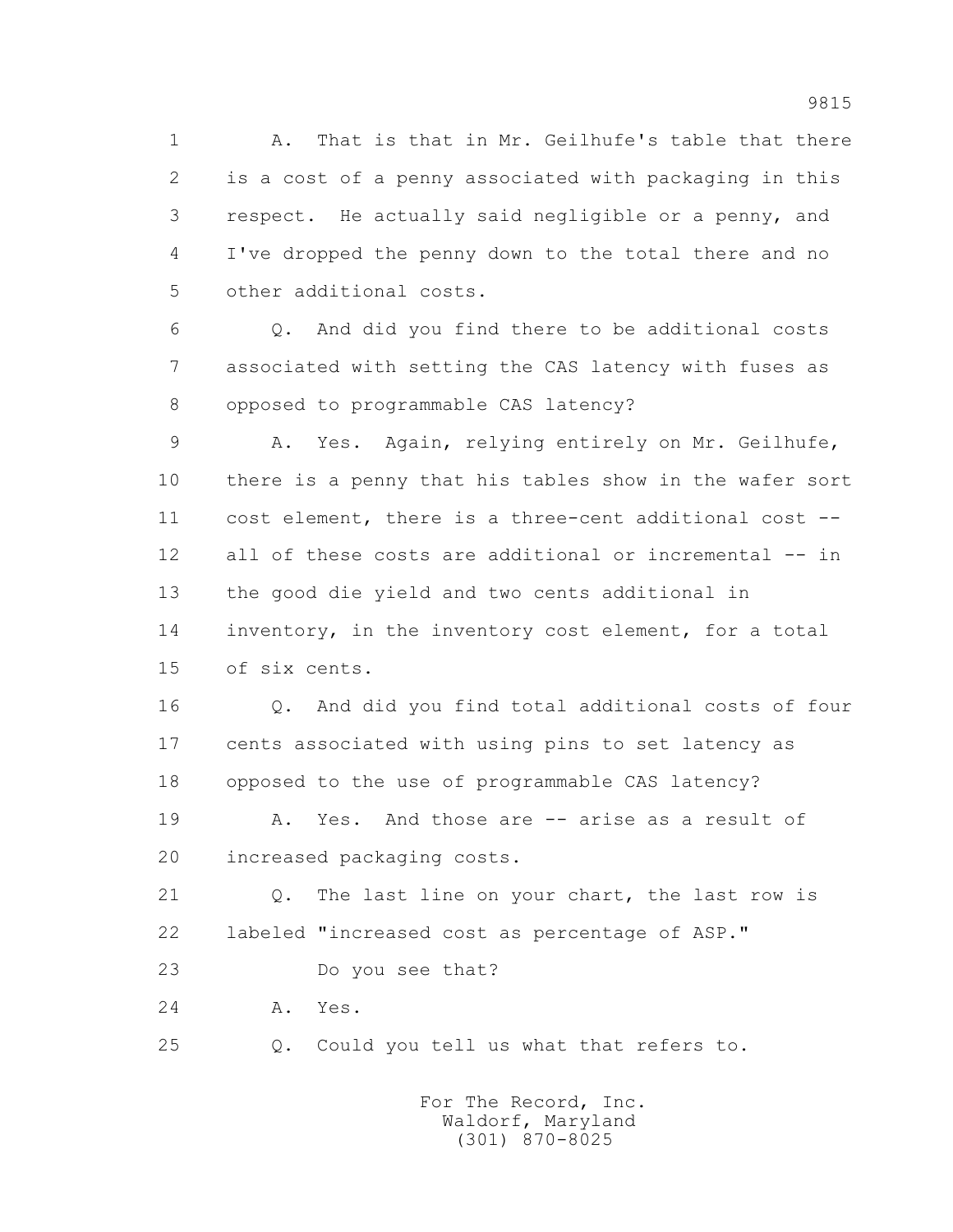1 A. That is that in Mr. Geilhufe's table that there
2 is a cost of a penny associated with packaging in this
3 respect. He actually said negligible or a penny, and
4 I've dropped the penny down to the total there and no
5 other additional costs.

6 Q. And did you find there to be additional costs
7 associated with setting the CAS latency with fuses as
8 opposed to programmable CAS latency?

9 A. Yes. Again, relying entirely on Mr. Geilhufe,
10 there is a penny that his tables show in the wafer sort
11 cost element, there is a three-cent additional cost --
12 all of these costs are additional or incremental -- in
13 the good die yield and two cents additional in
14 inventory, in the inventory cost element, for a total
15 of six cents.

16 Q. And did you find total additional costs of four
17 cents associated with using pins to set latency as
18 opposed to the use of programmable CAS latency?

19 A. Yes. And those are -- arise as a result of
20 increased packaging costs.

21 Q. The last line on your chart, the last row is
22 labeled "increased cost as percentage of ASP."

23 Do you see that?

24 A. Yes.

25 Q. Could you tell us what that refers to.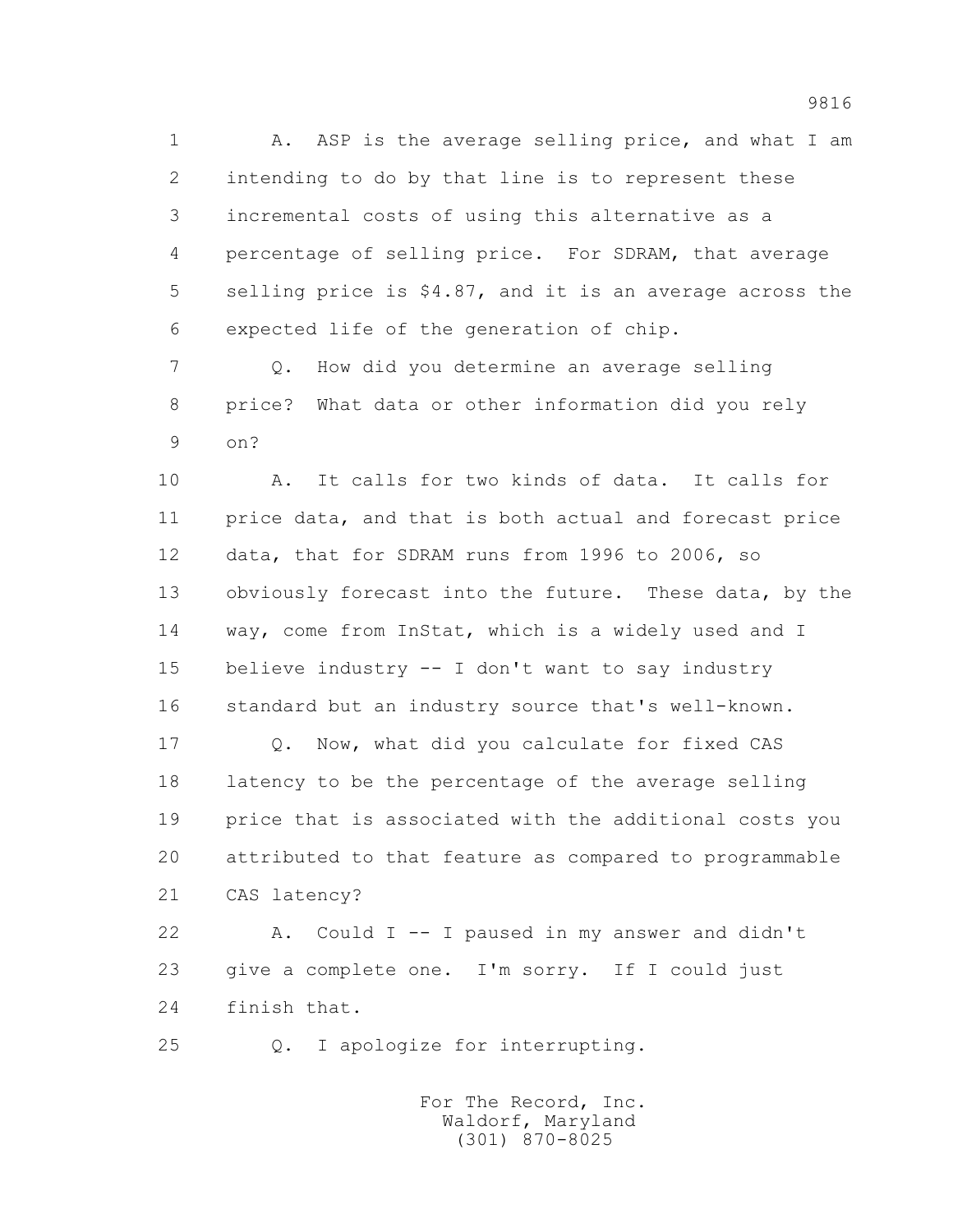A. ASP is the average selling price, and what I am intending to do by that line is to represent these incremental costs of using this alternative as a percentage of selling price. For SDRAM, that average selling price is $4.87, and it is an average across the expected life of the generation of chip.

Q. How did you determine an average selling price? What data or other information did you rely on?

A. It calls for two kinds of data. It calls for price data, and that is both actual and forecast price data, that for SDRAM runs from 1996 to 2006, so obviously forecast into the future. These data, by the way, come from InStat, which is a widely used and I believe industry -- I don't want to say industry standard but an industry source that's well-known.

Q. Now, what did you calculate for fixed CAS latency to be the percentage of the average selling price that is associated with the additional costs you attributed to that feature as compared to programmable CAS latency?

A. Could I -- I paused in my answer and didn't give a complete one. I'm sorry. If I could just finish that.

Q. I apologize for interrupting.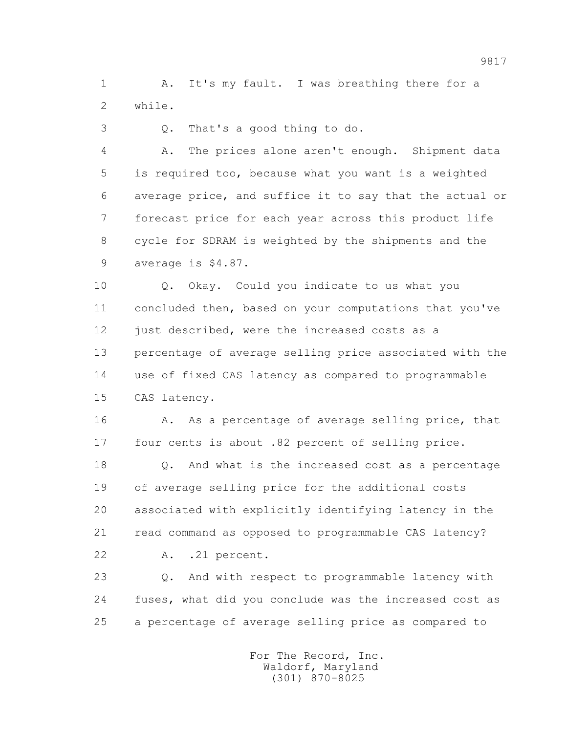1 A. It's my fault. I was breathing there for a
2 while.

3 Q. That's a good thing to do.

4 A. The prices alone aren't enough. Shipment data
5 is required too, because what you want is a weighted
6 average price, and suffice it to say that the actual or
7 forecast price for each year across this product life
8 cycle for SDRAM is weighted by the shipments and the
9 average is $4.87.

10 Q. Okay. Could you indicate to us what you
11 concluded then, based on your computations that you've
12 just described, were the increased costs as a
13 percentage of average selling price associated with the
14 use of fixed CAS latency as compared to programmable
15 CAS latency.

16 A. As a percentage of average selling price, that
17 four cents is about .82 percent of selling price.

18 Q. And what is the increased cost as a percentage
19 of average selling price for the additional costs
20 associated with explicitly identifying latency in the
21 read command as opposed to programmable CAS latency?

22 A. .21 percent.

23 Q. And with respect to programmable latency with
24 fuses, what did you conclude was the increased cost as
25 a percentage of average selling price as compared to

For The Record, Inc.
Waldorf, Maryland
(301) 870-8025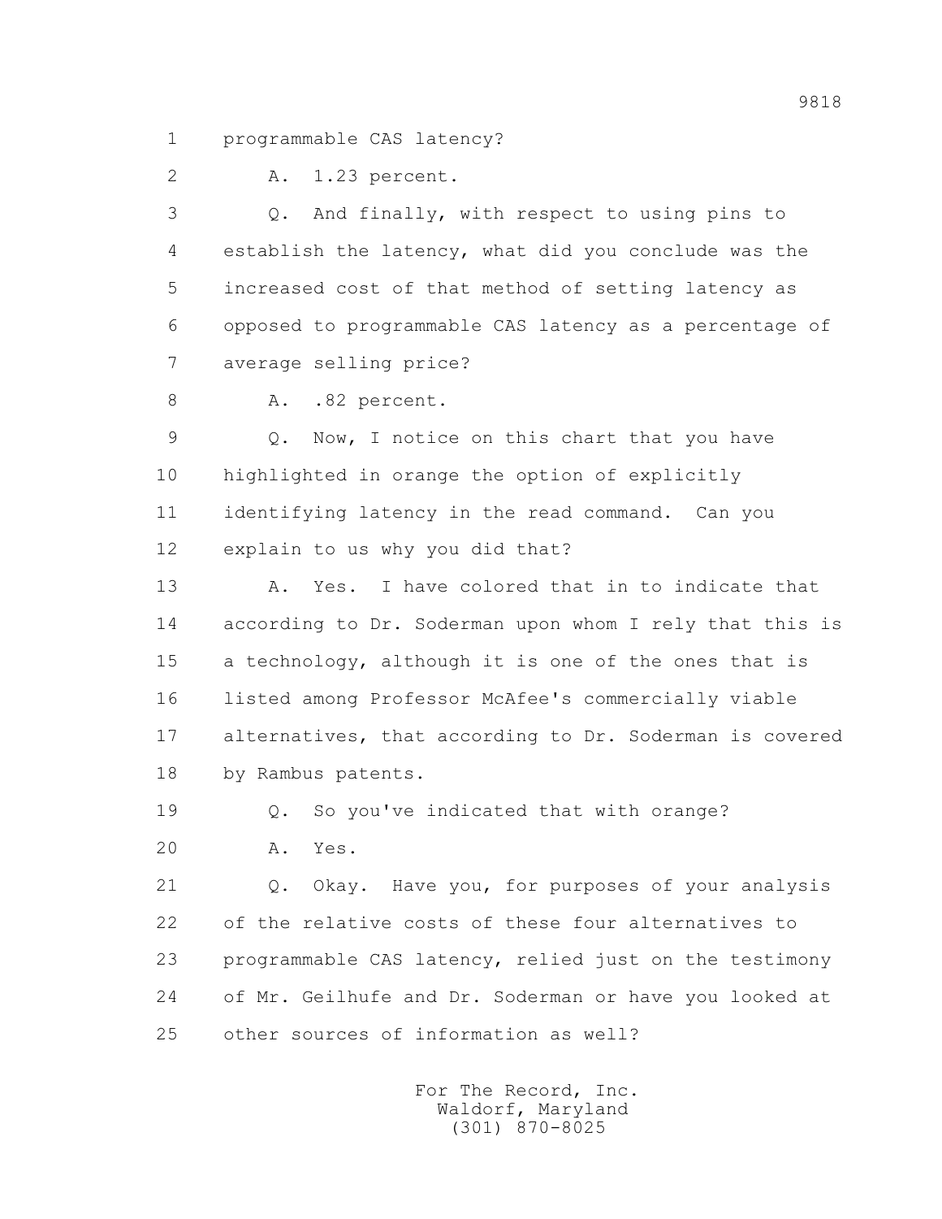1 programmable CAS latency?

2 A. 1.23 percent.

3 Q. And finally, with respect to using pins to

4 establish the latency, what did you conclude was the

5 increased cost of that method of setting latency as

6 opposed to programmable CAS latency as a percentage of

7 average selling price?

8 A. .82 percent.

9 Q. Now, I notice on this chart that you have

10 highlighted in orange the option of explicitly

11 identifying latency in the read command. Can you

12 explain to us why you did that?

13 A. Yes. I have colored that in to indicate that

14 according to Dr. Soderman upon whom I rely that this is

15 a technology, although it is one of the ones that is

16 listed among Professor McAfee's commercially viable

17 alternatives, that according to Dr. Soderman is covered

18 by Rambus patents.

19 Q. So you've indicated that with orange?

20 A. Yes.

21 Q. Okay. Have you, for purposes of your analysis

22 of the relative costs of these four alternatives to

23 programmable CAS latency, relied just on the testimony

24 of Mr. Geilhufe and Dr. Soderman or have you looked at

25 other sources of information as well?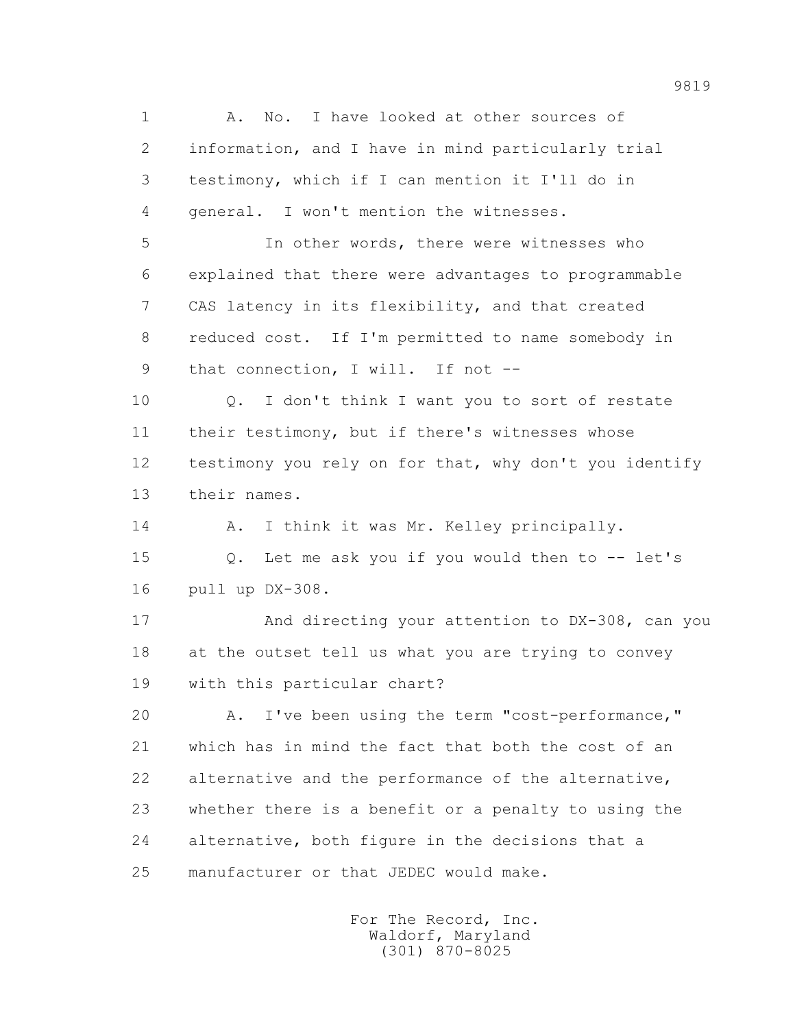1 A. No. I have looked at other sources of
2 information, and I have in mind particularly trial
3 testimony, which if I can mention it I'll do in
4 general. I won't mention the witnesses.

5 In other words, there were witnesses who
6 explained that there were advantages to programmable
7 CAS latency in its flexibility, and that created
8 reduced cost. If I'm permitted to name somebody in
9 that connection, I will. If not --

10 Q. I don't think I want you to sort of restate
11 their testimony, but if there's witnesses whose
12 testimony you rely on for that, why don't you identify
13 their names.

14 A. I think it was Mr. Kelley principally.

15 Q. Let me ask you if you would then to -- let's
16 pull up DX-308.

17 And directing your attention to DX-308, can you
18 at the outset tell us what you are trying to convey
19 with this particular chart?

20 A. I've been using the term "cost-performance,"
21 which has in mind the fact that both the cost of an
22 alternative and the performance of the alternative,
23 whether there is a benefit or a penalty to using the
24 alternative, both figure in the decisions that a
25 manufacturer or that JEDEC would make.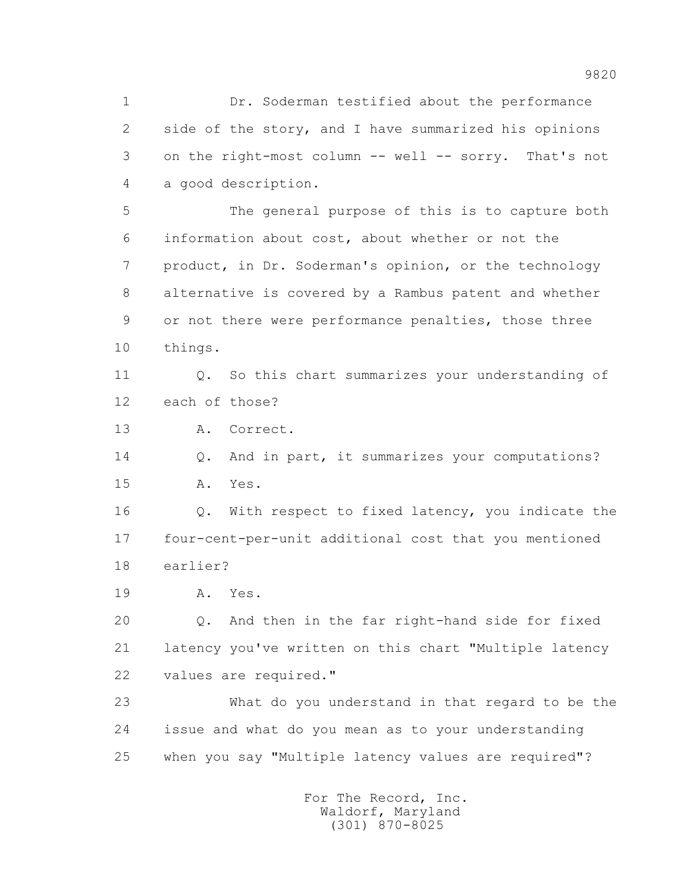1 Dr. Soderman testified about the performance
2 side of the story, and I have summarized his opinions
3 on the right-most column -- well -- sorry. That's not
4 a good description.

5 The general purpose of this is to capture both
6 information about cost, about whether or not the
7 product, in Dr. Soderman's opinion, or the technology
8 alternative is covered by a Rambus patent and whether
9 or not there were performance penalties, those three
10 things.

11 Q. So this chart summarizes your understanding of
12 each of those?

13 A. Correct.

14 Q. And in part, it summarizes your computations?

15 A. Yes.

16 Q. With respect to fixed latency, you indicate the
17 four-cent-per-unit additional cost that you mentioned
18 earlier?

19 A. Yes.

20 Q. And then in the far right-hand side for fixed
21 latency you've written on this chart "Multiple latency
22 values are required."

23 What do you understand in that regard to be the
24 issue and what do you mean as to your understanding
25 when you say "Multiple latency values are required"?

For The Record, Inc.
Waldorf, Maryland
(301) 870-8025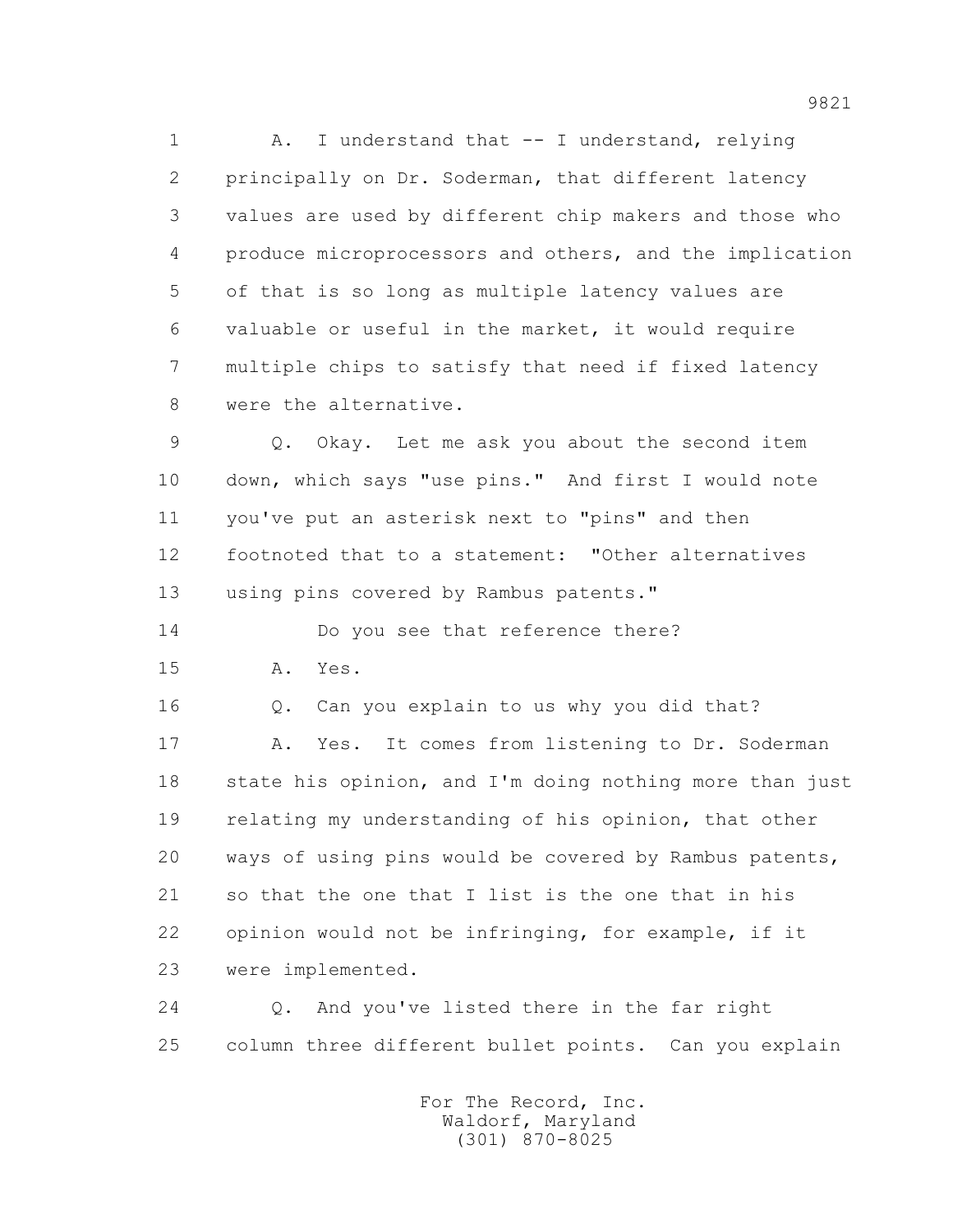1 A. I understand that -- I understand, relying
2 principally on Dr. Soderman, that different latency
3 values are used by different chip makers and those who
4 produce microprocessors and others, and the implication
5 of that is so long as multiple latency values are
6 valuable or useful in the market, it would require
7 multiple chips to satisfy that need if fixed latency
8 were the alternative.

9 Q. Okay. Let me ask you about the second item
10 down, which says "use pins." And first I would note
11 you've put an asterisk next to "pins" and then
12 footnoted that to a statement: "Other alternatives
13 using pins covered by Rambus patents."

14 Do you see that reference there?

15 A. Yes.

16 Q. Can you explain to us why you did that?

17 A. Yes. It comes from listening to Dr. Soderman
18 state his opinion, and I'm doing nothing more than just
19 relating my understanding of his opinion, that other
20 ways of using pins would be covered by Rambus patents,
21 so that the one that I list is the one that in his
22 opinion would not be infringing, for example, if it
23 were implemented.

24 Q. And you've listed there in the far right
25 column three different bullet points. Can you explain

For The Record, Inc.
Waldorf, Maryland
(301) 870-8025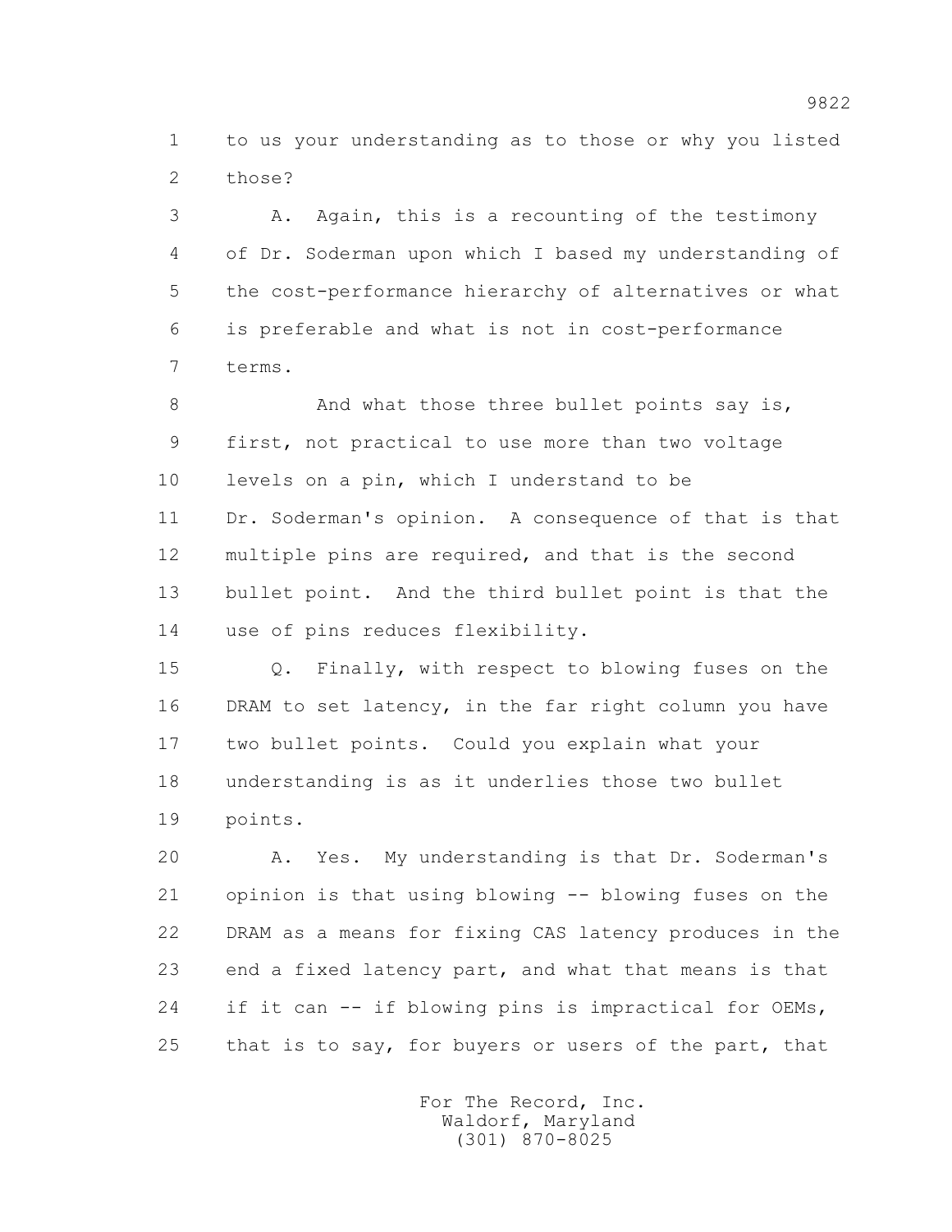1 to us your understanding as to those or why you listed
2 those?

3 A. Again, this is a recounting of the testimony
4 of Dr. Soderman upon which I based my understanding of
5 the cost-performance hierarchy of alternatives or what
6 is preferable and what is not in cost-performance
7 terms.

8 And what those three bullet points say is,
9 first, not practical to use more than two voltage
10 levels on a pin, which I understand to be
11 Dr. Soderman's opinion. A consequence of that is that
12 multiple pins are required, and that is the second
13 bullet point. And the third bullet point is that the
14 use of pins reduces flexibility.

15 Q. Finally, with respect to blowing fuses on the
16 DRAM to set latency, in the far right column you have
17 two bullet points. Could you explain what your
18 understanding is as it underlies those two bullet
19 points.

20 A. Yes. My understanding is that Dr. Soderman's
21 opinion is that using blowing -- blowing fuses on the
22 DRAM as a means for fixing CAS latency produces in the
23 end a fixed latency part, and what that means is that
24 if it can -- if blowing pins is impractical for OEMs,
25 that is to say, for buyers or users of the part, that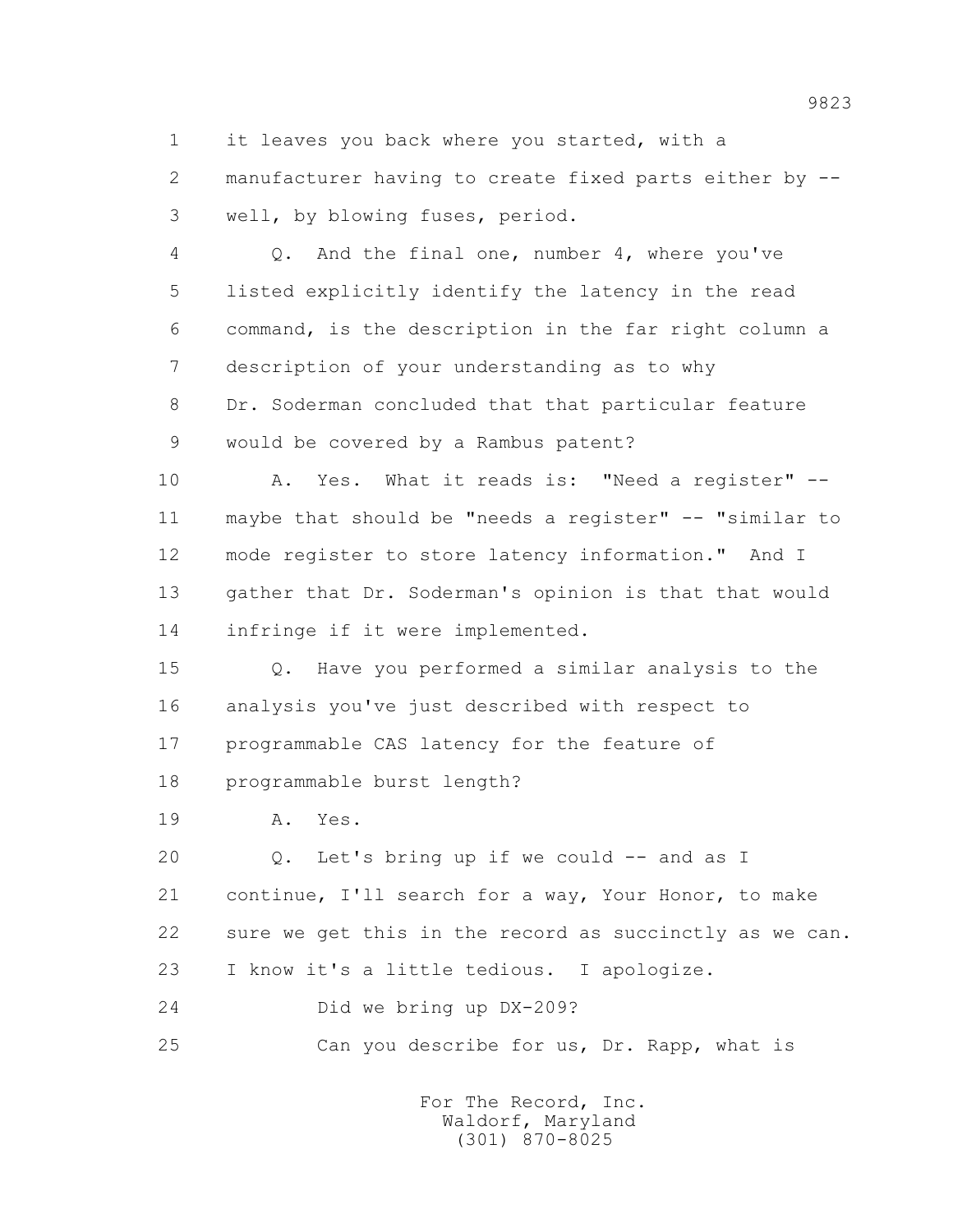1 it leaves you back where you started, with a
2 manufacturer having to create fixed parts either by --
3 well, by blowing fuses, period.

4 Q. And the final one, number 4, where you've
5 listed explicitly identify the latency in the read
6 command, is the description in the far right column a
7 description of your understanding as to why
8 Dr. Soderman concluded that that particular feature
9 would be covered by a Rambus patent?

10 A. Yes. What it reads is: "Need a register" --
11 maybe that should be "needs a register" -- "similar to
12 mode register to store latency information." And I
13 gather that Dr. Soderman's opinion is that that would
14 infringe if it were implemented.

15 Q. Have you performed a similar analysis to the
16 analysis you've just described with respect to
17 programmable CAS latency for the feature of
18 programmable burst length?

19 A. Yes.

20 Q. Let's bring up if we could -- and as I
21 continue, I'll search for a way, Your Honor, to make
22 sure we get this in the record as succinctly as we can.
23 I know it's a little tedious. I apologize.

24 Did we bring up DX-209?

25 Can you describe for us, Dr. Rapp, what is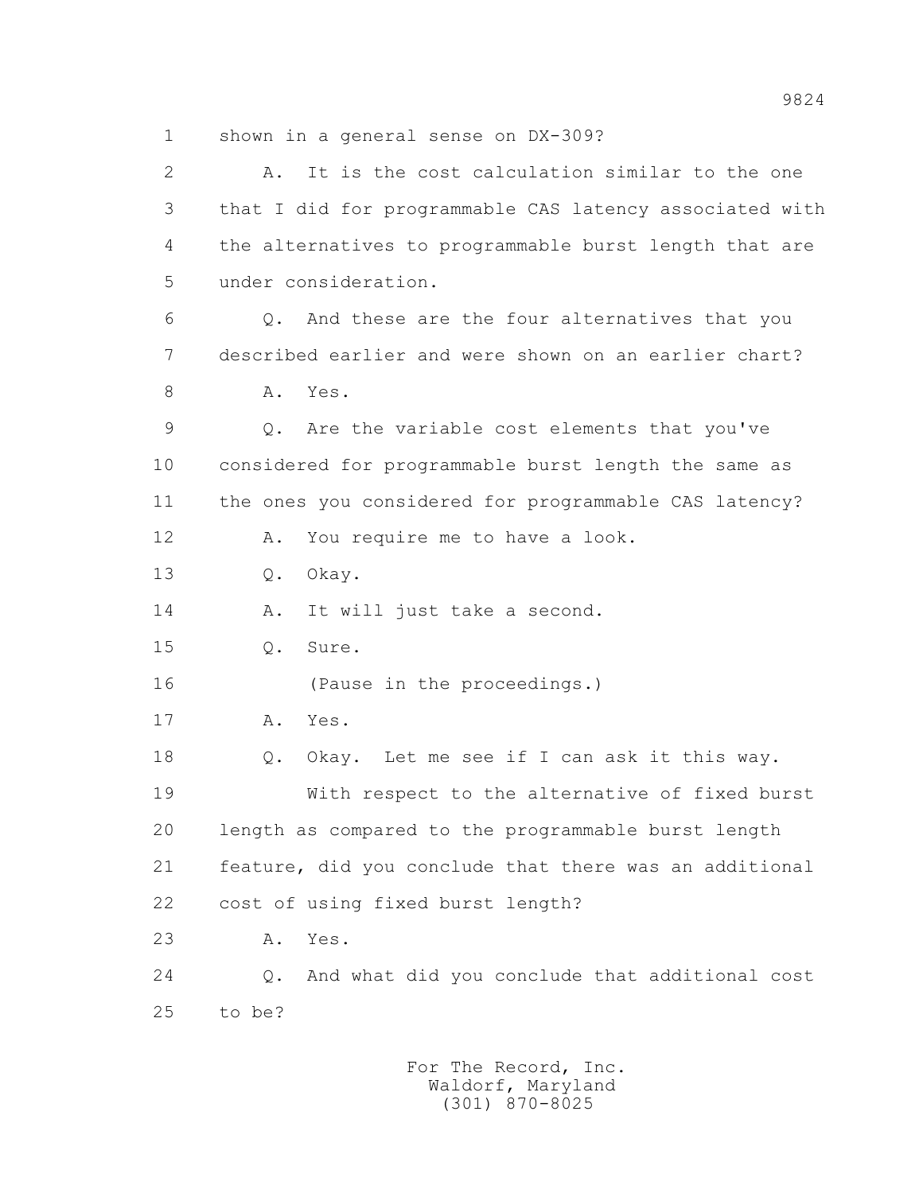1 shown in a general sense on DX-309?

2 A. It is the cost calculation similar to the one

3 that I did for programmable CAS latency associated with

4 the alternatives to programmable burst length that are

5 under consideration.

6 Q. And these are the four alternatives that you

7 described earlier and were shown on an earlier chart?

8 A. Yes.

9 Q. Are the variable cost elements that you've

10 considered for programmable burst length the same as

11 the ones you considered for programmable CAS latency?

12 A. You require me to have a look.

13 Q. Okay.

14 A. It will just take a second.

15 Q. Sure.

16 (Pause in the proceedings.)

17 A. Yes.

18 Q. Okay. Let me see if I can ask it this way.

19 With respect to the alternative of fixed burst

20 length as compared to the programmable burst length

21 feature, did you conclude that there was an additional

22 cost of using fixed burst length?

23 A. Yes.

24 Q. And what did you conclude that additional cost

25 to be?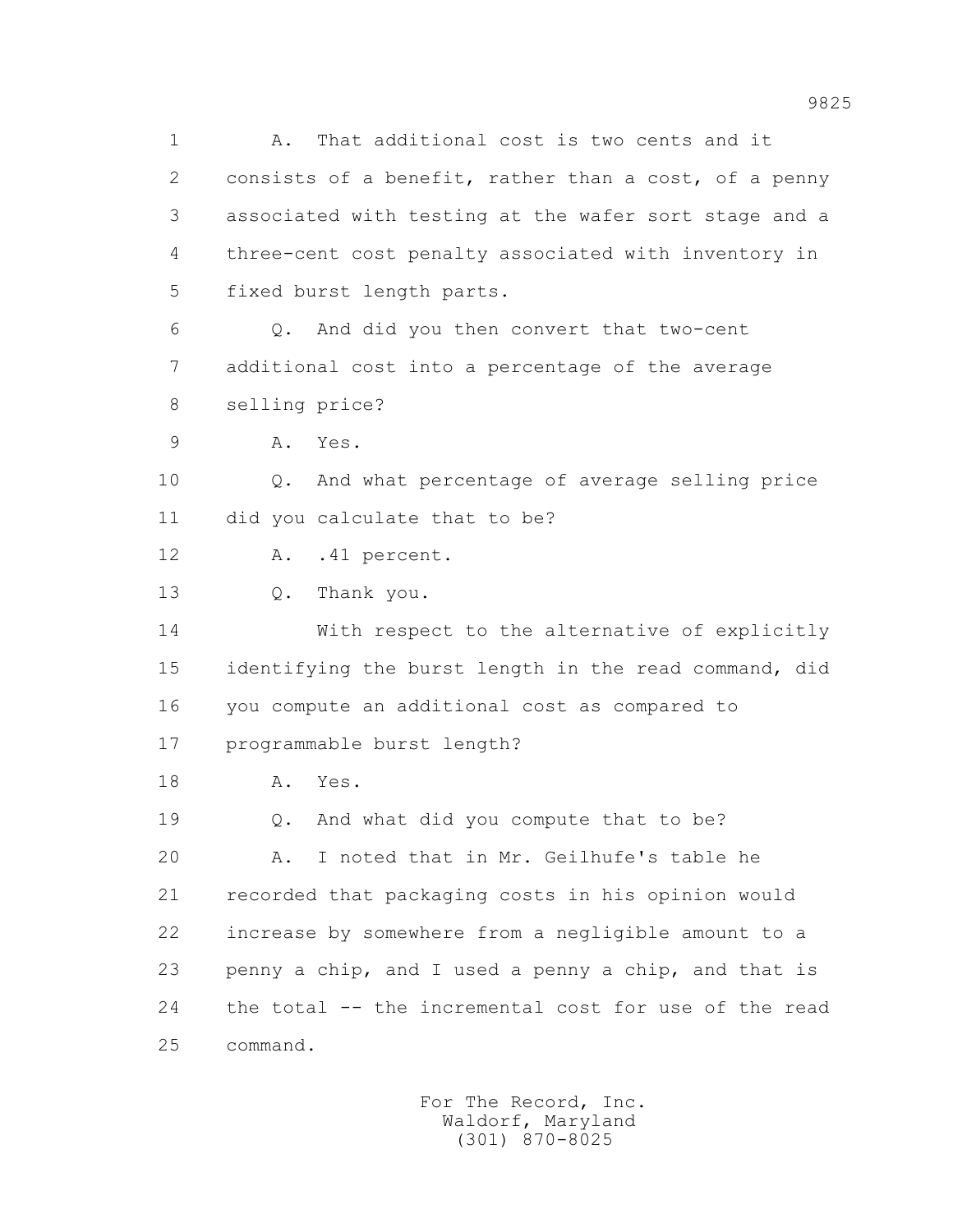1 A. That additional cost is two cents and it
2 consists of a benefit, rather than a cost, of a penny
3 associated with testing at the wafer sort stage and a
4 three-cent cost penalty associated with inventory in
5 fixed burst length parts.

6 Q. And did you then convert that two-cent
7 additional cost into a percentage of the average
8 selling price?

9 A. Yes.

10 Q. And what percentage of average selling price
11 did you calculate that to be?

12 A. .41 percent.

13 Q. Thank you.

14 With respect to the alternative of explicitly
15 identifying the burst length in the read command, did
16 you compute an additional cost as compared to
17 programmable burst length?

18 A. Yes.

19 Q. And what did you compute that to be?

20 A. I noted that in Mr. Geilhufe's table he
21 recorded that packaging costs in his opinion would
22 increase by somewhere from a negligible amount to a
23 penny a chip, and I used a penny a chip, and that is
24 the total -- the incremental cost for use of the read
25 command.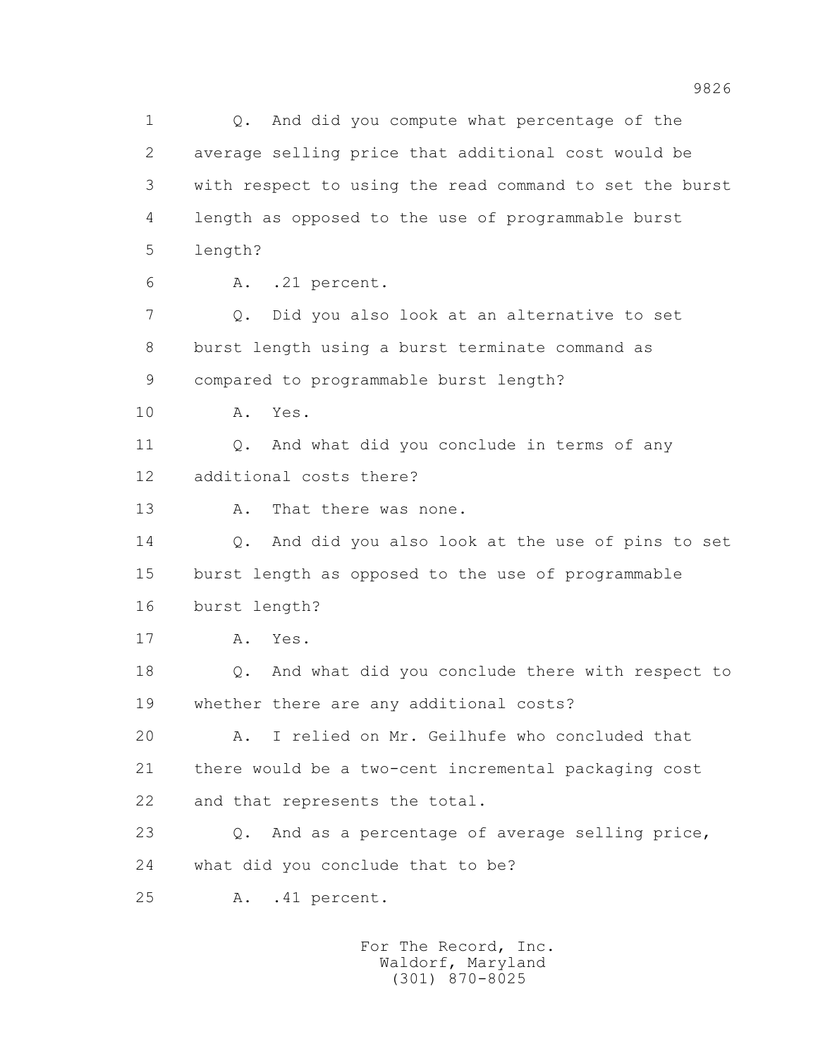1 Q. And did you compute what percentage of the
2 average selling price that additional cost would be
3 with respect to using the read command to set the burst
4 length as opposed to the use of programmable burst
5 length?

6 A. .21 percent.

7 Q. Did you also look at an alternative to set
8 burst length using a burst terminate command as
9 compared to programmable burst length?

10 A. Yes.

11 Q. And what did you conclude in terms of any
12 additional costs there?

13 A. That there was none.

14 Q. And did you also look at the use of pins to set
15 burst length as opposed to the use of programmable
16 burst length?

17 A. Yes.

18 Q. And what did you conclude there with respect to
19 whether there are any additional costs?

20 A. I relied on Mr. Geilhufe who concluded that
21 there would be a two-cent incremental packaging cost
22 and that represents the total.

23 Q. And as a percentage of average selling price,
24 what did you conclude that to be?

25 A. .41 percent.

For The Record, Inc.
Waldorf, Maryland
(301) 870-8025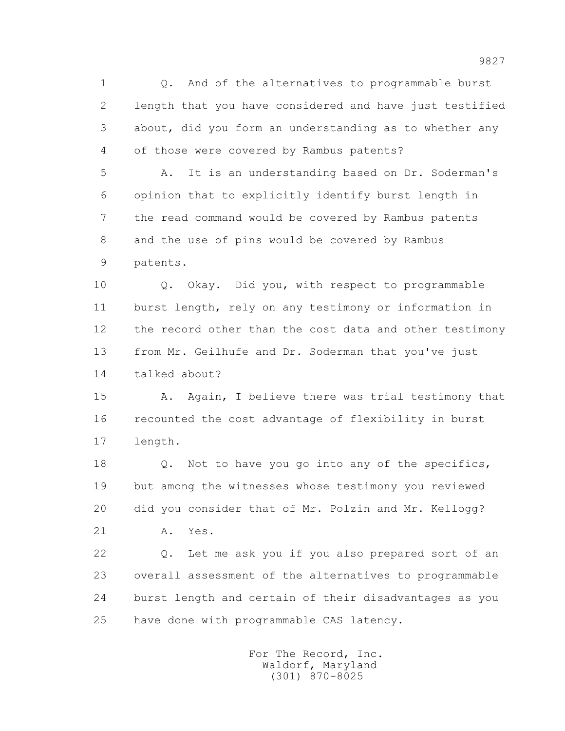1 Q. And of the alternatives to programmable burst
2 length that you have considered and have just testified
3 about, did you form an understanding as to whether any
4 of those were covered by Rambus patents?
5 A. It is an understanding based on Dr. Soderman's
6 opinion that to explicitly identify burst length in
7 the read command would be covered by Rambus patents
8 and the use of pins would be covered by Rambus
9 patents.
10 Q. Okay. Did you, with respect to programmable
11 burst length, rely on any testimony or information in
12 the record other than the cost data and other testimony
13 from Mr. Geilhufe and Dr. Soderman that you've just
14 talked about?
15 A. Again, I believe there was trial testimony that
16 recounted the cost advantage of flexibility in burst
17 length.
18 Q. Not to have you go into any of the specifics,
19 but among the witnesses whose testimony you reviewed
20 did you consider that of Mr. Polzin and Mr. Kellogg?
21 A. Yes.
22 Q. Let me ask you if you also prepared sort of an
23 overall assessment of the alternatives to programmable
24 burst length and certain of their disadvantages as you
25 have done with programmable CAS latency.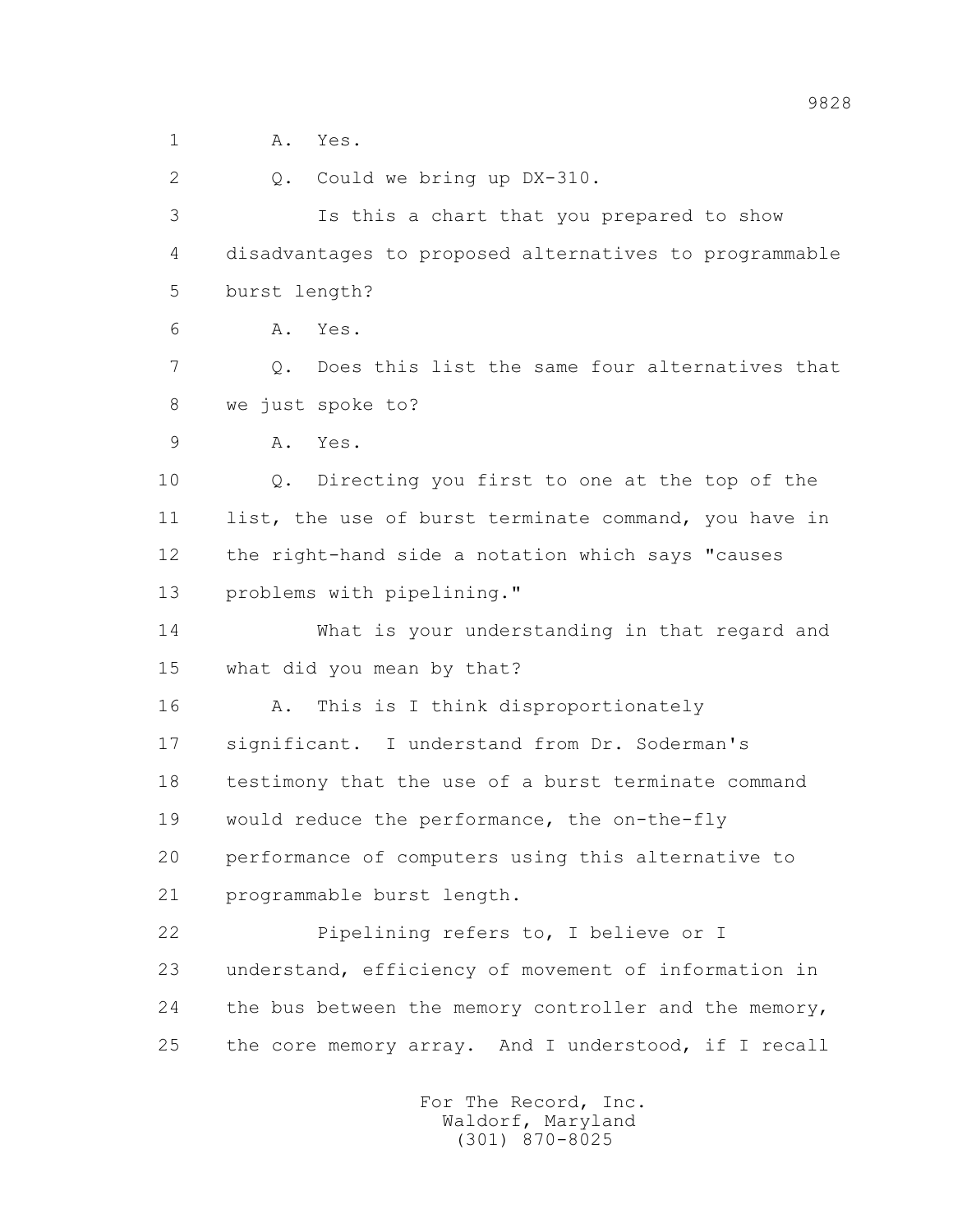1 A. Yes.

2 Q. Could we bring up DX-310.

3 Is this a chart that you prepared to show

4 disadvantages to proposed alternatives to programmable

5 burst length?

6 A. Yes.

7 Q. Does this list the same four alternatives that

8 we just spoke to?

9 A. Yes.

10 Q. Directing you first to one at the top of the

11 list, the use of burst terminate command, you have in

12 the right-hand side a notation which says "causes

13 problems with pipelining."

14 What is your understanding in that regard and

15 what did you mean by that?

16 A. This is I think disproportionately

17 significant. I understand from Dr. Soderman's

18 testimony that the use of a burst terminate command

19 would reduce the performance, the on-the-fly

20 performance of computers using this alternative to

21 programmable burst length.

22 Pipelining refers to, I believe or I

23 understand, efficiency of movement of information in

24 the bus between the memory controller and the memory,

25 the core memory array. And I understood, if I recall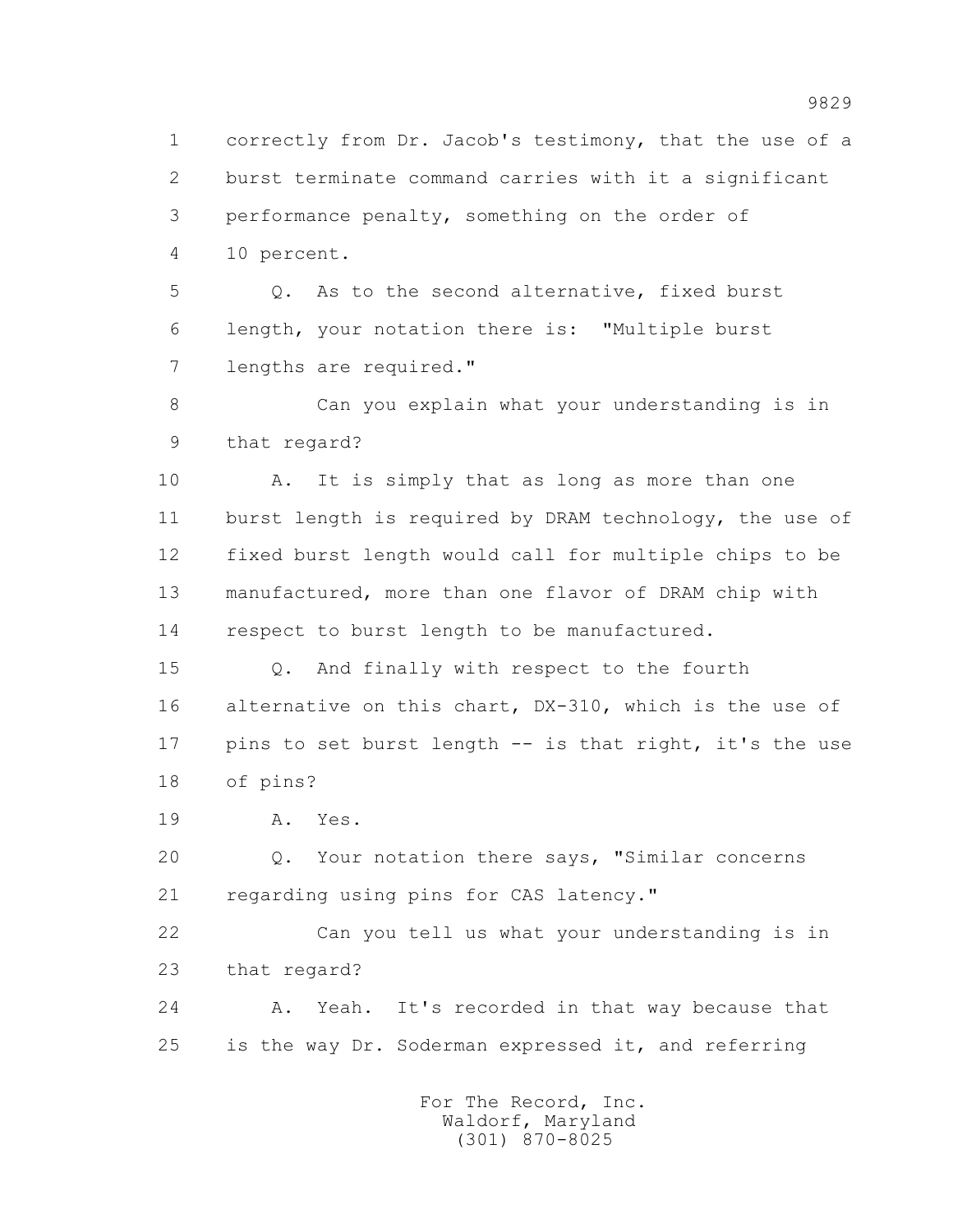correctly from Dr. Jacob's testimony, that the use of a burst terminate command carries with it a significant performance penalty, something on the order of 10 percent.

Q. As to the second alternative, fixed burst length, your notation there is: "Multiple burst lengths are required."

Can you explain what your understanding is in that regard?

A. It is simply that as long as more than one burst length is required by DRAM technology, the use of fixed burst length would call for multiple chips to be manufactured, more than one flavor of DRAM chip with respect to burst length to be manufactured.

Q. And finally with respect to the fourth alternative on this chart, DX-310, which is the use of pins to set burst length -- is that right, it's the use of pins?

A. Yes.

Q. Your notation there says, "Similar concerns regarding using pins for CAS latency."

Can you tell us what your understanding is in that regard?

A. Yeah. It's recorded in that way because that is the way Dr. Soderman expressed it, and referring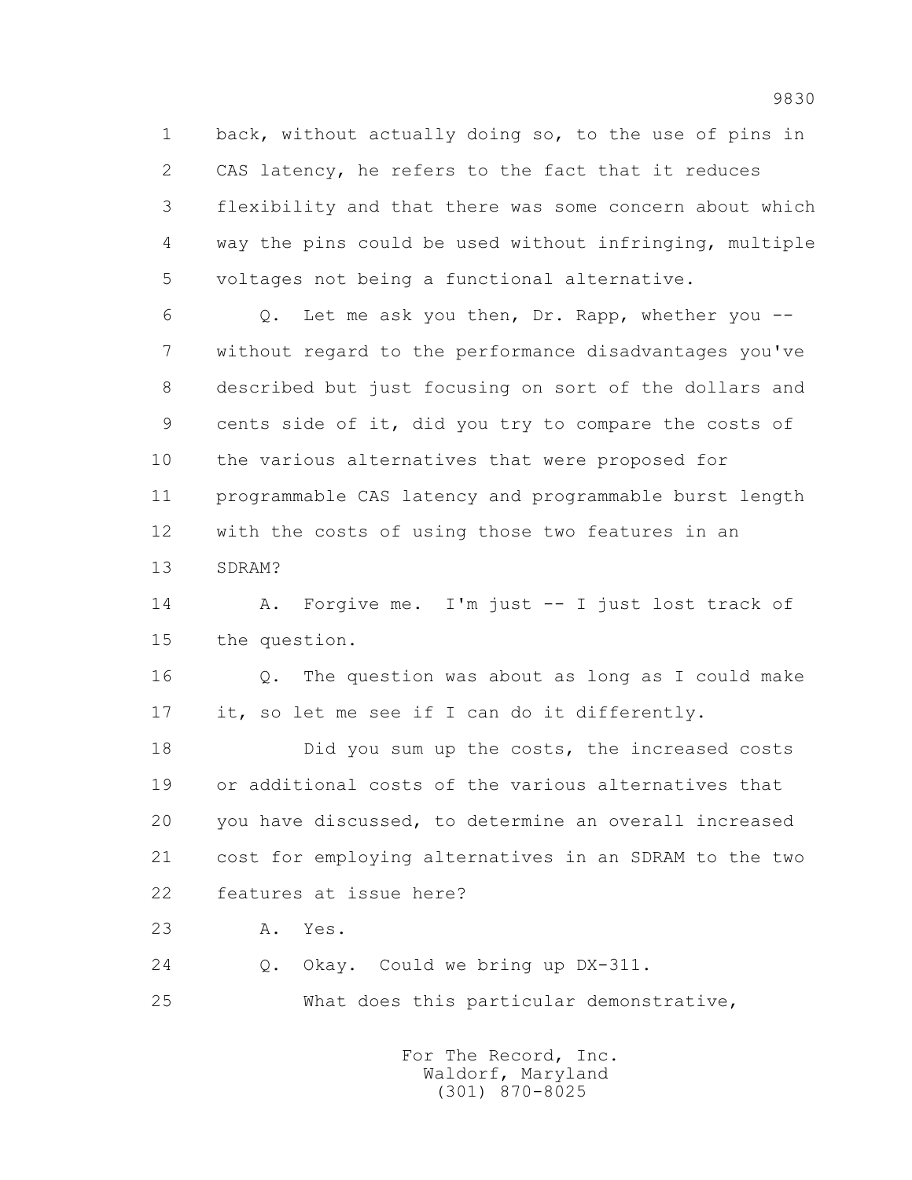1 back, without actually doing so, to the use of pins in
2 CAS latency, he refers to the fact that it reduces
3 flexibility and that there was some concern about which
4 way the pins could be used without infringing, multiple
5 voltages not being a functional alternative.

6 Q. Let me ask you then, Dr. Rapp, whether you --
7 without regard to the performance disadvantages you've
8 described but just focusing on sort of the dollars and
9 cents side of it, did you try to compare the costs of
10 the various alternatives that were proposed for
11 programmable CAS latency and programmable burst length
12 with the costs of using those two features in an
13 SDRAM?

14 A. Forgive me. I'm just -- I just lost track of
15 the question.

16 Q. The question was about as long as I could make
17 it, so let me see if I can do it differently.

18 Did you sum up the costs, the increased costs
19 or additional costs of the various alternatives that
20 you have discussed, to determine an overall increased
21 cost for employing alternatives in an SDRAM to the two
22 features at issue here?

23 A. Yes.

24 Q. Okay. Could we bring up DX-311.

25 What does this particular demonstrative,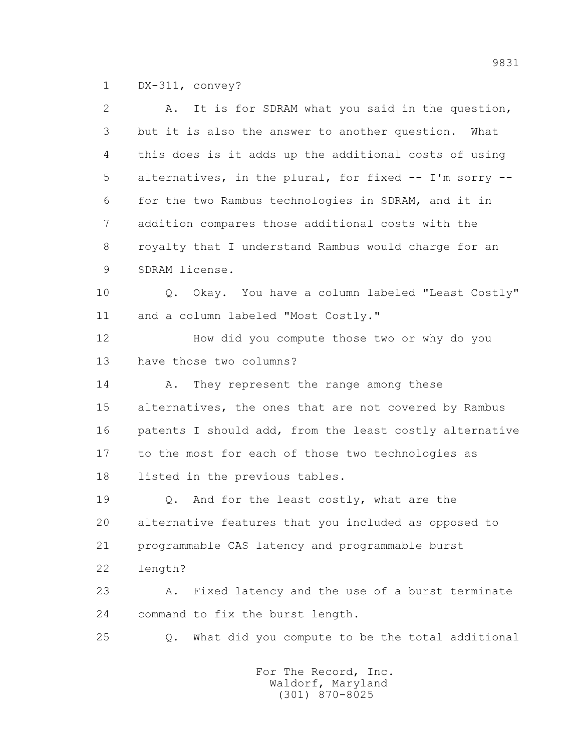1 DX-311, convey?

2 A. It is for SDRAM what you said in the question,

3 but it is also the answer to another question. What

4 this does is it adds up the additional costs of using

5 alternatives, in the plural, for fixed -- I'm sorry --

6 for the two Rambus technologies in SDRAM, and it in

7 addition compares those additional costs with the

8 royalty that I understand Rambus would charge for an

9 SDRAM license.

10 Q. Okay. You have a column labeled "Least Costly"

11 and a column labeled "Most Costly."

12 How did you compute those two or why do you

13 have those two columns?

14 A. They represent the range among these

15 alternatives, the ones that are not covered by Rambus

16 patents I should add, from the least costly alternative

17 to the most for each of those two technologies as

18 listed in the previous tables.

19 Q. And for the least costly, what are the

20 alternative features that you included as opposed to

21 programmable CAS latency and programmable burst

22 length?

23 A. Fixed latency and the use of a burst terminate

24 command to fix the burst length.

25 Q. What did you compute to be the total additional

For The Record, Inc.
Waldorf, Maryland
(301) 870-8025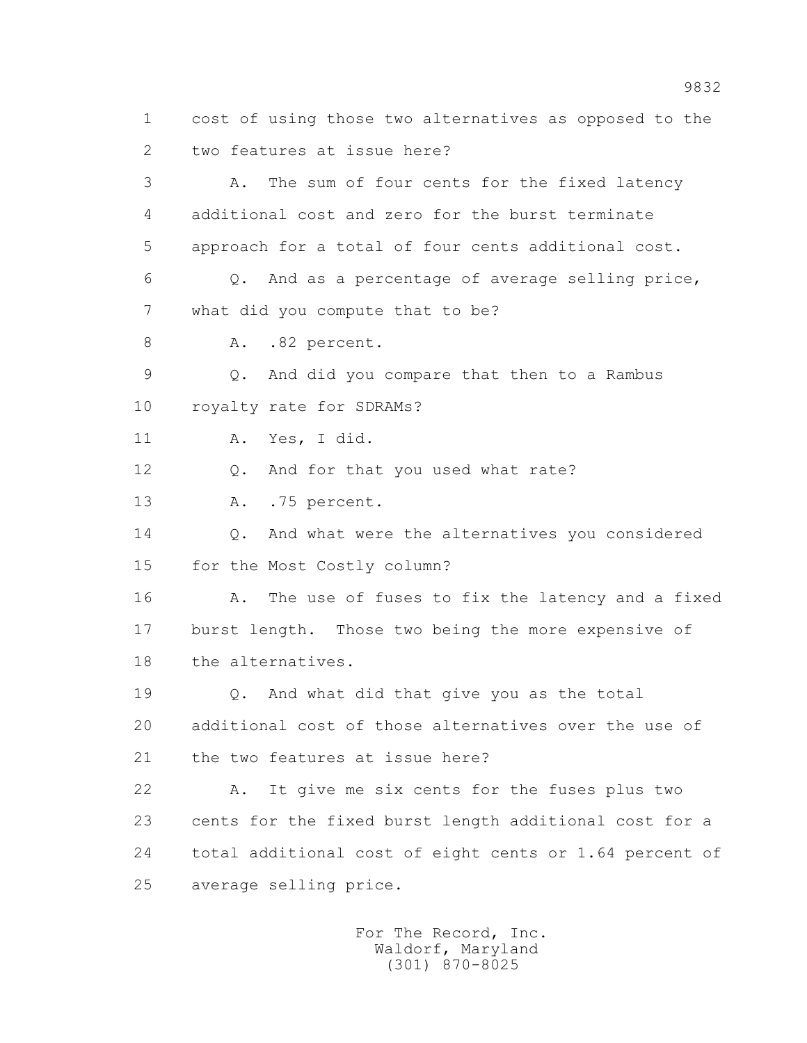1 cost of using those two alternatives as opposed to the
2 two features at issue here?
3 A. The sum of four cents for the fixed latency
4 additional cost and zero for the burst terminate
5 approach for a total of four cents additional cost.
6 Q. And as a percentage of average selling price,
7 what did you compute that to be?
8 A. .82 percent.
9 Q. And did you compare that then to a Rambus
10 royalty rate for SDRAMs?
11 A. Yes, I did.
12 Q. And for that you used what rate?
13 A. .75 percent.
14 Q. And what were the alternatives you considered
15 for the Most Costly column?
16 A. The use of fuses to fix the latency and a fixed
17 burst length. Those two being the more expensive of
18 the alternatives.
19 Q. And what did that give you as the total
20 additional cost of those alternatives over the use of
21 the two features at issue here?
22 A. It give me six cents for the fuses plus two
23 cents for the fixed burst length additional cost for a
24 total additional cost of eight cents or 1.64 percent of
25 average selling price.

For The Record, Inc.
Waldorf, Maryland
(301) 870-8025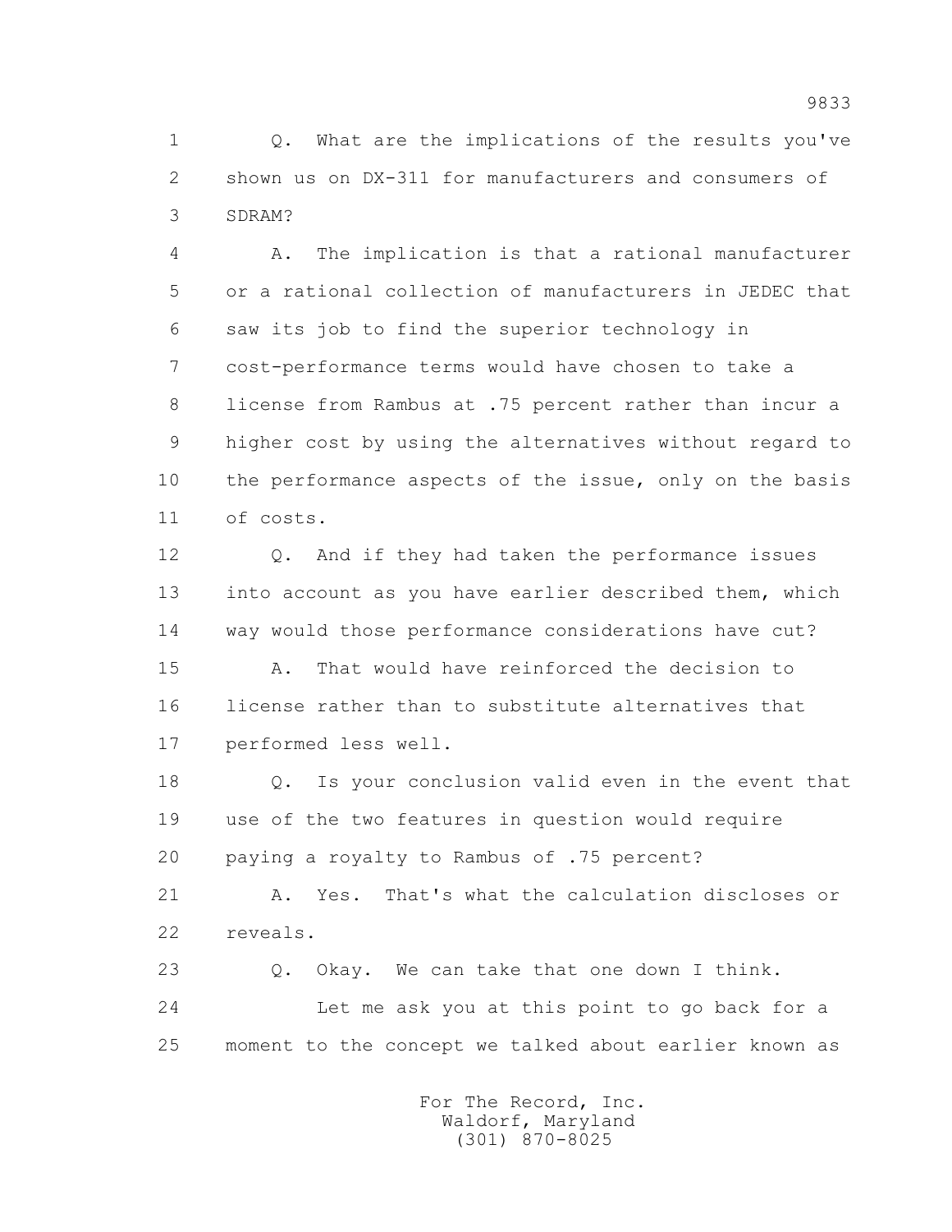1 Q. What are the implications of the results you've
2 shown us on DX-311 for manufacturers and consumers of
3 SDRAM?

4 A. The implication is that a rational manufacturer
5 or a rational collection of manufacturers in JEDEC that
6 saw its job to find the superior technology in
7 cost-performance terms would have chosen to take a
8 license from Rambus at .75 percent rather than incur a
9 higher cost by using the alternatives without regard to
10 the performance aspects of the issue, only on the basis
11 of costs.

12 Q. And if they had taken the performance issues
13 into account as you have earlier described them, which
14 way would those performance considerations have cut?

15 A. That would have reinforced the decision to
16 license rather than to substitute alternatives that
17 performed less well.

18 Q. Is your conclusion valid even in the event that
19 use of the two features in question would require
20 paying a royalty to Rambus of .75 percent?

21 A. Yes. That's what the calculation discloses or
22 reveals.

23 Q. Okay. We can take that one down I think.

24 Let me ask you at this point to go back for a
25 moment to the concept we talked about earlier known as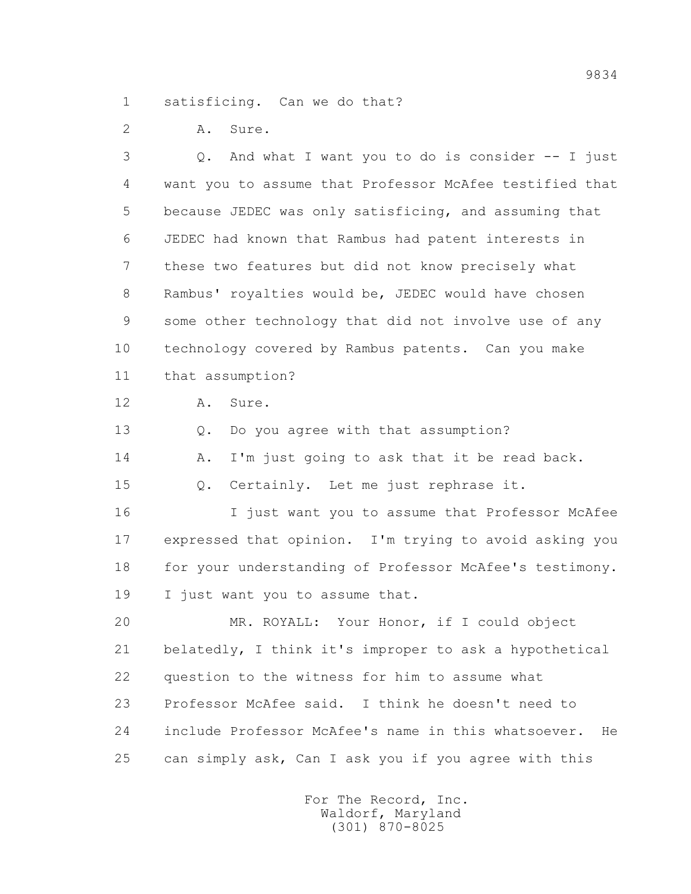1 satisficing. Can we do that?

2 A. Sure.

3 Q. And what I want you to do is consider -- I just

4 want you to assume that Professor McAfee testified that

5 because JEDEC was only satisficing, and assuming that

6 JEDEC had known that Rambus had patent interests in

7 these two features but did not know precisely what

8 Rambus' royalties would be, JEDEC would have chosen

9 some other technology that did not involve use of any

10 technology covered by Rambus patents. Can you make

11 that assumption?

12 A. Sure.

13 Q. Do you agree with that assumption?

14 A. I'm just going to ask that it be read back.

15 Q. Certainly. Let me just rephrase it.

16 I just want you to assume that Professor McAfee

17 expressed that opinion. I'm trying to avoid asking you

18 for your understanding of Professor McAfee's testimony.

19 I just want you to assume that.

20 MR. ROYALL: Your Honor, if I could object

21 belatedly, I think it's improper to ask a hypothetical

22 question to the witness for him to assume what

23 Professor McAfee said. I think he doesn't need to

24 include Professor McAfee's name in this whatsoever. He

25 can simply ask, Can I ask you if you agree with this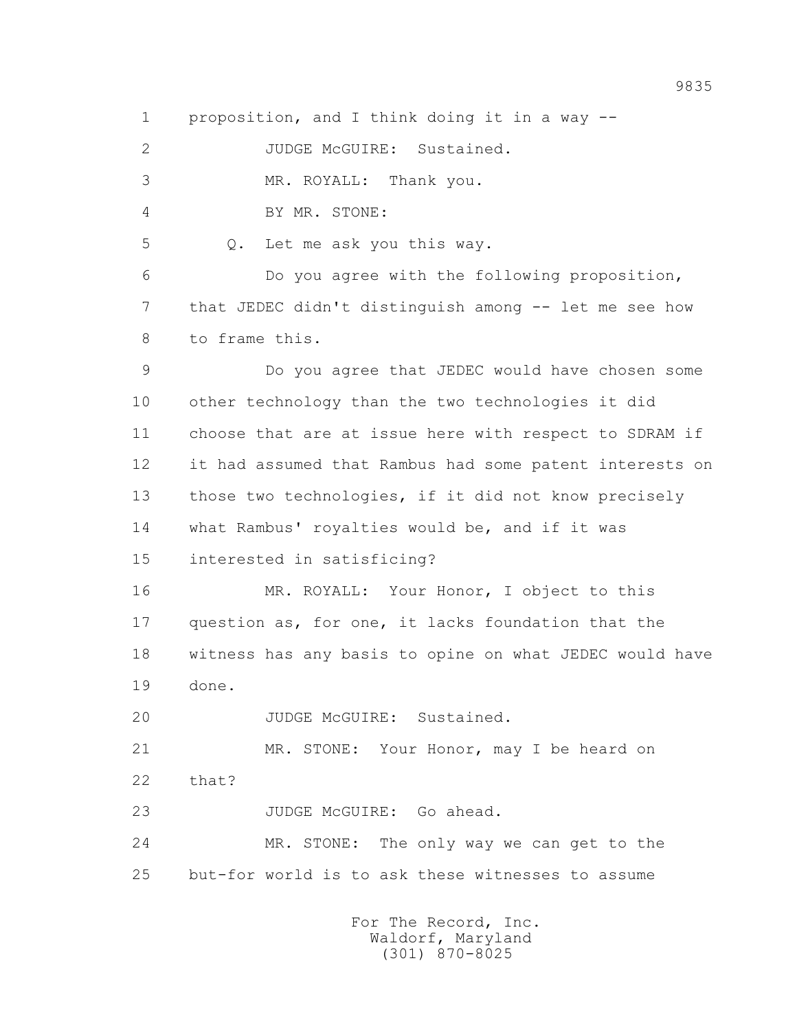1 proposition, and I think doing it in a way --

2 JUDGE McGUIRE: Sustained.

3 MR. ROYALL: Thank you.

4 BY MR. STONE:

5 Q. Let me ask you this way.

6 Do you agree with the following proposition,

7 that JEDEC didn't distinguish among -- let me see how

8 to frame this.

9 Do you agree that JEDEC would have chosen some

10 other technology than the two technologies it did

11 choose that are at issue here with respect to SDRAM if

12 it had assumed that Rambus had some patent interests on

13 those two technologies, if it did not know precisely

14 what Rambus' royalties would be, and if it was

15 interested in satisficing?

16 MR. ROYALL: Your Honor, I object to this

17 question as, for one, it lacks foundation that the

18 witness has any basis to opine on what JEDEC would have

19 done.

20 JUDGE McGUIRE: Sustained.

21 MR. STONE: Your Honor, may I be heard on

22 that?

23 JUDGE McGUIRE: Go ahead.

24 MR. STONE: The only way we can get to the

25 but-for world is to ask these witnesses to assume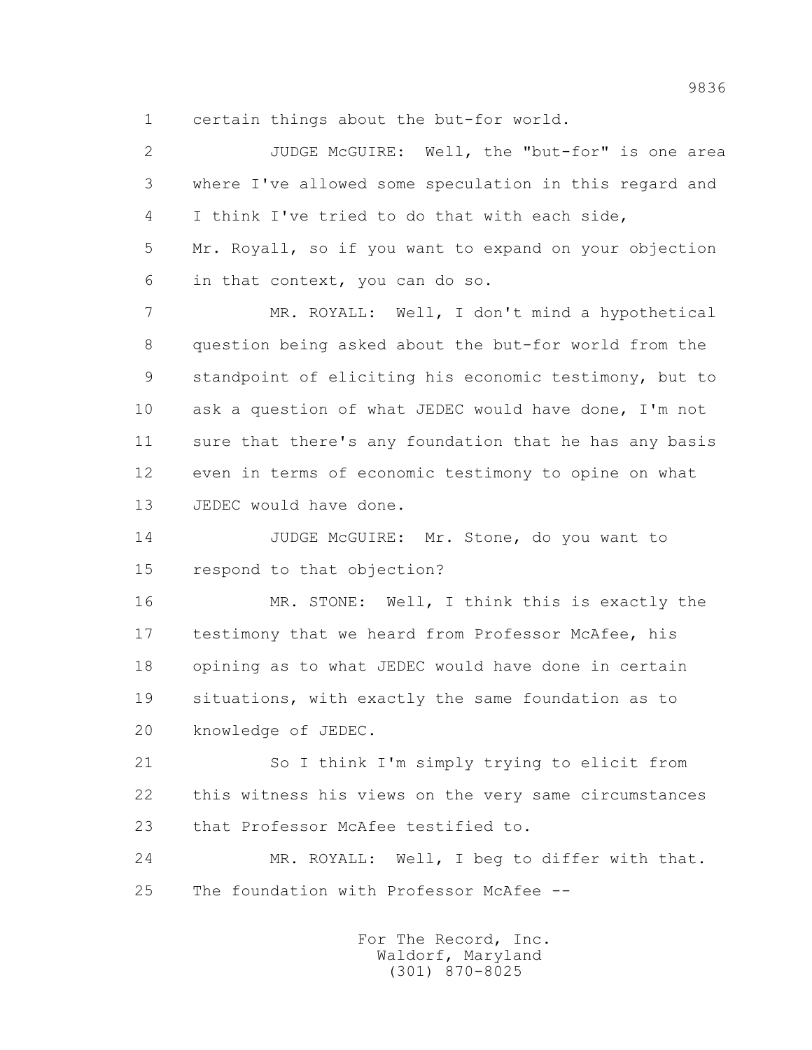1 certain things about the but-for world.

2 JUDGE McGUIRE: Well, the "but-for" is one area
3 where I've allowed some speculation in this regard and
4 I think I've tried to do that with each side,
5 Mr. Royall, so if you want to expand on your objection
6 in that context, you can do so.

7 MR. ROYALL: Well, I don't mind a hypothetical
8 question being asked about the but-for world from the
9 standpoint of eliciting his economic testimony, but to
10 ask a question of what JEDEC would have done, I'm not
11 sure that there's any foundation that he has any basis
12 even in terms of economic testimony to opine on what
13 JEDEC would have done.

14 JUDGE McGUIRE: Mr. Stone, do you want to
15 respond to that objection?

16 MR. STONE: Well, I think this is exactly the
17 testimony that we heard from Professor McAfee, his
18 opining as to what JEDEC would have done in certain
19 situations, with exactly the same foundation as to
20 knowledge of JEDEC.

21 So I think I'm simply trying to elicit from
22 this witness his views on the very same circumstances
23 that Professor McAfee testified to.

24 MR. ROYALL: Well, I beg to differ with that.
25 The foundation with Professor McAfee --

For The Record, Inc.
Waldorf, Maryland
(301) 870-8025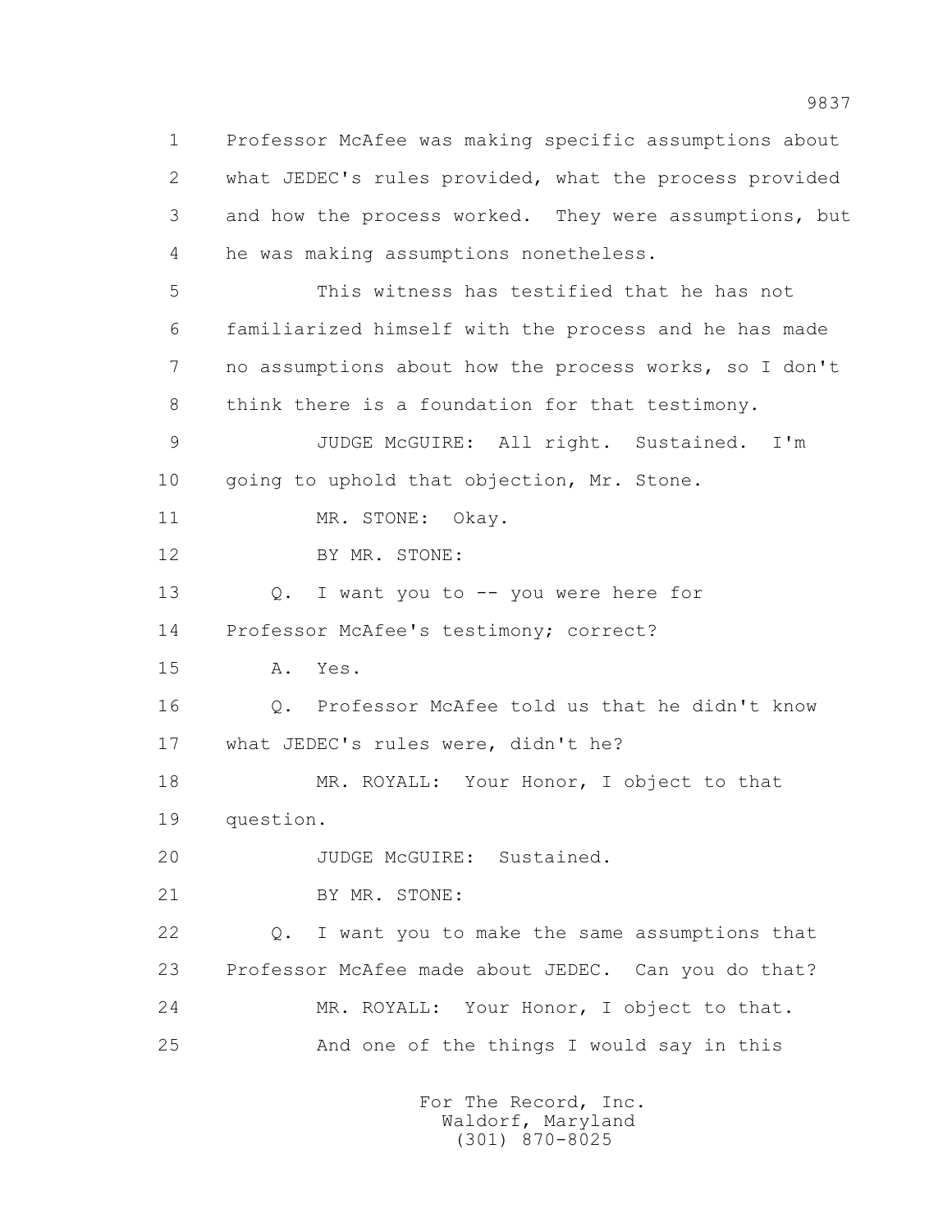1 Professor McAfee was making specific assumptions about
2 what JEDEC's rules provided, what the process provided
3 and how the process worked. They were assumptions, but
4 he was making assumptions nonetheless.

5 This witness has testified that he has not
6 familiarized himself with the process and he has made
7 no assumptions about how the process works, so I don't
8 think there is a foundation for that testimony.

9 JUDGE McGUIRE: All right. Sustained. I'm
10 going to uphold that objection, Mr. Stone.

11 MR. STONE: Okay.

12 BY MR. STONE:

13 Q. I want you to -- you were here for
14 Professor McAfee's testimony; correct?

15 A. Yes.

16 Q. Professor McAfee told us that he didn't know
17 what JEDEC's rules were, didn't he?

18 MR. ROYALL: Your Honor, I object to that
19 question.

20 JUDGE McGUIRE: Sustained.

21 BY MR. STONE:

22 Q. I want you to make the same assumptions that
23 Professor McAfee made about JEDEC. Can you do that?

24 MR. ROYALL: Your Honor, I object to that.

25 And one of the things I would say in this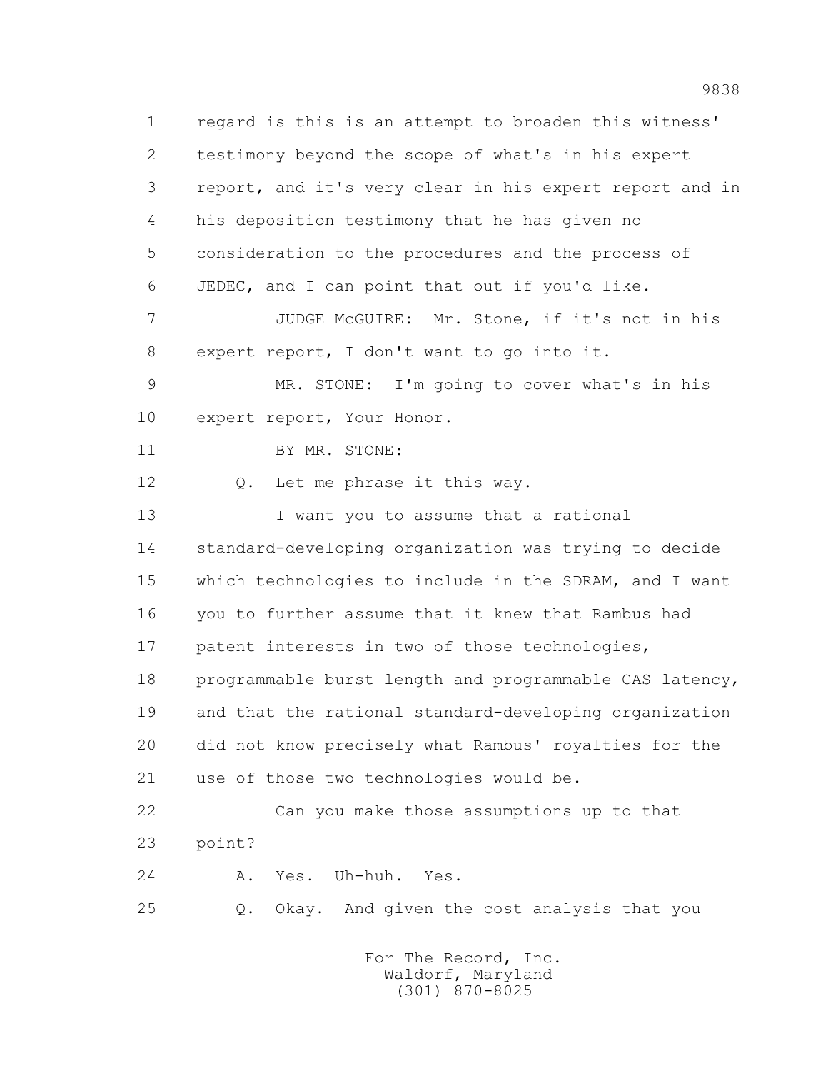1 regard is this is an attempt to broaden this witness'
2 testimony beyond the scope of what's in his expert
3 report, and it's very clear in his expert report and in
4 his deposition testimony that he has given no
5 consideration to the procedures and the process of
6 JEDEC, and I can point that out if you'd like.
7 JUDGE McGUIRE: Mr. Stone, if it's not in his
8 expert report, I don't want to go into it.
9 MR. STONE: I'm going to cover what's in his
10 expert report, Your Honor.
11 BY MR. STONE:
12 Q. Let me phrase it this way.
13 I want you to assume that a rational
14 standard-developing organization was trying to decide
15 which technologies to include in the SDRAM, and I want
16 you to further assume that it knew that Rambus had
17 patent interests in two of those technologies,
18 programmable burst length and programmable CAS latency,
19 and that the rational standard-developing organization
20 did not know precisely what Rambus' royalties for the
21 use of those two technologies would be.
22 Can you make those assumptions up to that
23 point?
24 A. Yes. Uh-huh. Yes.
25 Q. Okay. And given the cost analysis that you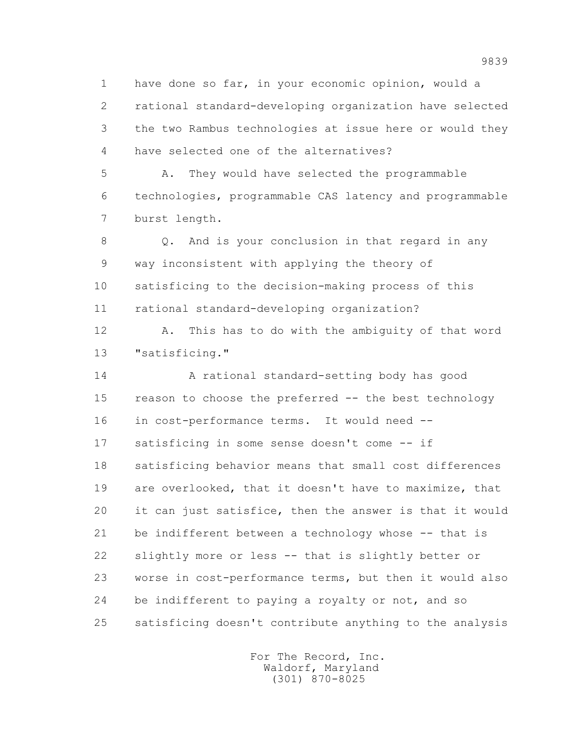1 have done so far, in your economic opinion, would a
2 rational standard-developing organization have selected
3 the two Rambus technologies at issue here or would they
4 have selected one of the alternatives?

5 A. They would have selected the programmable
6 technologies, programmable CAS latency and programmable
7 burst length.

8 Q. And is your conclusion in that regard in any
9 way inconsistent with applying the theory of
10 satisficing to the decision-making process of this
11 rational standard-developing organization?

12 A. This has to do with the ambiguity of that word
13 "satisficing."

14 A rational standard-setting body has good
15 reason to choose the preferred -- the best technology
16 in cost-performance terms. It would need --
17 satisficing in some sense doesn't come -- if
18 satisficing behavior means that small cost differences
19 are overlooked, that it doesn't have to maximize, that
20 it can just satisfice, then the answer is that it would
21 be indifferent between a technology whose -- that is
22 slightly more or less -- that is slightly better or
23 worse in cost-performance terms, but then it would also
24 be indifferent to paying a royalty or not, and so
25 satisficing doesn't contribute anything to the analysis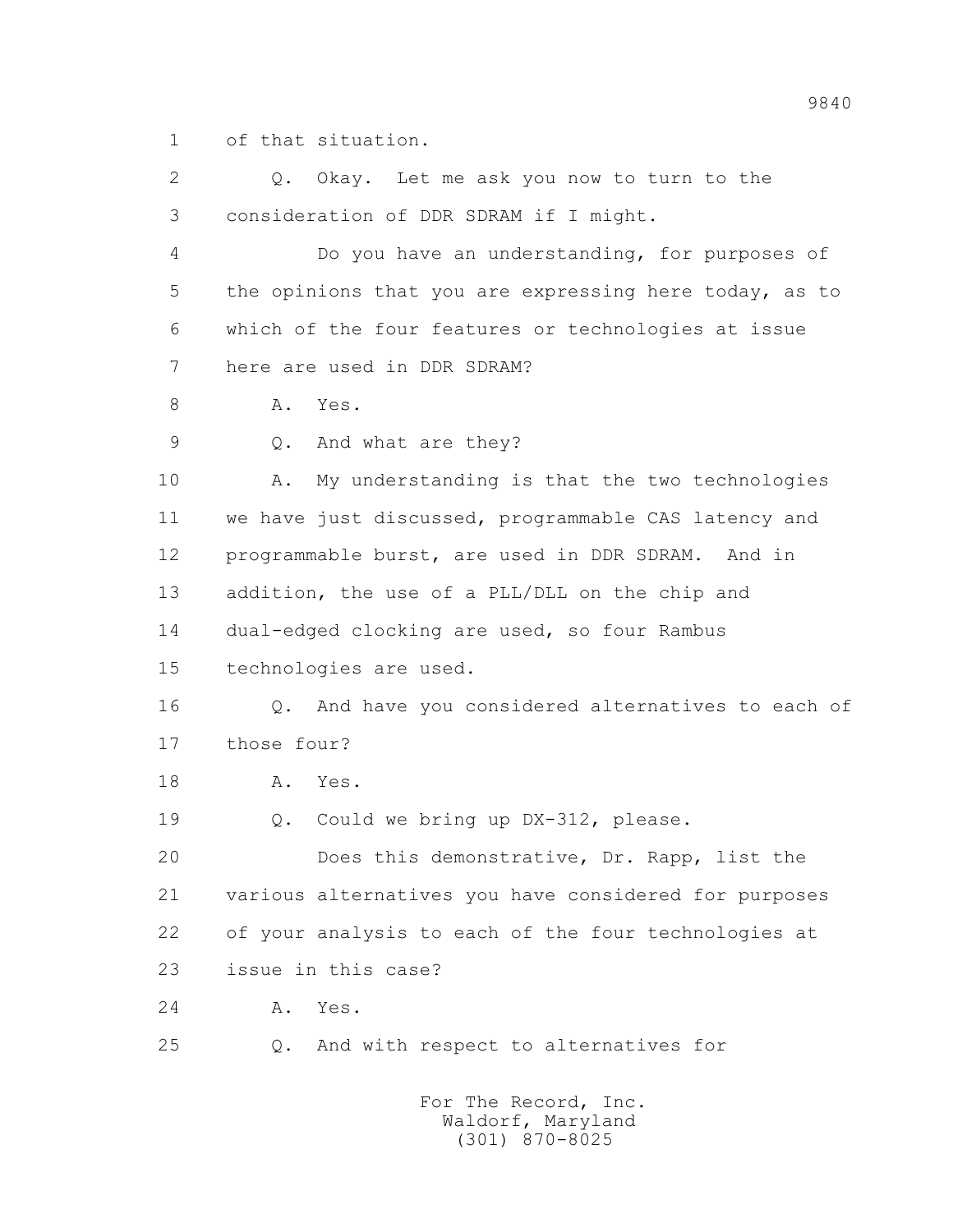1 of that situation.

2 Q. Okay. Let me ask you now to turn to the

3 consideration of DDR SDRAM if I might.

4 Do you have an understanding, for purposes of

5 the opinions that you are expressing here today, as to

6 which of the four features or technologies at issue

7 here are used in DDR SDRAM?

8 A. Yes.

9 Q. And what are they?

10 A. My understanding is that the two technologies

11 we have just discussed, programmable CAS latency and

12 programmable burst, are used in DDR SDRAM. And in

13 addition, the use of a PLL/DLL on the chip and

14 dual-edged clocking are used, so four Rambus

15 technologies are used.

16 Q. And have you considered alternatives to each of

17 those four?

18 A. Yes.

19 Q. Could we bring up DX-312, please.

20 Does this demonstrative, Dr. Rapp, list the

21 various alternatives you have considered for purposes

22 of your analysis to each of the four technologies at

23 issue in this case?

24 A. Yes.

25 Q. And with respect to alternatives for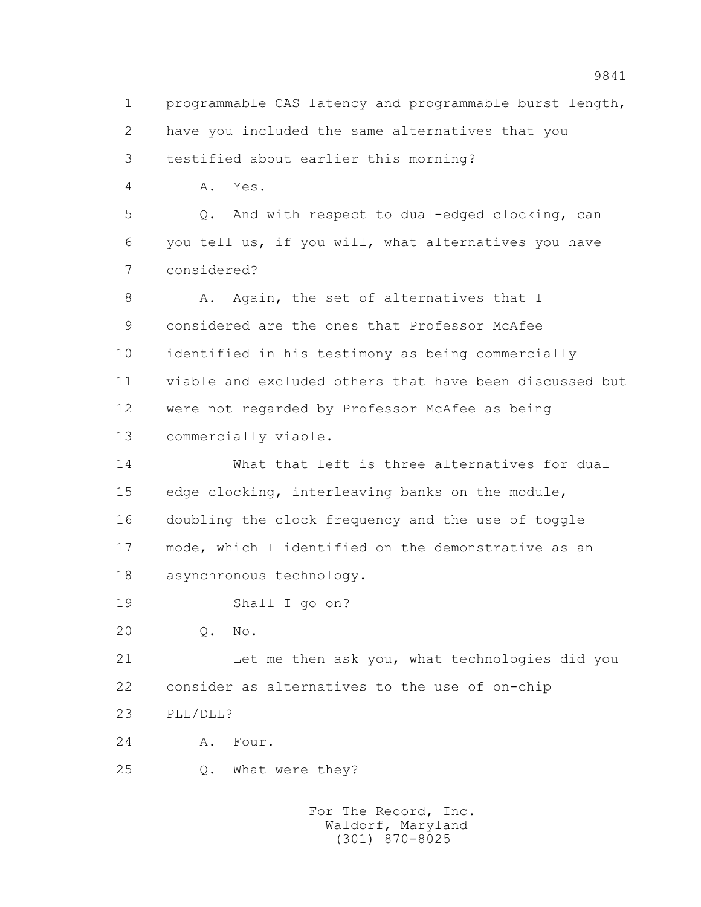1 programmable CAS latency and programmable burst length,

2 have you included the same alternatives that you

3 testified about earlier this morning?

4 A. Yes.

5 Q. And with respect to dual-edged clocking, can

6 you tell us, if you will, what alternatives you have

7 considered?

8 A. Again, the set of alternatives that I

9 considered are the ones that Professor McAfee

10 identified in his testimony as being commercially

11 viable and excluded others that have been discussed but

12 were not regarded by Professor McAfee as being

13 commercially viable.

14 What that left is three alternatives for dual

15 edge clocking, interleaving banks on the module,

16 doubling the clock frequency and the use of toggle

17 mode, which I identified on the demonstrative as an

18 asynchronous technology.

19 Shall I go on?

20 Q. No.

21 Let me then ask you, what technologies did you

22 consider as alternatives to the use of on-chip

23 PLL/DLL?

24 A. Four.

25 Q. What were they?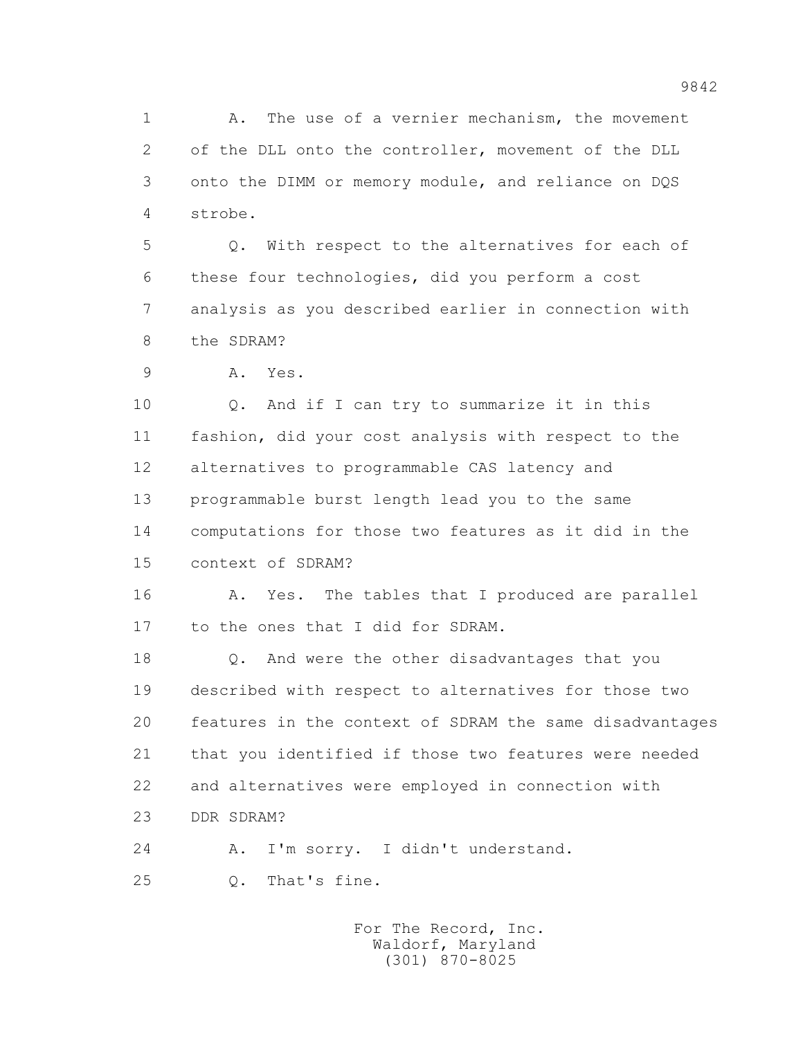1 A. The use of a vernier mechanism, the movement
2 of the DLL onto the controller, movement of the DLL
3 onto the DIMM or memory module, and reliance on DQS
4 strobe.

5 Q. With respect to the alternatives for each of
6 these four technologies, did you perform a cost
7 analysis as you described earlier in connection with
8 the SDRAM?

9 A. Yes.

10 Q. And if I can try to summarize it in this
11 fashion, did your cost analysis with respect to the
12 alternatives to programmable CAS latency and
13 programmable burst length lead you to the same
14 computations for those two features as it did in the
15 context of SDRAM?

16 A. Yes. The tables that I produced are parallel
17 to the ones that I did for SDRAM.

18 Q. And were the other disadvantages that you
19 described with respect to alternatives for those two
20 features in the context of SDRAM the same disadvantages
21 that you identified if those two features were needed
22 and alternatives were employed in connection with
23 DDR SDRAM?

24 A. I'm sorry. I didn't understand.

25 Q. That's fine.

For The Record, Inc.
Waldorf, Maryland
(301) 870-8025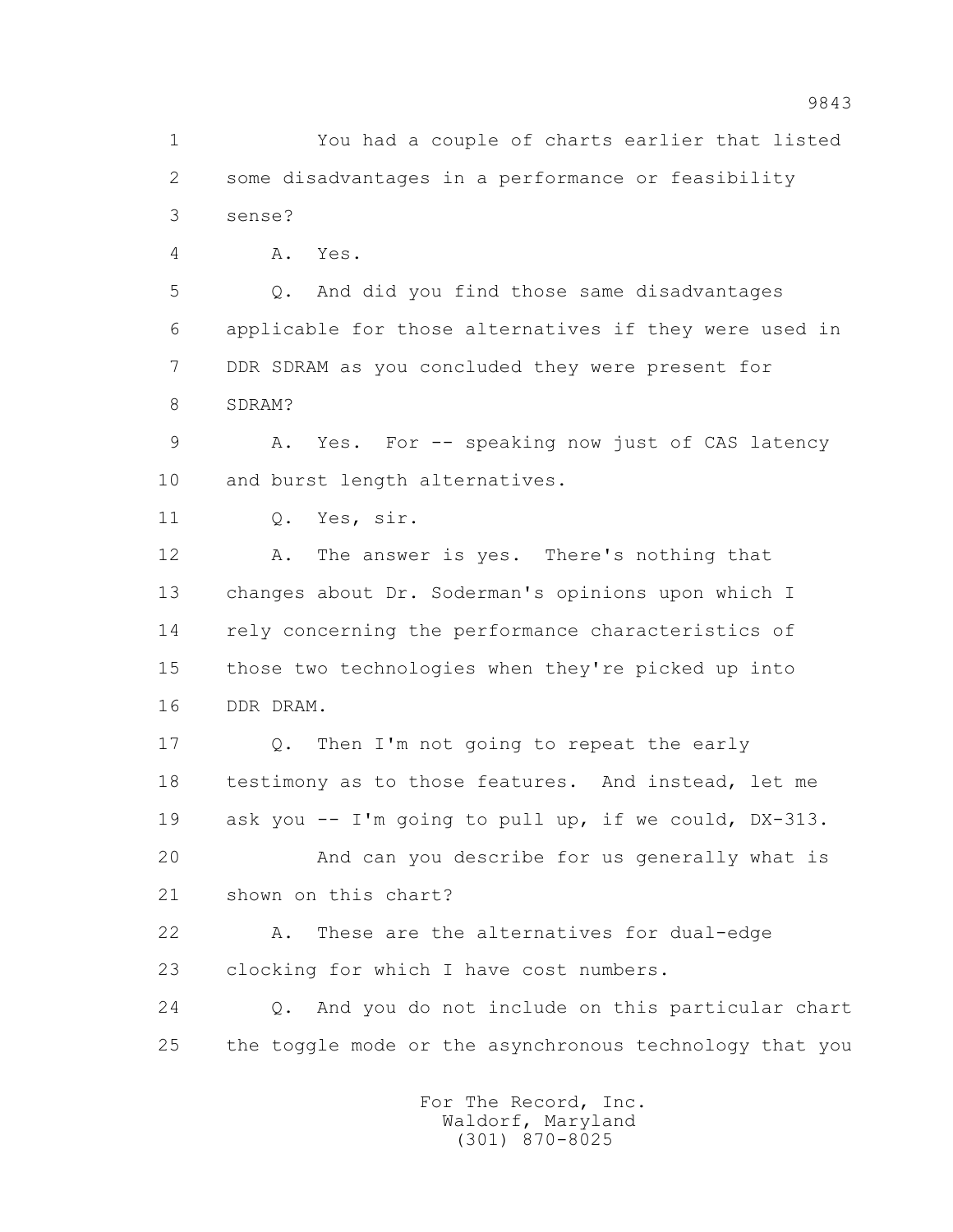1 You had a couple of charts earlier that listed
2 some disadvantages in a performance or feasibility
3 sense?
4 A. Yes.
5 Q. And did you find those same disadvantages
6 applicable for those alternatives if they were used in
7 DDR SDRAM as you concluded they were present for
8 SDRAM?
9 A. Yes. For -- speaking now just of CAS latency
10 and burst length alternatives.
11 Q. Yes, sir.
12 A. The answer is yes. There's nothing that
13 changes about Dr. Soderman's opinions upon which I
14 rely concerning the performance characteristics of
15 those two technologies when they're picked up into
16 DDR DRAM.
17 Q. Then I'm not going to repeat the early
18 testimony as to those features. And instead, let me
19 ask you -- I'm going to pull up, if we could, DX-313.
20 And can you describe for us generally what is
21 shown on this chart?
22 A. These are the alternatives for dual-edge
23 clocking for which I have cost numbers.
24 Q. And you do not include on this particular chart
25 the toggle mode or the asynchronous technology that you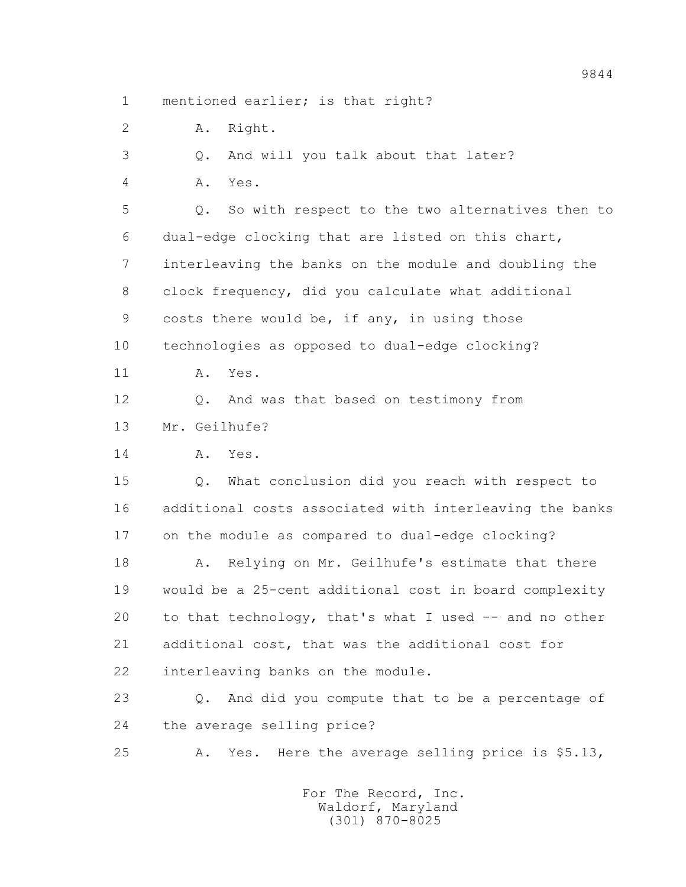1 mentioned earlier; is that right?

2 A. Right.

3 Q. And will you talk about that later?

4 A. Yes.

5 Q. So with respect to the two alternatives then to

6 dual-edge clocking that are listed on this chart,

7 interleaving the banks on the module and doubling the

8 clock frequency, did you calculate what additional

9 costs there would be, if any, in using those

10 technologies as opposed to dual-edge clocking?

11 A. Yes.

12 Q. And was that based on testimony from

13 Mr. Geilhufe?

14 A. Yes.

15 Q. What conclusion did you reach with respect to

16 additional costs associated with interleaving the banks

17 on the module as compared to dual-edge clocking?

18 A. Relying on Mr. Geilhufe's estimate that there

19 would be a 25-cent additional cost in board complexity

20 to that technology, that's what I used -- and no other

21 additional cost, that was the additional cost for

22 interleaving banks on the module.

23 Q. And did you compute that to be a percentage of

24 the average selling price?

25 A. Yes. Here the average selling price is $5.13,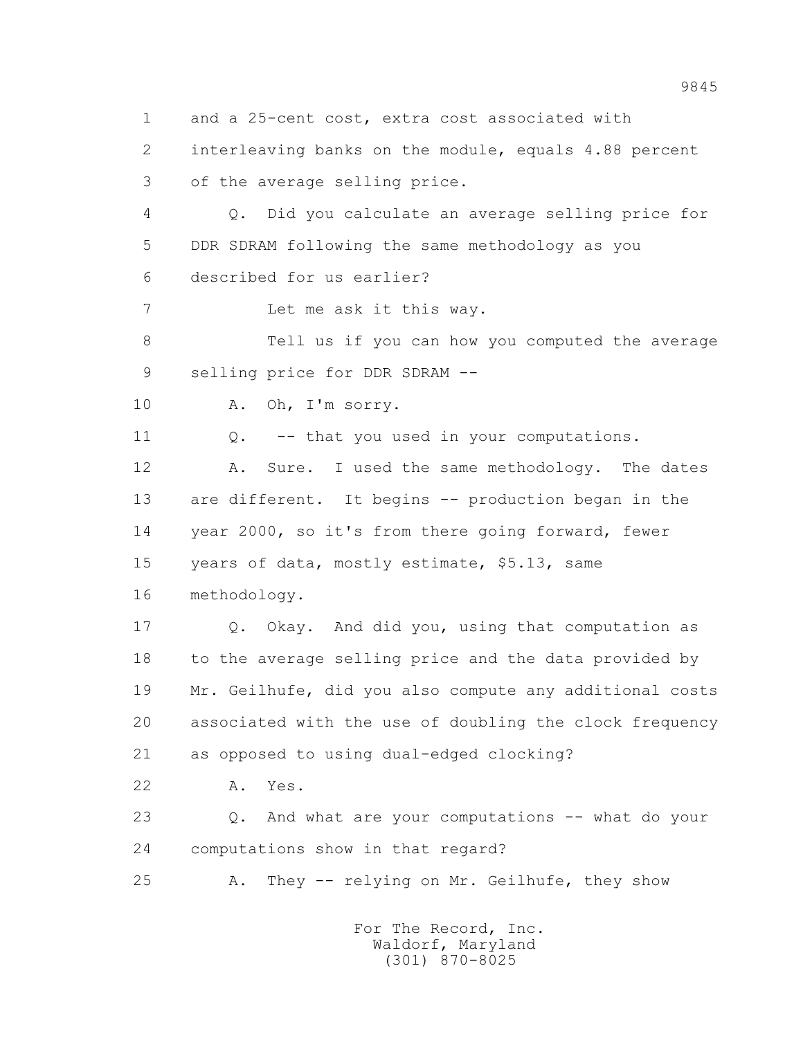1 and a 25-cent cost, extra cost associated with
2 interleaving banks on the module, equals 4.88 percent
3 of the average selling price.
4 Q. Did you calculate an average selling price for
5 DDR SDRAM following the same methodology as you
6 described for us earlier?
7 Let me ask it this way.
8 Tell us if you can how you computed the average
9 selling price for DDR SDRAM --
10 A. Oh, I'm sorry.
11 Q. -- that you used in your computations.
12 A. Sure. I used the same methodology. The dates
13 are different. It begins -- production began in the
14 year 2000, so it's from there going forward, fewer
15 years of data, mostly estimate, $5.13, same
16 methodology.
17 Q. Okay. And did you, using that computation as
18 to the average selling price and the data provided by
19 Mr. Geilhufe, did you also compute any additional costs
20 associated with the use of doubling the clock frequency
21 as opposed to using dual-edged clocking?
22 A. Yes.
23 Q. And what are your computations -- what do your
24 computations show in that regard?
25 A. They -- relying on Mr. Geilhufe, they show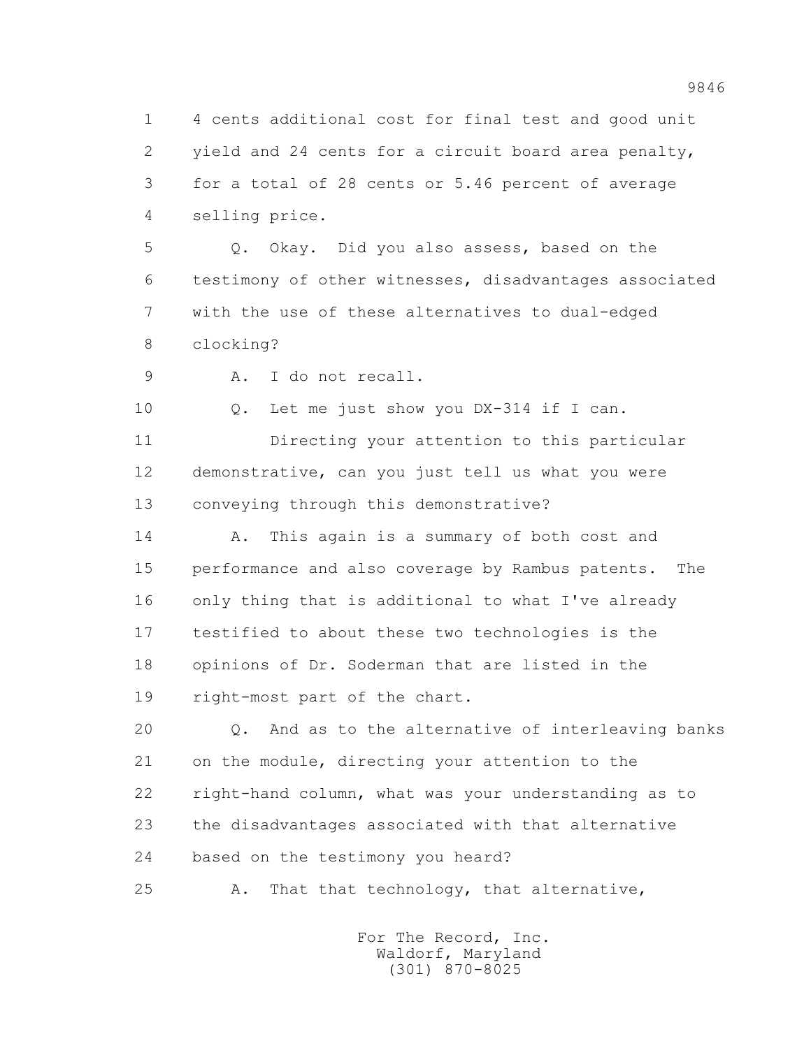1 4 cents additional cost for final test and good unit
2 yield and 24 cents for a circuit board area penalty,
3 for a total of 28 cents or 5.46 percent of average
4 selling price.

5 Q. Okay. Did you also assess, based on the
6 testimony of other witnesses, disadvantages associated
7 with the use of these alternatives to dual-edged
8 clocking?

9 A. I do not recall.

10 Q. Let me just show you DX-314 if I can.

11 Directing your attention to this particular
12 demonstrative, can you just tell us what you were
13 conveying through this demonstrative?

14 A. This again is a summary of both cost and
15 performance and also coverage by Rambus patents. The
16 only thing that is additional to what I've already
17 testified to about these two technologies is the
18 opinions of Dr. Soderman that are listed in the
19 right-most part of the chart.

20 Q. And as to the alternative of interleaving banks
21 on the module, directing your attention to the
22 right-hand column, what was your understanding as to
23 the disadvantages associated with that alternative
24 based on the testimony you heard?

25 A. That that technology, that alternative,

For The Record, Inc.
Waldorf, Maryland
(301) 870-8025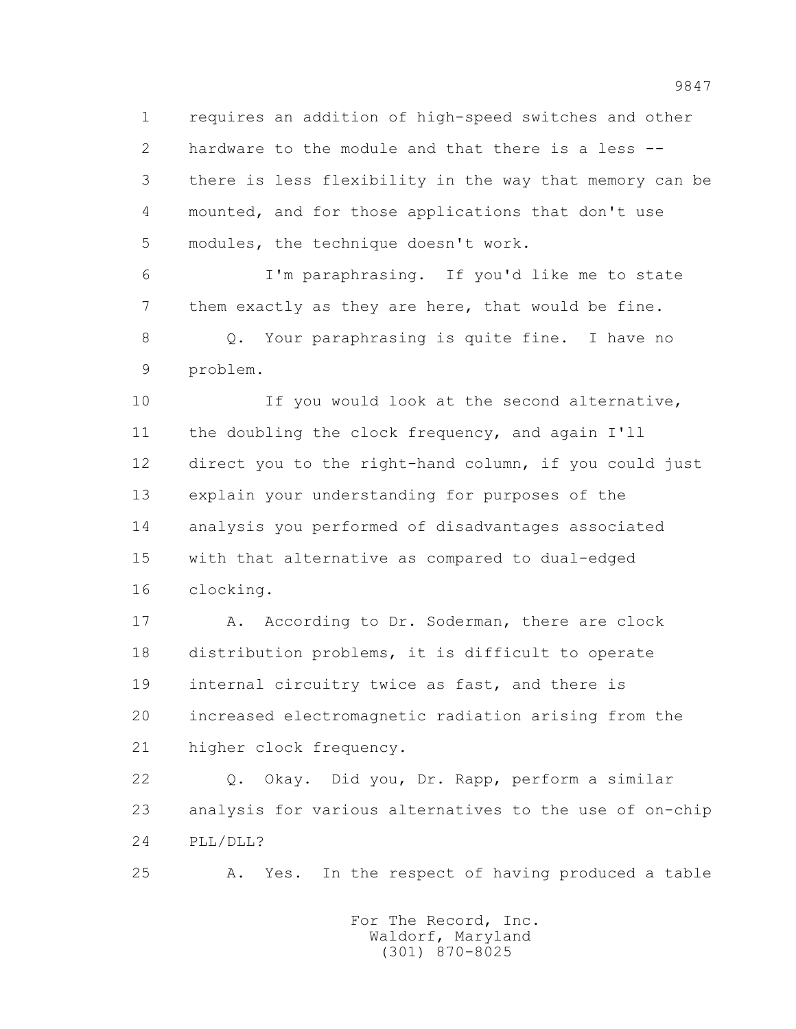1 requires an addition of high-speed switches and other
2 hardware to the module and that there is a less --
3 there is less flexibility in the way that memory can be
4 mounted, and for those applications that don't use
5 modules, the technique doesn't work.

6 I'm paraphrasing. If you'd like me to state
7 them exactly as they are here, that would be fine.

8 Q. Your paraphrasing is quite fine. I have no
9 problem.

10 If you would look at the second alternative,
11 the doubling the clock frequency, and again I'll
12 direct you to the right-hand column, if you could just
13 explain your understanding for purposes of the
14 analysis you performed of disadvantages associated
15 with that alternative as compared to dual-edged
16 clocking.

17 A. According to Dr. Soderman, there are clock
18 distribution problems, it is difficult to operate
19 internal circuitry twice as fast, and there is
20 increased electromagnetic radiation arising from the
21 higher clock frequency.

22 Q. Okay. Did you, Dr. Rapp, perform a similar
23 analysis for various alternatives to the use of on-chip
24 PLL/DLL?

25 A. Yes. In the respect of having produced a table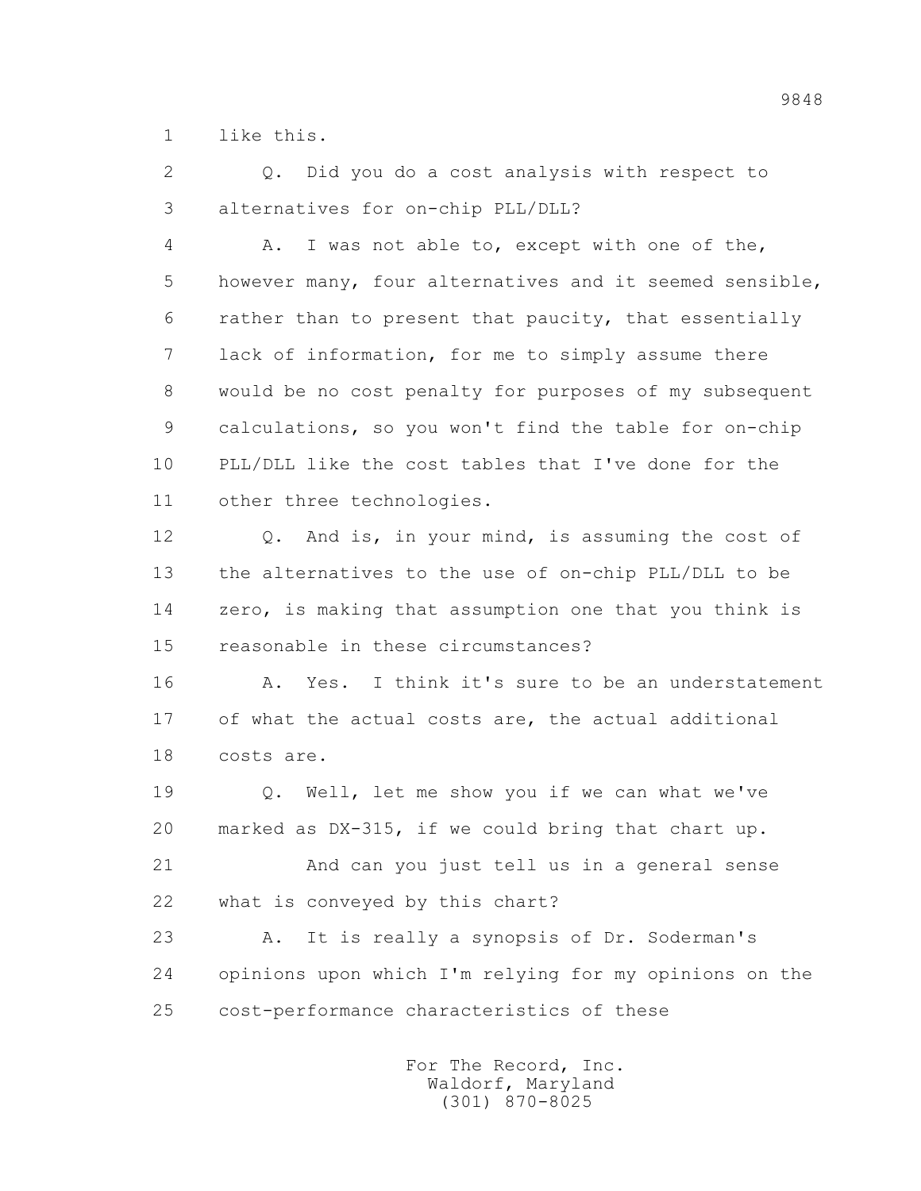1 like this.

2 Q. Did you do a cost analysis with respect to

3 alternatives for on-chip PLL/DLL?

4 A. I was not able to, except with one of the,

5 however many, four alternatives and it seemed sensible,

6 rather than to present that paucity, that essentially

7 lack of information, for me to simply assume there

8 would be no cost penalty for purposes of my subsequent

9 calculations, so you won't find the table for on-chip

10 PLL/DLL like the cost tables that I've done for the

11 other three technologies.

12 Q. And is, in your mind, is assuming the cost of

13 the alternatives to the use of on-chip PLL/DLL to be

14 zero, is making that assumption one that you think is

15 reasonable in these circumstances?

16 A. Yes. I think it's sure to be an understatement

17 of what the actual costs are, the actual additional

18 costs are.

19 Q. Well, let me show you if we can what we've

20 marked as DX-315, if we could bring that chart up.

21 And can you just tell us in a general sense

22 what is conveyed by this chart?

23 A. It is really a synopsis of Dr. Soderman's

24 opinions upon which I'm relying for my opinions on the

25 cost-performance characteristics of these

For The Record, Inc.
Waldorf, Maryland
(301) 870-8025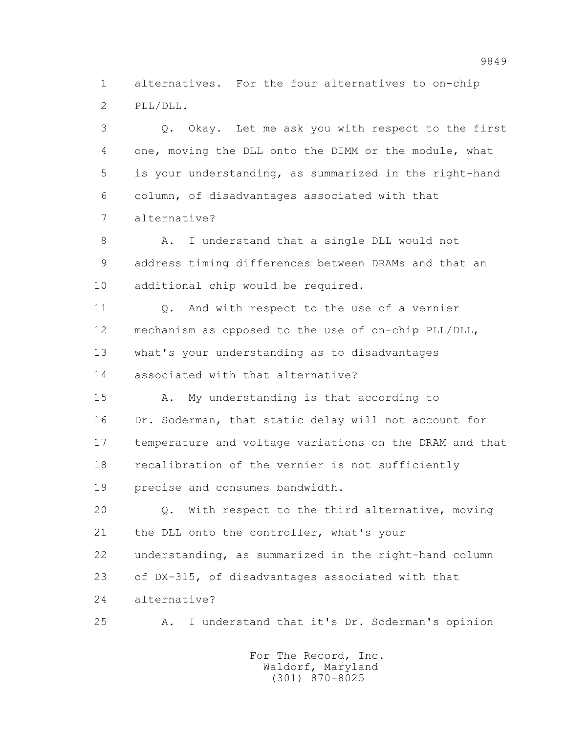1 alternatives. For the four alternatives to on-chip
2 PLL/DLL.

3 Q. Okay. Let me ask you with respect to the first
4 one, moving the DLL onto the DIMM or the module, what
5 is your understanding, as summarized in the right-hand
6 column, of disadvantages associated with that
7 alternative?

8 A. I understand that a single DLL would not
9 address timing differences between DRAMs and that an
10 additional chip would be required.

11 Q. And with respect to the use of a vernier
12 mechanism as opposed to the use of on-chip PLL/DLL,
13 what's your understanding as to disadvantages
14 associated with that alternative?

15 A. My understanding is that according to
16 Dr. Soderman, that static delay will not account for
17 temperature and voltage variations on the DRAM and that
18 recalibration of the vernier is not sufficiently
19 precise and consumes bandwidth.

20 Q. With respect to the third alternative, moving
21 the DLL onto the controller, what's your
22 understanding, as summarized in the right-hand column
23 of DX-315, of disadvantages associated with that
24 alternative?

25 A. I understand that it's Dr. Soderman's opinion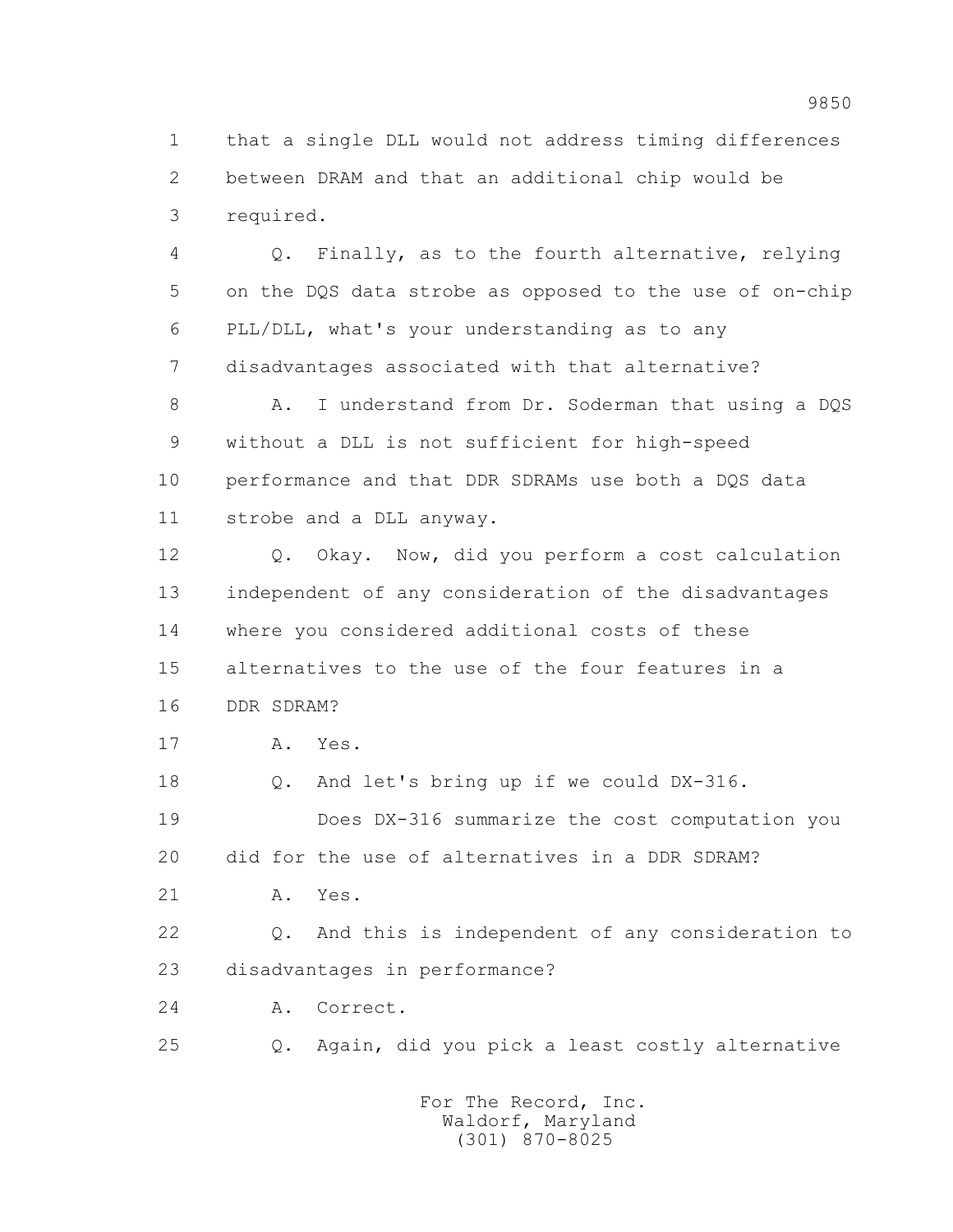that a single DLL would not address timing differences between DRAM and that an additional chip would be required.

Q. Finally, as to the fourth alternative, relying on the DQS data strobe as opposed to the use of on-chip PLL/DLL, what's your understanding as to any disadvantages associated with that alternative?

A. I understand from Dr. Soderman that using a DQS without a DLL is not sufficient for high-speed performance and that DDR SDRAMs use both a DQS data strobe and a DLL anyway.

Q. Okay. Now, did you perform a cost calculation independent of any consideration of the disadvantages where you considered additional costs of these alternatives to the use of the four features in a DDR SDRAM?

A. Yes.

Q. And let's bring up if we could DX-316.

Does DX-316 summarize the cost computation you did for the use of alternatives in a DDR SDRAM?

A. Yes.

Q. And this is independent of any consideration to disadvantages in performance?

A. Correct.

Q. Again, did you pick a least costly alternative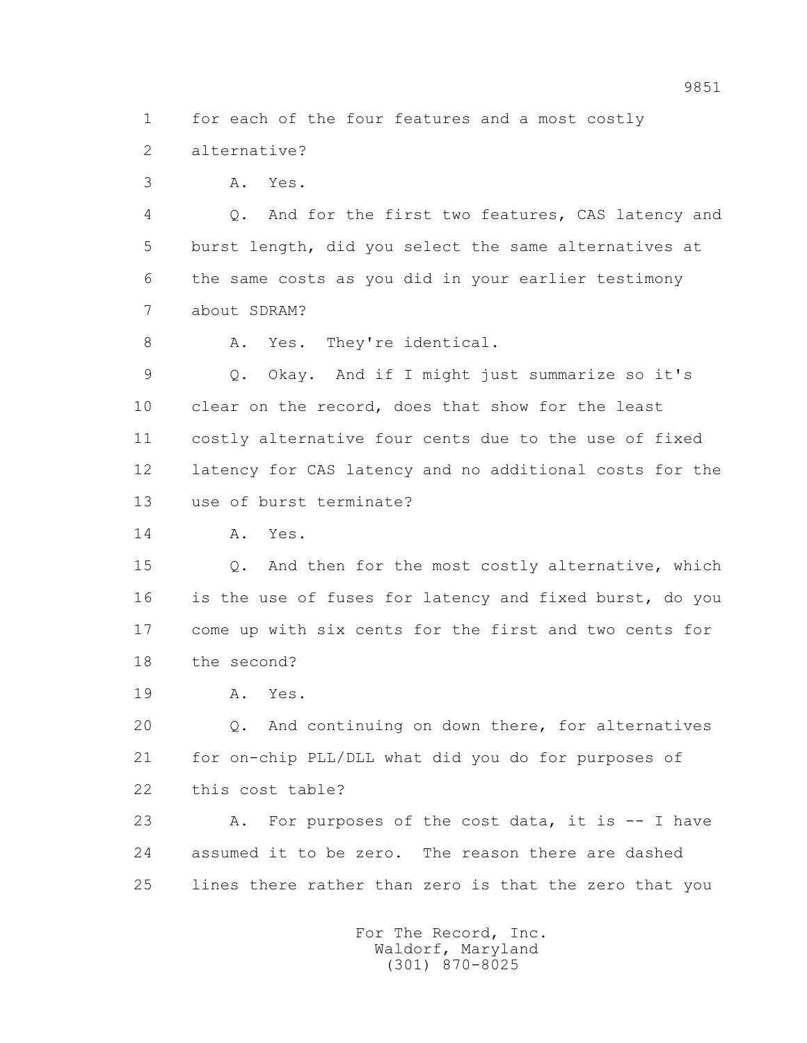1 for each of the four features and a most costly

2 alternative?

3 A. Yes.

4 Q. And for the first two features, CAS latency and

5 burst length, did you select the same alternatives at

6 the same costs as you did in your earlier testimony

7 about SDRAM?

8 A. Yes. They're identical.

9 Q. Okay. And if I might just summarize so it's

10 clear on the record, does that show for the least

11 costly alternative four cents due to the use of fixed

12 latency for CAS latency and no additional costs for the

13 use of burst terminate?

14 A. Yes.

15 Q. And then for the most costly alternative, which

16 is the use of fuses for latency and fixed burst, do you

17 come up with six cents for the first and two cents for

18 the second?

19 A. Yes.

20 Q. And continuing on down there, for alternatives

21 for on-chip PLL/DLL what did you do for purposes of

22 this cost table?

23 A. For purposes of the cost data, it is -- I have

24 assumed it to be zero. The reason there are dashed

25 lines there rather than zero is that the zero that you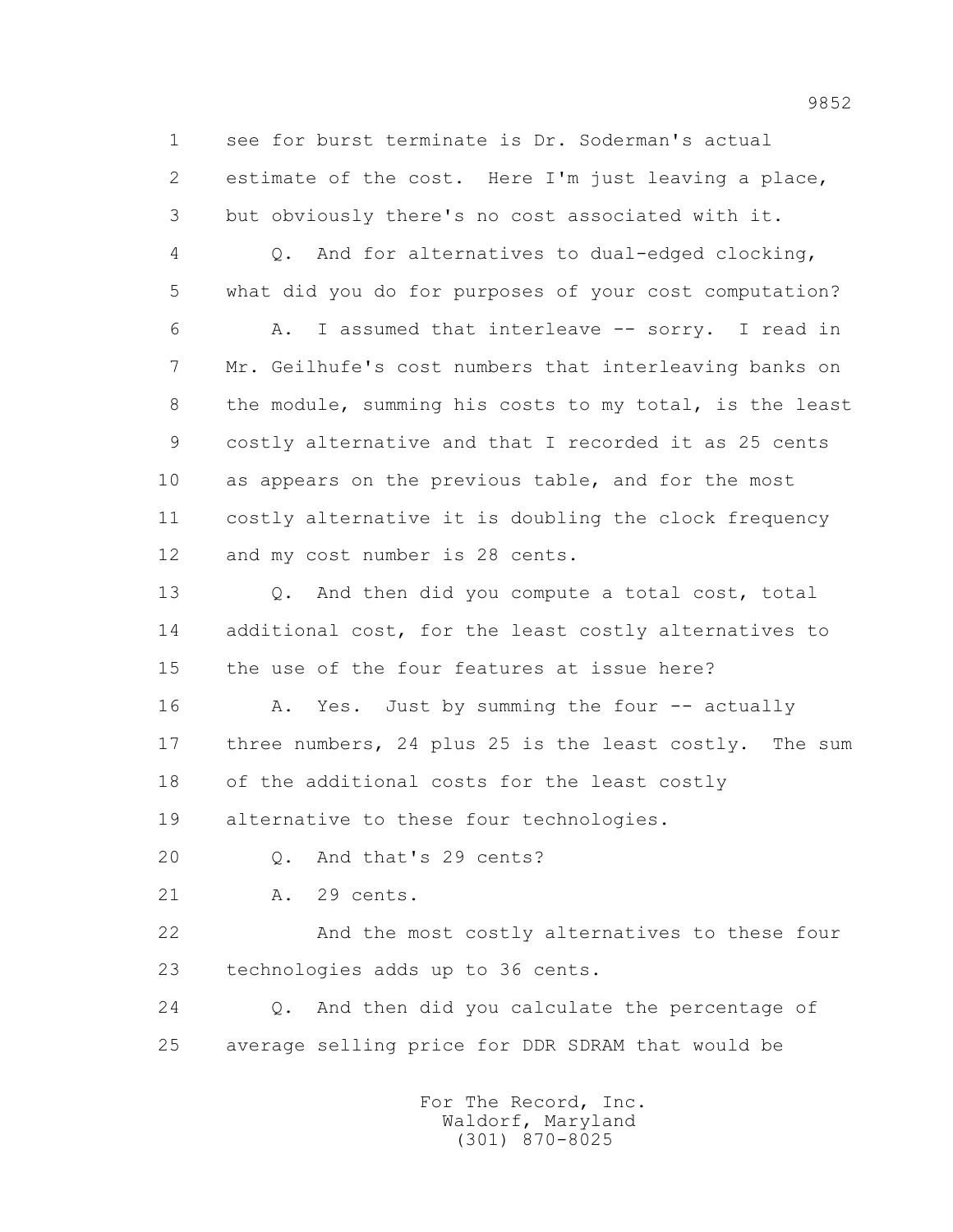1 see for burst terminate is Dr. Soderman's actual
2 estimate of the cost. Here I'm just leaving a place,
3 but obviously there's no cost associated with it.
4 Q. And for alternatives to dual-edged clocking,
5 what did you do for purposes of your cost computation?
6 A. I assumed that interleave -- sorry. I read in
7 Mr. Geilhufe's cost numbers that interleaving banks on
8 the module, summing his costs to my total, is the least
9 costly alternative and that I recorded it as 25 cents
10 as appears on the previous table, and for the most
11 costly alternative it is doubling the clock frequency
12 and my cost number is 28 cents.
13 Q. And then did you compute a total cost, total
14 additional cost, for the least costly alternatives to
15 the use of the four features at issue here?
16 A. Yes. Just by summing the four -- actually
17 three numbers, 24 plus 25 is the least costly. The sum
18 of the additional costs for the least costly
19 alternative to these four technologies.
20 Q. And that's 29 cents?
21 A. 29 cents.
22 And the most costly alternatives to these four
23 technologies adds up to 36 cents.
24 Q. And then did you calculate the percentage of
25 average selling price for DDR SDRAM that would be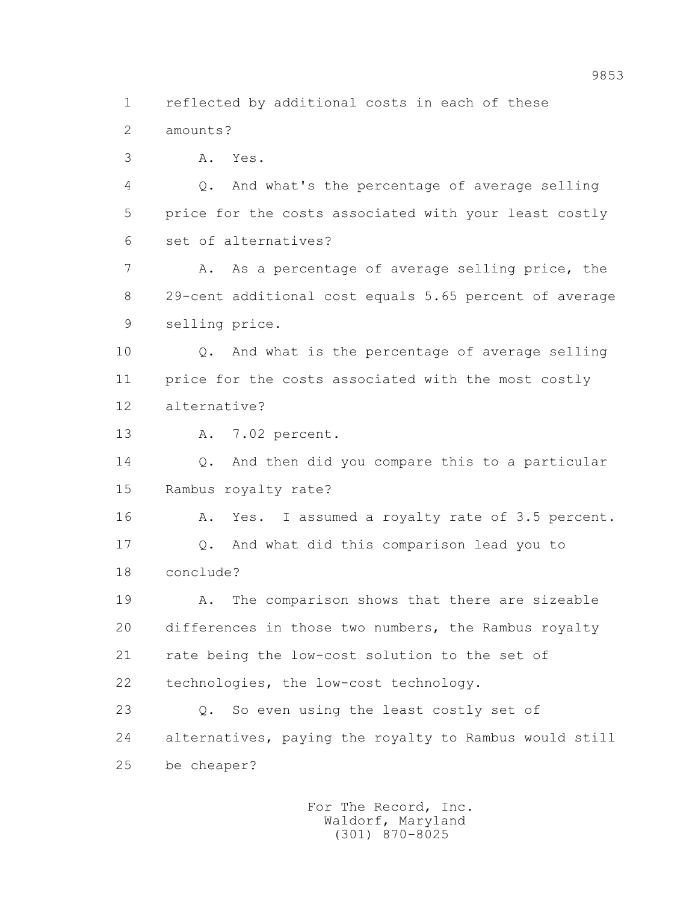1 reflected by additional costs in each of these

2 amounts?

3 A. Yes.

4 Q. And what's the percentage of average selling

5 price for the costs associated with your least costly

6 set of alternatives?

7 A. As a percentage of average selling price, the

8 29-cent additional cost equals 5.65 percent of average

9 selling price.

10 Q. And what is the percentage of average selling

11 price for the costs associated with the most costly

12 alternative?

13 A. 7.02 percent.

14 Q. And then did you compare this to a particular

15 Rambus royalty rate?

16 A. Yes. I assumed a royalty rate of 3.5 percent.

17 Q. And what did this comparison lead you to

18 conclude?

19 A. The comparison shows that there are sizeable

20 differences in those two numbers, the Rambus royalty

21 rate being the low-cost solution to the set of

22 technologies, the low-cost technology.

23 Q. So even using the least costly set of

24 alternatives, paying the royalty to Rambus would still

25 be cheaper?

For The Record, Inc.
Waldorf, Maryland
(301) 870-8025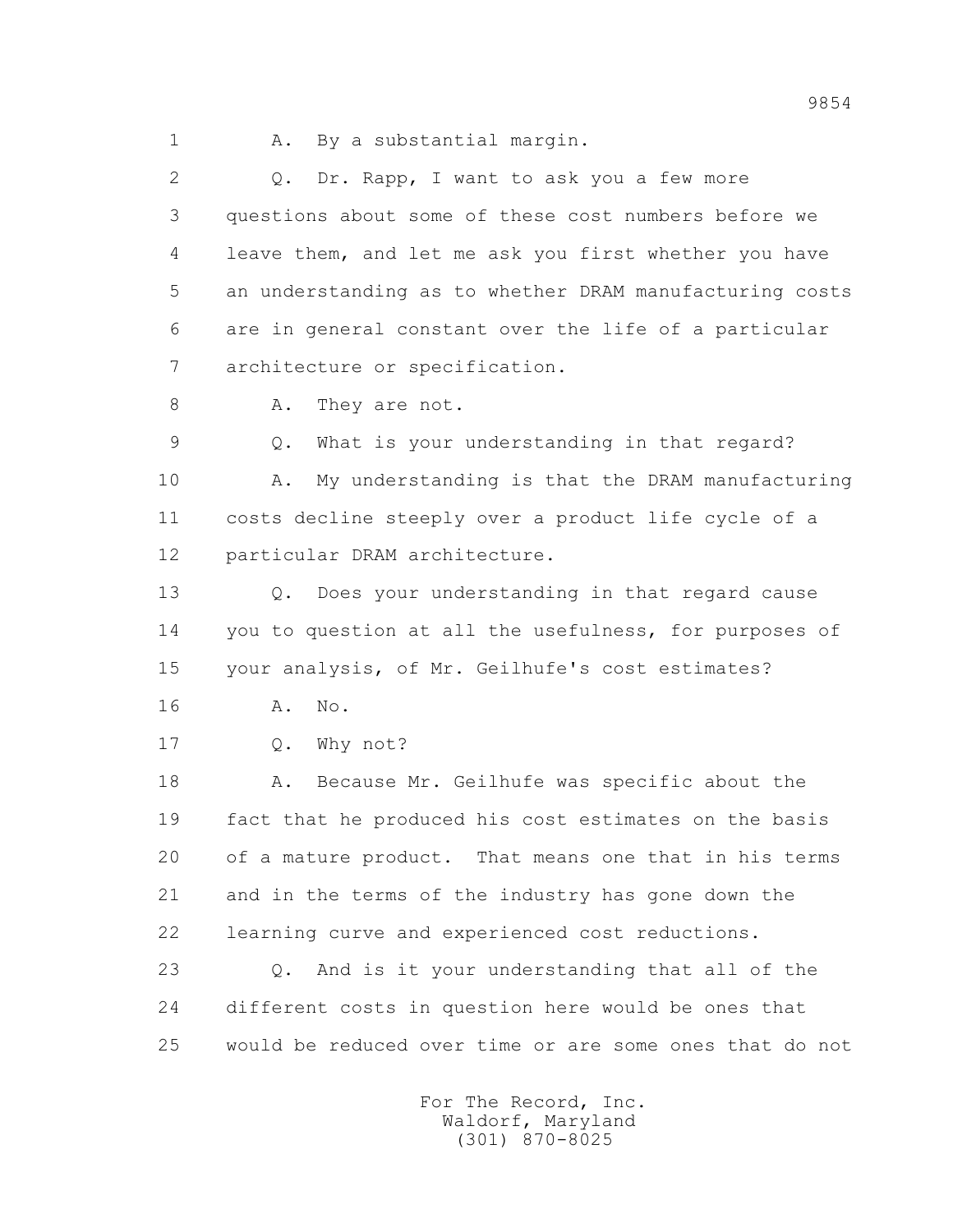1 A. By a substantial margin.

2 Q. Dr. Rapp, I want to ask you a few more

3 questions about some of these cost numbers before we

4 leave them, and let me ask you first whether you have

5 an understanding as to whether DRAM manufacturing costs

6 are in general constant over the life of a particular

7 architecture or specification.

8 A. They are not.

9 Q. What is your understanding in that regard?

10 A. My understanding is that the DRAM manufacturing

11 costs decline steeply over a product life cycle of a

12 particular DRAM architecture.

13 Q. Does your understanding in that regard cause

14 you to question at all the usefulness, for purposes of

15 your analysis, of Mr. Geilhufe's cost estimates?

16 A. No.

17 Q. Why not?

18 A. Because Mr. Geilhufe was specific about the

19 fact that he produced his cost estimates on the basis

20 of a mature product. That means one that in his terms

21 and in the terms of the industry has gone down the

22 learning curve and experienced cost reductions.

23 Q. And is it your understanding that all of the

24 different costs in question here would be ones that

25 would be reduced over time or are some ones that do not

For The Record, Inc.
Waldorf, Maryland
(301) 870-8025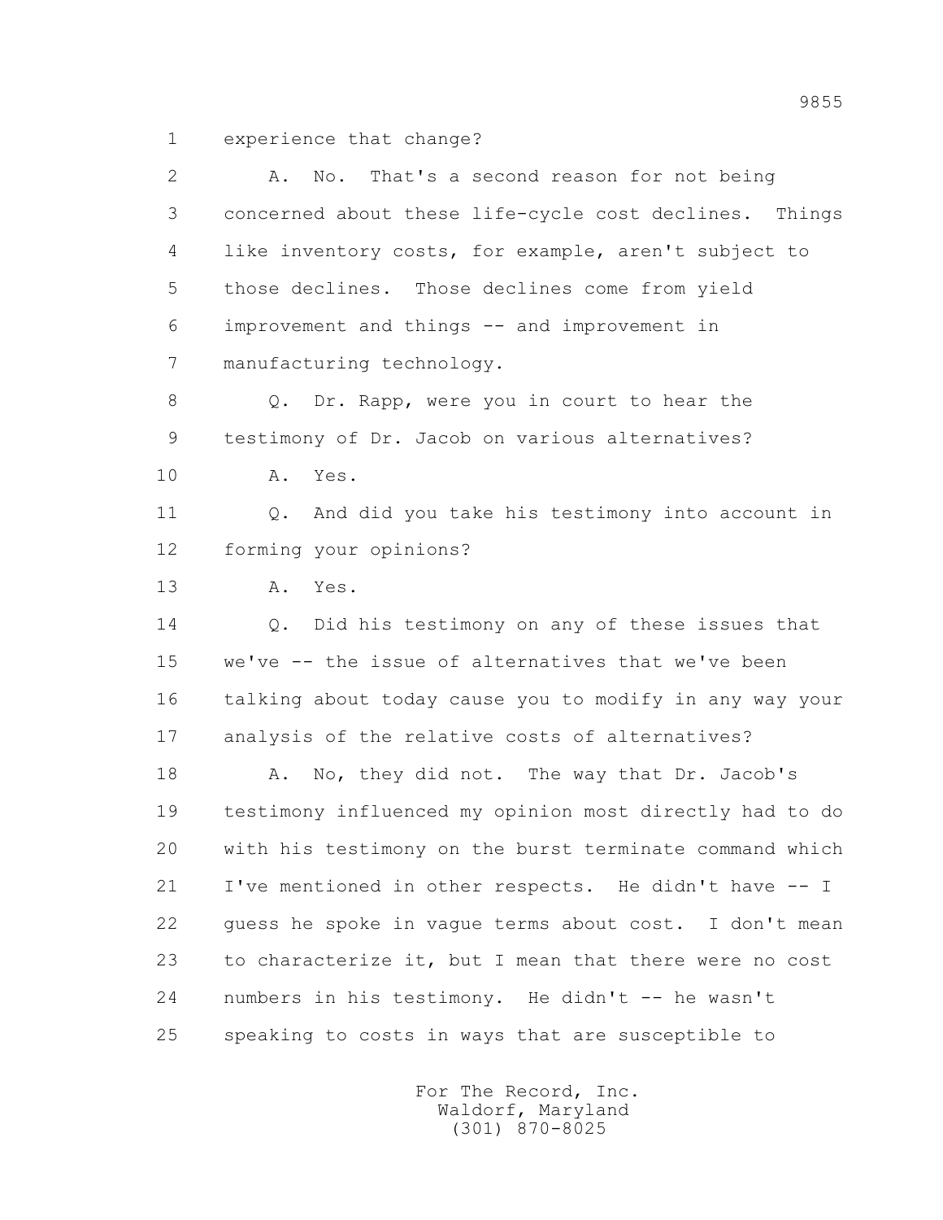1 experience that change?

2 A. No. That's a second reason for not being
3 concerned about these life-cycle cost declines. Things
4 like inventory costs, for example, aren't subject to
5 those declines. Those declines come from yield
6 improvement and things -- and improvement in
7 manufacturing technology.

8 Q. Dr. Rapp, were you in court to hear the
9 testimony of Dr. Jacob on various alternatives?

10 A. Yes.

11 Q. And did you take his testimony into account in
12 forming your opinions?

13 A. Yes.

14 Q. Did his testimony on any of these issues that
15 we've -- the issue of alternatives that we've been
16 talking about today cause you to modify in any way your
17 analysis of the relative costs of alternatives?

18 A. No, they did not. The way that Dr. Jacob's
19 testimony influenced my opinion most directly had to do
20 with his testimony on the burst terminate command which
21 I've mentioned in other respects. He didn't have -- I
22 guess he spoke in vague terms about cost. I don't mean
23 to characterize it, but I mean that there were no cost
24 numbers in his testimony. He didn't -- he wasn't
25 speaking to costs in ways that are susceptible to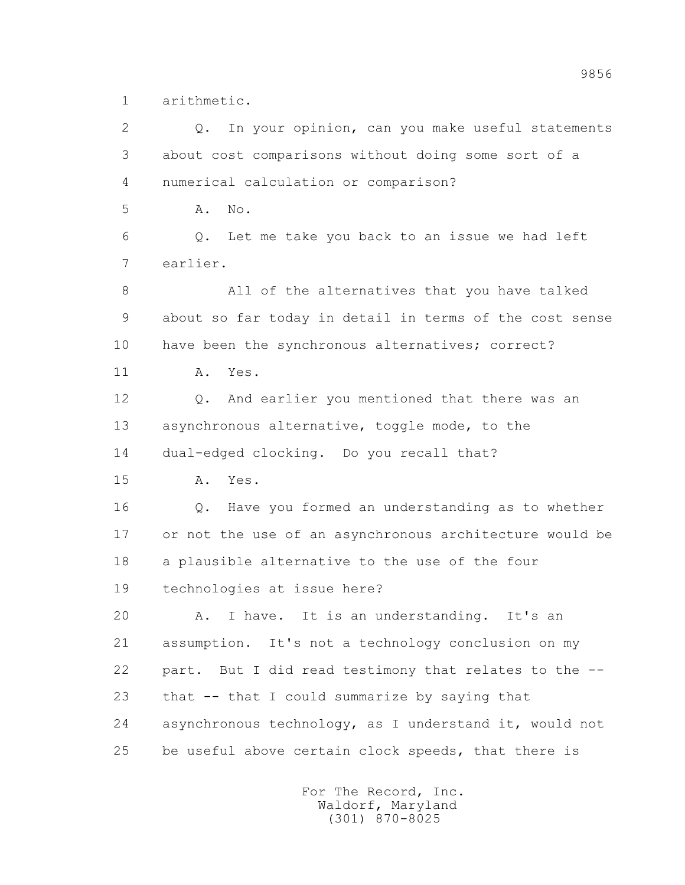1 arithmetic.

2 Q. In your opinion, can you make useful statements

3 about cost comparisons without doing some sort of a

4 numerical calculation or comparison?

5 A. No.

6 Q. Let me take you back to an issue we had left

7 earlier.

8 All of the alternatives that you have talked

9 about so far today in detail in terms of the cost sense

10 have been the synchronous alternatives; correct?

11 A. Yes.

12 Q. And earlier you mentioned that there was an

13 asynchronous alternative, toggle mode, to the

14 dual-edged clocking. Do you recall that?

15 A. Yes.

16 Q. Have you formed an understanding as to whether

17 or not the use of an asynchronous architecture would be

18 a plausible alternative to the use of the four

19 technologies at issue here?

20 A. I have. It is an understanding. It's an

21 assumption. It's not a technology conclusion on my

22 part. But I did read testimony that relates to the --

23 that -- that I could summarize by saying that

24 asynchronous technology, as I understand it, would not

25 be useful above certain clock speeds, that there is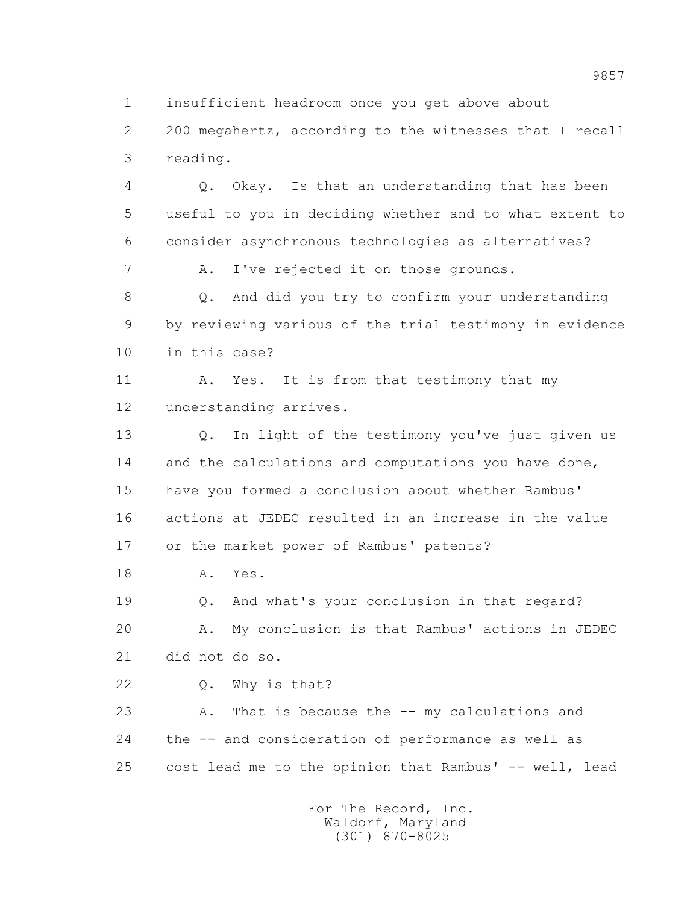1 insufficient headroom once you get above about

2 200 megahertz, according to the witnesses that I recall

3 reading.

4 Q. Okay. Is that an understanding that has been

5 useful to you in deciding whether and to what extent to

6 consider asynchronous technologies as alternatives?

7 A. I've rejected it on those grounds.

8 Q. And did you try to confirm your understanding

9 by reviewing various of the trial testimony in evidence

10 in this case?

11 A. Yes. It is from that testimony that my

12 understanding arrives.

13 Q. In light of the testimony you've just given us

14 and the calculations and computations you have done,

15 have you formed a conclusion about whether Rambus'

16 actions at JEDEC resulted in an increase in the value

17 or the market power of Rambus' patents?

18 A. Yes.

19 Q. And what's your conclusion in that regard?

20 A. My conclusion is that Rambus' actions in JEDEC

21 did not do so.

22 Q. Why is that?

23 A. That is because the -- my calculations and

24 the -- and consideration of performance as well as

25 cost lead me to the opinion that Rambus' -- well, lead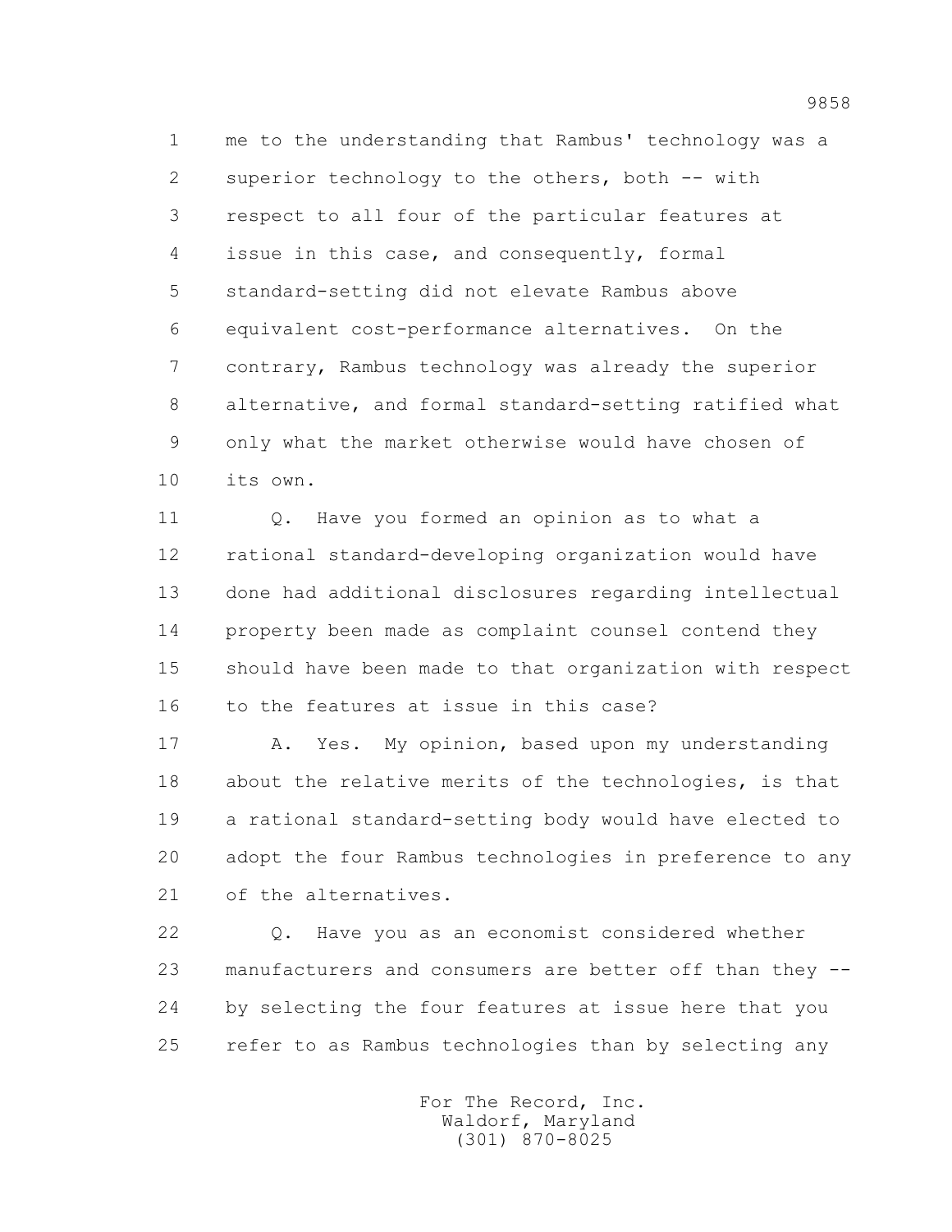1 me to the understanding that Rambus' technology was a
2 superior technology to the others, both -- with
3 respect to all four of the particular features at
4 issue in this case, and consequently, formal
5 standard-setting did not elevate Rambus above
6 equivalent cost-performance alternatives. On the
7 contrary, Rambus technology was already the superior
8 alternative, and formal standard-setting ratified what
9 only what the market otherwise would have chosen of
10 its own.

11 Q. Have you formed an opinion as to what a
12 rational standard-developing organization would have
13 done had additional disclosures regarding intellectual
14 property been made as complaint counsel contend they
15 should have been made to that organization with respect
16 to the features at issue in this case?

17 A. Yes. My opinion, based upon my understanding
18 about the relative merits of the technologies, is that
19 a rational standard-setting body would have elected to
20 adopt the four Rambus technologies in preference to any
21 of the alternatives.

22 Q. Have you as an economist considered whether
23 manufacturers and consumers are better off than they --
24 by selecting the four features at issue here that you
25 refer to as Rambus technologies than by selecting any

For The Record, Inc.
Waldorf, Maryland
(301) 870-8025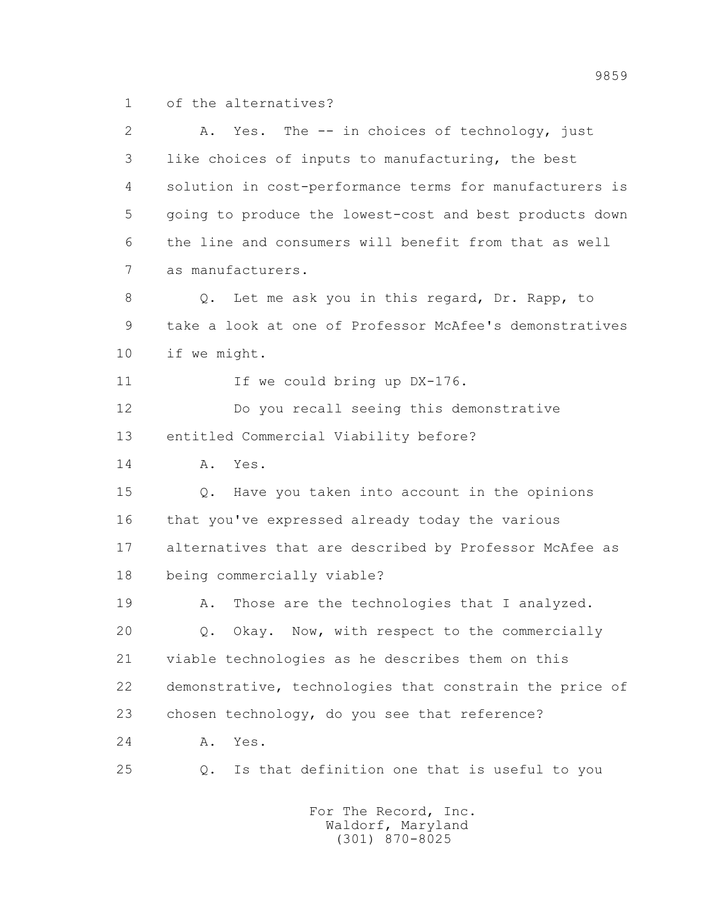1 of the alternatives?

2 A. Yes. The -- in choices of technology, just

3 like choices of inputs to manufacturing, the best

4 solution in cost-performance terms for manufacturers is

5 going to produce the lowest-cost and best products down

6 the line and consumers will benefit from that as well

7 as manufacturers.

8 Q. Let me ask you in this regard, Dr. Rapp, to

9 take a look at one of Professor McAfee's demonstratives

10 if we might.

11 If we could bring up DX-176.

12 Do you recall seeing this demonstrative

13 entitled Commercial Viability before?

14 A. Yes.

15 Q. Have you taken into account in the opinions

16 that you've expressed already today the various

17 alternatives that are described by Professor McAfee as

18 being commercially viable?

19 A. Those are the technologies that I analyzed.

20 Q. Okay. Now, with respect to the commercially

21 viable technologies as he describes them on this

22 demonstrative, technologies that constrain the price of

23 chosen technology, do you see that reference?

24 A. Yes.

25 Q. Is that definition one that is useful to you

For The Record, Inc.
Waldorf, Maryland
(301) 870-8025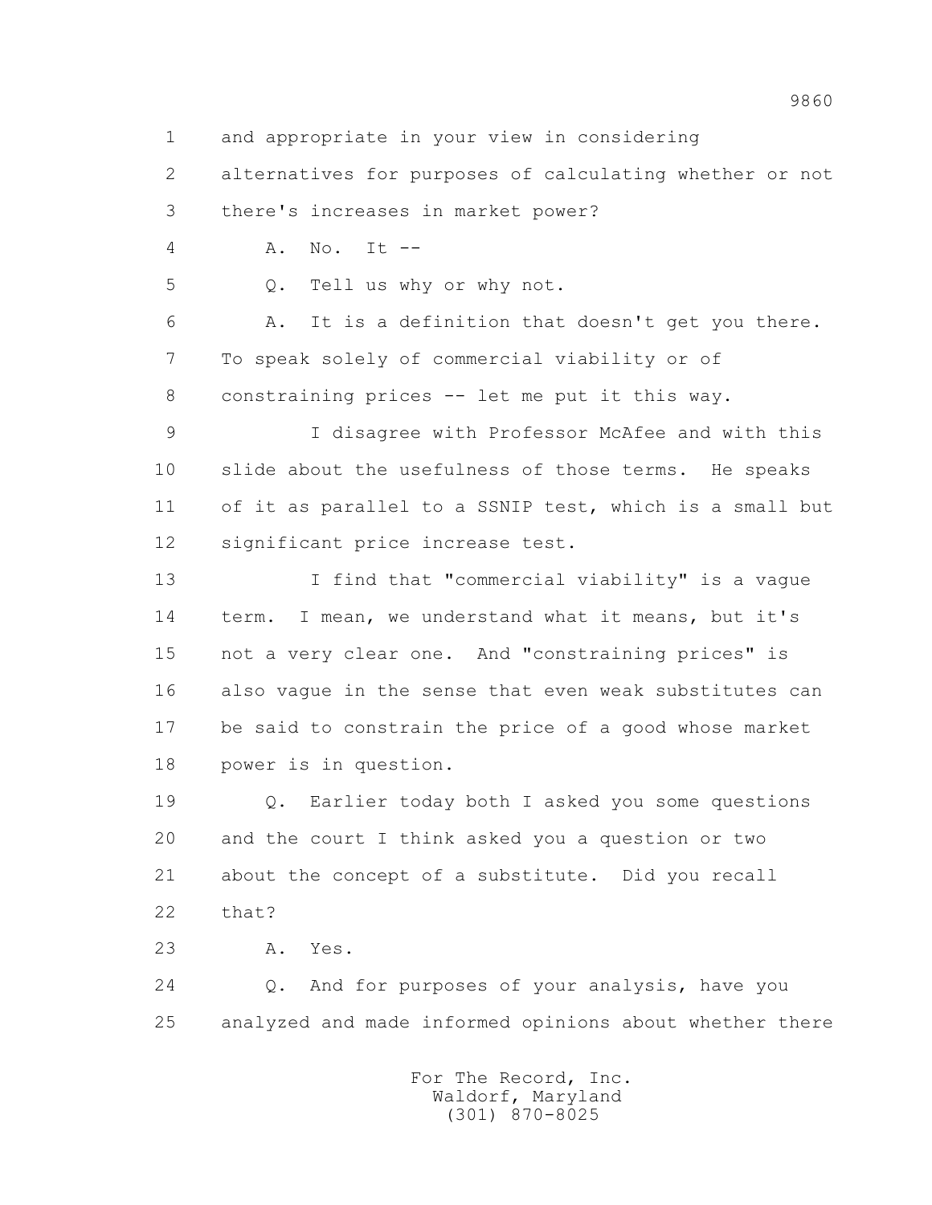1 and appropriate in your view in considering
2 alternatives for purposes of calculating whether or not
3 there's increases in market power?
4 A. No. It --
5 Q. Tell us why or why not.
6 A. It is a definition that doesn't get you there.
7 To speak solely of commercial viability or of
8 constraining prices -- let me put it this way.
9 I disagree with Professor McAfee and with this
10 slide about the usefulness of those terms. He speaks
11 of it as parallel to a SSNIP test, which is a small but
12 significant price increase test.
13 I find that "commercial viability" is a vague
14 term. I mean, we understand what it means, but it's
15 not a very clear one. And "constraining prices" is
16 also vague in the sense that even weak substitutes can
17 be said to constrain the price of a good whose market
18 power is in question.
19 Q. Earlier today both I asked you some questions
20 and the court I think asked you a question or two
21 about the concept of a substitute. Did you recall
22 that?
23 A. Yes.
24 Q. And for purposes of your analysis, have you
25 analyzed and made informed opinions about whether there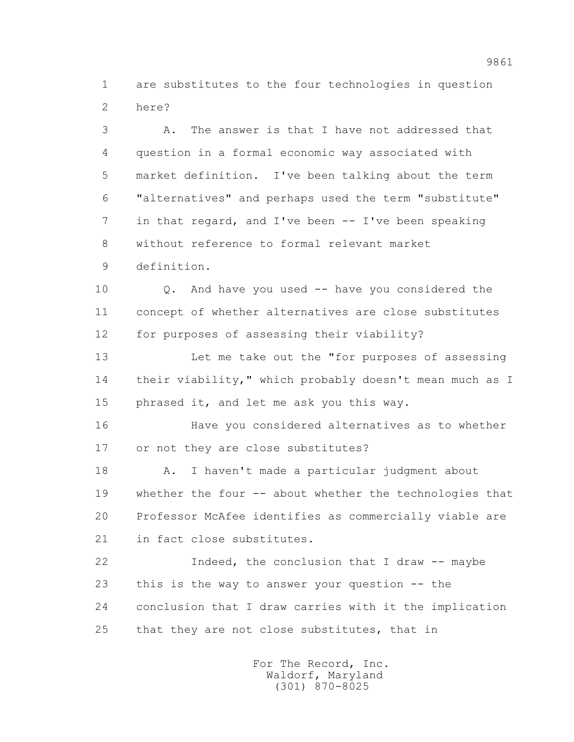are substitutes to the four technologies in question here?

A. The answer is that I have not addressed that question in a formal economic way associated with market definition. I've been talking about the term "alternatives" and perhaps used the term "substitute" in that regard, and I've been -- I've been speaking without reference to formal relevant market definition.

Q. And have you used -- have you considered the concept of whether alternatives are close substitutes for purposes of assessing their viability?

Let me take out the "for purposes of assessing their viability," which probably doesn't mean much as I phrased it, and let me ask you this way.

Have you considered alternatives as to whether or not they are close substitutes?

A. I haven't made a particular judgment about whether the four -- about whether the technologies that Professor McAfee identifies as commercially viable are in fact close substitutes.

Indeed, the conclusion that I draw -- maybe this is the way to answer your question -- the conclusion that I draw carries with it the implication that they are not close substitutes, that in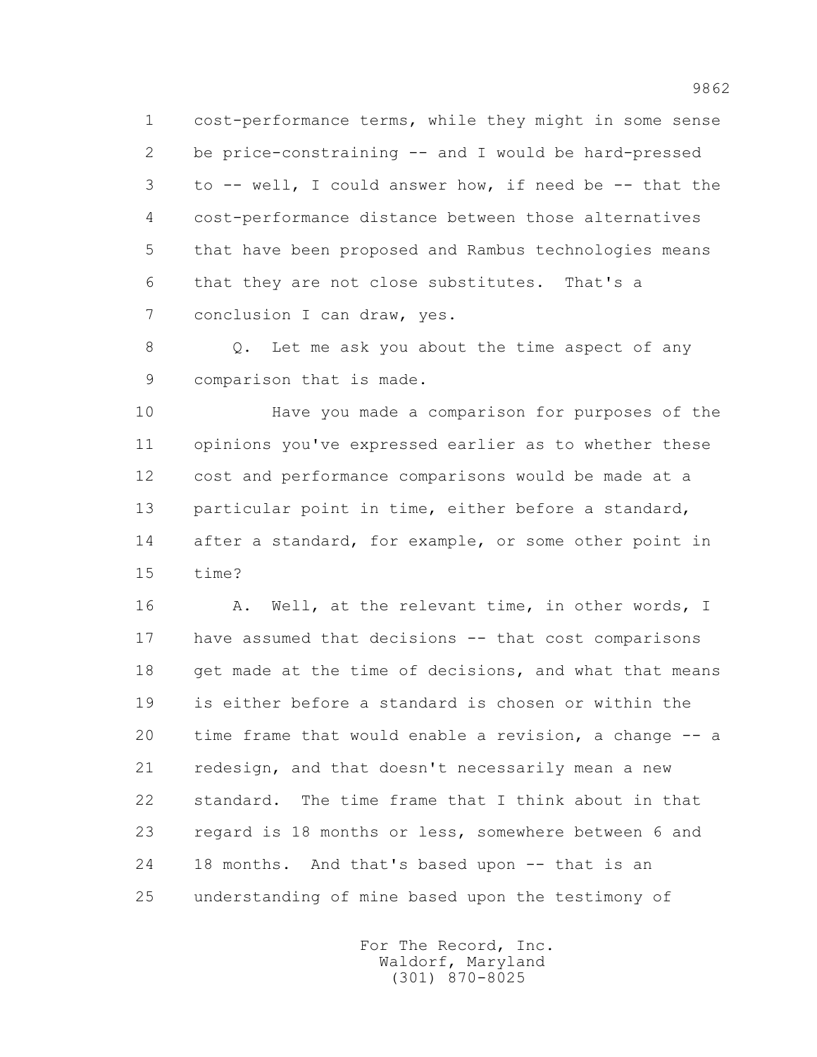1 cost-performance terms, while they might in some sense
2 be price-constraining -- and I would be hard-pressed
3 to -- well, I could answer how, if need be -- that the
4 cost-performance distance between those alternatives
5 that have been proposed and Rambus technologies means
6 that they are not close substitutes. That's a
7 conclusion I can draw, yes.

8 Q. Let me ask you about the time aspect of any
9 comparison that is made.

10 Have you made a comparison for purposes of the
11 opinions you've expressed earlier as to whether these
12 cost and performance comparisons would be made at a
13 particular point in time, either before a standard,
14 after a standard, for example, or some other point in
15 time?

16 A. Well, at the relevant time, in other words, I
17 have assumed that decisions -- that cost comparisons
18 get made at the time of decisions, and what that means
19 is either before a standard is chosen or within the
20 time frame that would enable a revision, a change -- a
21 redesign, and that doesn't necessarily mean a new
22 standard. The time frame that I think about in that
23 regard is 18 months or less, somewhere between 6 and
24 18 months. And that's based upon -- that is an
25 understanding of mine based upon the testimony of

For The Record, Inc.
Waldorf, Maryland
(301) 870-8025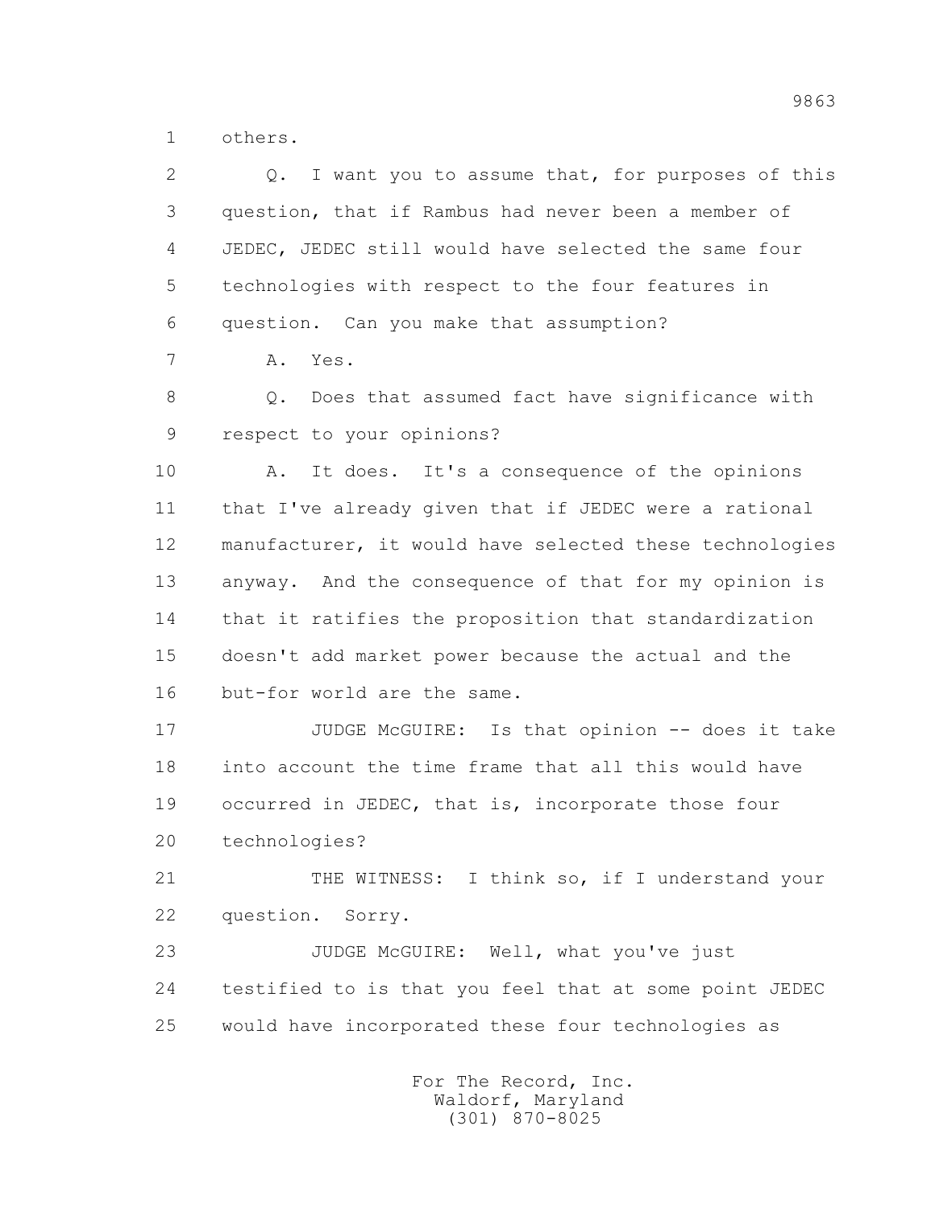others.

Q. I want you to assume that, for purposes of this question, that if Rambus had never been a member of JEDEC, JEDEC still would have selected the same four technologies with respect to the four features in question. Can you make that assumption?

A. Yes.

Q. Does that assumed fact have significance with respect to your opinions?

A. It does. It's a consequence of the opinions that I've already given that if JEDEC were a rational manufacturer, it would have selected these technologies anyway. And the consequence of that for my opinion is that it ratifies the proposition that standardization doesn't add market power because the actual and the but-for world are the same.

JUDGE McGUIRE: Is that opinion -- does it take into account the time frame that all this would have occurred in JEDEC, that is, incorporate those four technologies?

THE WITNESS: I think so, if I understand your question. Sorry.

JUDGE McGUIRE: Well, what you've just testified to is that you feel that at some point JEDEC would have incorporated these four technologies as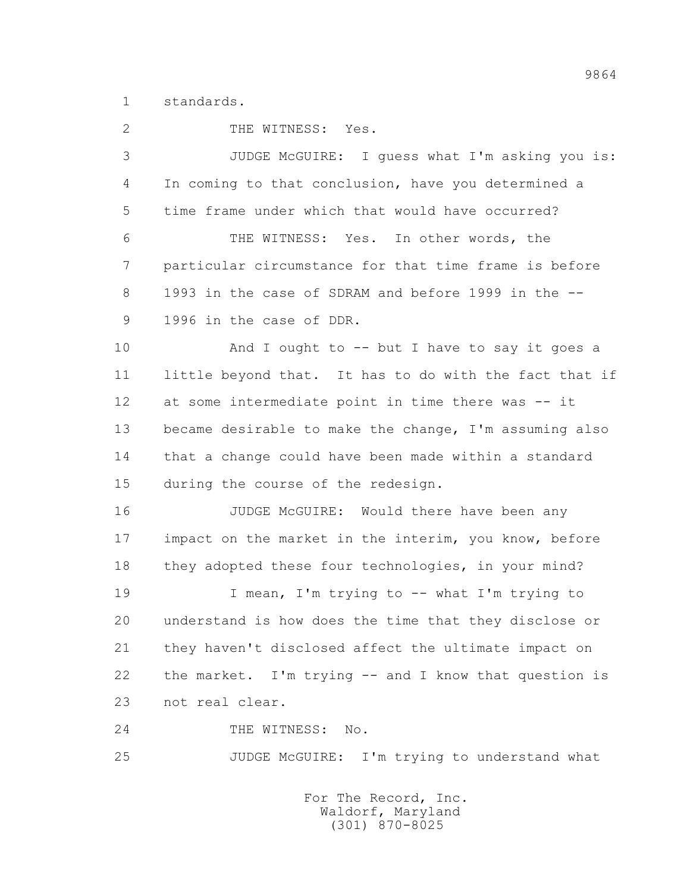1 standards.

2 THE WITNESS: Yes.

3 JUDGE McGUIRE: I guess what I'm asking you is:
4 In coming to that conclusion, have you determined a
5 time frame under which that would have occurred?

6 THE WITNESS: Yes. In other words, the
7 particular circumstance for that time frame is before
8 1993 in the case of SDRAM and before 1999 in the --
9 1996 in the case of DDR.

10 And I ought to -- but I have to say it goes a
11 little beyond that. It has to do with the fact that if
12 at some intermediate point in time there was -- it
13 became desirable to make the change, I'm assuming also
14 that a change could have been made within a standard
15 during the course of the redesign.

16 JUDGE McGUIRE: Would there have been any
17 impact on the market in the interim, you know, before
18 they adopted these four technologies, in your mind?

19 I mean, I'm trying to -- what I'm trying to
20 understand is how does the time that they disclose or
21 they haven't disclosed affect the ultimate impact on
22 the market. I'm trying -- and I know that question is
23 not real clear.

24 THE WITNESS: No.

25 JUDGE McGUIRE: I'm trying to understand what

For The Record, Inc.
Waldorf, Maryland
(301) 870-8025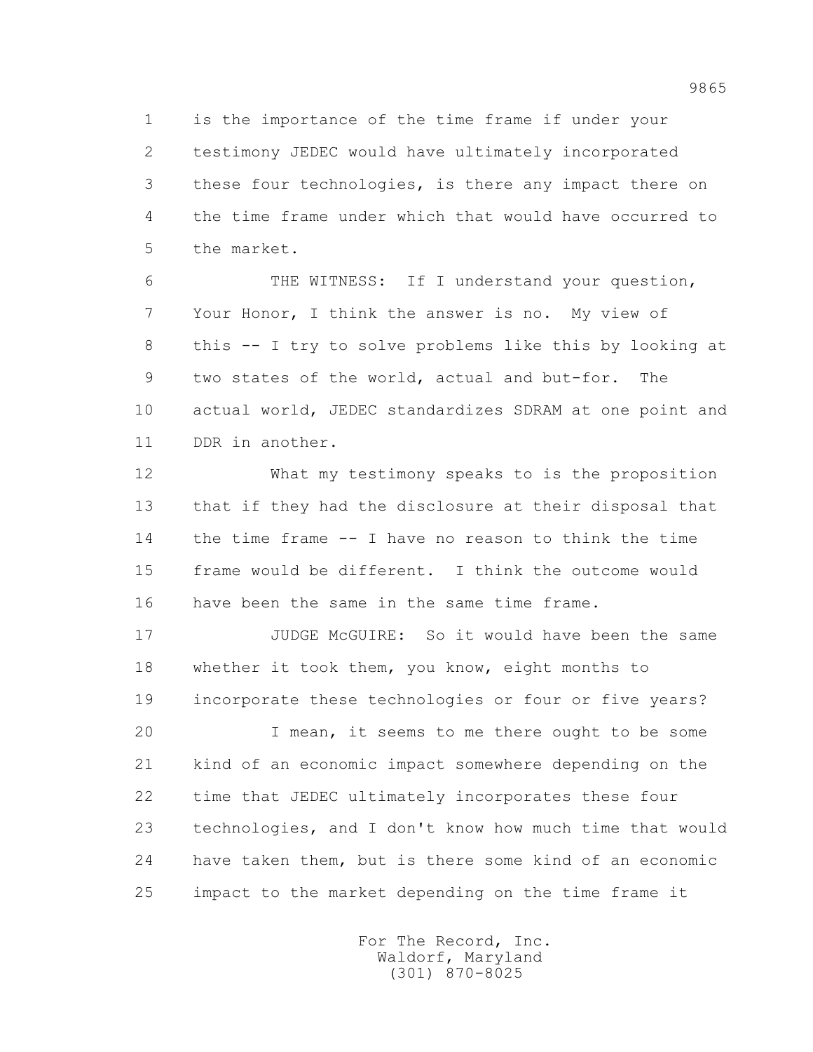1 is the importance of the time frame if under your
2 testimony JEDEC would have ultimately incorporated
3 these four technologies, is there any impact there on
4 the time frame under which that would have occurred to
5 the market.

6 THE WITNESS: If I understand your question,
7 Your Honor, I think the answer is no. My view of
8 this -- I try to solve problems like this by looking at
9 two states of the world, actual and but-for. The
10 actual world, JEDEC standardizes SDRAM at one point and
11 DDR in another.

12 What my testimony speaks to is the proposition
13 that if they had the disclosure at their disposal that
14 the time frame -- I have no reason to think the time
15 frame would be different. I think the outcome would
16 have been the same in the same time frame.

17 JUDGE McGUIRE: So it would have been the same
18 whether it took them, you know, eight months to
19 incorporate these technologies or four or five years?

20 I mean, it seems to me there ought to be some
21 kind of an economic impact somewhere depending on the
22 time that JEDEC ultimately incorporates these four
23 technologies, and I don't know how much time that would
24 have taken them, but is there some kind of an economic
25 impact to the market depending on the time frame it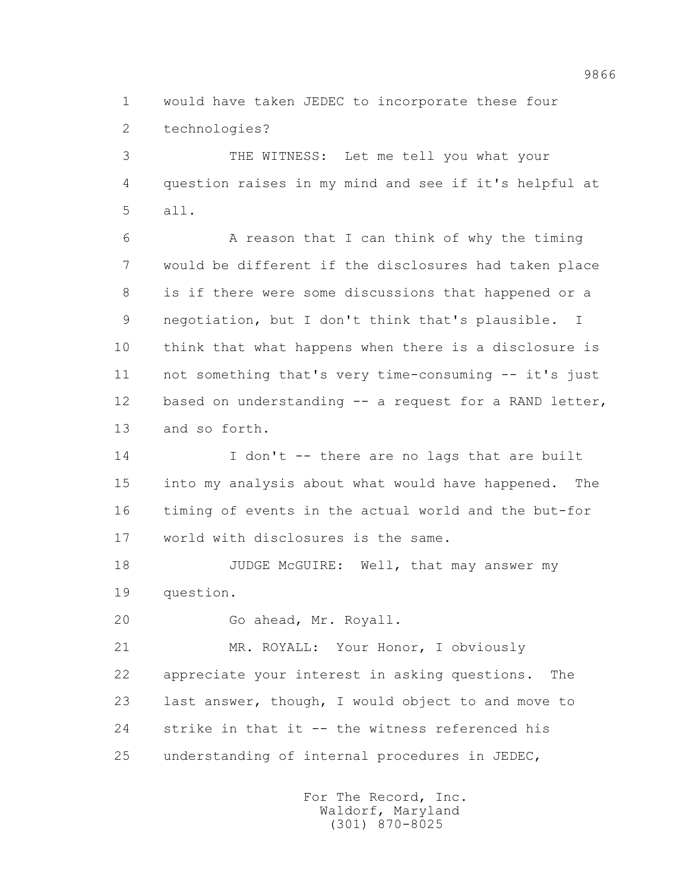would have taken JEDEC to incorporate these four technologies?

THE WITNESS: Let me tell you what your question raises in my mind and see if it's helpful at all.

A reason that I can think of why the timing would be different if the disclosures had taken place is if there were some discussions that happened or a negotiation, but I don't think that's plausible. I think that what happens when there is a disclosure is not something that's very time-consuming -- it's just based on understanding -- a request for a RAND letter, and so forth.

I don't -- there are no lags that are built into my analysis about what would have happened. The timing of events in the actual world and the but-for world with disclosures is the same.

JUDGE McGUIRE: Well, that may answer my question.

Go ahead, Mr. Royall.

MR. ROYALL: Your Honor, I obviously appreciate your interest in asking questions. The last answer, though, I would object to and move to strike in that it -- the witness referenced his understanding of internal procedures in JEDEC,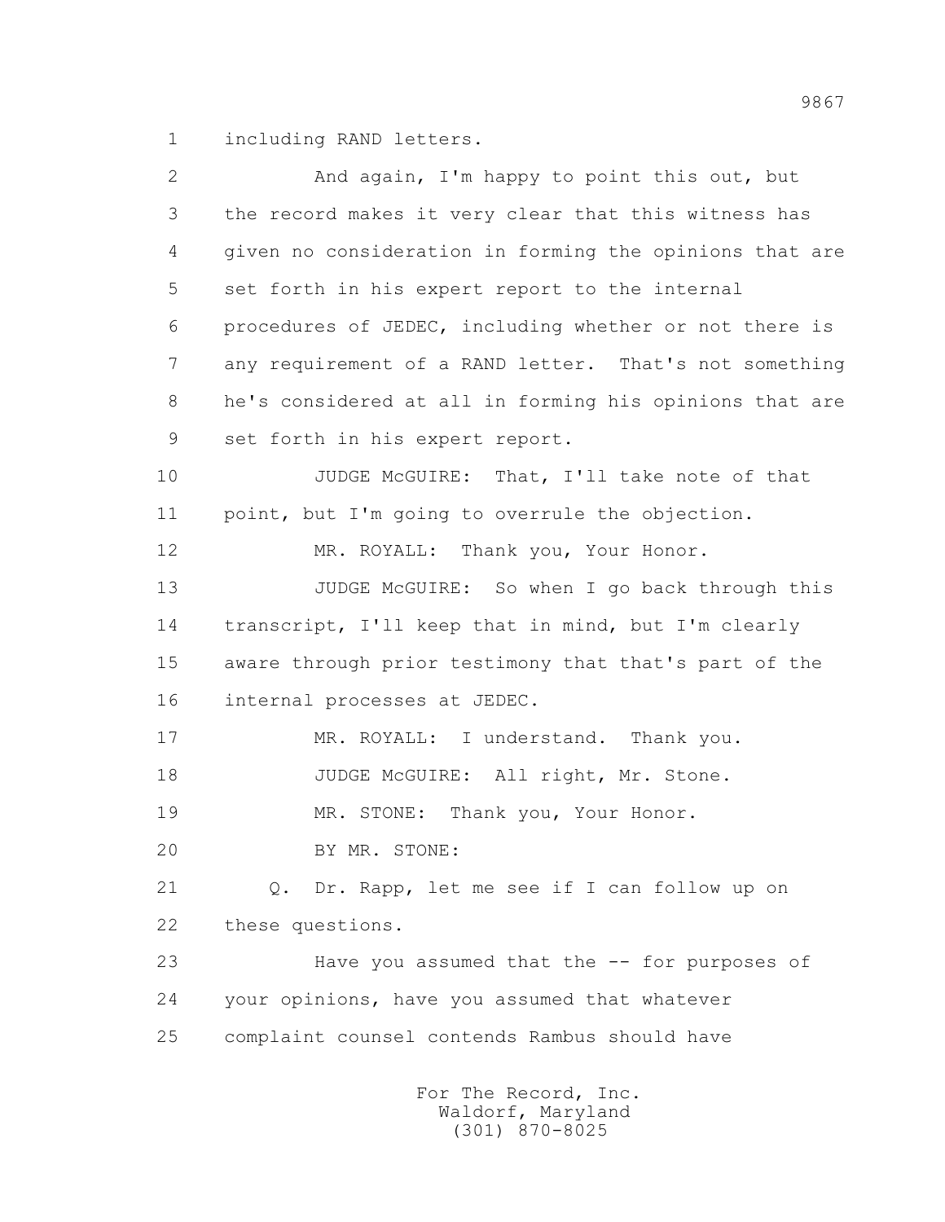1 including RAND letters.

2 And again, I'm happy to point this out, but

3 the record makes it very clear that this witness has

4 given no consideration in forming the opinions that are

5 set forth in his expert report to the internal

6 procedures of JEDEC, including whether or not there is

7 any requirement of a RAND letter. That's not something

8 he's considered at all in forming his opinions that are

9 set forth in his expert report.

10 JUDGE McGUIRE: That, I'll take note of that

11 point, but I'm going to overrule the objection.

12 MR. ROYALL: Thank you, Your Honor.

13 JUDGE McGUIRE: So when I go back through this

14 transcript, I'll keep that in mind, but I'm clearly

15 aware through prior testimony that that's part of the

16 internal processes at JEDEC.

17 MR. ROYALL: I understand. Thank you.

18 JUDGE McGUIRE: All right, Mr. Stone.

19 MR. STONE: Thank you, Your Honor.

20 BY MR. STONE:

21 Q. Dr. Rapp, let me see if I can follow up on

22 these questions.

23 Have you assumed that the -- for purposes of

24 your opinions, have you assumed that whatever

25 complaint counsel contends Rambus should have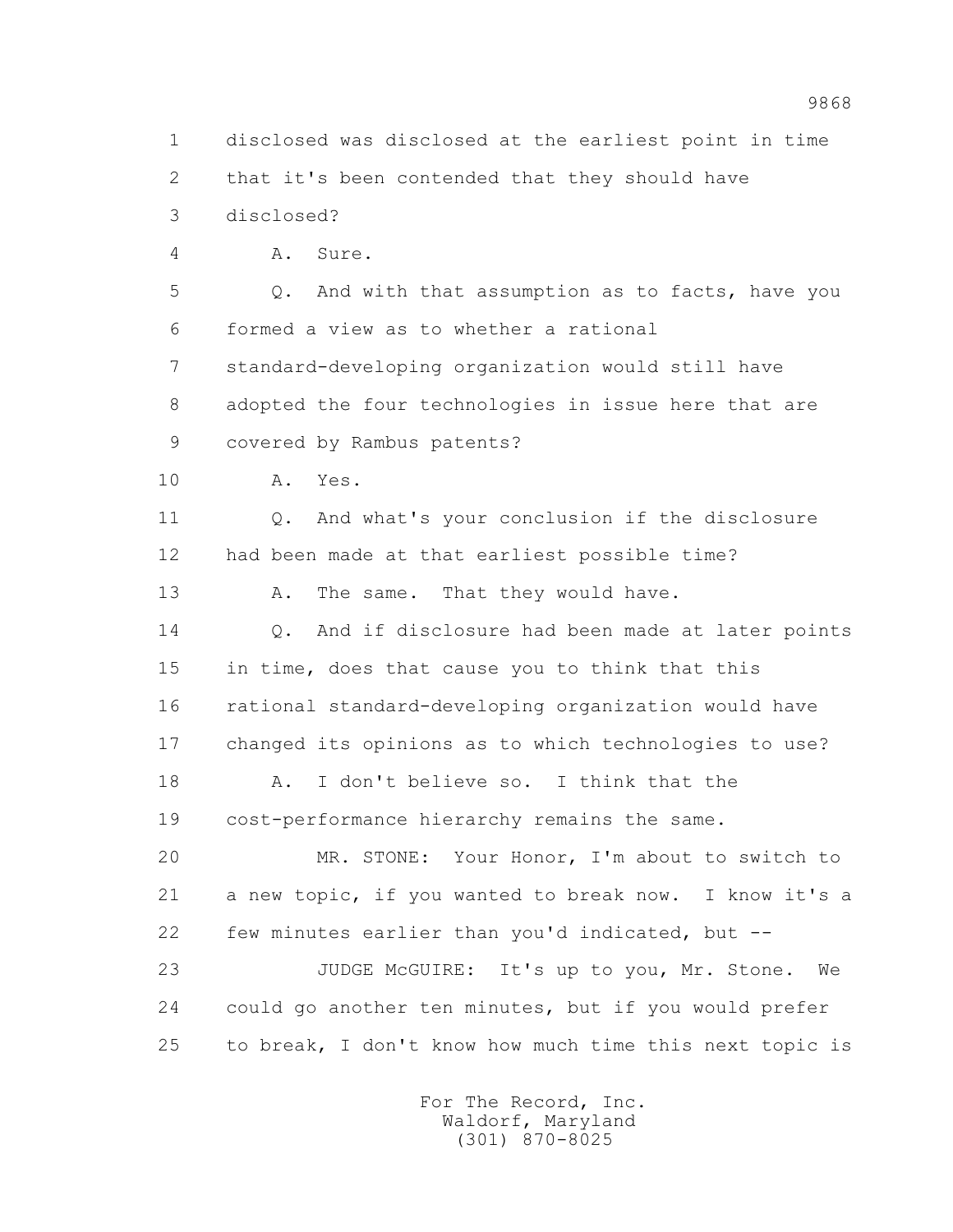1 disclosed was disclosed at the earliest point in time
2 that it's been contended that they should have
3 disclosed?

4 A. Sure.

5 Q. And with that assumption as to facts, have you
6 formed a view as to whether a rational
7 standard-developing organization would still have
8 adopted the four technologies in issue here that are
9 covered by Rambus patents?

10 A. Yes.

11 Q. And what's your conclusion if the disclosure
12 had been made at that earliest possible time?

13 A. The same. That they would have.

14 Q. And if disclosure had been made at later points
15 in time, does that cause you to think that this
16 rational standard-developing organization would have
17 changed its opinions as to which technologies to use?

18 A. I don't believe so. I think that the
19 cost-performance hierarchy remains the same.

20 MR. STONE: Your Honor, I'm about to switch to
21 a new topic, if you wanted to break now. I know it's a
22 few minutes earlier than you'd indicated, but --

23 JUDGE McGUIRE: It's up to you, Mr. Stone. We
24 could go another ten minutes, but if you would prefer
25 to break, I don't know how much time this next topic is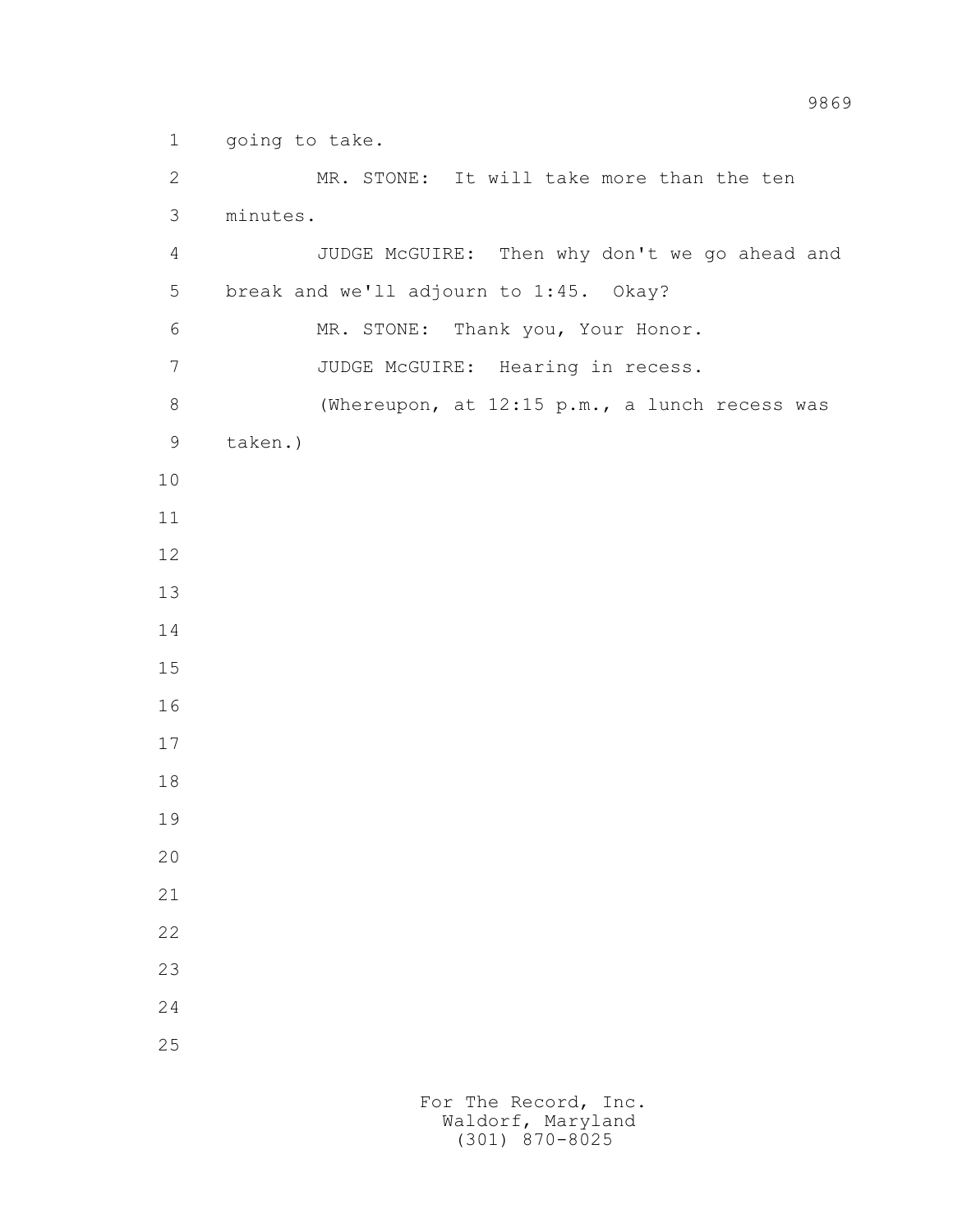going to take.

MR. STONE: It will take more than the ten minutes.

JUDGE McGUIRE: Then why don't we go ahead and break and we'll adjourn to 1:45. Okay?

MR. STONE: Thank you, Your Honor.

JUDGE McGUIRE: Hearing in recess.

(Whereupon, at 12:15 p.m., a lunch recess was taken.)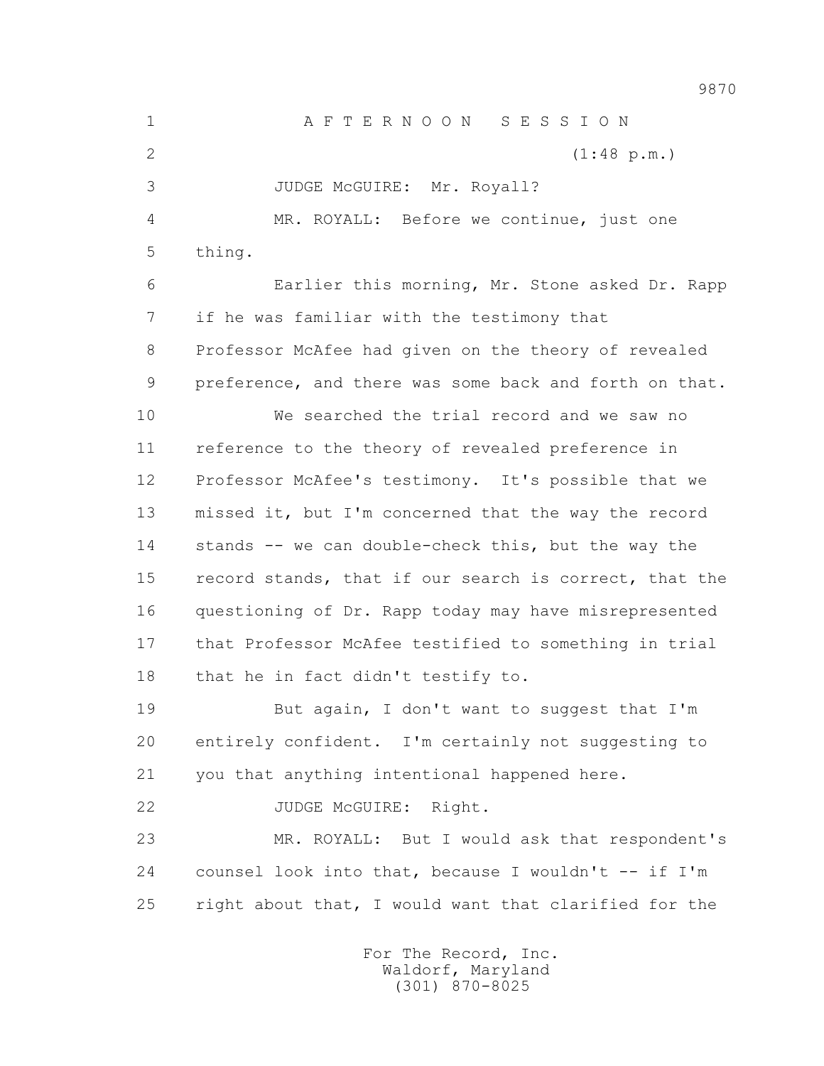A F T E R N O O N   S E S S I O N

(1:48 p.m.)

JUDGE McGUIRE: Mr. Royall?

MR. ROYALL: Before we continue, just one thing.

Earlier this morning, Mr. Stone asked Dr. Rapp if he was familiar with the testimony that Professor McAfee had given on the theory of revealed preference, and there was some back and forth on that.

We searched the trial record and we saw no reference to the theory of revealed preference in Professor McAfee's testimony. It's possible that we missed it, but I'm concerned that the way the record stands -- we can double-check this, but the way the record stands, that if our search is correct, that the questioning of Dr. Rapp today may have misrepresented that Professor McAfee testified to something in trial that he in fact didn't testify to.

But again, I don't want to suggest that I'm entirely confident. I'm certainly not suggesting to you that anything intentional happened here.

JUDGE McGUIRE: Right.

MR. ROYALL: But I would ask that respondent's counsel look into that, because I wouldn't -- if I'm right about that, I would want that clarified for the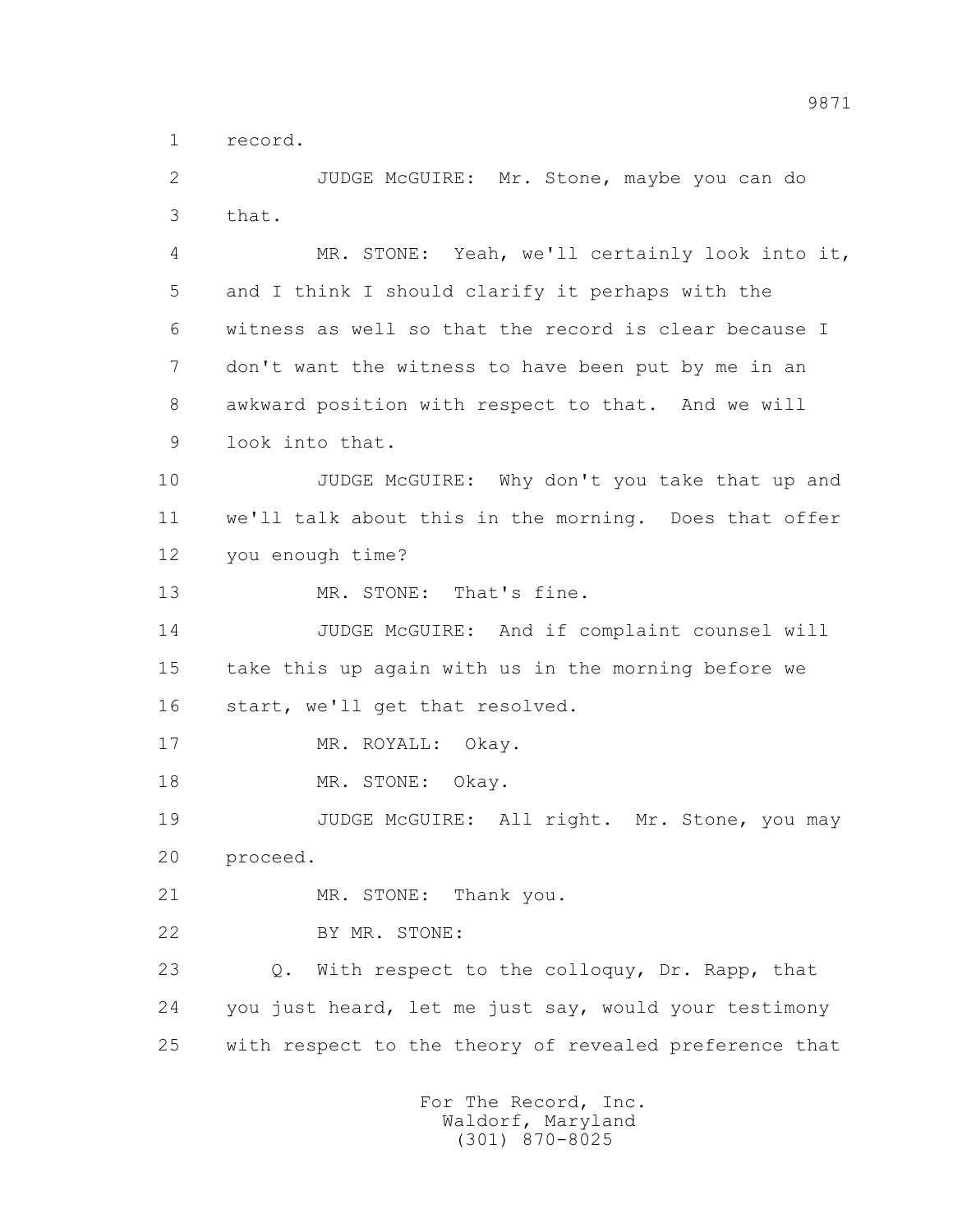1 record.

2 JUDGE McGUIRE: Mr. Stone, maybe you can do

3 that.

4 MR. STONE: Yeah, we'll certainly look into it,

5 and I think I should clarify it perhaps with the

6 witness as well so that the record is clear because I

7 don't want the witness to have been put by me in an

8 awkward position with respect to that. And we will

9 look into that.

10 JUDGE McGUIRE: Why don't you take that up and

11 we'll talk about this in the morning. Does that offer

12 you enough time?

13 MR. STONE: That's fine.

14 JUDGE McGUIRE: And if complaint counsel will

15 take this up again with us in the morning before we

16 start, we'll get that resolved.

17 MR. ROYALL: Okay.

18 MR. STONE: Okay.

19 JUDGE McGUIRE: All right. Mr. Stone, you may

20 proceed.

21 MR. STONE: Thank you.

22 BY MR. STONE:

23 Q. With respect to the colloquy, Dr. Rapp, that

24 you just heard, let me just say, would your testimony

25 with respect to the theory of revealed preference that

For The Record, Inc.
Waldorf, Maryland
(301) 870-8025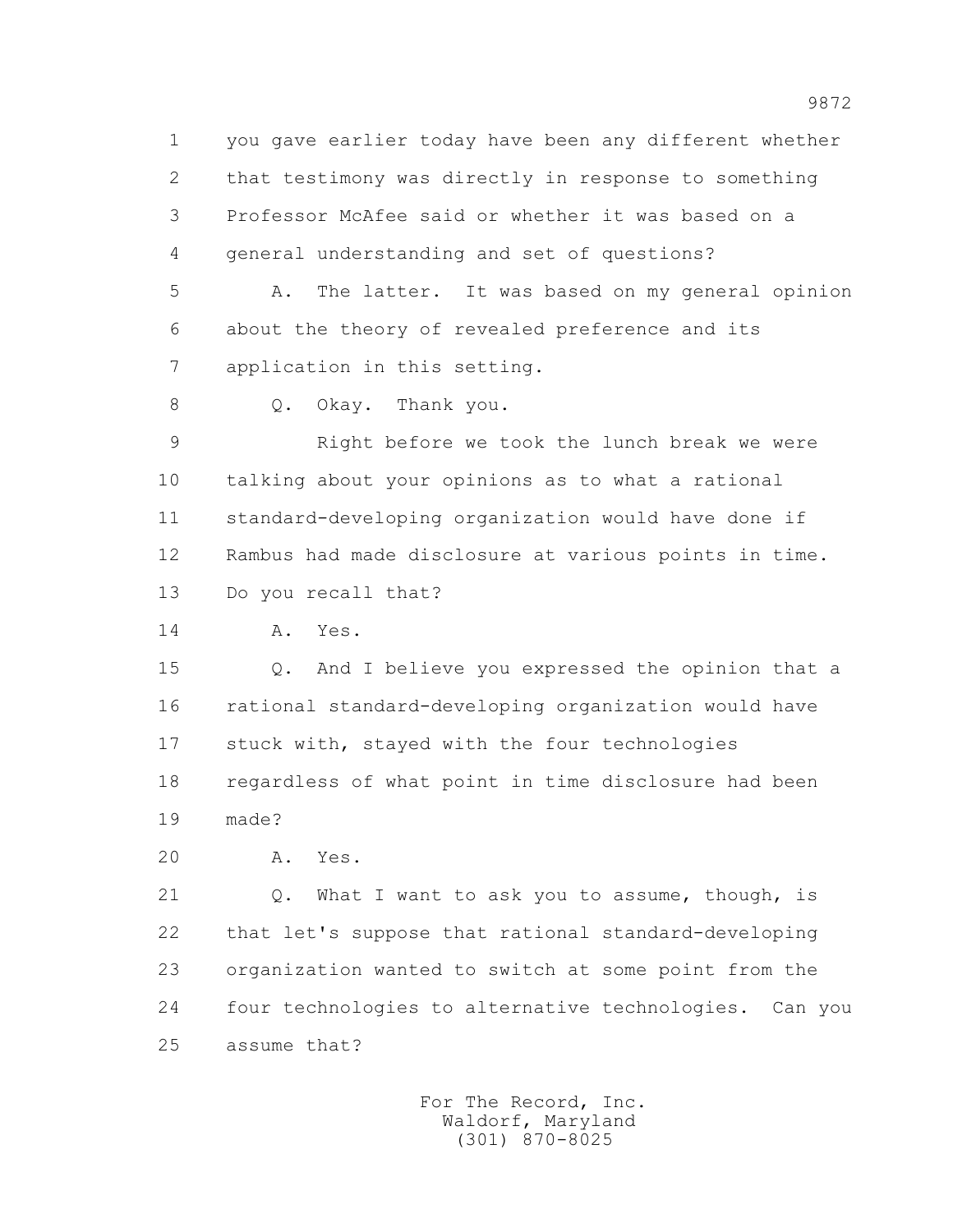1 you gave earlier today have been any different whether
2 that testimony was directly in response to something
3 Professor McAfee said or whether it was based on a
4 general understanding and set of questions?
5 A. The latter. It was based on my general opinion
6 about the theory of revealed preference and its
7 application in this setting.
8 Q. Okay. Thank you.
9 Right before we took the lunch break we were
10 talking about your opinions as to what a rational
11 standard-developing organization would have done if
12 Rambus had made disclosure at various points in time.
13 Do you recall that?
14 A. Yes.
15 Q. And I believe you expressed the opinion that a
16 rational standard-developing organization would have
17 stuck with, stayed with the four technologies
18 regardless of what point in time disclosure had been
19 made?
20 A. Yes.
21 Q. What I want to ask you to assume, though, is
22 that let's suppose that rational standard-developing
23 organization wanted to switch at some point from the
24 four technologies to alternative technologies. Can you
25 assume that?

For The Record, Inc.
Waldorf, Maryland
(301) 870-8025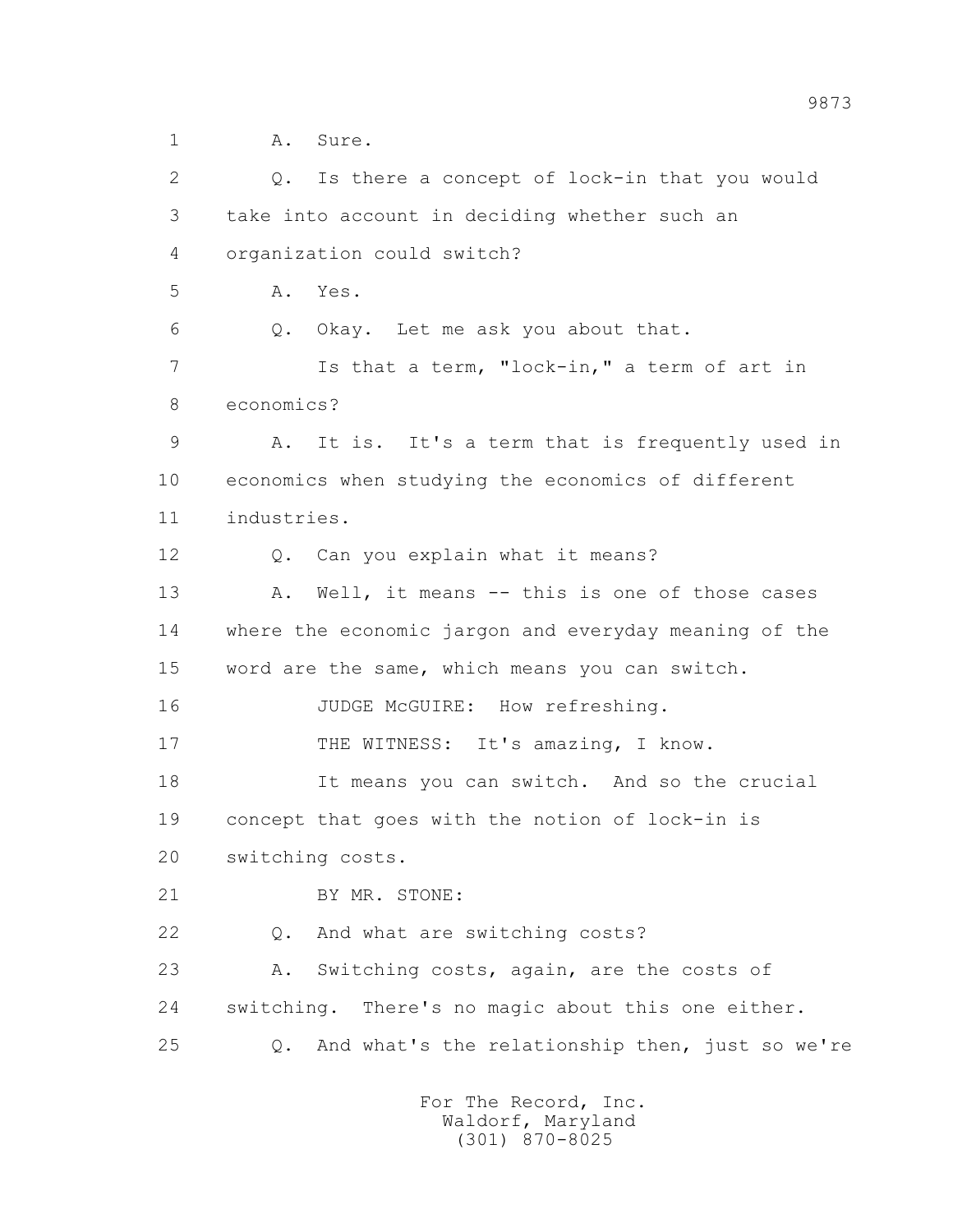A. Sure.

Q. Is there a concept of lock-in that you would take into account in deciding whether such an organization could switch?

A. Yes.

Q. Okay. Let me ask you about that.

Is that a term, "lock-in," a term of art in economics?

A. It is. It's a term that is frequently used in economics when studying the economics of different industries.

Q. Can you explain what it means?

A. Well, it means -- this is one of those cases where the economic jargon and everyday meaning of the word are the same, which means you can switch.

JUDGE McGUIRE: How refreshing.

THE WITNESS: It's amazing, I know.

It means you can switch. And so the crucial concept that goes with the notion of lock-in is switching costs.

BY MR. STONE:

Q. And what are switching costs?

A. Switching costs, again, are the costs of switching. There's no magic about this one either.

Q. And what's the relationship then, just so we're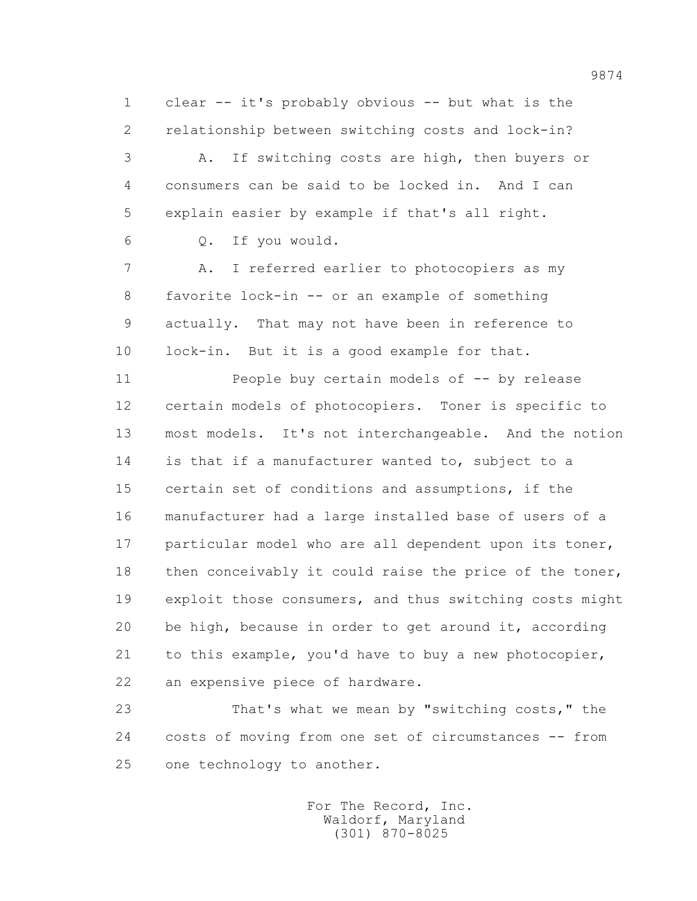clear -- it's probably obvious -- but what is the relationship between switching costs and lock-in?

A. If switching costs are high, then buyers or consumers can be said to be locked in. And I can explain easier by example if that's all right.

Q. If you would.

A. I referred earlier to photocopiers as my favorite lock-in -- or an example of something actually. That may not have been in reference to lock-in. But it is a good example for that.

People buy certain models of -- by release certain models of photocopiers. Toner is specific to most models. It's not interchangeable. And the notion is that if a manufacturer wanted to, subject to a certain set of conditions and assumptions, if the manufacturer had a large installed base of users of a particular model who are all dependent upon its toner, then conceivably it could raise the price of the toner, exploit those consumers, and thus switching costs might be high, because in order to get around it, according to this example, you'd have to buy a new photocopier, an expensive piece of hardware.

That's what we mean by "switching costs," the costs of moving from one set of circumstances -- from one technology to another.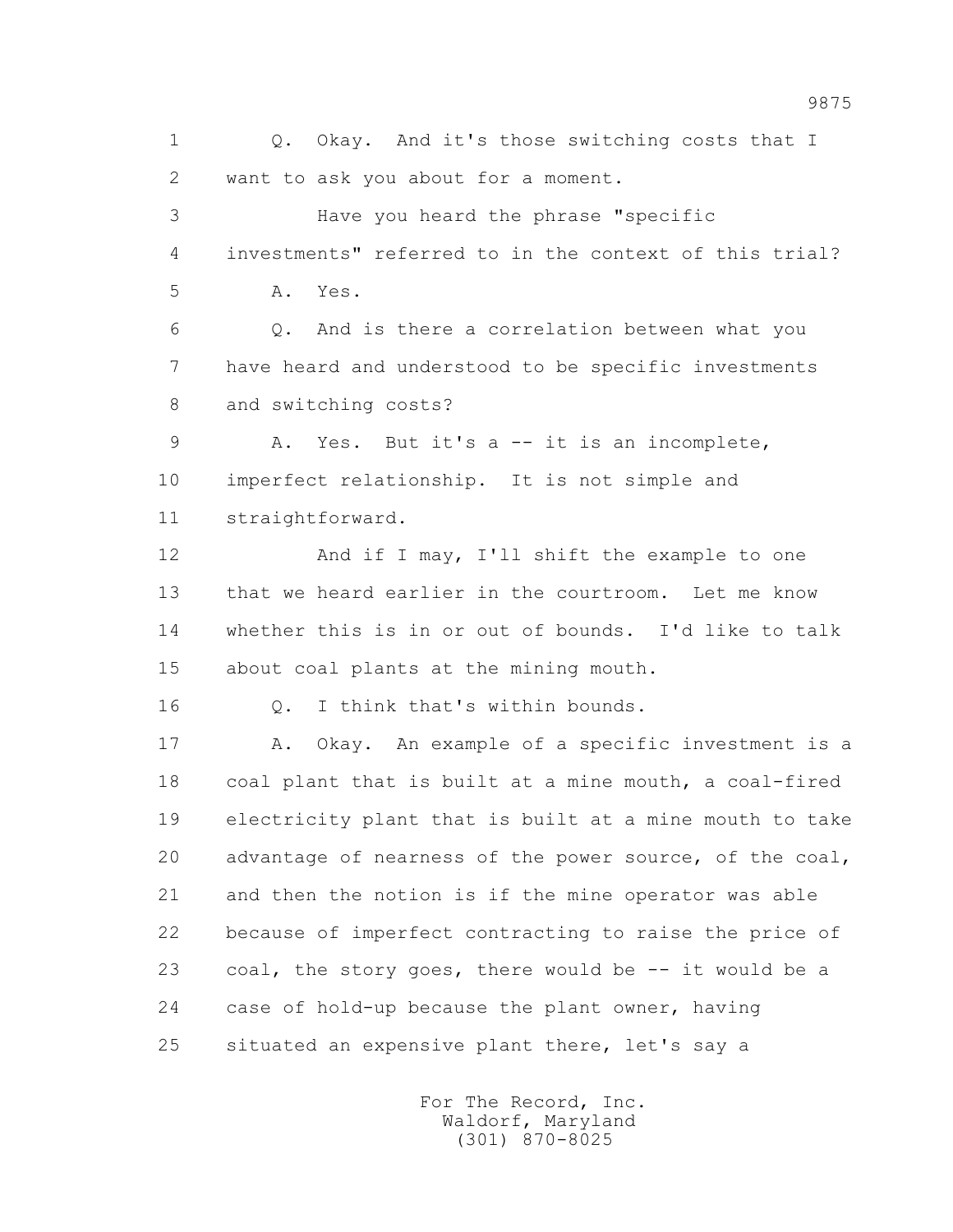1 Q. Okay. And it's those switching costs that I
2 want to ask you about for a moment.

3 Have you heard the phrase "specific
4 investments" referred to in the context of this trial?

5 A. Yes.

6 Q. And is there a correlation between what you
7 have heard and understood to be specific investments
8 and switching costs?

9 A. Yes. But it's a -- it is an incomplete,
10 imperfect relationship. It is not simple and
11 straightforward.

12 And if I may, I'll shift the example to one
13 that we heard earlier in the courtroom. Let me know
14 whether this is in or out of bounds. I'd like to talk
15 about coal plants at the mining mouth.

16 Q. I think that's within bounds.

17 A. Okay. An example of a specific investment is a
18 coal plant that is built at a mine mouth, a coal-fired
19 electricity plant that is built at a mine mouth to take
20 advantage of nearness of the power source, of the coal,
21 and then the notion is if the mine operator was able
22 because of imperfect contracting to raise the price of
23 coal, the story goes, there would be -- it would be a
24 case of hold-up because the plant owner, having
25 situated an expensive plant there, let's say a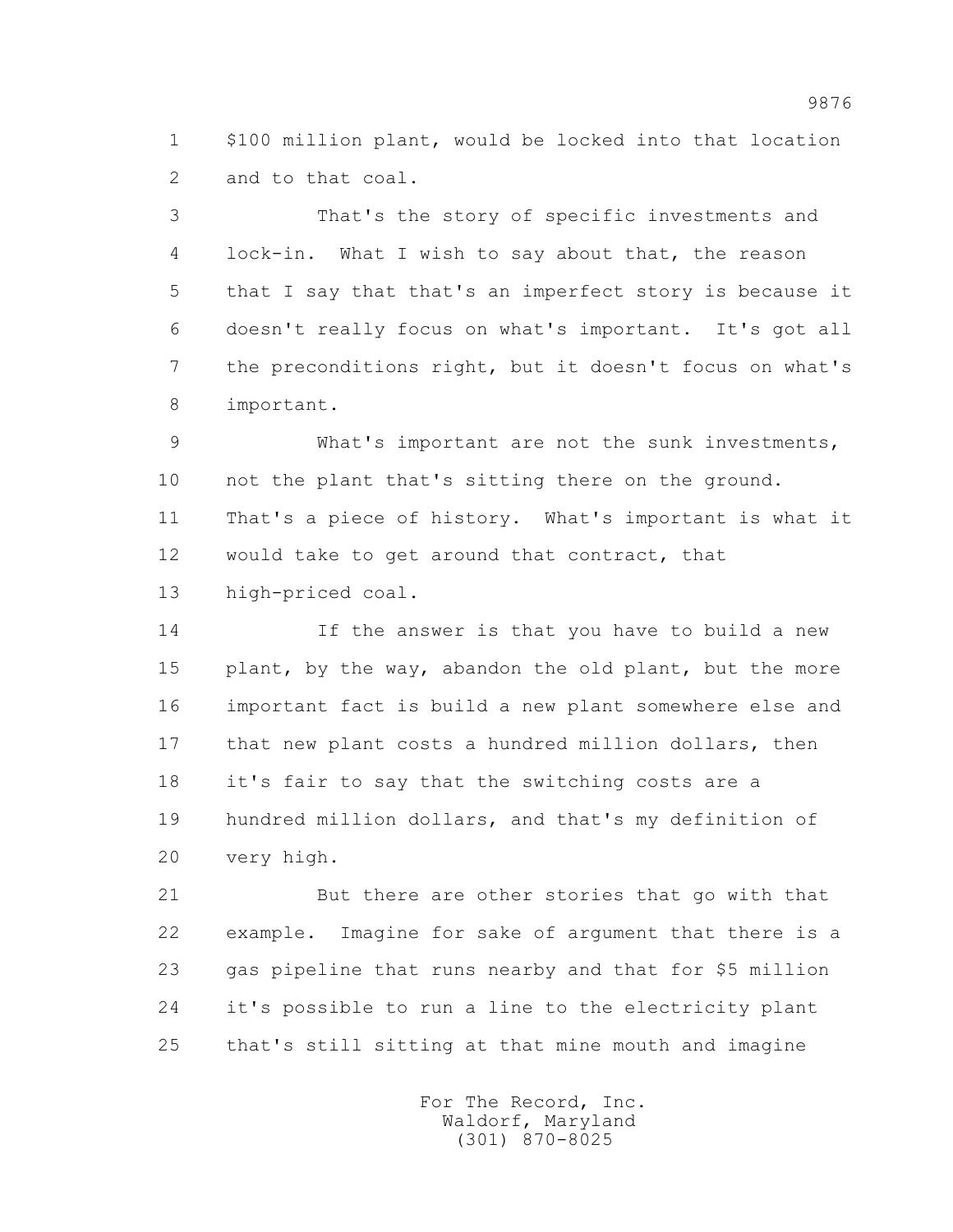$100 million plant, would be locked into that location and to that coal.

That's the story of specific investments and lock-in. What I wish to say about that, the reason that I say that that's an imperfect story is because it doesn't really focus on what's important. It's got all the preconditions right, but it doesn't focus on what's important.

What's important are not the sunk investments, not the plant that's sitting there on the ground. That's a piece of history. What's important is what it would take to get around that contract, that high-priced coal.

If the answer is that you have to build a new plant, by the way, abandon the old plant, but the more important fact is build a new plant somewhere else and that new plant costs a hundred million dollars, then it's fair to say that the switching costs are a hundred million dollars, and that's my definition of very high.

But there are other stories that go with that example. Imagine for sake of argument that there is a gas pipeline that runs nearby and that for $5 million it's possible to run a line to the electricity plant that's still sitting at that mine mouth and imagine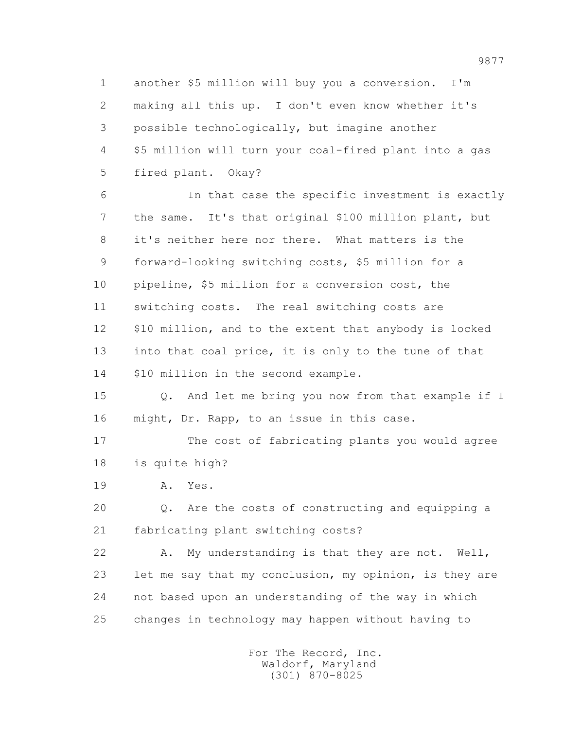1 another $5 million will buy you a conversion. I'm
2 making all this up. I don't even know whether it's
3 possible technologically, but imagine another
4 $5 million will turn your coal-fired plant into a gas
5 fired plant. Okay?

6 In that case the specific investment is exactly
7 the same. It's that original $100 million plant, but
8 it's neither here nor there. What matters is the
9 forward-looking switching costs, $5 million for a
10 pipeline, $5 million for a conversion cost, the
11 switching costs. The real switching costs are
12 $10 million, and to the extent that anybody is locked
13 into that coal price, it is only to the tune of that
14 $10 million in the second example.

15 Q. And let me bring you now from that example if I
16 might, Dr. Rapp, to an issue in this case.

17 The cost of fabricating plants you would agree
18 is quite high?

19 A. Yes.

20 Q. Are the costs of constructing and equipping a
21 fabricating plant switching costs?

22 A. My understanding is that they are not. Well,
23 let me say that my conclusion, my opinion, is they are
24 not based upon an understanding of the way in which
25 changes in technology may happen without having to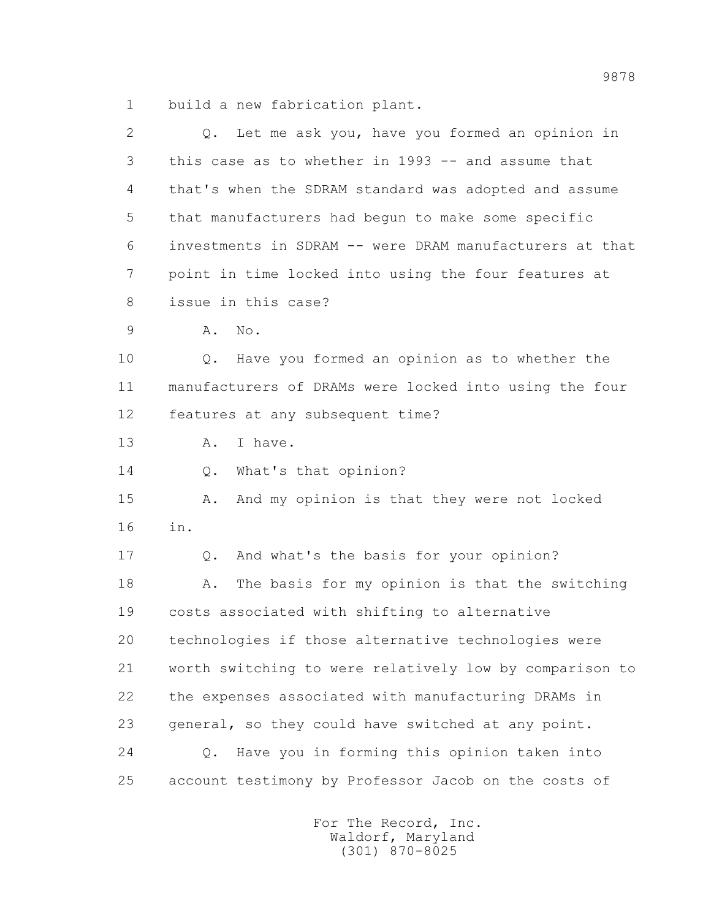1 build a new fabrication plant.

2 Q. Let me ask you, have you formed an opinion in

3 this case as to whether in 1993 -- and assume that

4 that's when the SDRAM standard was adopted and assume

5 that manufacturers had begun to make some specific

6 investments in SDRAM -- were DRAM manufacturers at that

7 point in time locked into using the four features at

8 issue in this case?

9 A. No.

10 Q. Have you formed an opinion as to whether the

11 manufacturers of DRAMs were locked into using the four

12 features at any subsequent time?

13 A. I have.

14 Q. What's that opinion?

15 A. And my opinion is that they were not locked

16 in.

17 Q. And what's the basis for your opinion?

18 A. The basis for my opinion is that the switching

19 costs associated with shifting to alternative

20 technologies if those alternative technologies were

21 worth switching to were relatively low by comparison to

22 the expenses associated with manufacturing DRAMs in

23 general, so they could have switched at any point.

24 Q. Have you in forming this opinion taken into

25 account testimony by Professor Jacob on the costs of

For The Record, Inc.
Waldorf, Maryland
(301) 870-8025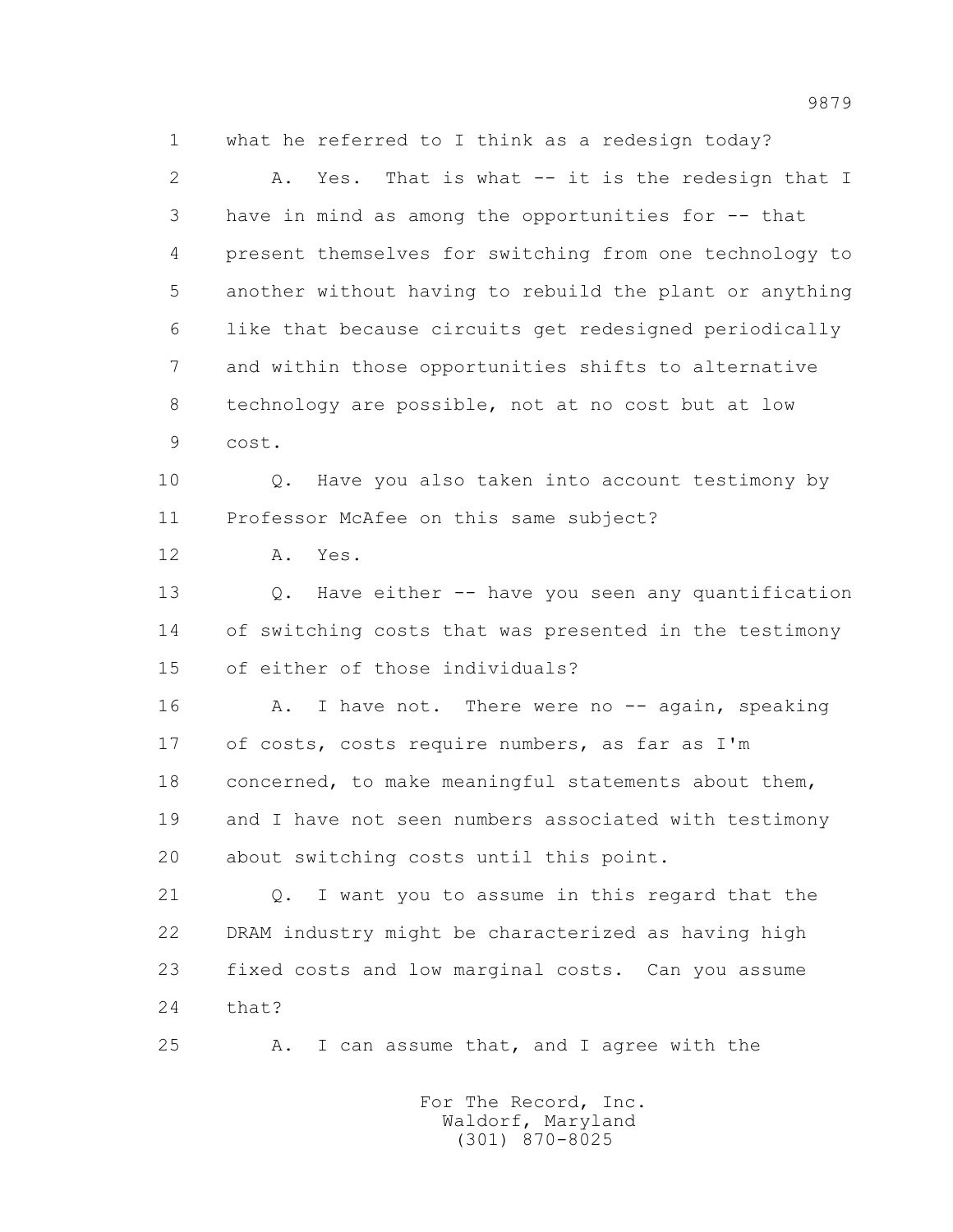1 what he referred to I think as a redesign today?

2 A. Yes. That is what -- it is the redesign that I

3 have in mind as among the opportunities for -- that

4 present themselves for switching from one technology to

5 another without having to rebuild the plant or anything

6 like that because circuits get redesigned periodically

7 and within those opportunities shifts to alternative

8 technology are possible, not at no cost but at low

9 cost.

10 Q. Have you also taken into account testimony by

11 Professor McAfee on this same subject?

12 A. Yes.

13 Q. Have either -- have you seen any quantification

14 of switching costs that was presented in the testimony

15 of either of those individuals?

16 A. I have not. There were no -- again, speaking

17 of costs, costs require numbers, as far as I'm

18 concerned, to make meaningful statements about them,

19 and I have not seen numbers associated with testimony

20 about switching costs until this point.

21 Q. I want you to assume in this regard that the

22 DRAM industry might be characterized as having high

23 fixed costs and low marginal costs. Can you assume

24 that?

25 A. I can assume that, and I agree with the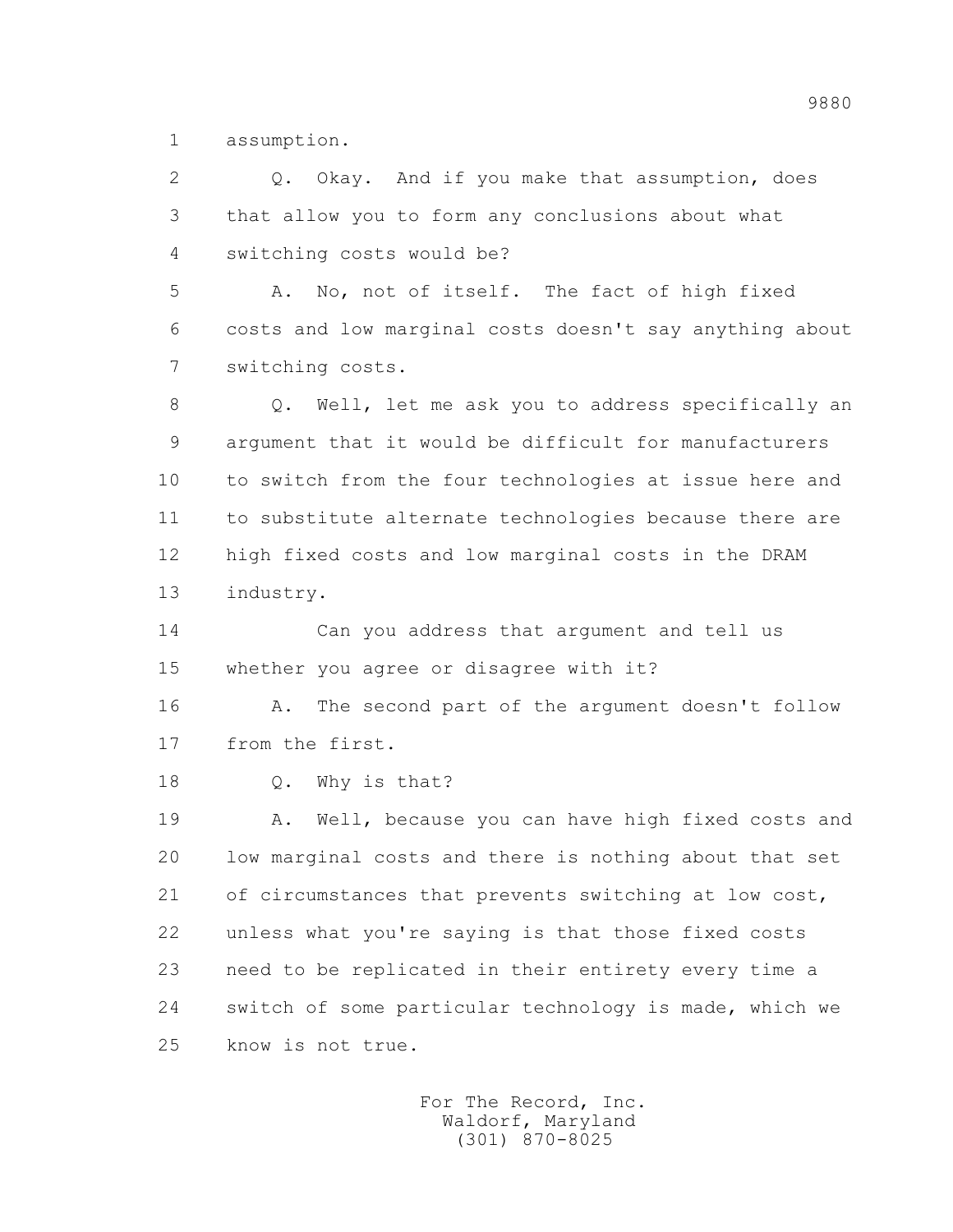1 assumption.

2 Q. Okay. And if you make that assumption, does
3 that allow you to form any conclusions about what
4 switching costs would be?

5 A. No, not of itself. The fact of high fixed
6 costs and low marginal costs doesn't say anything about
7 switching costs.

8 Q. Well, let me ask you to address specifically an
9 argument that it would be difficult for manufacturers
10 to switch from the four technologies at issue here and
11 to substitute alternate technologies because there are
12 high fixed costs and low marginal costs in the DRAM
13 industry.

14 Can you address that argument and tell us
15 whether you agree or disagree with it?

16 A. The second part of the argument doesn't follow
17 from the first.

18 Q. Why is that?

19 A. Well, because you can have high fixed costs and
20 low marginal costs and there is nothing about that set
21 of circumstances that prevents switching at low cost,
22 unless what you're saying is that those fixed costs
23 need to be replicated in their entirety every time a
24 switch of some particular technology is made, which we
25 know is not true.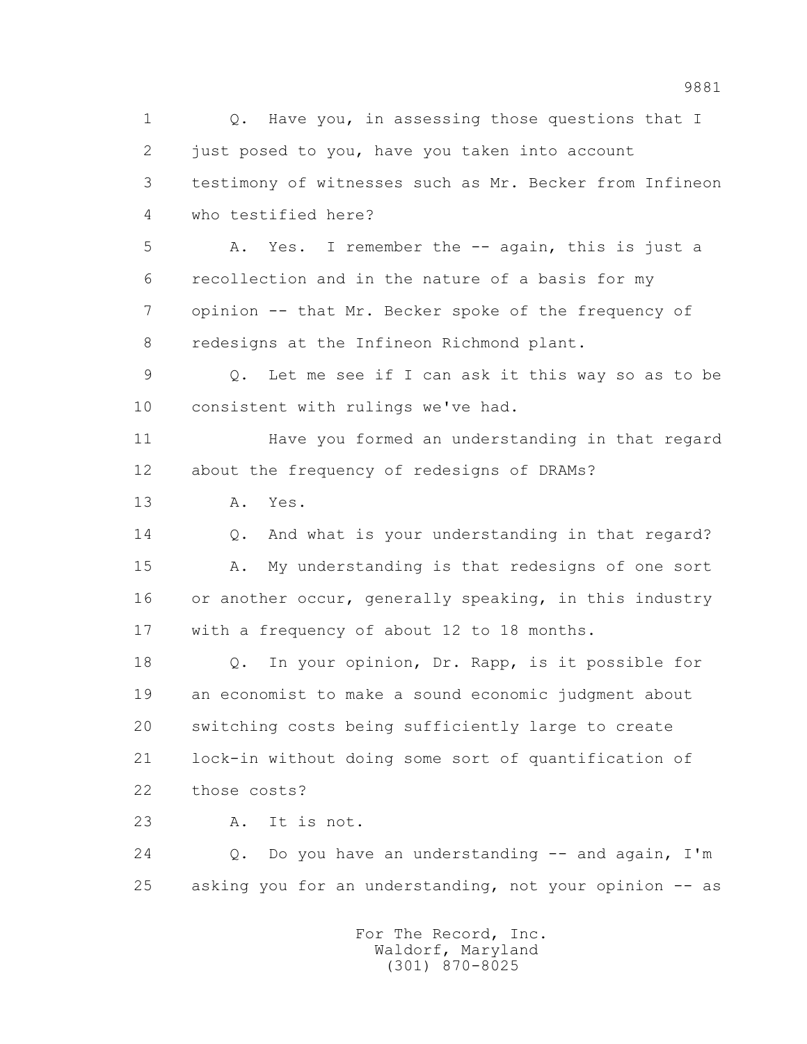1 Q. Have you, in assessing those questions that I
2 just posed to you, have you taken into account
3 testimony of witnesses such as Mr. Becker from Infineon
4 who testified here?

5 A. Yes. I remember the -- again, this is just a
6 recollection and in the nature of a basis for my
7 opinion -- that Mr. Becker spoke of the frequency of
8 redesigns at the Infineon Richmond plant.

9 Q. Let me see if I can ask it this way so as to be
10 consistent with rulings we've had.

11 Have you formed an understanding in that regard
12 about the frequency of redesigns of DRAMs?

13 A. Yes.

14 Q. And what is your understanding in that regard?

15 A. My understanding is that redesigns of one sort
16 or another occur, generally speaking, in this industry
17 with a frequency of about 12 to 18 months.

18 Q. In your opinion, Dr. Rapp, is it possible for
19 an economist to make a sound economic judgment about
20 switching costs being sufficiently large to create
21 lock-in without doing some sort of quantification of
22 those costs?

23 A. It is not.

24 Q. Do you have an understanding -- and again, I'm
25 asking you for an understanding, not your opinion -- as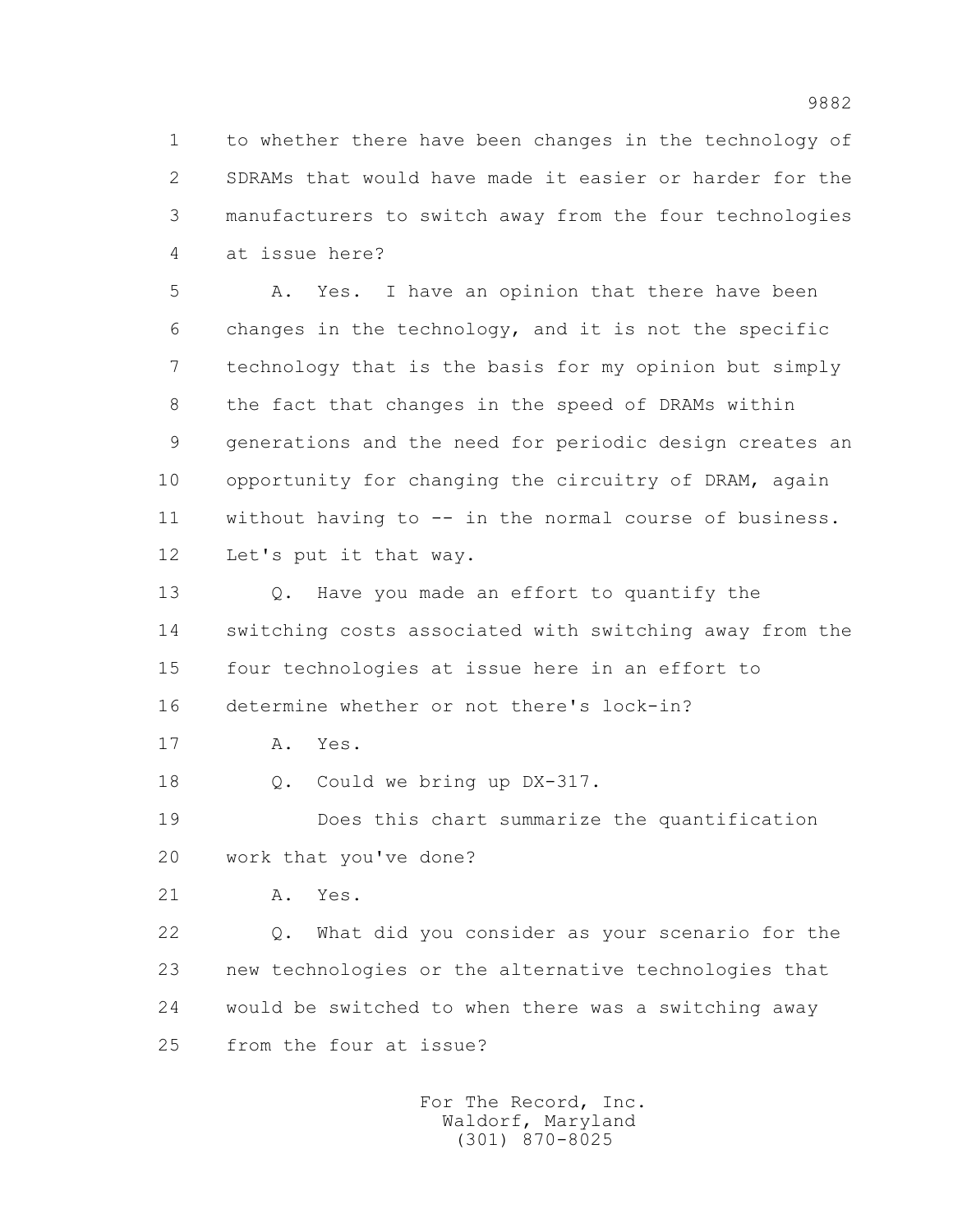1 to whether there have been changes in the technology of
2 SDRAMs that would have made it easier or harder for the
3 manufacturers to switch away from the four technologies
4 at issue here?

5 A. Yes. I have an opinion that there have been
6 changes in the technology, and it is not the specific
7 technology that is the basis for my opinion but simply
8 the fact that changes in the speed of DRAMs within
9 generations and the need for periodic design creates an
10 opportunity for changing the circuitry of DRAM, again
11 without having to -- in the normal course of business.
12 Let's put it that way.

13 Q. Have you made an effort to quantify the
14 switching costs associated with switching away from the
15 four technologies at issue here in an effort to
16 determine whether or not there's lock-in?

17 A. Yes.

18 Q. Could we bring up DX-317.

19 Does this chart summarize the quantification
20 work that you've done?

21 A. Yes.

22 Q. What did you consider as your scenario for the
23 new technologies or the alternative technologies that
24 would be switched to when there was a switching away
25 from the four at issue?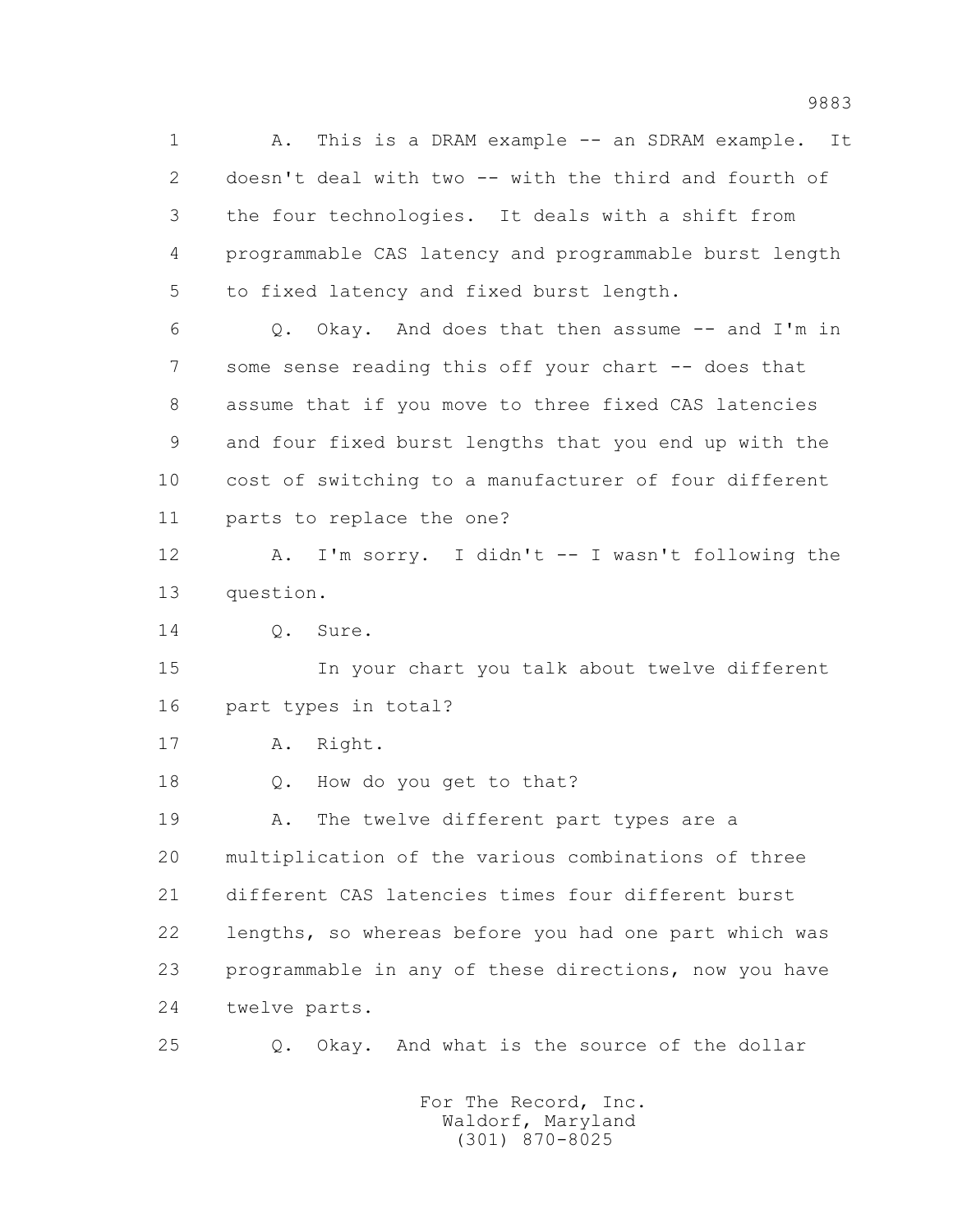A. This is a DRAM example -- an SDRAM example. It doesn't deal with two -- with the third and fourth of the four technologies. It deals with a shift from programmable CAS latency and programmable burst length to fixed latency and fixed burst length.

Q. Okay. And does that then assume -- and I'm in some sense reading this off your chart -- does that assume that if you move to three fixed CAS latencies and four fixed burst lengths that you end up with the cost of switching to a manufacturer of four different parts to replace the one?

A. I'm sorry. I didn't -- I wasn't following the question.

Q. Sure.

In your chart you talk about twelve different part types in total?

A. Right.

Q. How do you get to that?

A. The twelve different part types are a multiplication of the various combinations of three different CAS latencies times four different burst lengths, so whereas before you had one part which was programmable in any of these directions, now you have twelve parts.

Q. Okay. And what is the source of the dollar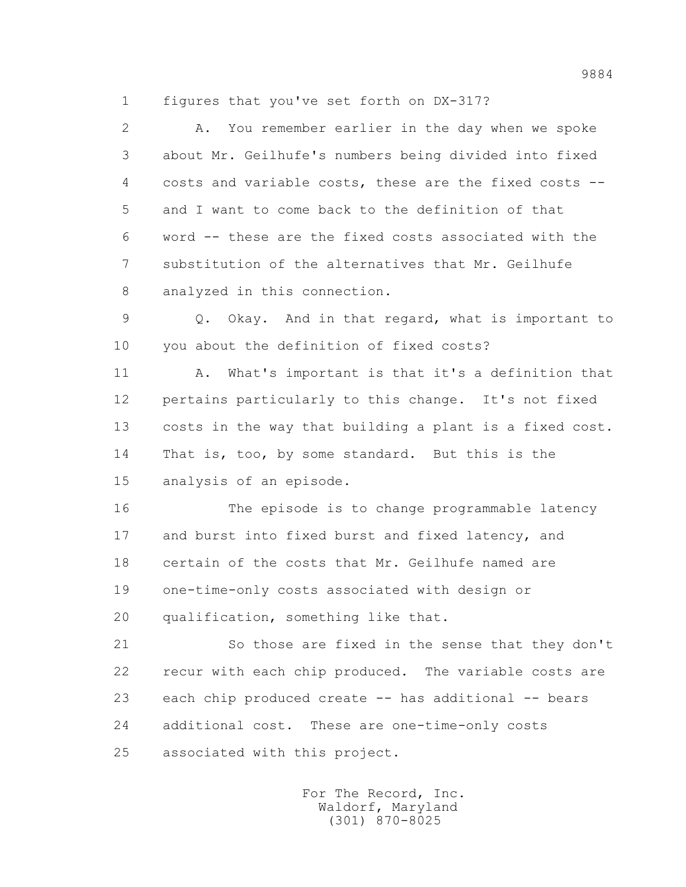1 figures that you've set forth on DX-317?

2 A. You remember earlier in the day when we spoke

3 about Mr. Geilhufe's numbers being divided into fixed

4 costs and variable costs, these are the fixed costs --

5 and I want to come back to the definition of that

6 word -- these are the fixed costs associated with the

7 substitution of the alternatives that Mr. Geilhufe

8 analyzed in this connection.

9 Q. Okay. And in that regard, what is important to

10 you about the definition of fixed costs?

11 A. What's important is that it's a definition that

12 pertains particularly to this change. It's not fixed

13 costs in the way that building a plant is a fixed cost.

14 That is, too, by some standard. But this is the

15 analysis of an episode.

16 The episode is to change programmable latency

17 and burst into fixed burst and fixed latency, and

18 certain of the costs that Mr. Geilhufe named are

19 one-time-only costs associated with design or

20 qualification, something like that.

21 So those are fixed in the sense that they don't

22 recur with each chip produced. The variable costs are

23 each chip produced create -- has additional -- bears

24 additional cost. These are one-time-only costs

25 associated with this project.

For The Record, Inc.
Waldorf, Maryland
(301) 870-8025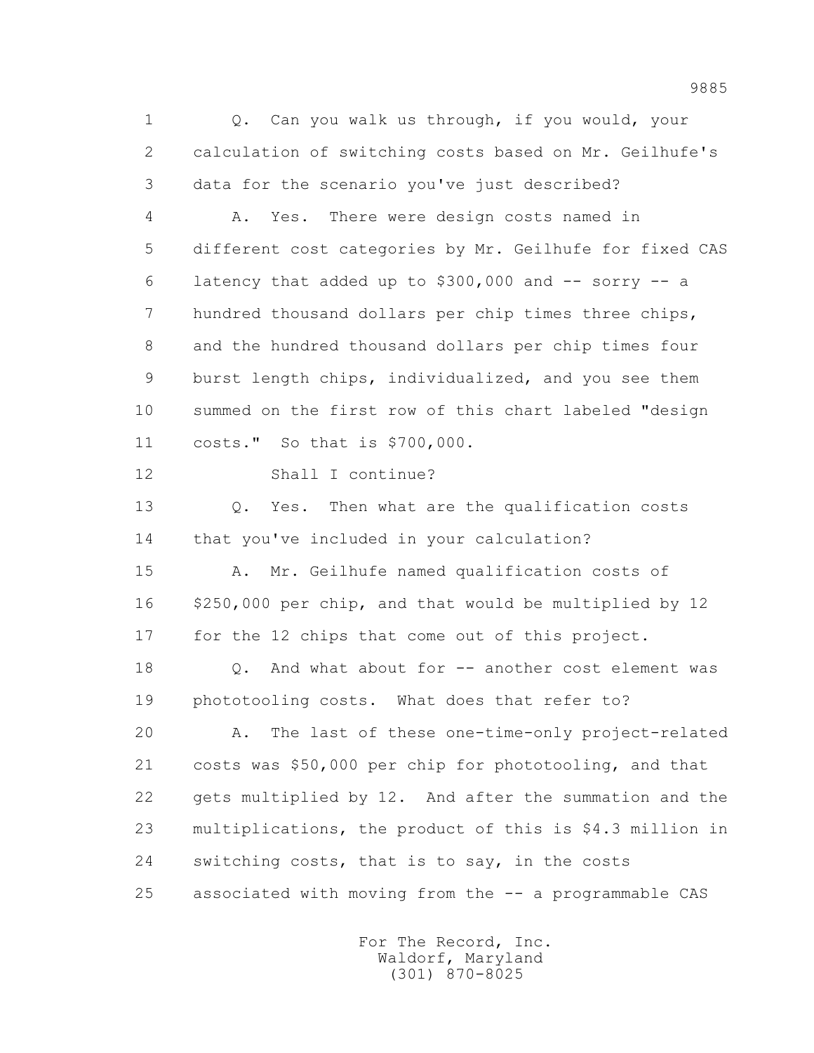1 Q. Can you walk us through, if you would, your
2 calculation of switching costs based on Mr. Geilhufe's
3 data for the scenario you've just described?

4 A. Yes. There were design costs named in
5 different cost categories by Mr. Geilhufe for fixed CAS
6 latency that added up to $300,000 and -- sorry -- a
7 hundred thousand dollars per chip times three chips,
8 and the hundred thousand dollars per chip times four
9 burst length chips, individualized, and you see them
10 summed on the first row of this chart labeled "design
11 costs." So that is $700,000.

12 Shall I continue?

13 Q. Yes. Then what are the qualification costs
14 that you've included in your calculation?

15 A. Mr. Geilhufe named qualification costs of
16 $250,000 per chip, and that would be multiplied by 12
17 for the 12 chips that come out of this project.

18 Q. And what about for -- another cost element was
19 phototooling costs. What does that refer to?

20 A. The last of these one-time-only project-related
21 costs was $50,000 per chip for phototooling, and that
22 gets multiplied by 12. And after the summation and the
23 multiplications, the product of this is $4.3 million in
24 switching costs, that is to say, in the costs
25 associated with moving from the -- a programmable CAS

For The Record, Inc.
Waldorf, Maryland
(301) 870-8025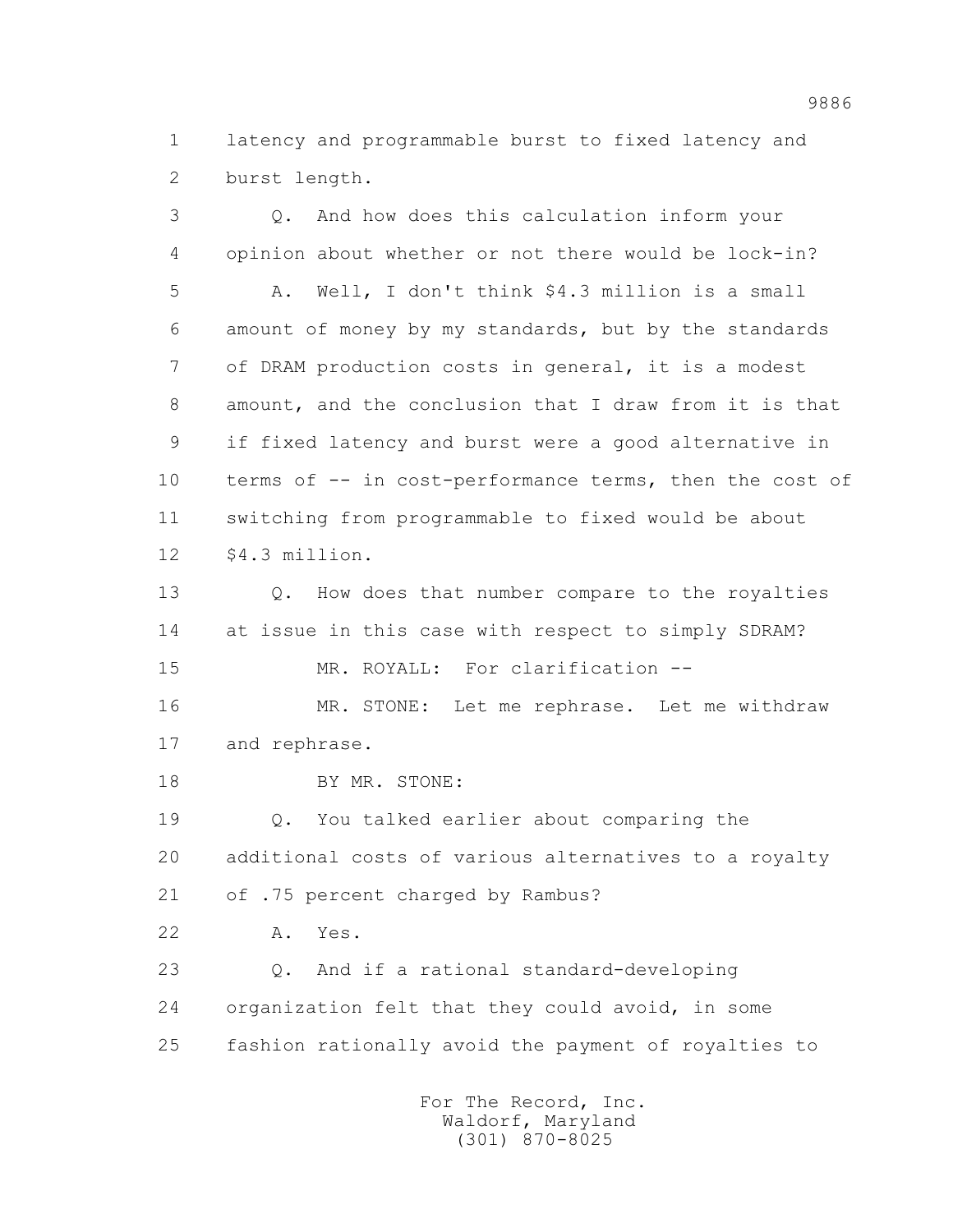1 latency and programmable burst to fixed latency and
2 burst length.

3 Q. And how does this calculation inform your
4 opinion about whether or not there would be lock-in?

5 A. Well, I don't think $4.3 million is a small
6 amount of money by my standards, but by the standards
7 of DRAM production costs in general, it is a modest
8 amount, and the conclusion that I draw from it is that
9 if fixed latency and burst were a good alternative in
10 terms of -- in cost-performance terms, then the cost of
11 switching from programmable to fixed would be about
12 $4.3 million.

13 Q. How does that number compare to the royalties
14 at issue in this case with respect to simply SDRAM?

15 MR. ROYALL: For clarification --

16 MR. STONE: Let me rephrase. Let me withdraw
17 and rephrase.

18 BY MR. STONE:

19 Q. You talked earlier about comparing the
20 additional costs of various alternatives to a royalty
21 of .75 percent charged by Rambus?

22 A. Yes.

23 Q. And if a rational standard-developing
24 organization felt that they could avoid, in some
25 fashion rationally avoid the payment of royalties to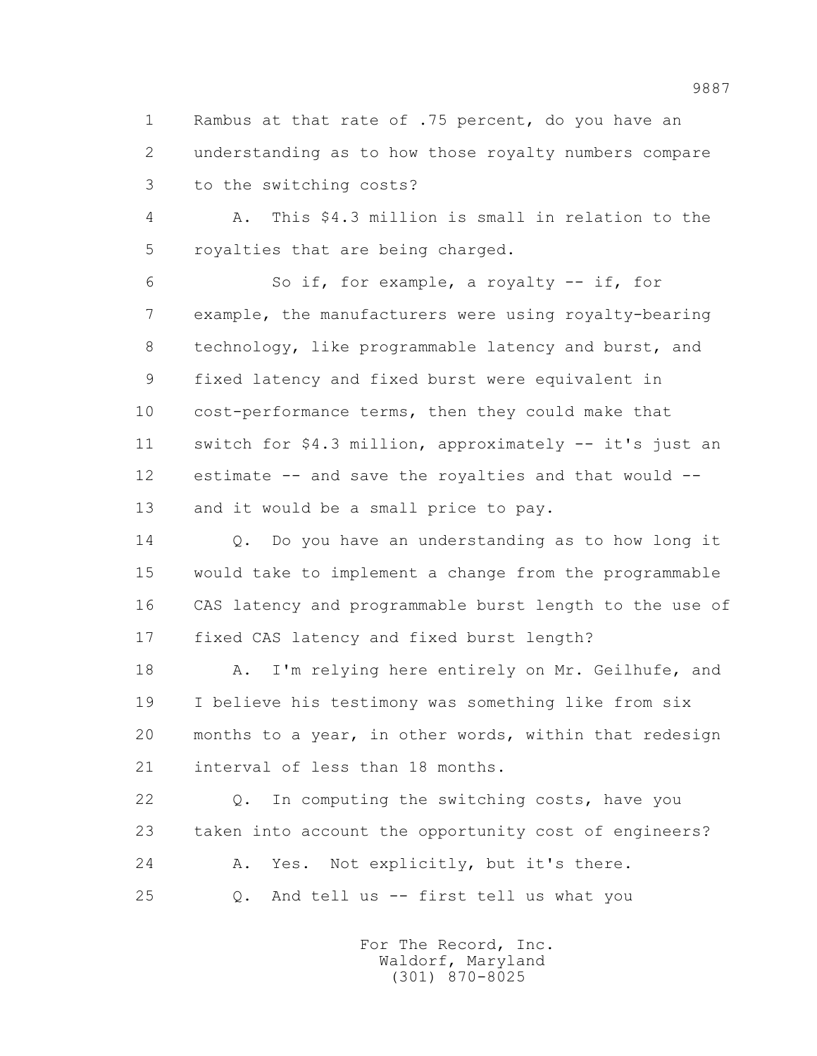1 Rambus at that rate of .75 percent, do you have an
2 understanding as to how those royalty numbers compare
3 to the switching costs?

4 A. This $4.3 million is small in relation to the
5 royalties that are being charged.

6 So if, for example, a royalty -- if, for
7 example, the manufacturers were using royalty-bearing
8 technology, like programmable latency and burst, and
9 fixed latency and fixed burst were equivalent in
10 cost-performance terms, then they could make that
11 switch for $4.3 million, approximately -- it's just an
12 estimate -- and save the royalties and that would --
13 and it would be a small price to pay.

14 Q. Do you have an understanding as to how long it
15 would take to implement a change from the programmable
16 CAS latency and programmable burst length to the use of
17 fixed CAS latency and fixed burst length?

18 A. I'm relying here entirely on Mr. Geilhufe, and
19 I believe his testimony was something like from six
20 months to a year, in other words, within that redesign
21 interval of less than 18 months.

22 Q. In computing the switching costs, have you
23 taken into account the opportunity cost of engineers?

24 A. Yes. Not explicitly, but it's there.

25 Q. And tell us -- first tell us what you

For The Record, Inc.
Waldorf, Maryland
(301) 870-8025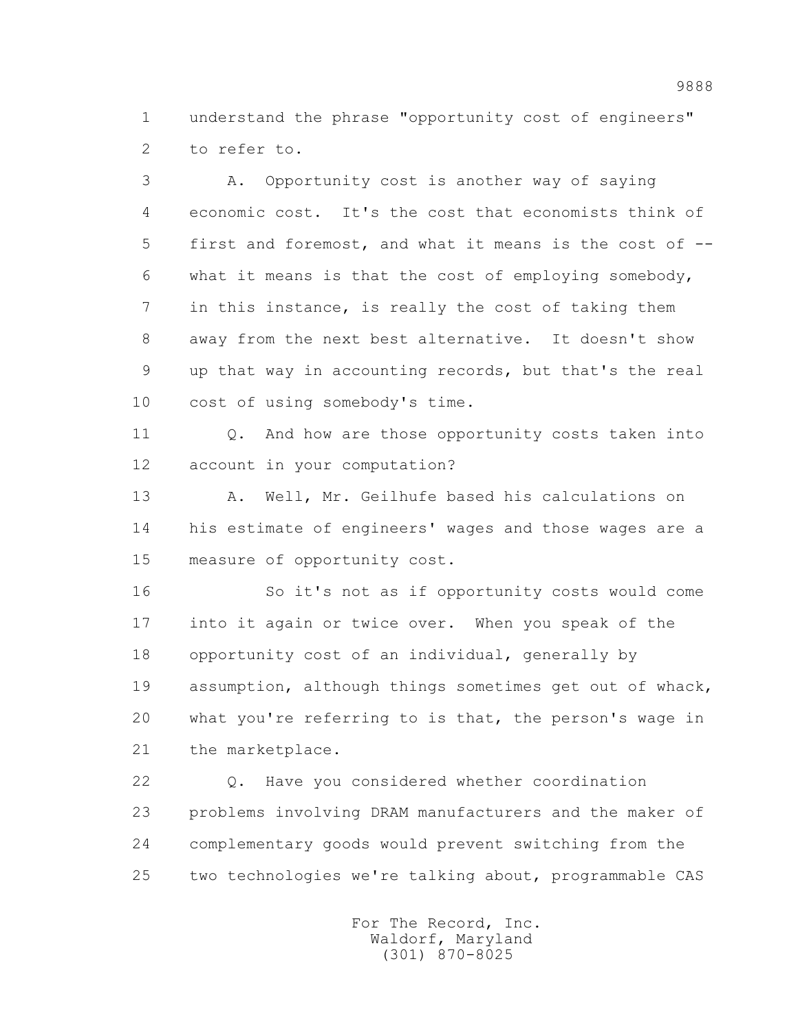understand the phrase "opportunity cost of engineers" to refer to.

A. Opportunity cost is another way of saying economic cost. It's the cost that economists think of first and foremost, and what it means is the cost of -- what it means is that the cost of employing somebody, in this instance, is really the cost of taking them away from the next best alternative. It doesn't show up that way in accounting records, but that's the real cost of using somebody's time.

Q. And how are those opportunity costs taken into account in your computation?

A. Well, Mr. Geilhufe based his calculations on his estimate of engineers' wages and those wages are a measure of opportunity cost.

So it's not as if opportunity costs would come into it again or twice over. When you speak of the opportunity cost of an individual, generally by assumption, although things sometimes get out of whack, what you're referring to is that, the person's wage in the marketplace.

Q. Have you considered whether coordination problems involving DRAM manufacturers and the maker of complementary goods would prevent switching from the two technologies we're talking about, programmable CAS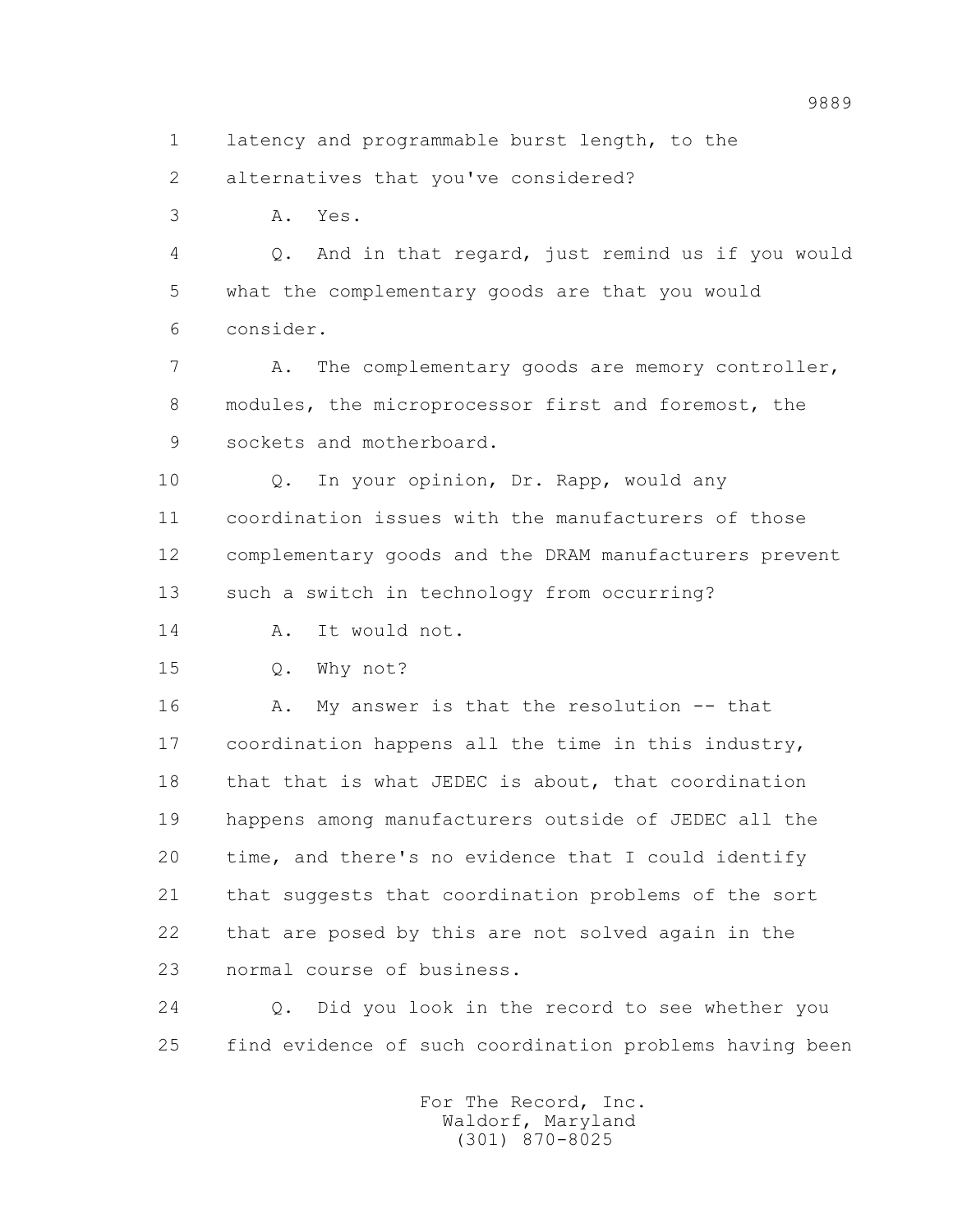1 latency and programmable burst length, to the

2 alternatives that you've considered?

3 A. Yes.

4 Q. And in that regard, just remind us if you would

5 what the complementary goods are that you would

6 consider.

7 A. The complementary goods are memory controller,

8 modules, the microprocessor first and foremost, the

9 sockets and motherboard.

10 Q. In your opinion, Dr. Rapp, would any

11 coordination issues with the manufacturers of those

12 complementary goods and the DRAM manufacturers prevent

13 such a switch in technology from occurring?

14 A. It would not.

15 Q. Why not?

16 A. My answer is that the resolution -- that

17 coordination happens all the time in this industry,

18 that that is what JEDEC is about, that coordination

19 happens among manufacturers outside of JEDEC all the

20 time, and there's no evidence that I could identify

21 that suggests that coordination problems of the sort

22 that are posed by this are not solved again in the

23 normal course of business.

24 Q. Did you look in the record to see whether you

25 find evidence of such coordination problems having been

For The Record, Inc.
Waldorf, Maryland
(301) 870-8025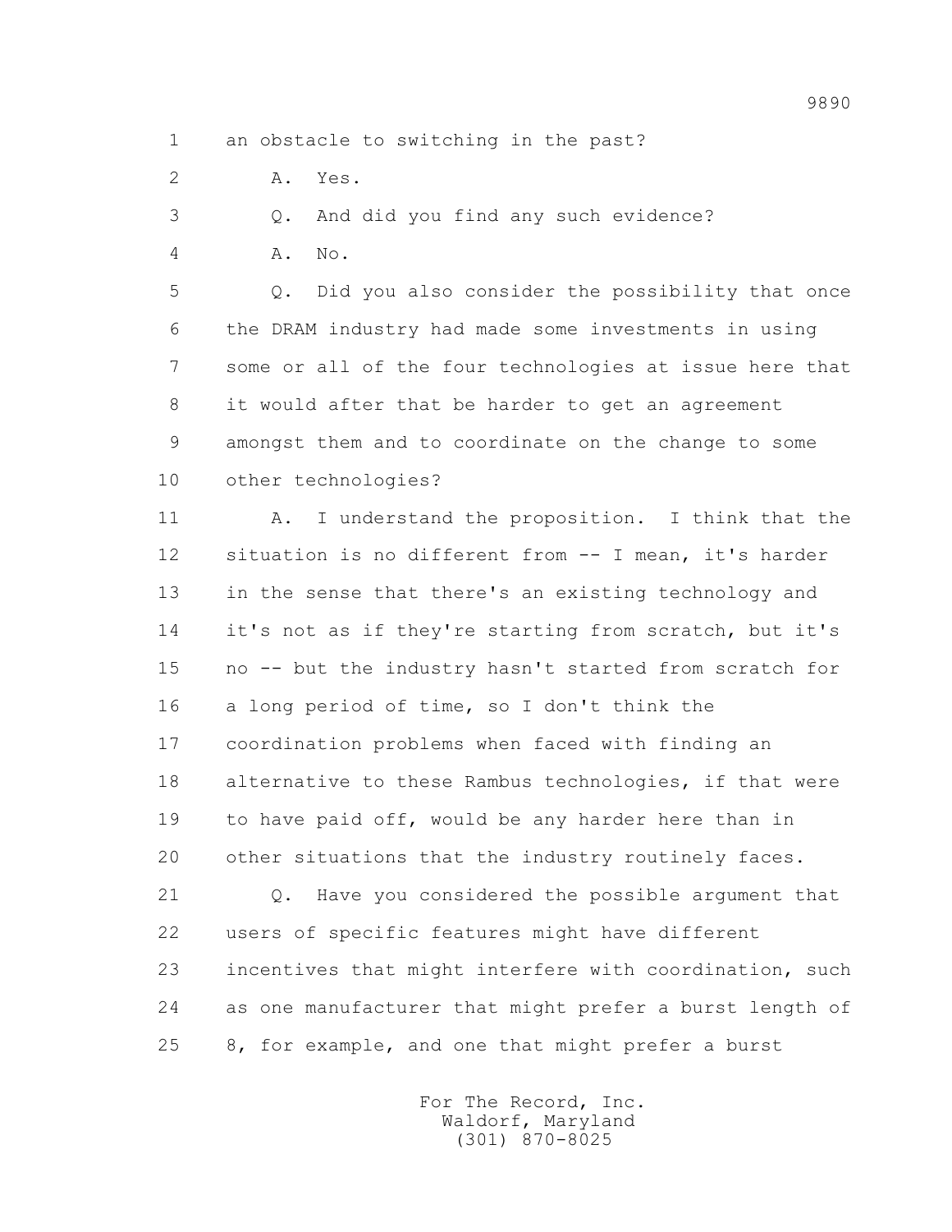an obstacle to switching in the past?

A. Yes.

Q. And did you find any such evidence?

A. No.

Q. Did you also consider the possibility that once the DRAM industry had made some investments in using some or all of the four technologies at issue here that it would after that be harder to get an agreement amongst them and to coordinate on the change to some other technologies?

A. I understand the proposition. I think that the situation is no different from -- I mean, it's harder in the sense that there's an existing technology and it's not as if they're starting from scratch, but it's no -- but the industry hasn't started from scratch for a long period of time, so I don't think the coordination problems when faced with finding an alternative to these Rambus technologies, if that were to have paid off, would be any harder here than in other situations that the industry routinely faces.

Q. Have you considered the possible argument that users of specific features might have different incentives that might interfere with coordination, such as one manufacturer that might prefer a burst length of 8, for example, and one that might prefer a burst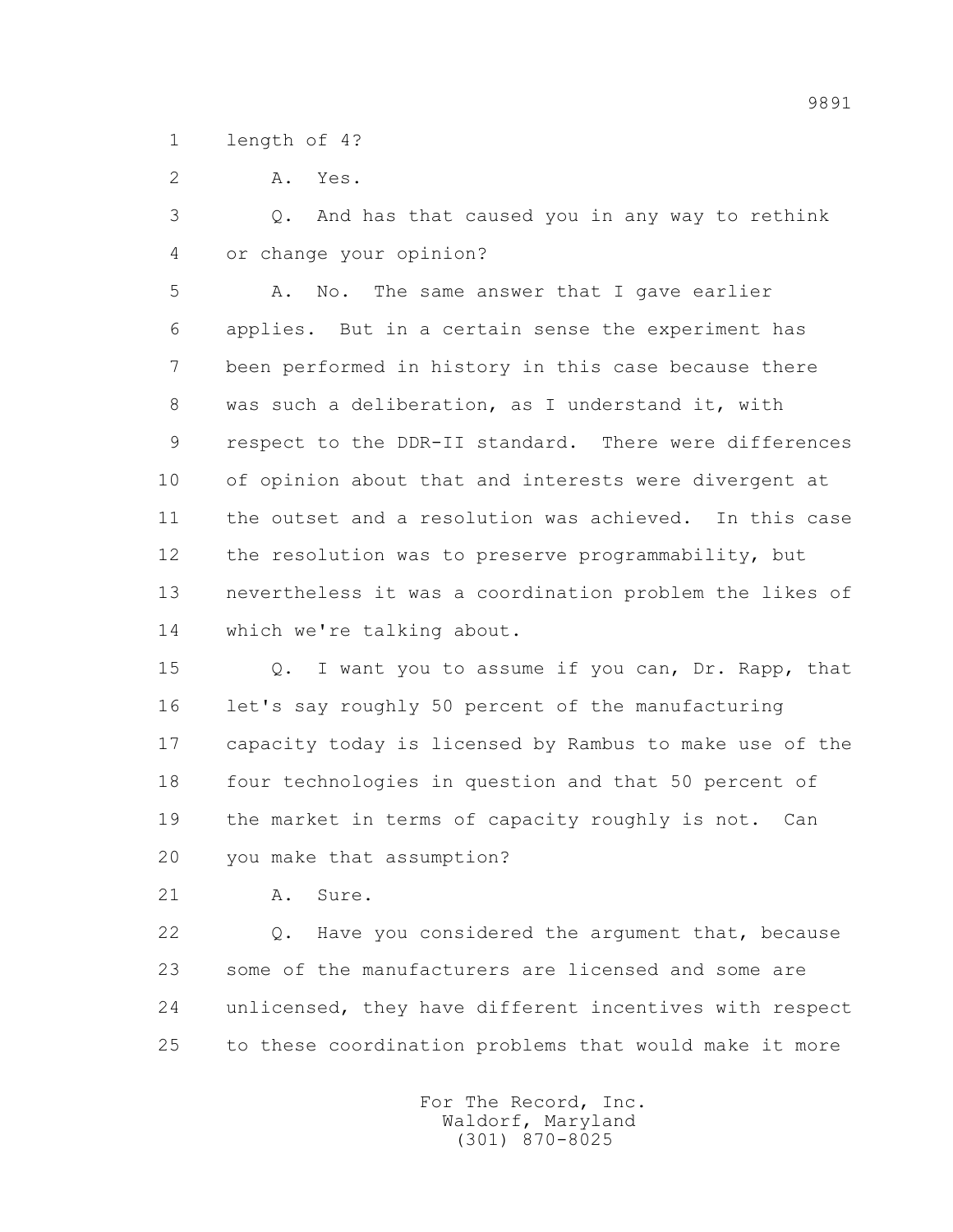1 length of 4?

2 A. Yes.

3 Q. And has that caused you in any way to rethink

4 or change your opinion?

5 A. No. The same answer that I gave earlier

6 applies. But in a certain sense the experiment has

7 been performed in history in this case because there

8 was such a deliberation, as I understand it, with

9 respect to the DDR-II standard. There were differences

10 of opinion about that and interests were divergent at

11 the outset and a resolution was achieved. In this case

12 the resolution was to preserve programmability, but

13 nevertheless it was a coordination problem the likes of

14 which we're talking about.

15 Q. I want you to assume if you can, Dr. Rapp, that

16 let's say roughly 50 percent of the manufacturing

17 capacity today is licensed by Rambus to make use of the

18 four technologies in question and that 50 percent of

19 the market in terms of capacity roughly is not. Can

20 you make that assumption?

21 A. Sure.

22 Q. Have you considered the argument that, because

23 some of the manufacturers are licensed and some are

24 unlicensed, they have different incentives with respect

25 to these coordination problems that would make it more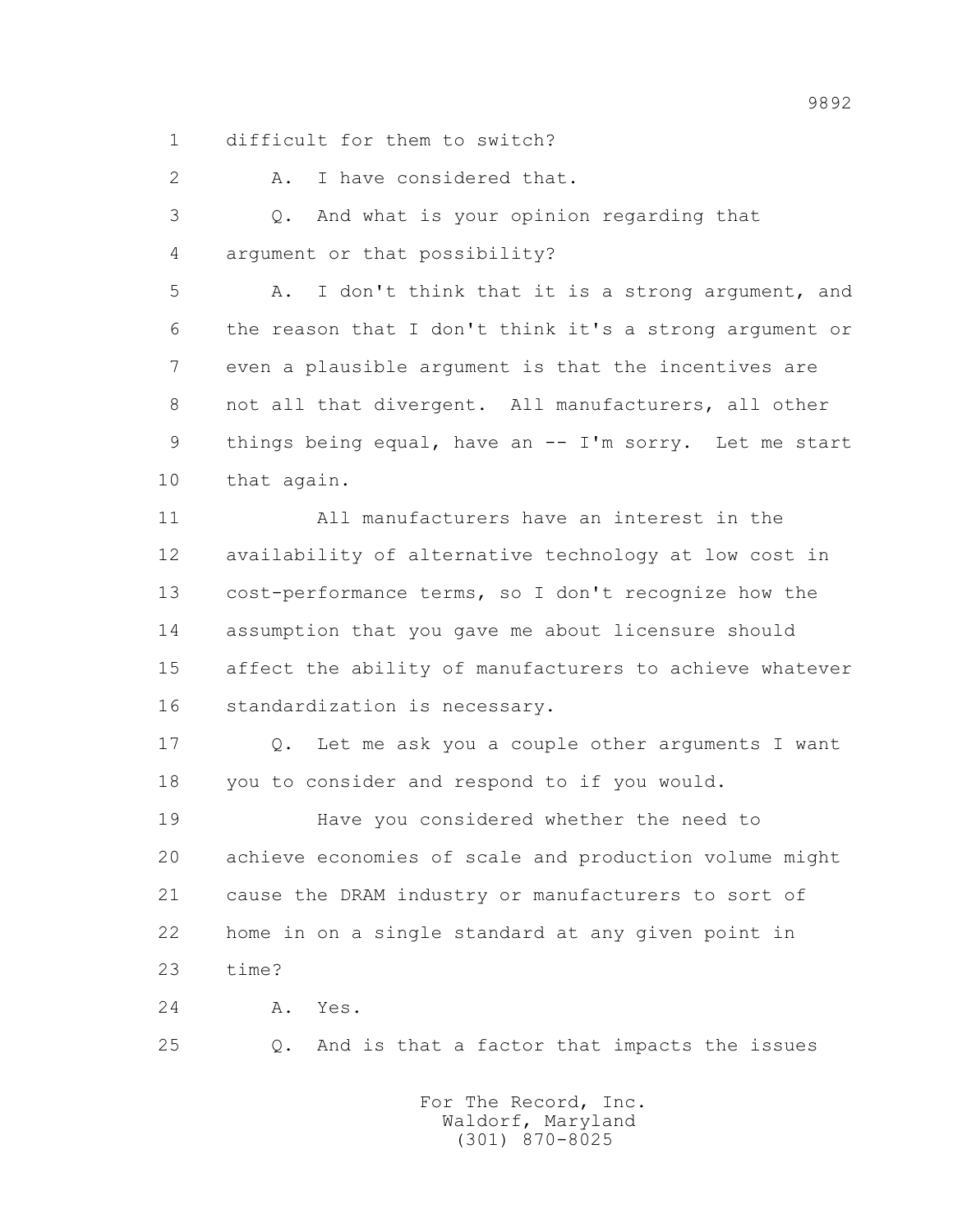1 difficult for them to switch?

2 A. I have considered that.

3 Q. And what is your opinion regarding that

4 argument or that possibility?

5 A. I don't think that it is a strong argument, and

6 the reason that I don't think it's a strong argument or

7 even a plausible argument is that the incentives are

8 not all that divergent. All manufacturers, all other

9 things being equal, have an -- I'm sorry. Let me start

10 that again.

11 All manufacturers have an interest in the

12 availability of alternative technology at low cost in

13 cost-performance terms, so I don't recognize how the

14 assumption that you gave me about licensure should

15 affect the ability of manufacturers to achieve whatever

16 standardization is necessary.

17 Q. Let me ask you a couple other arguments I want

18 you to consider and respond to if you would.

19 Have you considered whether the need to

20 achieve economies of scale and production volume might

21 cause the DRAM industry or manufacturers to sort of

22 home in on a single standard at any given point in

23 time?

24 A. Yes.

25 Q. And is that a factor that impacts the issues

For The Record, Inc.
Waldorf, Maryland
(301) 870-8025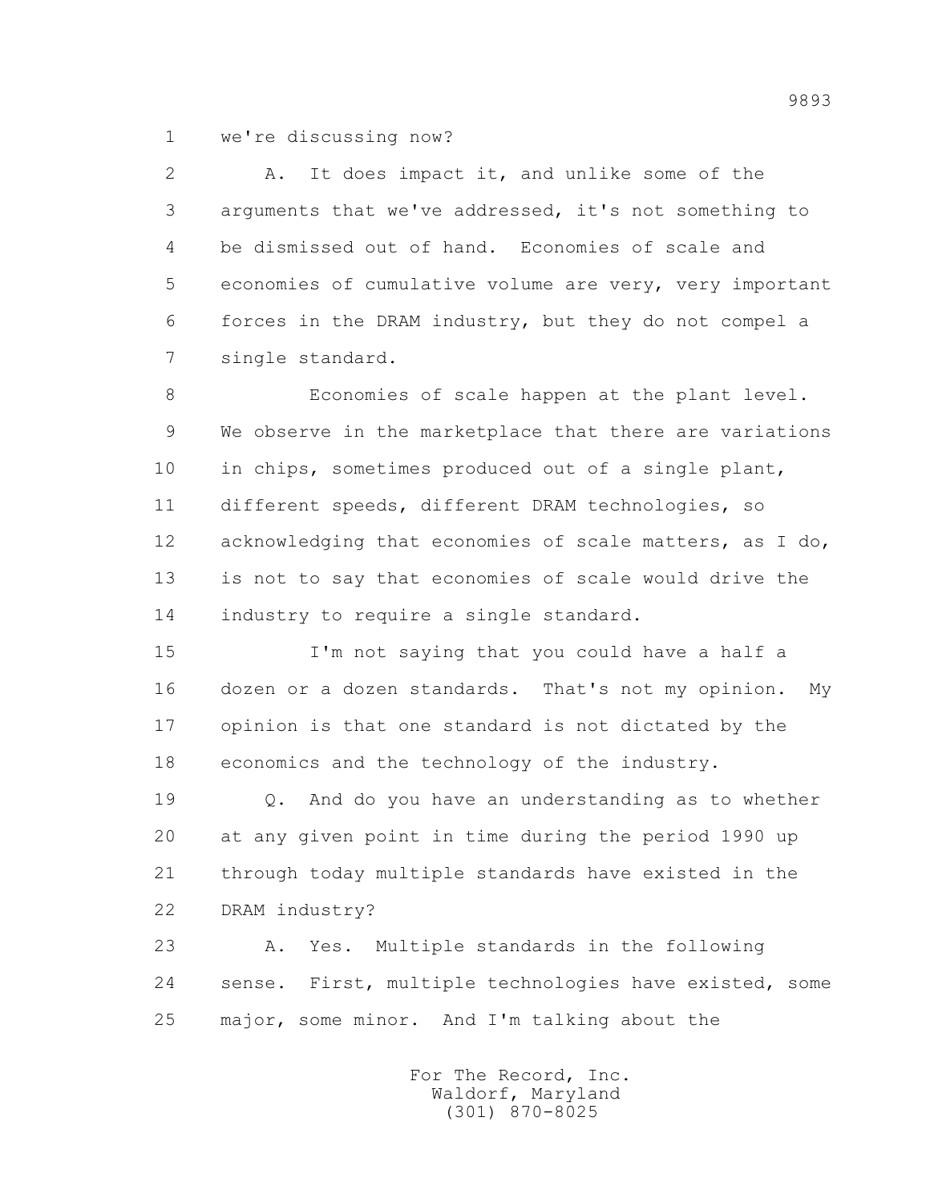we're discussing now?

A. It does impact it, and unlike some of the arguments that we've addressed, it's not something to be dismissed out of hand. Economies of scale and economies of cumulative volume are very, very important forces in the DRAM industry, but they do not compel a single standard.

Economies of scale happen at the plant level. We observe in the marketplace that there are variations in chips, sometimes produced out of a single plant, different speeds, different DRAM technologies, so acknowledging that economies of scale matters, as I do, is not to say that economies of scale would drive the industry to require a single standard.

I'm not saying that you could have a half a dozen or a dozen standards. That's not my opinion. My opinion is that one standard is not dictated by the economics and the technology of the industry.

Q. And do you have an understanding as to whether at any given point in time during the period 1990 up through today multiple standards have existed in the DRAM industry?

A. Yes. Multiple standards in the following sense. First, multiple technologies have existed, some major, some minor. And I'm talking about the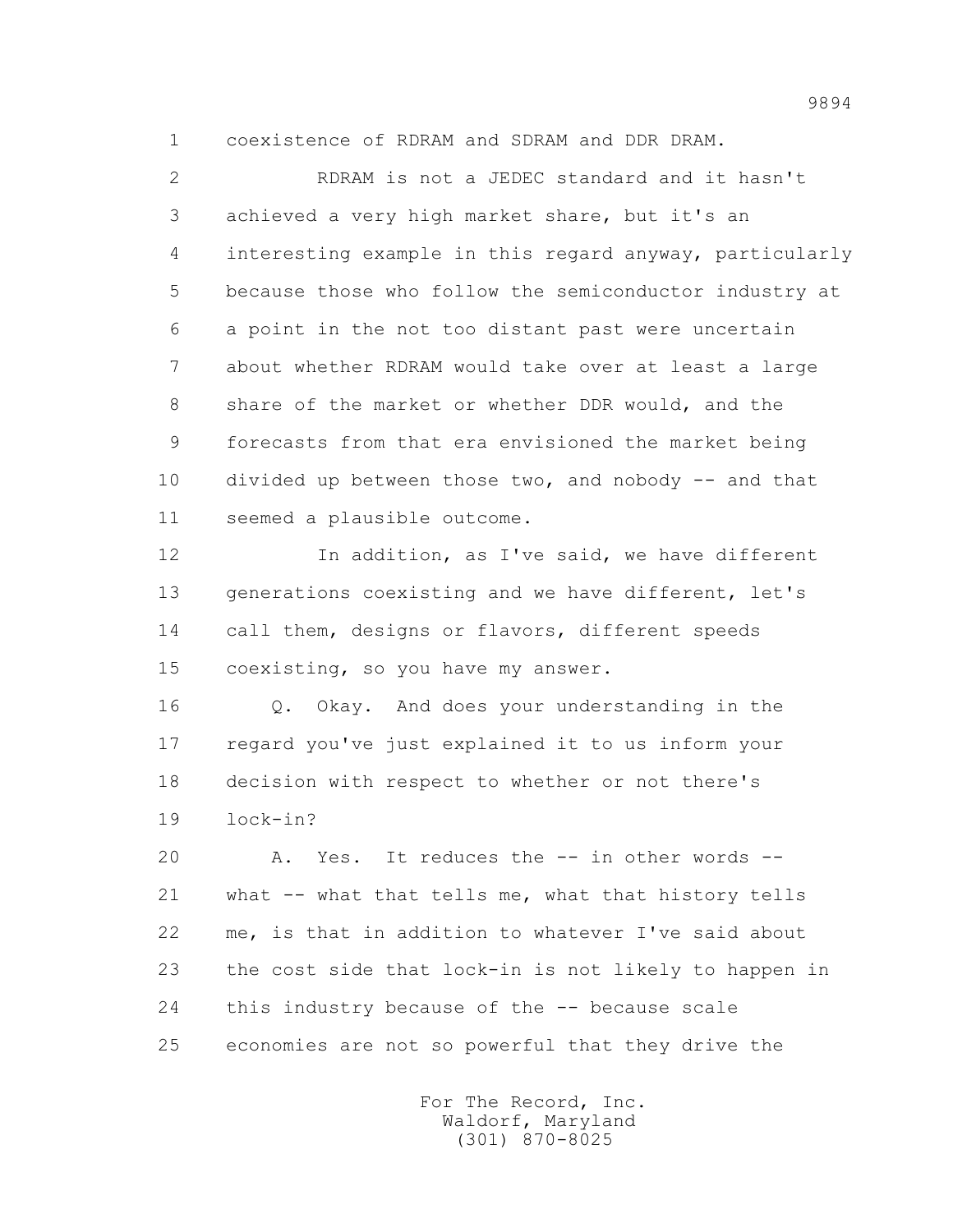coexistence of RDRAM and SDRAM and DDR DRAM.

RDRAM is not a JEDEC standard and it hasn't achieved a very high market share, but it's an interesting example in this regard anyway, particularly because those who follow the semiconductor industry at a point in the not too distant past were uncertain about whether RDRAM would take over at least a large share of the market or whether DDR would, and the forecasts from that era envisioned the market being divided up between those two, and nobody -- and that seemed a plausible outcome.

In addition, as I've said, we have different generations coexisting and we have different, let's call them, designs or flavors, different speeds coexisting, so you have my answer.

Q. Okay. And does your understanding in the regard you've just explained it to us inform your decision with respect to whether or not there's lock-in?

A. Yes. It reduces the -- in other words -- what -- what that tells me, what that history tells me, is that in addition to whatever I've said about the cost side that lock-in is not likely to happen in this industry because of the -- because scale economies are not so powerful that they drive the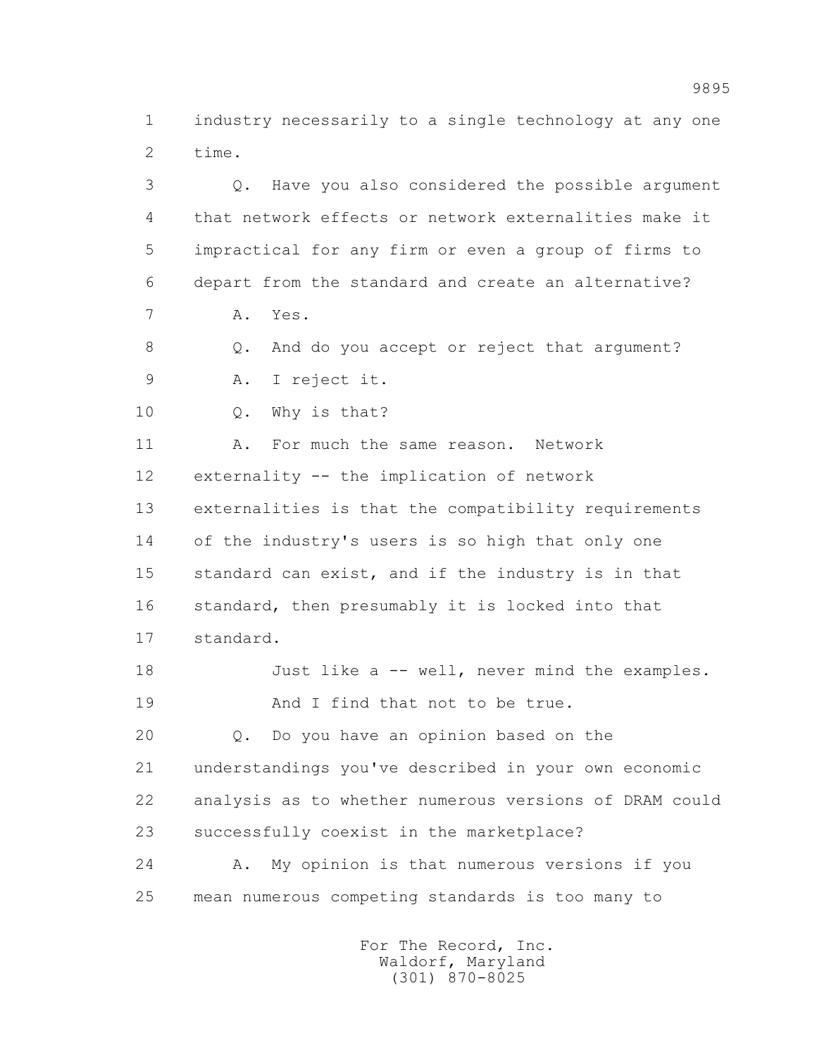industry necessarily to a single technology at any one time.

Q. Have you also considered the possible argument that network effects or network externalities make it impractical for any firm or even a group of firms to depart from the standard and create an alternative?

A. Yes.

Q. And do you accept or reject that argument?

A. I reject it.

Q. Why is that?

A. For much the same reason. Network externality -- the implication of network externalities is that the compatibility requirements of the industry's users is so high that only one standard can exist, and if the industry is in that standard, then presumably it is locked into that standard.

Just like a -- well, never mind the examples.

And I find that not to be true.

Q. Do you have an opinion based on the understandings you've described in your own economic analysis as to whether numerous versions of DRAM could successfully coexist in the marketplace?

A. My opinion is that numerous versions if you mean numerous competing standards is too many to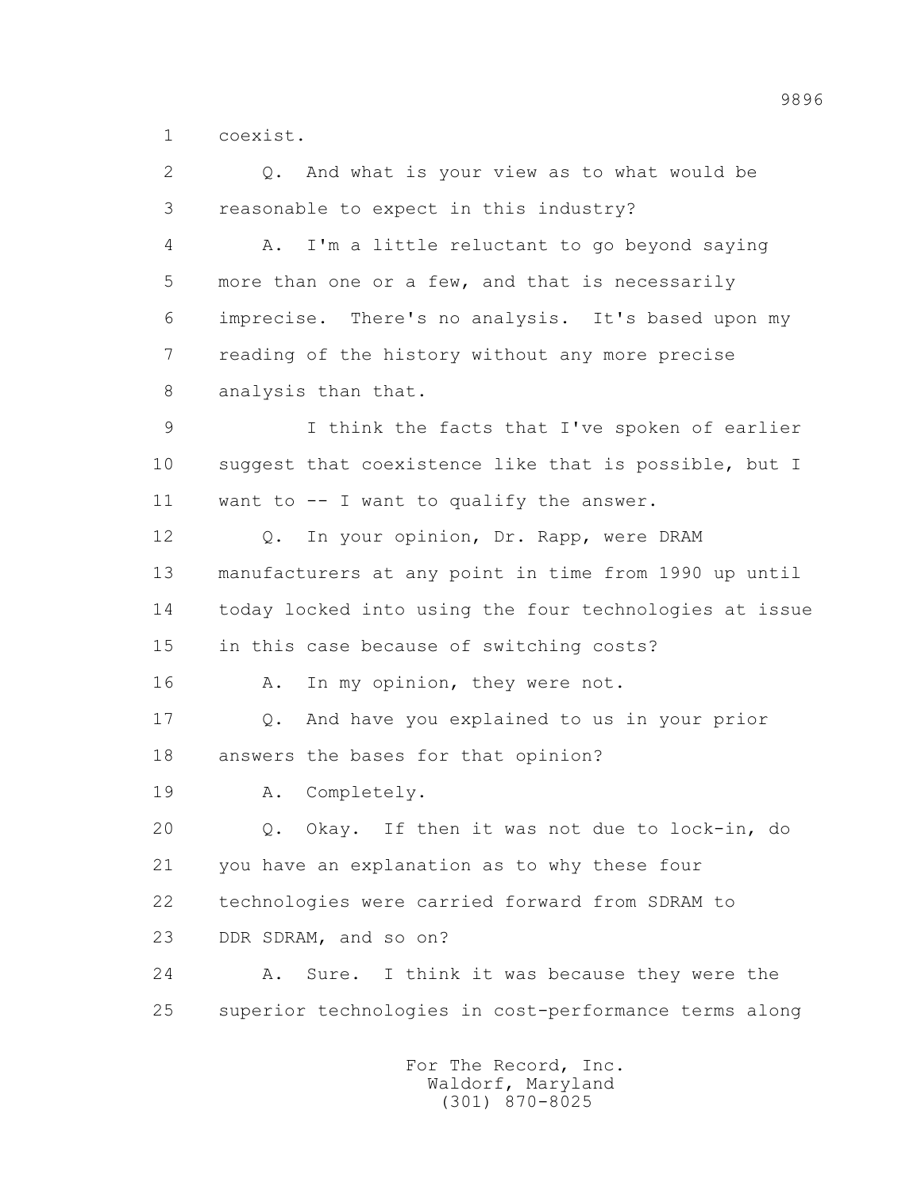1 coexist.

2 Q. And what is your view as to what would be

3 reasonable to expect in this industry?

4 A. I'm a little reluctant to go beyond saying

5 more than one or a few, and that is necessarily

6 imprecise. There's no analysis. It's based upon my

7 reading of the history without any more precise

8 analysis than that.

9 I think the facts that I've spoken of earlier

10 suggest that coexistence like that is possible, but I

11 want to -- I want to qualify the answer.

12 Q. In your opinion, Dr. Rapp, were DRAM

13 manufacturers at any point in time from 1990 up until

14 today locked into using the four technologies at issue

15 in this case because of switching costs?

16 A. In my opinion, they were not.

17 Q. And have you explained to us in your prior

18 answers the bases for that opinion?

19 A. Completely.

20 Q. Okay. If then it was not due to lock-in, do

21 you have an explanation as to why these four

22 technologies were carried forward from SDRAM to

23 DDR SDRAM, and so on?

24 A. Sure. I think it was because they were the

25 superior technologies in cost-performance terms along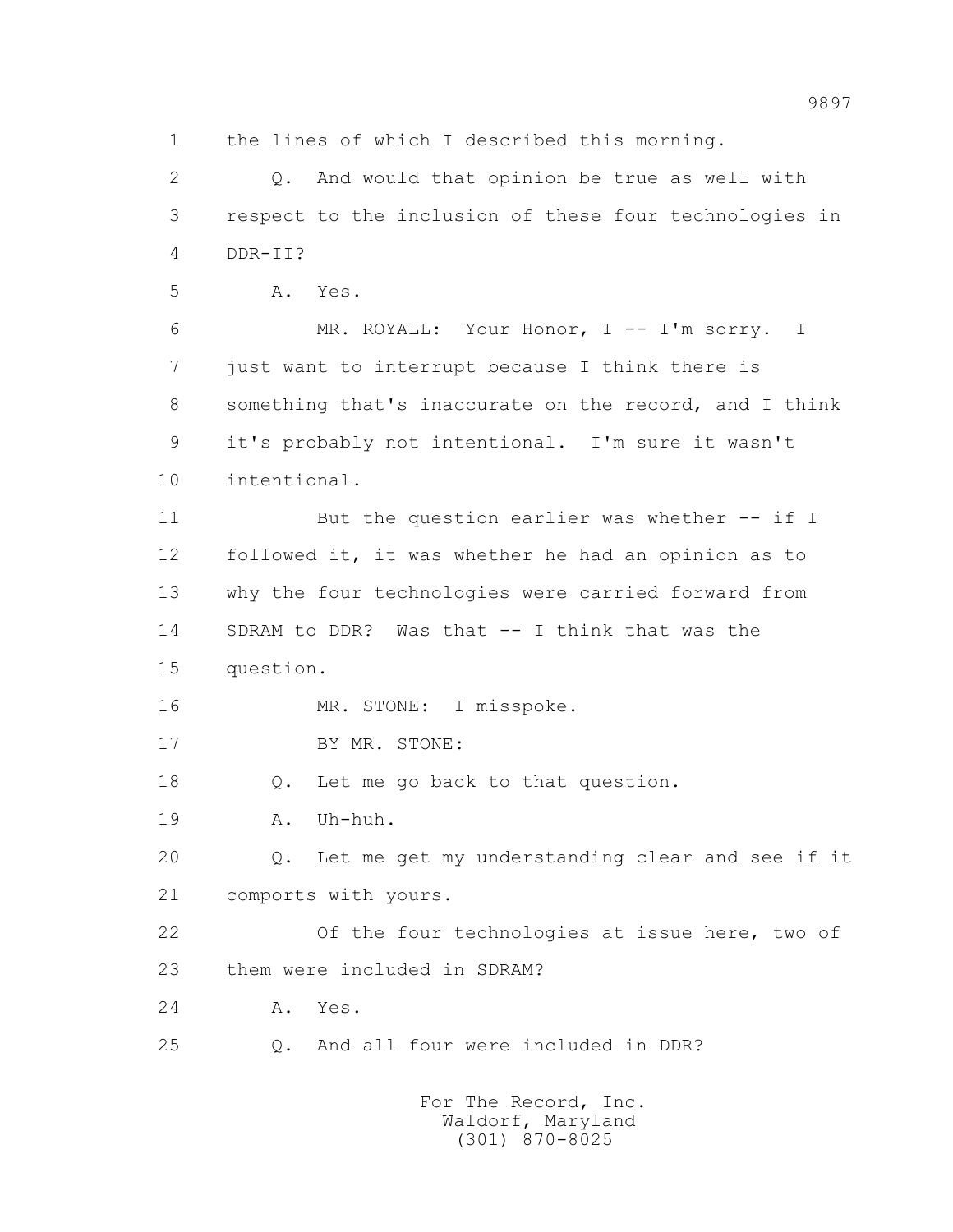1 the lines of which I described this morning.

2 Q. And would that opinion be true as well with

3 respect to the inclusion of these four technologies in

4 DDR-II?

5 A. Yes.

6 MR. ROYALL: Your Honor, I -- I'm sorry. I

7 just want to interrupt because I think there is

8 something that's inaccurate on the record, and I think

9 it's probably not intentional. I'm sure it wasn't

10 intentional.

11 But the question earlier was whether -- if I

12 followed it, it was whether he had an opinion as to

13 why the four technologies were carried forward from

14 SDRAM to DDR? Was that -- I think that was the

15 question.

16 MR. STONE: I misspoke.

17 BY MR. STONE:

18 Q. Let me go back to that question.

19 A. Uh-huh.

20 Q. Let me get my understanding clear and see if it

21 comports with yours.

22 Of the four technologies at issue here, two of

23 them were included in SDRAM?

24 A. Yes.

25 Q. And all four were included in DDR?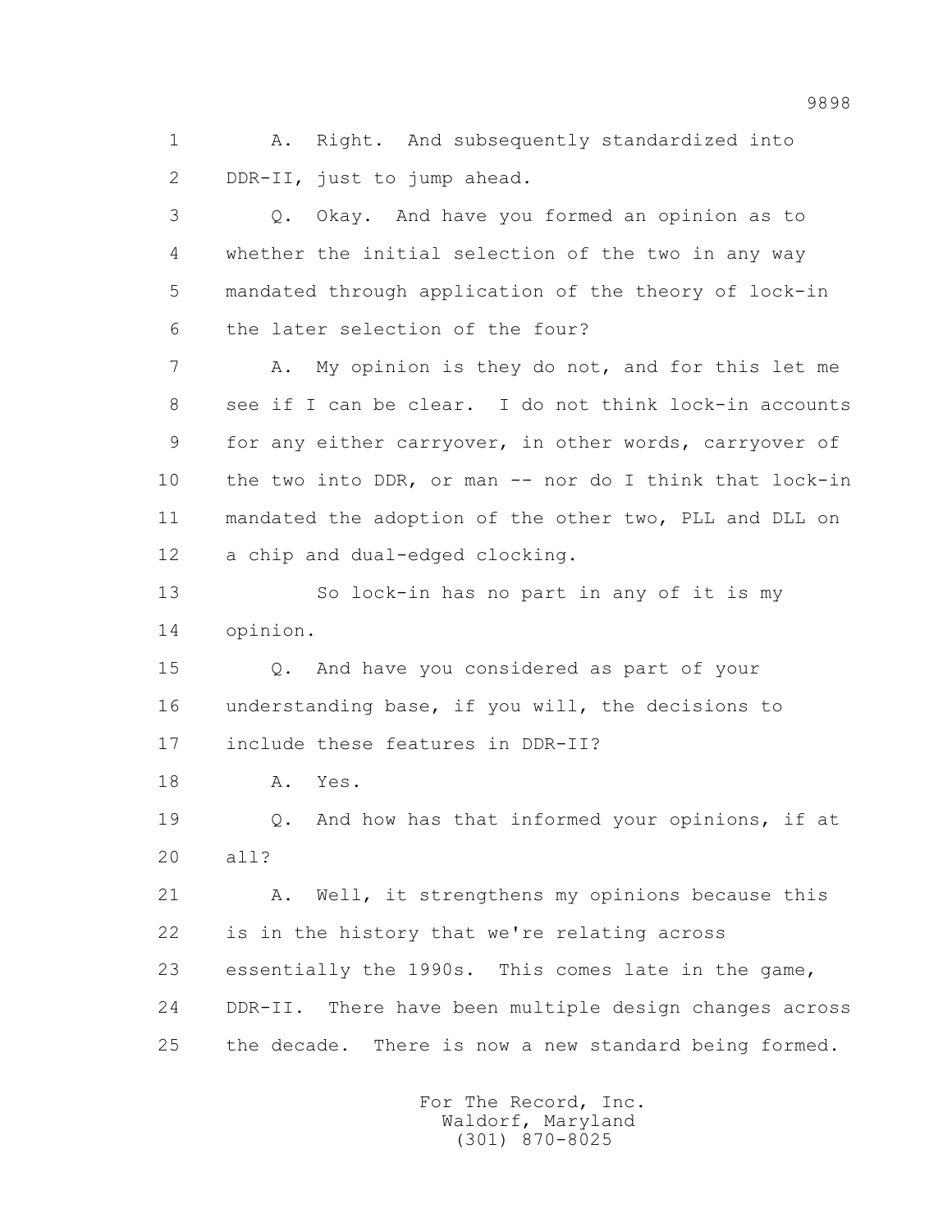1 A. Right. And subsequently standardized into
2 DDR-II, just to jump ahead.

3 Q. Okay. And have you formed an opinion as to
4 whether the initial selection of the two in any way
5 mandated through application of the theory of lock-in
6 the later selection of the four?

7 A. My opinion is they do not, and for this let me
8 see if I can be clear. I do not think lock-in accounts
9 for any either carryover, in other words, carryover of
10 the two into DDR, or man -- nor do I think that lock-in
11 mandated the adoption of the other two, PLL and DLL on
12 a chip and dual-edged clocking.

13 So lock-in has no part in any of it is my
14 opinion.

15 Q. And have you considered as part of your
16 understanding base, if you will, the decisions to
17 include these features in DDR-II?

18 A. Yes.

19 Q. And how has that informed your opinions, if at
20 all?

21 A. Well, it strengthens my opinions because this
22 is in the history that we're relating across
23 essentially the 1990s. This comes late in the game,
24 DDR-II. There have been multiple design changes across
25 the decade. There is now a new standard being formed.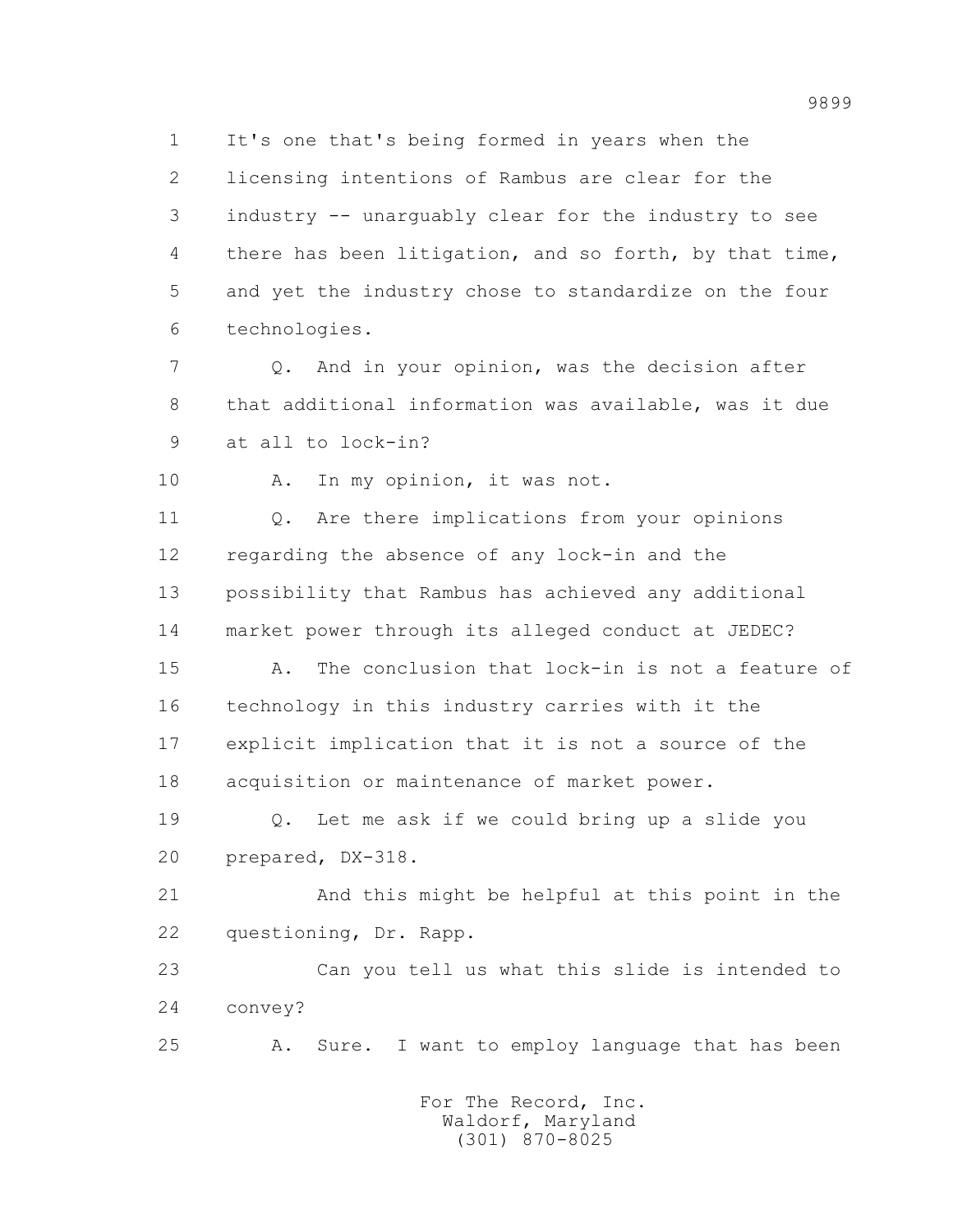1 It's one that's being formed in years when the
2 licensing intentions of Rambus are clear for the
3 industry -- unarguably clear for the industry to see
4 there has been litigation, and so forth, by that time,
5 and yet the industry chose to standardize on the four
6 technologies.

7 Q. And in your opinion, was the decision after
8 that additional information was available, was it due
9 at all to lock-in?

10 A. In my opinion, it was not.

11 Q. Are there implications from your opinions
12 regarding the absence of any lock-in and the
13 possibility that Rambus has achieved any additional
14 market power through its alleged conduct at JEDEC?

15 A. The conclusion that lock-in is not a feature of
16 technology in this industry carries with it the
17 explicit implication that it is not a source of the
18 acquisition or maintenance of market power.

19 Q. Let me ask if we could bring up a slide you
20 prepared, DX-318.

21 And this might be helpful at this point in the
22 questioning, Dr. Rapp.

23 Can you tell us what this slide is intended to
24 convey?

25 A. Sure. I want to employ language that has been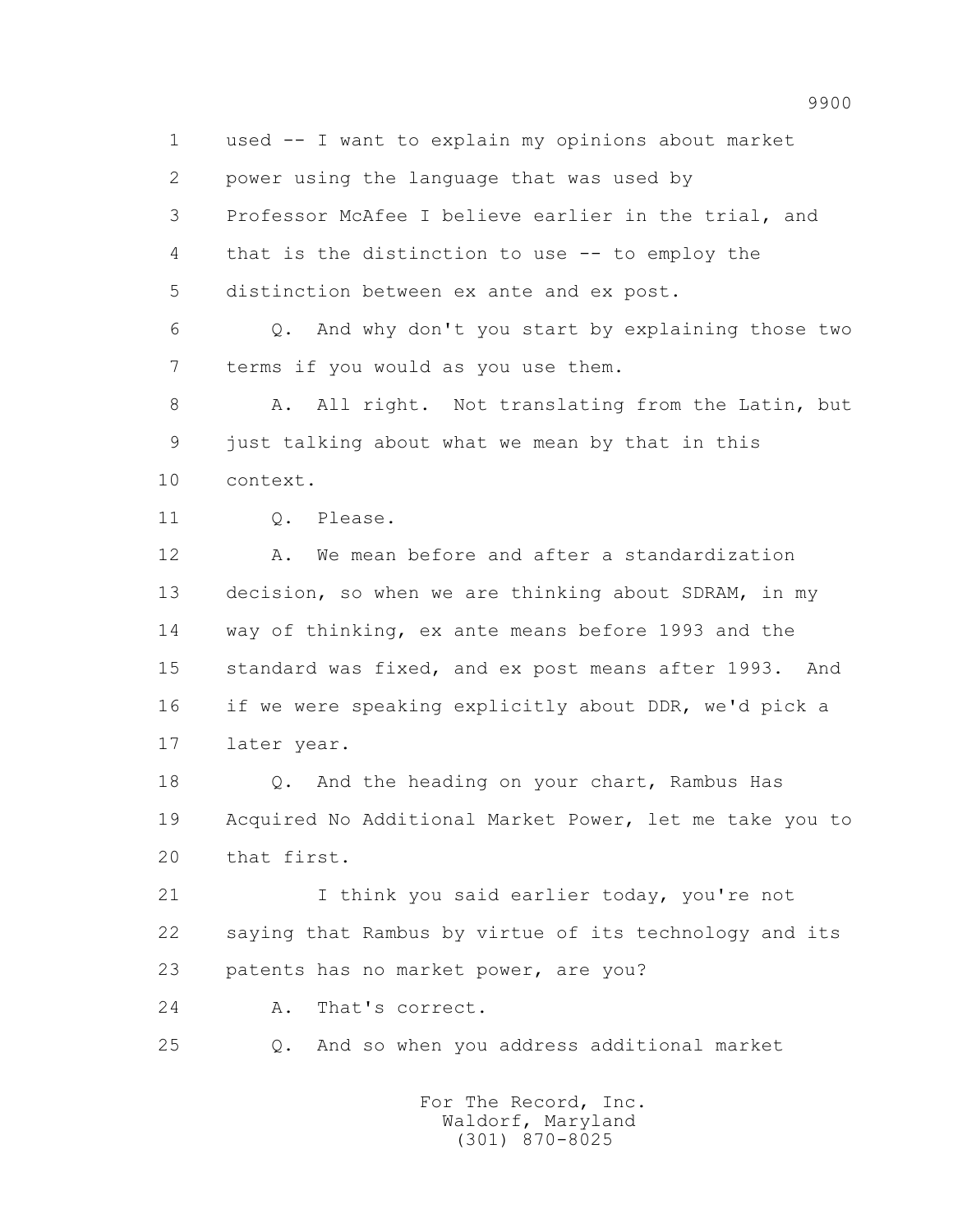used -- I want to explain my opinions about market power using the language that was used by Professor McAfee I believe earlier in the trial, and that is the distinction to use -- to employ the distinction between ex ante and ex post.

Q. And why don't you start by explaining those two terms if you would as you use them.

A. All right. Not translating from the Latin, but just talking about what we mean by that in this context.

Q. Please.

A. We mean before and after a standardization decision, so when we are thinking about SDRAM, in my way of thinking, ex ante means before 1993 and the standard was fixed, and ex post means after 1993. And if we were speaking explicitly about DDR, we'd pick a later year.

Q. And the heading on your chart, Rambus Has Acquired No Additional Market Power, let me take you to that first.

I think you said earlier today, you're not saying that Rambus by virtue of its technology and its patents has no market power, are you?

A. That's correct.

Q. And so when you address additional market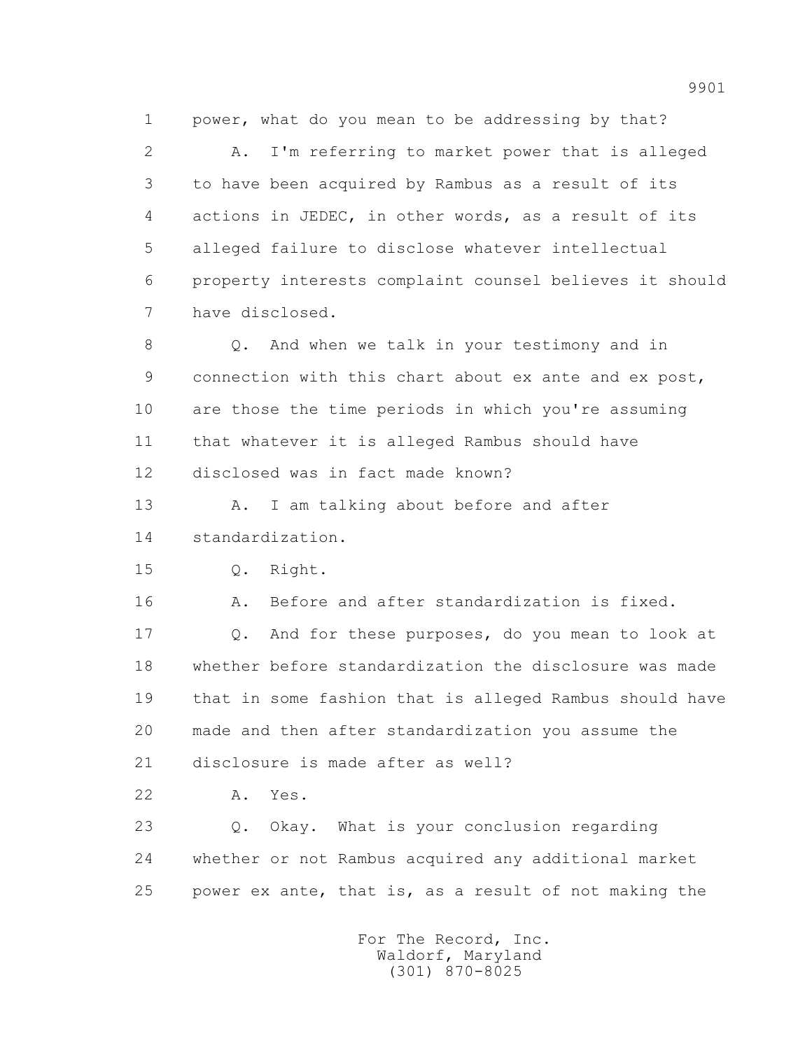1 power, what do you mean to be addressing by that?

2 A. I'm referring to market power that is alleged

3 to have been acquired by Rambus as a result of its

4 actions in JEDEC, in other words, as a result of its

5 alleged failure to disclose whatever intellectual

6 property interests complaint counsel believes it should

7 have disclosed.

8 Q. And when we talk in your testimony and in

9 connection with this chart about ex ante and ex post,

10 are those the time periods in which you're assuming

11 that whatever it is alleged Rambus should have

12 disclosed was in fact made known?

13 A. I am talking about before and after

14 standardization.

15 Q. Right.

16 A. Before and after standardization is fixed.

17 Q. And for these purposes, do you mean to look at

18 whether before standardization the disclosure was made

19 that in some fashion that is alleged Rambus should have

20 made and then after standardization you assume the

21 disclosure is made after as well?

22 A. Yes.

23 Q. Okay. What is your conclusion regarding

24 whether or not Rambus acquired any additional market

25 power ex ante, that is, as a result of not making the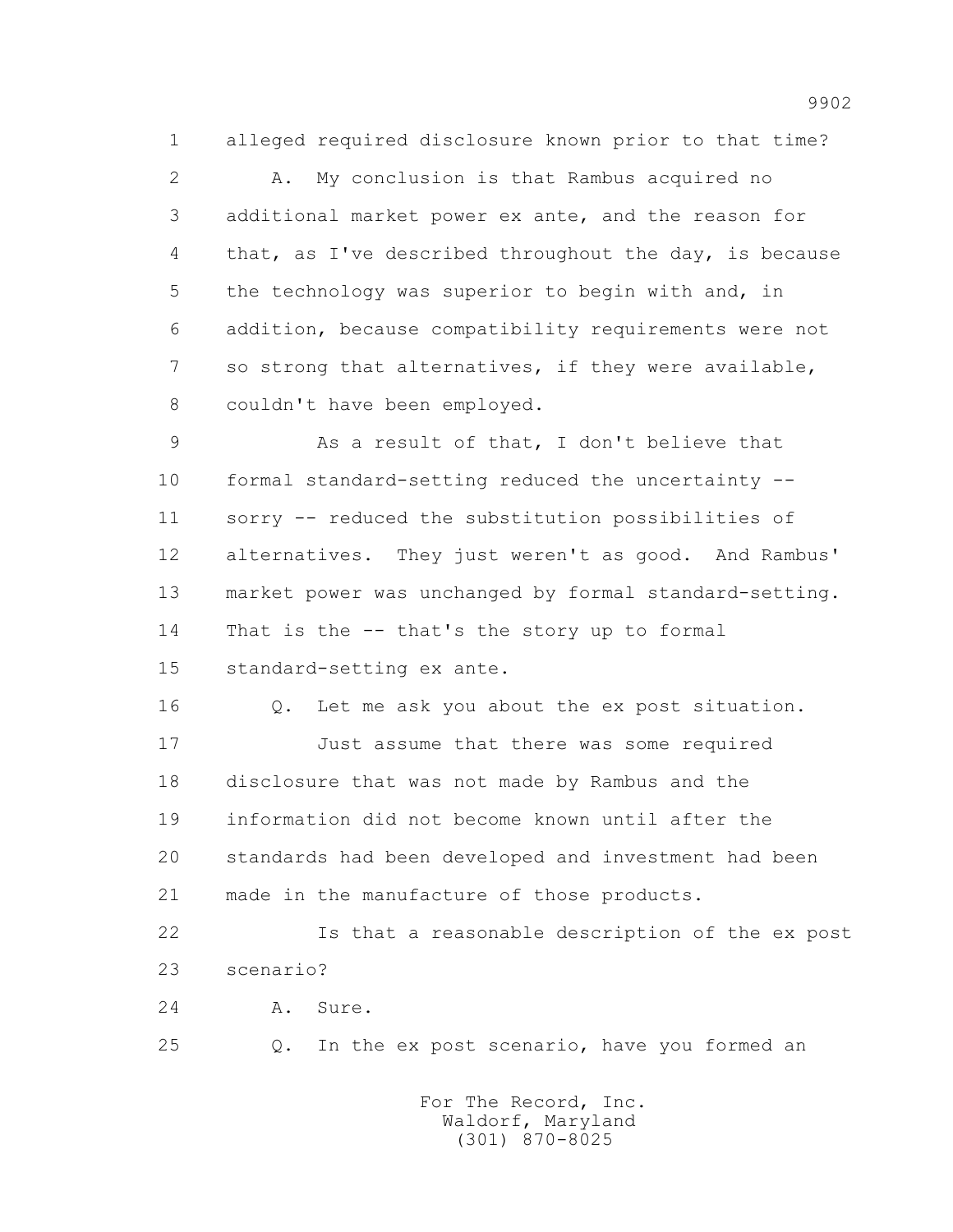1 alleged required disclosure known prior to that time?

2 A. My conclusion is that Rambus acquired no

3 additional market power ex ante, and the reason for

4 that, as I've described throughout the day, is because

5 the technology was superior to begin with and, in

6 addition, because compatibility requirements were not

7 so strong that alternatives, if they were available,

8 couldn't have been employed.

9 As a result of that, I don't believe that

10 formal standard-setting reduced the uncertainty --

11 sorry -- reduced the substitution possibilities of

12 alternatives. They just weren't as good. And Rambus'

13 market power was unchanged by formal standard-setting.

14 That is the -- that's the story up to formal

15 standard-setting ex ante.

16 Q. Let me ask you about the ex post situation.

17 Just assume that there was some required

18 disclosure that was not made by Rambus and the

19 information did not become known until after the

20 standards had been developed and investment had been

21 made in the manufacture of those products.

22 Is that a reasonable description of the ex post

23 scenario?

24 A. Sure.

25 Q. In the ex post scenario, have you formed an

For The Record, Inc.
Waldorf, Maryland
(301) 870-8025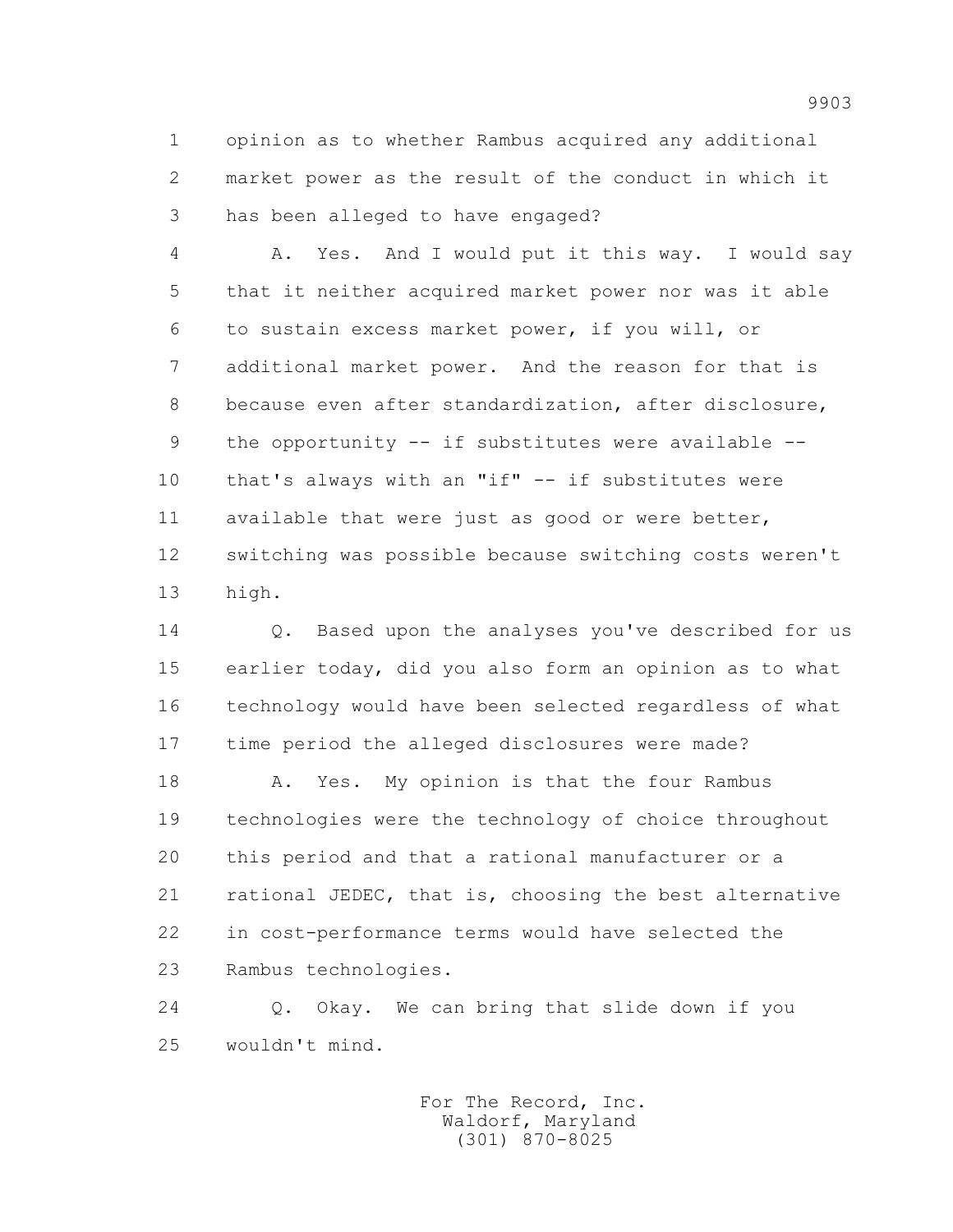1 opinion as to whether Rambus acquired any additional
2 market power as the result of the conduct in which it
3 has been alleged to have engaged?

4 A. Yes. And I would put it this way. I would say
5 that it neither acquired market power nor was it able
6 to sustain excess market power, if you will, or
7 additional market power. And the reason for that is
8 because even after standardization, after disclosure,
9 the opportunity -- if substitutes were available --
10 that's always with an "if" -- if substitutes were
11 available that were just as good or were better,
12 switching was possible because switching costs weren't
13 high.

14 Q. Based upon the analyses you've described for us
15 earlier today, did you also form an opinion as to what
16 technology would have been selected regardless of what
17 time period the alleged disclosures were made?

18 A. Yes. My opinion is that the four Rambus
19 technologies were the technology of choice throughout
20 this period and that a rational manufacturer or a
21 rational JEDEC, that is, choosing the best alternative
22 in cost-performance terms would have selected the
23 Rambus technologies.

24 Q. Okay. We can bring that slide down if you
25 wouldn't mind.

For The Record, Inc.
Waldorf, Maryland
(301) 870-8025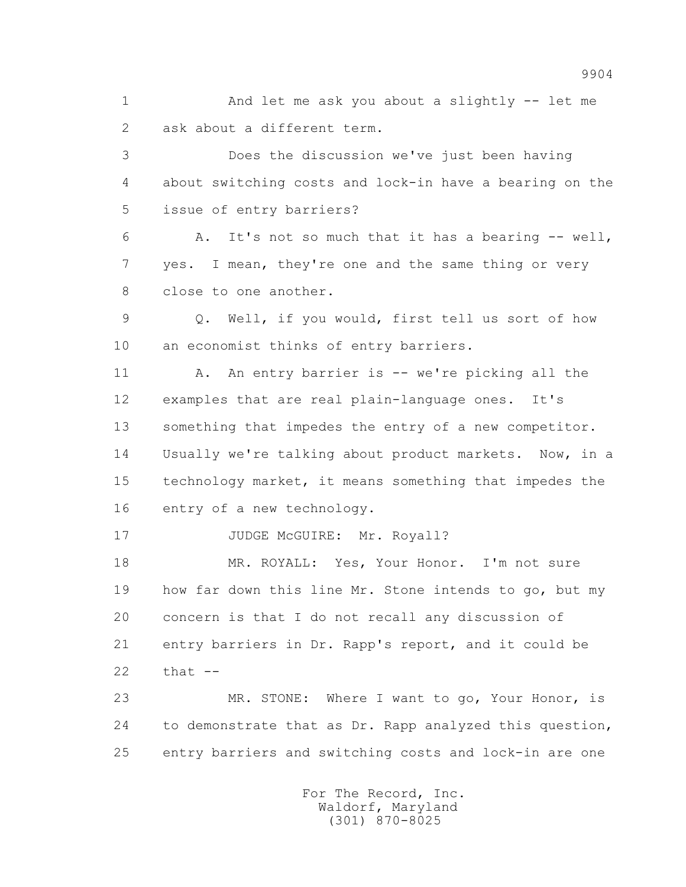1 And let me ask you about a slightly -- let me
2 ask about a different term.

3 Does the discussion we've just been having
4 about switching costs and lock-in have a bearing on the
5 issue of entry barriers?

6 A. It's not so much that it has a bearing -- well,
7 yes. I mean, they're one and the same thing or very
8 close to one another.

9 Q. Well, if you would, first tell us sort of how
10 an economist thinks of entry barriers.

11 A. An entry barrier is -- we're picking all the
12 examples that are real plain-language ones. It's
13 something that impedes the entry of a new competitor.
14 Usually we're talking about product markets. Now, in a
15 technology market, it means something that impedes the
16 entry of a new technology.

17 JUDGE McGUIRE: Mr. Royall?

18 MR. ROYALL: Yes, Your Honor. I'm not sure
19 how far down this line Mr. Stone intends to go, but my
20 concern is that I do not recall any discussion of
21 entry barriers in Dr. Rapp's report, and it could be
22 that --

23 MR. STONE: Where I want to go, Your Honor, is
24 to demonstrate that as Dr. Rapp analyzed this question,
25 entry barriers and switching costs and lock-in are one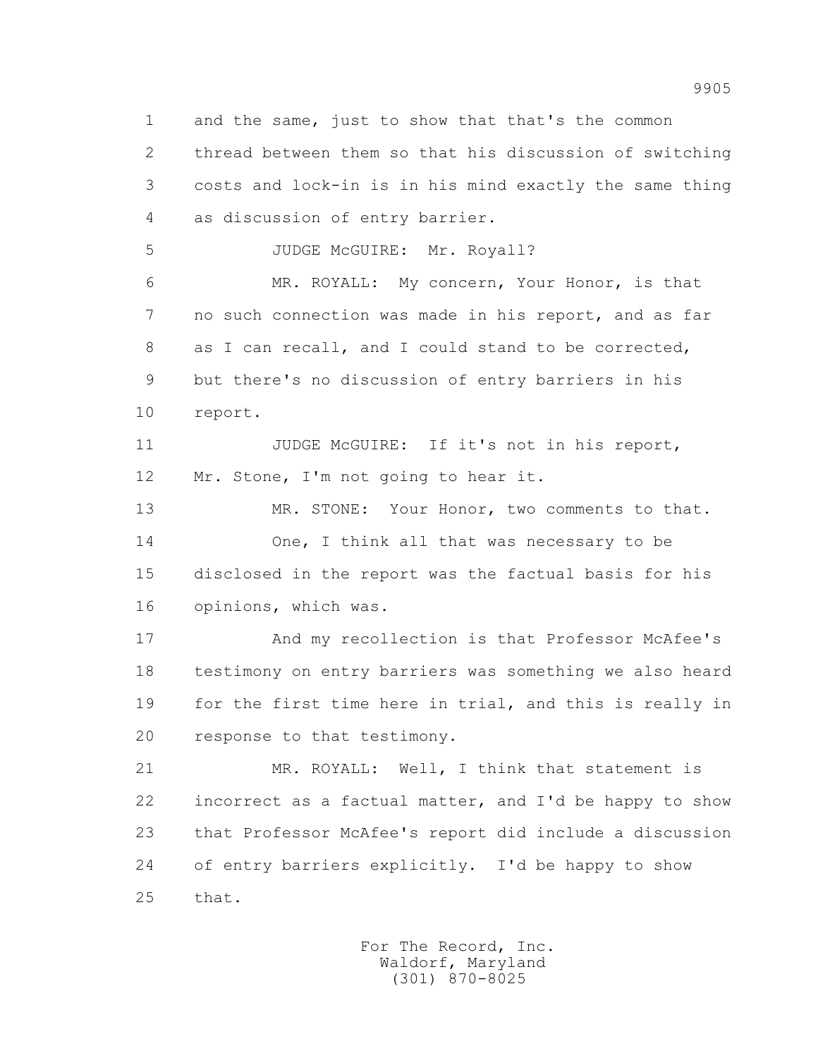1 and the same, just to show that that's the common
2 thread between them so that his discussion of switching
3 costs and lock-in is in his mind exactly the same thing
4 as discussion of entry barrier.

5 JUDGE McGUIRE: Mr. Royall?

6 MR. ROYALL: My concern, Your Honor, is that
7 no such connection was made in his report, and as far
8 as I can recall, and I could stand to be corrected,
9 but there's no discussion of entry barriers in his
10 report.

11 JUDGE McGUIRE: If it's not in his report,
12 Mr. Stone, I'm not going to hear it.

13 MR. STONE: Your Honor, two comments to that.

14 One, I think all that was necessary to be
15 disclosed in the report was the factual basis for his
16 opinions, which was.

17 And my recollection is that Professor McAfee's
18 testimony on entry barriers was something we also heard
19 for the first time here in trial, and this is really in
20 response to that testimony.

21 MR. ROYALL: Well, I think that statement is
22 incorrect as a factual matter, and I'd be happy to show
23 that Professor McAfee's report did include a discussion
24 of entry barriers explicitly. I'd be happy to show
25 that.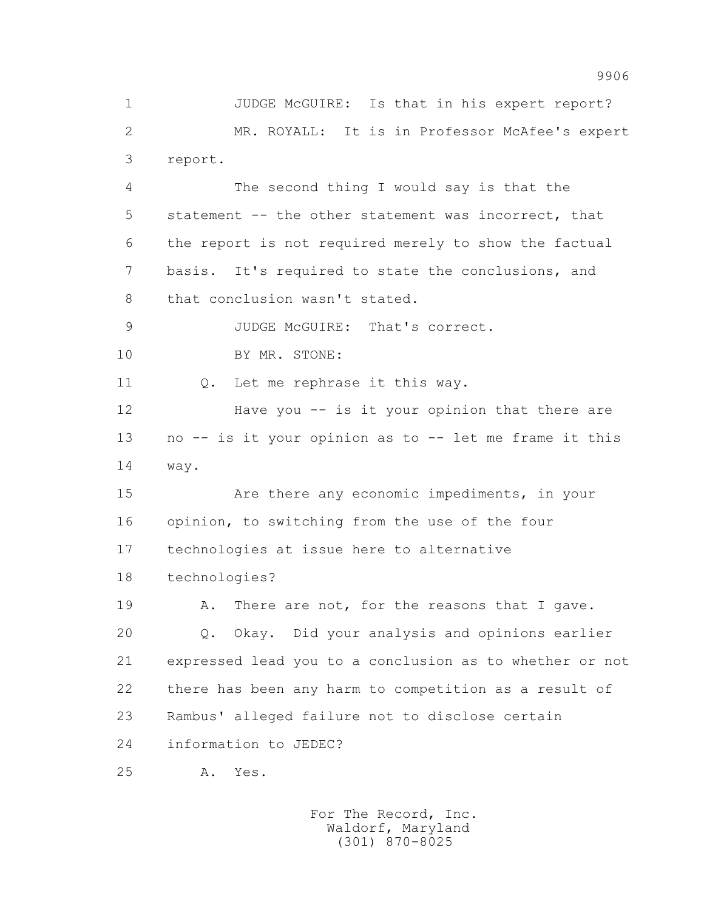JUDGE McGUIRE: Is that in his expert report?

MR. ROYALL: It is in Professor McAfee's expert report.

The second thing I would say is that the statement -- the other statement was incorrect, that the report is not required merely to show the factual basis. It's required to state the conclusions, and that conclusion wasn't stated.

JUDGE McGUIRE: That's correct.

BY MR. STONE:

Q. Let me rephrase it this way.

Have you -- is it your opinion that there are no -- is it your opinion as to -- let me frame it this way.

Are there any economic impediments, in your opinion, to switching from the use of the four technologies at issue here to alternative technologies?

A. There are not, for the reasons that I gave.

Q. Okay. Did your analysis and opinions earlier expressed lead you to a conclusion as to whether or not there has been any harm to competition as a result of Rambus' alleged failure not to disclose certain information to JEDEC?

A. Yes.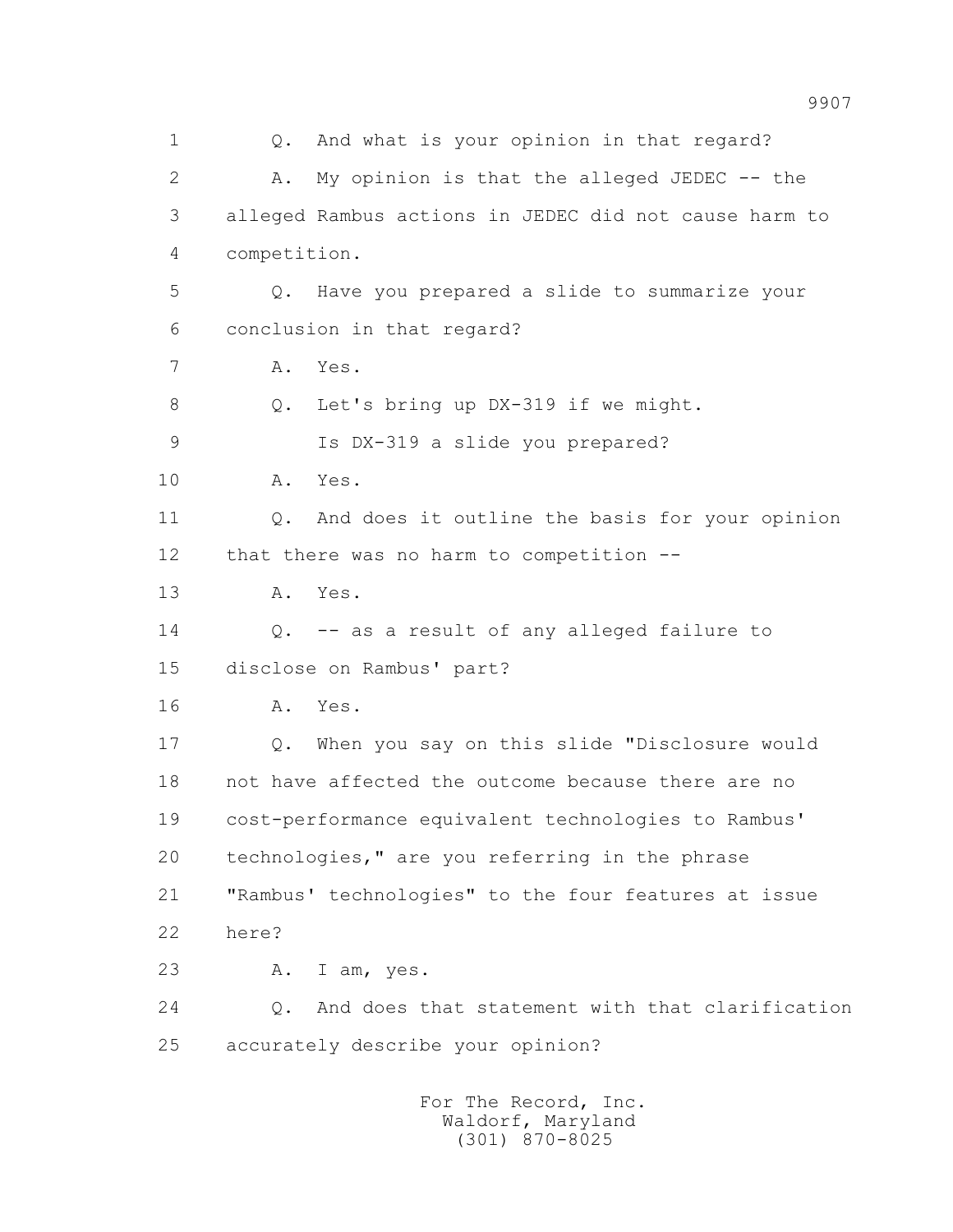1 Q. And what is your opinion in that regard?

2 A. My opinion is that the alleged JEDEC -- the

3 alleged Rambus actions in JEDEC did not cause harm to

4 competition.

5 Q. Have you prepared a slide to summarize your

6 conclusion in that regard?

7 A. Yes.

8 Q. Let's bring up DX-319 if we might.

9 Is DX-319 a slide you prepared?

10 A. Yes.

11 Q. And does it outline the basis for your opinion

12 that there was no harm to competition --

13 A. Yes.

14 Q. -- as a result of any alleged failure to

15 disclose on Rambus' part?

16 A. Yes.

17 Q. When you say on this slide "Disclosure would

18 not have affected the outcome because there are no

19 cost-performance equivalent technologies to Rambus'

20 technologies," are you referring in the phrase

21 "Rambus' technologies" to the four features at issue

22 here?

23 A. I am, yes.

24 Q. And does that statement with that clarification

25 accurately describe your opinion?

For The Record, Inc.
Waldorf, Maryland
(301) 870-8025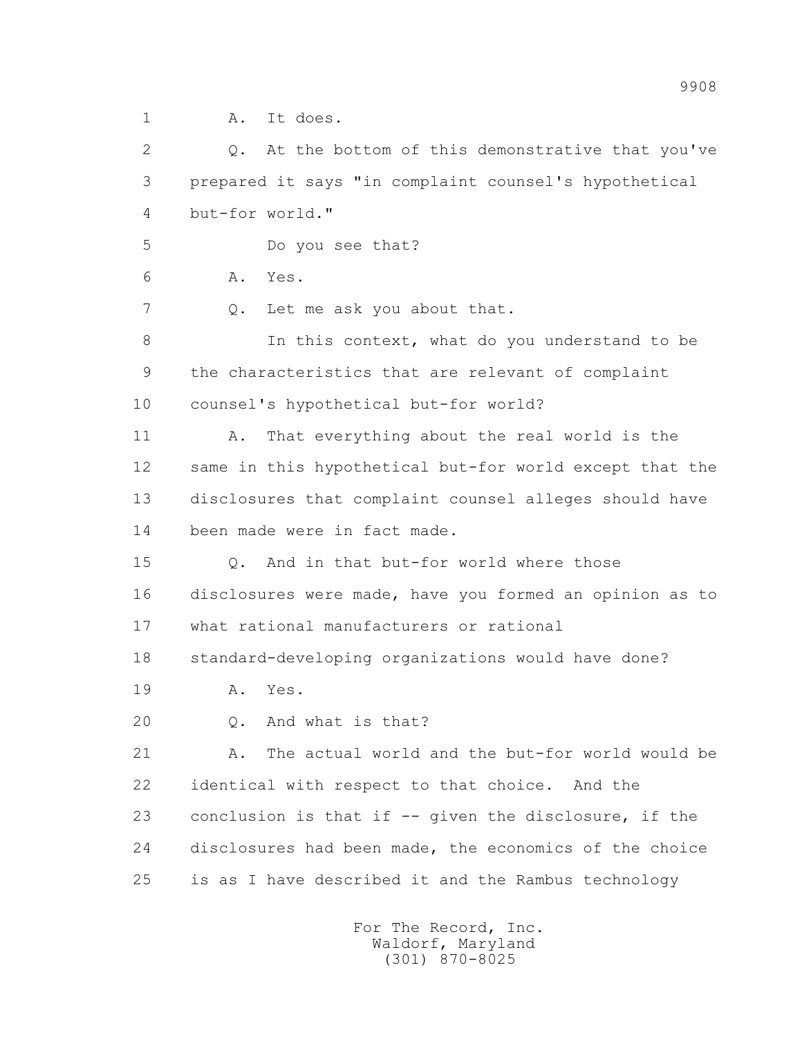1 A. It does.

2 Q. At the bottom of this demonstrative that you've

3 prepared it says "in complaint counsel's hypothetical

4 but-for world."

5 Do you see that?

6 A. Yes.

7 Q. Let me ask you about that.

8 In this context, what do you understand to be

9 the characteristics that are relevant of complaint

10 counsel's hypothetical but-for world?

11 A. That everything about the real world is the

12 same in this hypothetical but-for world except that the

13 disclosures that complaint counsel alleges should have

14 been made were in fact made.

15 Q. And in that but-for world where those

16 disclosures were made, have you formed an opinion as to

17 what rational manufacturers or rational

18 standard-developing organizations would have done?

19 A. Yes.

20 Q. And what is that?

21 A. The actual world and the but-for world would be

22 identical with respect to that choice. And the

23 conclusion is that if -- given the disclosure, if the

24 disclosures had been made, the economics of the choice

25 is as I have described it and the Rambus technology

For The Record, Inc.
Waldorf, Maryland
(301) 870-8025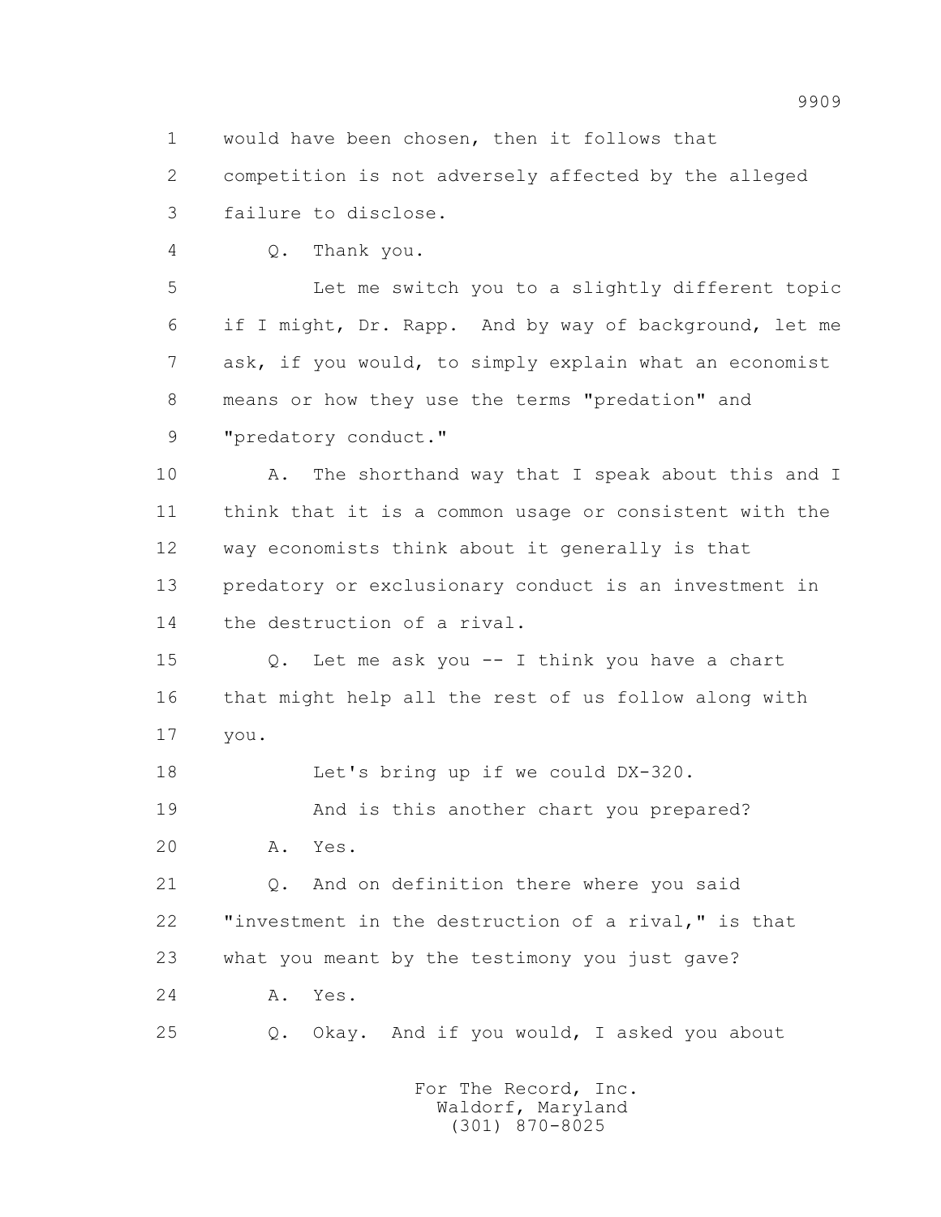1 would have been chosen, then it follows that
2 competition is not adversely affected by the alleged
3 failure to disclose.

4 Q. Thank you.

5 Let me switch you to a slightly different topic
6 if I might, Dr. Rapp. And by way of background, let me
7 ask, if you would, to simply explain what an economist
8 means or how they use the terms "predation" and
9 "predatory conduct."

10 A. The shorthand way that I speak about this and I
11 think that it is a common usage or consistent with the
12 way economists think about it generally is that
13 predatory or exclusionary conduct is an investment in
14 the destruction of a rival.

15 Q. Let me ask you -- I think you have a chart
16 that might help all the rest of us follow along with
17 you.

18 Let's bring up if we could DX-320.

19 And is this another chart you prepared?

20 A. Yes.

21 Q. And on definition there where you said
22 "investment in the destruction of a rival," is that
23 what you meant by the testimony you just gave?

24 A. Yes.

25 Q. Okay. And if you would, I asked you about

For The Record, Inc.
Waldorf, Maryland
(301) 870-8025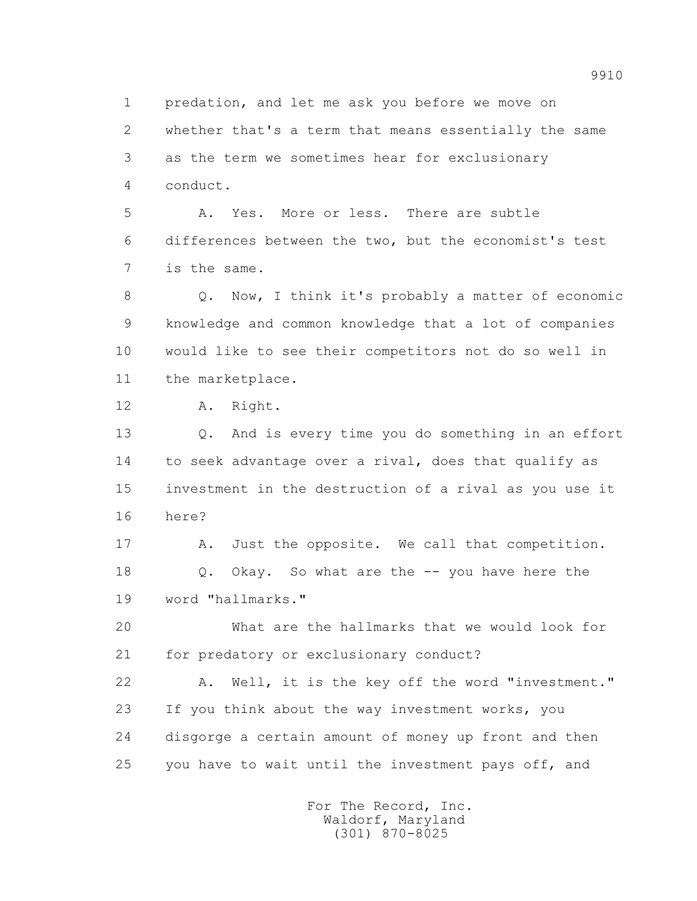1 predation, and let me ask you before we move on
2 whether that's a term that means essentially the same
3 as the term we sometimes hear for exclusionary
4 conduct.

5 A. Yes. More or less. There are subtle
6 differences between the two, but the economist's test
7 is the same.

8 Q. Now, I think it's probably a matter of economic
9 knowledge and common knowledge that a lot of companies
10 would like to see their competitors not do so well in
11 the marketplace.

12 A. Right.

13 Q. And is every time you do something in an effort
14 to seek advantage over a rival, does that qualify as
15 investment in the destruction of a rival as you use it
16 here?

17 A. Just the opposite. We call that competition.

18 Q. Okay. So what are the -- you have here the
19 word "hallmarks."

20 What are the hallmarks that we would look for
21 for predatory or exclusionary conduct?

22 A. Well, it is the key off the word "investment."
23 If you think about the way investment works, you
24 disgorge a certain amount of money up front and then
25 you have to wait until the investment pays off, and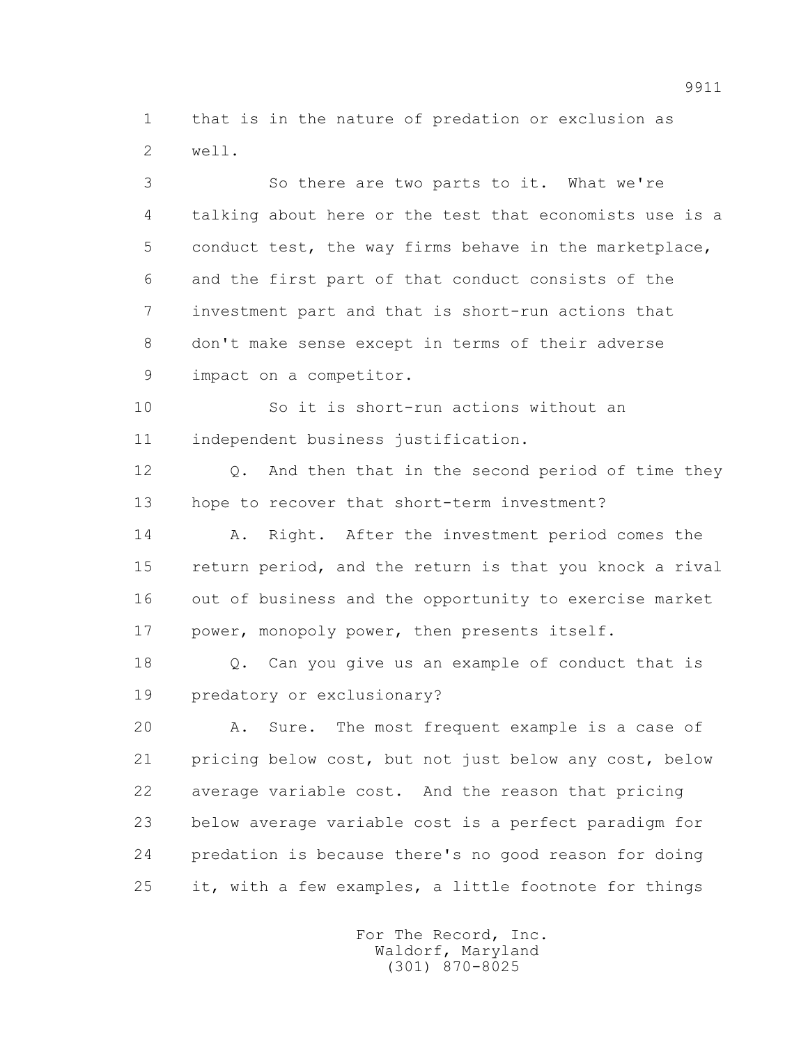1 that is in the nature of predation or exclusion as
2 well.

3 So there are two parts to it. What we're
4 talking about here or the test that economists use is a
5 conduct test, the way firms behave in the marketplace,
6 and the first part of that conduct consists of the
7 investment part and that is short-run actions that
8 don't make sense except in terms of their adverse
9 impact on a competitor.

10 So it is short-run actions without an
11 independent business justification.

12 Q. And then that in the second period of time they
13 hope to recover that short-term investment?

14 A. Right. After the investment period comes the
15 return period, and the return is that you knock a rival
16 out of business and the opportunity to exercise market
17 power, monopoly power, then presents itself.

18 Q. Can you give us an example of conduct that is
19 predatory or exclusionary?

20 A. Sure. The most frequent example is a case of
21 pricing below cost, but not just below any cost, below
22 average variable cost. And the reason that pricing
23 below average variable cost is a perfect paradigm for
24 predation is because there's no good reason for doing
25 it, with a few examples, a little footnote for things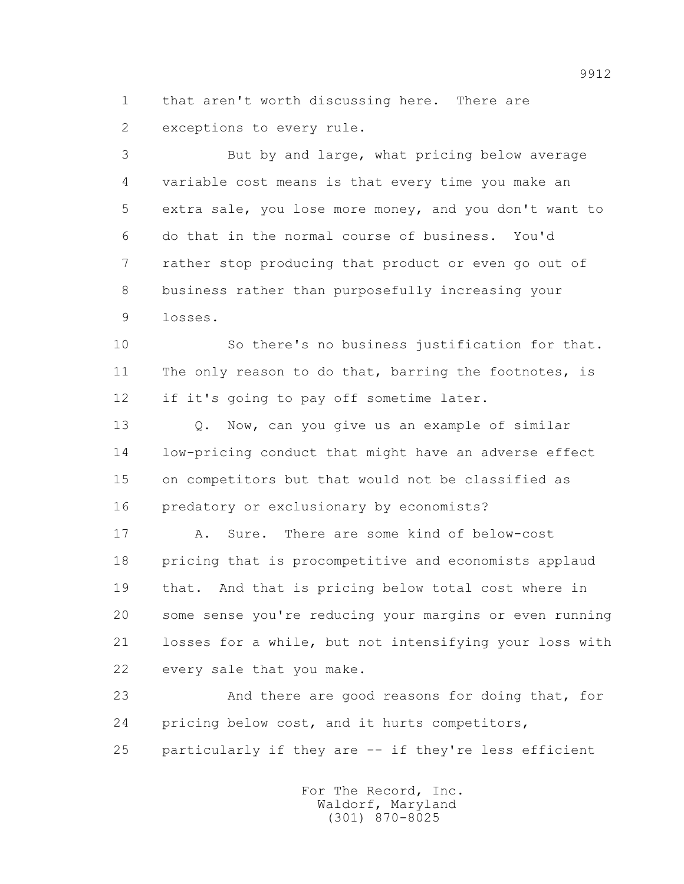that aren't worth discussing here. There are exceptions to every rule.

But by and large, what pricing below average variable cost means is that every time you make an extra sale, you lose more money, and you don't want to do that in the normal course of business. You'd rather stop producing that product or even go out of business rather than purposefully increasing your losses.

So there's no business justification for that. The only reason to do that, barring the footnotes, is if it's going to pay off sometime later.

Q. Now, can you give us an example of similar low-pricing conduct that might have an adverse effect on competitors but that would not be classified as predatory or exclusionary by economists?

A. Sure. There are some kind of below-cost pricing that is procompetitive and economists applaud that. And that is pricing below total cost where in some sense you're reducing your margins or even running losses for a while, but not intensifying your loss with every sale that you make.

And there are good reasons for doing that, for pricing below cost, and it hurts competitors, particularly if they are -- if they're less efficient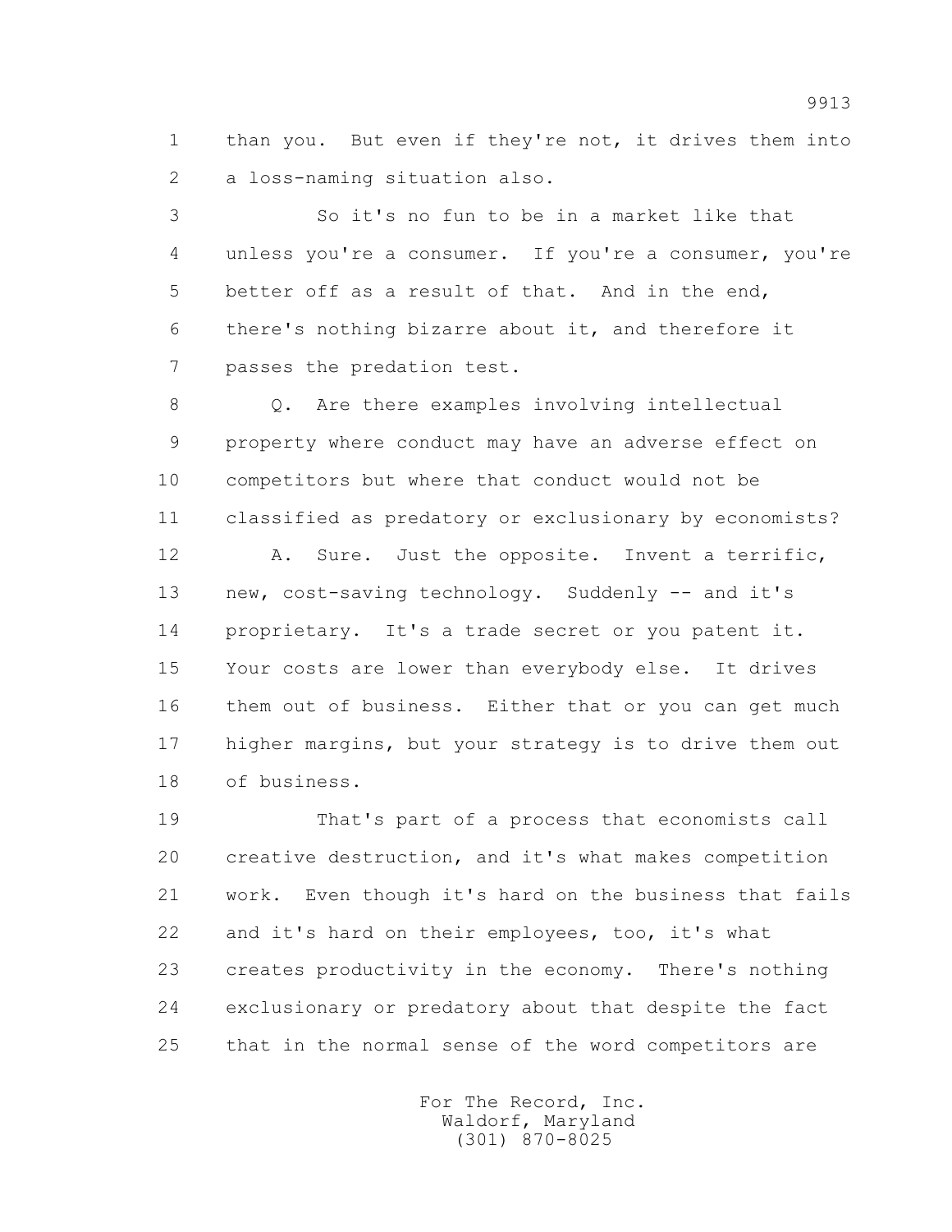1 than you. But even if they're not, it drives them into
2 a loss-naming situation also.

3 So it's no fun to be in a market like that
4 unless you're a consumer. If you're a consumer, you're
5 better off as a result of that. And in the end,
6 there's nothing bizarre about it, and therefore it
7 passes the predation test.

8 Q. Are there examples involving intellectual
9 property where conduct may have an adverse effect on
10 competitors but where that conduct would not be
11 classified as predatory or exclusionary by economists?

12 A. Sure. Just the opposite. Invent a terrific,
13 new, cost-saving technology. Suddenly -- and it's
14 proprietary. It's a trade secret or you patent it.
15 Your costs are lower than everybody else. It drives
16 them out of business. Either that or you can get much
17 higher margins, but your strategy is to drive them out
18 of business.

19 That's part of a process that economists call
20 creative destruction, and it's what makes competition
21 work. Even though it's hard on the business that fails
22 and it's hard on their employees, too, it's what
23 creates productivity in the economy. There's nothing
24 exclusionary or predatory about that despite the fact
25 that in the normal sense of the word competitors are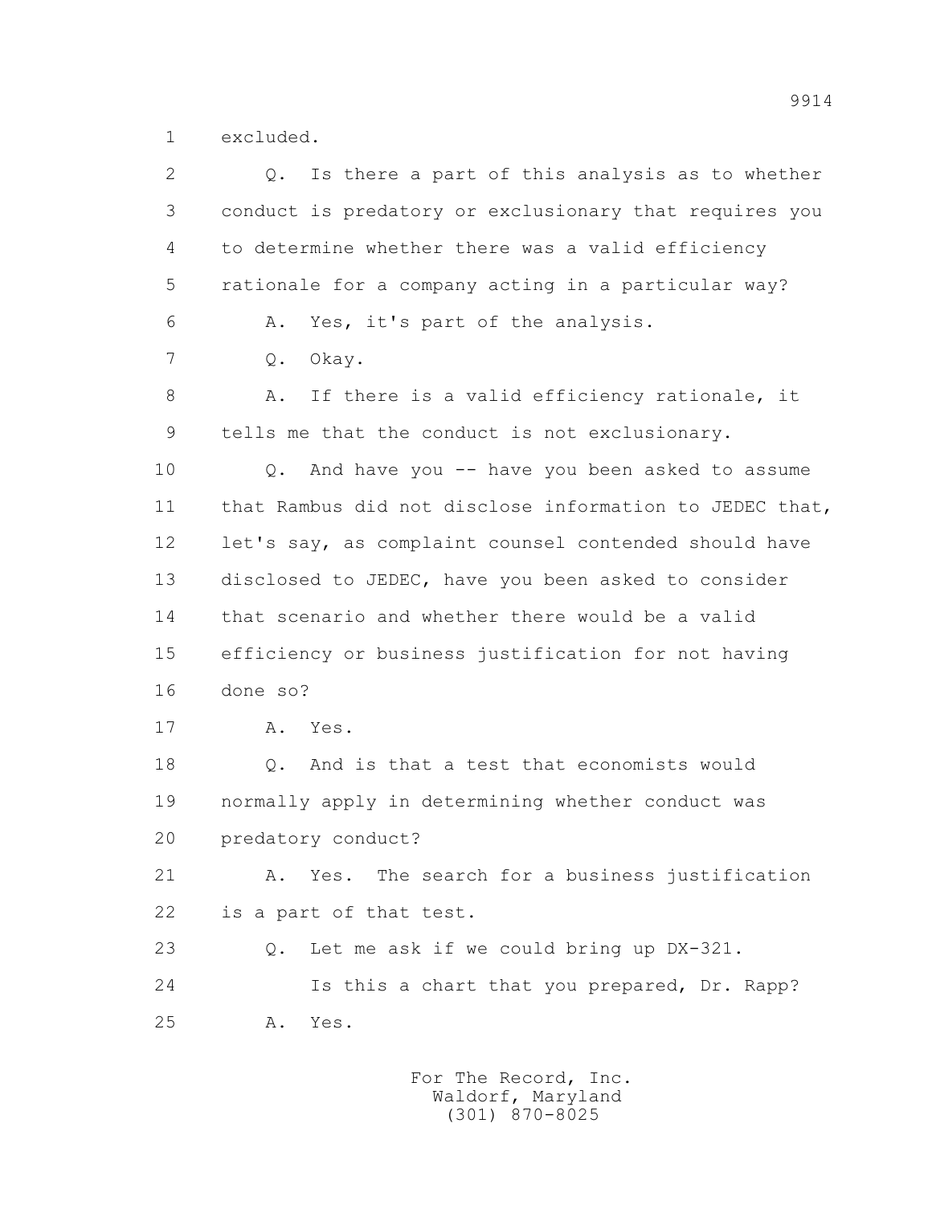1 excluded.

2 Q. Is there a part of this analysis as to whether

3 conduct is predatory or exclusionary that requires you

4 to determine whether there was a valid efficiency

5 rationale for a company acting in a particular way?

6 A. Yes, it's part of the analysis.

7 Q. Okay.

8 A. If there is a valid efficiency rationale, it

9 tells me that the conduct is not exclusionary.

10 Q. And have you -- have you been asked to assume

11 that Rambus did not disclose information to JEDEC that,

12 let's say, as complaint counsel contended should have

13 disclosed to JEDEC, have you been asked to consider

14 that scenario and whether there would be a valid

15 efficiency or business justification for not having

16 done so?

17 A. Yes.

18 Q. And is that a test that economists would

19 normally apply in determining whether conduct was

20 predatory conduct?

21 A. Yes. The search for a business justification

22 is a part of that test.

23 Q. Let me ask if we could bring up DX-321.

24 Is this a chart that you prepared, Dr. Rapp?

25 A. Yes.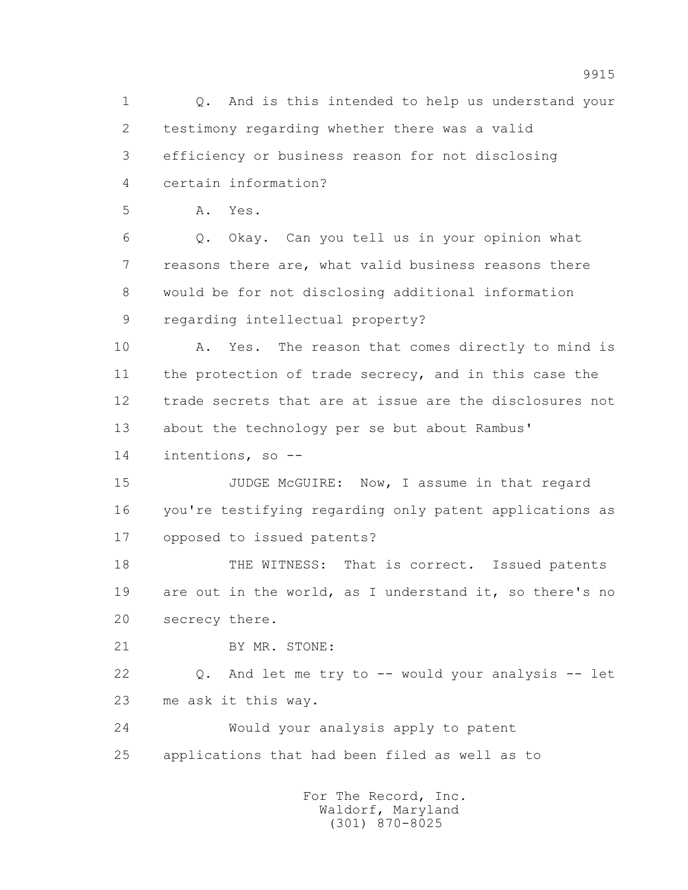1 Q. And is this intended to help us understand your
2 testimony regarding whether there was a valid
3 efficiency or business reason for not disclosing
4 certain information?

5 A. Yes.

6 Q. Okay. Can you tell us in your opinion what
7 reasons there are, what valid business reasons there
8 would be for not disclosing additional information
9 regarding intellectual property?

10 A. Yes. The reason that comes directly to mind is
11 the protection of trade secrecy, and in this case the
12 trade secrets that are at issue are the disclosures not
13 about the technology per se but about Rambus'
14 intentions, so --

15 JUDGE McGUIRE: Now, I assume in that regard
16 you're testifying regarding only patent applications as
17 opposed to issued patents?

18 THE WITNESS: That is correct. Issued patents
19 are out in the world, as I understand it, so there's no
20 secrecy there.

21 BY MR. STONE:

22 Q. And let me try to -- would your analysis -- let
23 me ask it this way.

24 Would your analysis apply to patent
25 applications that had been filed as well as to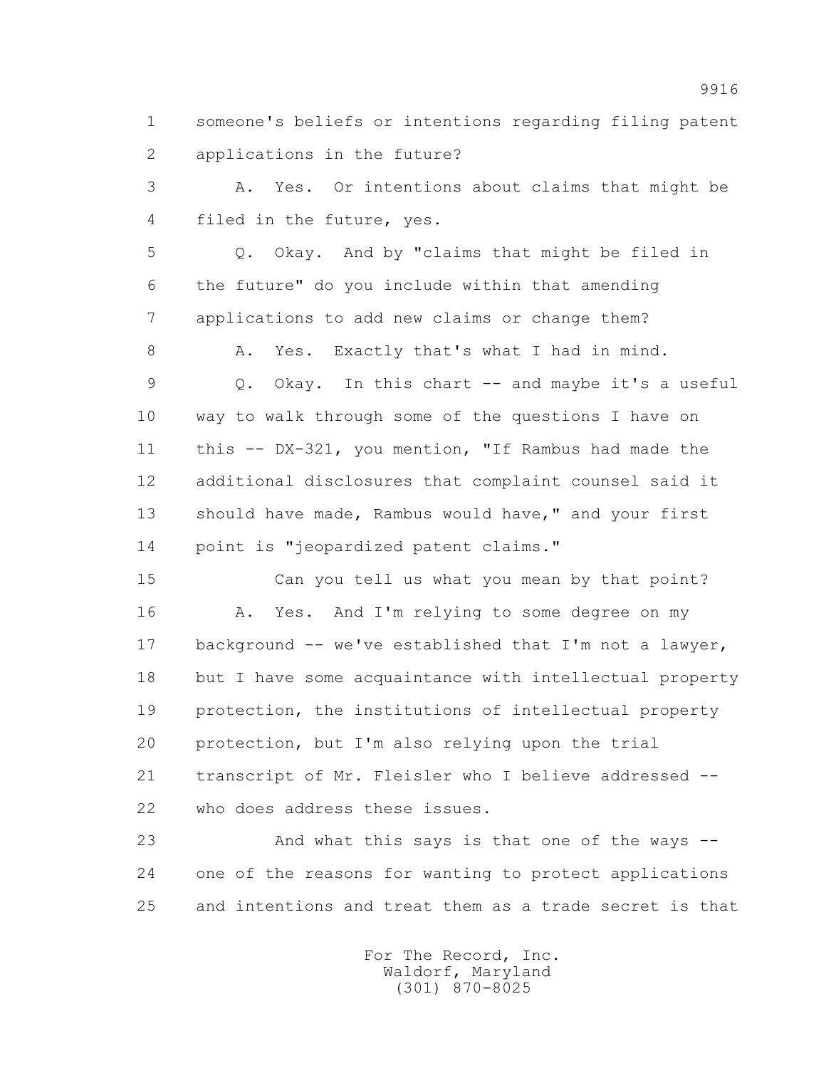1 someone's beliefs or intentions regarding filing patent
2 applications in the future?

3 A. Yes. Or intentions about claims that might be
4 filed in the future, yes.

5 Q. Okay. And by "claims that might be filed in
6 the future" do you include within that amending
7 applications to add new claims or change them?

8 A. Yes. Exactly that's what I had in mind.

9 Q. Okay. In this chart -- and maybe it's a useful
10 way to walk through some of the questions I have on
11 this -- DX-321, you mention, "If Rambus had made the
12 additional disclosures that complaint counsel said it
13 should have made, Rambus would have," and your first
14 point is "jeopardized patent claims."

15 Can you tell us what you mean by that point?

16 A. Yes. And I'm relying to some degree on my
17 background -- we've established that I'm not a lawyer,
18 but I have some acquaintance with intellectual property
19 protection, the institutions of intellectual property
20 protection, but I'm also relying upon the trial
21 transcript of Mr. Fleisler who I believe addressed --
22 who does address these issues.

23 And what this says is that one of the ways --
24 one of the reasons for wanting to protect applications
25 and intentions and treat them as a trade secret is that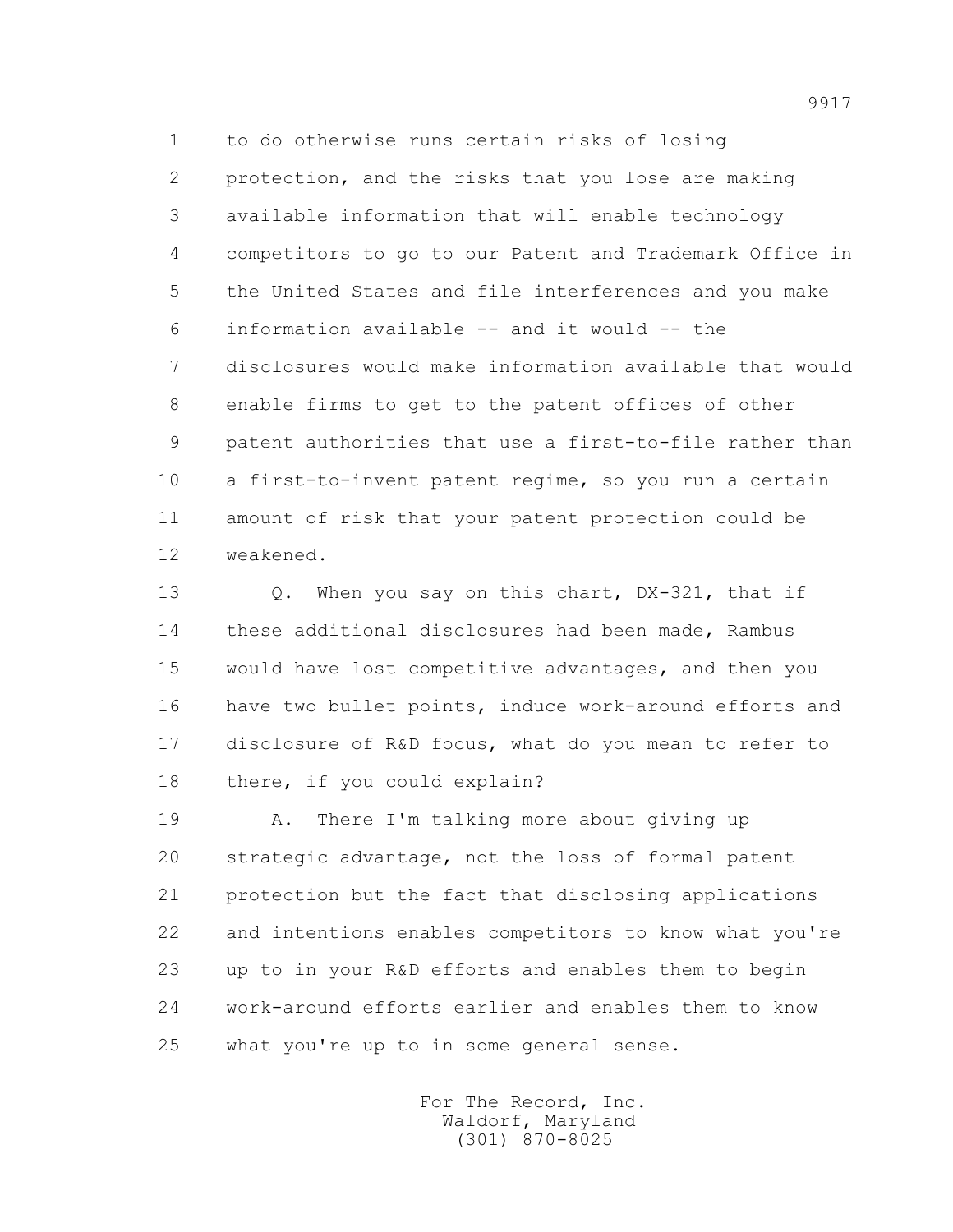1 to do otherwise runs certain risks of losing
2 protection, and the risks that you lose are making
3 available information that will enable technology
4 competitors to go to our Patent and Trademark Office in
5 the United States and file interferences and you make
6 information available -- and it would -- the
7 disclosures would make information available that would
8 enable firms to get to the patent offices of other
9 patent authorities that use a first-to-file rather than
10 a first-to-invent patent regime, so you run a certain
11 amount of risk that your patent protection could be
12 weakened.

13 Q. When you say on this chart, DX-321, that if
14 these additional disclosures had been made, Rambus
15 would have lost competitive advantages, and then you
16 have two bullet points, induce work-around efforts and
17 disclosure of R&D focus, what do you mean to refer to
18 there, if you could explain?

19 A. There I'm talking more about giving up
20 strategic advantage, not the loss of formal patent
21 protection but the fact that disclosing applications
22 and intentions enables competitors to know what you're
23 up to in your R&D efforts and enables them to begin
24 work-around efforts earlier and enables them to know
25 what you're up to in some general sense.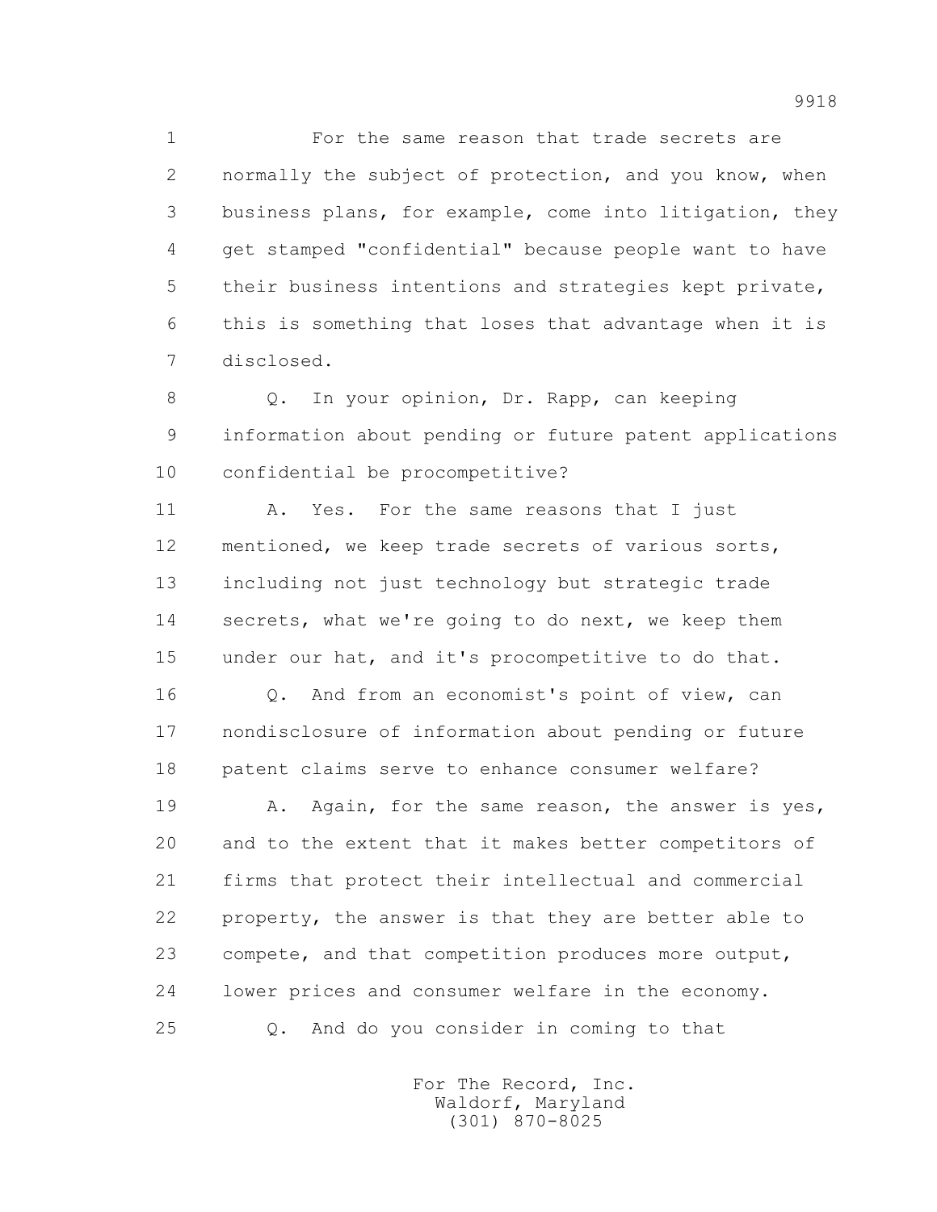For the same reason that trade secrets are normally the subject of protection, and you know, when business plans, for example, come into litigation, they get stamped "confidential" because people want to have their business intentions and strategies kept private, this is something that loses that advantage when it is disclosed.

Q. In your opinion, Dr. Rapp, can keeping information about pending or future patent applications confidential be procompetitive?

A. Yes. For the same reasons that I just mentioned, we keep trade secrets of various sorts, including not just technology but strategic trade secrets, what we're going to do next, we keep them under our hat, and it's procompetitive to do that.

Q. And from an economist's point of view, can nondisclosure of information about pending or future patent claims serve to enhance consumer welfare?

A. Again, for the same reason, the answer is yes, and to the extent that it makes better competitors of firms that protect their intellectual and commercial property, the answer is that they are better able to compete, and that competition produces more output, lower prices and consumer welfare in the economy.

Q. And do you consider in coming to that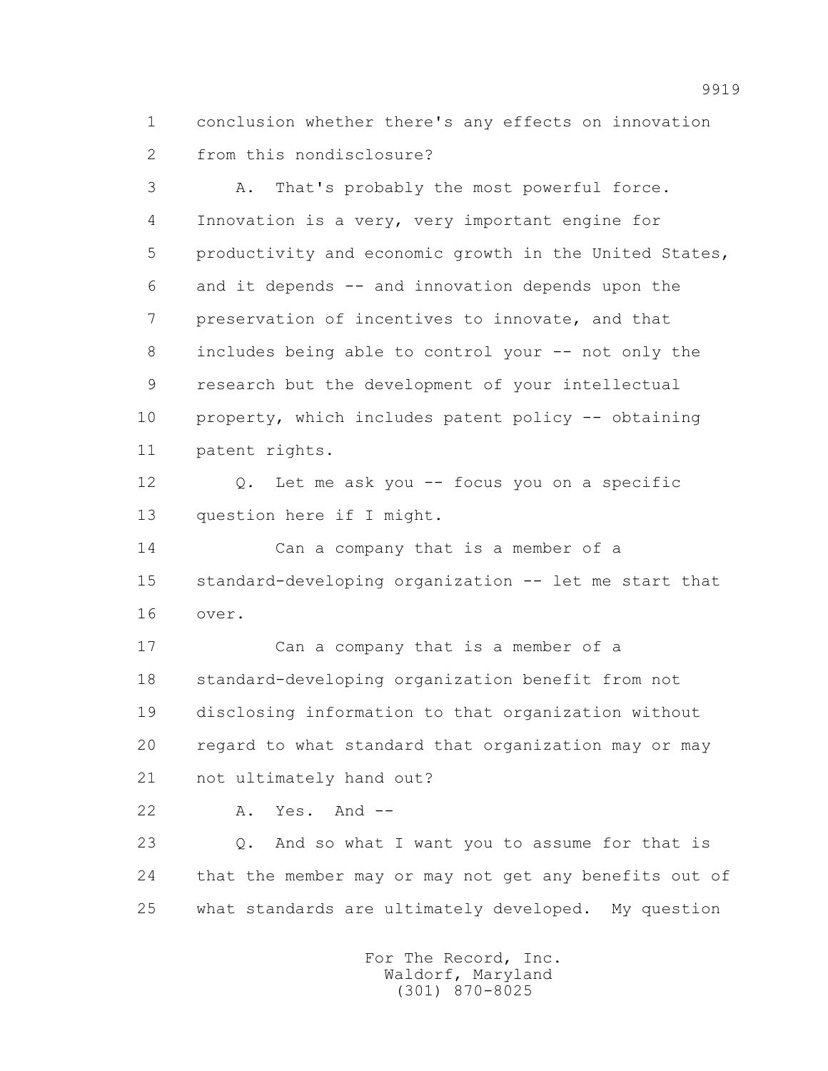1 conclusion whether there's any effects on innovation
2 from this nondisclosure?

3 A. That's probably the most powerful force.
4 Innovation is a very, very important engine for
5 productivity and economic growth in the United States,
6 and it depends -- and innovation depends upon the
7 preservation of incentives to innovate, and that
8 includes being able to control your -- not only the
9 research but the development of your intellectual
10 property, which includes patent policy -- obtaining
11 patent rights.

12 Q. Let me ask you -- focus you on a specific
13 question here if I might.

14 Can a company that is a member of a
15 standard-developing organization -- let me start that
16 over.

17 Can a company that is a member of a
18 standard-developing organization benefit from not
19 disclosing information to that organization without
20 regard to what standard that organization may or may
21 not ultimately hand out?

22 A. Yes. And --

23 Q. And so what I want you to assume for that is
24 that the member may or may not get any benefits out of
25 what standards are ultimately developed. My question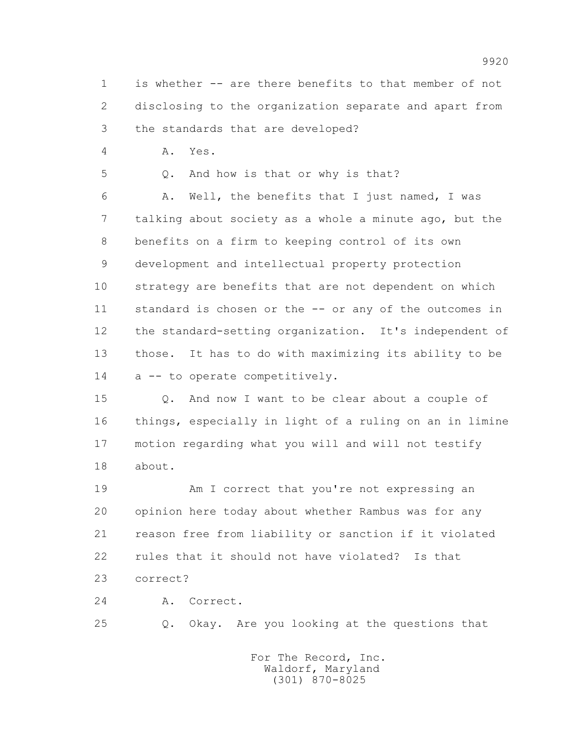is whether -- are there benefits to that member of not disclosing to the organization separate and apart from the standards that are developed?

A. Yes.

Q. And how is that or why is that?

A. Well, the benefits that I just named, I was talking about society as a whole a minute ago, but the benefits on a firm to keeping control of its own development and intellectual property protection strategy are benefits that are not dependent on which standard is chosen or the -- or any of the outcomes in the standard-setting organization. It's independent of those. It has to do with maximizing its ability to be a -- to operate competitively.

Q. And now I want to be clear about a couple of things, especially in light of a ruling on an in limine motion regarding what you will and will not testify about.

Am I correct that you're not expressing an opinion here today about whether Rambus was for any reason free from liability or sanction if it violated rules that it should not have violated? Is that correct?

A. Correct.

Q. Okay. Are you looking at the questions that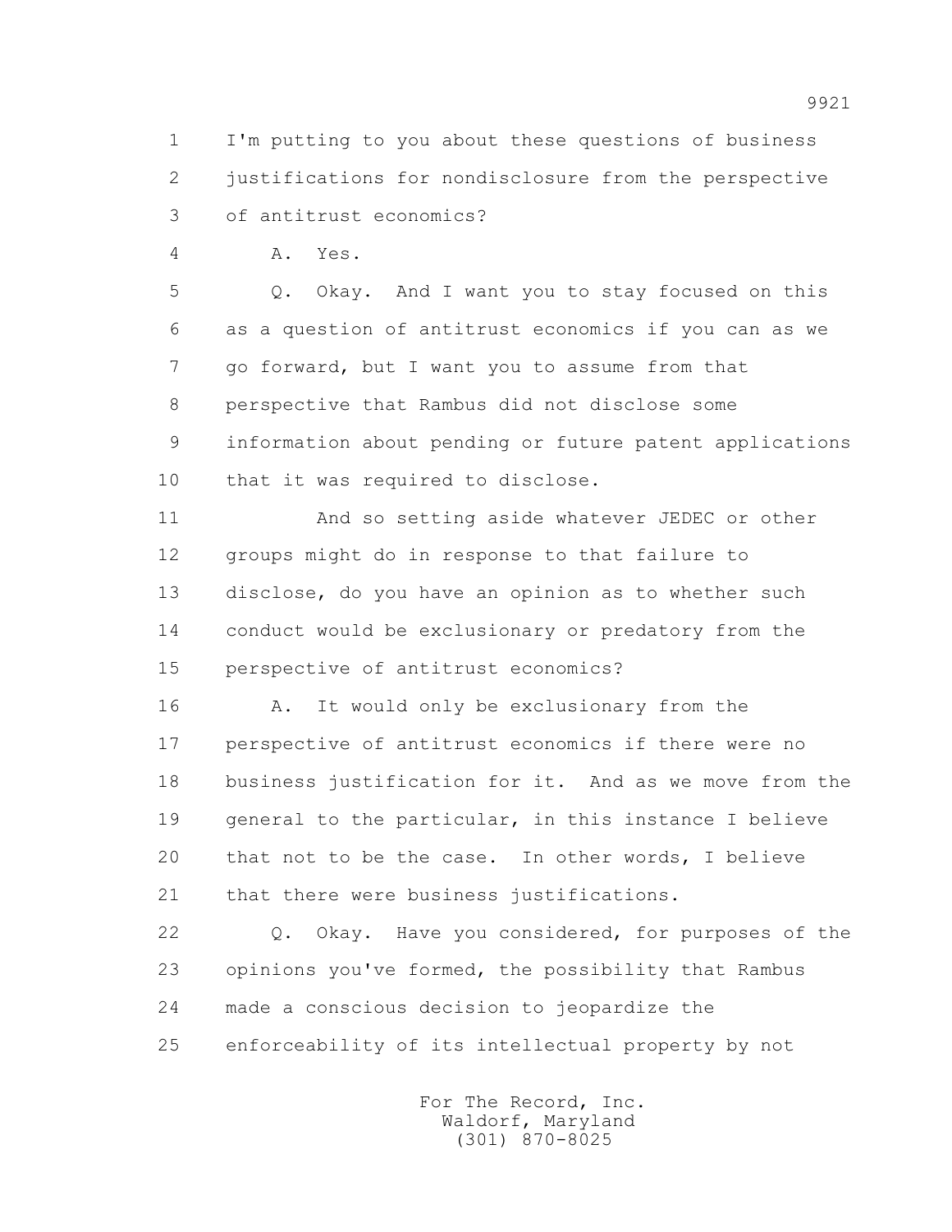I'm putting to you about these questions of business justifications for nondisclosure from the perspective of antitrust economics?

A. Yes.

Q. Okay. And I want you to stay focused on this as a question of antitrust economics if you can as we go forward, but I want you to assume from that perspective that Rambus did not disclose some information about pending or future patent applications that it was required to disclose.

And so setting aside whatever JEDEC or other groups might do in response to that failure to disclose, do you have an opinion as to whether such conduct would be exclusionary or predatory from the perspective of antitrust economics?

A. It would only be exclusionary from the perspective of antitrust economics if there were no business justification for it. And as we move from the general to the particular, in this instance I believe that not to be the case. In other words, I believe that there were business justifications.

Q. Okay. Have you considered, for purposes of the opinions you've formed, the possibility that Rambus made a conscious decision to jeopardize the enforceability of its intellectual property by not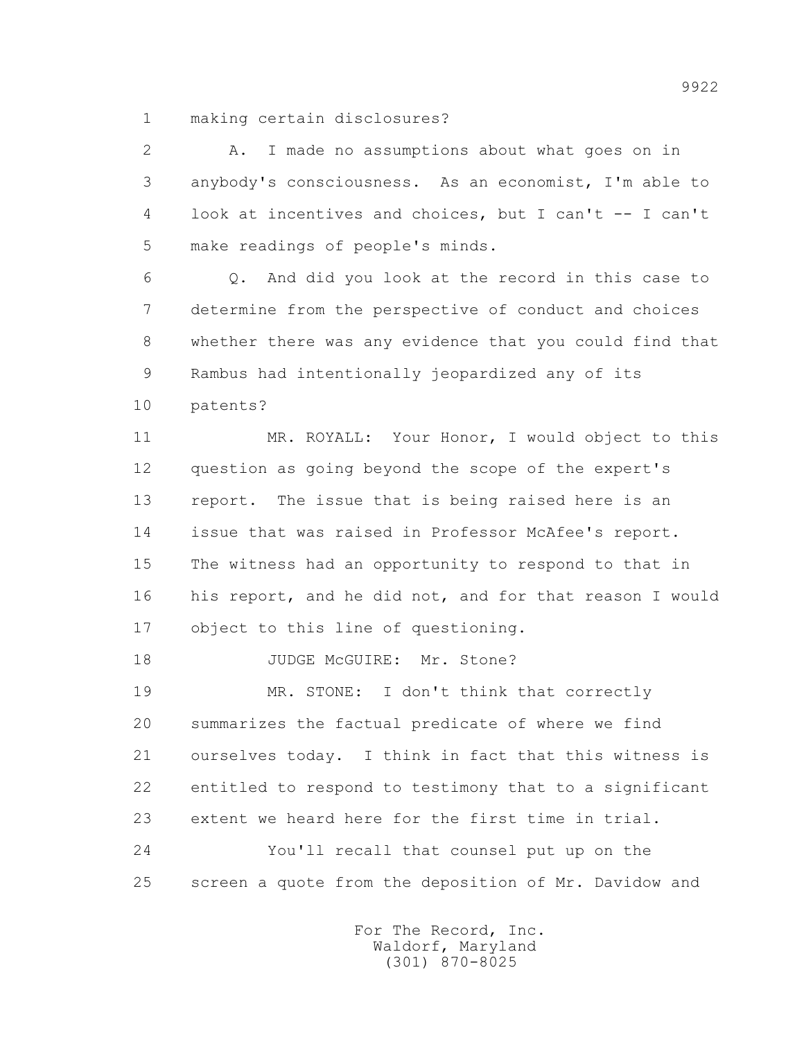1 making certain disclosures?

2 A. I made no assumptions about what goes on in
3 anybody's consciousness. As an economist, I'm able to
4 look at incentives and choices, but I can't -- I can't
5 make readings of people's minds.

6 Q. And did you look at the record in this case to
7 determine from the perspective of conduct and choices
8 whether there was any evidence that you could find that
9 Rambus had intentionally jeopardized any of its
10 patents?

11 MR. ROYALL: Your Honor, I would object to this
12 question as going beyond the scope of the expert's
13 report. The issue that is being raised here is an
14 issue that was raised in Professor McAfee's report.
15 The witness had an opportunity to respond to that in
16 his report, and he did not, and for that reason I would
17 object to this line of questioning.

18 JUDGE McGUIRE: Mr. Stone?

19 MR. STONE: I don't think that correctly
20 summarizes the factual predicate of where we find
21 ourselves today. I think in fact that this witness is
22 entitled to respond to testimony that to a significant
23 extent we heard here for the first time in trial.

24 You'll recall that counsel put up on the
25 screen a quote from the deposition of Mr. Davidow and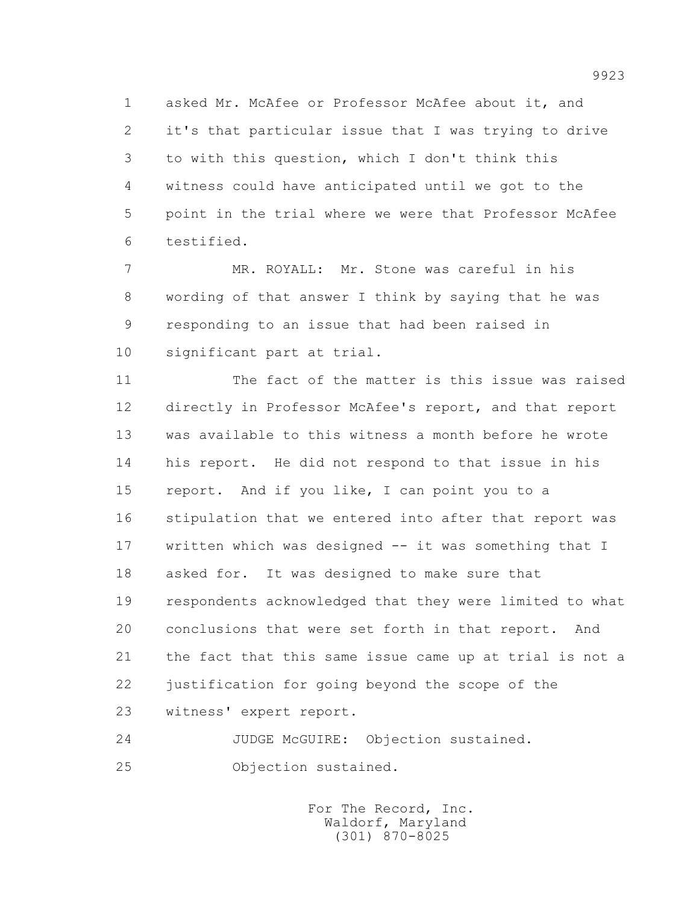asked Mr. McAfee or Professor McAfee about it, and it's that particular issue that I was trying to drive to with this question, which I don't think this witness could have anticipated until we got to the point in the trial where we were that Professor McAfee testified.

MR. ROYALL: Mr. Stone was careful in his wording of that answer I think by saying that he was responding to an issue that had been raised in significant part at trial.

The fact of the matter is this issue was raised directly in Professor McAfee's report, and that report was available to this witness a month before he wrote his report. He did not respond to that issue in his report. And if you like, I can point you to a stipulation that we entered into after that report was written which was designed -- it was something that I asked for. It was designed to make sure that respondents acknowledged that they were limited to what conclusions that were set forth in that report. And the fact that this same issue came up at trial is not a justification for going beyond the scope of the witness' expert report.

JUDGE McGUIRE: Objection sustained. Objection sustained.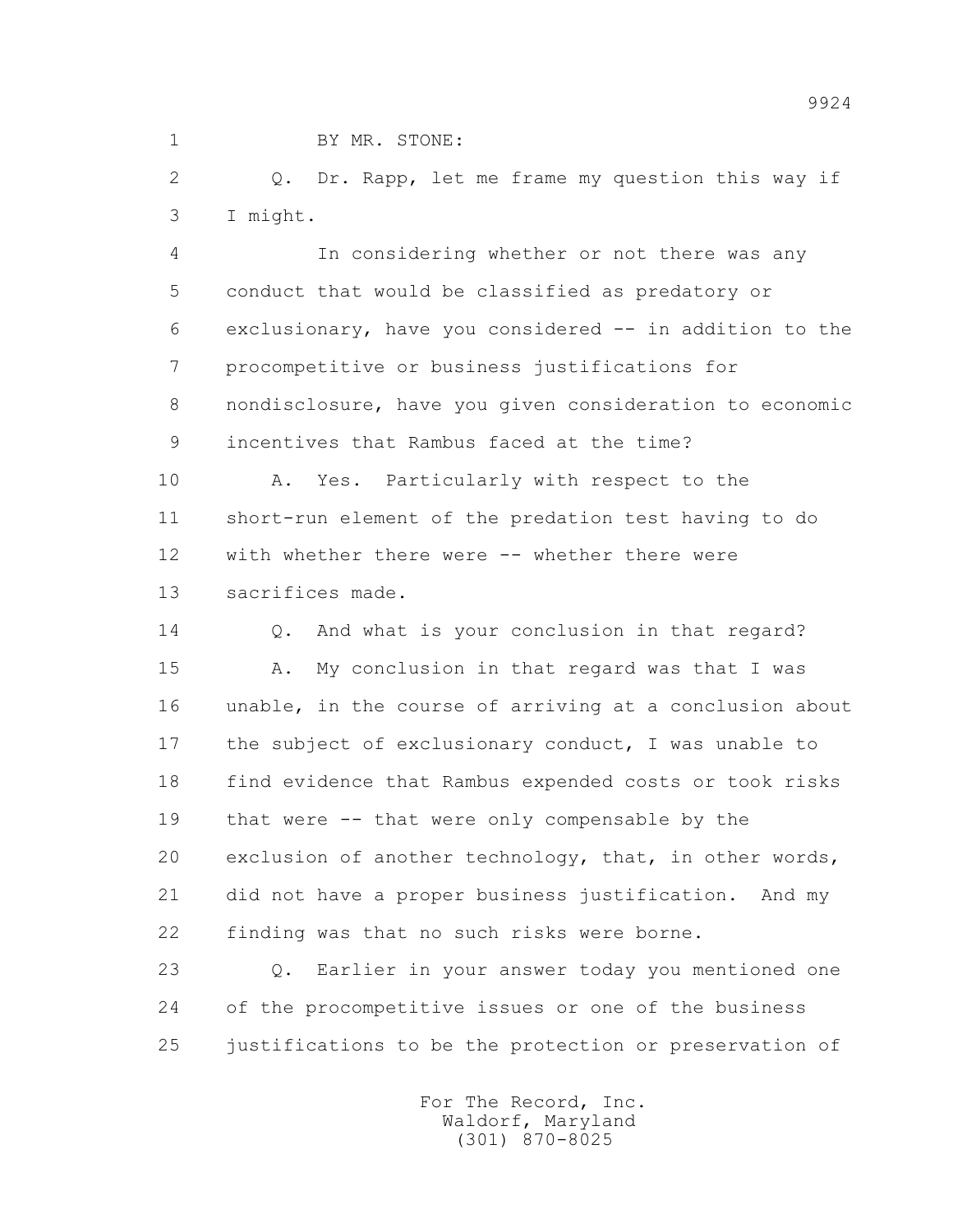BY MR. STONE:

Q. Dr. Rapp, let me frame my question this way if I might.

In considering whether or not there was any conduct that would be classified as predatory or exclusionary, have you considered -- in addition to the procompetitive or business justifications for nondisclosure, have you given consideration to economic incentives that Rambus faced at the time?

A. Yes. Particularly with respect to the short-run element of the predation test having to do with whether there were -- whether there were sacrifices made.

Q. And what is your conclusion in that regard?

A. My conclusion in that regard was that I was unable, in the course of arriving at a conclusion about the subject of exclusionary conduct, I was unable to find evidence that Rambus expended costs or took risks that were -- that were only compensable by the exclusion of another technology, that, in other words, did not have a proper business justification. And my finding was that no such risks were borne.

Q. Earlier in your answer today you mentioned one of the procompetitive issues or one of the business justifications to be the protection or preservation of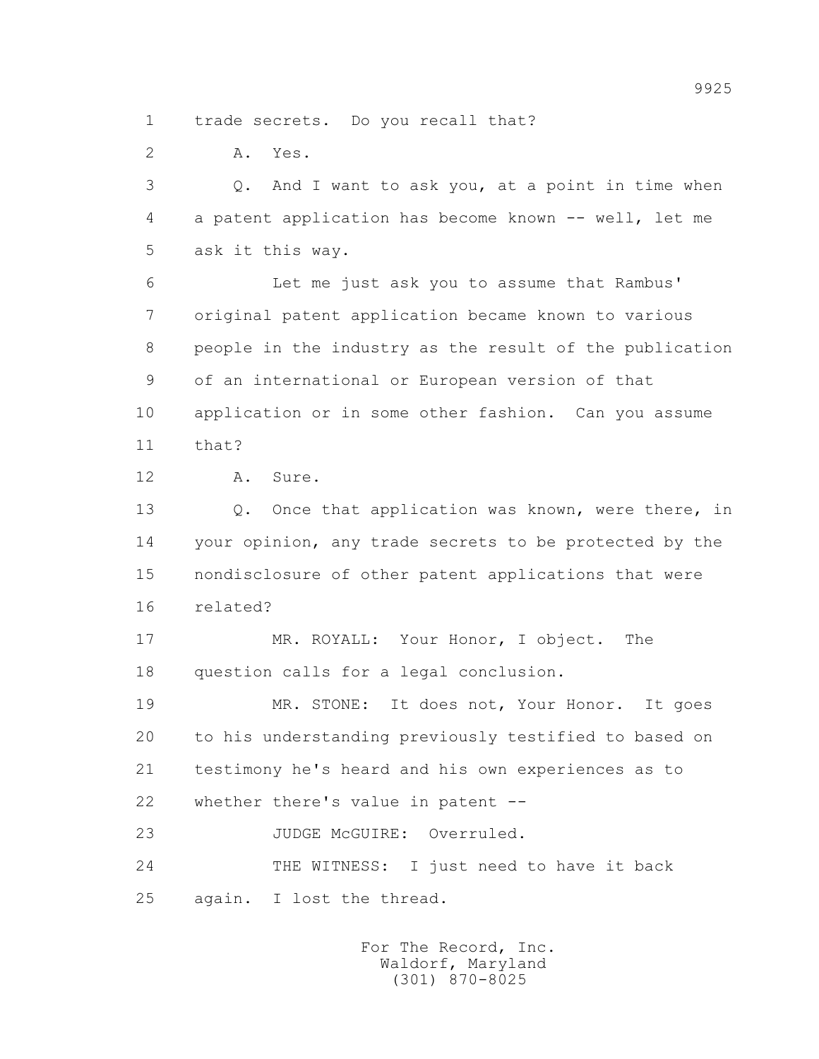1 trade secrets. Do you recall that?

2 A. Yes.

3 Q. And I want to ask you, at a point in time when
4 a patent application has become known -- well, let me
5 ask it this way.

6 Let me just ask you to assume that Rambus'
7 original patent application became known to various
8 people in the industry as the result of the publication
9 of an international or European version of that
10 application or in some other fashion. Can you assume
11 that?

12 A. Sure.

13 Q. Once that application was known, were there, in
14 your opinion, any trade secrets to be protected by the
15 nondisclosure of other patent applications that were
16 related?

17 MR. ROYALL: Your Honor, I object. The
18 question calls for a legal conclusion.

19 MR. STONE: It does not, Your Honor. It goes
20 to his understanding previously testified to based on
21 testimony he's heard and his own experiences as to
22 whether there's value in patent --

23 JUDGE McGUIRE: Overruled.

24 THE WITNESS: I just need to have it back
25 again. I lost the thread.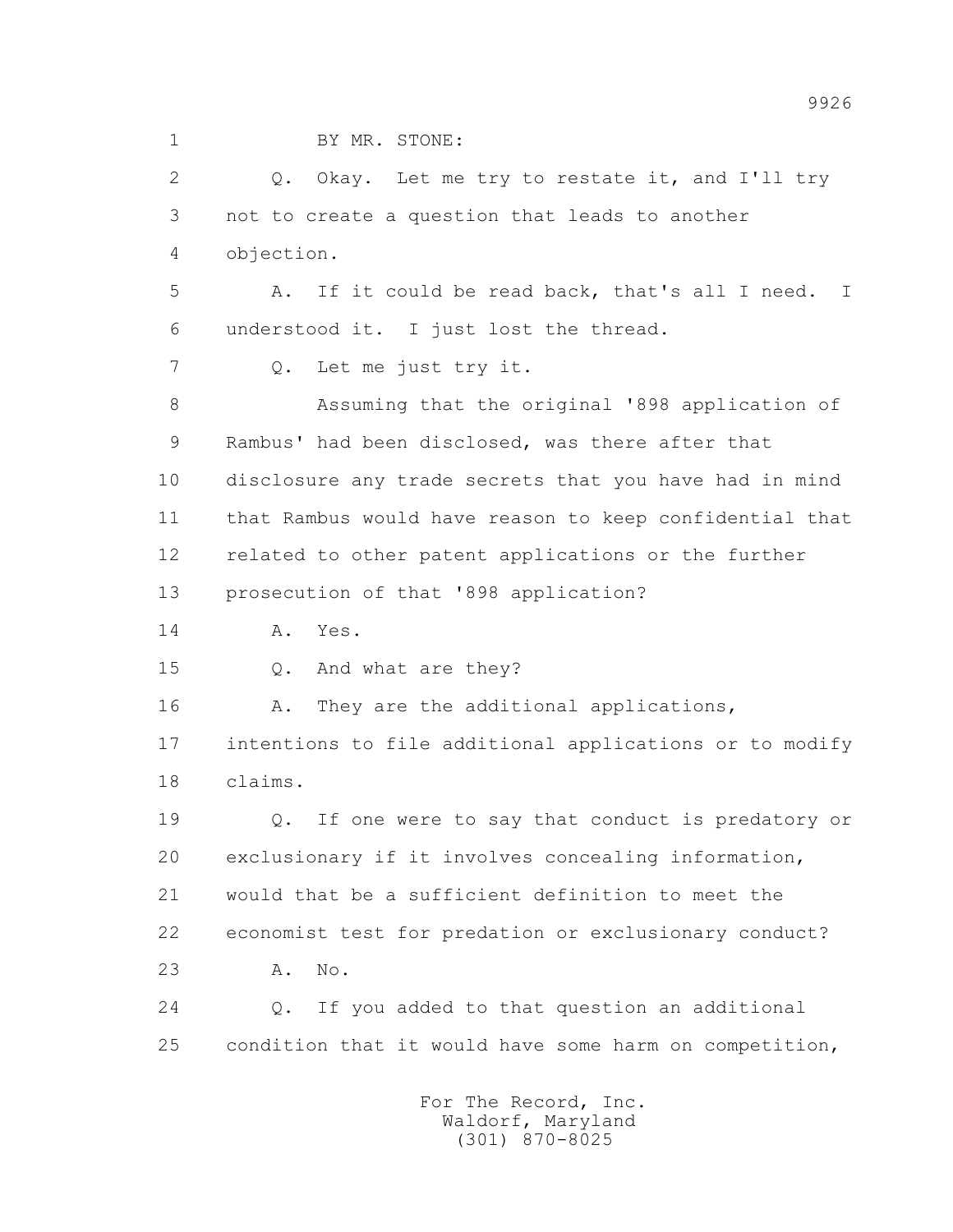BY MR. STONE:

Q. Okay. Let me try to restate it, and I'll try not to create a question that leads to another objection.

A. If it could be read back, that's all I need. I understood it. I just lost the thread.

Q. Let me just try it.

Assuming that the original '898 application of Rambus' had been disclosed, was there after that disclosure any trade secrets that you have had in mind that Rambus would have reason to keep confidential that related to other patent applications or the further prosecution of that '898 application?

A. Yes.

Q. And what are they?

A. They are the additional applications, intentions to file additional applications or to modify claims.

Q. If one were to say that conduct is predatory or exclusionary if it involves concealing information, would that be a sufficient definition to meet the economist test for predation or exclusionary conduct?

A. No.

Q. If you added to that question an additional condition that it would have some harm on competition,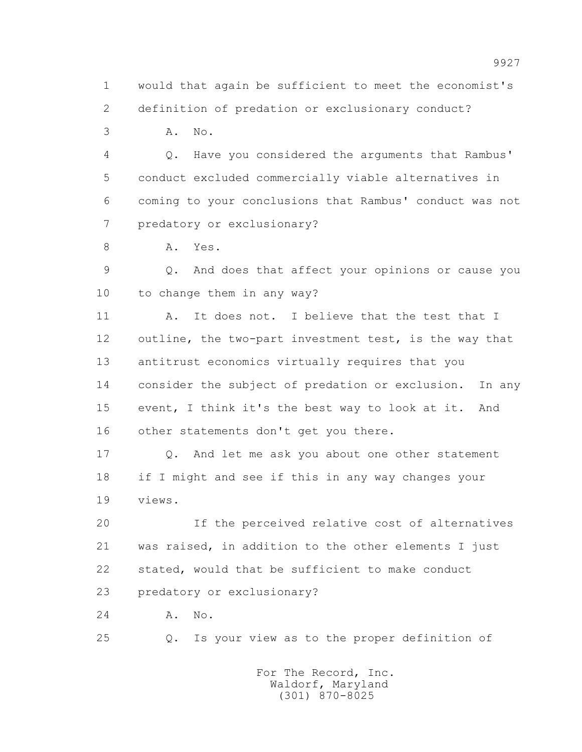1 would that again be sufficient to meet the economist's
2 definition of predation or exclusionary conduct?
3 A. No.
4 Q. Have you considered the arguments that Rambus'
5 conduct excluded commercially viable alternatives in
6 coming to your conclusions that Rambus' conduct was not
7 predatory or exclusionary?
8 A. Yes.
9 Q. And does that affect your opinions or cause you
10 to change them in any way?
11 A. It does not. I believe that the test that I
12 outline, the two-part investment test, is the way that
13 antitrust economics virtually requires that you
14 consider the subject of predation or exclusion. In any
15 event, I think it's the best way to look at it. And
16 other statements don't get you there.
17 Q. And let me ask you about one other statement
18 if I might and see if this in any way changes your
19 views.
20 If the perceived relative cost of alternatives
21 was raised, in addition to the other elements I just
22 stated, would that be sufficient to make conduct
23 predatory or exclusionary?
24 A. No.
25 Q. Is your view as to the proper definition of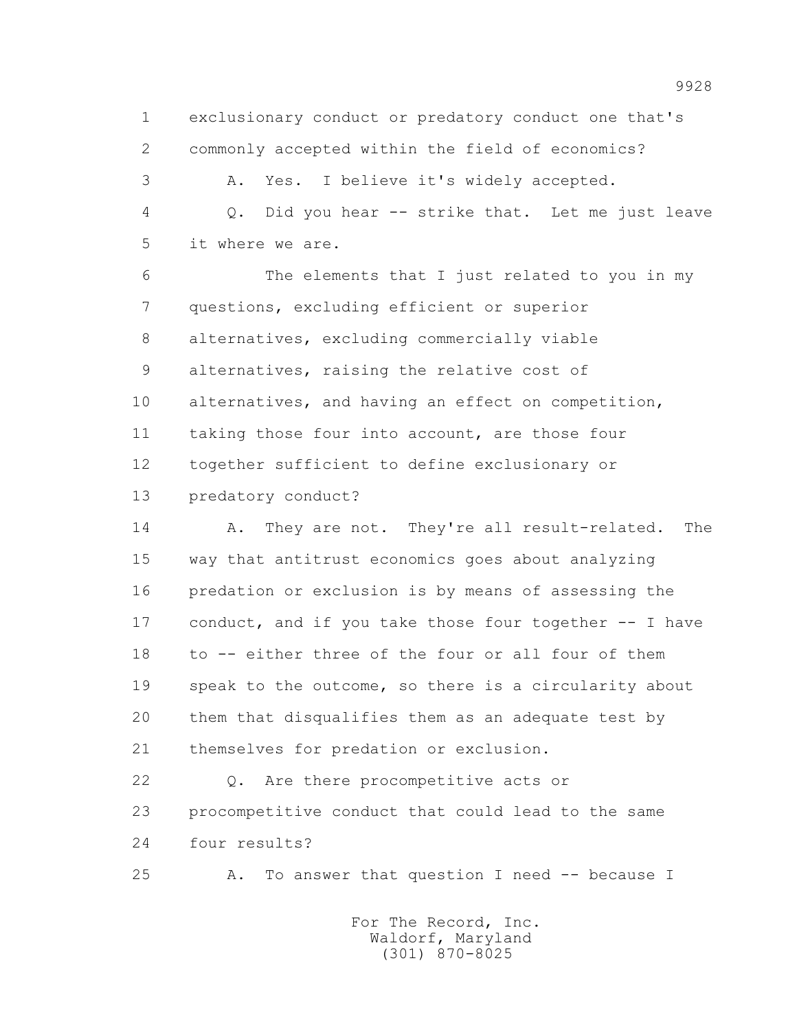exclusionary conduct or predatory conduct one that's commonly accepted within the field of economics?

A. Yes. I believe it's widely accepted.

Q. Did you hear -- strike that. Let me just leave it where we are.

The elements that I just related to you in my questions, excluding efficient or superior alternatives, excluding commercially viable alternatives, raising the relative cost of alternatives, and having an effect on competition, taking those four into account, are those four together sufficient to define exclusionary or predatory conduct?

A. They are not. They're all result-related. The way that antitrust economics goes about analyzing predation or exclusion is by means of assessing the conduct, and if you take those four together -- I have to -- either three of the four or all four of them speak to the outcome, so there is a circularity about them that disqualifies them as an adequate test by themselves for predation or exclusion.

Q. Are there procompetitive acts or procompetitive conduct that could lead to the same four results?

A. To answer that question I need -- because I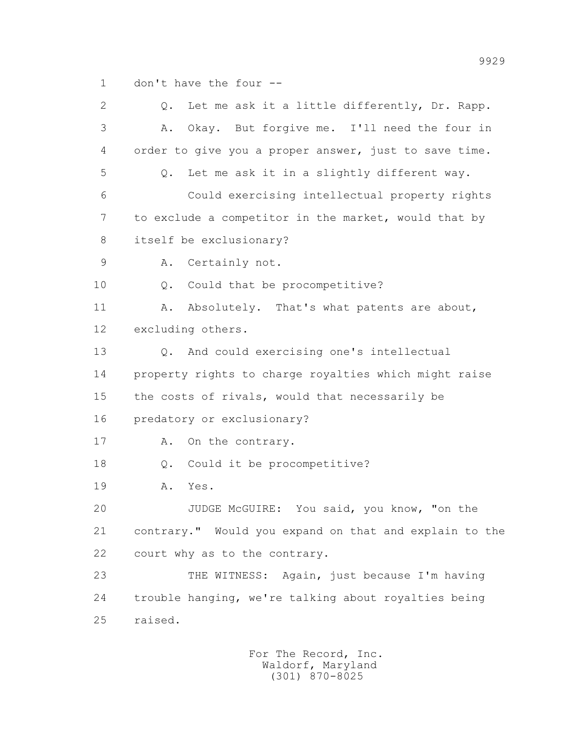1 don't have the four --

2 Q. Let me ask it a little differently, Dr. Rapp.

3 A. Okay. But forgive me. I'll need the four in

4 order to give you a proper answer, just to save time.

5 Q. Let me ask it in a slightly different way.

6 Could exercising intellectual property rights

7 to exclude a competitor in the market, would that by

8 itself be exclusionary?

9 A. Certainly not.

10 Q. Could that be procompetitive?

11 A. Absolutely. That's what patents are about,

12 excluding others.

13 Q. And could exercising one's intellectual

14 property rights to charge royalties which might raise

15 the costs of rivals, would that necessarily be

16 predatory or exclusionary?

17 A. On the contrary.

18 Q. Could it be procompetitive?

19 A. Yes.

20 JUDGE McGUIRE: You said, you know, "on the

21 contrary." Would you expand on that and explain to the

22 court why as to the contrary.

23 THE WITNESS: Again, just because I'm having

24 trouble hanging, we're talking about royalties being

25 raised.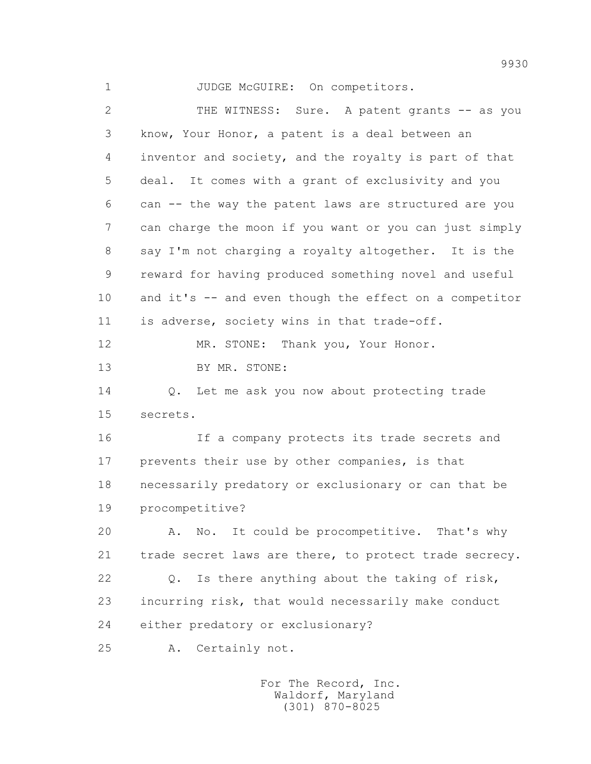JUDGE McGUIRE: On competitors.

THE WITNESS: Sure. A patent grants -- as you know, Your Honor, a patent is a deal between an inventor and society, and the royalty is part of that deal. It comes with a grant of exclusivity and you can -- the way the patent laws are structured are you can charge the moon if you want or you can just simply say I'm not charging a royalty altogether. It is the reward for having produced something novel and useful and it's -- and even though the effect on a competitor is adverse, society wins in that trade-off.

MR. STONE: Thank you, Your Honor.

BY MR. STONE:

Q. Let me ask you now about protecting trade secrets.

If a company protects its trade secrets and prevents their use by other companies, is that necessarily predatory or exclusionary or can that be procompetitive?

A. No. It could be procompetitive. That's why trade secret laws are there, to protect trade secrecy.

Q. Is there anything about the taking of risk, incurring risk, that would necessarily make conduct either predatory or exclusionary?

A. Certainly not.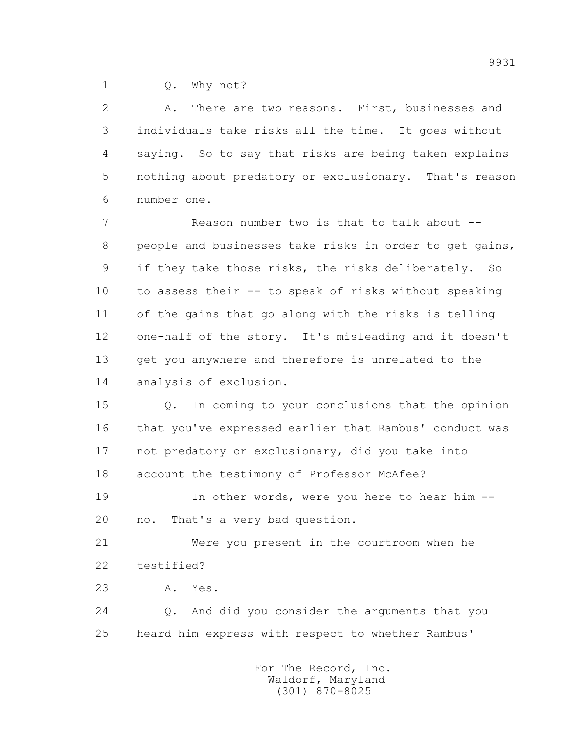1 Q. Why not?

2 A. There are two reasons. First, businesses and
3 individuals take risks all the time. It goes without
4 saying. So to say that risks are being taken explains
5 nothing about predatory or exclusionary. That's reason
6 number one.

7 Reason number two is that to talk about --
8 people and businesses take risks in order to get gains,
9 if they take those risks, the risks deliberately. So
10 to assess their -- to speak of risks without speaking
11 of the gains that go along with the risks is telling
12 one-half of the story. It's misleading and it doesn't
13 get you anywhere and therefore is unrelated to the
14 analysis of exclusion.

15 Q. In coming to your conclusions that the opinion
16 that you've expressed earlier that Rambus' conduct was
17 not predatory or exclusionary, did you take into
18 account the testimony of Professor McAfee?

19 In other words, were you here to hear him --
20 no. That's a very bad question.

21 Were you present in the courtroom when he
22 testified?

23 A. Yes.

24 Q. And did you consider the arguments that you
25 heard him express with respect to whether Rambus'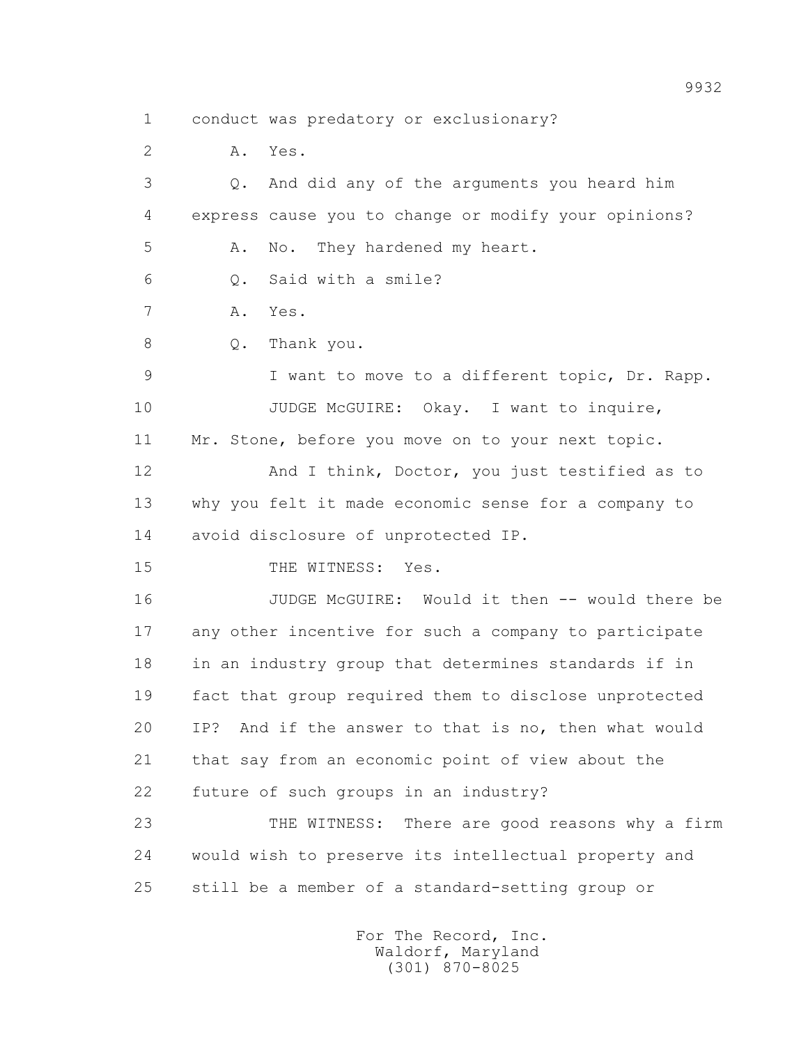1 conduct was predatory or exclusionary?

2 A. Yes.

3 Q. And did any of the arguments you heard him

4 express cause you to change or modify your opinions?

5 A. No. They hardened my heart.

6 Q. Said with a smile?

7 A. Yes.

8 Q. Thank you.

9 I want to move to a different topic, Dr. Rapp.

10 JUDGE McGUIRE: Okay. I want to inquire,

11 Mr. Stone, before you move on to your next topic.

12 And I think, Doctor, you just testified as to

13 why you felt it made economic sense for a company to

14 avoid disclosure of unprotected IP.

15 THE WITNESS: Yes.

16 JUDGE McGUIRE: Would it then -- would there be

17 any other incentive for such a company to participate

18 in an industry group that determines standards if in

19 fact that group required them to disclose unprotected

20 IP? And if the answer to that is no, then what would

21 that say from an economic point of view about the

22 future of such groups in an industry?

23 THE WITNESS: There are good reasons why a firm

24 would wish to preserve its intellectual property and

25 still be a member of a standard-setting group or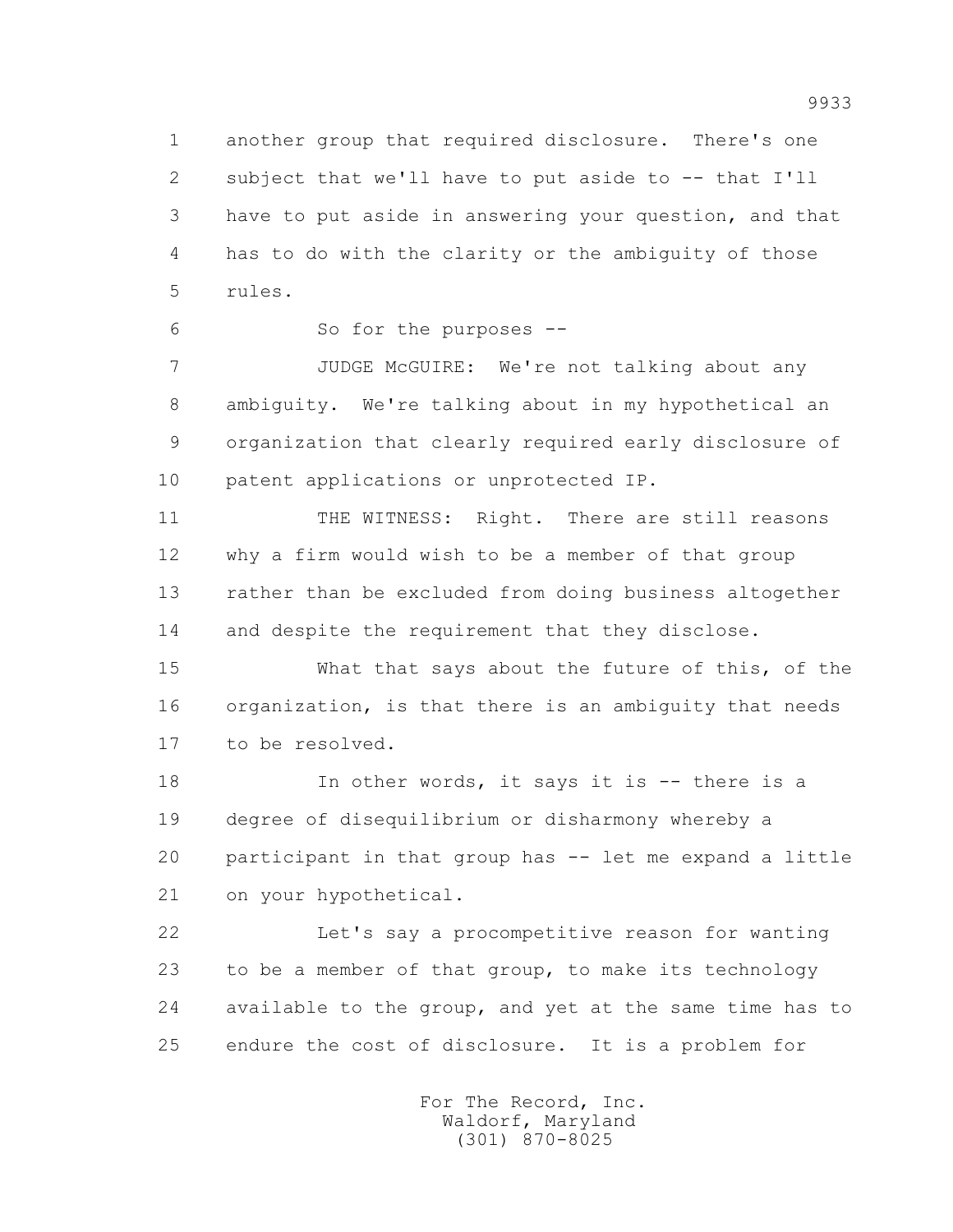another group that required disclosure. There's one subject that we'll have to put aside to -- that I'll have to put aside in answering your question, and that has to do with the clarity or the ambiguity of those rules.

So for the purposes --

JUDGE McGUIRE: We're not talking about any ambiguity. We're talking about in my hypothetical an organization that clearly required early disclosure of patent applications or unprotected IP.

THE WITNESS: Right. There are still reasons why a firm would wish to be a member of that group rather than be excluded from doing business altogether and despite the requirement that they disclose.

What that says about the future of this, of the organization, is that there is an ambiguity that needs to be resolved.

In other words, it says it is -- there is a degree of disequilibrium or disharmony whereby a participant in that group has -- let me expand a little on your hypothetical.

Let's say a procompetitive reason for wanting to be a member of that group, to make its technology available to the group, and yet at the same time has to endure the cost of disclosure. It is a problem for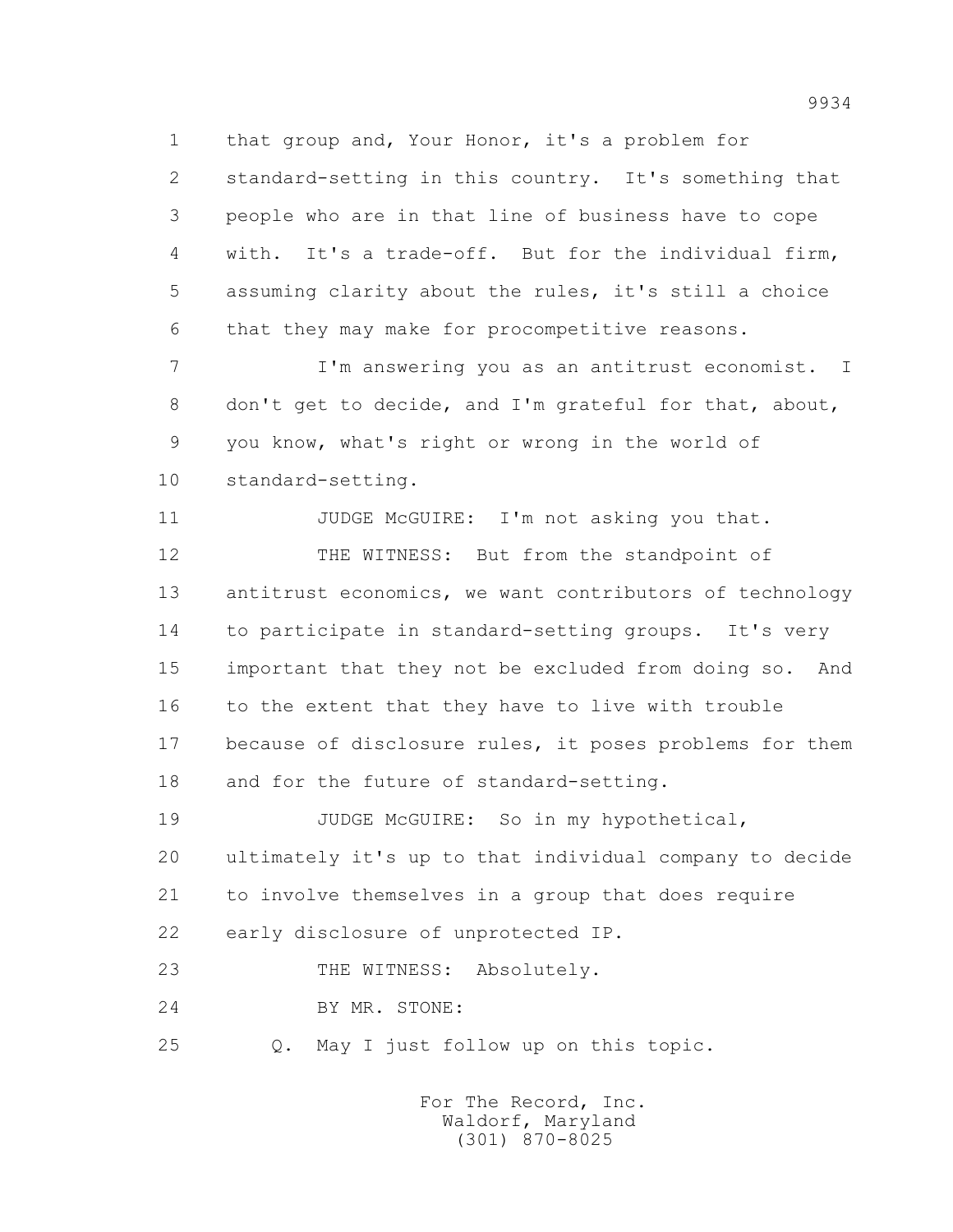that group and, Your Honor, it's a problem for standard-setting in this country. It's something that people who are in that line of business have to cope with. It's a trade-off. But for the individual firm, assuming clarity about the rules, it's still a choice that they may make for procompetitive reasons.

I'm answering you as an antitrust economist. I don't get to decide, and I'm grateful for that, about, you know, what's right or wrong in the world of standard-setting.

JUDGE McGUIRE: I'm not asking you that.

THE WITNESS: But from the standpoint of antitrust economics, we want contributors of technology to participate in standard-setting groups. It's very important that they not be excluded from doing so. And to the extent that they have to live with trouble because of disclosure rules, it poses problems for them and for the future of standard-setting.

JUDGE McGUIRE: So in my hypothetical, ultimately it's up to that individual company to decide to involve themselves in a group that does require early disclosure of unprotected IP.

THE WITNESS: Absolutely.

BY MR. STONE:

Q. May I just follow up on this topic.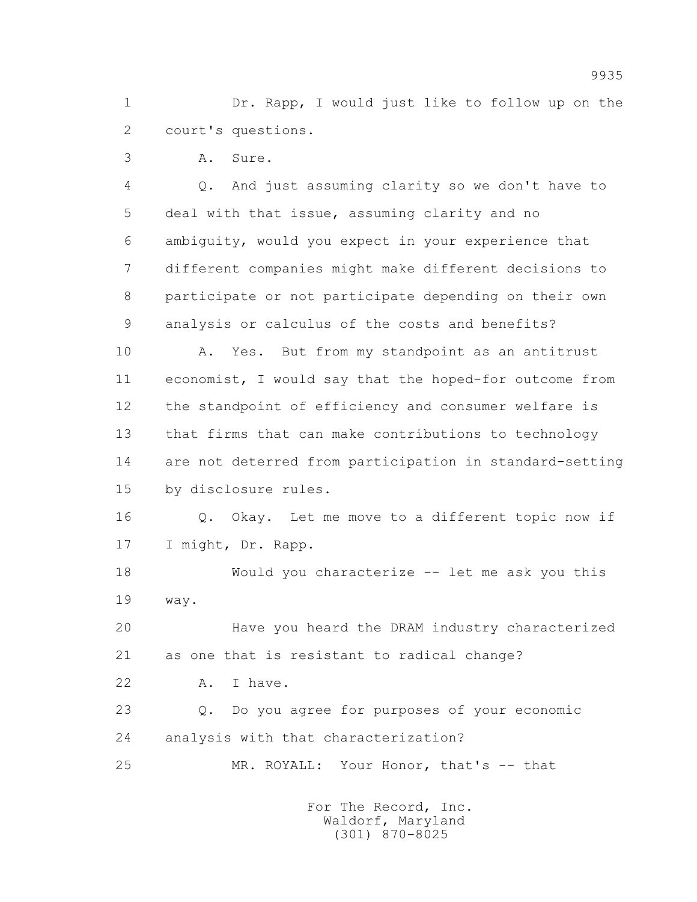1 Dr. Rapp, I would just like to follow up on the
2 court's questions.

3 A. Sure.

4 Q. And just assuming clarity so we don't have to
5 deal with that issue, assuming clarity and no
6 ambiguity, would you expect in your experience that
7 different companies might make different decisions to
8 participate or not participate depending on their own
9 analysis or calculus of the costs and benefits?

10 A. Yes. But from my standpoint as an antitrust
11 economist, I would say that the hoped-for outcome from
12 the standpoint of efficiency and consumer welfare is
13 that firms that can make contributions to technology
14 are not deterred from participation in standard-setting
15 by disclosure rules.

16 Q. Okay. Let me move to a different topic now if
17 I might, Dr. Rapp.

18 Would you characterize -- let me ask you this
19 way.

20 Have you heard the DRAM industry characterized
21 as one that is resistant to radical change?

22 A. I have.

23 Q. Do you agree for purposes of your economic
24 analysis with that characterization?

25 MR. ROYALL: Your Honor, that's -- that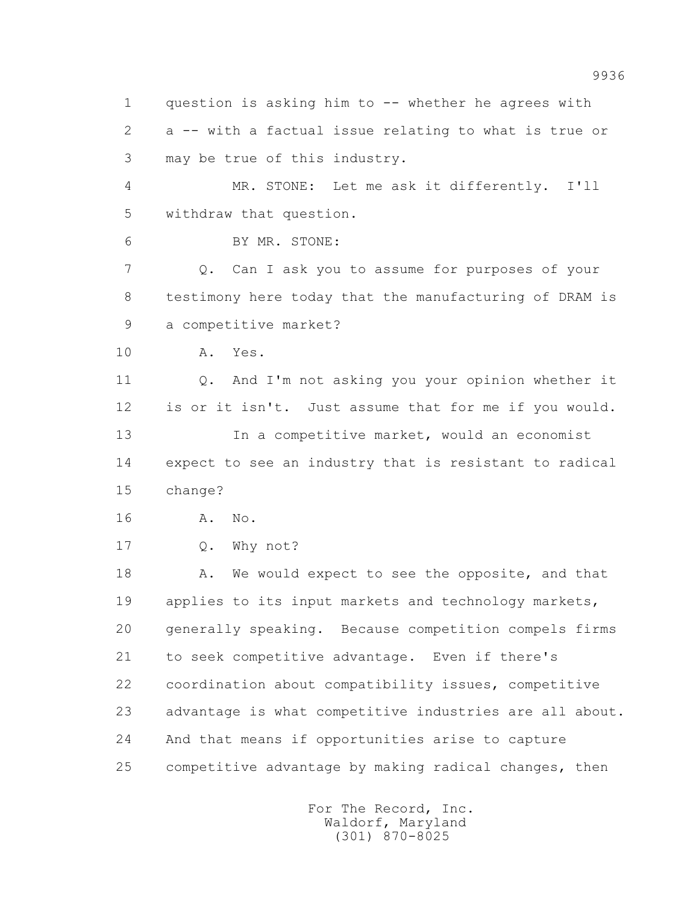question is asking him to -- whether he agrees with a -- with a factual issue relating to what is true or may be true of this industry.

MR. STONE: Let me ask it differently. I'll withdraw that question.

BY MR. STONE:

Q. Can I ask you to assume for purposes of your testimony here today that the manufacturing of DRAM is a competitive market?

A. Yes.

Q. And I'm not asking you your opinion whether it is or it isn't. Just assume that for me if you would.

In a competitive market, would an economist expect to see an industry that is resistant to radical change?

A. No.

Q. Why not?

A. We would expect to see the opposite, and that applies to its input markets and technology markets, generally speaking. Because competition compels firms to seek competitive advantage. Even if there's coordination about compatibility issues, competitive advantage is what competitive industries are all about. And that means if opportunities arise to capture competitive advantage by making radical changes, then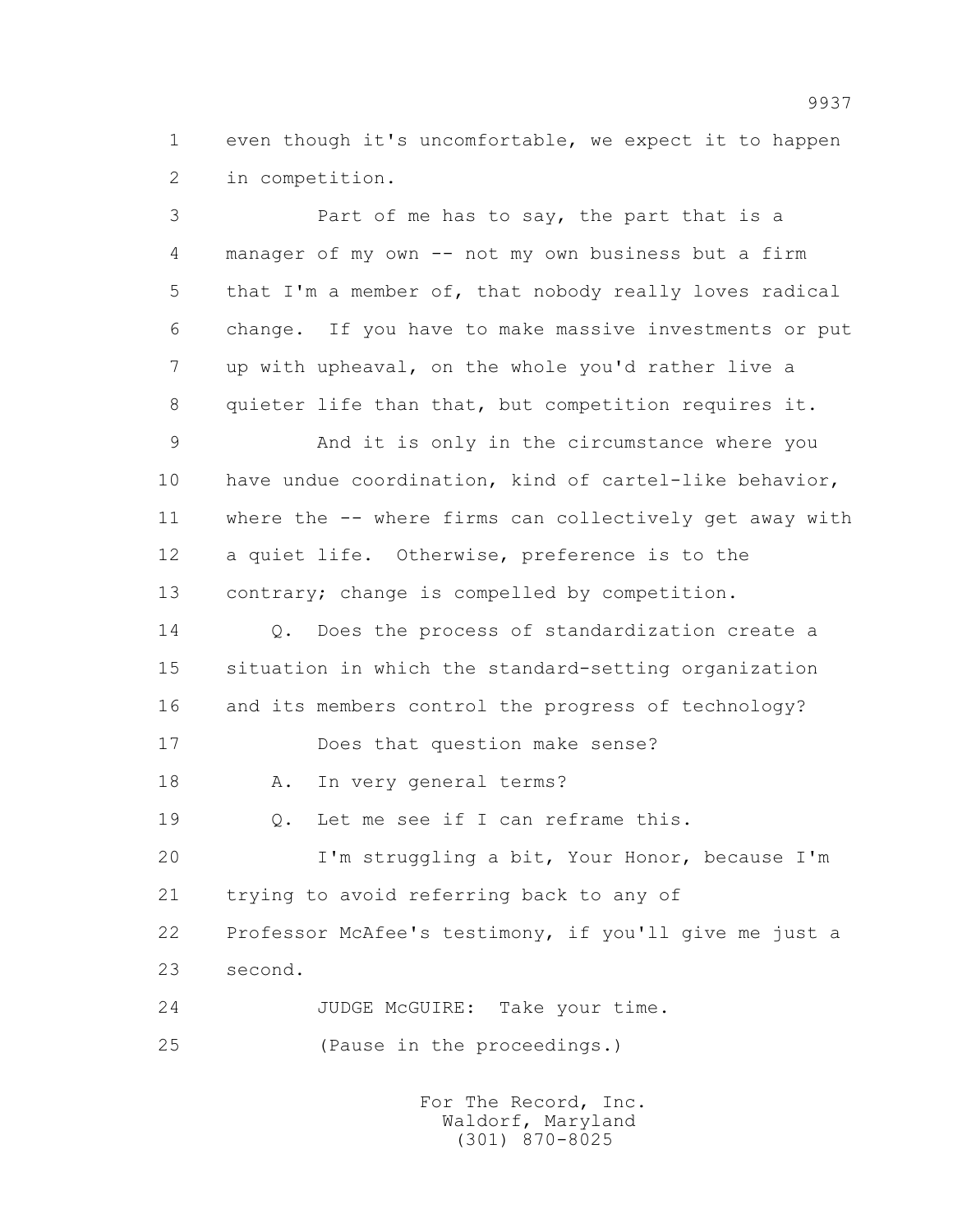1 even though it's uncomfortable, we expect it to happen
2 in competition.

3 Part of me has to say, the part that is a
4 manager of my own -- not my own business but a firm
5 that I'm a member of, that nobody really loves radical
6 change. If you have to make massive investments or put
7 up with upheaval, on the whole you'd rather live a
8 quieter life than that, but competition requires it.

9 And it is only in the circumstance where you
10 have undue coordination, kind of cartel-like behavior,
11 where the -- where firms can collectively get away with
12 a quiet life. Otherwise, preference is to the
13 contrary; change is compelled by competition.

14 Q. Does the process of standardization create a
15 situation in which the standard-setting organization
16 and its members control the progress of technology?

17 Does that question make sense?

18 A. In very general terms?

19 Q. Let me see if I can reframe this.

20 I'm struggling a bit, Your Honor, because I'm
21 trying to avoid referring back to any of
22 Professor McAfee's testimony, if you'll give me just a
23 second.

24 JUDGE McGUIRE: Take your time.

25 (Pause in the proceedings.)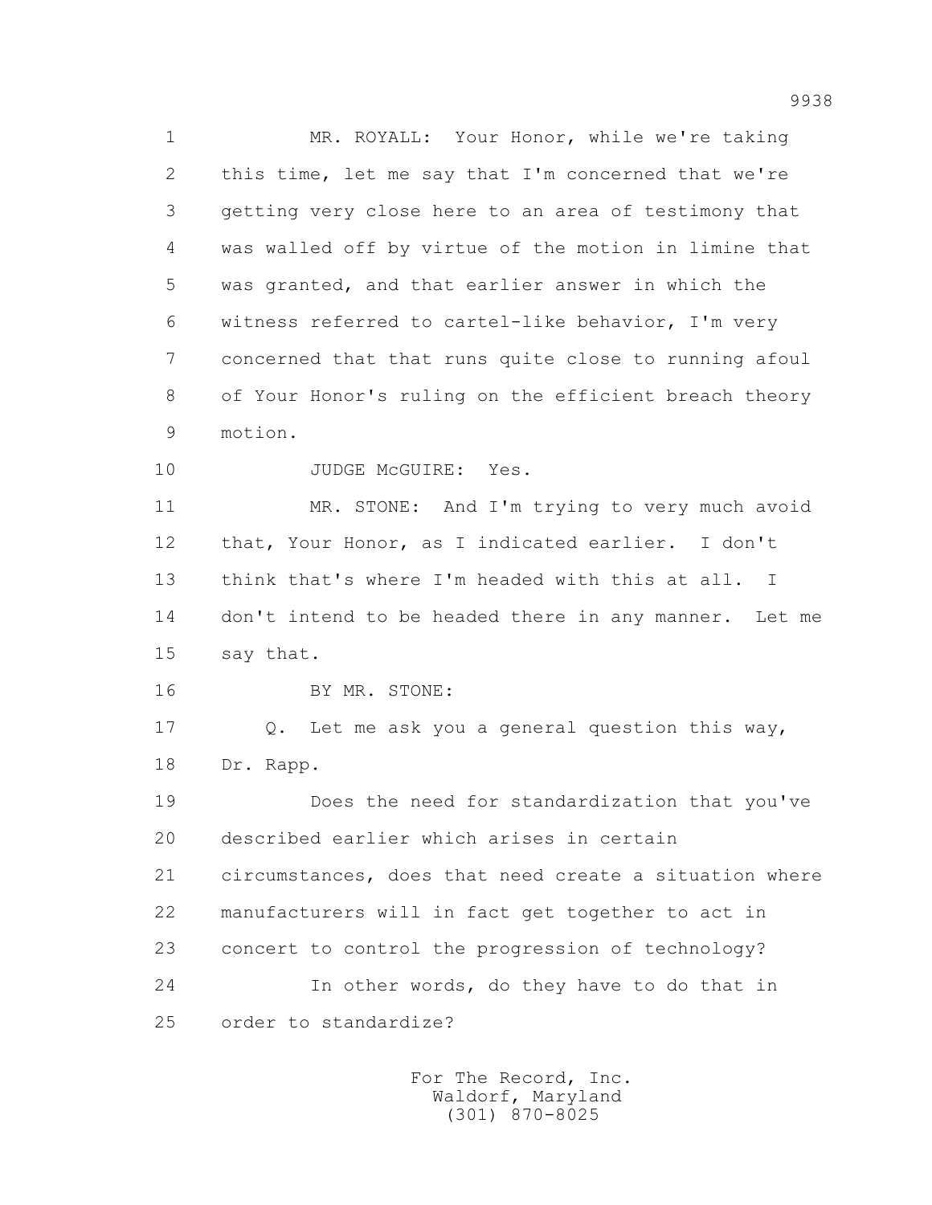MR. ROYALL: Your Honor, while we're taking this time, let me say that I'm concerned that we're getting very close here to an area of testimony that was walled off by virtue of the motion in limine that was granted, and that earlier answer in which the witness referred to cartel-like behavior, I'm very concerned that that runs quite close to running afoul of Your Honor's ruling on the efficient breach theory motion.

JUDGE McGUIRE: Yes.

MR. STONE: And I'm trying to very much avoid that, Your Honor, as I indicated earlier. I don't think that's where I'm headed with this at all. I don't intend to be headed there in any manner. Let me say that.

BY MR. STONE:

Q. Let me ask you a general question this way, Dr. Rapp.

Does the need for standardization that you've described earlier which arises in certain circumstances, does that need create a situation where manufacturers will in fact get together to act in concert to control the progression of technology?

In other words, do they have to do that in order to standardize?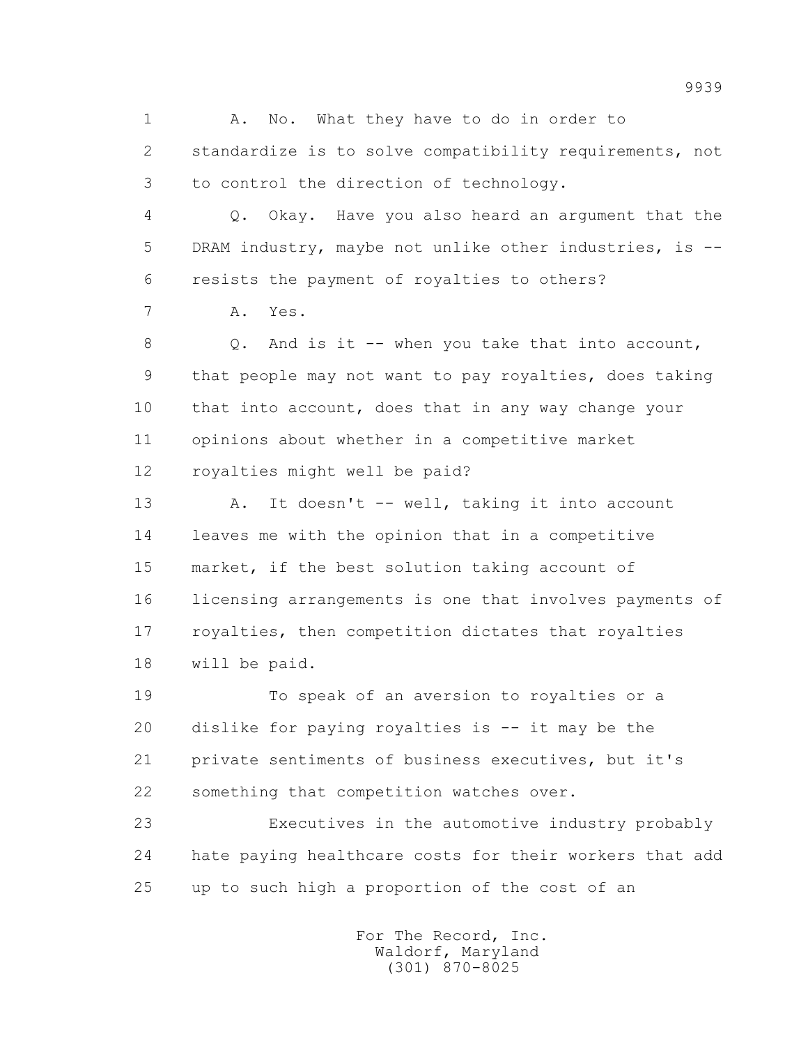A. No. What they have to do in order to standardize is to solve compatibility requirements, not to control the direction of technology.

Q. Okay. Have you also heard an argument that the DRAM industry, maybe not unlike other industries, is -- resists the payment of royalties to others?

A. Yes.

Q. And is it -- when you take that into account, that people may not want to pay royalties, does taking that into account, does that in any way change your opinions about whether in a competitive market royalties might well be paid?

A. It doesn't -- well, taking it into account leaves me with the opinion that in a competitive market, if the best solution taking account of licensing arrangements is one that involves payments of royalties, then competition dictates that royalties will be paid.

To speak of an aversion to royalties or a dislike for paying royalties is -- it may be the private sentiments of business executives, but it's something that competition watches over.

Executives in the automotive industry probably hate paying healthcare costs for their workers that add up to such high a proportion of the cost of an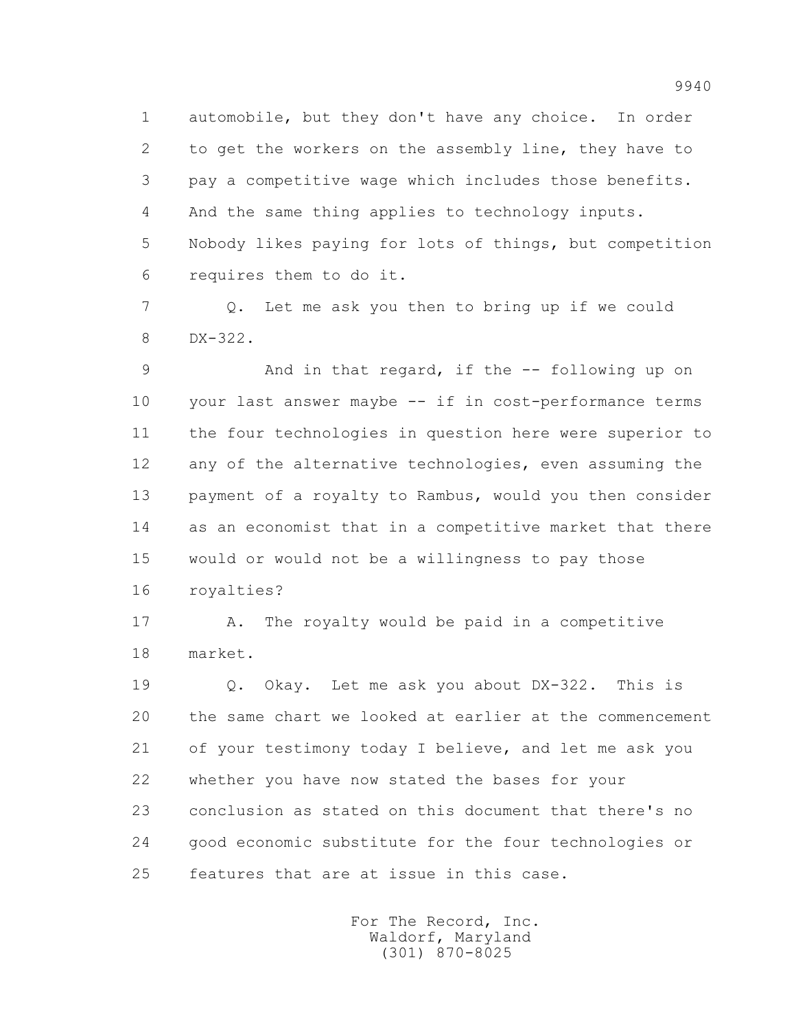1 automobile, but they don't have any choice. In order
2 to get the workers on the assembly line, they have to
3 pay a competitive wage which includes those benefits.
4 And the same thing applies to technology inputs.
5 Nobody likes paying for lots of things, but competition
6 requires them to do it.

7 Q. Let me ask you then to bring up if we could
8 DX-322.

9 And in that regard, if the -- following up on
10 your last answer maybe -- if in cost-performance terms
11 the four technologies in question here were superior to
12 any of the alternative technologies, even assuming the
13 payment of a royalty to Rambus, would you then consider
14 as an economist that in a competitive market that there
15 would or would not be a willingness to pay those
16 royalties?

17 A. The royalty would be paid in a competitive
18 market.

19 Q. Okay. Let me ask you about DX-322. This is
20 the same chart we looked at earlier at the commencement
21 of your testimony today I believe, and let me ask you
22 whether you have now stated the bases for your
23 conclusion as stated on this document that there's no
24 good economic substitute for the four technologies or
25 features that are at issue in this case.

For The Record, Inc.
Waldorf, Maryland
(301) 870-8025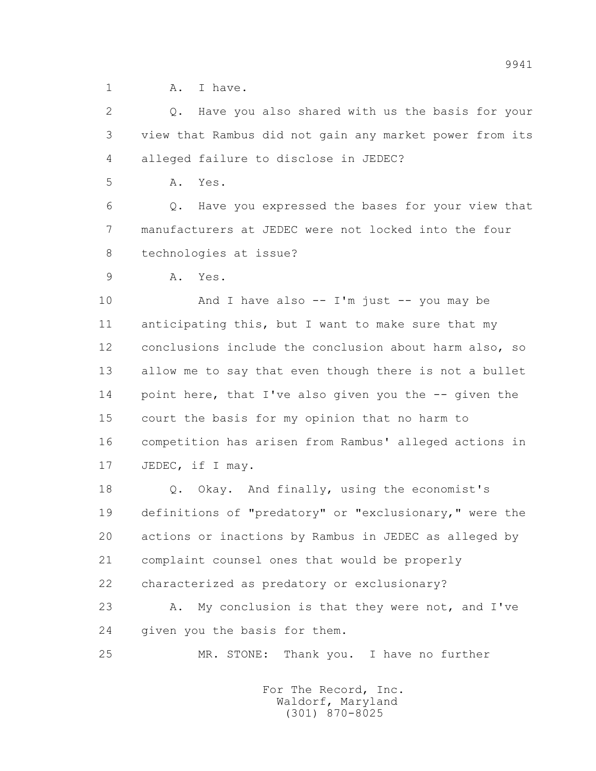1 A. I have.

2 Q. Have you also shared with us the basis for your
3 view that Rambus did not gain any market power from its
4 alleged failure to disclose in JEDEC?

5 A. Yes.

6 Q. Have you expressed the bases for your view that
7 manufacturers at JEDEC were not locked into the four
8 technologies at issue?

9 A. Yes.

10 And I have also -- I'm just -- you may be
11 anticipating this, but I want to make sure that my
12 conclusions include the conclusion about harm also, so
13 allow me to say that even though there is not a bullet
14 point here, that I've also given you the -- given the
15 court the basis for my opinion that no harm to
16 competition has arisen from Rambus' alleged actions in
17 JEDEC, if I may.

18 Q. Okay. And finally, using the economist's
19 definitions of "predatory" or "exclusionary," were the
20 actions or inactions by Rambus in JEDEC as alleged by
21 complaint counsel ones that would be properly
22 characterized as predatory or exclusionary?

23 A. My conclusion is that they were not, and I've
24 given you the basis for them.

25 MR. STONE: Thank you. I have no further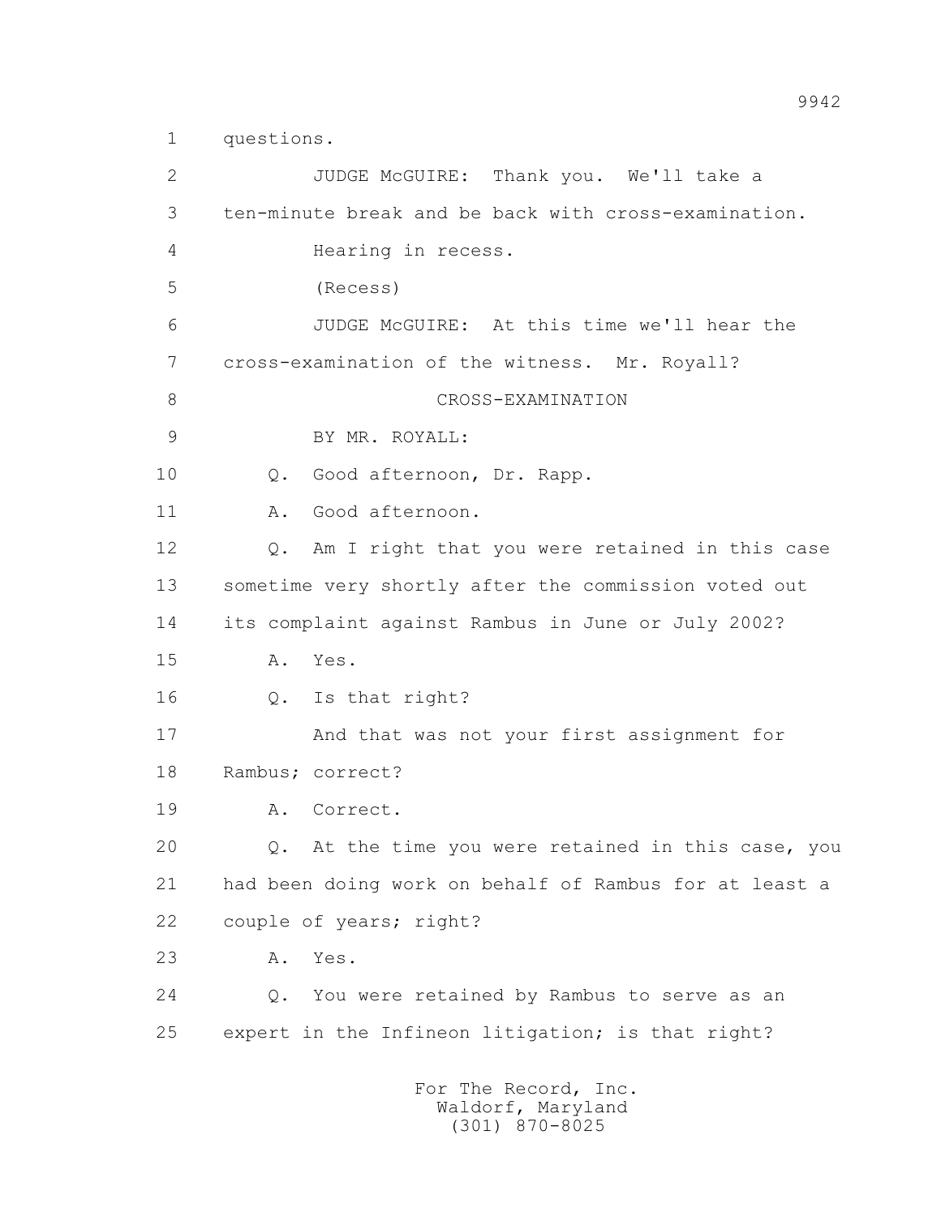1 questions.

2 JUDGE McGUIRE: Thank you. We'll take a

3 ten-minute break and be back with cross-examination.

4 Hearing in recess.

5 (Recess)

6 JUDGE McGUIRE: At this time we'll hear the

7 cross-examination of the witness. Mr. Royall?

8 CROSS-EXAMINATION

9 BY MR. ROYALL:

10 Q. Good afternoon, Dr. Rapp.

11 A. Good afternoon.

12 Q. Am I right that you were retained in this case

13 sometime very shortly after the commission voted out

14 its complaint against Rambus in June or July 2002?

15 A. Yes.

16 Q. Is that right?

17 And that was not your first assignment for

18 Rambus; correct?

19 A. Correct.

20 Q. At the time you were retained in this case, you

21 had been doing work on behalf of Rambus for at least a

22 couple of years; right?

23 A. Yes.

24 Q. You were retained by Rambus to serve as an

25 expert in the Infineon litigation; is that right?

For The Record, Inc.
Waldorf, Maryland
(301) 870-8025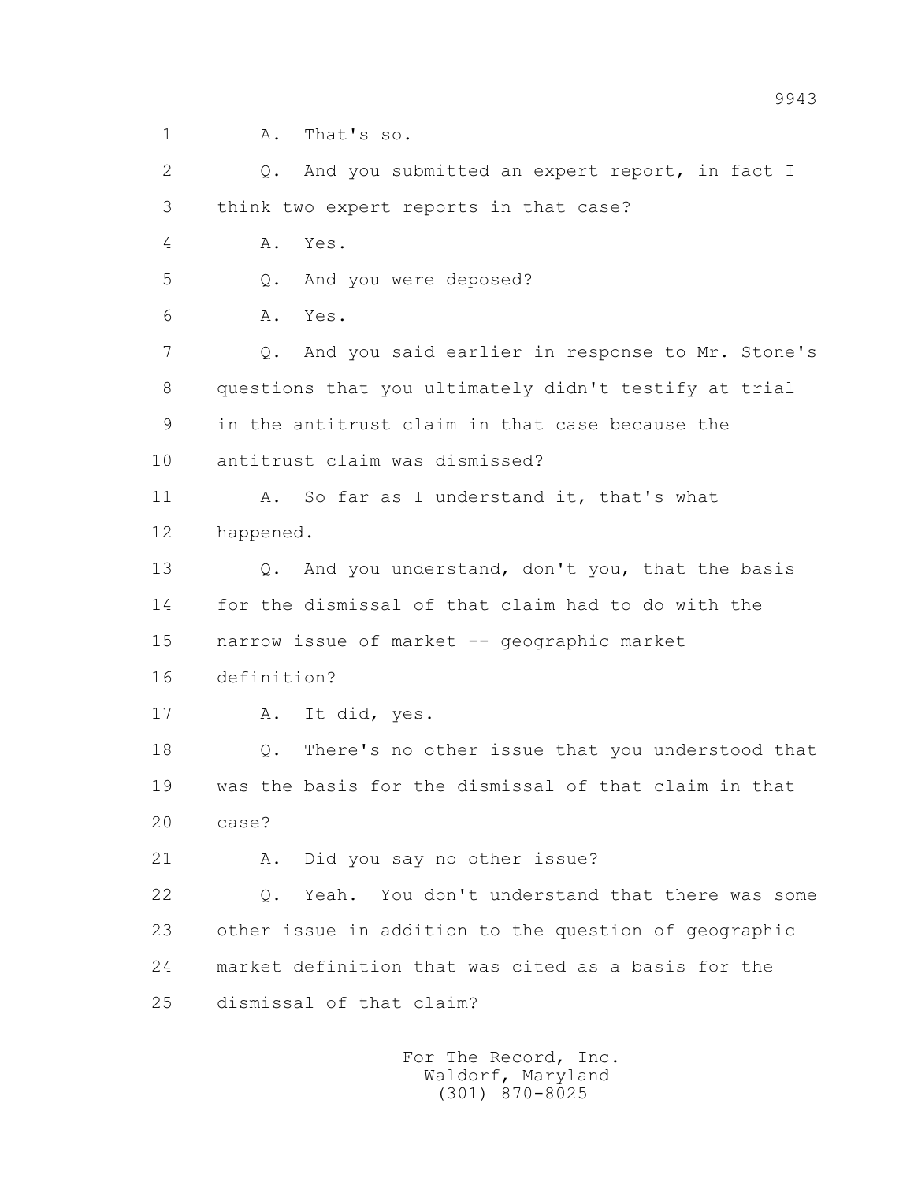1 A. That's so.

2 Q. And you submitted an expert report, in fact I

3 think two expert reports in that case?

4 A. Yes.

5 Q. And you were deposed?

6 A. Yes.

7 Q. And you said earlier in response to Mr. Stone's

8 questions that you ultimately didn't testify at trial

9 in the antitrust claim in that case because the

10 antitrust claim was dismissed?

11 A. So far as I understand it, that's what

12 happened.

13 Q. And you understand, don't you, that the basis

14 for the dismissal of that claim had to do with the

15 narrow issue of market -- geographic market

16 definition?

17 A. It did, yes.

18 Q. There's no other issue that you understood that

19 was the basis for the dismissal of that claim in that

20 case?

21 A. Did you say no other issue?

22 Q. Yeah. You don't understand that there was some

23 other issue in addition to the question of geographic

24 market definition that was cited as a basis for the

25 dismissal of that claim?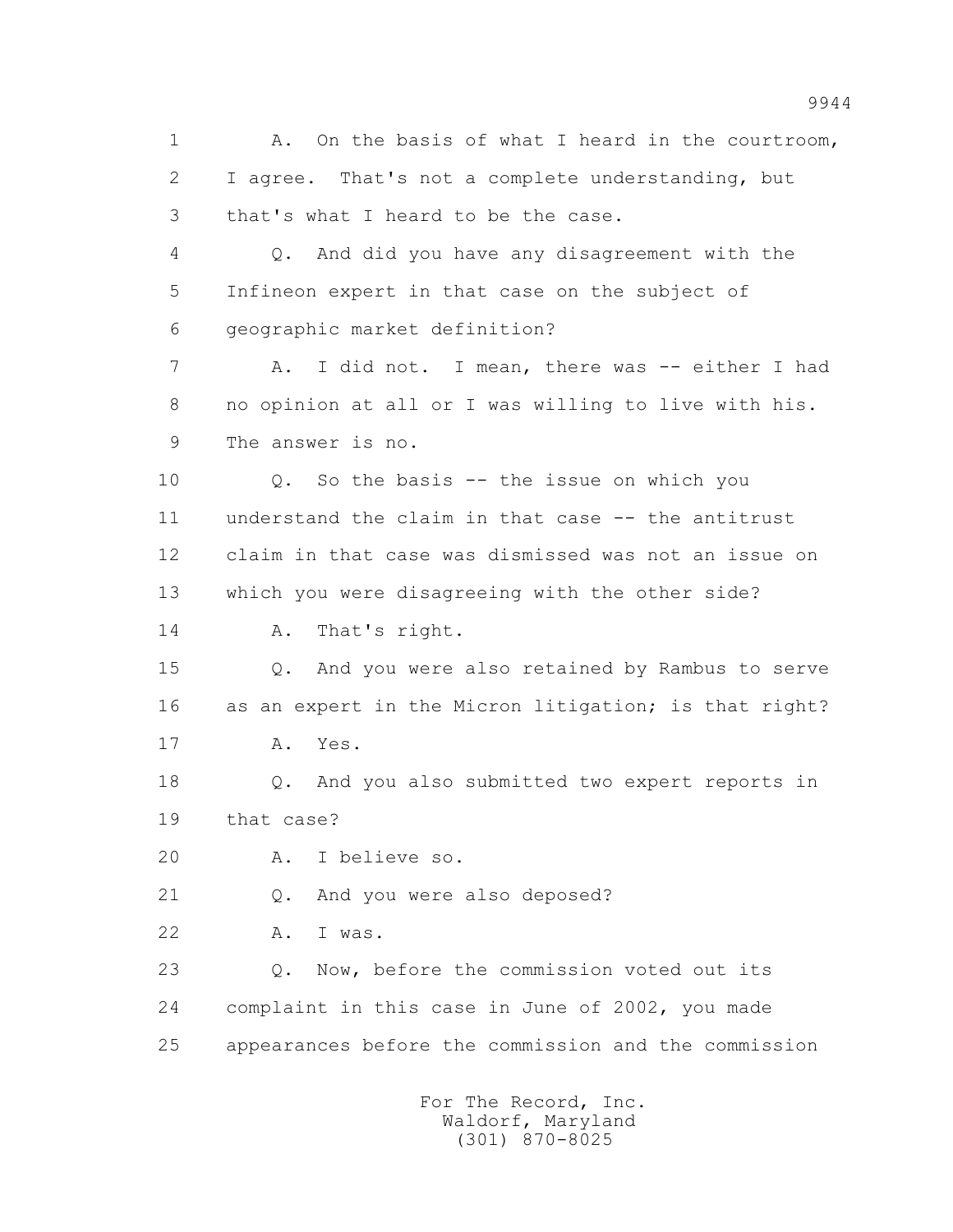1 A. On the basis of what I heard in the courtroom,
2 I agree. That's not a complete understanding, but
3 that's what I heard to be the case.
4 Q. And did you have any disagreement with the
5 Infineon expert in that case on the subject of
6 geographic market definition?
7 A. I did not. I mean, there was -- either I had
8 no opinion at all or I was willing to live with his.
9 The answer is no.
10 Q. So the basis -- the issue on which you
11 understand the claim in that case -- the antitrust
12 claim in that case was dismissed was not an issue on
13 which you were disagreeing with the other side?
14 A. That's right.
15 Q. And you were also retained by Rambus to serve
16 as an expert in the Micron litigation; is that right?
17 A. Yes.
18 Q. And you also submitted two expert reports in
19 that case?
20 A. I believe so.
21 Q. And you were also deposed?
22 A. I was.
23 Q. Now, before the commission voted out its
24 complaint in this case in June of 2002, you made
25 appearances before the commission and the commission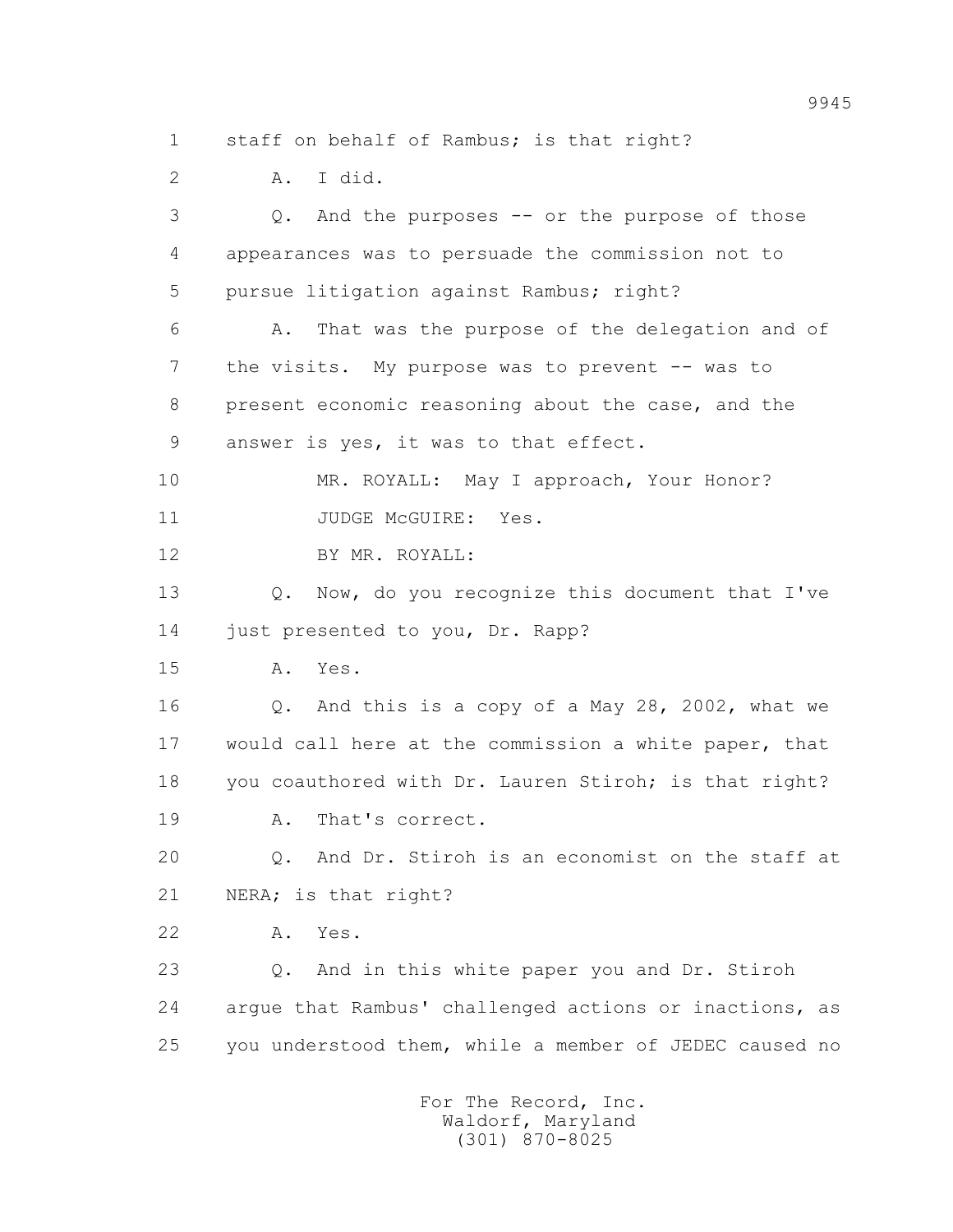1 staff on behalf of Rambus; is that right?

2 A. I did.

3 Q. And the purposes -- or the purpose of those

4 appearances was to persuade the commission not to

5 pursue litigation against Rambus; right?

6 A. That was the purpose of the delegation and of

7 the visits. My purpose was to prevent -- was to

8 present economic reasoning about the case, and the

9 answer is yes, it was to that effect.

10 MR. ROYALL: May I approach, Your Honor?

11 JUDGE McGUIRE: Yes.

12 BY MR. ROYALL:

13 Q. Now, do you recognize this document that I've

14 just presented to you, Dr. Rapp?

15 A. Yes.

16 Q. And this is a copy of a May 28, 2002, what we

17 would call here at the commission a white paper, that

18 you coauthored with Dr. Lauren Stiroh; is that right?

19 A. That's correct.

20 Q. And Dr. Stiroh is an economist on the staff at

21 NERA; is that right?

22 A. Yes.

23 Q. And in this white paper you and Dr. Stiroh

24 argue that Rambus' challenged actions or inactions, as

25 you understood them, while a member of JEDEC caused no

For The Record, Inc.
Waldorf, Maryland
(301) 870-8025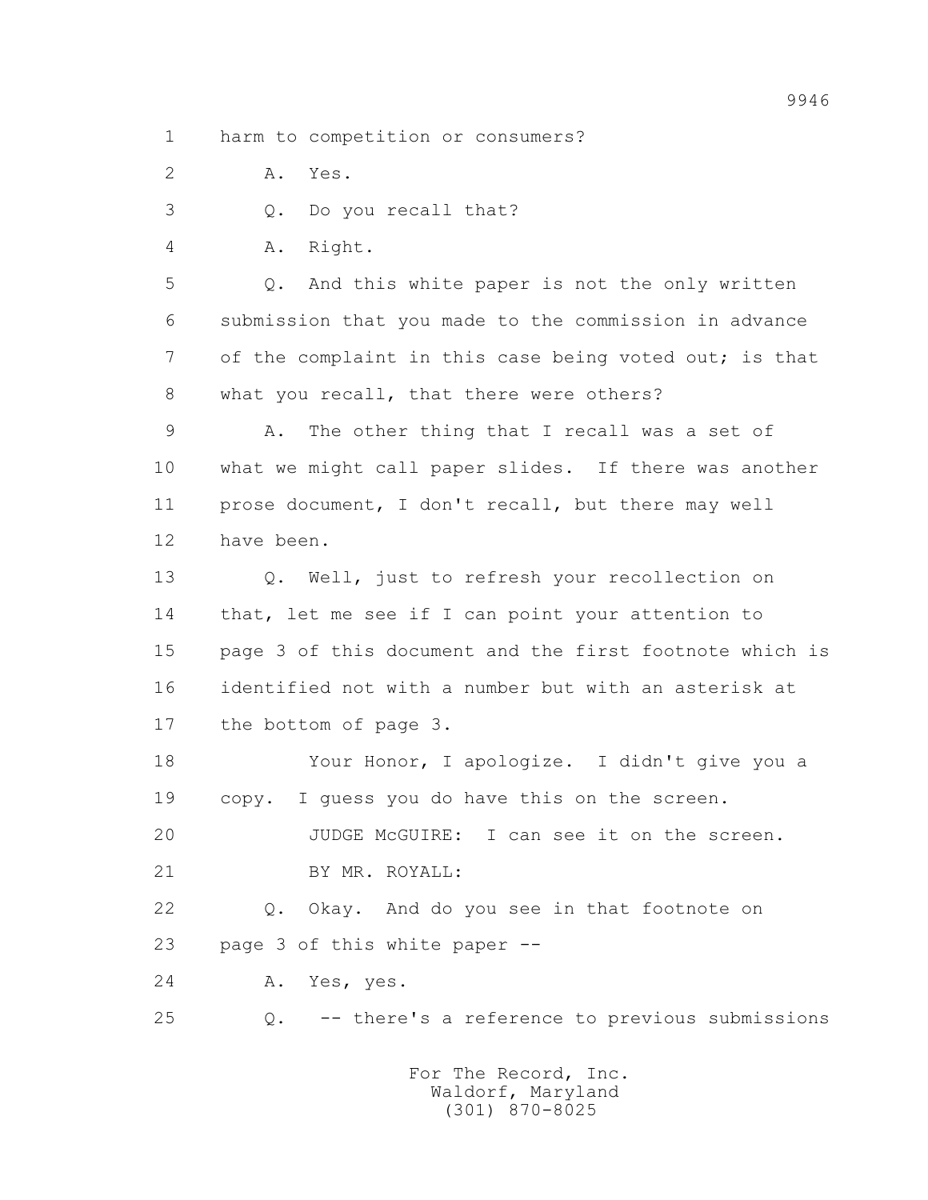1 harm to competition or consumers?

2 A. Yes.

3 Q. Do you recall that?

4 A. Right.

5 Q. And this white paper is not the only written

6 submission that you made to the commission in advance

7 of the complaint in this case being voted out; is that

8 what you recall, that there were others?

9 A. The other thing that I recall was a set of

10 what we might call paper slides. If there was another

11 prose document, I don't recall, but there may well

12 have been.

13 Q. Well, just to refresh your recollection on

14 that, let me see if I can point your attention to

15 page 3 of this document and the first footnote which is

16 identified not with a number but with an asterisk at

17 the bottom of page 3.

18 Your Honor, I apologize. I didn't give you a

19 copy. I guess you do have this on the screen.

20 JUDGE McGUIRE: I can see it on the screen.

21 BY MR. ROYALL:

22 Q. Okay. And do you see in that footnote on

23 page 3 of this white paper --

24 A. Yes, yes.

25 Q. -- there's a reference to previous submissions

For The Record, Inc.
Waldorf, Maryland
(301) 870-8025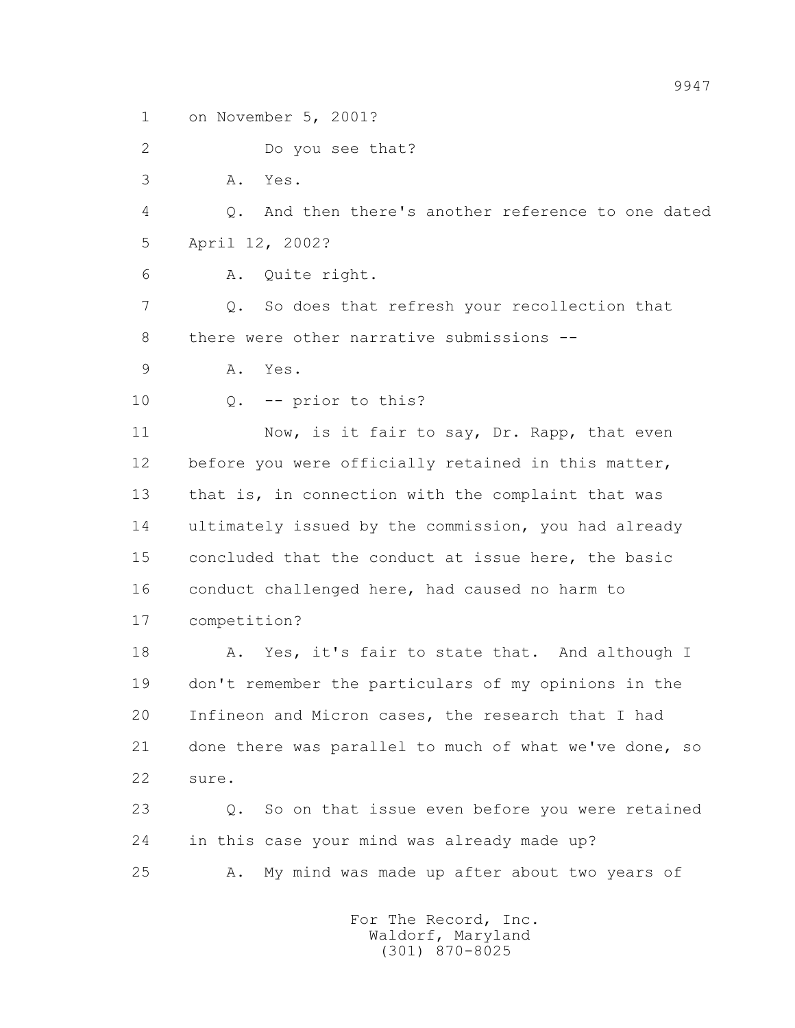1 on November 5, 2001?

2 Do you see that?

3 A. Yes.

4 Q. And then there's another reference to one dated

5 April 12, 2002?

6 A. Quite right.

7 Q. So does that refresh your recollection that

8 there were other narrative submissions --

9 A. Yes.

10 Q. -- prior to this?

11 Now, is it fair to say, Dr. Rapp, that even

12 before you were officially retained in this matter,

13 that is, in connection with the complaint that was

14 ultimately issued by the commission, you had already

15 concluded that the conduct at issue here, the basic

16 conduct challenged here, had caused no harm to

17 competition?

18 A. Yes, it's fair to state that. And although I

19 don't remember the particulars of my opinions in the

20 Infineon and Micron cases, the research that I had

21 done there was parallel to much of what we've done, so

22 sure.

23 Q. So on that issue even before you were retained

24 in this case your mind was already made up?

25 A. My mind was made up after about two years of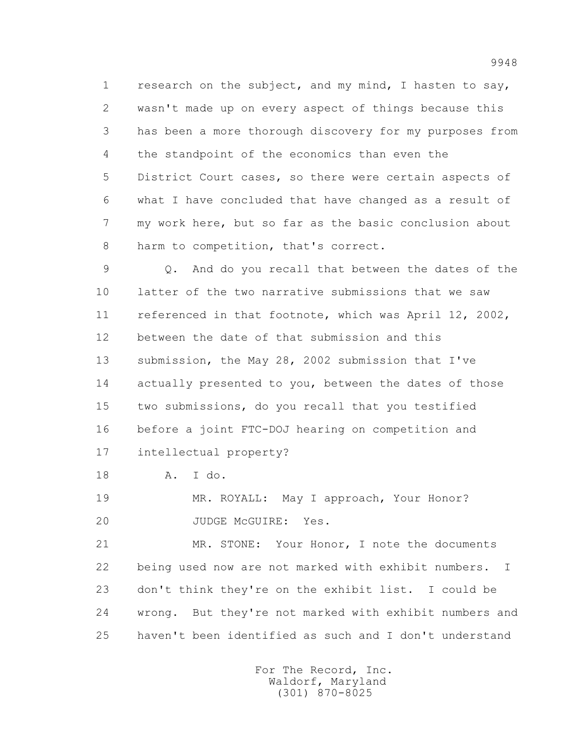1 research on the subject, and my mind, I hasten to say,
2 wasn't made up on every aspect of things because this
3 has been a more thorough discovery for my purposes from
4 the standpoint of the economics than even the
5 District Court cases, so there were certain aspects of
6 what I have concluded that have changed as a result of
7 my work here, but so far as the basic conclusion about
8 harm to competition, that's correct.

9 Q. And do you recall that between the dates of the
10 latter of the two narrative submissions that we saw
11 referenced in that footnote, which was April 12, 2002,
12 between the date of that submission and this
13 submission, the May 28, 2002 submission that I've
14 actually presented to you, between the dates of those
15 two submissions, do you recall that you testified
16 before a joint FTC-DOJ hearing on competition and
17 intellectual property?

18 A. I do.

19 MR. ROYALL: May I approach, Your Honor?

20 JUDGE McGUIRE: Yes.

21 MR. STONE: Your Honor, I note the documents
22 being used now are not marked with exhibit numbers. I
23 don't think they're on the exhibit list. I could be
24 wrong. But they're not marked with exhibit numbers and
25 haven't been identified as such and I don't understand

For The Record, Inc.
Waldorf, Maryland
(301) 870-8025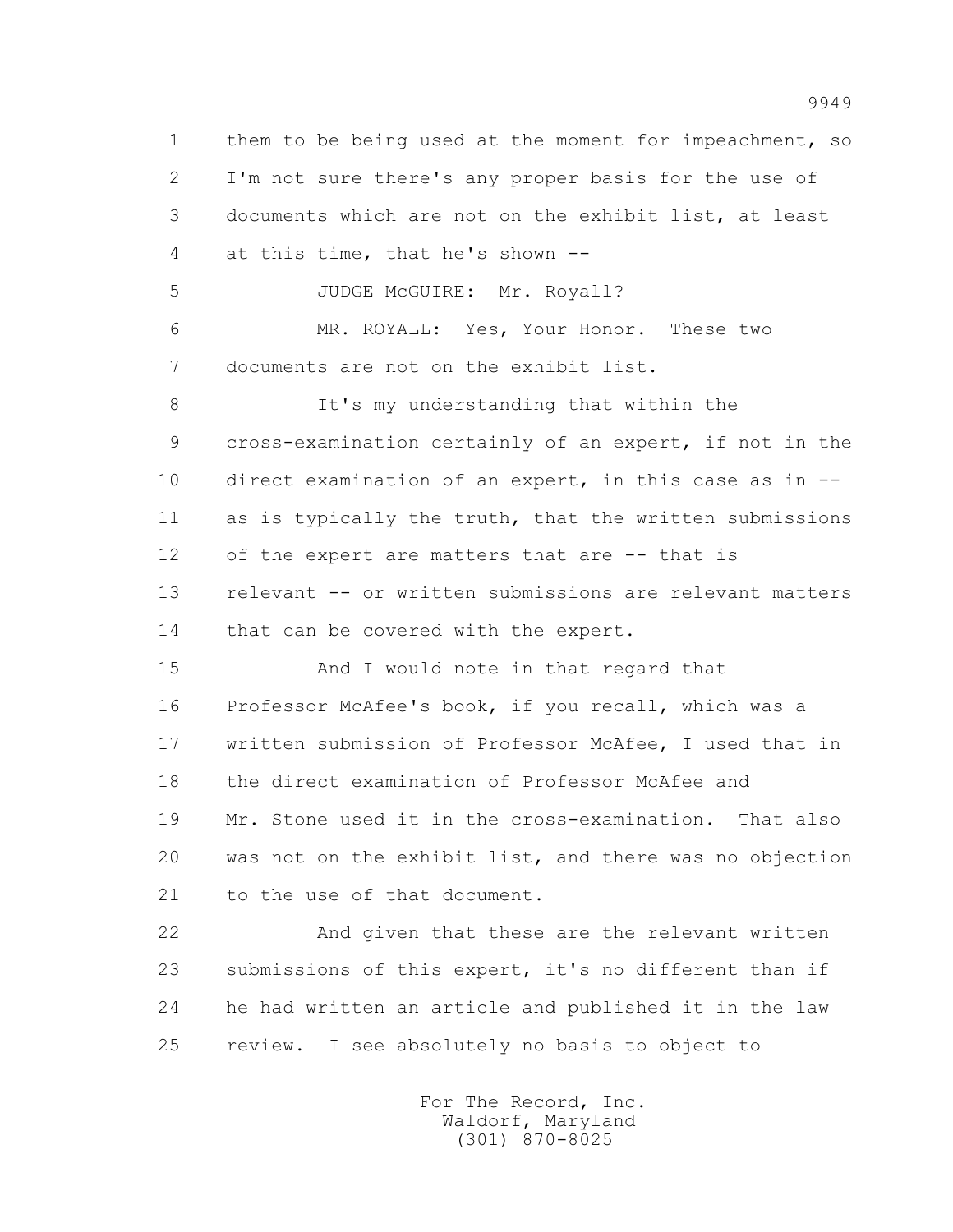them to be being used at the moment for impeachment, so I'm not sure there's any proper basis for the use of documents which are not on the exhibit list, at least at this time, that he's shown --

JUDGE McGUIRE: Mr. Royall?

MR. ROYALL: Yes, Your Honor. These two documents are not on the exhibit list.

It's my understanding that within the cross-examination certainly of an expert, if not in the direct examination of an expert, in this case as in -- as is typically the truth, that the written submissions of the expert are matters that are -- that is relevant -- or written submissions are relevant matters that can be covered with the expert.

And I would note in that regard that Professor McAfee's book, if you recall, which was a written submission of Professor McAfee, I used that in the direct examination of Professor McAfee and Mr. Stone used it in the cross-examination. That also was not on the exhibit list, and there was no objection to the use of that document.

And given that these are the relevant written submissions of this expert, it's no different than if he had written an article and published it in the law review. I see absolutely no basis to object to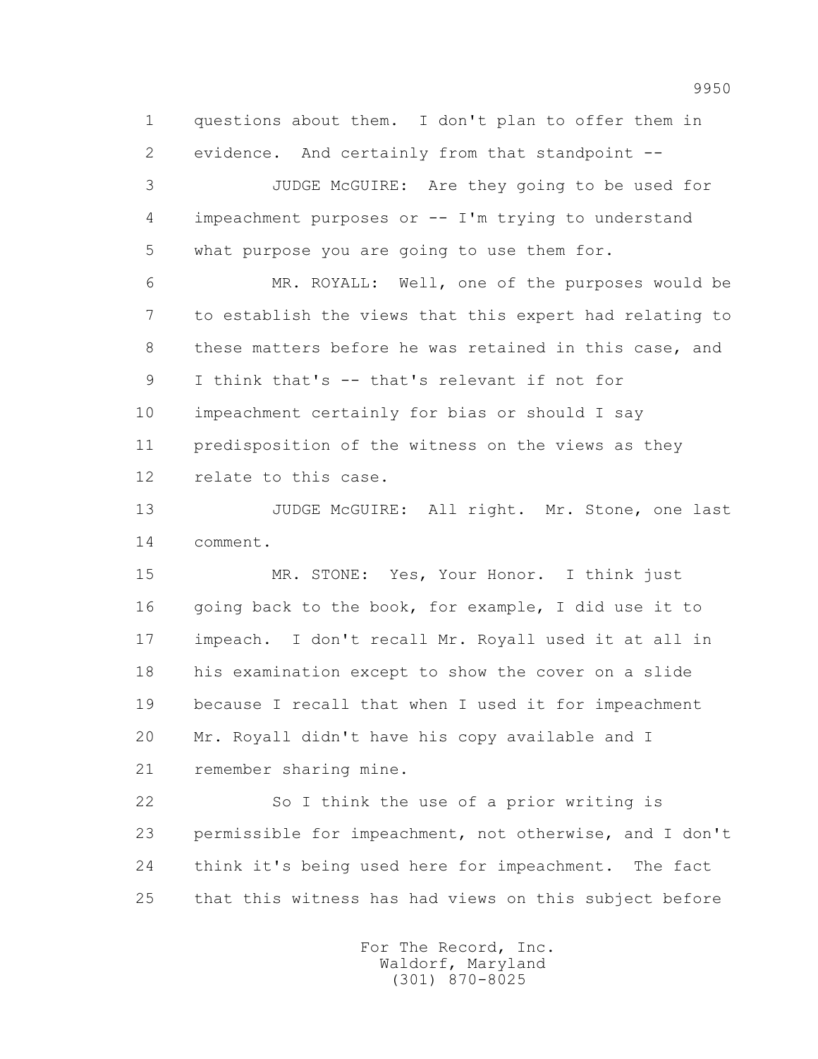1 questions about them. I don't plan to offer them in
2 evidence. And certainly from that standpoint --

3 JUDGE McGUIRE: Are they going to be used for
4 impeachment purposes or -- I'm trying to understand
5 what purpose you are going to use them for.

6 MR. ROYALL: Well, one of the purposes would be
7 to establish the views that this expert had relating to
8 these matters before he was retained in this case, and
9 I think that's -- that's relevant if not for
10 impeachment certainly for bias or should I say
11 predisposition of the witness on the views as they
12 relate to this case.

13 JUDGE McGUIRE: All right. Mr. Stone, one last
14 comment.

15 MR. STONE: Yes, Your Honor. I think just
16 going back to the book, for example, I did use it to
17 impeach. I don't recall Mr. Royall used it at all in
18 his examination except to show the cover on a slide
19 because I recall that when I used it for impeachment
20 Mr. Royall didn't have his copy available and I
21 remember sharing mine.

22 So I think the use of a prior writing is
23 permissible for impeachment, not otherwise, and I don't
24 think it's being used here for impeachment. The fact
25 that this witness has had views on this subject before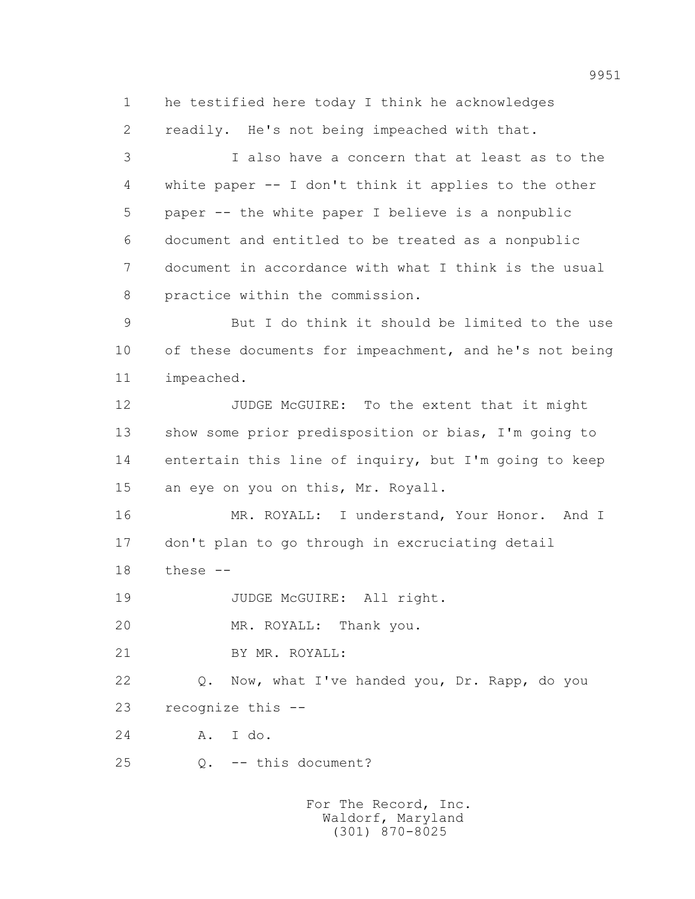1 he testified here today I think he acknowledges
2 readily. He's not being impeached with that.
3 I also have a concern that at least as to the
4 white paper -- I don't think it applies to the other
5 paper -- the white paper I believe is a nonpublic
6 document and entitled to be treated as a nonpublic
7 document in accordance with what I think is the usual
8 practice within the commission.
9 But I do think it should be limited to the use
10 of these documents for impeachment, and he's not being
11 impeached.
12 JUDGE McGUIRE: To the extent that it might
13 show some prior predisposition or bias, I'm going to
14 entertain this line of inquiry, but I'm going to keep
15 an eye on you on this, Mr. Royall.
16 MR. ROYALL: I understand, Your Honor. And I
17 don't plan to go through in excruciating detail
18 these --
19 JUDGE McGUIRE: All right.
20 MR. ROYALL: Thank you.
21 BY MR. ROYALL:
22 Q. Now, what I've handed you, Dr. Rapp, do you
23 recognize this --
24 A. I do.
25 Q. -- this document?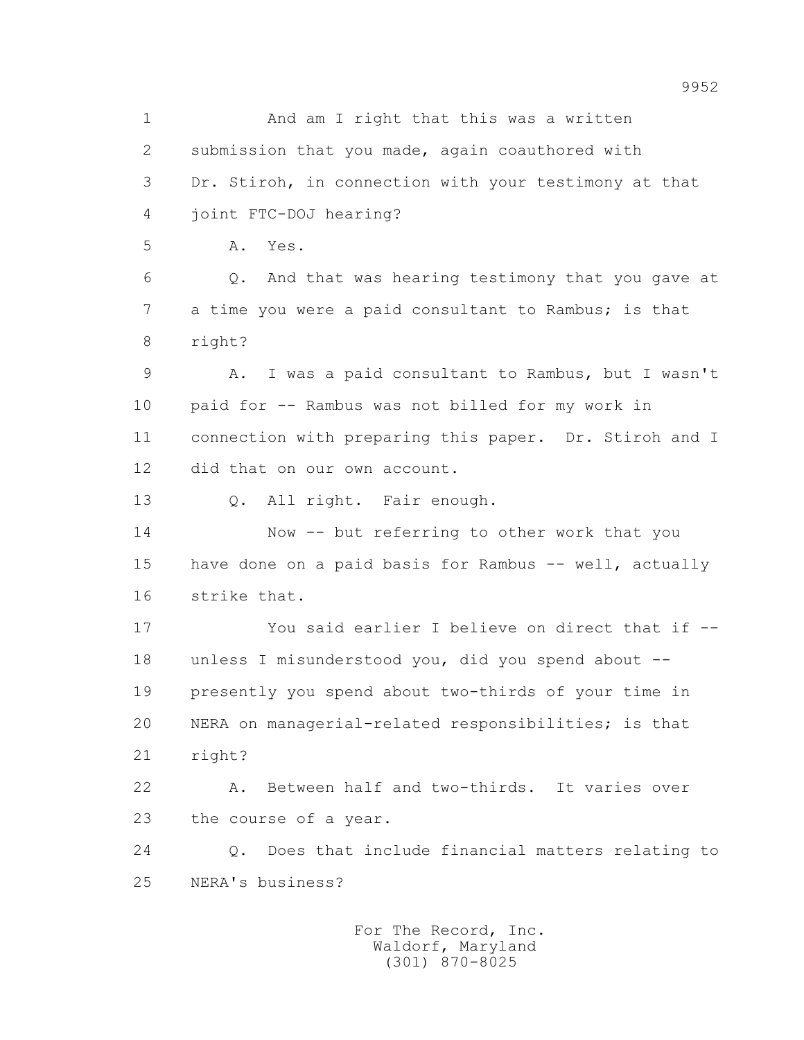1 And am I right that this was a written
2 submission that you made, again coauthored with
3 Dr. Stiroh, in connection with your testimony at that
4 joint FTC-DOJ hearing?
5 A. Yes.
6 Q. And that was hearing testimony that you gave at
7 a time you were a paid consultant to Rambus; is that
8 right?
9 A. I was a paid consultant to Rambus, but I wasn't
10 paid for -- Rambus was not billed for my work in
11 connection with preparing this paper. Dr. Stiroh and I
12 did that on our own account.
13 Q. All right. Fair enough.
14 Now -- but referring to other work that you
15 have done on a paid basis for Rambus -- well, actually
16 strike that.
17 You said earlier I believe on direct that if --
18 unless I misunderstood you, did you spend about --
19 presently you spend about two-thirds of your time in
20 NERA on managerial-related responsibilities; is that
21 right?
22 A. Between half and two-thirds. It varies over
23 the course of a year.
24 Q. Does that include financial matters relating to
25 NERA's business?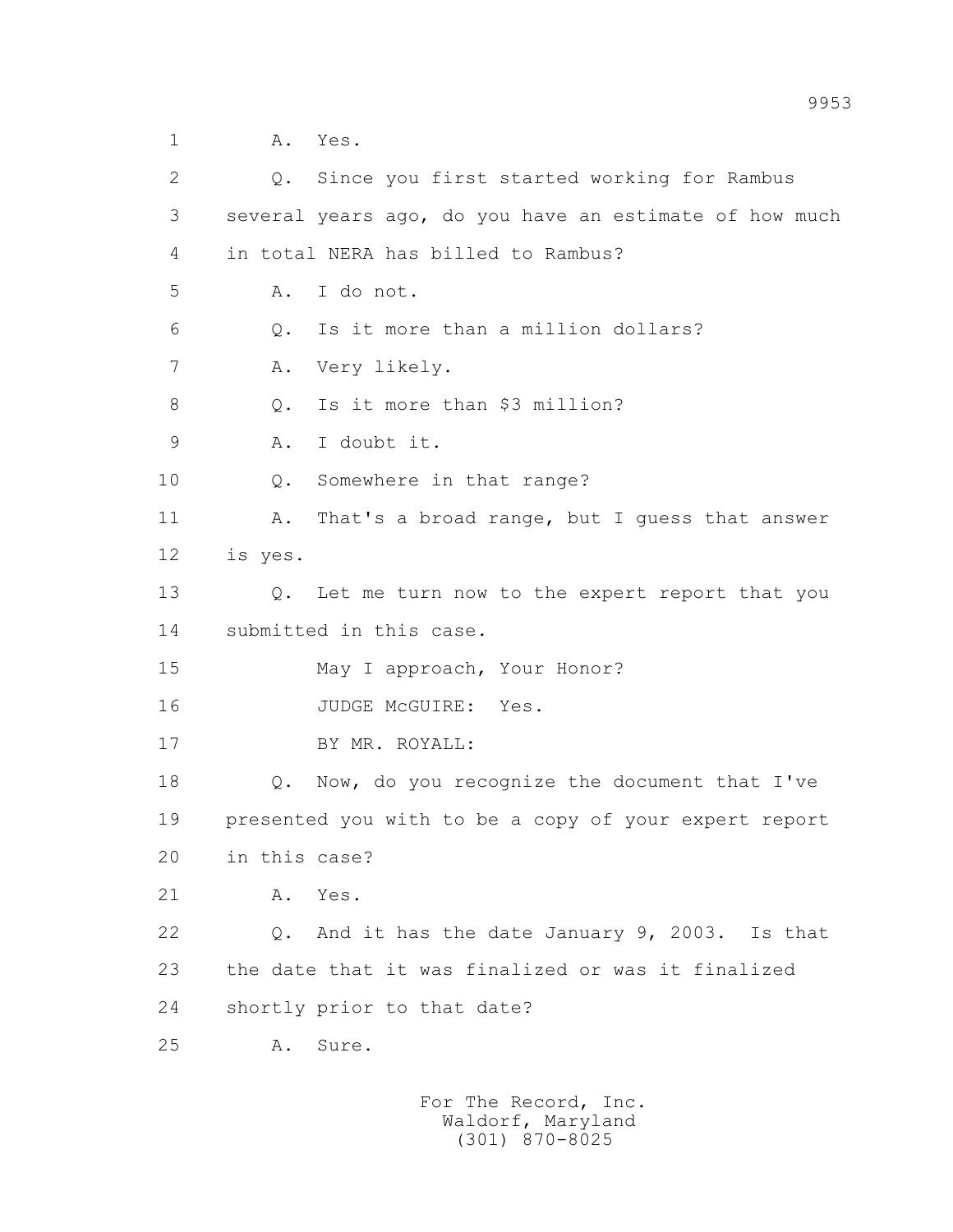A. Yes.

Q. Since you first started working for Rambus several years ago, do you have an estimate of how much in total NERA has billed to Rambus?

A. I do not.

Q. Is it more than a million dollars?

A. Very likely.

Q. Is it more than $3 million?

A. I doubt it.

Q. Somewhere in that range?

A. That's a broad range, but I guess that answer is yes.

Q. Let me turn now to the expert report that you submitted in this case.

May I approach, Your Honor?

JUDGE McGUIRE: Yes.

BY MR. ROYALL:

Q. Now, do you recognize the document that I've presented you with to be a copy of your expert report in this case?

A. Yes.

Q. And it has the date January 9, 2003. Is that the date that it was finalized or was it finalized shortly prior to that date?

A. Sure.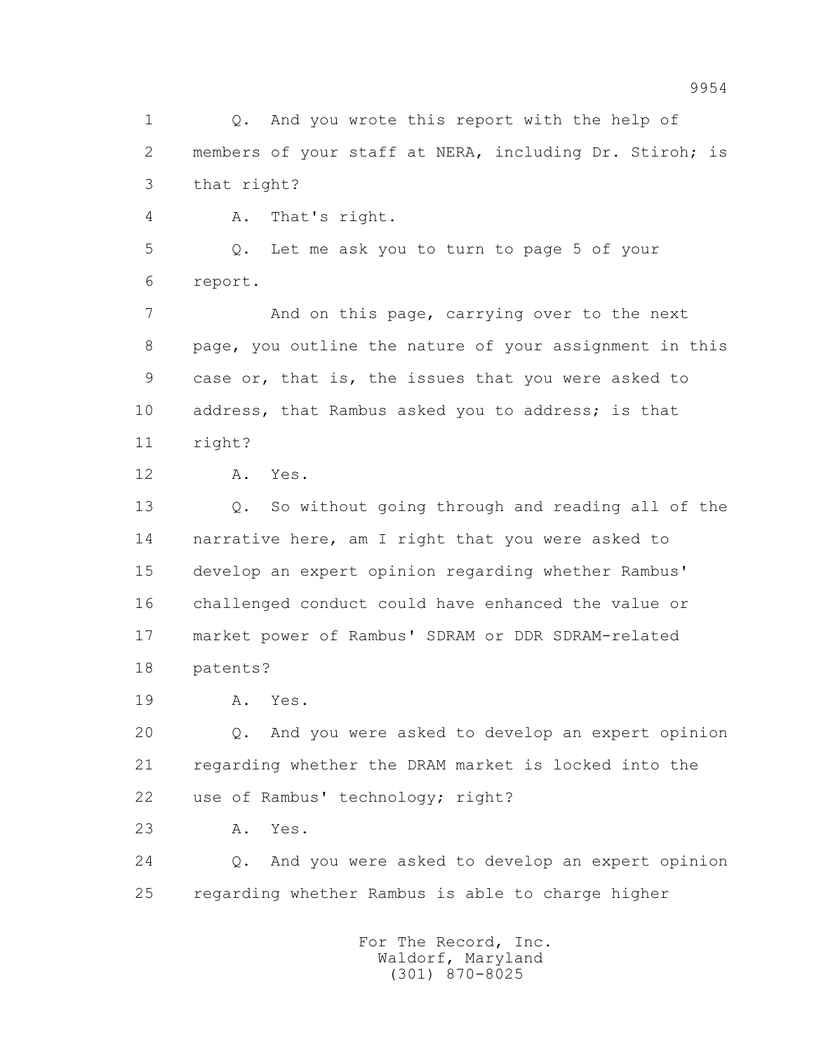1 Q. And you wrote this report with the help of
2 members of your staff at NERA, including Dr. Stiroh; is
3 that right?
4 A. That's right.
5 Q. Let me ask you to turn to page 5 of your
6 report.
7 And on this page, carrying over to the next
8 page, you outline the nature of your assignment in this
9 case or, that is, the issues that you were asked to
10 address, that Rambus asked you to address; is that
11 right?
12 A. Yes.
13 Q. So without going through and reading all of the
14 narrative here, am I right that you were asked to
15 develop an expert opinion regarding whether Rambus'
16 challenged conduct could have enhanced the value or
17 market power of Rambus' SDRAM or DDR SDRAM-related
18 patents?
19 A. Yes.
20 Q. And you were asked to develop an expert opinion
21 regarding whether the DRAM market is locked into the
22 use of Rambus' technology; right?
23 A. Yes.
24 Q. And you were asked to develop an expert opinion
25 regarding whether Rambus is able to charge higher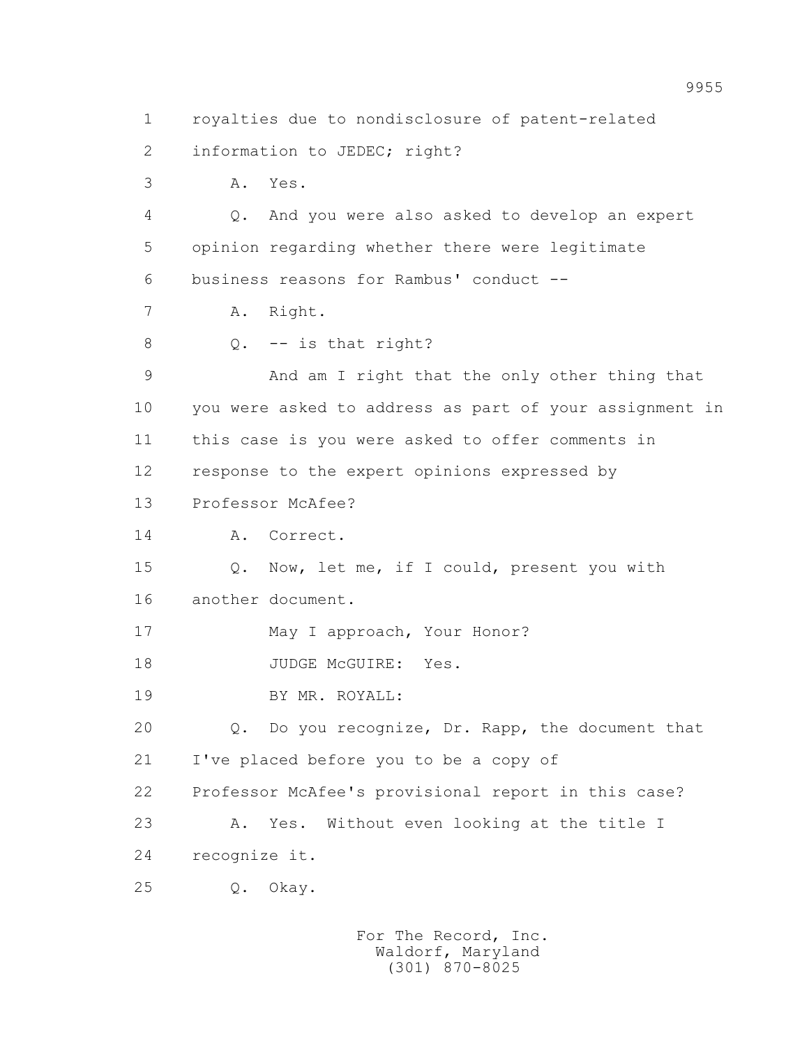1 royalties due to nondisclosure of patent-related
2 information to JEDEC; right?
3 A. Yes.
4 Q. And you were also asked to develop an expert
5 opinion regarding whether there were legitimate
6 business reasons for Rambus' conduct --
7 A. Right.
8 Q. -- is that right?
9 And am I right that the only other thing that
10 you were asked to address as part of your assignment in
11 this case is you were asked to offer comments in
12 response to the expert opinions expressed by
13 Professor McAfee?
14 A. Correct.
15 Q. Now, let me, if I could, present you with
16 another document.
17 May I approach, Your Honor?
18 JUDGE McGUIRE: Yes.
19 BY MR. ROYALL:
20 Q. Do you recognize, Dr. Rapp, the document that
21 I've placed before you to be a copy of
22 Professor McAfee's provisional report in this case?
23 A. Yes. Without even looking at the title I
24 recognize it.
25 Q. Okay.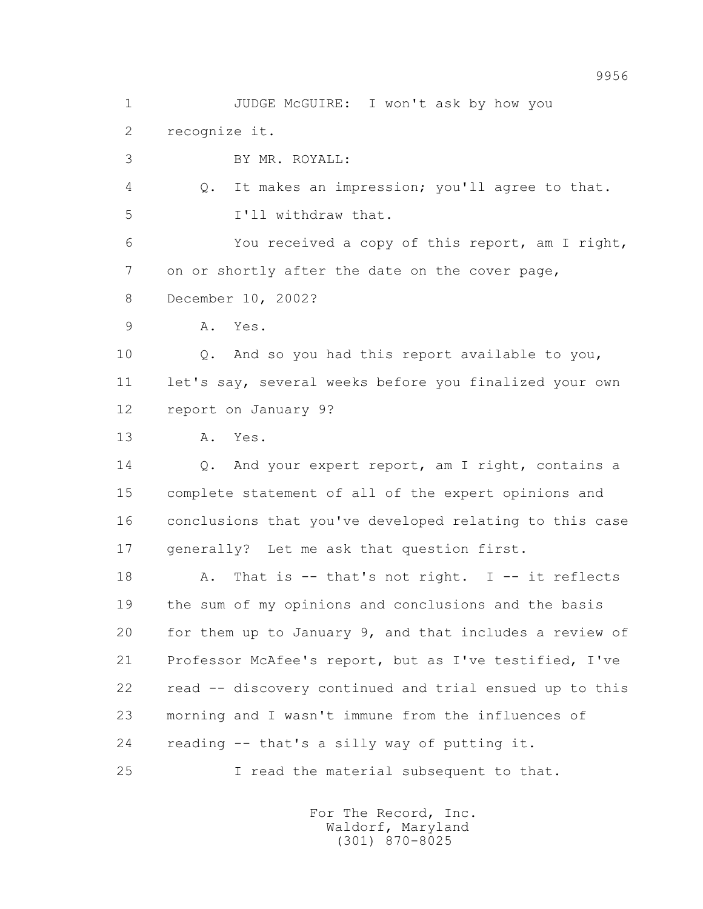JUDGE McGUIRE: I won't ask by how you recognize it.

BY MR. ROYALL:

Q. It makes an impression; you'll agree to that. I'll withdraw that.

You received a copy of this report, am I right, on or shortly after the date on the cover page, December 10, 2002?

A. Yes.

Q. And so you had this report available to you, let's say, several weeks before you finalized your own report on January 9?

A. Yes.

Q. And your expert report, am I right, contains a complete statement of all of the expert opinions and conclusions that you've developed relating to this case generally? Let me ask that question first.

A. That is -- that's not right. I -- it reflects the sum of my opinions and conclusions and the basis for them up to January 9, and that includes a review of Professor McAfee's report, but as I've testified, I've read -- discovery continued and trial ensued up to this morning and I wasn't immune from the influences of reading -- that's a silly way of putting it.

I read the material subsequent to that.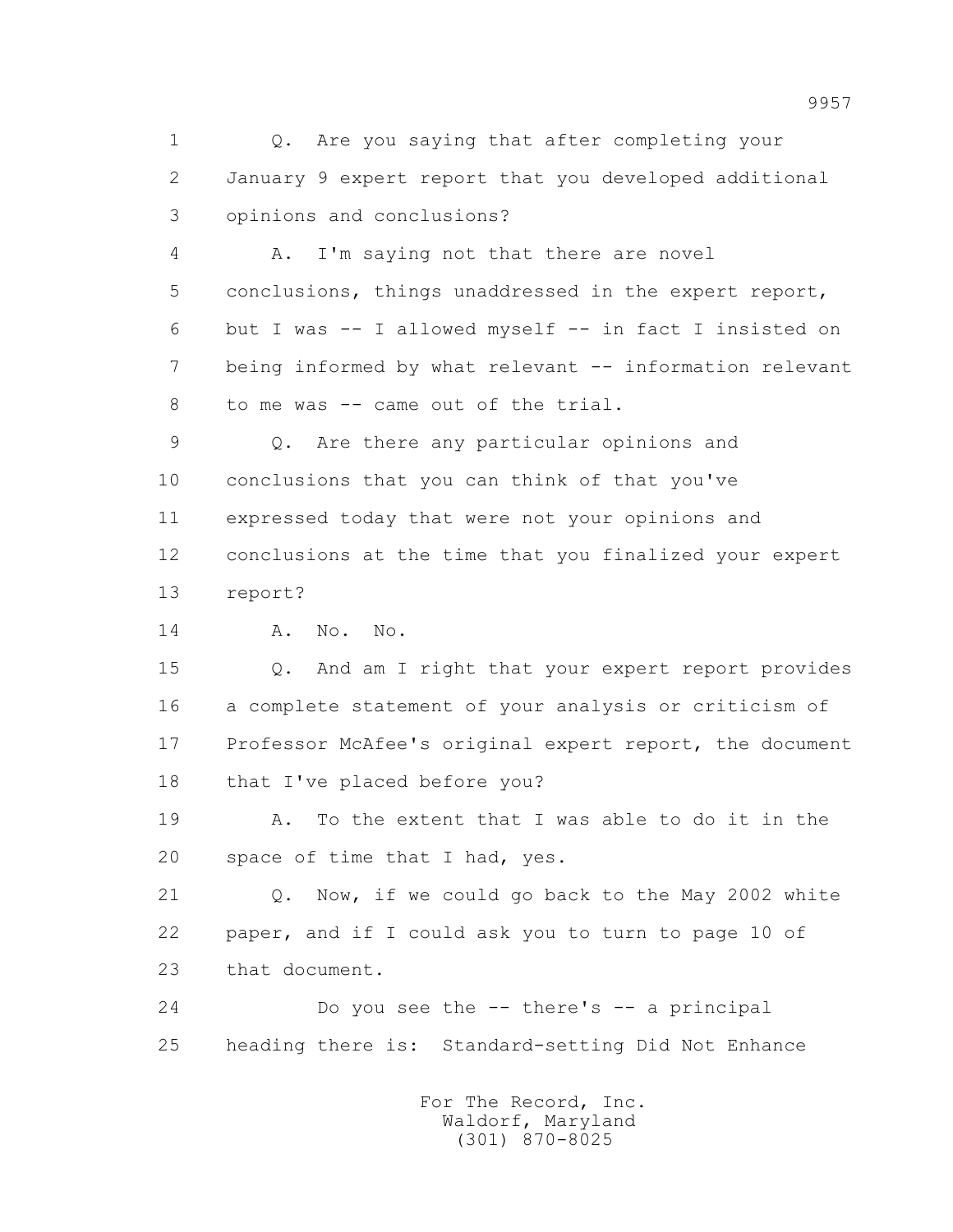1 Q. Are you saying that after completing your
2 January 9 expert report that you developed additional
3 opinions and conclusions?

4 A. I'm saying not that there are novel
5 conclusions, things unaddressed in the expert report,
6 but I was -- I allowed myself -- in fact I insisted on
7 being informed by what relevant -- information relevant
8 to me was -- came out of the trial.

9 Q. Are there any particular opinions and
10 conclusions that you can think of that you've
11 expressed today that were not your opinions and
12 conclusions at the time that you finalized your expert
13 report?

14 A. No. No.

15 Q. And am I right that your expert report provides
16 a complete statement of your analysis or criticism of
17 Professor McAfee's original expert report, the document
18 that I've placed before you?

19 A. To the extent that I was able to do it in the
20 space of time that I had, yes.

21 Q. Now, if we could go back to the May 2002 white
22 paper, and if I could ask you to turn to page 10 of
23 that document.

24 Do you see the -- there's -- a principal
25 heading there is: Standard-setting Did Not Enhance

For The Record, Inc.
Waldorf, Maryland
(301) 870-8025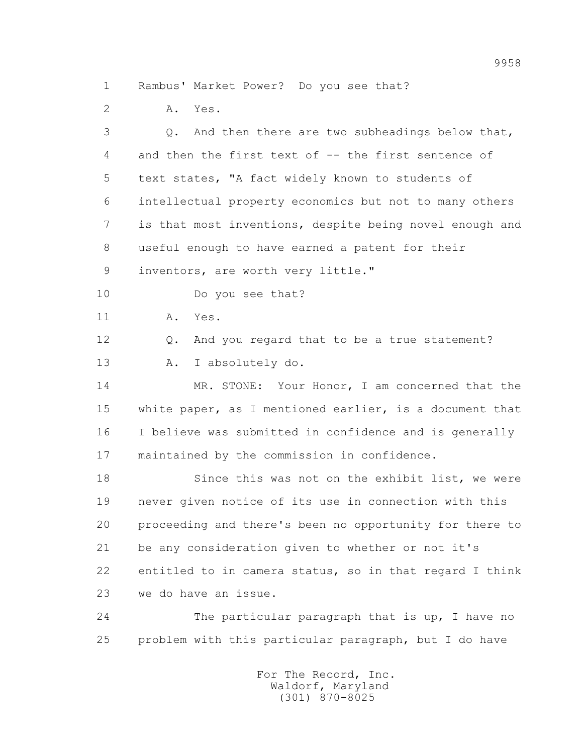1 Rambus' Market Power? Do you see that?

2 A. Yes.

3 Q. And then there are two subheadings below that,

4 and then the first text of -- the first sentence of

5 text states, "A fact widely known to students of

6 intellectual property economics but not to many others

7 is that most inventions, despite being novel enough and

8 useful enough to have earned a patent for their

9 inventors, are worth very little."

10 Do you see that?

11 A. Yes.

12 Q. And you regard that to be a true statement?

13 A. I absolutely do.

14 MR. STONE: Your Honor, I am concerned that the

15 white paper, as I mentioned earlier, is a document that

16 I believe was submitted in confidence and is generally

17 maintained by the commission in confidence.

18 Since this was not on the exhibit list, we were

19 never given notice of its use in connection with this

20 proceeding and there's been no opportunity for there to

21 be any consideration given to whether or not it's

22 entitled to in camera status, so in that regard I think

23 we do have an issue.

24 The particular paragraph that is up, I have no

25 problem with this particular paragraph, but I do have

For The Record, Inc.
Waldorf, Maryland
(301) 870-8025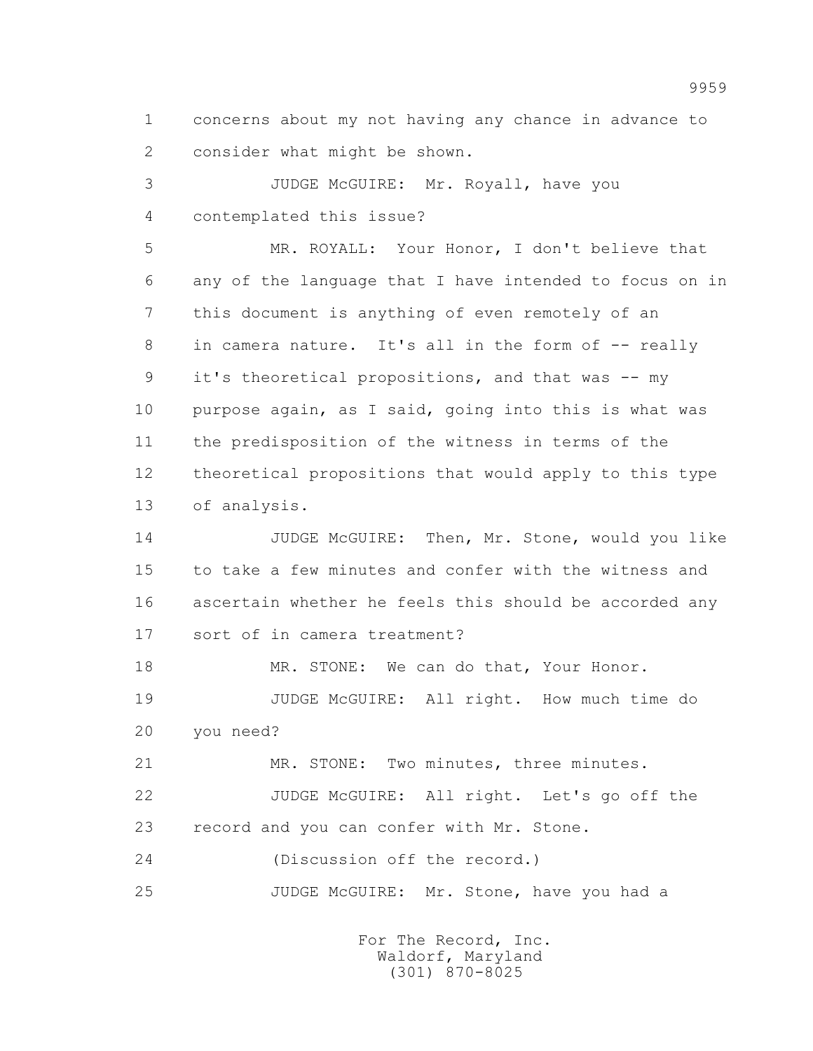1 concerns about my not having any chance in advance to
2 consider what might be shown.

3 JUDGE McGUIRE: Mr. Royall, have you
4 contemplated this issue?

5 MR. ROYALL: Your Honor, I don't believe that
6 any of the language that I have intended to focus on in
7 this document is anything of even remotely of an
8 in camera nature. It's all in the form of -- really
9 it's theoretical propositions, and that was -- my
10 purpose again, as I said, going into this is what was
11 the predisposition of the witness in terms of the
12 theoretical propositions that would apply to this type
13 of analysis.

14 JUDGE McGUIRE: Then, Mr. Stone, would you like
15 to take a few minutes and confer with the witness and
16 ascertain whether he feels this should be accorded any
17 sort of in camera treatment?

18 MR. STONE: We can do that, Your Honor.

19 JUDGE McGUIRE: All right. How much time do
20 you need?

21 MR. STONE: Two minutes, three minutes.

22 JUDGE McGUIRE: All right. Let's go off the
23 record and you can confer with Mr. Stone.

24 (Discussion off the record.)

25 JUDGE McGUIRE: Mr. Stone, have you had a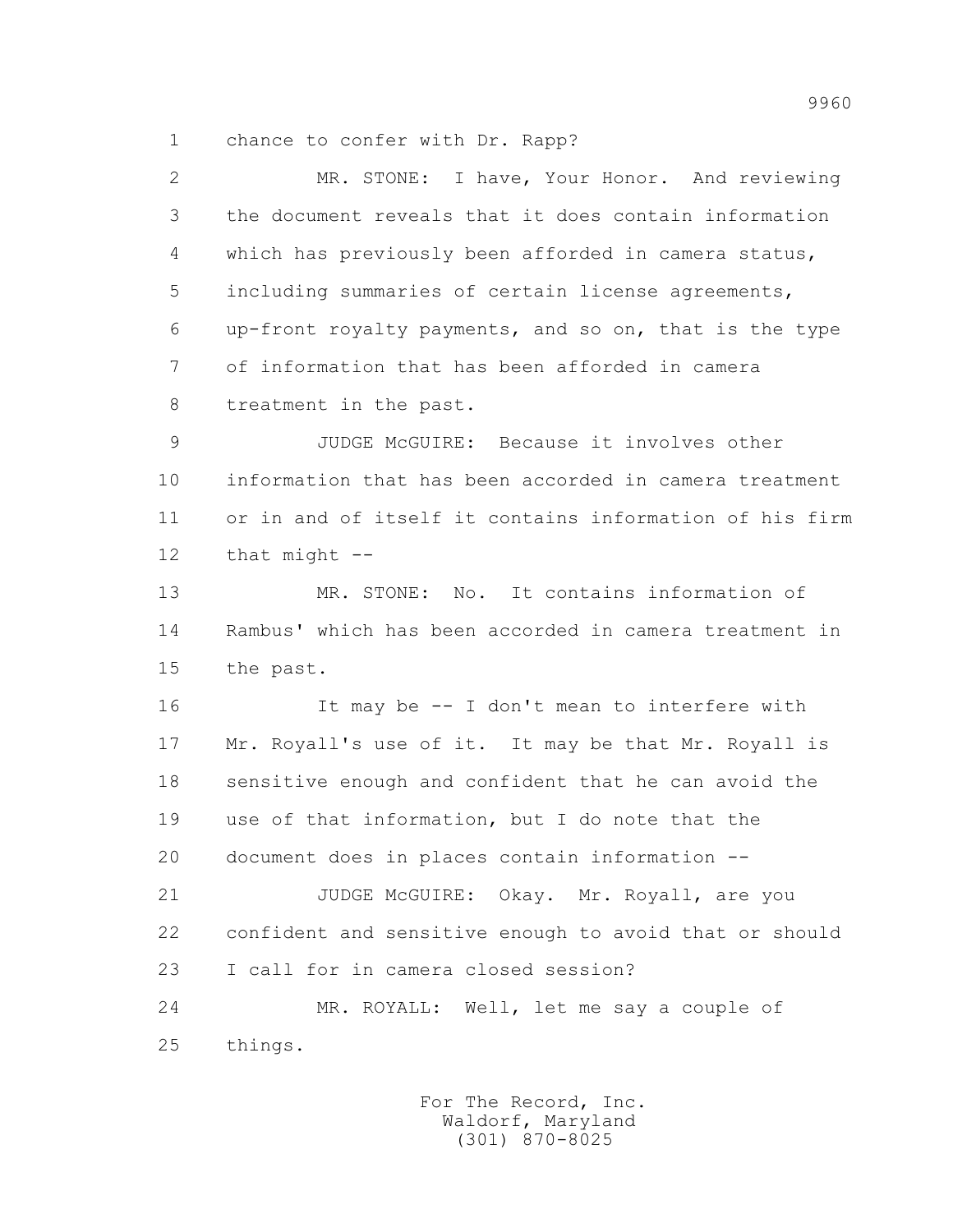chance to confer with Dr. Rapp?

MR. STONE: I have, Your Honor. And reviewing the document reveals that it does contain information which has previously been afforded in camera status, including summaries of certain license agreements, up-front royalty payments, and so on, that is the type of information that has been afforded in camera treatment in the past.

JUDGE McGUIRE: Because it involves other information that has been accorded in camera treatment or in and of itself it contains information of his firm that might --

MR. STONE: No. It contains information of Rambus' which has been accorded in camera treatment in the past.

It may be -- I don't mean to interfere with Mr. Royall's use of it. It may be that Mr. Royall is sensitive enough and confident that he can avoid the use of that information, but I do note that the document does in places contain information --

JUDGE McGUIRE: Okay. Mr. Royall, are you confident and sensitive enough to avoid that or should I call for in camera closed session?

MR. ROYALL: Well, let me say a couple of things.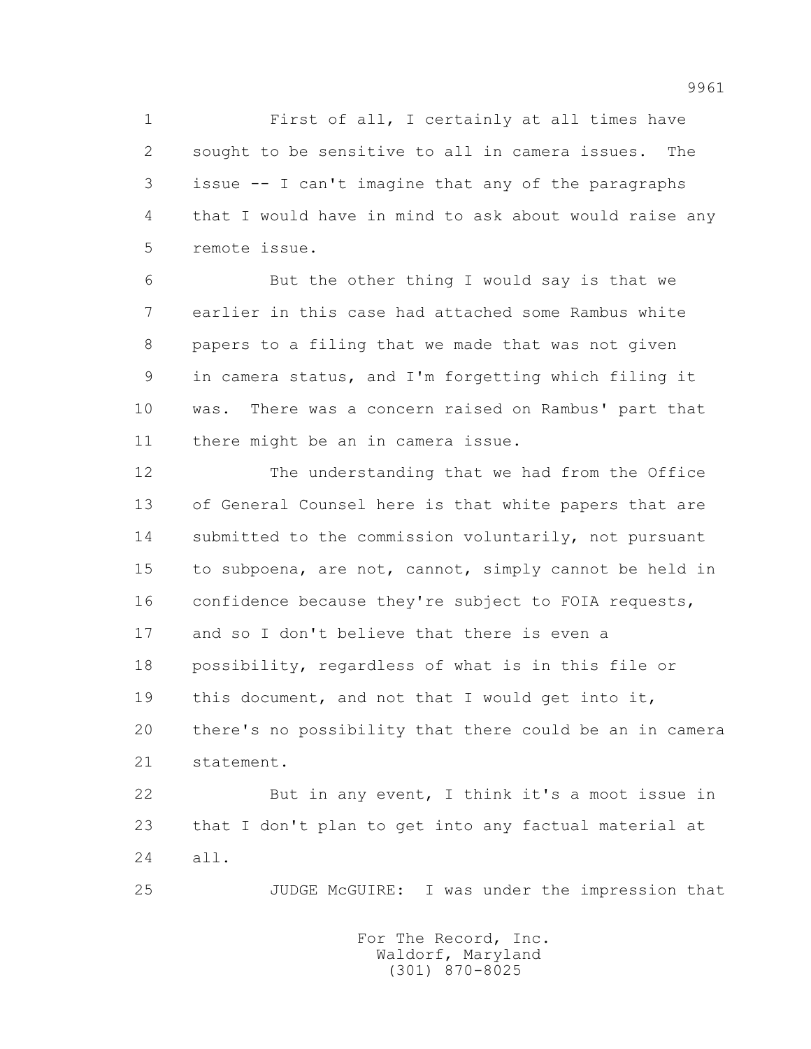First of all, I certainly at all times have sought to be sensitive to all in camera issues. The issue -- I can't imagine that any of the paragraphs that I would have in mind to ask about would raise any remote issue.

But the other thing I would say is that we earlier in this case had attached some Rambus white papers to a filing that we made that was not given in camera status, and I'm forgetting which filing it was. There was a concern raised on Rambus' part that there might be an in camera issue.

The understanding that we had from the Office of General Counsel here is that white papers that are submitted to the commission voluntarily, not pursuant to subpoena, are not, cannot, simply cannot be held in confidence because they're subject to FOIA requests, and so I don't believe that there is even a possibility, regardless of what is in this file or this document, and not that I would get into it, there's no possibility that there could be an in camera statement.

But in any event, I think it's a moot issue in that I don't plan to get into any factual material at all.

JUDGE McGUIRE: I was under the impression that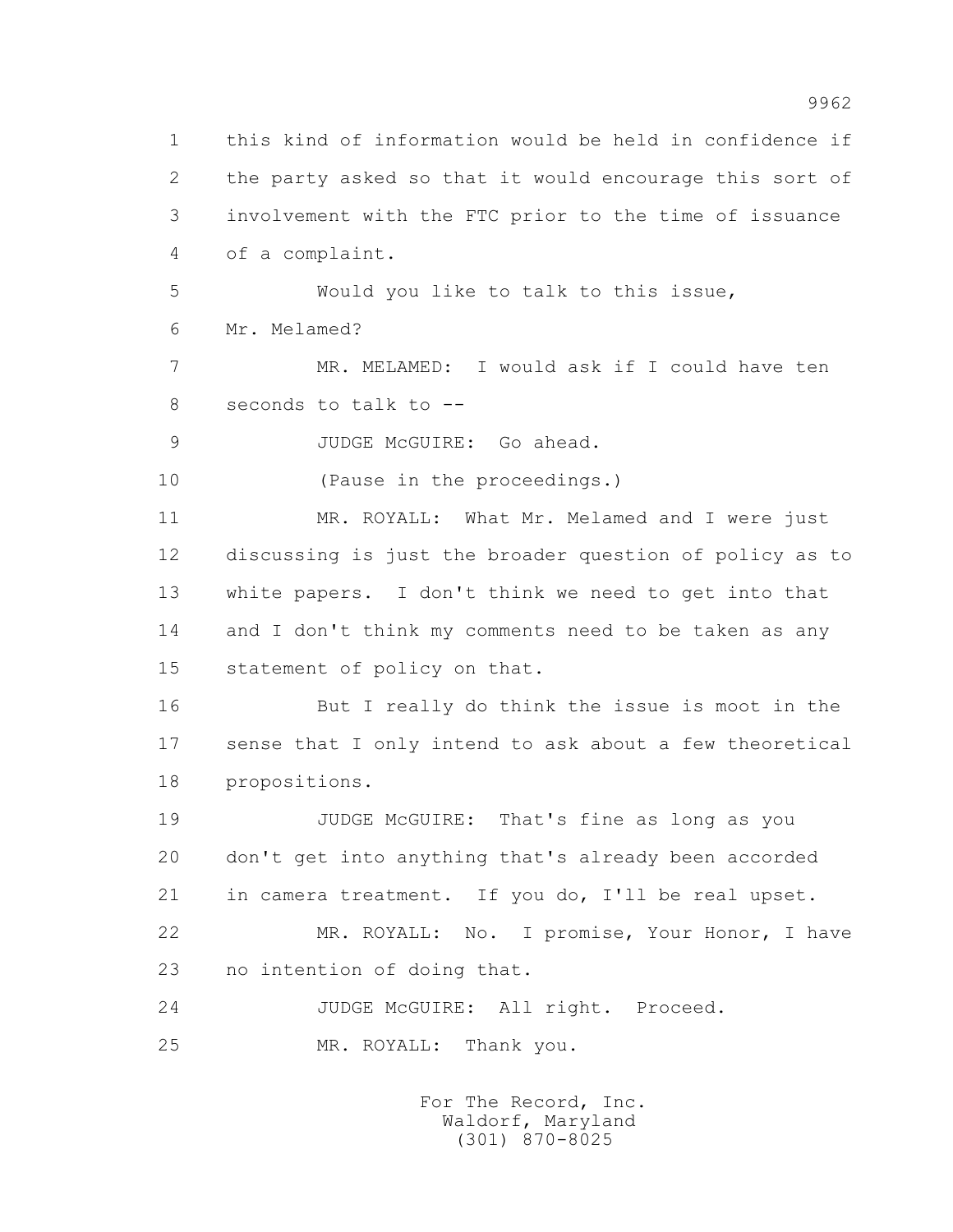1 this kind of information would be held in confidence if
2 the party asked so that it would encourage this sort of
3 involvement with the FTC prior to the time of issuance
4 of a complaint.

5 Would you like to talk to this issue,
6 Mr. Melamed?

7 MR. MELAMED: I would ask if I could have ten
8 seconds to talk to --

9 JUDGE McGUIRE: Go ahead.

10 (Pause in the proceedings.)

11 MR. ROYALL: What Mr. Melamed and I were just
12 discussing is just the broader question of policy as to
13 white papers. I don't think we need to get into that
14 and I don't think my comments need to be taken as any
15 statement of policy on that.

16 But I really do think the issue is moot in the
17 sense that I only intend to ask about a few theoretical
18 propositions.

19 JUDGE McGUIRE: That's fine as long as you
20 don't get into anything that's already been accorded
21 in camera treatment. If you do, I'll be real upset.

22 MR. ROYALL: No. I promise, Your Honor, I have
23 no intention of doing that.

24 JUDGE McGUIRE: All right. Proceed.

25 MR. ROYALL: Thank you.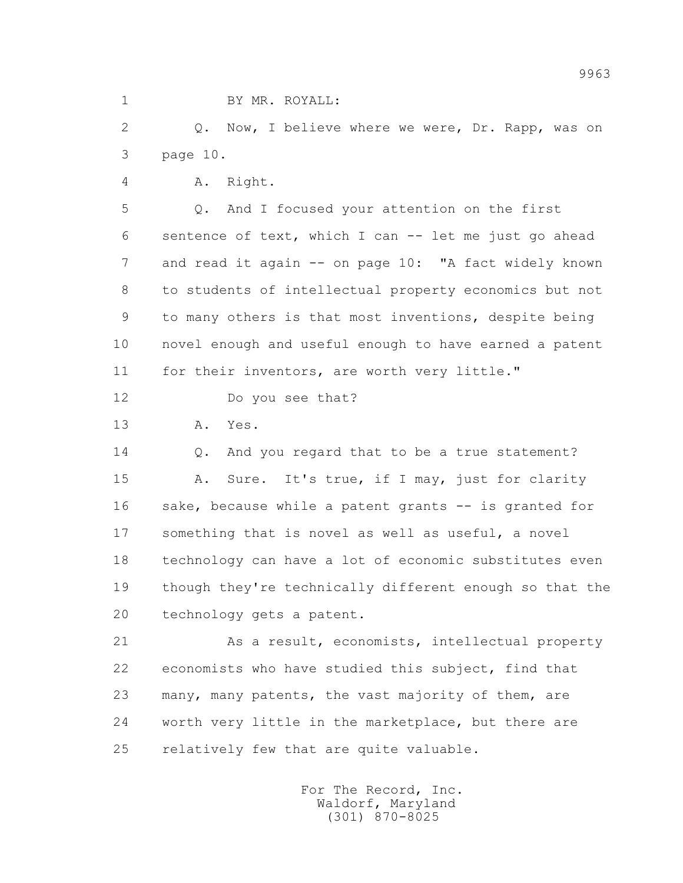BY MR. ROYALL:

Q. Now, I believe where we were, Dr. Rapp, was on page 10.

A. Right.

Q. And I focused your attention on the first sentence of text, which I can -- let me just go ahead and read it again -- on page 10: "A fact widely known to students of intellectual property economics but not to many others is that most inventions, despite being novel enough and useful enough to have earned a patent for their inventors, are worth very little."

Do you see that?

A. Yes.

Q. And you regard that to be a true statement?

A. Sure. It's true, if I may, just for clarity sake, because while a patent grants -- is granted for something that is novel as well as useful, a novel technology can have a lot of economic substitutes even though they're technically different enough so that the technology gets a patent.

As a result, economists, intellectual property economists who have studied this subject, find that many, many patents, the vast majority of them, are worth very little in the marketplace, but there are relatively few that are quite valuable.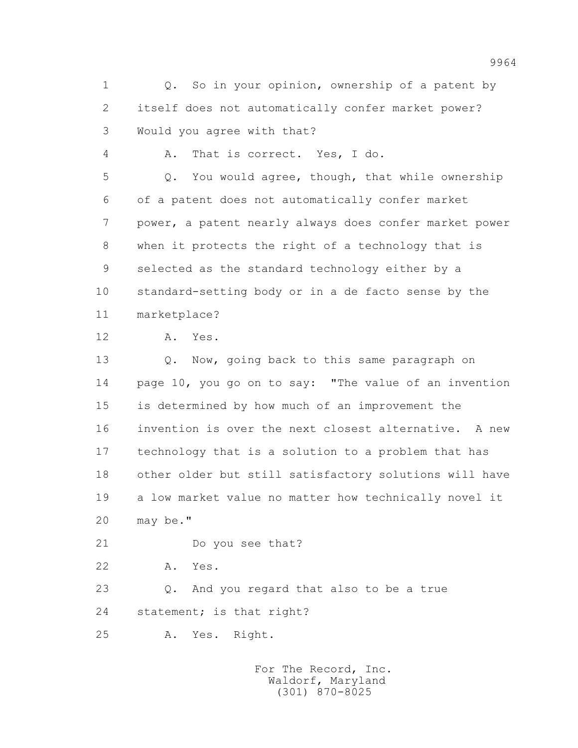1 Q. So in your opinion, ownership of a patent by
2 itself does not automatically confer market power?
3 Would you agree with that?
4 A. That is correct. Yes, I do.
5 Q. You would agree, though, that while ownership
6 of a patent does not automatically confer market
7 power, a patent nearly always does confer market power
8 when it protects the right of a technology that is
9 selected as the standard technology either by a
10 standard-setting body or in a de facto sense by the
11 marketplace?
12 A. Yes.
13 Q. Now, going back to this same paragraph on
14 page 10, you go on to say: "The value of an invention
15 is determined by how much of an improvement the
16 invention is over the next closest alternative. A new
17 technology that is a solution to a problem that has
18 other older but still satisfactory solutions will have
19 a low market value no matter how technically novel it
20 may be."
21 Do you see that?
22 A. Yes.
23 Q. And you regard that also to be a true
24 statement; is that right?
25 A. Yes. Right.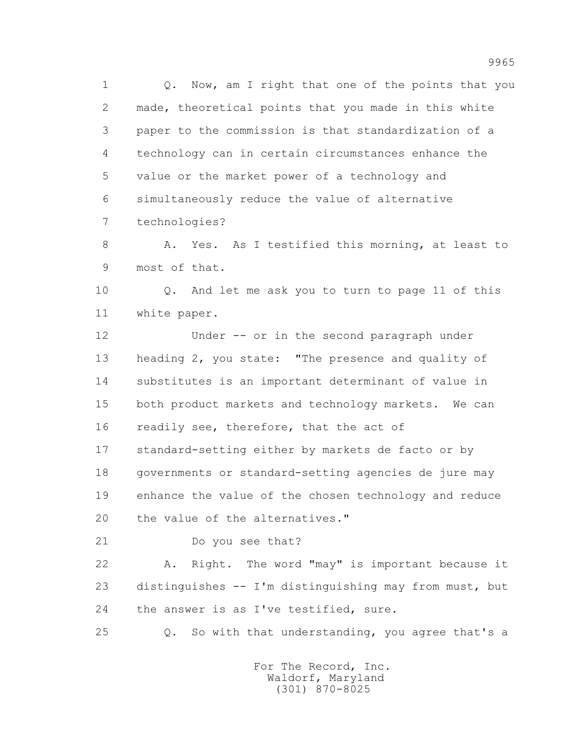1 Q. Now, am I right that one of the points that you
2 made, theoretical points that you made in this white
3 paper to the commission is that standardization of a
4 technology can in certain circumstances enhance the
5 value or the market power of a technology and
6 simultaneously reduce the value of alternative
7 technologies?

8 A. Yes. As I testified this morning, at least to
9 most of that.

10 Q. And let me ask you to turn to page 11 of this
11 white paper.

12 Under -- or in the second paragraph under
13 heading 2, you state: "The presence and quality of
14 substitutes is an important determinant of value in
15 both product markets and technology markets. We can
16 readily see, therefore, that the act of
17 standard-setting either by markets de facto or by
18 governments or standard-setting agencies de jure may
19 enhance the value of the chosen technology and reduce
20 the value of the alternatives."

21 Do you see that?

22 A. Right. The word "may" is important because it
23 distinguishes -- I'm distinguishing may from must, but
24 the answer is as I've testified, sure.

25 Q. So with that understanding, you agree that's a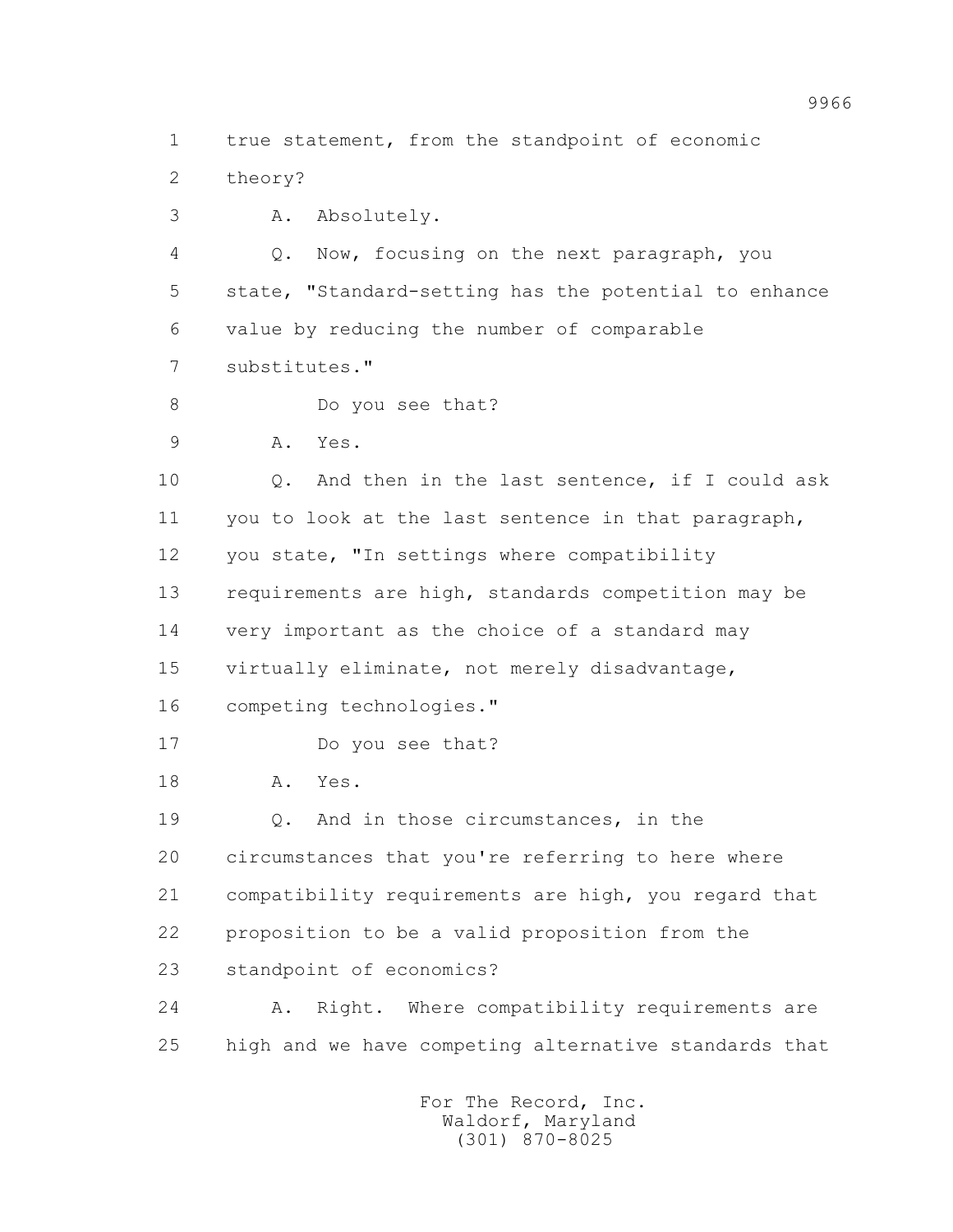1 true statement, from the standpoint of economic
2 theory?
3 A. Absolutely.
4 Q. Now, focusing on the next paragraph, you
5 state, "Standard-setting has the potential to enhance
6 value by reducing the number of comparable
7 substitutes."
8 Do you see that?
9 A. Yes.
10 Q. And then in the last sentence, if I could ask
11 you to look at the last sentence in that paragraph,
12 you state, "In settings where compatibility
13 requirements are high, standards competition may be
14 very important as the choice of a standard may
15 virtually eliminate, not merely disadvantage,
16 competing technologies."
17 Do you see that?
18 A. Yes.
19 Q. And in those circumstances, in the
20 circumstances that you're referring to here where
21 compatibility requirements are high, you regard that
22 proposition to be a valid proposition from the
23 standpoint of economics?
24 A. Right. Where compatibility requirements are
25 high and we have competing alternative standards that

For The Record, Inc.
Waldorf, Maryland
(301) 870-8025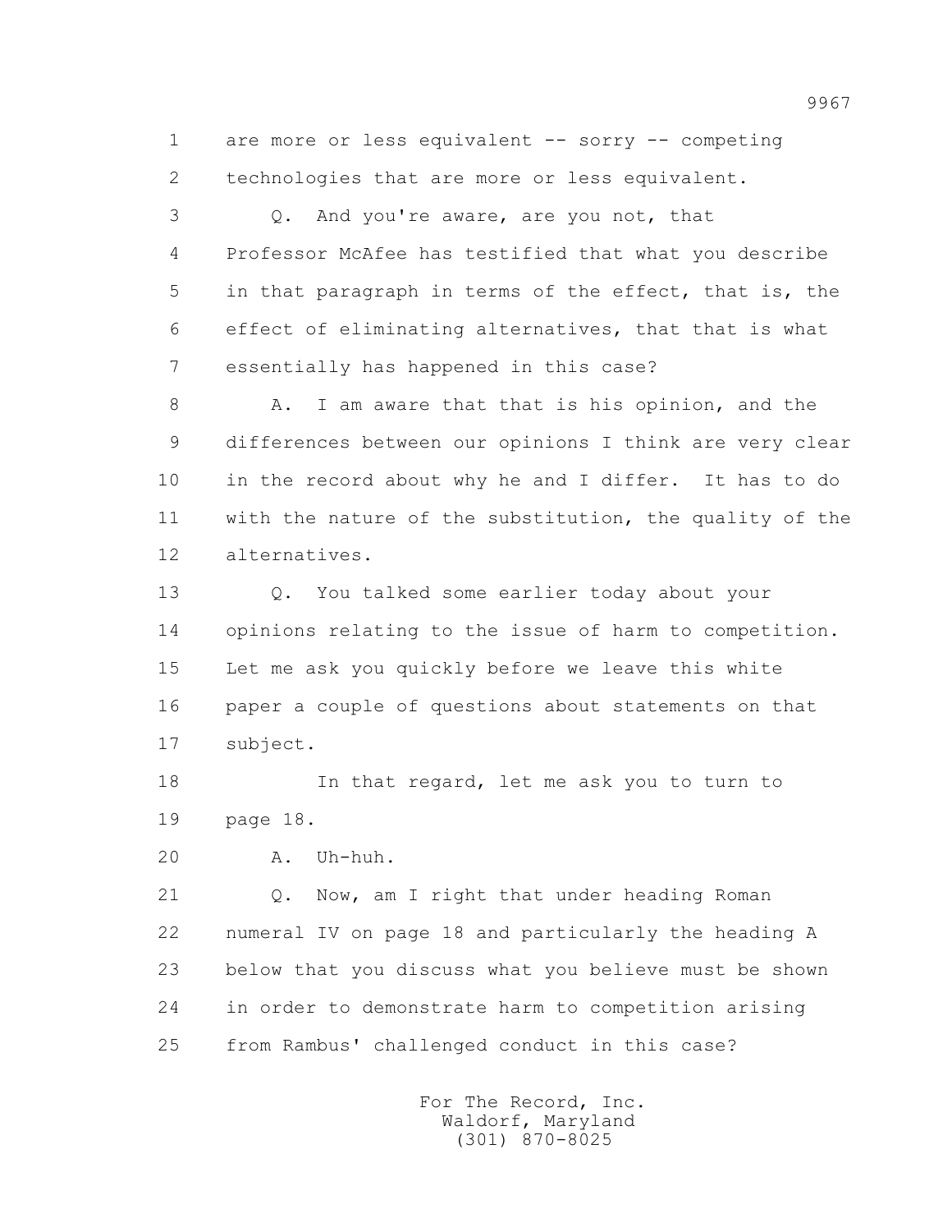1 are more or less equivalent -- sorry -- competing
2 technologies that are more or less equivalent.
3 Q. And you're aware, are you not, that
4 Professor McAfee has testified that what you describe
5 in that paragraph in terms of the effect, that is, the
6 effect of eliminating alternatives, that that is what
7 essentially has happened in this case?
8 A. I am aware that that is his opinion, and the
9 differences between our opinions I think are very clear
10 in the record about why he and I differ. It has to do
11 with the nature of the substitution, the quality of the
12 alternatives.
13 Q. You talked some earlier today about your
14 opinions relating to the issue of harm to competition.
15 Let me ask you quickly before we leave this white
16 paper a couple of questions about statements on that
17 subject.
18 In that regard, let me ask you to turn to
19 page 18.
20 A. Uh-huh.
21 Q. Now, am I right that under heading Roman
22 numeral IV on page 18 and particularly the heading A
23 below that you discuss what you believe must be shown
24 in order to demonstrate harm to competition arising
25 from Rambus' challenged conduct in this case?

For The Record, Inc.
Waldorf, Maryland
(301) 870-8025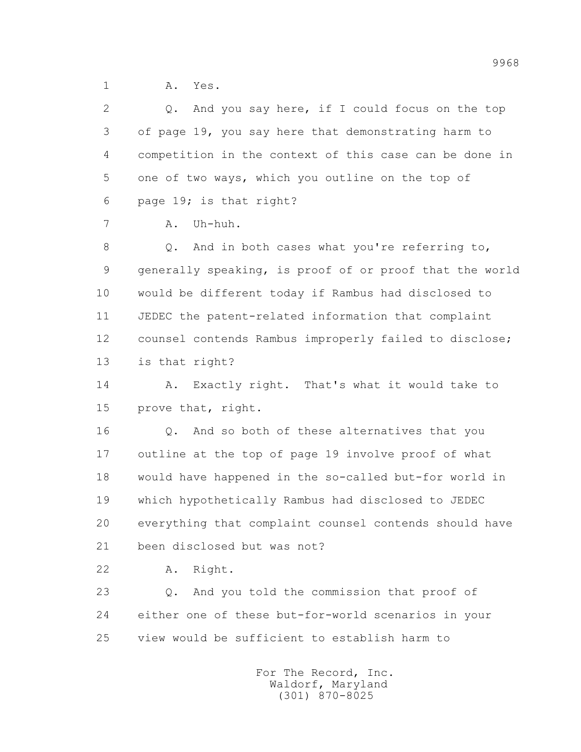1 A. Yes.

2 Q. And you say here, if I could focus on the top

3 of page 19, you say here that demonstrating harm to

4 competition in the context of this case can be done in

5 one of two ways, which you outline on the top of

6 page 19; is that right?

7 A. Uh-huh.

8 Q. And in both cases what you're referring to,

9 generally speaking, is proof of or proof that the world

10 would be different today if Rambus had disclosed to

11 JEDEC the patent-related information that complaint

12 counsel contends Rambus improperly failed to disclose;

13 is that right?

14 A. Exactly right. That's what it would take to

15 prove that, right.

16 Q. And so both of these alternatives that you

17 outline at the top of page 19 involve proof of what

18 would have happened in the so-called but-for world in

19 which hypothetically Rambus had disclosed to JEDEC

20 everything that complaint counsel contends should have

21 been disclosed but was not?

22 A. Right.

23 Q. And you told the commission that proof of

24 either one of these but-for-world scenarios in your

25 view would be sufficient to establish harm to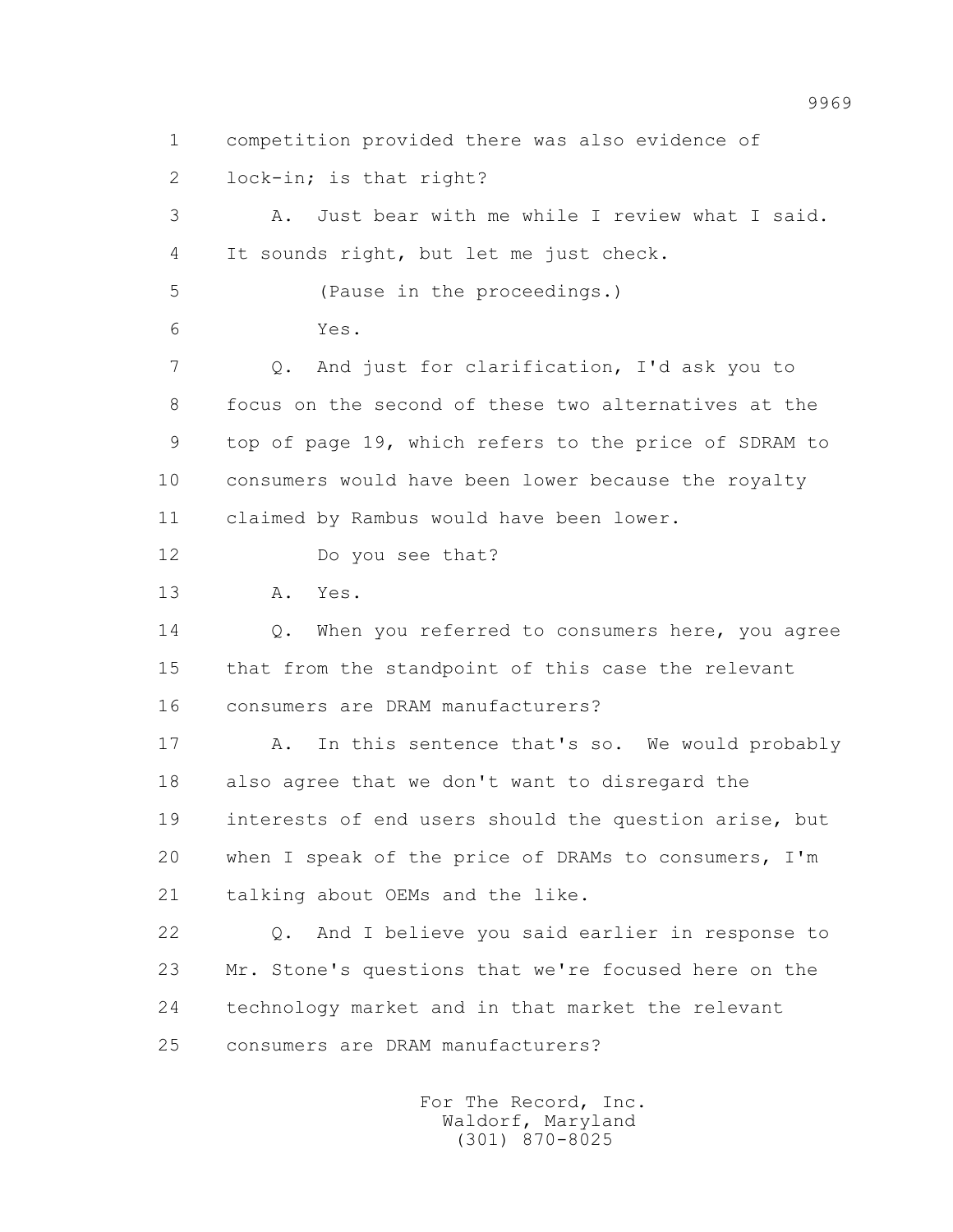1 competition provided there was also evidence of

2 lock-in; is that right?

3 A. Just bear with me while I review what I said.

4 It sounds right, but let me just check.

5 (Pause in the proceedings.)

6 Yes.

7 Q. And just for clarification, I'd ask you to

8 focus on the second of these two alternatives at the

9 top of page 19, which refers to the price of SDRAM to

10 consumers would have been lower because the royalty

11 claimed by Rambus would have been lower.

12 Do you see that?

13 A. Yes.

14 Q. When you referred to consumers here, you agree

15 that from the standpoint of this case the relevant

16 consumers are DRAM manufacturers?

17 A. In this sentence that's so. We would probably

18 also agree that we don't want to disregard the

19 interests of end users should the question arise, but

20 when I speak of the price of DRAMs to consumers, I'm

21 talking about OEMs and the like.

22 Q. And I believe you said earlier in response to

23 Mr. Stone's questions that we're focused here on the

24 technology market and in that market the relevant

25 consumers are DRAM manufacturers?

For The Record, Inc.
Waldorf, Maryland
(301) 870-8025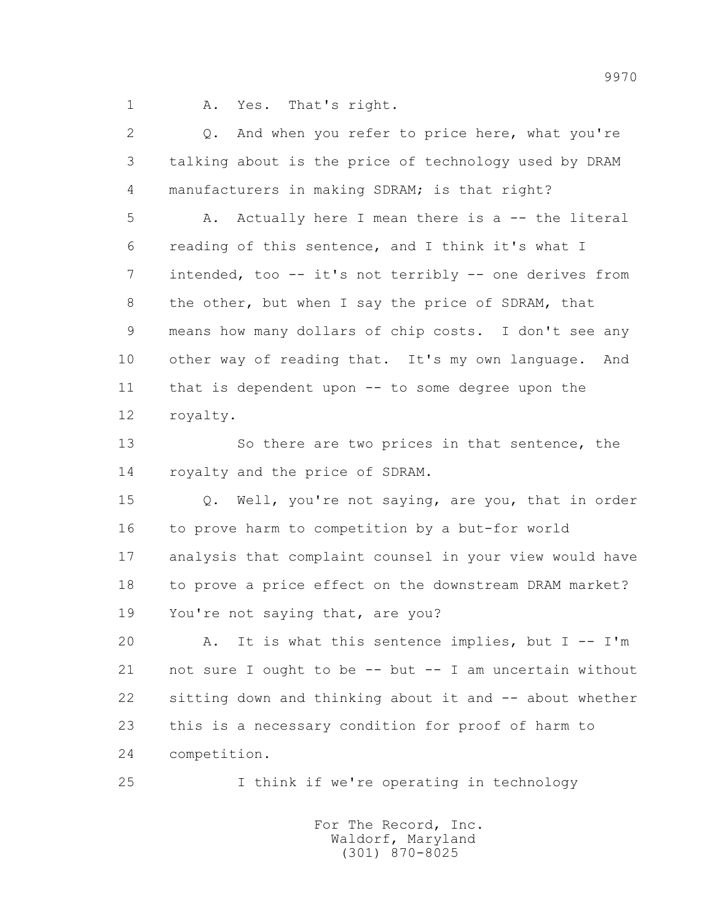A. Yes. That's right.

Q. And when you refer to price here, what you're talking about is the price of technology used by DRAM manufacturers in making SDRAM; is that right?

A. Actually here I mean there is a -- the literal reading of this sentence, and I think it's what I intended, too -- it's not terribly -- one derives from the other, but when I say the price of SDRAM, that means how many dollars of chip costs. I don't see any other way of reading that. It's my own language. And that is dependent upon -- to some degree upon the royalty.

So there are two prices in that sentence, the royalty and the price of SDRAM.

Q. Well, you're not saying, are you, that in order to prove harm to competition by a but-for world analysis that complaint counsel in your view would have to prove a price effect on the downstream DRAM market? You're not saying that, are you?

A. It is what this sentence implies, but I -- I'm not sure I ought to be -- but -- I am uncertain without sitting down and thinking about it and -- about whether this is a necessary condition for proof of harm to competition.

I think if we're operating in technology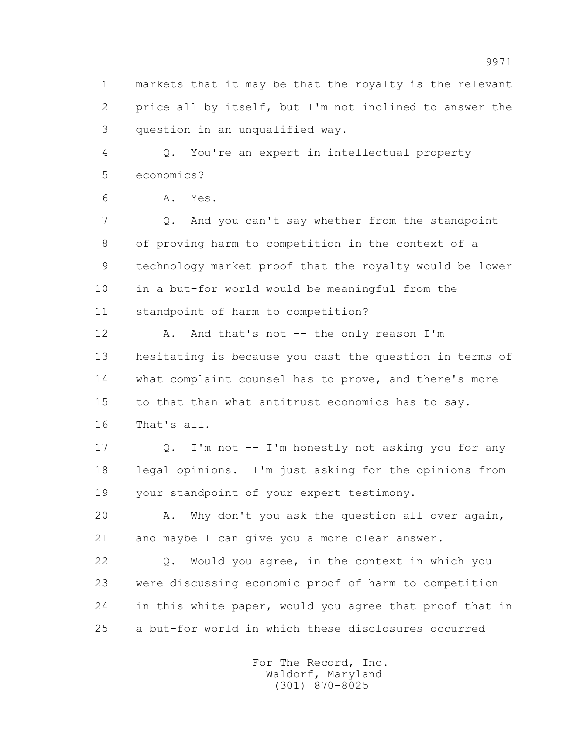1 markets that it may be that the royalty is the relevant
2 price all by itself, but I'm not inclined to answer the
3 question in an unqualified way.

4 Q. You're an expert in intellectual property
5 economics?

6 A. Yes.

7 Q. And you can't say whether from the standpoint
8 of proving harm to competition in the context of a
9 technology market proof that the royalty would be lower
10 in a but-for world would be meaningful from the
11 standpoint of harm to competition?

12 A. And that's not -- the only reason I'm
13 hesitating is because you cast the question in terms of
14 what complaint counsel has to prove, and there's more
15 to that than what antitrust economics has to say.
16 That's all.

17 Q. I'm not -- I'm honestly not asking you for any
18 legal opinions. I'm just asking for the opinions from
19 your standpoint of your expert testimony.

20 A. Why don't you ask the question all over again,
21 and maybe I can give you a more clear answer.

22 Q. Would you agree, in the context in which you
23 were discussing economic proof of harm to competition
24 in this white paper, would you agree that proof that in
25 a but-for world in which these disclosures occurred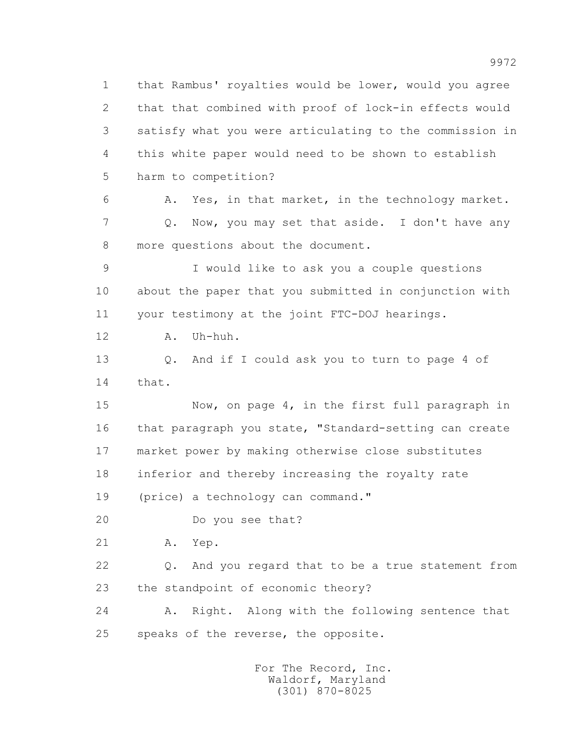that Rambus' royalties would be lower, would you agree that that combined with proof of lock-in effects would satisfy what you were articulating to the commission in this white paper would need to be shown to establish harm to competition?

A. Yes, in that market, in the technology market.

Q. Now, you may set that aside. I don't have any more questions about the document.

I would like to ask you a couple questions about the paper that you submitted in conjunction with your testimony at the joint FTC-DOJ hearings.

A. Uh-huh.

Q. And if I could ask you to turn to page 4 of that.

Now, on page 4, in the first full paragraph in that paragraph you state, "Standard-setting can create market power by making otherwise close substitutes inferior and thereby increasing the royalty rate (price) a technology can command."

Do you see that?

A. Yep.

Q. And you regard that to be a true statement from the standpoint of economic theory?

A. Right. Along with the following sentence that speaks of the reverse, the opposite.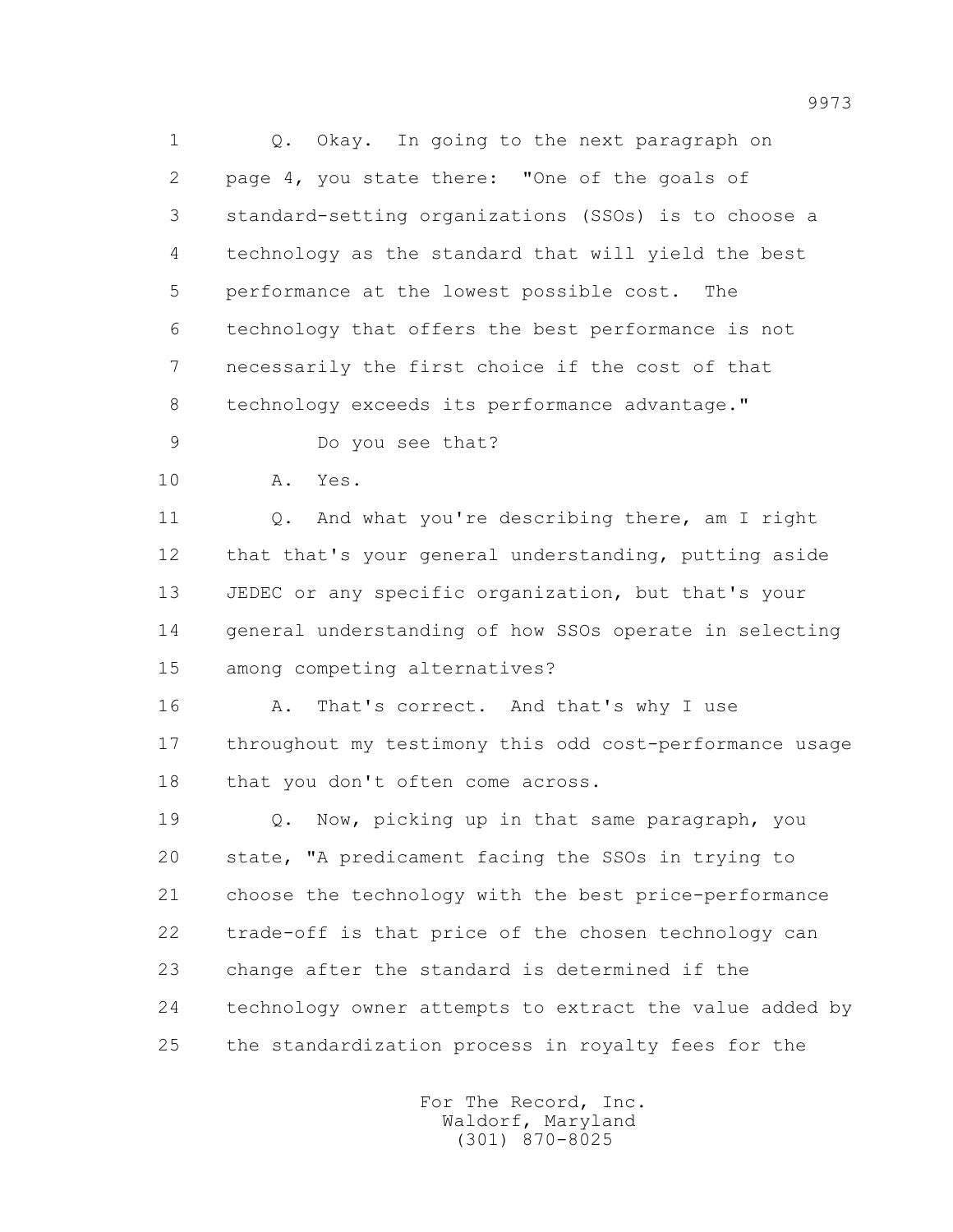Q. Okay. In going to the next paragraph on page 4, you state there: "One of the goals of standard-setting organizations (SSOs) is to choose a technology as the standard that will yield the best performance at the lowest possible cost. The technology that offers the best performance is not necessarily the first choice if the cost of that technology exceeds its performance advantage."

Do you see that?

A. Yes.

Q. And what you're describing there, am I right that that's your general understanding, putting aside JEDEC or any specific organization, but that's your general understanding of how SSOs operate in selecting among competing alternatives?

A. That's correct. And that's why I use throughout my testimony this odd cost-performance usage that you don't often come across.

Q. Now, picking up in that same paragraph, you state, "A predicament facing the SSOs in trying to choose the technology with the best price-performance trade-off is that price of the chosen technology can change after the standard is determined if the technology owner attempts to extract the value added by the standardization process in royalty fees for the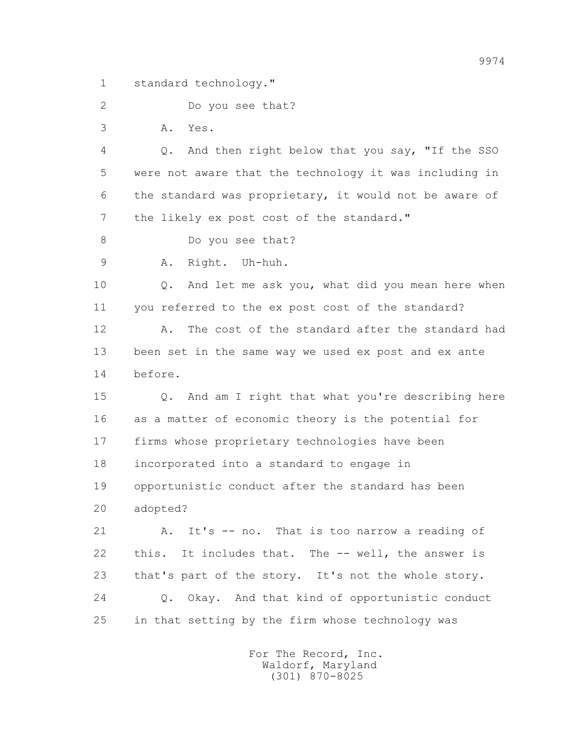standard technology."

Do you see that?

A. Yes.

Q. And then right below that you say, "If the SSO were not aware that the technology it was including in the standard was proprietary, it would not be aware of the likely ex post cost of the standard."

Do you see that?

A. Right. Uh-huh.

Q. And let me ask you, what did you mean here when you referred to the ex post cost of the standard?

A. The cost of the standard after the standard had been set in the same way we used ex post and ex ante before.

Q. And am I right that what you're describing here as a matter of economic theory is the potential for firms whose proprietary technologies have been incorporated into a standard to engage in opportunistic conduct after the standard has been adopted?

A. It's -- no. That is too narrow a reading of this. It includes that. The -- well, the answer is that's part of the story. It's not the whole story.

Q. Okay. And that kind of opportunistic conduct in that setting by the firm whose technology was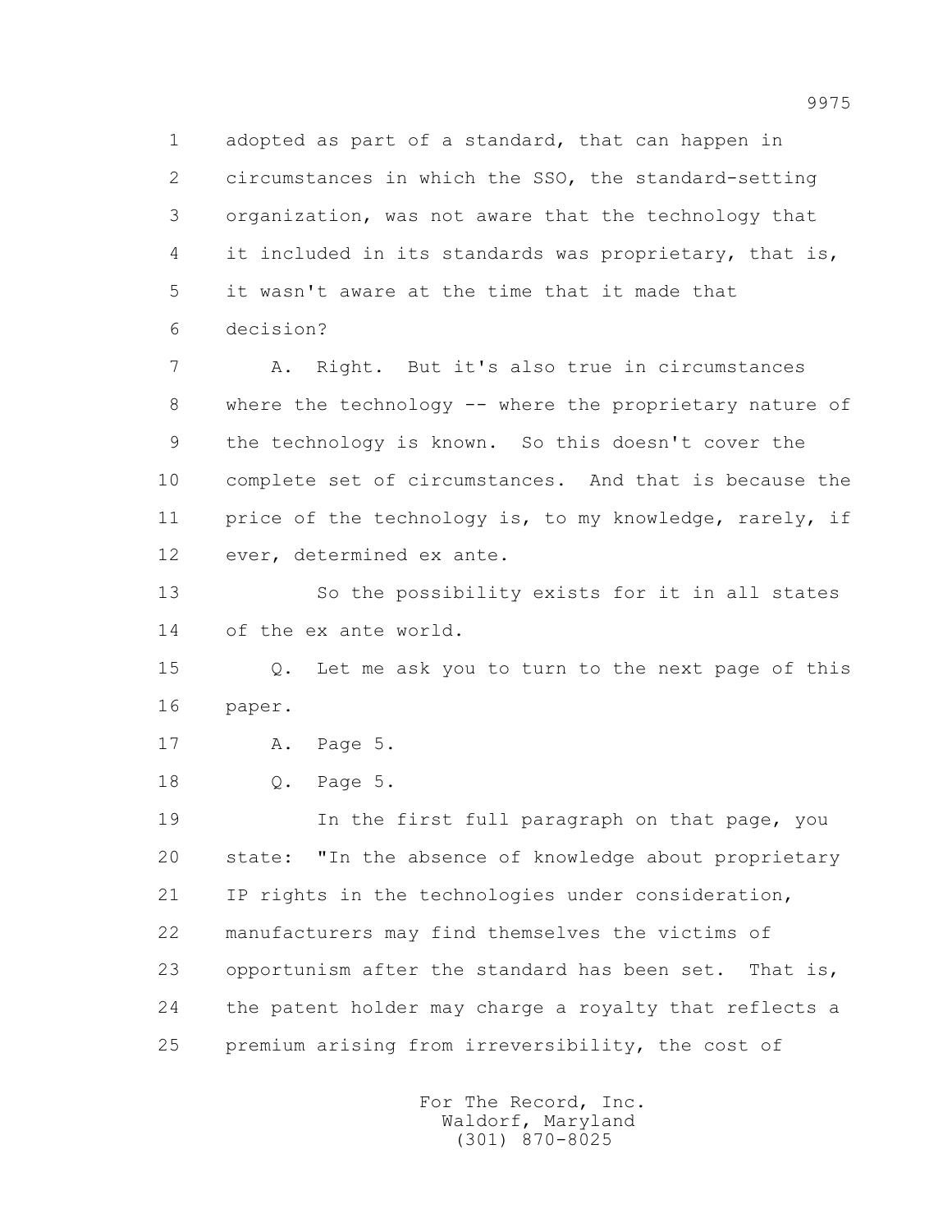1 adopted as part of a standard, that can happen in
2 circumstances in which the SSO, the standard-setting
3 organization, was not aware that the technology that
4 it included in its standards was proprietary, that is,
5 it wasn't aware at the time that it made that
6 decision?

7 A. Right. But it's also true in circumstances
8 where the technology -- where the proprietary nature of
9 the technology is known. So this doesn't cover the
10 complete set of circumstances. And that is because the
11 price of the technology is, to my knowledge, rarely, if
12 ever, determined ex ante.

13 So the possibility exists for it in all states
14 of the ex ante world.

15 Q. Let me ask you to turn to the next page of this
16 paper.

17 A. Page 5.

18 Q. Page 5.

19 In the first full paragraph on that page, you
20 state: "In the absence of knowledge about proprietary
21 IP rights in the technologies under consideration,
22 manufacturers may find themselves the victims of
23 opportunism after the standard has been set. That is,
24 the patent holder may charge a royalty that reflects a
25 premium arising from irreversibility, the cost of

For The Record, Inc.
Waldorf, Maryland
(301) 870-8025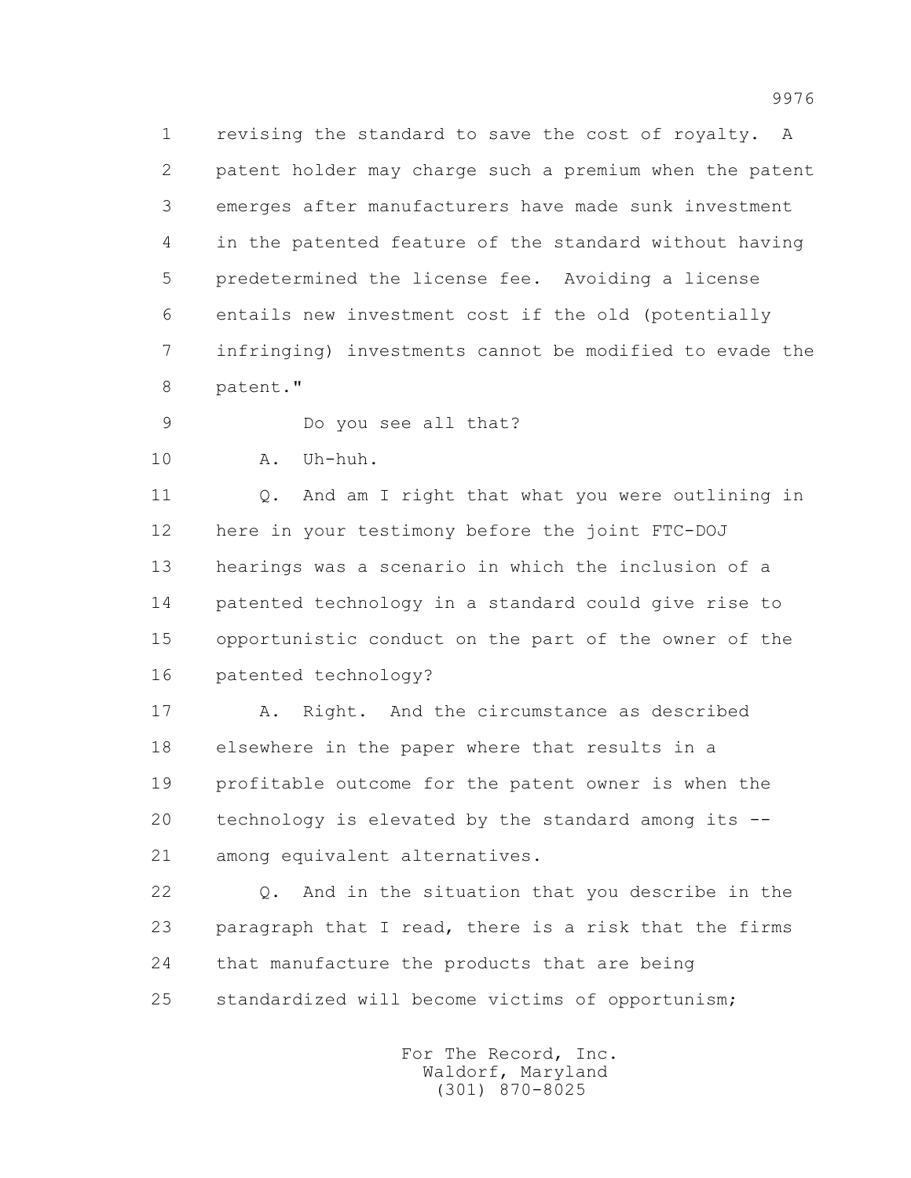1 revising the standard to save the cost of royalty. A
2 patent holder may charge such a premium when the patent
3 emerges after manufacturers have made sunk investment
4 in the patented feature of the standard without having
5 predetermined the license fee. Avoiding a license
6 entails new investment cost if the old (potentially
7 infringing) investments cannot be modified to evade the
8 patent."

9 Do you see all that?

10 A. Uh-huh.

11 Q. And am I right that what you were outlining in
12 here in your testimony before the joint FTC-DOJ
13 hearings was a scenario in which the inclusion of a
14 patented technology in a standard could give rise to
15 opportunistic conduct on the part of the owner of the
16 patented technology?

17 A. Right. And the circumstance as described
18 elsewhere in the paper where that results in a
19 profitable outcome for the patent owner is when the
20 technology is elevated by the standard among its --
21 among equivalent alternatives.

22 Q. And in the situation that you describe in the
23 paragraph that I read, there is a risk that the firms
24 that manufacture the products that are being
25 standardized will become victims of opportunism;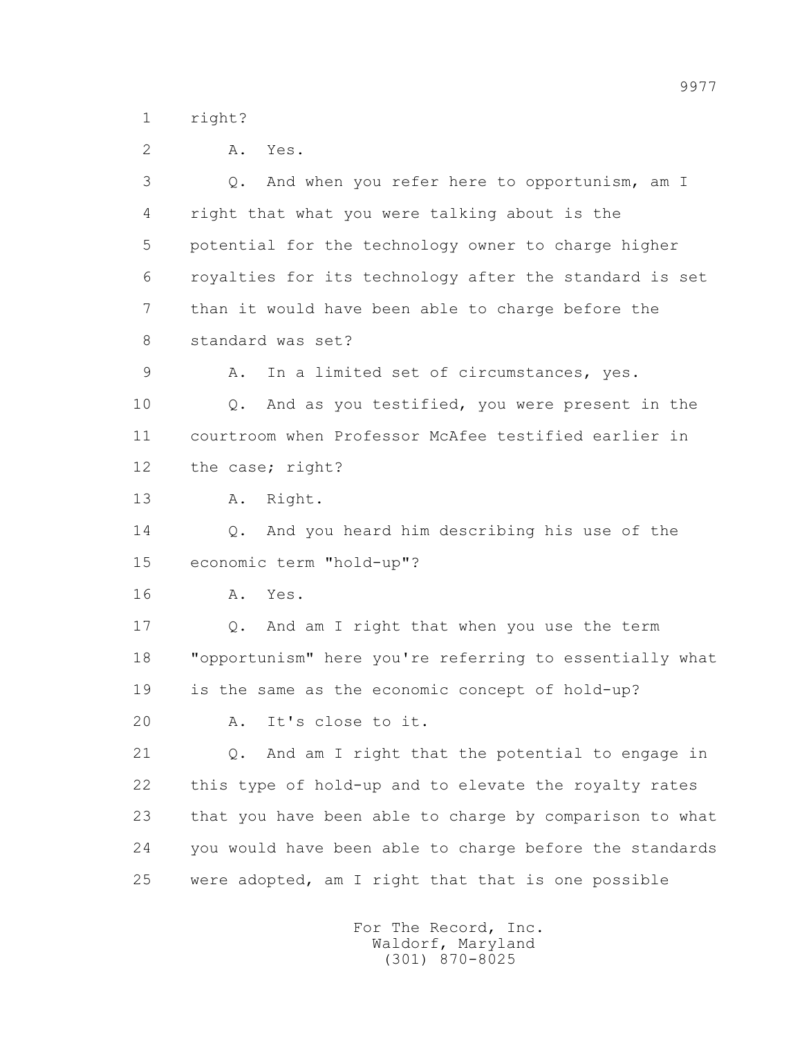1 right?

2 A. Yes.

3 Q. And when you refer here to opportunism, am I

4 right that what you were talking about is the

5 potential for the technology owner to charge higher

6 royalties for its technology after the standard is set

7 than it would have been able to charge before the

8 standard was set?

9 A. In a limited set of circumstances, yes.

10 Q. And as you testified, you were present in the

11 courtroom when Professor McAfee testified earlier in

12 the case; right?

13 A. Right.

14 Q. And you heard him describing his use of the

15 economic term "hold-up"?

16 A. Yes.

17 Q. And am I right that when you use the term

18 "opportunism" here you're referring to essentially what

19 is the same as the economic concept of hold-up?

20 A. It's close to it.

21 Q. And am I right that the potential to engage in

22 this type of hold-up and to elevate the royalty rates

23 that you have been able to charge by comparison to what

24 you would have been able to charge before the standards

25 were adopted, am I right that that is one possible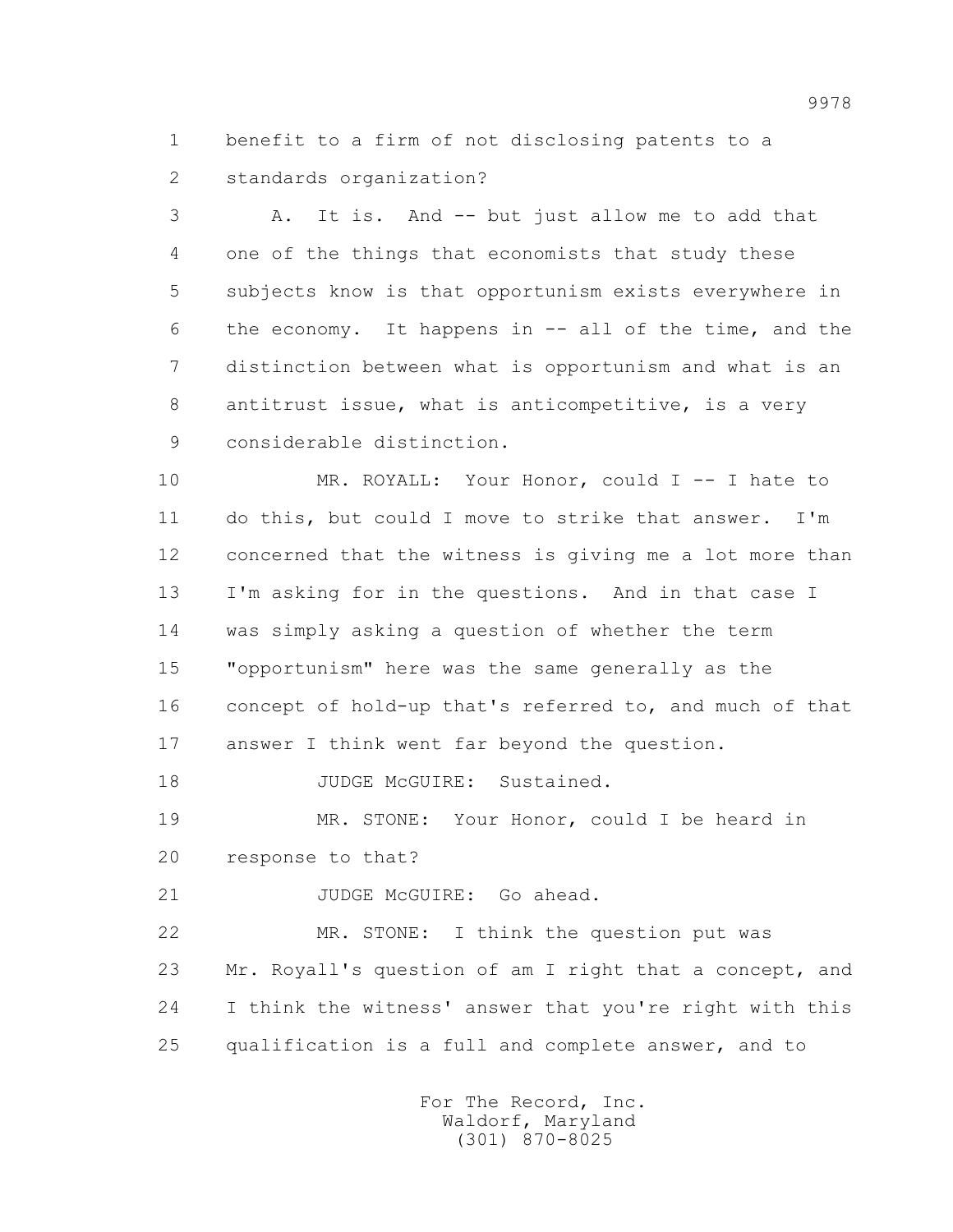1 benefit to a firm of not disclosing patents to a
2 standards organization?

3 A. It is. And -- but just allow me to add that
4 one of the things that economists that study these
5 subjects know is that opportunism exists everywhere in
6 the economy. It happens in -- all of the time, and the
7 distinction between what is opportunism and what is an
8 antitrust issue, what is anticompetitive, is a very
9 considerable distinction.

10 MR. ROYALL: Your Honor, could I -- I hate to
11 do this, but could I move to strike that answer. I'm
12 concerned that the witness is giving me a lot more than
13 I'm asking for in the questions. And in that case I
14 was simply asking a question of whether the term
15 "opportunism" here was the same generally as the
16 concept of hold-up that's referred to, and much of that
17 answer I think went far beyond the question.

18 JUDGE McGUIRE: Sustained.

19 MR. STONE: Your Honor, could I be heard in
20 response to that?

21 JUDGE McGUIRE: Go ahead.

22 MR. STONE: I think the question put was
23 Mr. Royall's question of am I right that a concept, and
24 I think the witness' answer that you're right with this
25 qualification is a full and complete answer, and to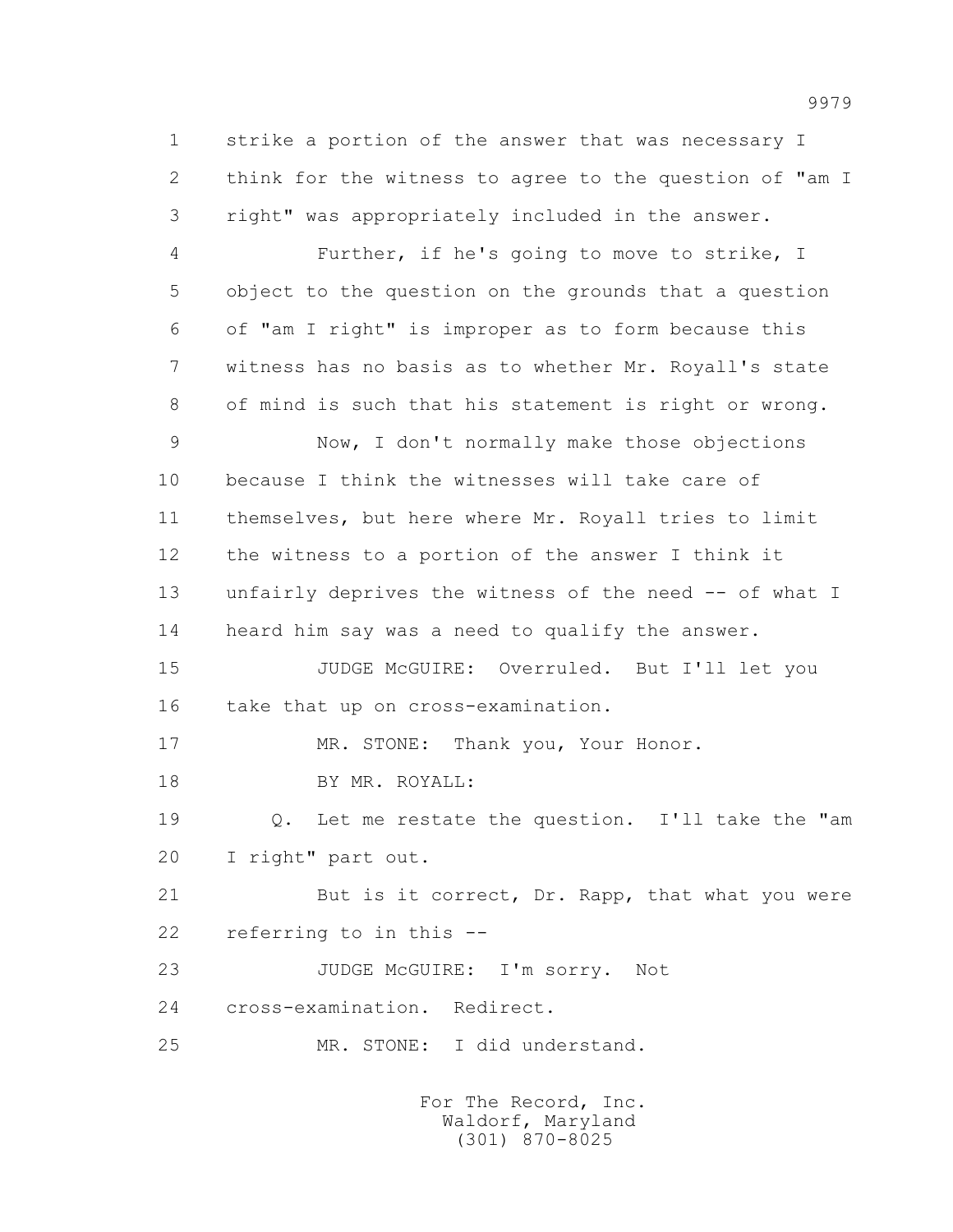1 strike a portion of the answer that was necessary I
2 think for the witness to agree to the question of "am I
3 right" was appropriately included in the answer.

4 Further, if he's going to move to strike, I
5 object to the question on the grounds that a question
6 of "am I right" is improper as to form because this
7 witness has no basis as to whether Mr. Royall's state
8 of mind is such that his statement is right or wrong.

9 Now, I don't normally make those objections
10 because I think the witnesses will take care of
11 themselves, but here where Mr. Royall tries to limit
12 the witness to a portion of the answer I think it
13 unfairly deprives the witness of the need -- of what I
14 heard him say was a need to qualify the answer.

15 JUDGE McGUIRE: Overruled. But I'll let you
16 take that up on cross-examination.

17 MR. STONE: Thank you, Your Honor.

18 BY MR. ROYALL:

19 Q. Let me restate the question. I'll take the "am
20 I right" part out.

21 But is it correct, Dr. Rapp, that what you were
22 referring to in this --

23 JUDGE McGUIRE: I'm sorry. Not
24 cross-examination. Redirect.

25 MR. STONE: I did understand.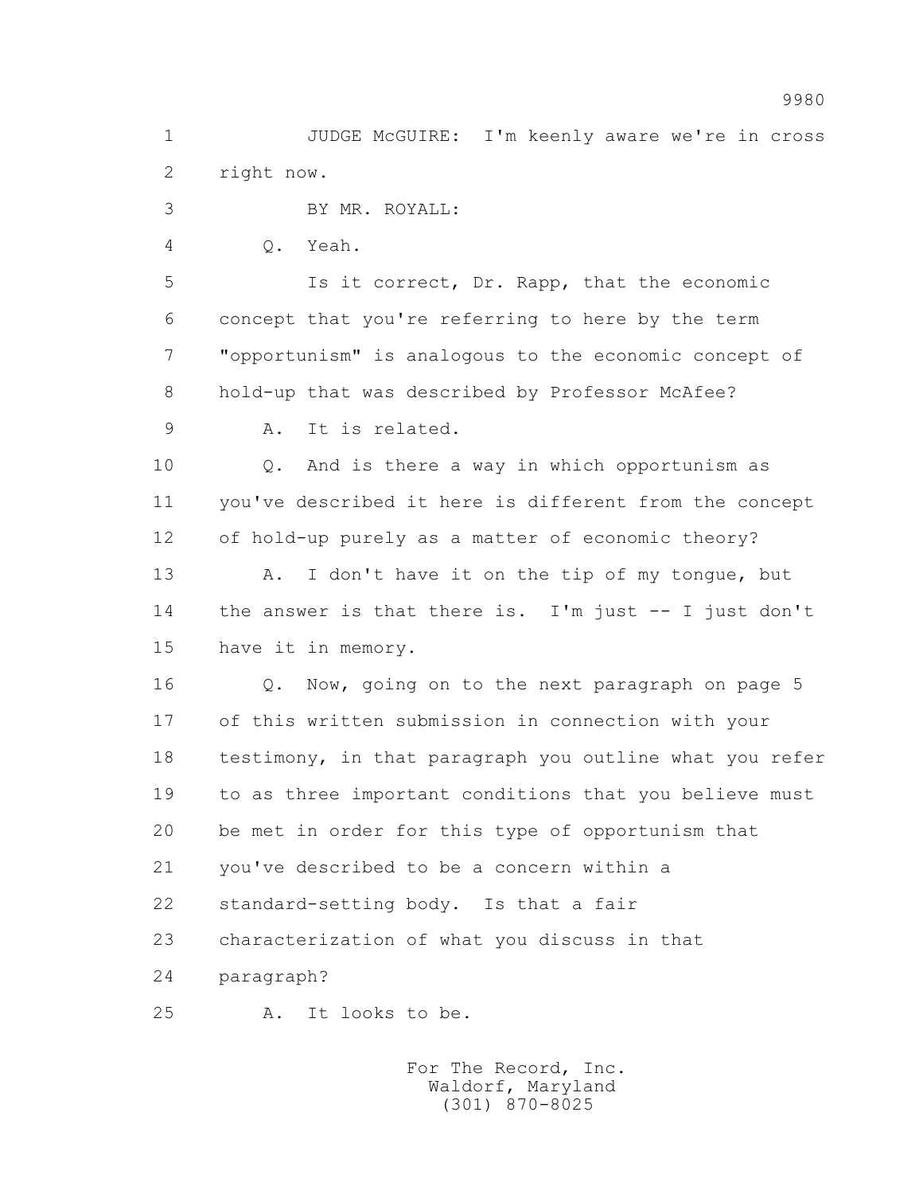1 JUDGE McGUIRE: I'm keenly aware we're in cross
2 right now.
3 BY MR. ROYALL:
4 Q. Yeah.
5 Is it correct, Dr. Rapp, that the economic
6 concept that you're referring to here by the term
7 "opportunism" is analogous to the economic concept of
8 hold-up that was described by Professor McAfee?
9 A. It is related.
10 Q. And is there a way in which opportunism as
11 you've described it here is different from the concept
12 of hold-up purely as a matter of economic theory?
13 A. I don't have it on the tip of my tongue, but
14 the answer is that there is. I'm just -- I just don't
15 have it in memory.
16 Q. Now, going on to the next paragraph on page 5
17 of this written submission in connection with your
18 testimony, in that paragraph you outline what you refer
19 to as three important conditions that you believe must
20 be met in order for this type of opportunism that
21 you've described to be a concern within a
22 standard-setting body. Is that a fair
23 characterization of what you discuss in that
24 paragraph?
25 A. It looks to be.

For The Record, Inc.
Waldorf, Maryland
(301) 870-8025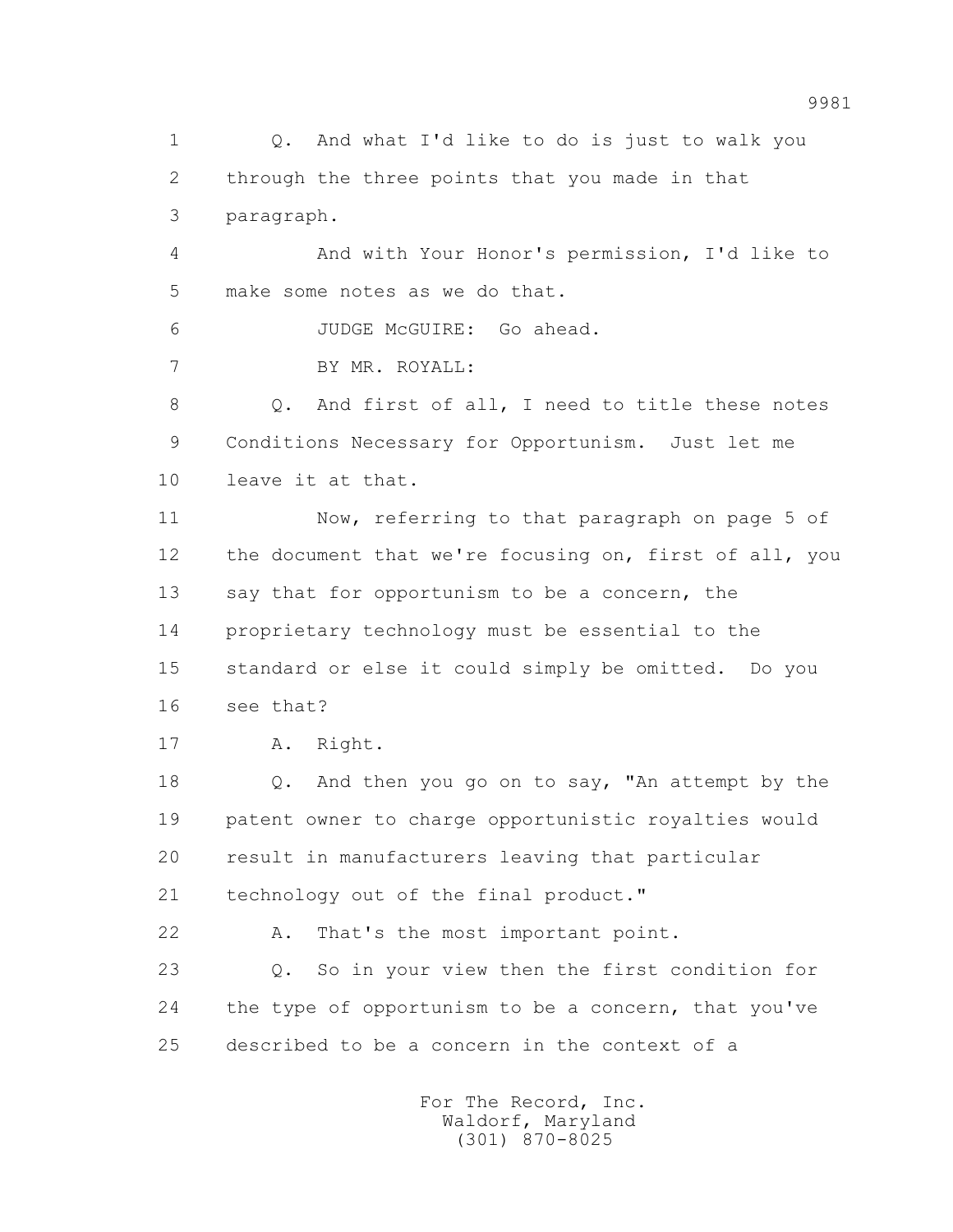1 Q. And what I'd like to do is just to walk you
2 through the three points that you made in that
3 paragraph.

4 And with Your Honor's permission, I'd like to
5 make some notes as we do that.

6 JUDGE McGUIRE: Go ahead.

7 BY MR. ROYALL:

8 Q. And first of all, I need to title these notes
9 Conditions Necessary for Opportunism. Just let me
10 leave it at that.

11 Now, referring to that paragraph on page 5 of
12 the document that we're focusing on, first of all, you
13 say that for opportunism to be a concern, the
14 proprietary technology must be essential to the
15 standard or else it could simply be omitted. Do you
16 see that?

17 A. Right.

18 Q. And then you go on to say, "An attempt by the
19 patent owner to charge opportunistic royalties would
20 result in manufacturers leaving that particular
21 technology out of the final product."

22 A. That's the most important point.

23 Q. So in your view then the first condition for
24 the type of opportunism to be a concern, that you've
25 described to be a concern in the context of a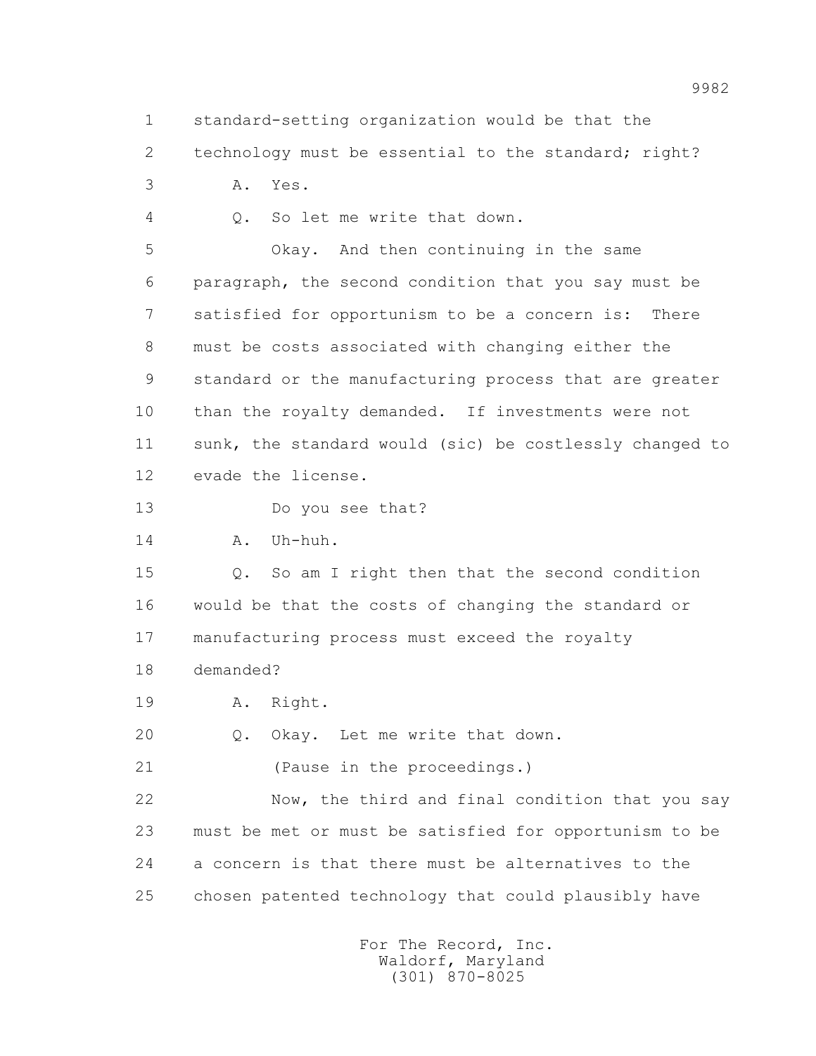1 standard-setting organization would be that the
2 technology must be essential to the standard; right?
3 A. Yes.
4 Q. So let me write that down.
5 Okay. And then continuing in the same
6 paragraph, the second condition that you say must be
7 satisfied for opportunism to be a concern is: There
8 must be costs associated with changing either the
9 standard or the manufacturing process that are greater
10 than the royalty demanded. If investments were not
11 sunk, the standard would (sic) be costlessly changed to
12 evade the license.
13 Do you see that?
14 A. Uh-huh.
15 Q. So am I right then that the second condition
16 would be that the costs of changing the standard or
17 manufacturing process must exceed the royalty
18 demanded?
19 A. Right.
20 Q. Okay. Let me write that down.
21 (Pause in the proceedings.)
22 Now, the third and final condition that you say
23 must be met or must be satisfied for opportunism to be
24 a concern is that there must be alternatives to the
25 chosen patented technology that could plausibly have

For The Record, Inc.
Waldorf, Maryland
(301) 870-8025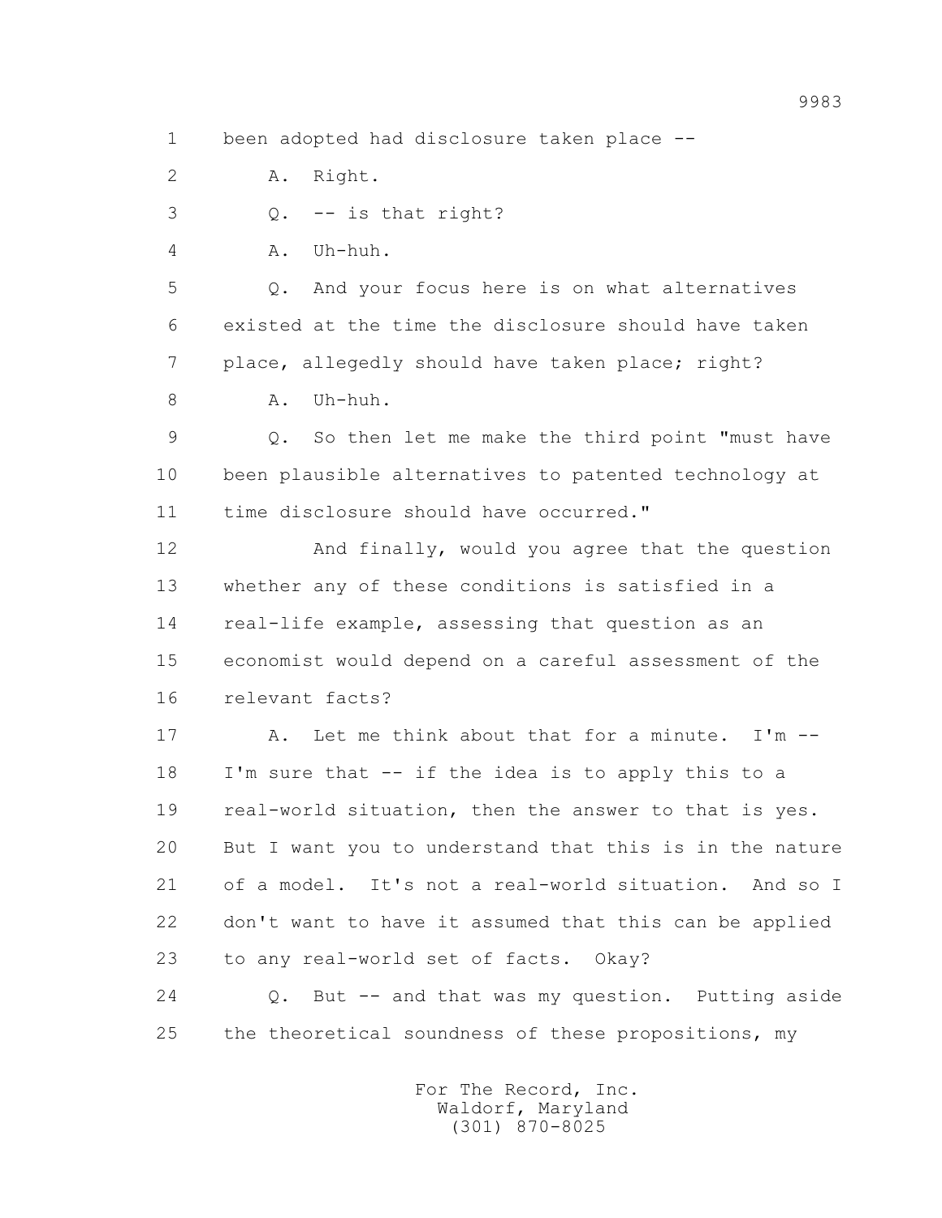1 been adopted had disclosure taken place --

2 A. Right.

3 Q. -- is that right?

4 A. Uh-huh.

5 Q. And your focus here is on what alternatives

6 existed at the time the disclosure should have taken

7 place, allegedly should have taken place; right?

8 A. Uh-huh.

9 Q. So then let me make the third point "must have

10 been plausible alternatives to patented technology at

11 time disclosure should have occurred."

12 And finally, would you agree that the question

13 whether any of these conditions is satisfied in a

14 real-life example, assessing that question as an

15 economist would depend on a careful assessment of the

16 relevant facts?

17 A. Let me think about that for a minute. I'm --

18 I'm sure that -- if the idea is to apply this to a

19 real-world situation, then the answer to that is yes.

20 But I want you to understand that this is in the nature

21 of a model. It's not a real-world situation. And so I

22 don't want to have it assumed that this can be applied

23 to any real-world set of facts. Okay?

24 Q. But -- and that was my question. Putting aside

25 the theoretical soundness of these propositions, my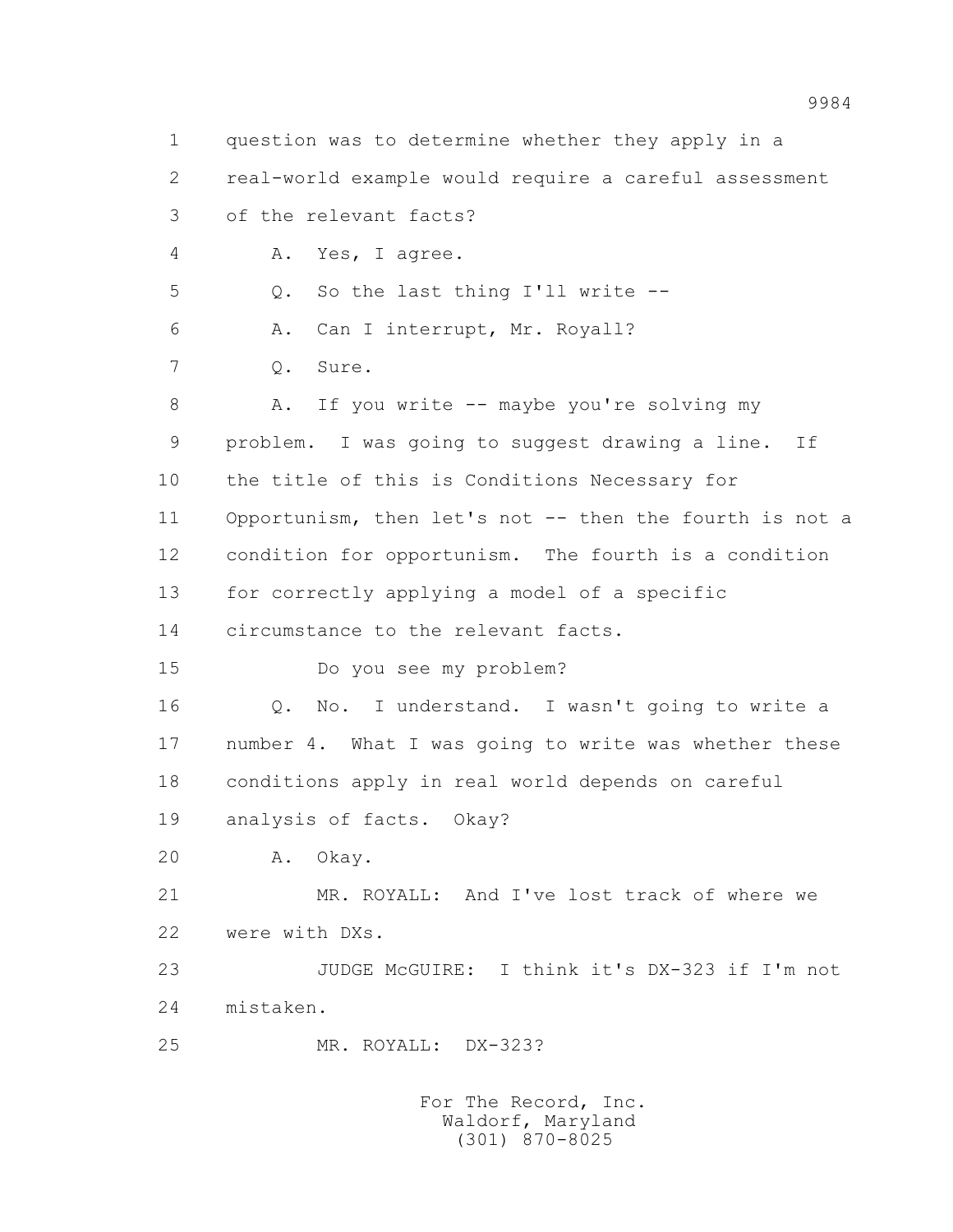1 question was to determine whether they apply in a
2 real-world example would require a careful assessment
3 of the relevant facts?
4 A. Yes, I agree.
5 Q. So the last thing I'll write --
6 A. Can I interrupt, Mr. Royall?
7 Q. Sure.
8 A. If you write -- maybe you're solving my
9 problem. I was going to suggest drawing a line. If
10 the title of this is Conditions Necessary for
11 Opportunism, then let's not -- then the fourth is not a
12 condition for opportunism. The fourth is a condition
13 for correctly applying a model of a specific
14 circumstance to the relevant facts.
15 Do you see my problem?
16 Q. No. I understand. I wasn't going to write a
17 number 4. What I was going to write was whether these
18 conditions apply in real world depends on careful
19 analysis of facts. Okay?
20 A. Okay.
21 MR. ROYALL: And I've lost track of where we
22 were with DXs.
23 JUDGE McGUIRE: I think it's DX-323 if I'm not
24 mistaken.
25 MR. ROYALL: DX-323?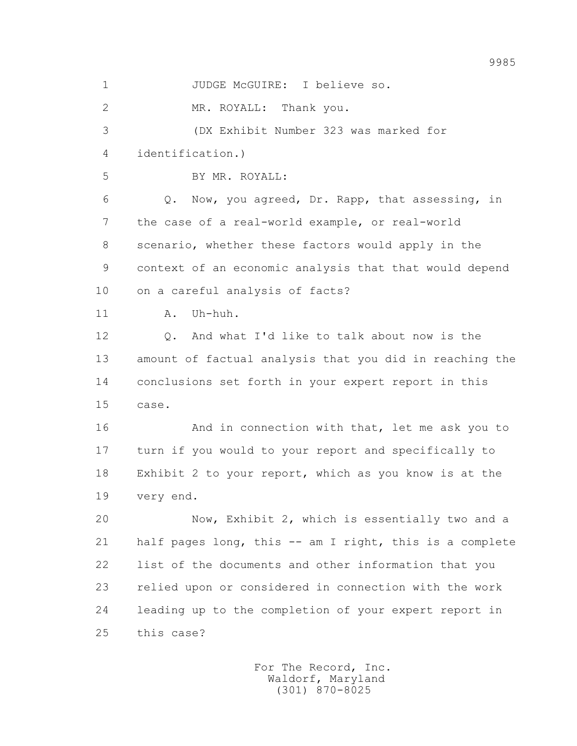1 JUDGE McGUIRE: I believe so.

2 MR. ROYALL: Thank you.

3 (DX Exhibit Number 323 was marked for

4 identification.)

5 BY MR. ROYALL:

6 Q. Now, you agreed, Dr. Rapp, that assessing, in

7 the case of a real-world example, or real-world

8 scenario, whether these factors would apply in the

9 context of an economic analysis that that would depend

10 on a careful analysis of facts?

11 A. Uh-huh.

12 Q. And what I'd like to talk about now is the

13 amount of factual analysis that you did in reaching the

14 conclusions set forth in your expert report in this

15 case.

16 And in connection with that, let me ask you to

17 turn if you would to your report and specifically to

18 Exhibit 2 to your report, which as you know is at the

19 very end.

20 Now, Exhibit 2, which is essentially two and a

21 half pages long, this -- am I right, this is a complete

22 list of the documents and other information that you

23 relied upon or considered in connection with the work

24 leading up to the completion of your expert report in

25 this case?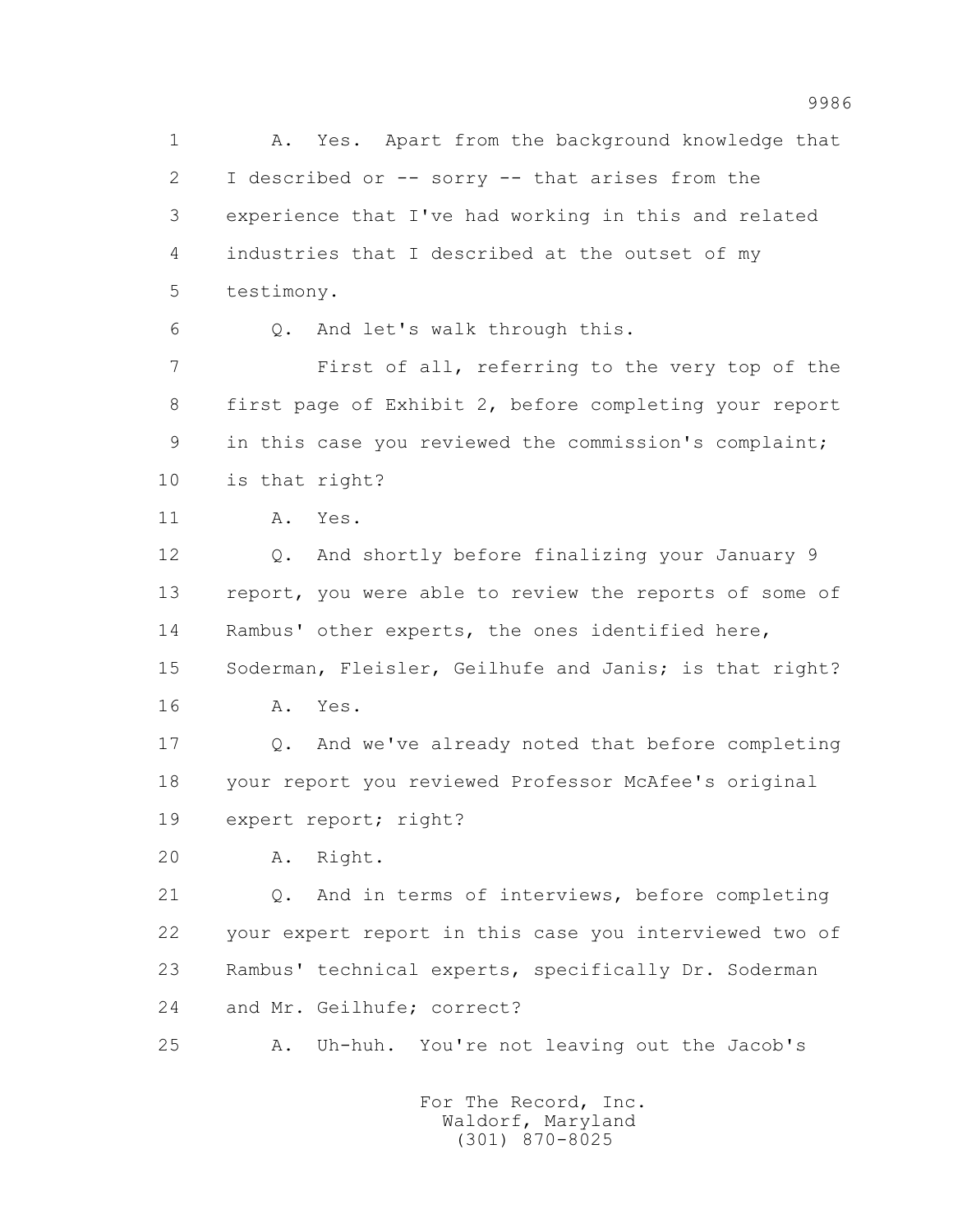1 A. Yes. Apart from the background knowledge that
2 I described or -- sorry -- that arises from the
3 experience that I've had working in this and related
4 industries that I described at the outset of my
5 testimony.
6 Q. And let's walk through this.
7 First of all, referring to the very top of the
8 first page of Exhibit 2, before completing your report
9 in this case you reviewed the commission's complaint;
10 is that right?
11 A. Yes.
12 Q. And shortly before finalizing your January 9
13 report, you were able to review the reports of some of
14 Rambus' other experts, the ones identified here,
15 Soderman, Fleisler, Geilhufe and Janis; is that right?
16 A. Yes.
17 Q. And we've already noted that before completing
18 your report you reviewed Professor McAfee's original
19 expert report; right?
20 A. Right.
21 Q. And in terms of interviews, before completing
22 your expert report in this case you interviewed two of
23 Rambus' technical experts, specifically Dr. Soderman
24 and Mr. Geilhufe; correct?
25 A. Uh-huh. You're not leaving out the Jacob's

For The Record, Inc.
Waldorf, Maryland
(301) 870-8025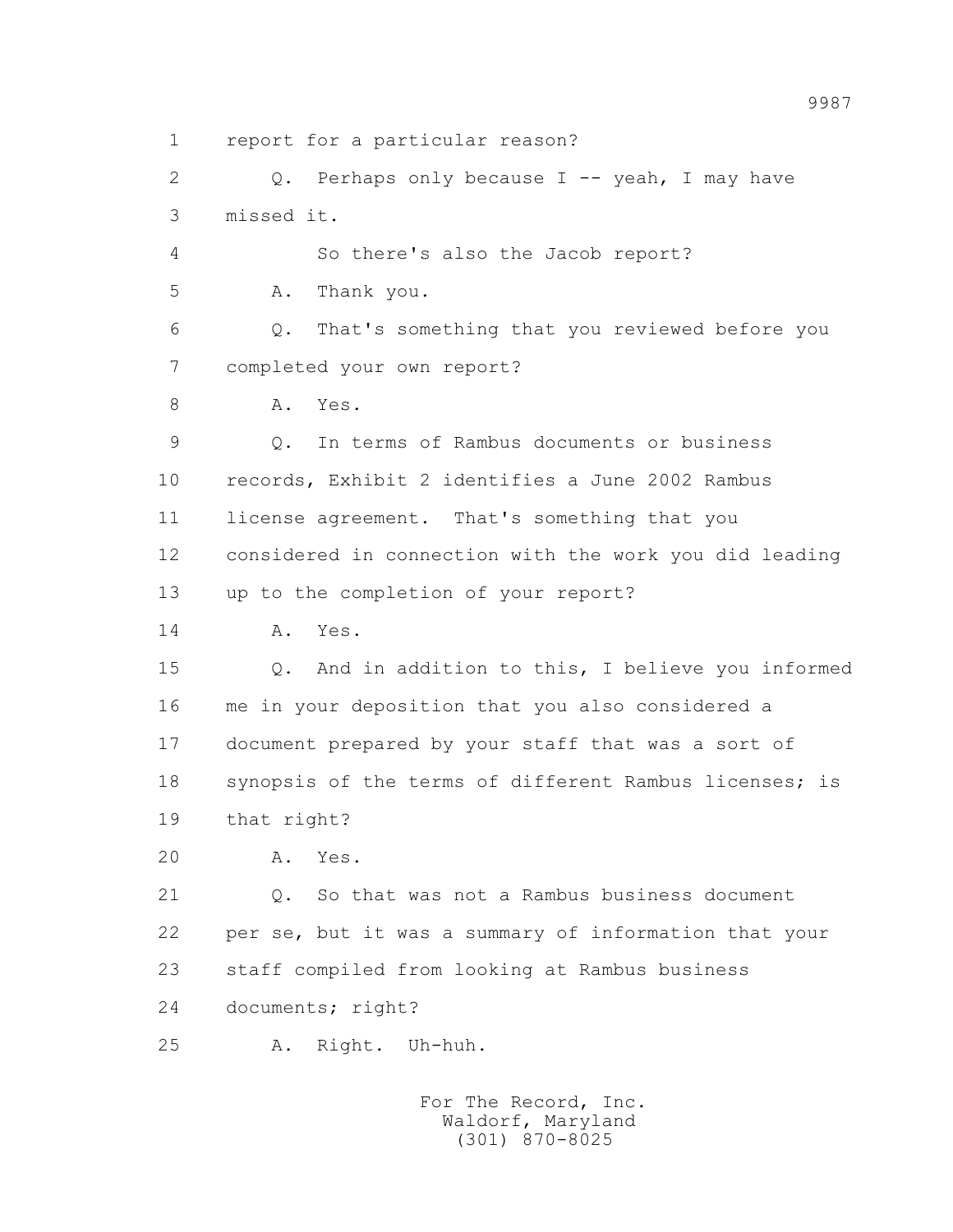1 report for a particular reason?

2 Q. Perhaps only because I -- yeah, I may have

3 missed it.

4 So there's also the Jacob report?

5 A. Thank you.

6 Q. That's something that you reviewed before you

7 completed your own report?

8 A. Yes.

9 Q. In terms of Rambus documents or business

10 records, Exhibit 2 identifies a June 2002 Rambus

11 license agreement. That's something that you

12 considered in connection with the work you did leading

13 up to the completion of your report?

14 A. Yes.

15 Q. And in addition to this, I believe you informed

16 me in your deposition that you also considered a

17 document prepared by your staff that was a sort of

18 synopsis of the terms of different Rambus licenses; is

19 that right?

20 A. Yes.

21 Q. So that was not a Rambus business document

22 per se, but it was a summary of information that your

23 staff compiled from looking at Rambus business

24 documents; right?

25 A. Right. Uh-huh.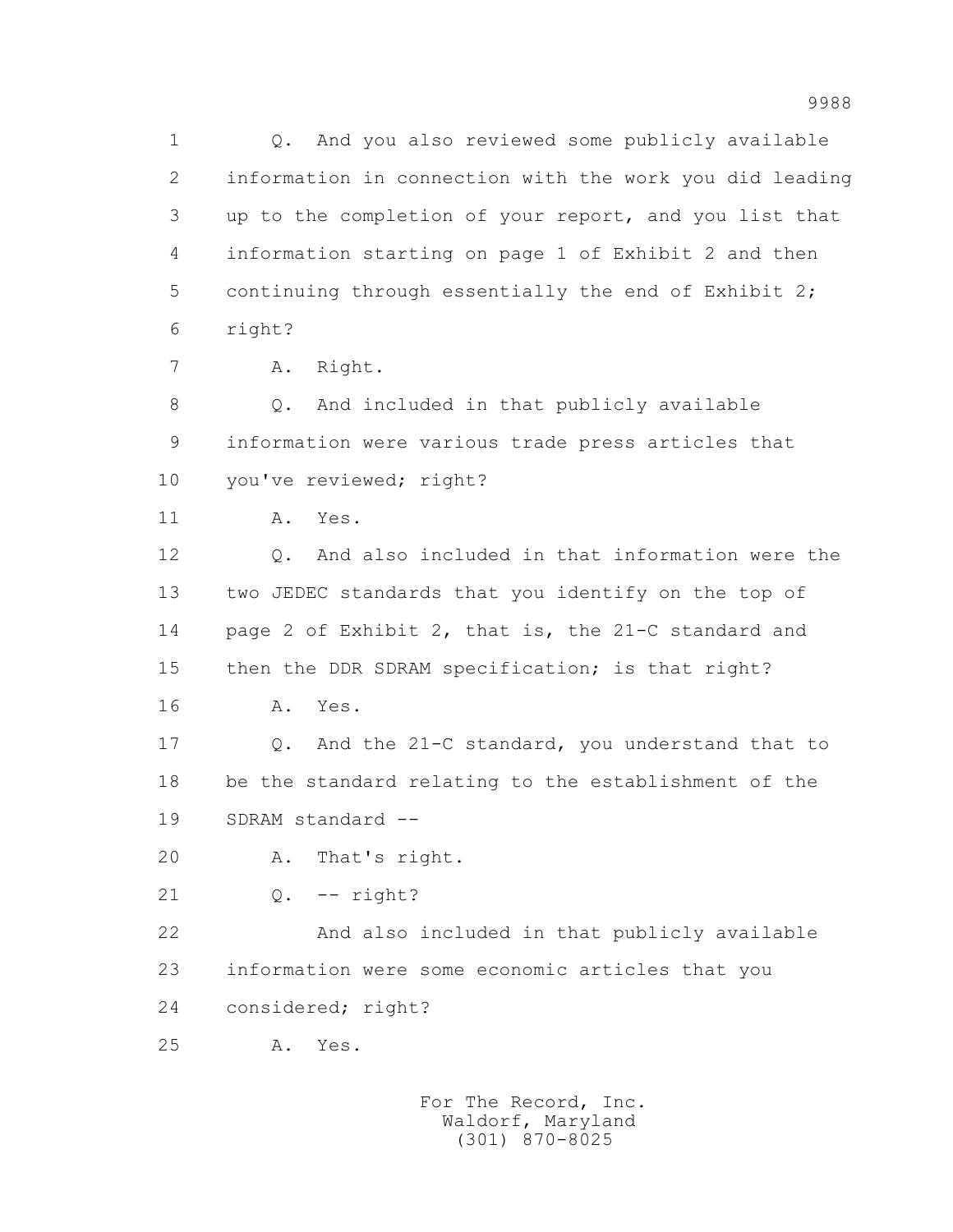1 Q. And you also reviewed some publicly available
2 information in connection with the work you did leading
3 up to the completion of your report, and you list that
4 information starting on page 1 of Exhibit 2 and then
5 continuing through essentially the end of Exhibit 2;
6 right?
7 A. Right.
8 Q. And included in that publicly available
9 information were various trade press articles that
10 you've reviewed; right?
11 A. Yes.
12 Q. And also included in that information were the
13 two JEDEC standards that you identify on the top of
14 page 2 of Exhibit 2, that is, the 21-C standard and
15 then the DDR SDRAM specification; is that right?
16 A. Yes.
17 Q. And the 21-C standard, you understand that to
18 be the standard relating to the establishment of the
19 SDRAM standard --
20 A. That's right.
21 Q. -- right?
22 And also included in that publicly available
23 information were some economic articles that you
24 considered; right?
25 A. Yes.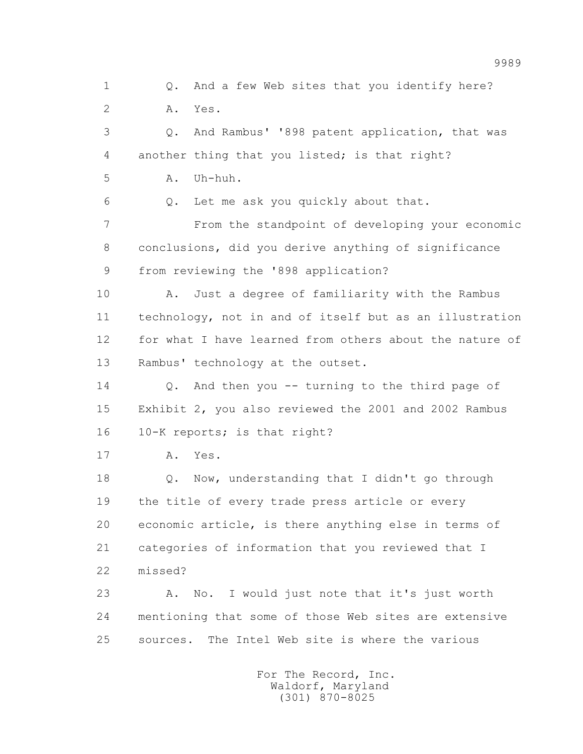1 Q. And a few Web sites that you identify here?

2 A. Yes.

3 Q. And Rambus' '898 patent application, that was

4 another thing that you listed; is that right?

5 A. Uh-huh.

6 Q. Let me ask you quickly about that.

7 From the standpoint of developing your economic

8 conclusions, did you derive anything of significance

9 from reviewing the '898 application?

10 A. Just a degree of familiarity with the Rambus

11 technology, not in and of itself but as an illustration

12 for what I have learned from others about the nature of

13 Rambus' technology at the outset.

14 Q. And then you -- turning to the third page of

15 Exhibit 2, you also reviewed the 2001 and 2002 Rambus

16 10-K reports; is that right?

17 A. Yes.

18 Q. Now, understanding that I didn't go through

19 the title of every trade press article or every

20 economic article, is there anything else in terms of

21 categories of information that you reviewed that I

22 missed?

23 A. No. I would just note that it's just worth

24 mentioning that some of those Web sites are extensive

25 sources. The Intel Web site is where the various

For The Record, Inc.
Waldorf, Maryland
(301) 870-8025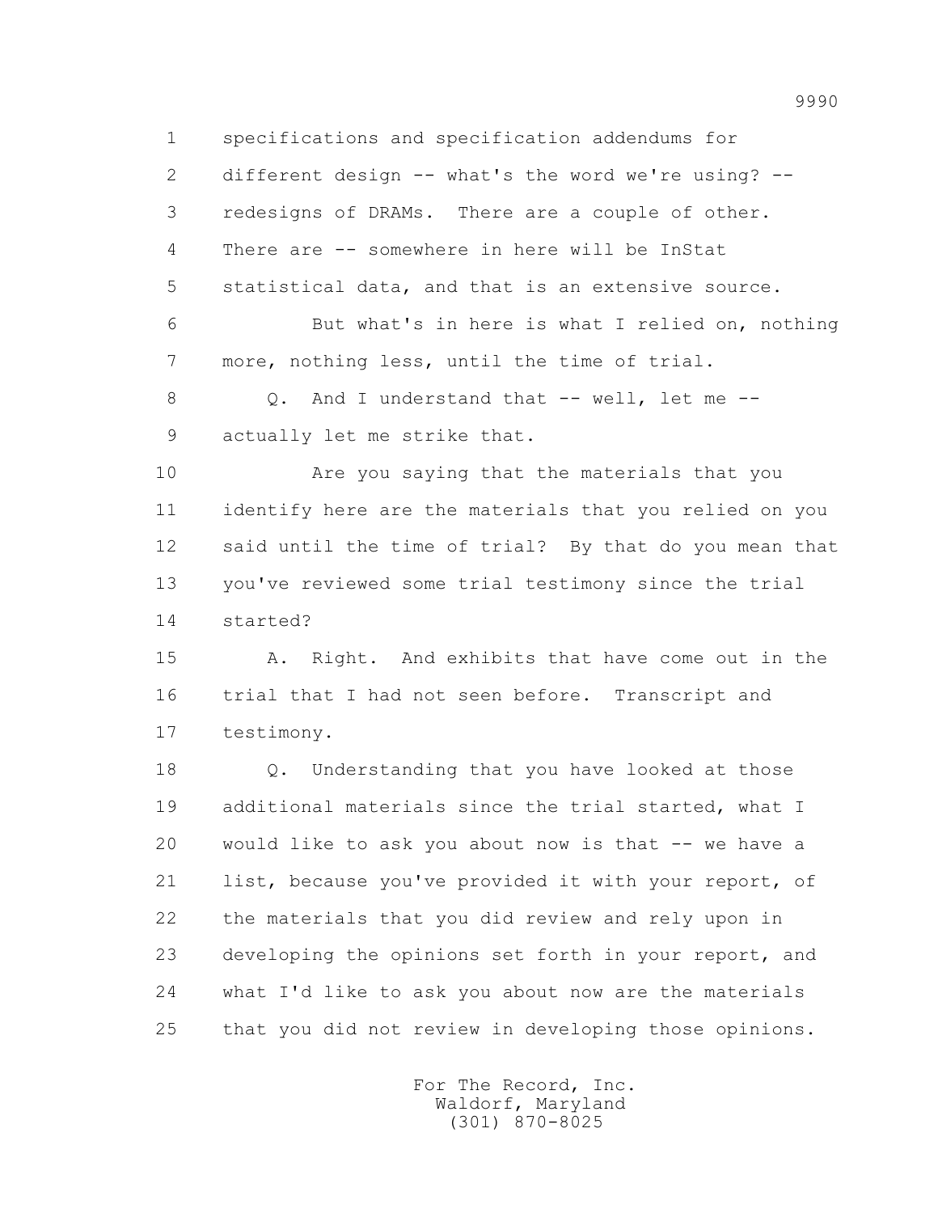1 specifications and specification addendums for
2 different design -- what's the word we're using? --
3 redesigns of DRAMs. There are a couple of other.
4 There are -- somewhere in here will be InStat
5 statistical data, and that is an extensive source.
6 But what's in here is what I relied on, nothing
7 more, nothing less, until the time of trial.
8 Q. And I understand that -- well, let me --
9 actually let me strike that.
10 Are you saying that the materials that you
11 identify here are the materials that you relied on you
12 said until the time of trial? By that do you mean that
13 you've reviewed some trial testimony since the trial
14 started?
15 A. Right. And exhibits that have come out in the
16 trial that I had not seen before. Transcript and
17 testimony.
18 Q. Understanding that you have looked at those
19 additional materials since the trial started, what I
20 would like to ask you about now is that -- we have a
21 list, because you've provided it with your report, of
22 the materials that you did review and rely upon in
23 developing the opinions set forth in your report, and
24 what I'd like to ask you about now are the materials
25 that you did not review in developing those opinions.

For The Record, Inc.
Waldorf, Maryland
(301) 870-8025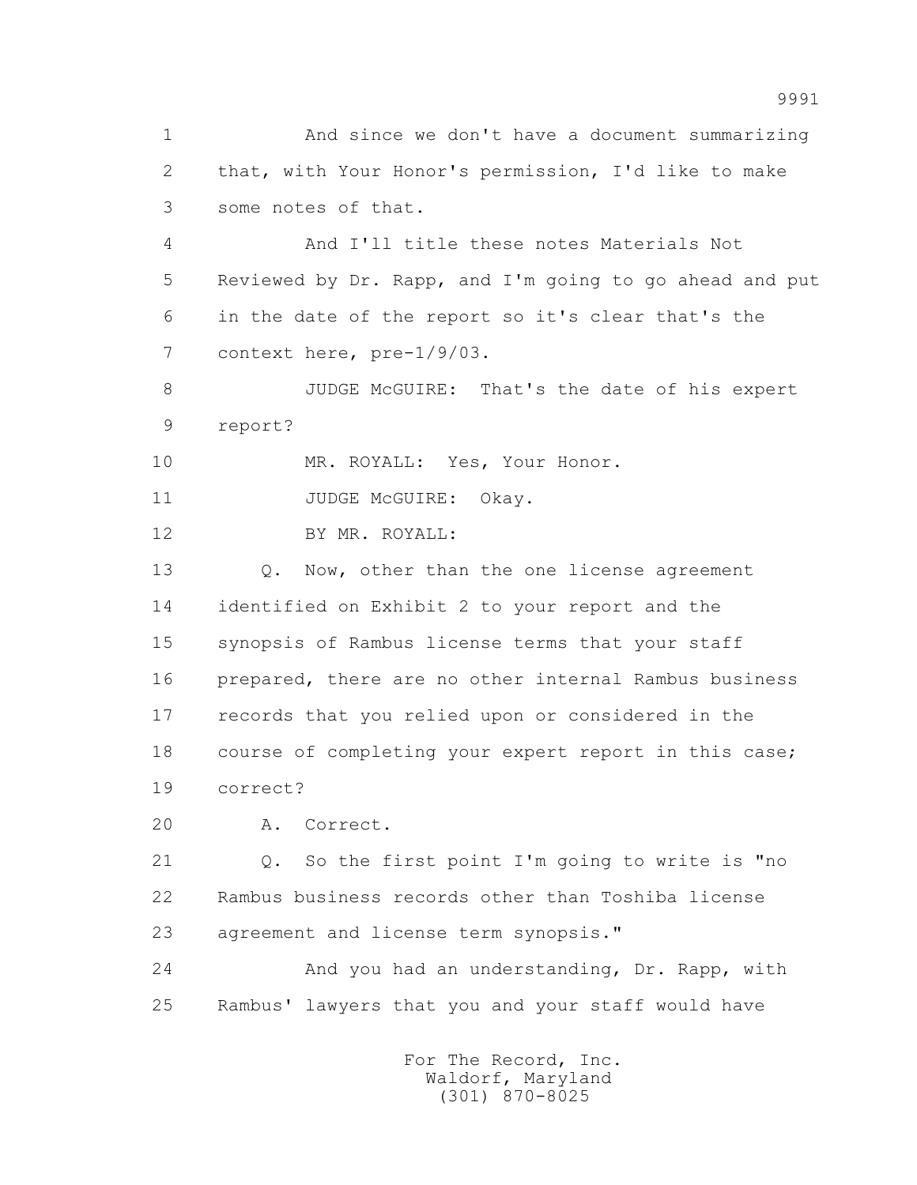1 And since we don't have a document summarizing
2 that, with Your Honor's permission, I'd like to make
3 some notes of that.
4 And I'll title these notes Materials Not
5 Reviewed by Dr. Rapp, and I'm going to go ahead and put
6 in the date of the report so it's clear that's the
7 context here, pre-1/9/03.
8 JUDGE McGUIRE: That's the date of his expert
9 report?
10 MR. ROYALL: Yes, Your Honor.
11 JUDGE McGUIRE: Okay.
12 BY MR. ROYALL:
13 Q. Now, other than the one license agreement
14 identified on Exhibit 2 to your report and the
15 synopsis of Rambus license terms that your staff
16 prepared, there are no other internal Rambus business
17 records that you relied upon or considered in the
18 course of completing your expert report in this case;
19 correct?
20 A. Correct.
21 Q. So the first point I'm going to write is "no
22 Rambus business records other than Toshiba license
23 agreement and license term synopsis."
24 And you had an understanding, Dr. Rapp, with
25 Rambus' lawyers that you and your staff would have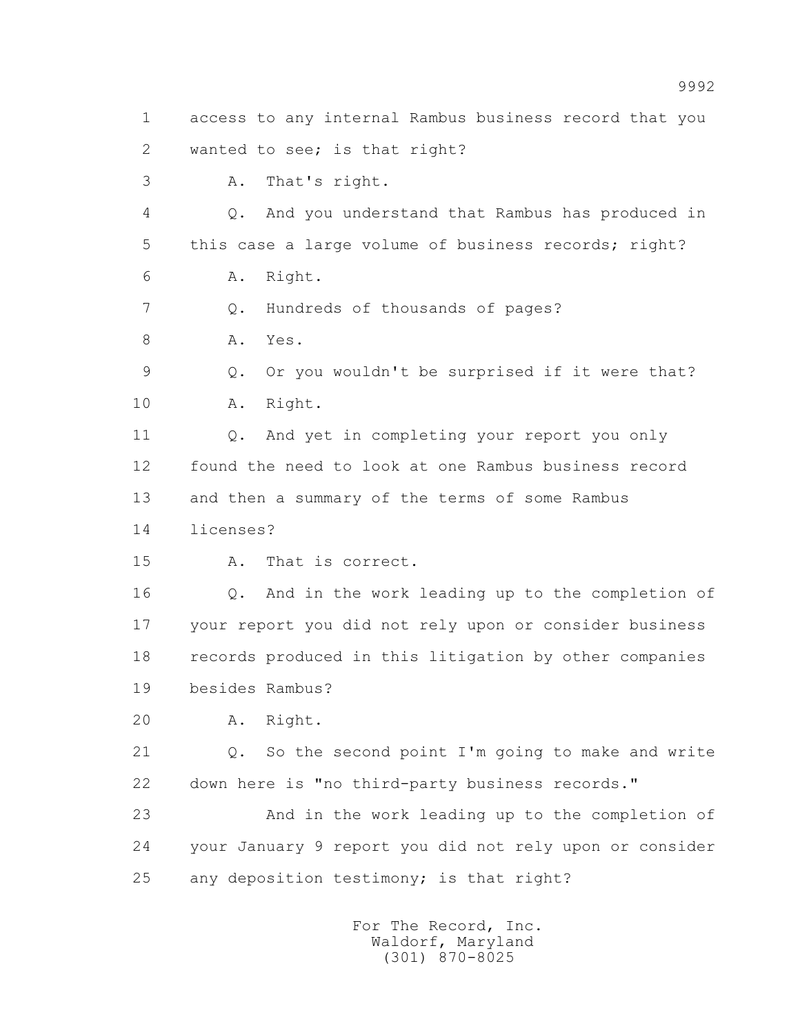1 access to any internal Rambus business record that you
2 wanted to see; is that right?
3 A. That's right.
4 Q. And you understand that Rambus has produced in
5 this case a large volume of business records; right?
6 A. Right.
7 Q. Hundreds of thousands of pages?
8 A. Yes.
9 Q. Or you wouldn't be surprised if it were that?
10 A. Right.
11 Q. And yet in completing your report you only
12 found the need to look at one Rambus business record
13 and then a summary of the terms of some Rambus
14 licenses?
15 A. That is correct.
16 Q. And in the work leading up to the completion of
17 your report you did not rely upon or consider business
18 records produced in this litigation by other companies
19 besides Rambus?
20 A. Right.
21 Q. So the second point I'm going to make and write
22 down here is "no third-party business records."
23 And in the work leading up to the completion of
24 your January 9 report you did not rely upon or consider
25 any deposition testimony; is that right?

For The Record, Inc.
Waldorf, Maryland
(301) 870-8025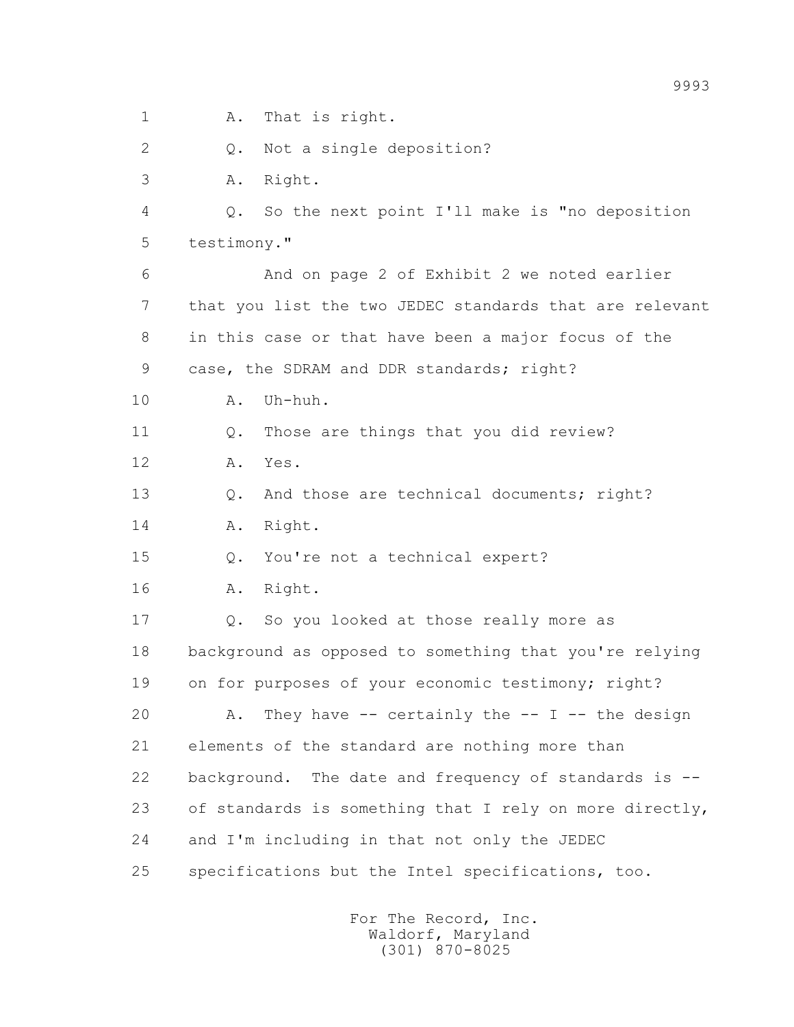1 A. That is right.

2 Q. Not a single deposition?

3 A. Right.

4 Q. So the next point I'll make is "no deposition

5 testimony."

6 And on page 2 of Exhibit 2 we noted earlier

7 that you list the two JEDEC standards that are relevant

8 in this case or that have been a major focus of the

9 case, the SDRAM and DDR standards; right?

10 A. Uh-huh.

11 Q. Those are things that you did review?

12 A. Yes.

13 Q. And those are technical documents; right?

14 A. Right.

15 Q. You're not a technical expert?

16 A. Right.

17 Q. So you looked at those really more as

18 background as opposed to something that you're relying

19 on for purposes of your economic testimony; right?

20 A. They have -- certainly the -- I -- the design

21 elements of the standard are nothing more than

22 background. The date and frequency of standards is --

23 of standards is something that I rely on more directly,

24 and I'm including in that not only the JEDEC

25 specifications but the Intel specifications, too.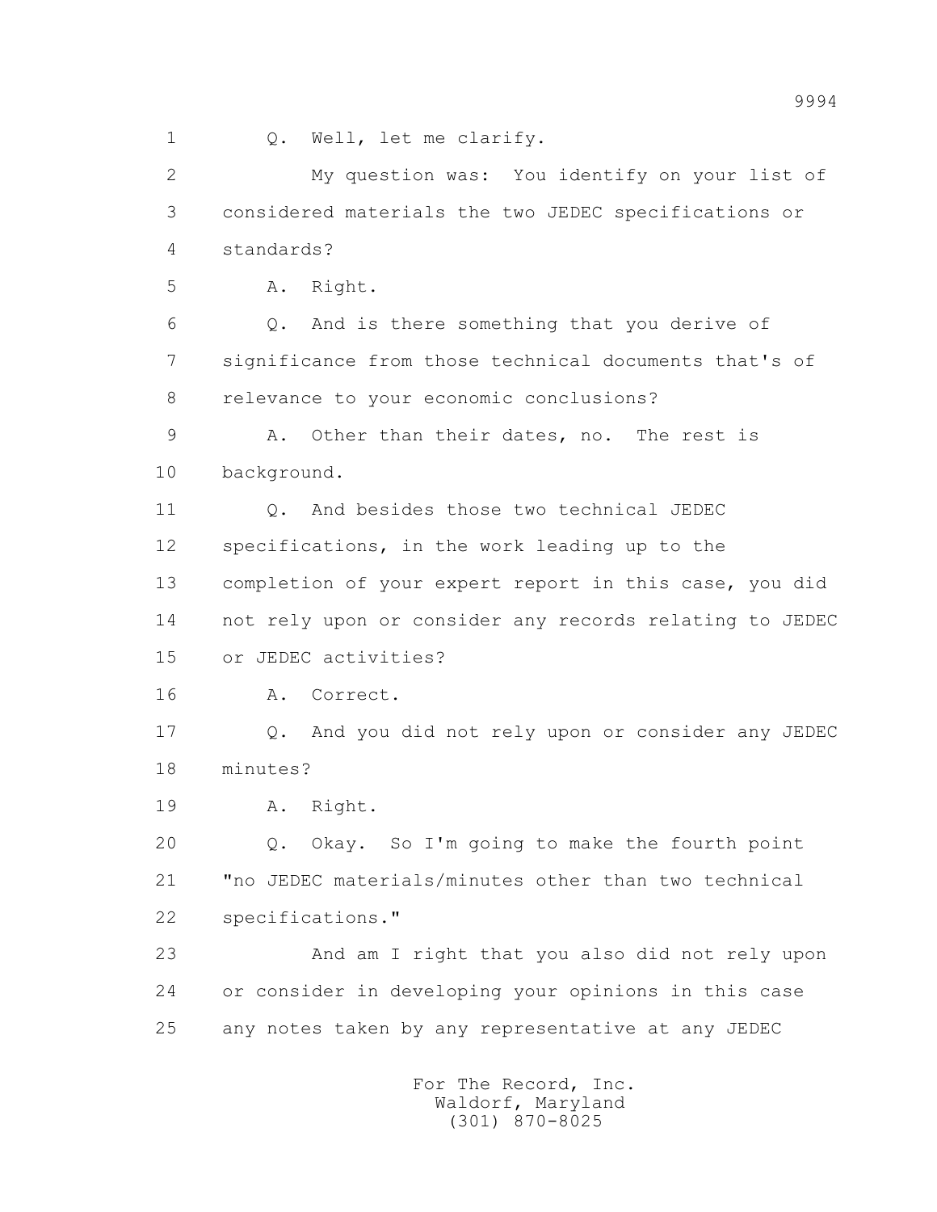1 Q. Well, let me clarify.

2 My question was: You identify on your list of
3 considered materials the two JEDEC specifications or
4 standards?

5 A. Right.

6 Q. And is there something that you derive of
7 significance from those technical documents that's of
8 relevance to your economic conclusions?

9 A. Other than their dates, no. The rest is
10 background.

11 Q. And besides those two technical JEDEC
12 specifications, in the work leading up to the
13 completion of your expert report in this case, you did
14 not rely upon or consider any records relating to JEDEC
15 or JEDEC activities?

16 A. Correct.

17 Q. And you did not rely upon or consider any JEDEC
18 minutes?

19 A. Right.

20 Q. Okay. So I'm going to make the fourth point
21 "no JEDEC materials/minutes other than two technical
22 specifications."

23 And am I right that you also did not rely upon
24 or consider in developing your opinions in this case
25 any notes taken by any representative at any JEDEC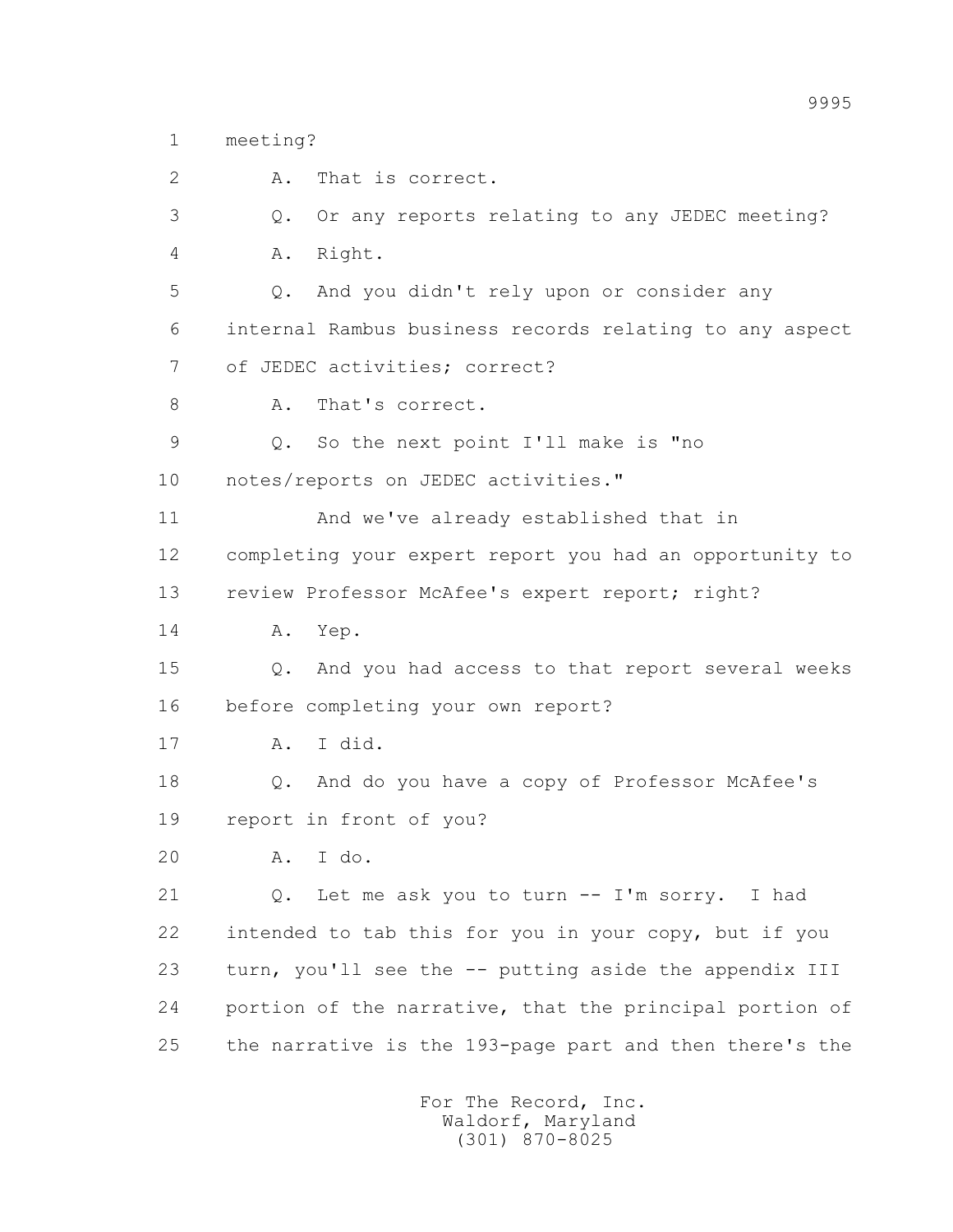1 meeting?

2 A. That is correct.

3 Q. Or any reports relating to any JEDEC meeting?

4 A. Right.

5 Q. And you didn't rely upon or consider any

6 internal Rambus business records relating to any aspect

7 of JEDEC activities; correct?

8 A. That's correct.

9 Q. So the next point I'll make is "no

10 notes/reports on JEDEC activities."

11 And we've already established that in

12 completing your expert report you had an opportunity to

13 review Professor McAfee's expert report; right?

14 A. Yep.

15 Q. And you had access to that report several weeks

16 before completing your own report?

17 A. I did.

18 Q. And do you have a copy of Professor McAfee's

19 report in front of you?

20 A. I do.

21 Q. Let me ask you to turn -- I'm sorry. I had

22 intended to tab this for you in your copy, but if you

23 turn, you'll see the -- putting aside the appendix III

24 portion of the narrative, that the principal portion of

25 the narrative is the 193-page part and then there's the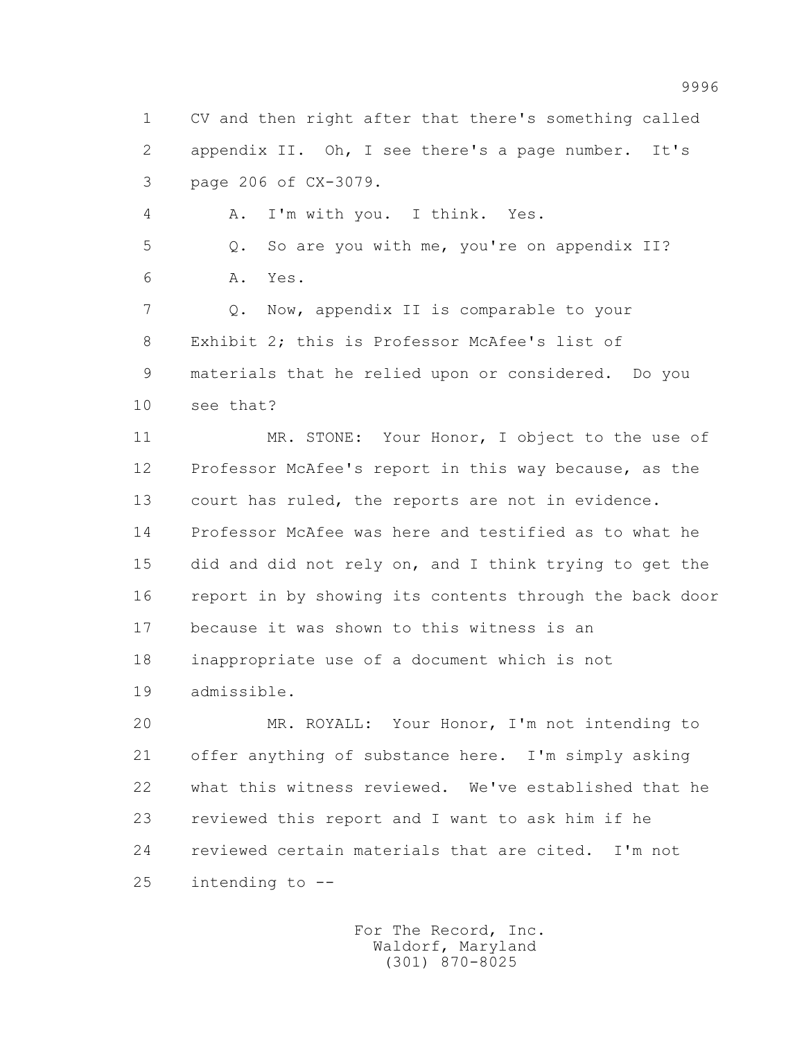1 CV and then right after that there's something called
2 appendix II. Oh, I see there's a page number. It's
3 page 206 of CX-3079.

4 A. I'm with you. I think. Yes.

5 Q. So are you with me, you're on appendix II?

6 A. Yes.

7 Q. Now, appendix II is comparable to your
8 Exhibit 2; this is Professor McAfee's list of
9 materials that he relied upon or considered. Do you
10 see that?

11 MR. STONE: Your Honor, I object to the use of
12 Professor McAfee's report in this way because, as the
13 court has ruled, the reports are not in evidence.
14 Professor McAfee was here and testified as to what he
15 did and did not rely on, and I think trying to get the
16 report in by showing its contents through the back door
17 because it was shown to this witness is an
18 inappropriate use of a document which is not
19 admissible.

20 MR. ROYALL: Your Honor, I'm not intending to
21 offer anything of substance here. I'm simply asking
22 what this witness reviewed. We've established that he
23 reviewed this report and I want to ask him if he
24 reviewed certain materials that are cited. I'm not
25 intending to --

For The Record, Inc.
Waldorf, Maryland
(301) 870-8025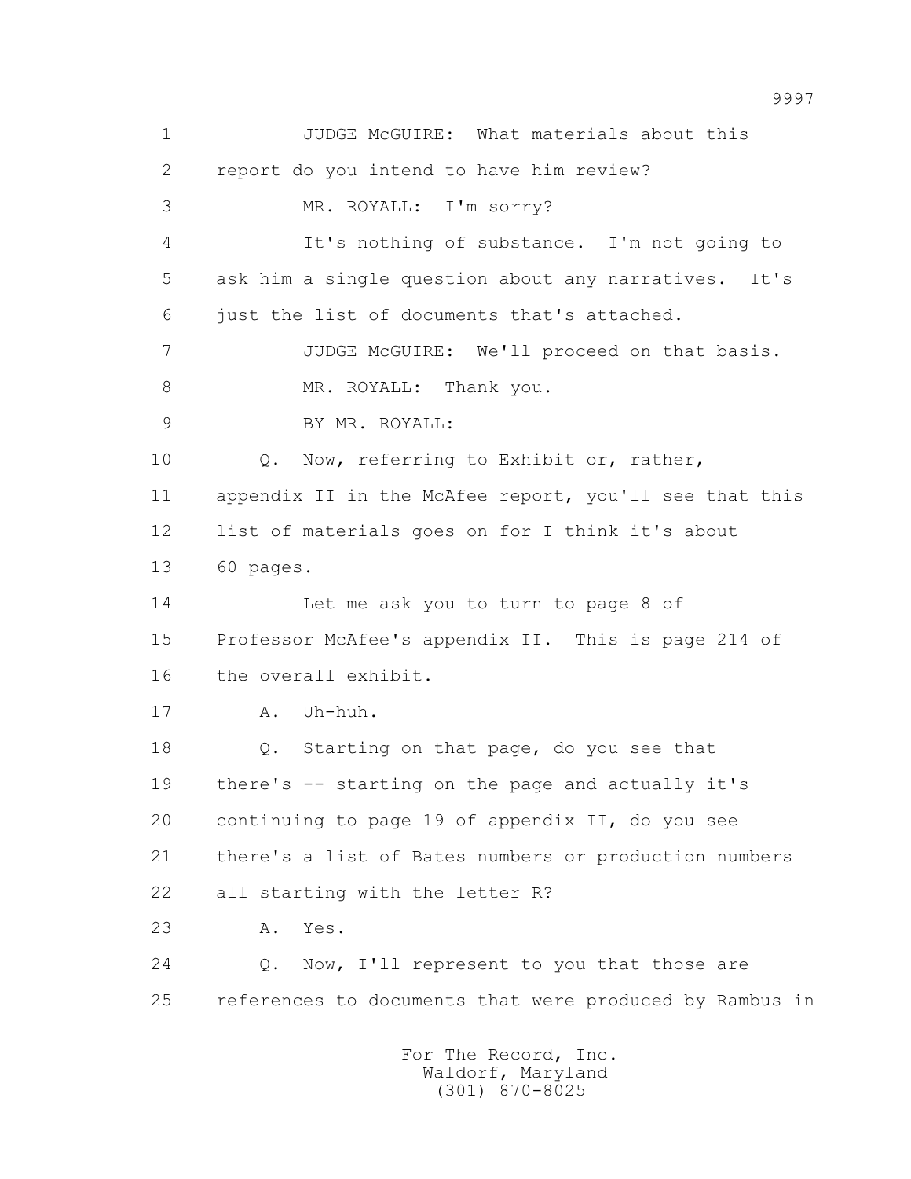1 JUDGE McGUIRE: What materials about this
2 report do you intend to have him review?
3 MR. ROYALL: I'm sorry?
4 It's nothing of substance. I'm not going to
5 ask him a single question about any narratives. It's
6 just the list of documents that's attached.
7 JUDGE McGUIRE: We'll proceed on that basis.
8 MR. ROYALL: Thank you.
9 BY MR. ROYALL:
10 Q. Now, referring to Exhibit or, rather,
11 appendix II in the McAfee report, you'll see that this
12 list of materials goes on for I think it's about
13 60 pages.
14 Let me ask you to turn to page 8 of
15 Professor McAfee's appendix II. This is page 214 of
16 the overall exhibit.
17 A. Uh-huh.
18 Q. Starting on that page, do you see that
19 there's -- starting on the page and actually it's
20 continuing to page 19 of appendix II, do you see
21 there's a list of Bates numbers or production numbers
22 all starting with the letter R?
23 A. Yes.
24 Q. Now, I'll represent to you that those are
25 references to documents that were produced by Rambus in

For The Record, Inc.
Waldorf, Maryland
(301) 870-8025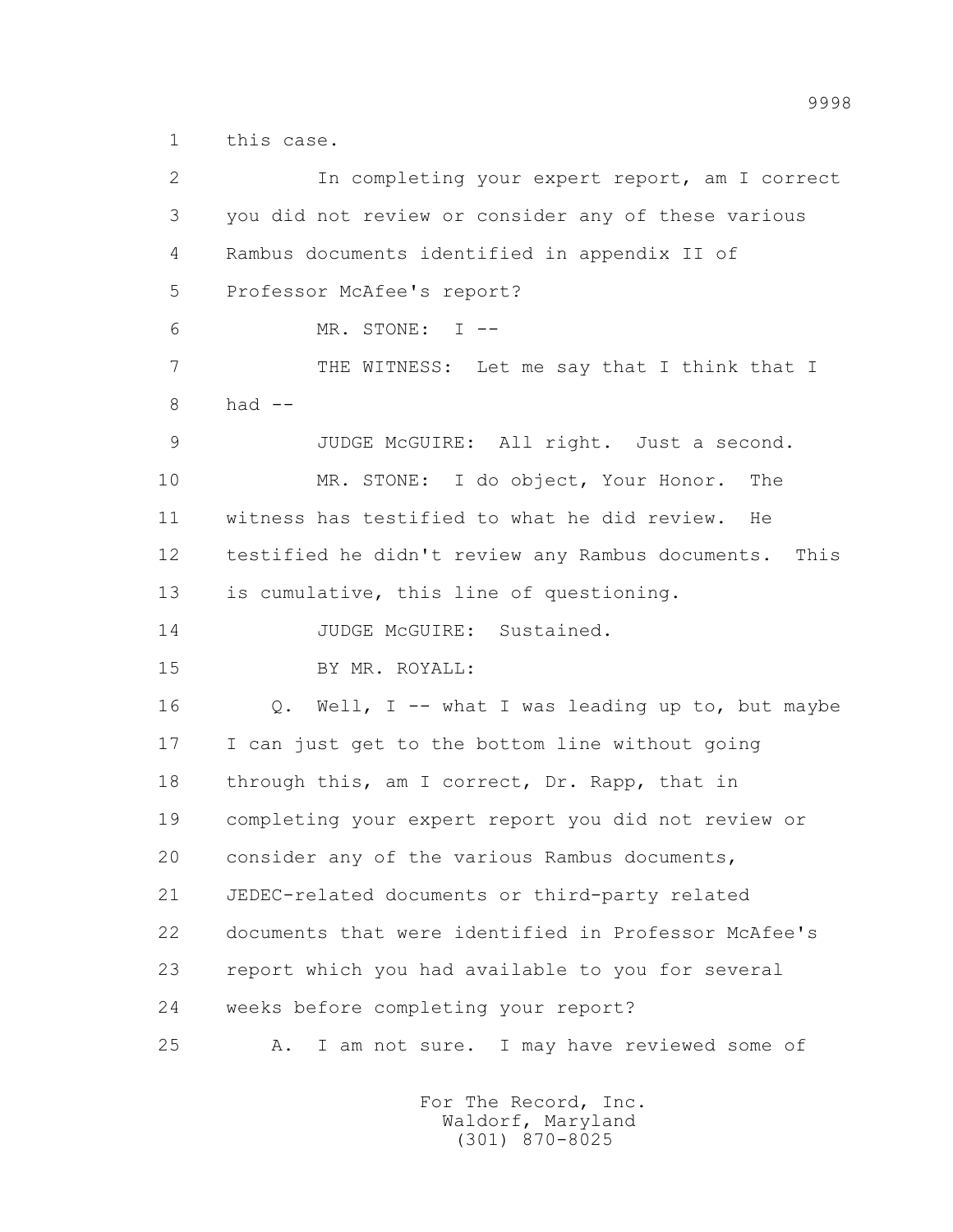1 this case.

2 In completing your expert report, am I correct

3 you did not review or consider any of these various

4 Rambus documents identified in appendix II of

5 Professor McAfee's report?

6 MR. STONE: I --

7 THE WITNESS: Let me say that I think that I

8 had --

9 JUDGE McGUIRE: All right. Just a second.

10 MR. STONE: I do object, Your Honor. The

11 witness has testified to what he did review. He

12 testified he didn't review any Rambus documents. This

13 is cumulative, this line of questioning.

14 JUDGE McGUIRE: Sustained.

15 BY MR. ROYALL:

16 Q. Well, I -- what I was leading up to, but maybe

17 I can just get to the bottom line without going

18 through this, am I correct, Dr. Rapp, that in

19 completing your expert report you did not review or

20 consider any of the various Rambus documents,

21 JEDEC-related documents or third-party related

22 documents that were identified in Professor McAfee's

23 report which you had available to you for several

24 weeks before completing your report?

25 A. I am not sure. I may have reviewed some of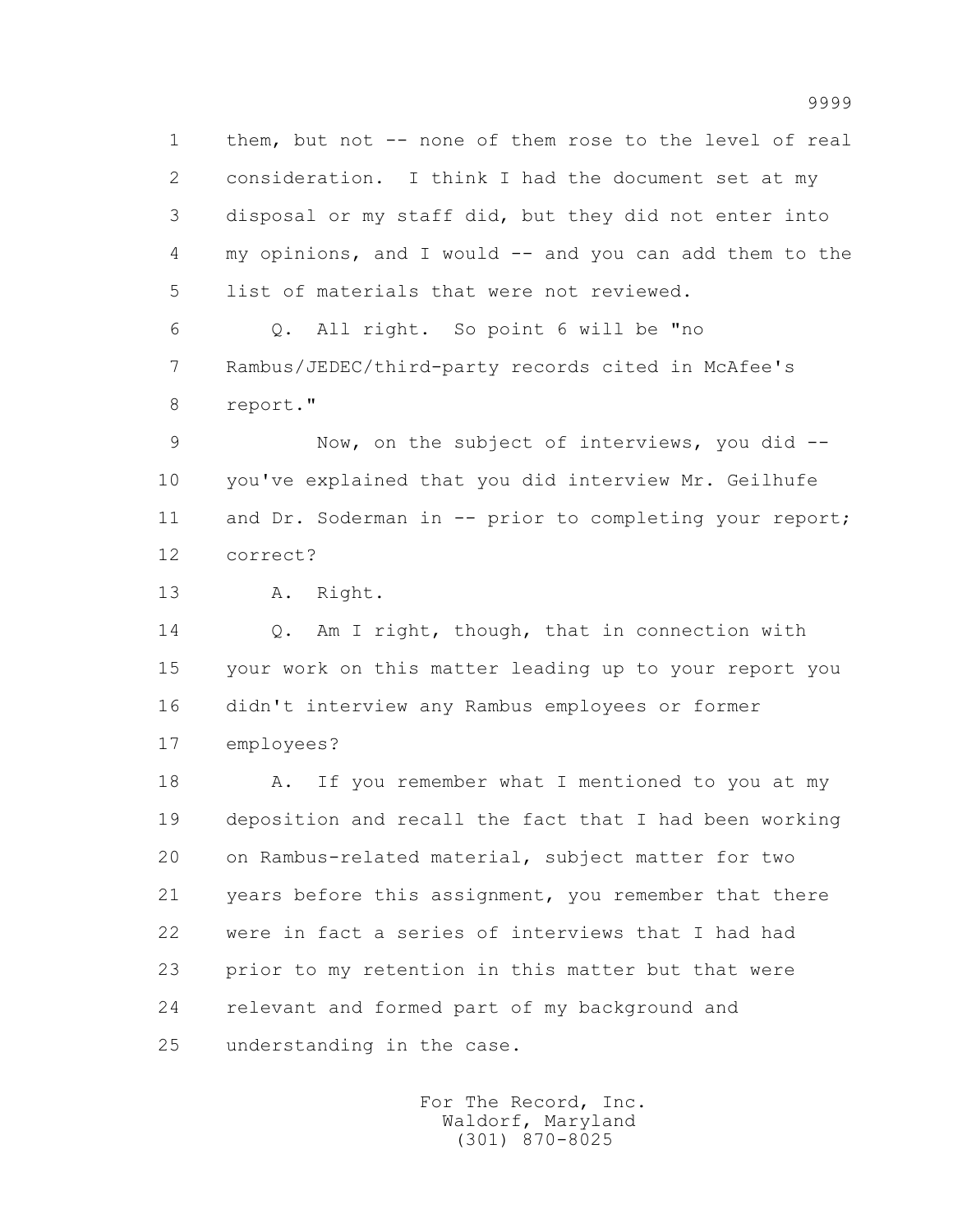1 them, but not -- none of them rose to the level of real
2 consideration. I think I had the document set at my
3 disposal or my staff did, but they did not enter into
4 my opinions, and I would -- and you can add them to the
5 list of materials that were not reviewed.

6 Q. All right. So point 6 will be "no
7 Rambus/JEDEC/third-party records cited in McAfee's
8 report."

9 Now, on the subject of interviews, you did --
10 you've explained that you did interview Mr. Geilhufe
11 and Dr. Soderman in -- prior to completing your report;
12 correct?

13 A. Right.

14 Q. Am I right, though, that in connection with
15 your work on this matter leading up to your report you
16 didn't interview any Rambus employees or former
17 employees?

18 A. If you remember what I mentioned to you at my
19 deposition and recall the fact that I had been working
20 on Rambus-related material, subject matter for two
21 years before this assignment, you remember that there
22 were in fact a series of interviews that I had had
23 prior to my retention in this matter but that were
24 relevant and formed part of my background and
25 understanding in the case.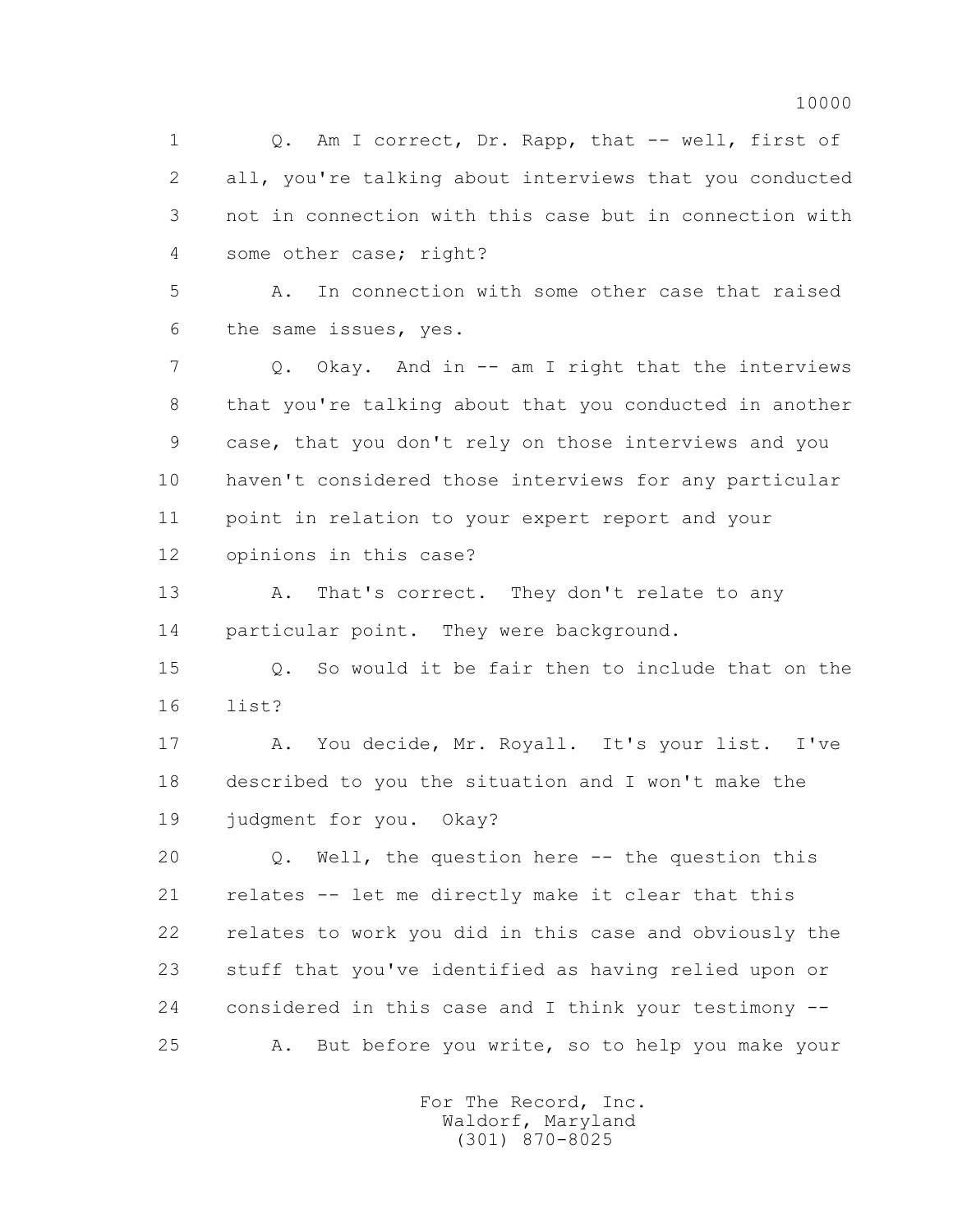1 Q. Am I correct, Dr. Rapp, that -- well, first of
2 all, you're talking about interviews that you conducted
3 not in connection with this case but in connection with
4 some other case; right?

5 A. In connection with some other case that raised
6 the same issues, yes.

7 Q. Okay. And in -- am I right that the interviews
8 that you're talking about that you conducted in another
9 case, that you don't rely on those interviews and you
10 haven't considered those interviews for any particular
11 point in relation to your expert report and your
12 opinions in this case?

13 A. That's correct. They don't relate to any
14 particular point. They were background.

15 Q. So would it be fair then to include that on the
16 list?

17 A. You decide, Mr. Royall. It's your list. I've
18 described to you the situation and I won't make the
19 judgment for you. Okay?

20 Q. Well, the question here -- the question this
21 relates -- let me directly make it clear that this
22 relates to work you did in this case and obviously the
23 stuff that you've identified as having relied upon or
24 considered in this case and I think your testimony --

25 A. But before you write, so to help you make your

For The Record, Inc.
Waldorf, Maryland
(301) 870-8025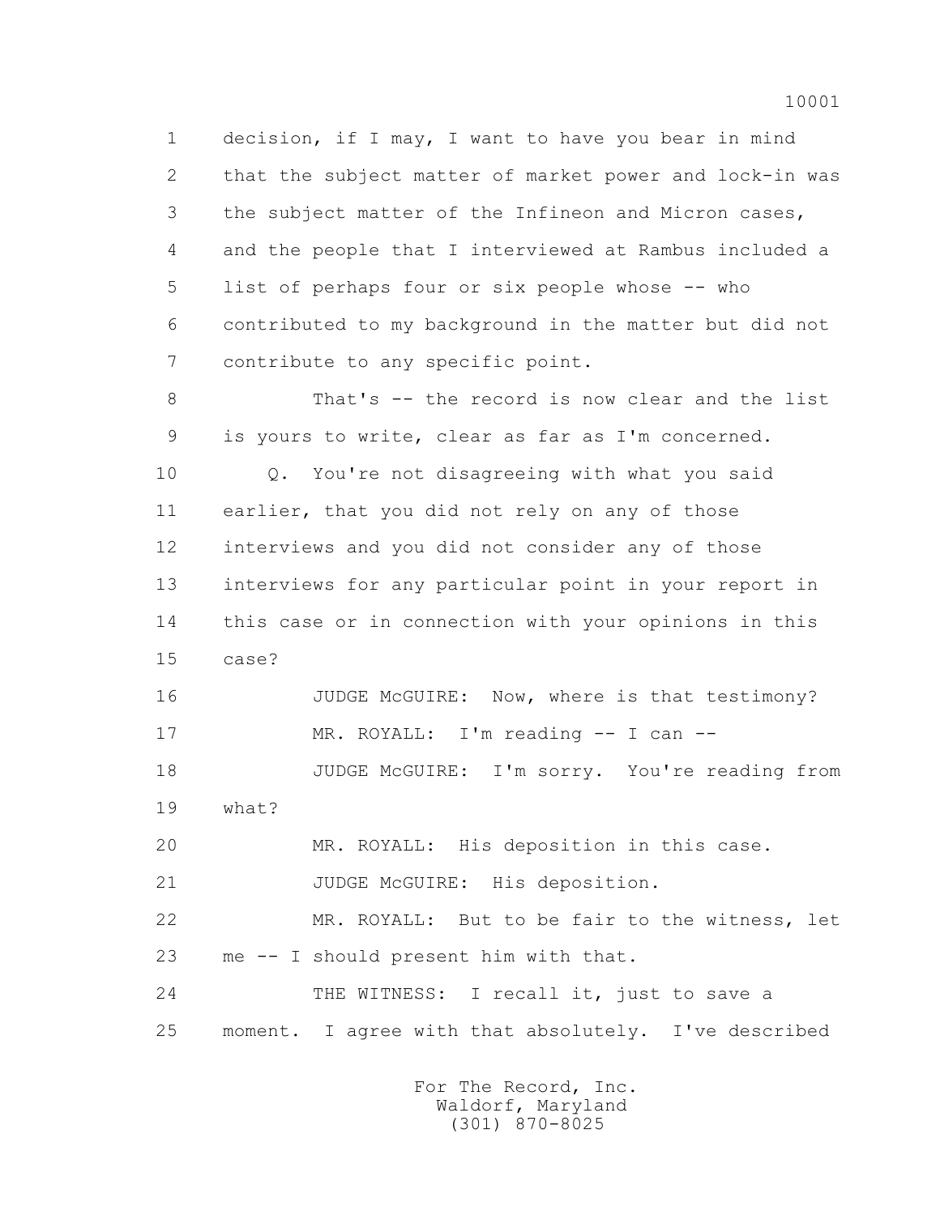1 decision, if I may, I want to have you bear in mind
2 that the subject matter of market power and lock-in was
3 the subject matter of the Infineon and Micron cases,
4 and the people that I interviewed at Rambus included a
5 list of perhaps four or six people whose -- who
6 contributed to my background in the matter but did not
7 contribute to any specific point.

8 That's -- the record is now clear and the list
9 is yours to write, clear as far as I'm concerned.

10 Q. You're not disagreeing with what you said
11 earlier, that you did not rely on any of those
12 interviews and you did not consider any of those
13 interviews for any particular point in your report in
14 this case or in connection with your opinions in this
15 case?

16 JUDGE McGUIRE: Now, where is that testimony?

17 MR. ROYALL: I'm reading -- I can --

18 JUDGE McGUIRE: I'm sorry. You're reading from
19 what?

20 MR. ROYALL: His deposition in this case.

21 JUDGE McGUIRE: His deposition.

22 MR. ROYALL: But to be fair to the witness, let
23 me -- I should present him with that.

24 THE WITNESS: I recall it, just to save a
25 moment. I agree with that absolutely. I've described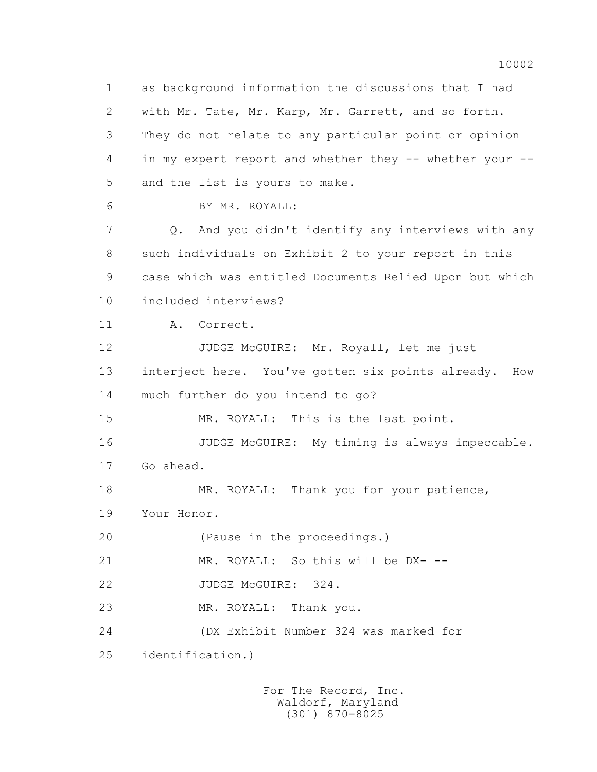1 as background information the discussions that I had
2 with Mr. Tate, Mr. Karp, Mr. Garrett, and so forth.
3 They do not relate to any particular point or opinion
4 in my expert report and whether they -- whether your --
5 and the list is yours to make.

6 BY MR. ROYALL:

7 Q. And you didn't identify any interviews with any
8 such individuals on Exhibit 2 to your report in this
9 case which was entitled Documents Relied Upon but which
10 included interviews?

11 A. Correct.

12 JUDGE McGUIRE: Mr. Royall, let me just
13 interject here. You've gotten six points already. How
14 much further do you intend to go?

15 MR. ROYALL: This is the last point.

16 JUDGE McGUIRE: My timing is always impeccable.
17 Go ahead.

18 MR. ROYALL: Thank you for your patience,
19 Your Honor.

20 (Pause in the proceedings.)

21 MR. ROYALL: So this will be DX- --

22 JUDGE McGUIRE: 324.

23 MR. ROYALL: Thank you.

24 (DX Exhibit Number 324 was marked for
25 identification.)

For The Record, Inc.
Waldorf, Maryland
(301) 870-8025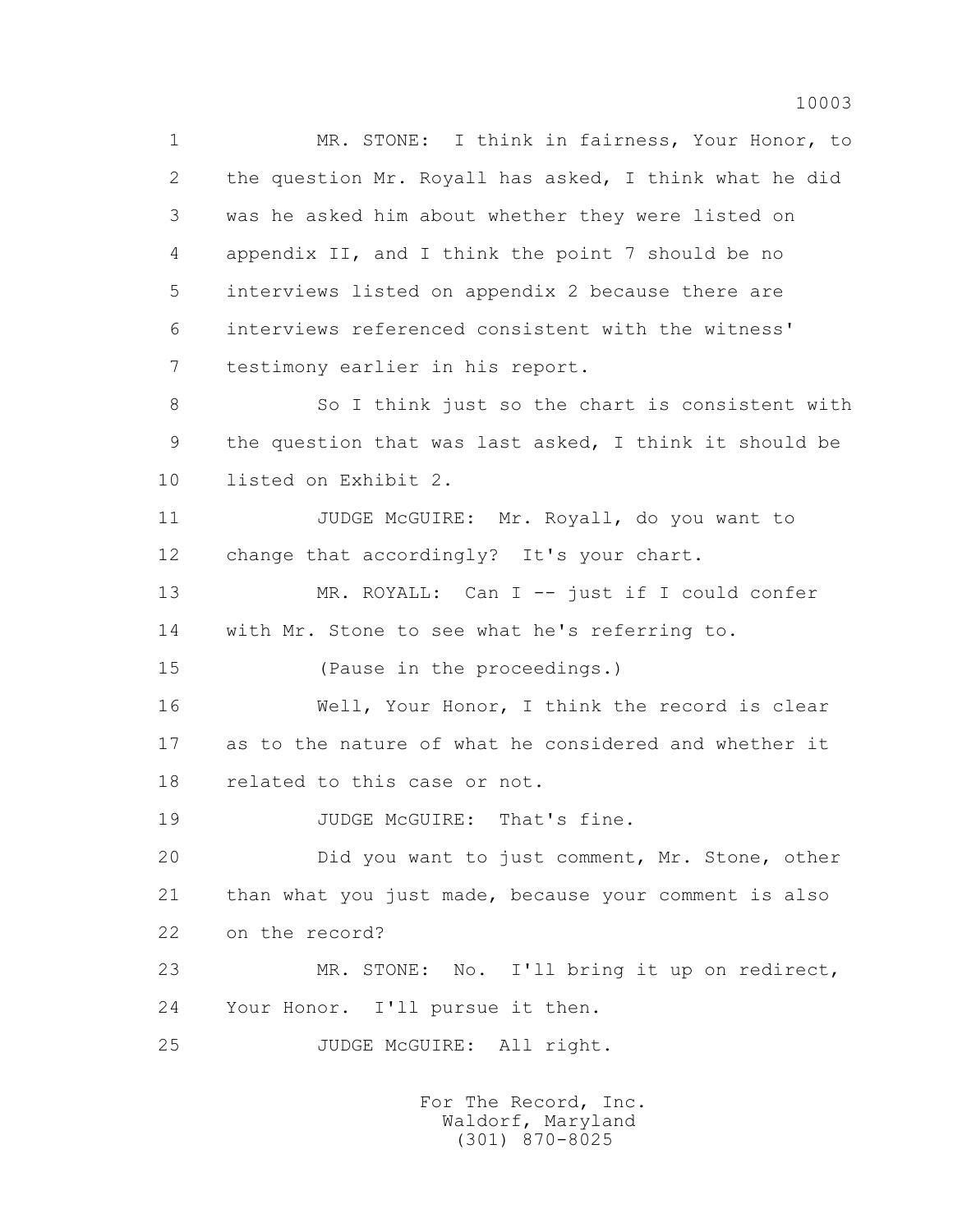1 MR. STONE: I think in fairness, Your Honor, to
2 the question Mr. Royall has asked, I think what he did
3 was he asked him about whether they were listed on
4 appendix II, and I think the point 7 should be no
5 interviews listed on appendix 2 because there are
6 interviews referenced consistent with the witness'
7 testimony earlier in his report.

8 So I think just so the chart is consistent with
9 the question that was last asked, I think it should be
10 listed on Exhibit 2.

11 JUDGE McGUIRE: Mr. Royall, do you want to
12 change that accordingly? It's your chart.

13 MR. ROYALL: Can I -- just if I could confer
14 with Mr. Stone to see what he's referring to.

15 (Pause in the proceedings.)

16 Well, Your Honor, I think the record is clear
17 as to the nature of what he considered and whether it
18 related to this case or not.

19 JUDGE McGUIRE: That's fine.

20 Did you want to just comment, Mr. Stone, other
21 than what you just made, because your comment is also
22 on the record?

23 MR. STONE: No. I'll bring it up on redirect,
24 Your Honor. I'll pursue it then.

25 JUDGE McGUIRE: All right.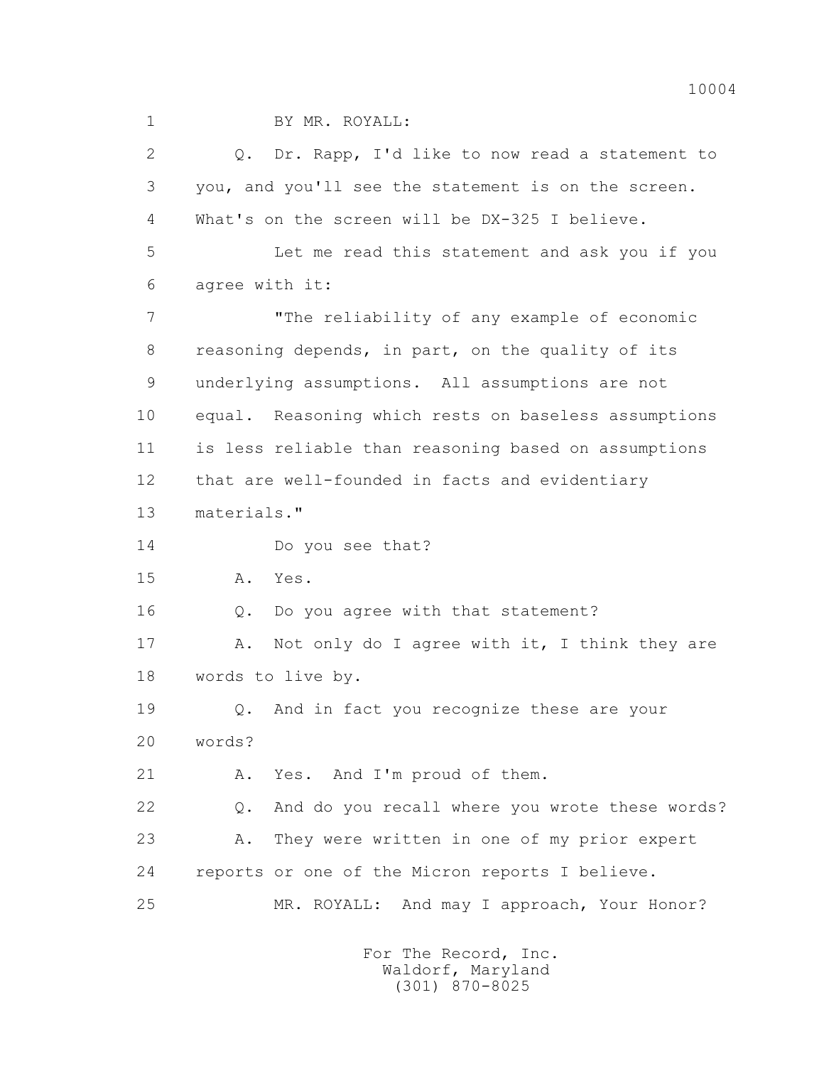1 BY MR. ROYALL:

2 Q. Dr. Rapp, I'd like to now read a statement to

3 you, and you'll see the statement is on the screen.

4 What's on the screen will be DX-325 I believe.

5 Let me read this statement and ask you if you

6 agree with it:

7 "The reliability of any example of economic

8 reasoning depends, in part, on the quality of its

9 underlying assumptions. All assumptions are not

10 equal. Reasoning which rests on baseless assumptions

11 is less reliable than reasoning based on assumptions

12 that are well-founded in facts and evidentiary

13 materials."

14 Do you see that?

15 A. Yes.

16 Q. Do you agree with that statement?

17 A. Not only do I agree with it, I think they are

18 words to live by.

19 Q. And in fact you recognize these are your

20 words?

21 A. Yes. And I'm proud of them.

22 Q. And do you recall where you wrote these words?

23 A. They were written in one of my prior expert

24 reports or one of the Micron reports I believe.

25 MR. ROYALL: And may I approach, Your Honor?

For The Record, Inc.
Waldorf, Maryland
(301) 870-8025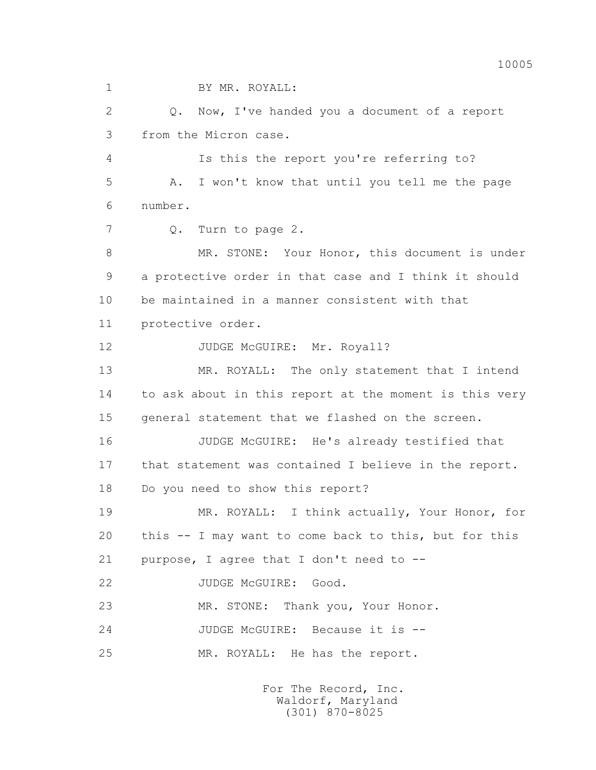BY MR. ROYALL:

Q. Now, I've handed you a document of a report from the Micron case.

Is this the report you're referring to?

A. I won't know that until you tell me the page number.

Q. Turn to page 2.

MR. STONE: Your Honor, this document is under a protective order in that case and I think it should be maintained in a manner consistent with that protective order.

JUDGE McGUIRE: Mr. Royall?

MR. ROYALL: The only statement that I intend to ask about in this report at the moment is this very general statement that we flashed on the screen.

JUDGE McGUIRE: He's already testified that that statement was contained I believe in the report. Do you need to show this report?

MR. ROYALL: I think actually, Your Honor, for this -- I may want to come back to this, but for this purpose, I agree that I don't need to --

JUDGE McGUIRE: Good.

MR. STONE: Thank you, Your Honor.

JUDGE McGUIRE: Because it is --

MR. ROYALL: He has the report.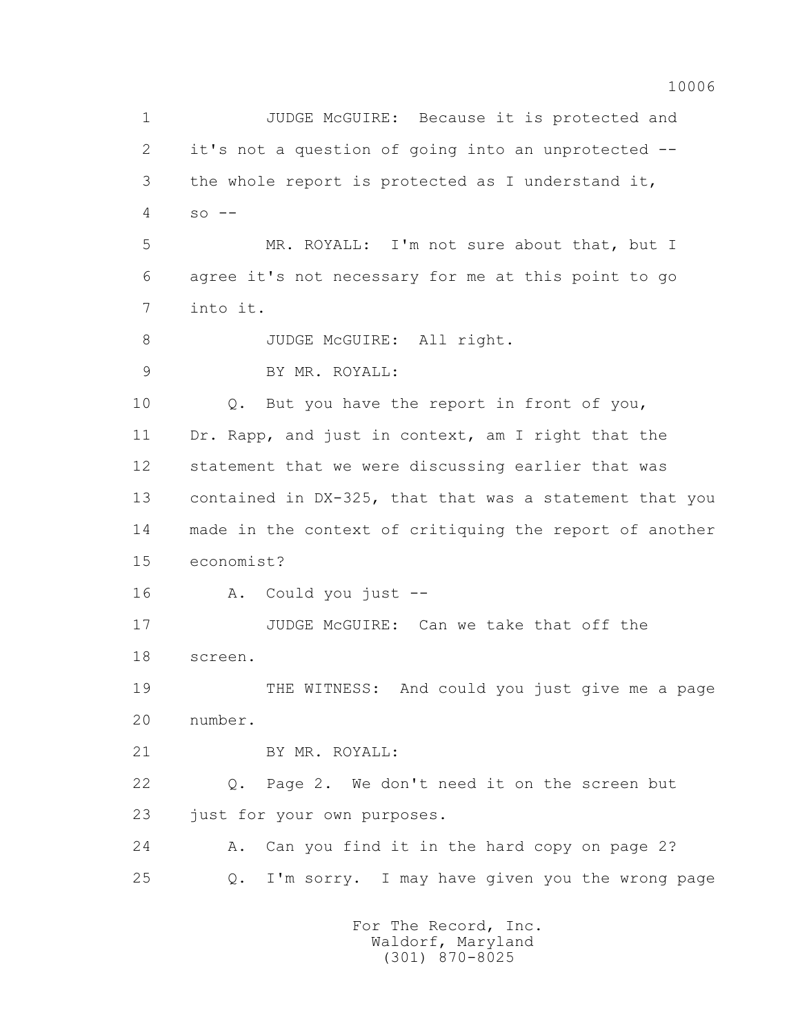1 JUDGE McGUIRE: Because it is protected and
2 it's not a question of going into an unprotected --
3 the whole report is protected as I understand it,
4 so --
5 MR. ROYALL: I'm not sure about that, but I
6 agree it's not necessary for me at this point to go
7 into it.
8 JUDGE McGUIRE: All right.
9 BY MR. ROYALL:
10 Q. But you have the report in front of you,
11 Dr. Rapp, and just in context, am I right that the
12 statement that we were discussing earlier that was
13 contained in DX-325, that that was a statement that you
14 made in the context of critiquing the report of another
15 economist?
16 A. Could you just --
17 JUDGE McGUIRE: Can we take that off the
18 screen.
19 THE WITNESS: And could you just give me a page
20 number.
21 BY MR. ROYALL:
22 Q. Page 2. We don't need it on the screen but
23 just for your own purposes.
24 A. Can you find it in the hard copy on page 2?
25 Q. I'm sorry. I may have given you the wrong page

For The Record, Inc.
Waldorf, Maryland
(301) 870-8025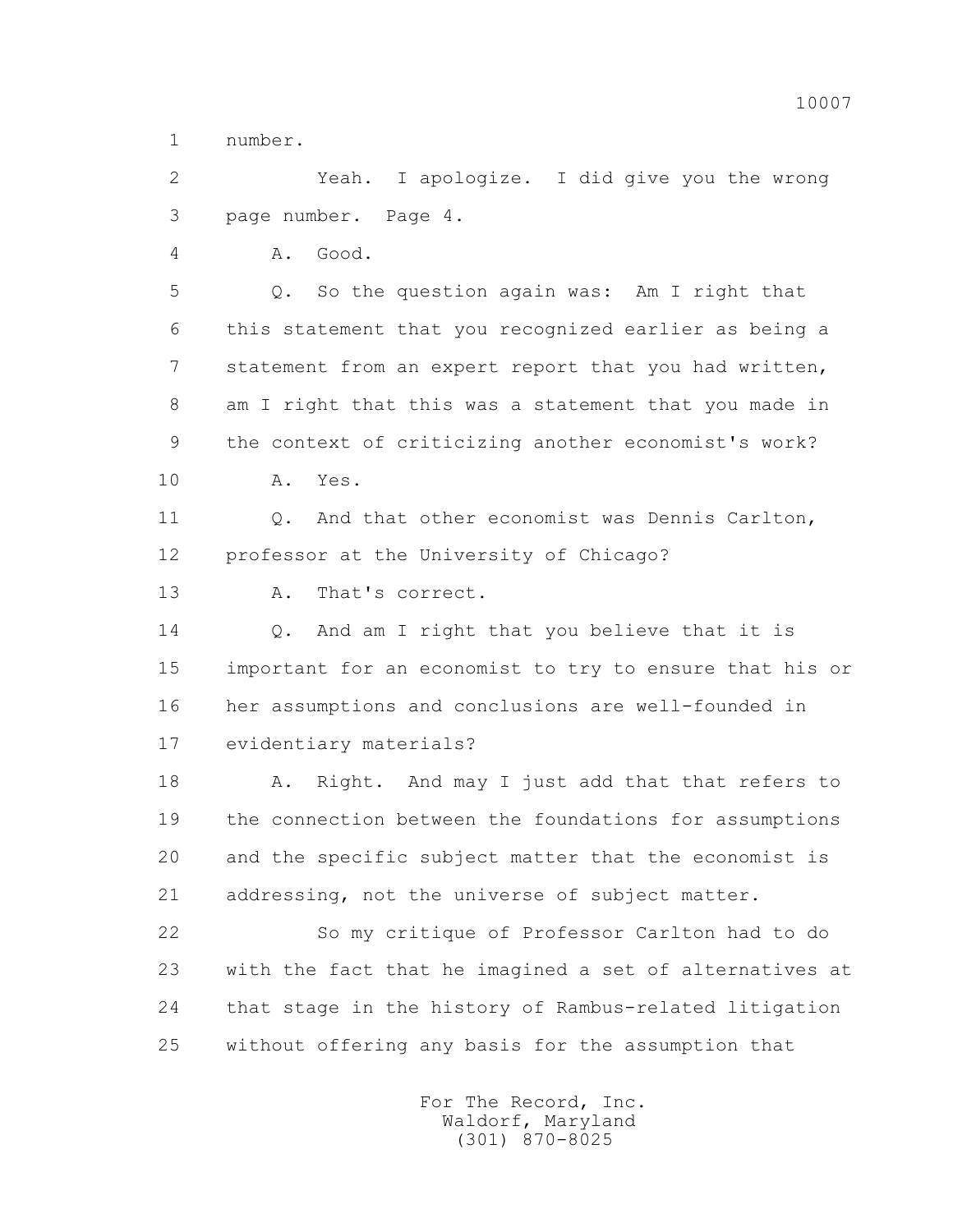1 number.

2 Yeah. I apologize. I did give you the wrong

3 page number. Page 4.

4 A. Good.

5 Q. So the question again was: Am I right that

6 this statement that you recognized earlier as being a

7 statement from an expert report that you had written,

8 am I right that this was a statement that you made in

9 the context of criticizing another economist's work?

10 A. Yes.

11 Q. And that other economist was Dennis Carlton,

12 professor at the University of Chicago?

13 A. That's correct.

14 Q. And am I right that you believe that it is

15 important for an economist to try to ensure that his or

16 her assumptions and conclusions are well-founded in

17 evidentiary materials?

18 A. Right. And may I just add that that refers to

19 the connection between the foundations for assumptions

20 and the specific subject matter that the economist is

21 addressing, not the universe of subject matter.

22 So my critique of Professor Carlton had to do

23 with the fact that he imagined a set of alternatives at

24 that stage in the history of Rambus-related litigation

25 without offering any basis for the assumption that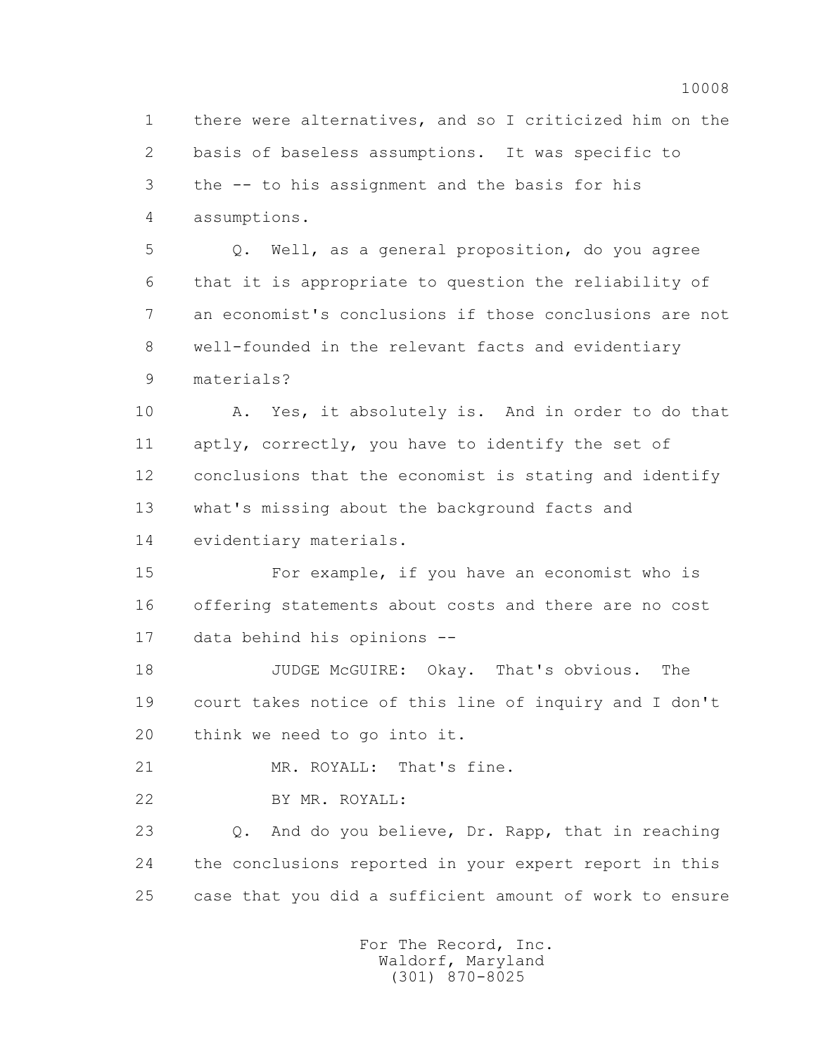1 there were alternatives, and so I criticized him on the
2 basis of baseless assumptions. It was specific to
3 the -- to his assignment and the basis for his
4 assumptions.

5 Q. Well, as a general proposition, do you agree
6 that it is appropriate to question the reliability of
7 an economist's conclusions if those conclusions are not
8 well-founded in the relevant facts and evidentiary
9 materials?

10 A. Yes, it absolutely is. And in order to do that
11 aptly, correctly, you have to identify the set of
12 conclusions that the economist is stating and identify
13 what's missing about the background facts and
14 evidentiary materials.

15 For example, if you have an economist who is
16 offering statements about costs and there are no cost
17 data behind his opinions --

18 JUDGE McGUIRE: Okay. That's obvious. The
19 court takes notice of this line of inquiry and I don't
20 think we need to go into it.

21 MR. ROYALL: That's fine.

22 BY MR. ROYALL:

23 Q. And do you believe, Dr. Rapp, that in reaching
24 the conclusions reported in your expert report in this
25 case that you did a sufficient amount of work to ensure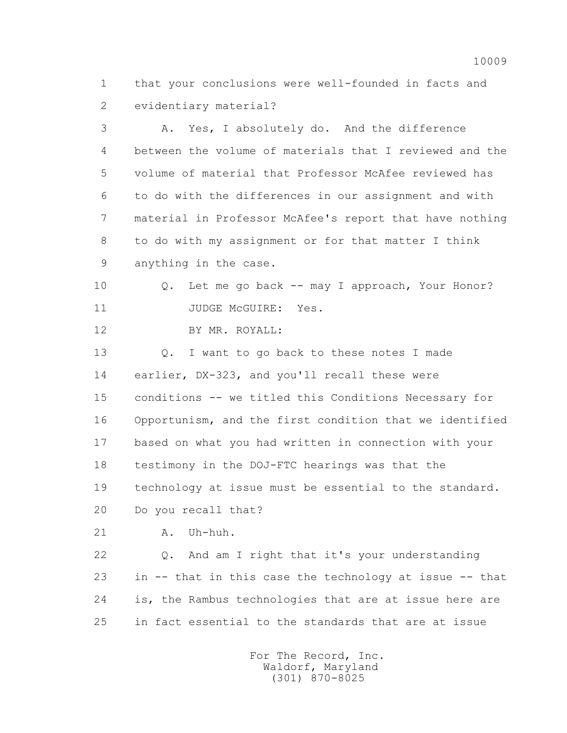1 that your conclusions were well-founded in facts and
2 evidentiary material?

3 A. Yes, I absolutely do. And the difference
4 between the volume of materials that I reviewed and the
5 volume of material that Professor McAfee reviewed has
6 to do with the differences in our assignment and with
7 material in Professor McAfee's report that have nothing
8 to do with my assignment or for that matter I think
9 anything in the case.

10 Q. Let me go back -- may I approach, Your Honor?

11 JUDGE McGUIRE: Yes.

12 BY MR. ROYALL:

13 Q. I want to go back to these notes I made
14 earlier, DX-323, and you'll recall these were
15 conditions -- we titled this Conditions Necessary for
16 Opportunism, and the first condition that we identified
17 based on what you had written in connection with your
18 testimony in the DOJ-FTC hearings was that the
19 technology at issue must be essential to the standard.
20 Do you recall that?

21 A. Uh-huh.

22 Q. And am I right that it's your understanding
23 in -- that in this case the technology at issue -- that
24 is, the Rambus technologies that are at issue here are
25 in fact essential to the standards that are at issue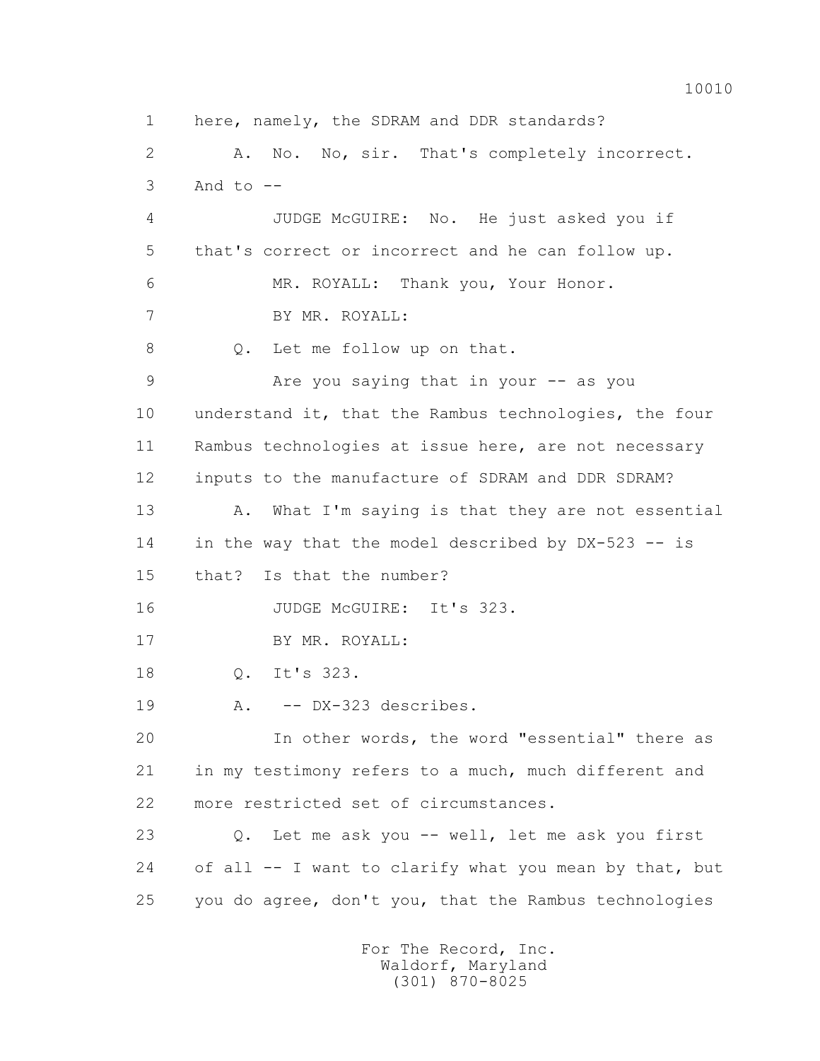1 here, namely, the SDRAM and DDR standards?

2 A. No. No, sir. That's completely incorrect.

3 And to --

4 JUDGE McGUIRE: No. He just asked you if

5 that's correct or incorrect and he can follow up.

6 MR. ROYALL: Thank you, Your Honor.

7 BY MR. ROYALL:

8 Q. Let me follow up on that.

9 Are you saying that in your -- as you

10 understand it, that the Rambus technologies, the four

11 Rambus technologies at issue here, are not necessary

12 inputs to the manufacture of SDRAM and DDR SDRAM?

13 A. What I'm saying is that they are not essential

14 in the way that the model described by DX-523 -- is

15 that? Is that the number?

16 JUDGE McGUIRE: It's 323.

17 BY MR. ROYALL:

18 Q. It's 323.

19 A. -- DX-323 describes.

20 In other words, the word "essential" there as

21 in my testimony refers to a much, much different and

22 more restricted set of circumstances.

23 Q. Let me ask you -- well, let me ask you first

24 of all -- I want to clarify what you mean by that, but

25 you do agree, don't you, that the Rambus technologies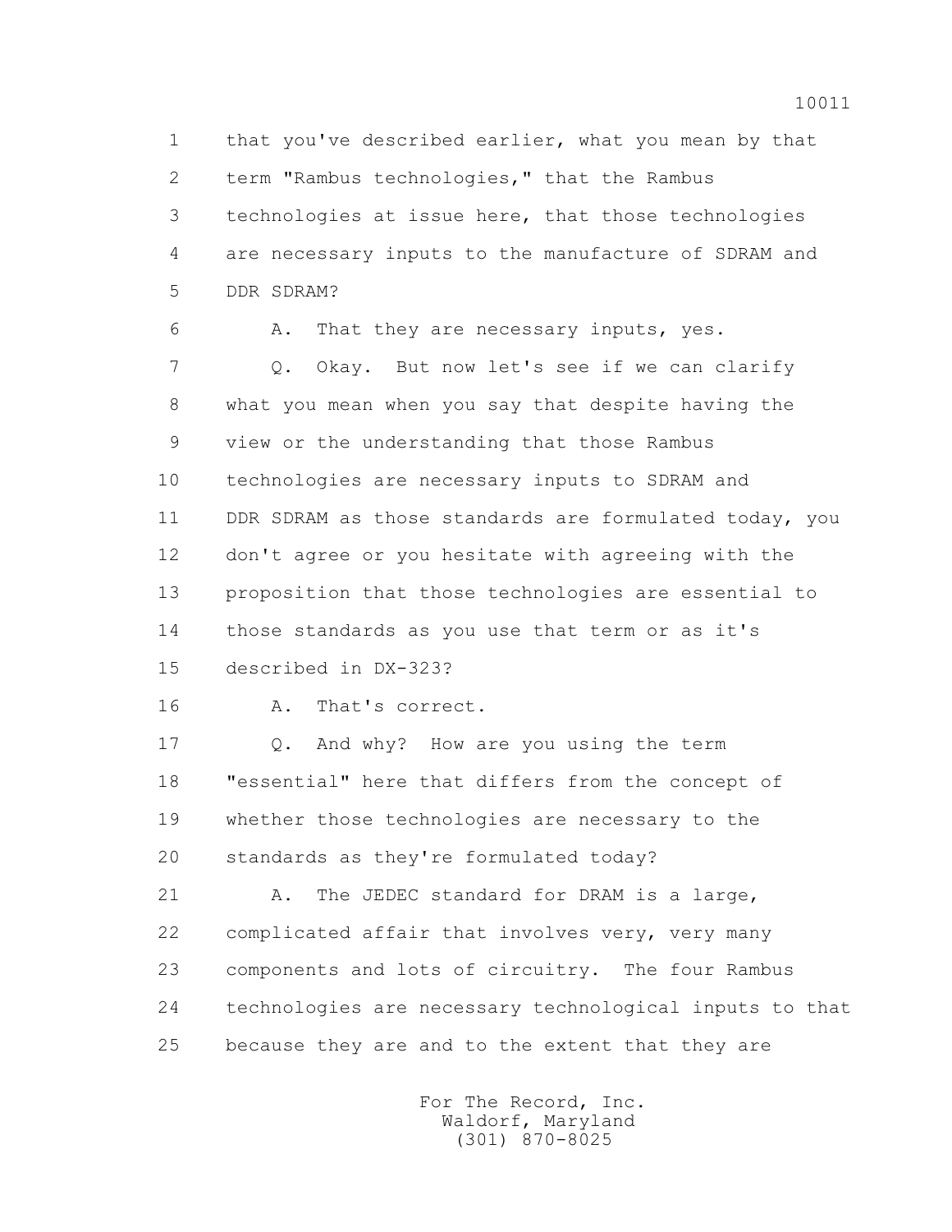1 that you've described earlier, what you mean by that
2 term "Rambus technologies," that the Rambus
3 technologies at issue here, that those technologies
4 are necessary inputs to the manufacture of SDRAM and
5 DDR SDRAM?

6 A. That they are necessary inputs, yes.

7 Q. Okay. But now let's see if we can clarify
8 what you mean when you say that despite having the
9 view or the understanding that those Rambus
10 technologies are necessary inputs to SDRAM and
11 DDR SDRAM as those standards are formulated today, you
12 don't agree or you hesitate with agreeing with the
13 proposition that those technologies are essential to
14 those standards as you use that term or as it's
15 described in DX-323?

16 A. That's correct.

17 Q. And why? How are you using the term
18 "essential" here that differs from the concept of
19 whether those technologies are necessary to the
20 standards as they're formulated today?

21 A. The JEDEC standard for DRAM is a large,
22 complicated affair that involves very, very many
23 components and lots of circuitry. The four Rambus
24 technologies are necessary technological inputs to that
25 because they are and to the extent that they are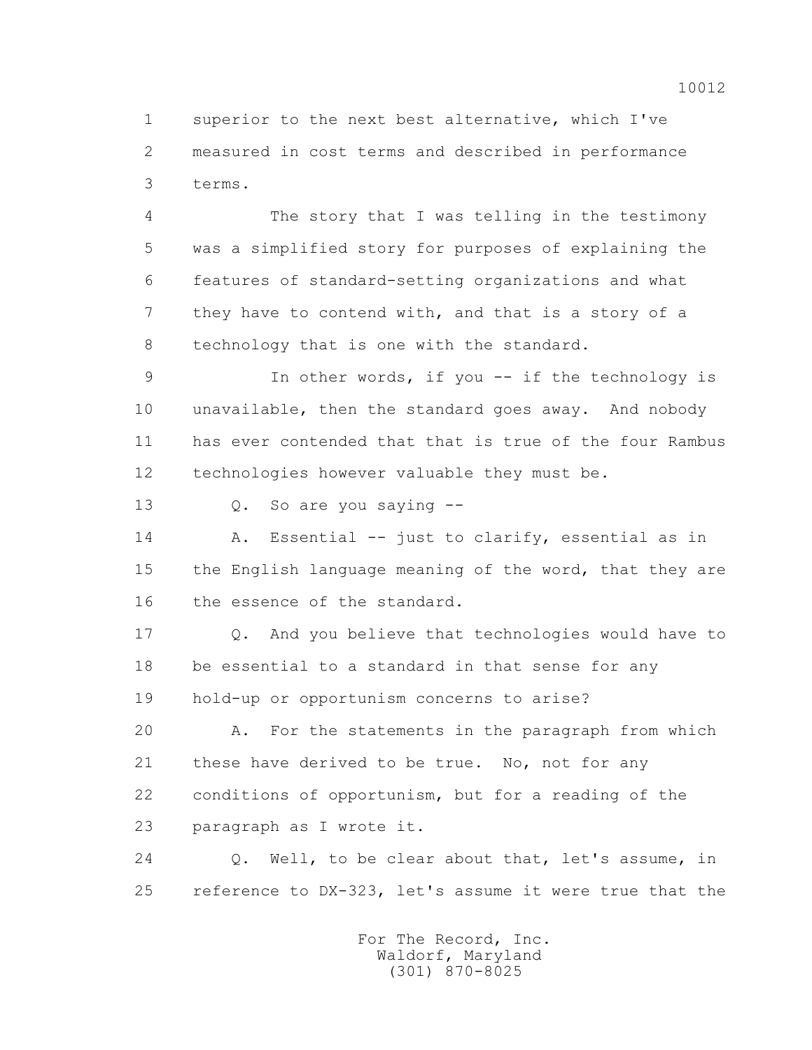superior to the next best alternative, which I've measured in cost terms and described in performance terms.

The story that I was telling in the testimony was a simplified story for purposes of explaining the features of standard-setting organizations and what they have to contend with, and that is a story of a technology that is one with the standard.

In other words, if you -- if the technology is unavailable, then the standard goes away. And nobody has ever contended that that is true of the four Rambus technologies however valuable they must be.

Q. So are you saying --

A. Essential -- just to clarify, essential as in the English language meaning of the word, that they are the essence of the standard.

Q. And you believe that technologies would have to be essential to a standard in that sense for any hold-up or opportunism concerns to arise?

A. For the statements in the paragraph from which these have derived to be true. No, not for any conditions of opportunism, but for a reading of the paragraph as I wrote it.

Q. Well, to be clear about that, let's assume, in reference to DX-323, let's assume it were true that the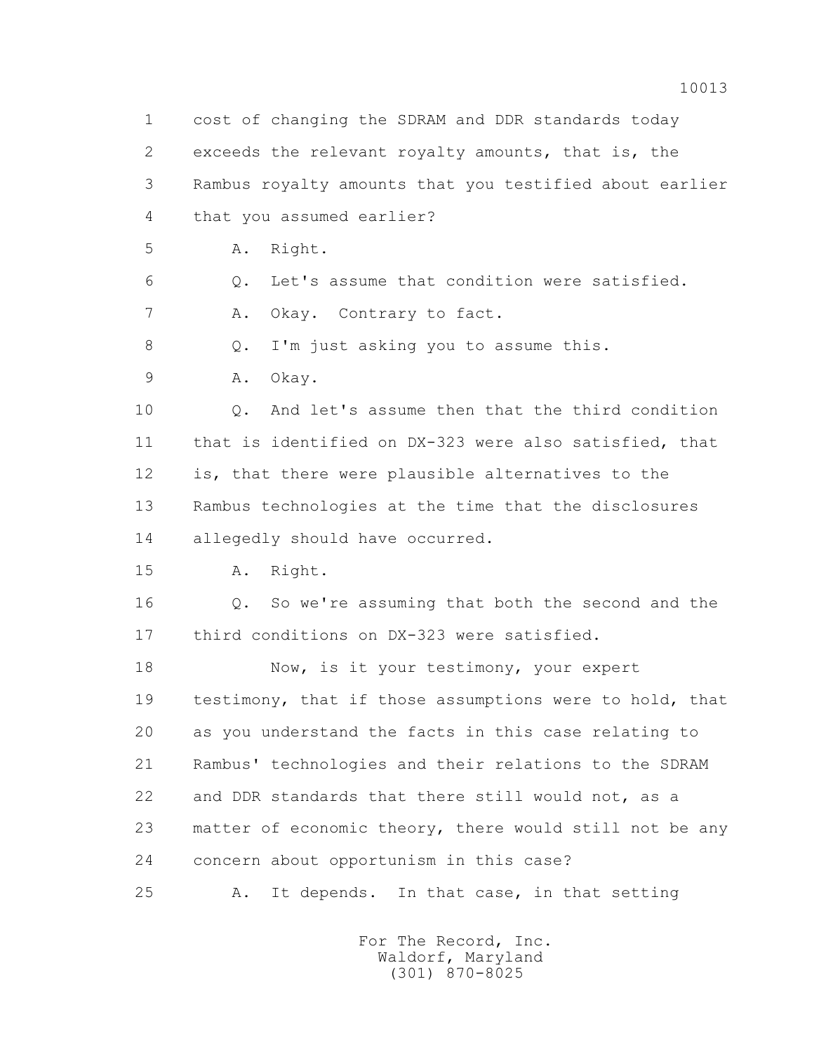1 cost of changing the SDRAM and DDR standards today
2 exceeds the relevant royalty amounts, that is, the
3 Rambus royalty amounts that you testified about earlier
4 that you assumed earlier?
5 A. Right.
6 Q. Let's assume that condition were satisfied.
7 A. Okay. Contrary to fact.
8 Q. I'm just asking you to assume this.
9 A. Okay.
10 Q. And let's assume then that the third condition
11 that is identified on DX-323 were also satisfied, that
12 is, that there were plausible alternatives to the
13 Rambus technologies at the time that the disclosures
14 allegedly should have occurred.
15 A. Right.
16 Q. So we're assuming that both the second and the
17 third conditions on DX-323 were satisfied.
18 Now, is it your testimony, your expert
19 testimony, that if those assumptions were to hold, that
20 as you understand the facts in this case relating to
21 Rambus' technologies and their relations to the SDRAM
22 and DDR standards that there still would not, as a
23 matter of economic theory, there would still not be any
24 concern about opportunism in this case?
25 A. It depends. In that case, in that setting

For The Record, Inc.
Waldorf, Maryland
(301) 870-8025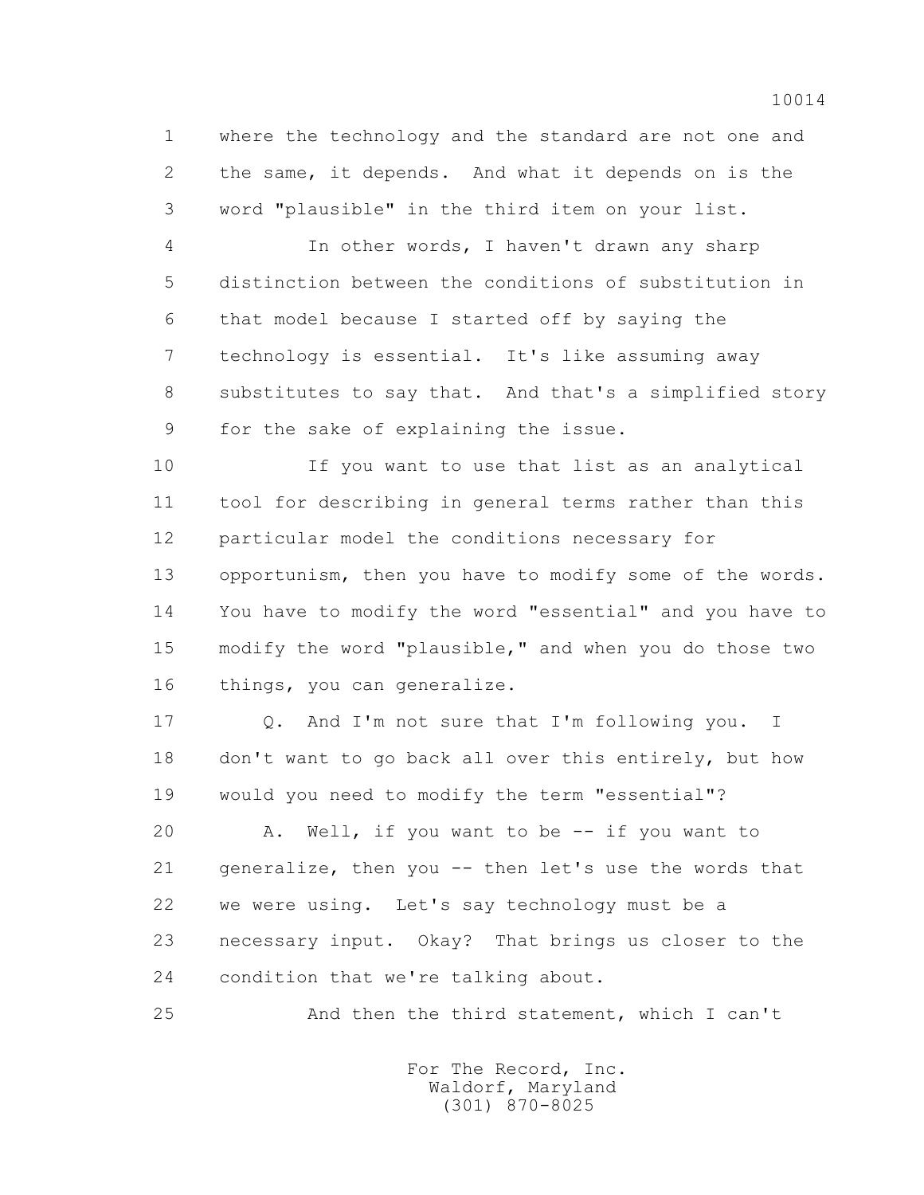1 where the technology and the standard are not one and
2 the same, it depends. And what it depends on is the
3 word "plausible" in the third item on your list.

4 In other words, I haven't drawn any sharp
5 distinction between the conditions of substitution in
6 that model because I started off by saying the
7 technology is essential. It's like assuming away
8 substitutes to say that. And that's a simplified story
9 for the sake of explaining the issue.

10 If you want to use that list as an analytical
11 tool for describing in general terms rather than this
12 particular model the conditions necessary for
13 opportunism, then you have to modify some of the words.
14 You have to modify the word "essential" and you have to
15 modify the word "plausible," and when you do those two
16 things, you can generalize.

17 Q. And I'm not sure that I'm following you. I
18 don't want to go back all over this entirely, but how
19 would you need to modify the term "essential"?

20 A. Well, if you want to be -- if you want to
21 generalize, then you -- then let's use the words that
22 we were using. Let's say technology must be a
23 necessary input. Okay? That brings us closer to the
24 condition that we're talking about.

25 And then the third statement, which I can't

For The Record, Inc.
Waldorf, Maryland
(301) 870-8025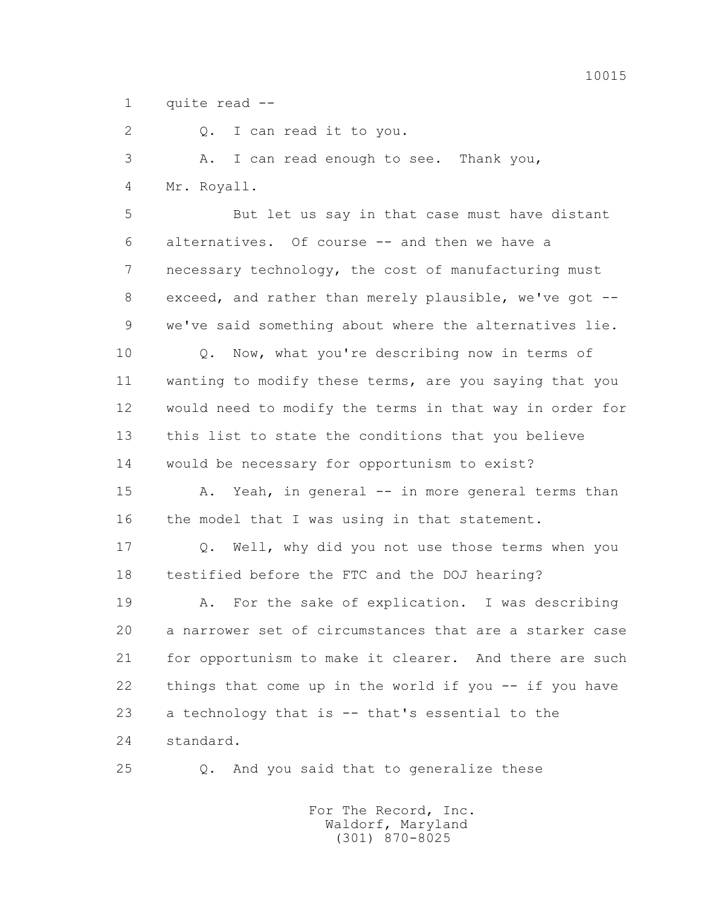quite read --

Q. I can read it to you.

A. I can read enough to see. Thank you, Mr. Royall.

But let us say in that case must have distant alternatives. Of course -- and then we have a necessary technology, the cost of manufacturing must exceed, and rather than merely plausible, we've got -- we've said something about where the alternatives lie.

Q. Now, what you're describing now in terms of wanting to modify these terms, are you saying that you would need to modify the terms in that way in order for this list to state the conditions that you believe would be necessary for opportunism to exist?

A. Yeah, in general -- in more general terms than the model that I was using in that statement.

Q. Well, why did you not use those terms when you testified before the FTC and the DOJ hearing?

A. For the sake of explication. I was describing a narrower set of circumstances that are a starker case for opportunism to make it clearer. And there are such things that come up in the world if you -- if you have a technology that is -- that's essential to the standard.

Q. And you said that to generalize these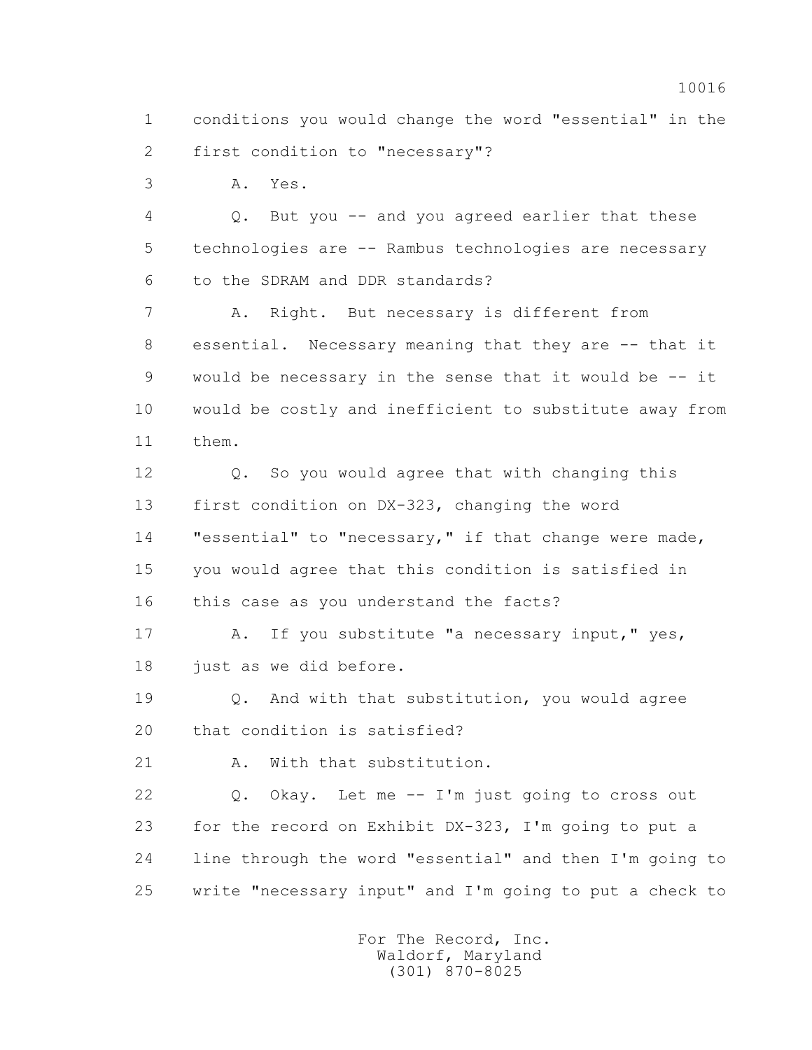1 conditions you would change the word "essential" in the
2 first condition to "necessary"?
3 A. Yes.
4 Q. But you -- and you agreed earlier that these
5 technologies are -- Rambus technologies are necessary
6 to the SDRAM and DDR standards?
7 A. Right. But necessary is different from
8 essential. Necessary meaning that they are -- that it
9 would be necessary in the sense that it would be -- it
10 would be costly and inefficient to substitute away from
11 them.
12 Q. So you would agree that with changing this
13 first condition on DX-323, changing the word
14 "essential" to "necessary," if that change were made,
15 you would agree that this condition is satisfied in
16 this case as you understand the facts?
17 A. If you substitute "a necessary input," yes,
18 just as we did before.
19 Q. And with that substitution, you would agree
20 that condition is satisfied?
21 A. With that substitution.
22 Q. Okay. Let me -- I'm just going to cross out
23 for the record on Exhibit DX-323, I'm going to put a
24 line through the word "essential" and then I'm going to
25 write "necessary input" and I'm going to put a check to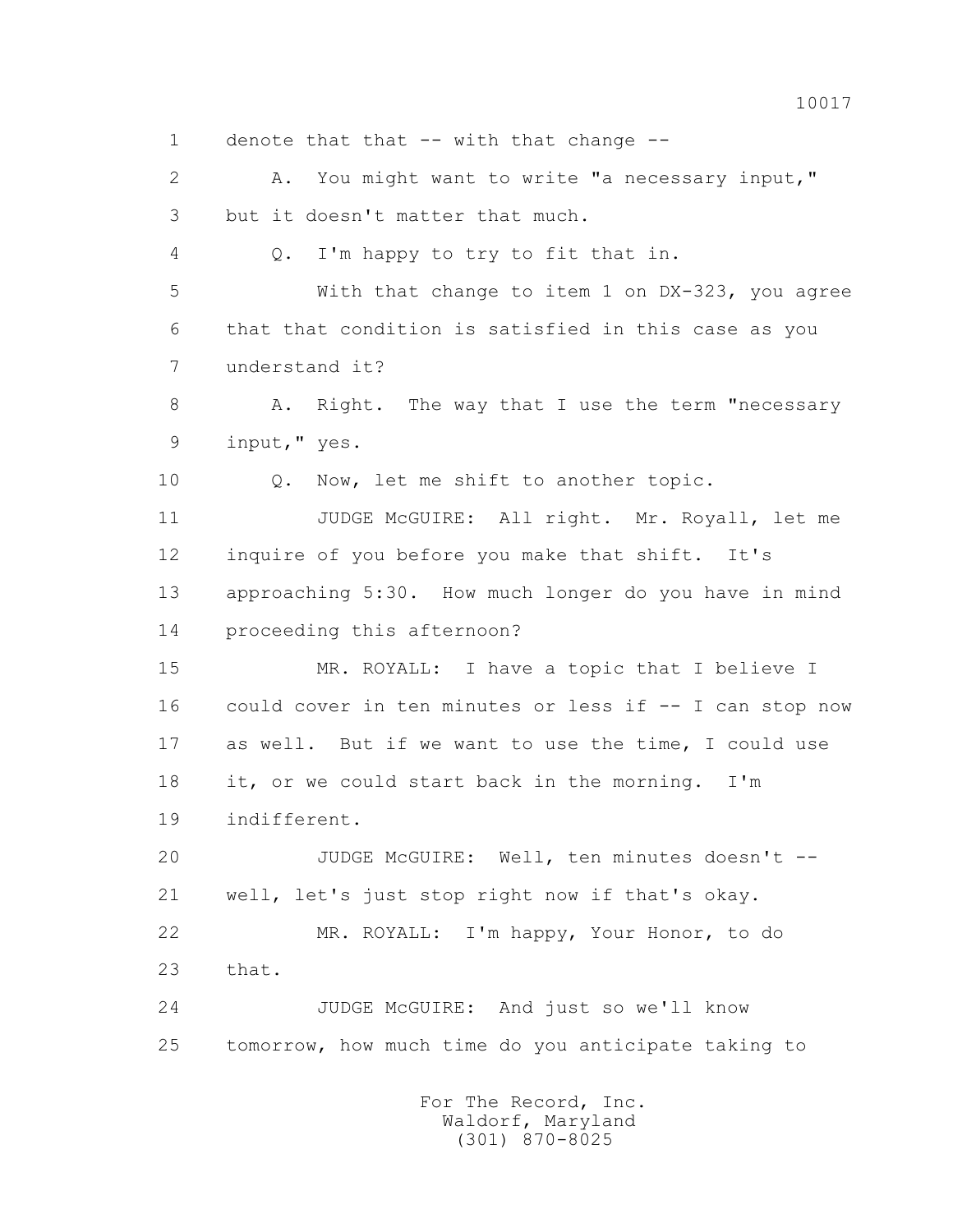1 denote that that -- with that change --

2 A. You might want to write "a necessary input,"

3 but it doesn't matter that much.

4 Q. I'm happy to try to fit that in.

5 With that change to item 1 on DX-323, you agree

6 that that condition is satisfied in this case as you

7 understand it?

8 A. Right. The way that I use the term "necessary

9 input," yes.

10 Q. Now, let me shift to another topic.

11 JUDGE McGUIRE: All right. Mr. Royall, let me

12 inquire of you before you make that shift. It's

13 approaching 5:30. How much longer do you have in mind

14 proceeding this afternoon?

15 MR. ROYALL: I have a topic that I believe I

16 could cover in ten minutes or less if -- I can stop now

17 as well. But if we want to use the time, I could use

18 it, or we could start back in the morning. I'm

19 indifferent.

20 JUDGE McGUIRE: Well, ten minutes doesn't --

21 well, let's just stop right now if that's okay.

22 MR. ROYALL: I'm happy, Your Honor, to do

23 that.

24 JUDGE McGUIRE: And just so we'll know

25 tomorrow, how much time do you anticipate taking to

For The Record, Inc.
Waldorf, Maryland
(301) 870-8025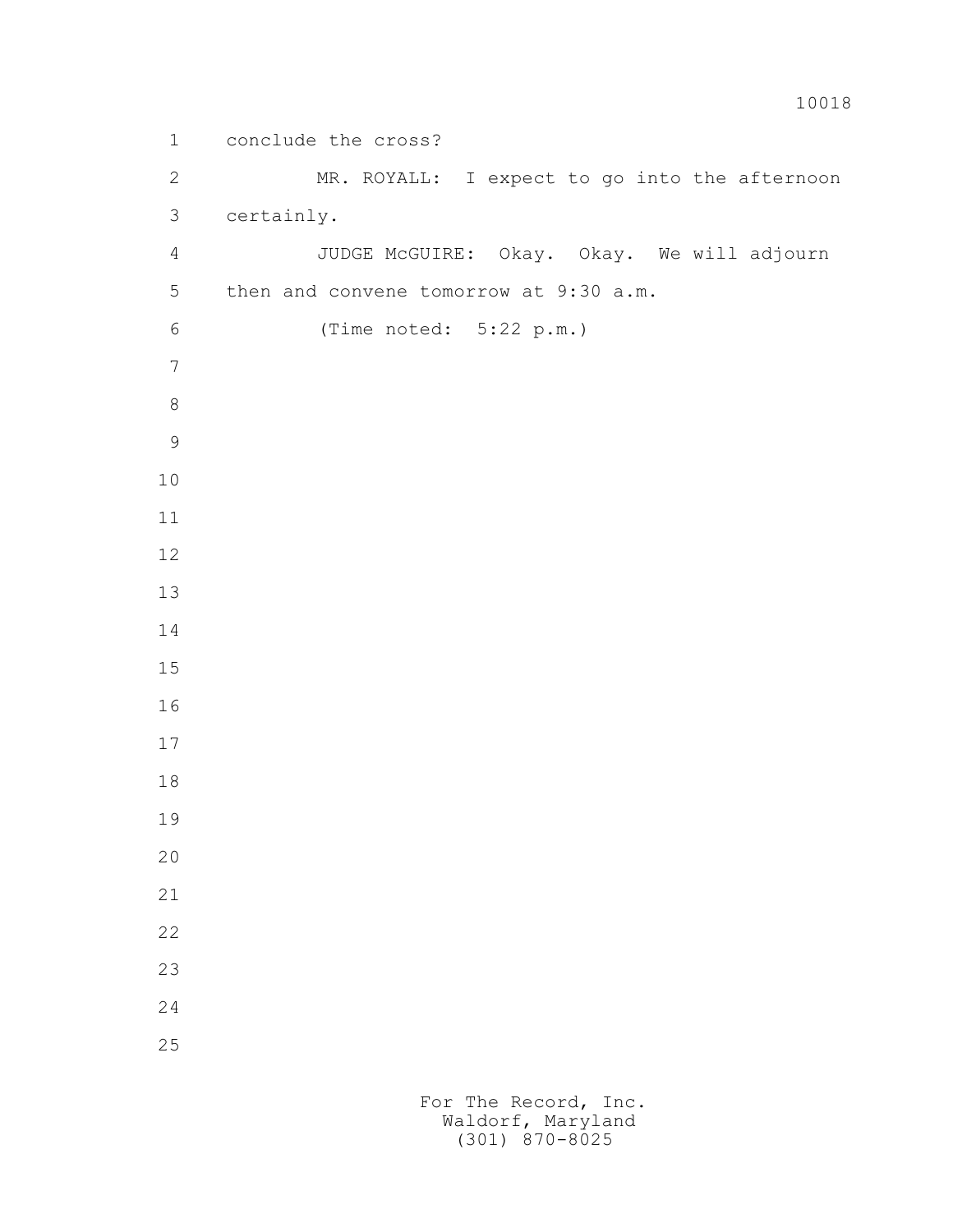conclude the cross?

MR. ROYALL: I expect to go into the afternoon certainly.

JUDGE McGUIRE: Okay. Okay. We will adjourn then and convene tomorrow at 9:30 a.m.

(Time noted: 5:22 p.m.)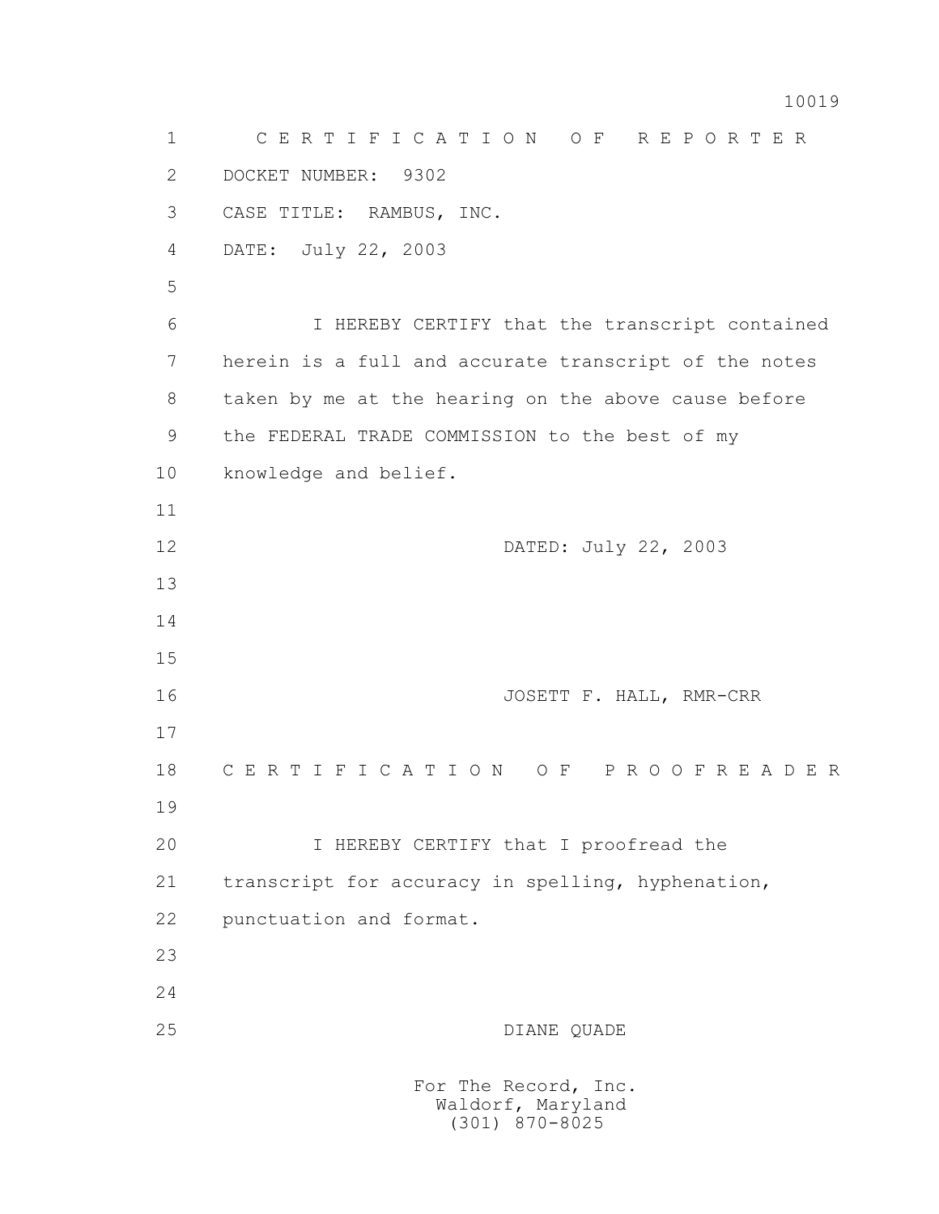# C E R T I F I C A T I O N  O F  R E P O R T E R

DOCKET NUMBER: 9302

CASE TITLE: RAMBUS, INC.

DATE: July 22, 2003

I HEREBY CERTIFY that the transcript contained herein is a full and accurate transcript of the notes taken by me at the hearing on the above cause before the FEDERAL TRADE COMMISSION to the best of my knowledge and belief.

DATED: July 22, 2003

JOSETT F. HALL, RMR-CRR

# C E R T I F I C A T I O N  O F  P R O O F R E A D E R

I HEREBY CERTIFY that I proofread the transcript for accuracy in spelling, hyphenation, punctuation and format.

DIANE QUADE